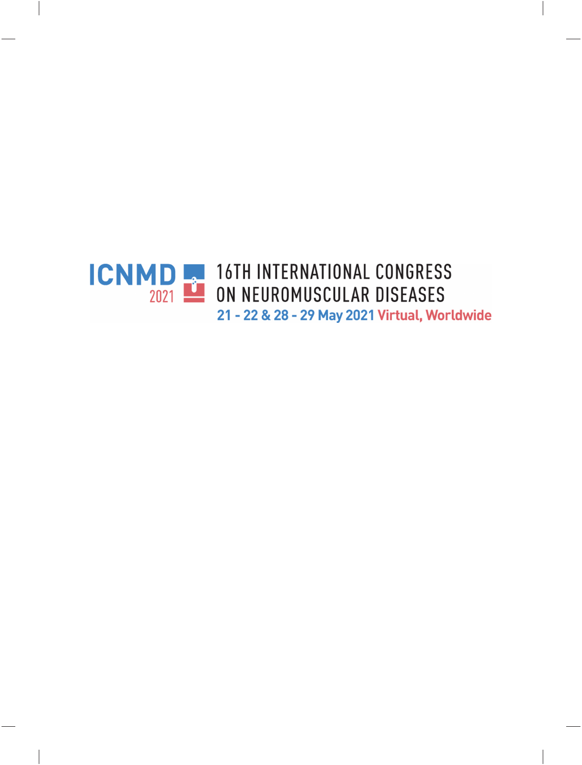# ICNMD 2021

## 16TH INTERNATIONAL CONGRESS ON NEUROMUSCULAR DISEASES

**21 - 22 & 28 - 29 May 2021 Virtual, Worldwide**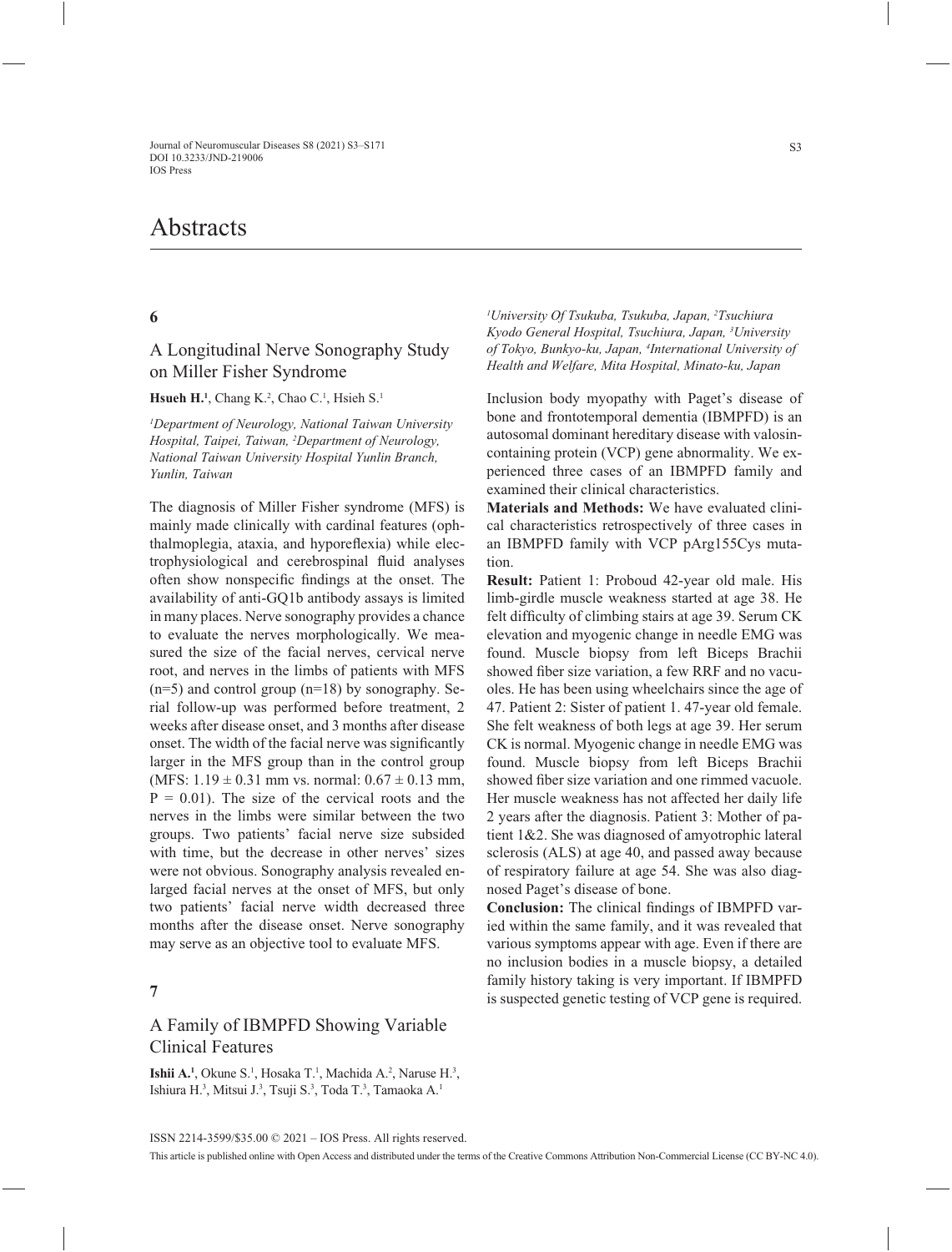# Abstracts

## 6

### A Longitudinal Nerve Sonography Study on Miller Fisher Syndrome

**Hsueh H.**[1], Chang K.[2], Chao C.[1], Hsieh S.[1]

*[1]Department of Neurology, National Taiwan University Hospital, Taipei, Taiwan, [2]Department of Neurology, National Taiwan University Hospital Yunlin Branch, Yunlin, Taiwan*

The diagnosis of Miller Fisher syndrome (MFS) is mainly made clinically with cardinal features (ophthalmoplegia, ataxia, and hyporeflexia) while electrophysiological and cerebrospinal fluid analyses often show nonspecific findings at the onset. The availability of anti-GQ1b antibody assays is limited in many places. Nerve sonography provides a chance to evaluate the nerves morphologically. We measured the size of the facial nerves, cervical nerve root, and nerves in the limbs of patients with MFS (n=5) and control group (n=18) by sonography. Serial follow-up was performed before treatment, 2 weeks after disease onset, and 3 months after disease onset. The width of the facial nerve was significantly larger in the MFS group than in the control group (MFS: $1.19 \pm 0.31$ mm vs. normal: $0.67 \pm 0.13$ mm, $P = 0.01$). The size of the cervical roots and the nerves in the limbs were similar between the two groups. Two patients' facial nerve size subsided with time, but the decrease in other nerves' sizes were not obvious. Sonography analysis revealed enlarged facial nerves at the onset of MFS, but only two patients' facial nerve width decreased three months after the disease onset. Nerve sonography may serve as an objective tool to evaluate MFS.

## 7

### A Family of IBMPFD Showing Variable Clinical Features

**Ishii A.**[1], Okune S.[1], Hosaka T.[1], Machida A.[2], Naruse H.[3], Ishiura H.[3], Mitsui J.[3], Tsuji S.[3], Toda T.[3], Tamaoka A.[1]

*[1]University Of Tsukuba, Tsukuba, Japan, [2]Tsuchiura Kyodo General Hospital, Tsuchiura, Japan, [3]University of Tokyo, Bunkyo-ku, Japan, [4]International University of Health and Welfare, Mita Hospital, Minato-ku, Japan*

Inclusion body myopathy with Paget's disease of bone and frontotemporal dementia (IBMPFD) is an autosomal dominant hereditary disease with valosin-containing protein (VCP) gene abnormality. We experienced three cases of an IBMPFD family and examined their clinical characteristics.

**Materials and Methods:** We have evaluated clinical characteristics retrospectively of three cases in an IBMPFD family with VCP pArg155Cys mutation.

**Result:** Patient 1: Proboud 42-year old male. His limb-girdle muscle weakness started at age 38. He felt difficulty of climbing stairs at age 39. Serum CK elevation and myogenic change in needle EMG was found. Muscle biopsy from left Biceps Brachii showed fiber size variation, a few RRF and no vacuoles. He has been using wheelchairs since the age of 47. Patient 2: Sister of patient 1. 47-year old female. She felt weakness of both legs at age 39. Her serum CK is normal. Myogenic change in needle EMG was found. Muscle biopsy from left Biceps Brachii showed fiber size variation and one rimmed vacuole. Her muscle weakness has not affected her daily life 2 years after the diagnosis. Patient 3: Mother of patient 1&2. She was diagnosed of amyotrophic lateral sclerosis (ALS) at age 40, and passed away because of respiratory failure at age 54. She was also diagnosed Paget's disease of bone.

**Conclusion:** The clinical findings of IBMPFD varied within the same family, and it was revealed that various symptoms appear with age. Even if there are no inclusion bodies in a muscle biopsy, a detailed family history taking is very important. If IBMPFD is suspected genetic testing of VCP gene is required.

ISSN 2214-3599/$35.00 © 2021 – IOS Press. All rights reserved.

This article is published online with Open Access and distributed under the terms of the Creative Commons Attribution Non-Commercial License (CC BY-NC 4.0).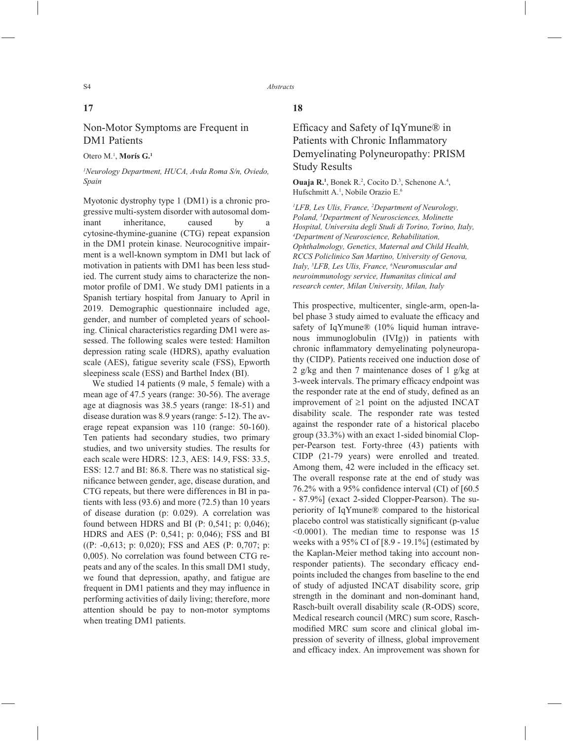## 17

### Non-Motor Symptoms are Frequent in DM1 Patients

Otero M.[1], **Morís G.[1]**

*[1]Neurology Department, HUCA, Avda Roma S/n, Oviedo, Spain*

Myotonic dystrophy type 1 (DM1) is a chronic progressive multi-system disorder with autosomal dominant inheritance, caused by a cytosine-thymine-guanine (CTG) repeat expansion in the DM1 protein kinase. Neurocognitive impairment is a well-known symptom in DM1 but lack of motivation in patients with DM1 has been less studied. The current study aims to characterize the non-motor profile of DM1. We study DM1 patients in a Spanish tertiary hospital from January to April in 2019. Demographic questionnaire included age, gender, and number of completed years of schooling. Clinical characteristics regarding DM1 were assessed. The following scales were tested: Hamilton depression rating scale (HDRS), apathy evaluation scale (AES), fatigue severity scale (FSS), Epworth sleepiness scale (ESS) and Barthel Index (BI).

We studied 14 patients (9 male, 5 female) with a mean age of 47.5 years (range: 30-56). The average age at diagnosis was 38.5 years (range: 18-51) and disease duration was 8.9 years (range: 5-12). The average repeat expansion was 110 (range: 50-160). Ten patients had secondary studies, two primary studies, and two university studies. The results for each scale were HDRS: 12.3, AES: 14.9, FSS: 33.5, ESS: 12.7 and BI: 86.8. There was no statistical significance between gender, age, disease duration, and CTG repeats, but there were differences in BI in patients with less (93.6) and more (72.5) than 10 years of disease duration (p: 0.029). A correlation was found between HDRS and BI (P: 0,541; p: 0,046); HDRS and AES (P: 0,541; p: 0,046); FSS and BI ((P: -0,613; p: 0,020); FSS and AES (P: 0,707; p: 0,005). No correlation was found between CTG repeats and any of the scales. In this small DM1 study, we found that depression, apathy, and fatigue are frequent in DM1 patients and they may influence in performing activities of daily living; therefore, more attention should be pay to non-motor symptoms when treating DM1 patients.

## 18

### Efficacy and Safety of IqYmune® in Patients with Chronic Inflammatory Demyelinating Polyneuropathy: PRISM Study Results

**Ouaja R.[1]**, Bonek R.[2], Cocito D.[3], Schenone A.[4], Hufschmitt A.[1], Nobile Orazio E.[6]

*[1]LFB, Les Ulis, France, [2]Department of Neurology, Poland, [3]Department of Neurosciences, Molinette Hospital, Universita degli Studi di Torino, Torino, Italy, [4]Department of Neuroscience, Rehabilitation, Ophthalmology, Genetics, Maternal and Child Health, RCCS Policlinico San Martino, University of Genova, Italy, [5]LFB, Les Ulis, France, [6]Neuromuscular and neuroimmunology service, Humanitas clinical and research center, Milan University, Milan, Italy*

This prospective, multicenter, single-arm, open-label phase 3 study aimed to evaluate the efficacy and safety of IqYmune® (10% liquid human intravenous immunoglobulin (IVIg)) in patients with chronic inflammatory demyelinating polyneuropathy (CIDP). Patients received one induction dose of 2 g/kg and then 7 maintenance doses of 1 g/kg at 3-week intervals. The primary efficacy endpoint was the responder rate at the end of study, defined as an improvement of ≥1 point on the adjusted INCAT disability scale. The responder rate was tested against the responder rate of a historical placebo group (33.3%) with an exact 1-sided binomial Clopper-Pearson test. Forty-three (43) patients with CIDP (21-79 years) were enrolled and treated. Among them, 42 were included in the efficacy set. The overall response rate at the end of study was 76.2% with a 95% confidence interval (CI) of [60.5 - 87.9%] (exact 2-sided Clopper-Pearson). The superiority of IqYmune® compared to the historical placebo control was statistically significant (p-value <0.0001). The median time to response was 15 weeks with a 95% CI of [8.9 - 19.1%] (estimated by the Kaplan-Meier method taking into account non-responder patients). The secondary efficacy endpoints included the changes from baseline to the end of study of adjusted INCAT disability score, grip strength in the dominant and non-dominant hand, Rasch-built overall disability scale (R-ODS) score, Medical research council (MRC) sum score, Rasch-modified MRC sum score and clinical global impression of severity of illness, global improvement and efficacy index. An improvement was shown for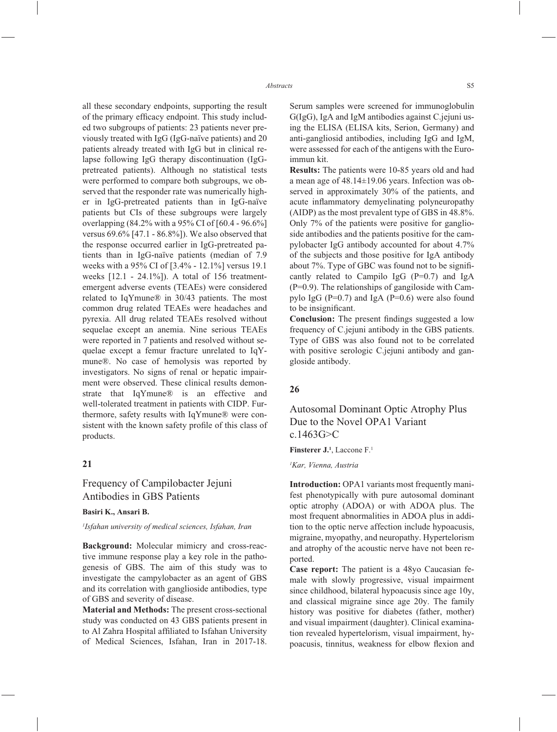all these secondary endpoints, supporting the result of the primary efficacy endpoint. This study included two subgroups of patients: 23 patients never previously treated with IgG (IgG-naïve patients) and 20 patients already treated with IgG but in clinical relapse following IgG therapy discontinuation (IgG-pretreated patients). Although no statistical tests were performed to compare both subgroups, we observed that the responder rate was numerically higher in IgG-pretreated patients than in IgG-naïve patients but CIs of these subgroups were largely overlapping (84.2% with a 95% CI of [60.4 - 96.6%] versus 69.6% [47.1 - 86.8%]). We also observed that the response occurred earlier in IgG-pretreated patients than in IgG-naïve patients (median of 7.9 weeks with a 95% CI of [3.4% - 12.1%] versus 19.1 weeks [12.1 - 24.1%]). A total of 156 treatment-emergent adverse events (TEAEs) were considered related to IqYmune® in 30/43 patients. The most common drug related TEAEs were headaches and pyrexia. All drug related TEAEs resolved without sequelae except an anemia. Nine serious TEAEs were reported in 7 patients and resolved without sequelae except a femur fracture unrelated to IqYmune®. No case of hemolysis was reported by investigators. No signs of renal or hepatic impairment were observed. These clinical results demonstrate that IqYmune® is an effective and well-tolerated treatment in patients with CIDP. Furthermore, safety results with IqYmune® were consistent with the known safety profile of this class of products.

## 21

## Frequency of Campilobacter Jejuni Antibodies in GBS Patients

**Basiri K., Ansari B.**

*[1]Isfahan university of medical sciences, Isfahan, Iran*

**Background:** Molecular mimicry and cross-reactive immune response play a key role in the pathogenesis of GBS. The aim of this study was to investigate the campylobacter as an agent of GBS and its correlation with ganglioside antibodies, type of GBS and severity of disease.

**Material and Methods:** The present cross-sectional study was conducted on 43 GBS patients present in to Al Zahra Hospital affiliated to Isfahan University of Medical Sciences, Isfahan, Iran in 2017-18. Serum samples were screened for immunoglobulin G(IgG), IgA and IgM antibodies against C.jejuni using the ELISA (ELISA kits, Serion, Germany) and anti-gangliosid antibodies, including IgG and IgM, were assessed for each of the antigens with the Euroimmun kit.

**Results:** The patients were 10-85 years old and had a mean age of 48.14±19.06 years. Infection was observed in approximately 30% of the patients, and acute inflammatory demyelinating polyneuropathy (AIDP) as the most prevalent type of GBS in 48.8%. Only 7% of the patients were positive for ganglioside antibodies and the patients positive for the campylobacter IgG antibody accounted for about 4.7% of the subjects and those positive for IgA antibody about 7%. Type of GBC was found not to be significantly related to Campilo IgG (P=0.7) and IgA (P=0.9). The relationships of gangiloside with Campylo IgG (P=0.7) and IgA (P=0.6) were also found to be insignificant.

**Conclusion:** The present findings suggested a low frequency of C.jejuni antibody in the GBS patients. Type of GBS was also found not to be correlated with positive serologic C.jejuni antibody and ganglioside antibody.

## 26

## Autosomal Dominant Optic Atrophy Plus Due to the Novel OPA1 Variant c.1463G>C

**Finsterer J.[1]**, Laccone F.[1]

*[1]Kar, Vienna, Austria*

**Introduction:** OPA1 variants most frequently manifest phenotypically with pure autosomal dominant optic atrophy (ADOA) or with ADOA plus. The most frequent abnormalities in ADOA plus in addition to the optic nerve affection include hypoacusis, migraine, myopathy, and neuropathy. Hypertelorism and atrophy of the acoustic nerve have not been reported.

**Case report:** The patient is a 48yo Caucasian female with slowly progressive, visual impairment since childhood, bilateral hypoacusis since age 10y, and classical migraine since age 20y. The family history was positive for diabetes (father, mother) and visual impairment (daughter). Clinical examination revealed hypertelorism, visual impairment, hypoacusis, tinnitus, weakness for elbow flexion and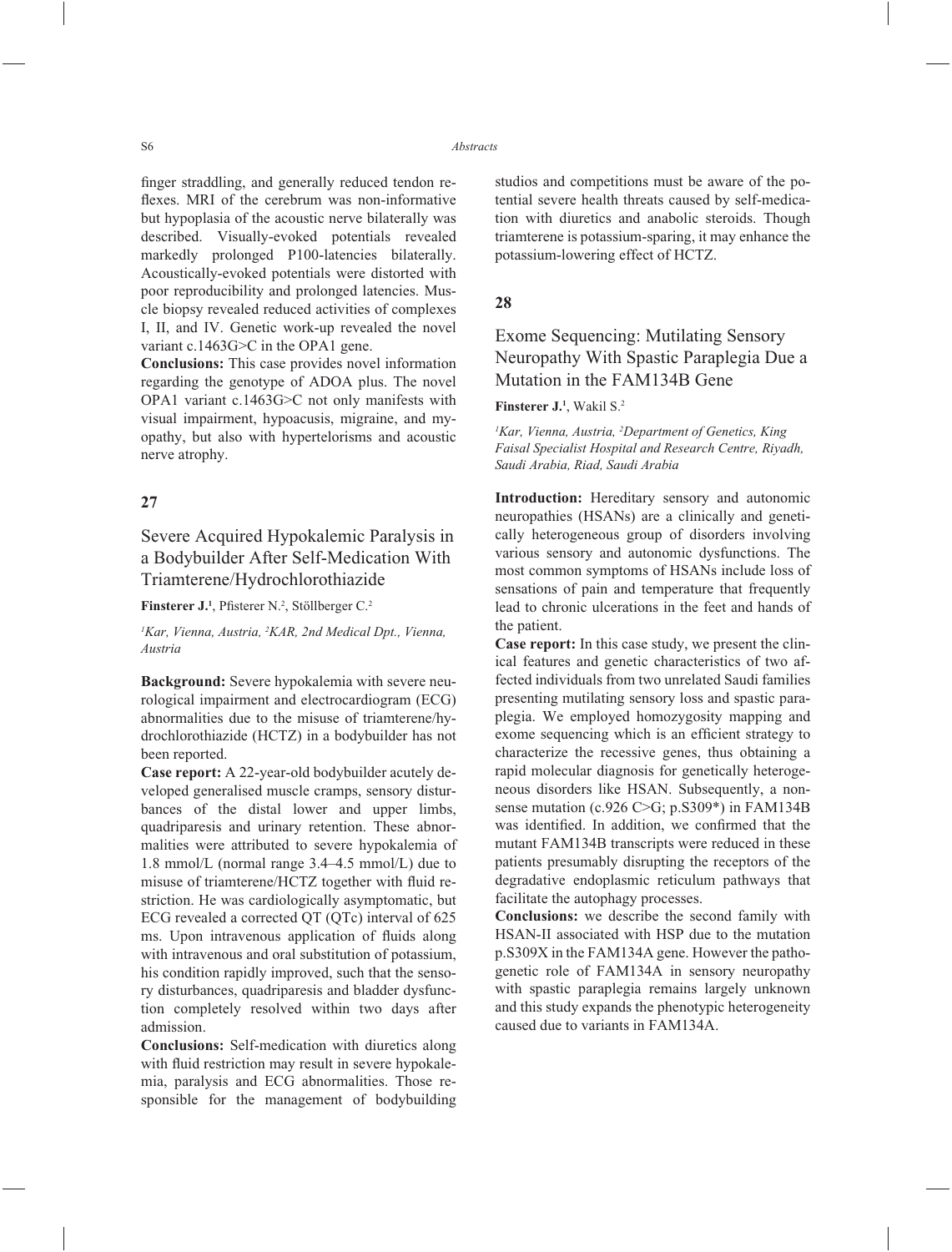finger straddling, and generally reduced tendon reflexes. MRI of the cerebrum was non-informative but hypoplasia of the acoustic nerve bilaterally was described. Visually-evoked potentials revealed markedly prolonged P100-latencies bilaterally. Acoustically-evoked potentials were distorted with poor reproducibility and prolonged latencies. Muscle biopsy revealed reduced activities of complexes I, II, and IV. Genetic work-up revealed the novel variant c.1463G>C in the OPA1 gene.

**Conclusions:** This case provides novel information regarding the genotype of ADOA plus. The novel OPA1 variant c.1463G>C not only manifests with visual impairment, hypoacusis, migraine, and myopathy, but also with hypertelorisms and acoustic nerve atrophy.

## 27

## Severe Acquired Hypokalemic Paralysis in a Bodybuilder After Self-Medication With Triamterene/Hydrochlorothiazide

**Finsterer J.**[1], Pfisterer N.[2], Stöllberger C.[2]

*[1]Kar, Vienna, Austria, [2]KAR, 2nd Medical Dpt., Vienna, Austria*

**Background:** Severe hypokalemia with severe neurological impairment and electrocardiogram (ECG) abnormalities due to the misuse of triamterene/hydrochlorothiazide (HCTZ) in a bodybuilder has not been reported.

**Case report:** A 22-year-old bodybuilder acutely developed generalised muscle cramps, sensory disturbances of the distal lower and upper limbs, quadriparesis and urinary retention. These abnormalities were attributed to severe hypokalemia of 1.8 mmol/L (normal range 3.4–4.5 mmol/L) due to misuse of triamterene/HCTZ together with fluid restriction. He was cardiologically asymptomatic, but ECG revealed a corrected QT (QTc) interval of 625 ms. Upon intravenous application of fluids along with intravenous and oral substitution of potassium, his condition rapidly improved, such that the sensory disturbances, quadriparesis and bladder dysfunction completely resolved within two days after admission.

**Conclusions:** Self-medication with diuretics along with fluid restriction may result in severe hypokalemia, paralysis and ECG abnormalities. Those responsible for the management of bodybuilding studios and competitions must be aware of the potential severe health threats caused by self-medication with diuretics and anabolic steroids. Though triamterene is potassium-sparing, it may enhance the potassium-lowering effect of HCTZ.

## 28

## Exome Sequencing: Mutilating Sensory Neuropathy With Spastic Paraplegia Due a Mutation in the FAM134B Gene

**Finsterer J.**[1], Wakil S.[2]

*[1]Kar, Vienna, Austria, [2]Department of Genetics, King Faisal Specialist Hospital and Research Centre, Riyadh, Saudi Arabia, Riad, Saudi Arabia*

**Introduction:** Hereditary sensory and autonomic neuropathies (HSANs) are a clinically and genetically heterogeneous group of disorders involving various sensory and autonomic dysfunctions. The most common symptoms of HSANs include loss of sensations of pain and temperature that frequently lead to chronic ulcerations in the feet and hands of the patient.

**Case report:** In this case study, we present the clinical features and genetic characteristics of two affected individuals from two unrelated Saudi families presenting mutilating sensory loss and spastic paraplegia. We employed homozygosity mapping and exome sequencing which is an efficient strategy to characterize the recessive genes, thus obtaining a rapid molecular diagnosis for genetically heterogeneous disorders like HSAN. Subsequently, a nonsense mutation (c.926 C>G; p.S309*) in FAM134B was identified. In addition, we confirmed that the mutant FAM134B transcripts were reduced in these patients presumably disrupting the receptors of the degradative endoplasmic reticulum pathways that facilitate the autophagy processes.

**Conclusions:** we describe the second family with HSAN-II associated with HSP due to the mutation p.S309X in the FAM134A gene. However the pathogenetic role of FAM134A in sensory neuropathy with spastic paraplegia remains largely unknown and this study expands the phenotypic heterogeneity caused due to variants in FAM134A.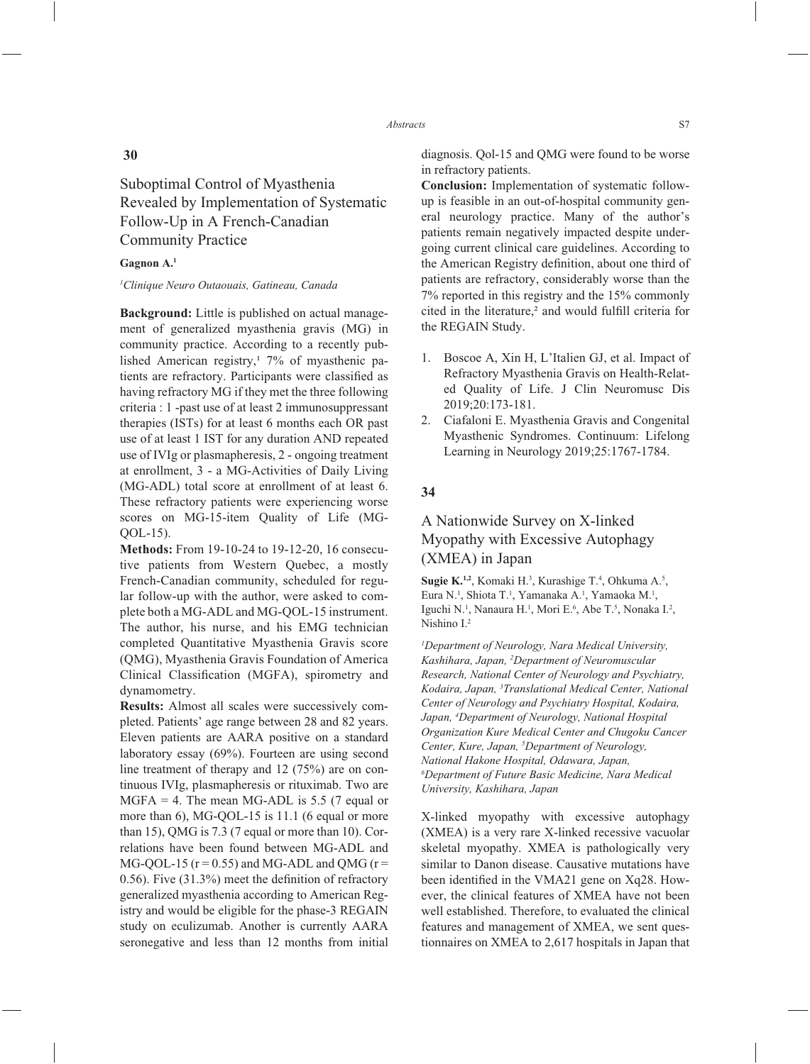## 30

# Suboptimal Control of Myasthenia Revealed by Implementation of Systematic Follow-Up in A French-Canadian Community Practice

**Gagnon A.**[1]

*[1]Clinique Neuro Outaouais, Gatineau, Canada*

**Background:** Little is published on actual management of generalized myasthenia gravis (MG) in community practice. According to a recently published American registry,[1] 7% of myasthenic patients are refractory. Participants were classified as having refractory MG if they met the three following criteria : 1 -past use of at least 2 immunosuppressant therapies (ISTs) for at least 6 months each OR past use of at least 1 IST for any duration AND repeated use of IVIg or plasmapheresis, 2 - ongoing treatment at enrollment, 3 - a MG-Activities of Daily Living (MG-ADL) total score at enrollment of at least 6. These refractory patients were experiencing worse scores on MG-15-item Quality of Life (MG-QOL-15).

**Methods:** From 19-10-24 to 19-12-20, 16 consecutive patients from Western Quebec, a mostly French-Canadian community, scheduled for regular follow-up with the author, were asked to complete both a MG-ADL and MG-QOL-15 instrument. The author, his nurse, and his EMG technician completed Quantitative Myasthenia Gravis score (QMG), Myasthenia Gravis Foundation of America Clinical Classification (MGFA), spirometry and dynamometry.

**Results:** Almost all scales were successively completed. Patients' age range between 28 and 82 years. Eleven patients are AARA positive on a standard laboratory essay (69%). Fourteen are using second line treatment of therapy and 12 (75%) are on continuous IVIg, plasmapheresis or rituximab. Two are MGFA = 4. The mean MG-ADL is 5.5 (7 equal or more than 6), MG-QOL-15 is 11.1 (6 equal or more than 15), QMG is 7.3 (7 equal or more than 10). Correlations have been found between MG-ADL and MG-QOL-15 ($r = 0.55$) and MG-ADL and QMG ($r = 0.56$). Five (31.3%) meet the definition of refractory generalized myasthenia according to American Registry and would be eligible for the phase-3 REGAIN study on eculizumab. Another is currently AARA seronegative and less than 12 months from initial diagnosis. Qol-15 and QMG were found to be worse in refractory patients.

**Conclusion:** Implementation of systematic follow-up is feasible in an out-of-hospital community general neurology practice. Many of the author's patients remain negatively impacted despite undergoing current clinical care guidelines. According to the American Registry definition, about one third of patients are refractory, considerably worse than the 7% reported in this registry and the 15% commonly cited in the literature,[2] and would fulfill criteria for the REGAIN Study.

1. Boscoe A, Xin H, L'Italien GJ, et al. Impact of Refractory Myasthenia Gravis on Health-Related Quality of Life. J Clin Neuromusc Dis 2019;20:173-181.
2. Ciafaloni E. Myasthenia Gravis and Congenital Myasthenic Syndromes. Continuum: Lifelong Learning in Neurology 2019;25:1767-1784.

## 34

# A Nationwide Survey on X-linked Myopathy with Excessive Autophagy (XMEA) in Japan

**Sugie K.**[1,2], Komaki H.[3], Kurashige T.[4], Ohkuma A.[5], Eura N.[1], Shiota T.[1], Yamanaka A.[1], Yamaoka M.[1], Iguchi N.[1], Nanaura H.[1], Mori E.[6], Abe T.[5], Nonaka I.[2], Nishino I.[2]

*[1]Department of Neurology, Nara Medical University, Kashihara, Japan, [2]Department of Neuromuscular Research, National Center of Neurology and Psychiatry, Kodaira, Japan, [3]Translational Medical Center, National Center of Neurology and Psychiatry Hospital, Kodaira, Japan, [4]Department of Neurology, National Hospital Organization Kure Medical Center and Chugoku Cancer Center, Kure, Japan, [5]Department of Neurology, National Hakone Hospital, Odawara, Japan, [6]Department of Future Basic Medicine, Nara Medical University, Kashihara, Japan*

X-linked myopathy with excessive autophagy (XMEA) is a very rare X-linked recessive vacuolar skeletal myopathy. XMEA is pathologically very similar to Danon disease. Causative mutations have been identified in the VMA21 gene on Xq28. However, the clinical features of XMEA have not been well established. Therefore, to evaluated the clinical features and management of XMEA, we sent questionnaires on XMEA to 2,617 hospitals in Japan that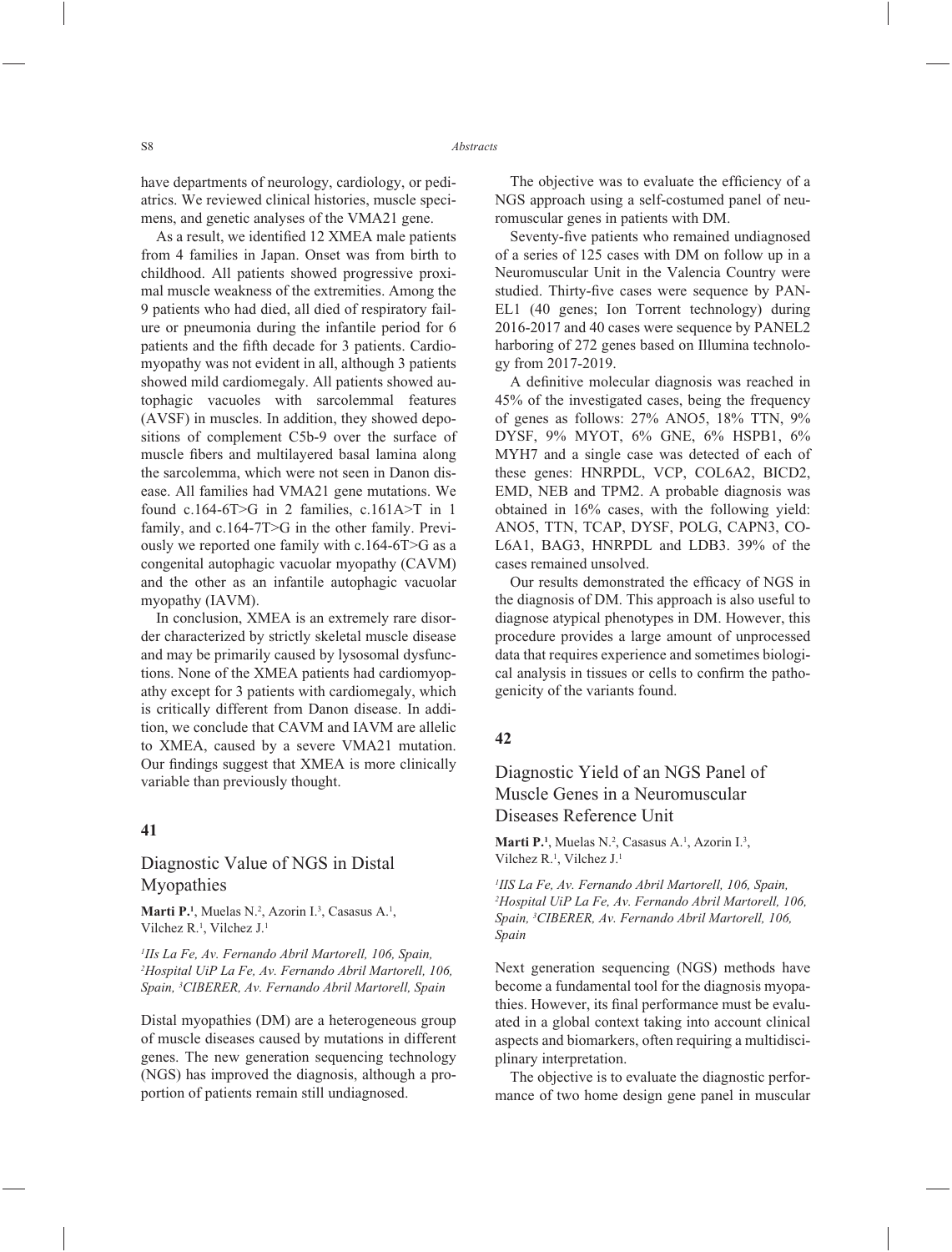have departments of neurology, cardiology, or pediatrics. We reviewed clinical histories, muscle specimens, and genetic analyses of the VMA21 gene.

As a result, we identified 12 XMEA male patients from 4 families in Japan. Onset was from birth to childhood. All patients showed progressive proximal muscle weakness of the extremities. Among the 9 patients who had died, all died of respiratory failure or pneumonia during the infantile period for 6 patients and the fifth decade for 3 patients. Cardiomyopathy was not evident in all, although 3 patients showed mild cardiomegaly. All patients showed autophagic vacuoles with sarcolemmal features (AVSF) in muscles. In addition, they showed depositions of complement C5b-9 over the surface of muscle fibers and multilayered basal lamina along the sarcolemma, which were not seen in Danon disease. All families had VMA21 gene mutations. We found c.164-6T>G in 2 families, c.161A>T in 1 family, and c.164-7T>G in the other family. Previously we reported one family with c.164-6T>G as a congenital autophagic vacuolar myopathy (CAVM) and the other as an infantile autophagic vacuolar myopathy (IAVM).

In conclusion, XMEA is an extremely rare disorder characterized by strictly skeletal muscle disease and may be primarily caused by lysosomal dysfunctions. None of the XMEA patients had cardiomyopathy except for 3 patients with cardiomegaly, which is critically different from Danon disease. In addition, we conclude that CAVM and IAVM are allelic to XMEA, caused by a severe VMA21 mutation. Our findings suggest that XMEA is more clinically variable than previously thought.

## 41

### Diagnostic Value of NGS in Distal Myopathies

**Marti P.**[1], Muelas N.[2], Azorin I.[3], Casasus A.[1], Vilchez R.[1], Vilchez J.[1]

*[1]IIs La Fe, Av. Fernando Abril Martorell, 106, Spain, [2]Hospital UiP La Fe, Av. Fernando Abril Martorell, 106, Spain, [3]CIBERER, Av. Fernando Abril Martorell, Spain*

Distal myopathies (DM) are a heterogeneous group of muscle diseases caused by mutations in different genes. The new generation sequencing technology (NGS) has improved the diagnosis, although a proportion of patients remain still undiagnosed.

The objective was to evaluate the efficiency of a NGS approach using a self-costumed panel of neuromuscular genes in patients with DM.

Seventy-five patients who remained undiagnosed of a series of 125 cases with DM on follow up in a Neuromuscular Unit in the Valencia Country were studied. Thirty-five cases were sequence by PANEL1 (40 genes; Ion Torrent technology) during 2016-2017 and 40 cases were sequence by PANEL2 harboring of 272 genes based on Illumina technology from 2017-2019.

A definitive molecular diagnosis was reached in 45% of the investigated cases, being the frequency of genes as follows: 27% ANO5, 18% TTN, 9% DYSF, 9% MYOT, 6% GNE, 6% HSPB1, 6% MYH7 and a single case was detected of each of these genes: HNRPDL, VCP, COL6A2, BICD2, EMD, NEB and TPM2. A probable diagnosis was obtained in 16% cases, with the following yield: ANO5, TTN, TCAP, DYSF, POLG, CAPN3, COL6A1, BAG3, HNRPDL and LDB3. 39% of the cases remained unsolved.

Our results demonstrated the efficacy of NGS in the diagnosis of DM. This approach is also useful to diagnose atypical phenotypes in DM. However, this procedure provides a large amount of unprocessed data that requires experience and sometimes biological analysis in tissues or cells to confirm the pathogenicity of the variants found.

## 42

### Diagnostic Yield of an NGS Panel of Muscle Genes in a Neuromuscular Diseases Reference Unit

**Marti P.**[1], Muelas N.[2], Casasus A.[1], Azorin I.[3], Vilchez R.[1], Vilchez J.[1]

*[1]IIS La Fe, Av. Fernando Abril Martorell, 106, Spain, [2]Hospital UiP La Fe, Av. Fernando Abril Martorell, 106, Spain, [3]CIBERER, Av. Fernando Abril Martorell, 106, Spain*

Next generation sequencing (NGS) methods have become a fundamental tool for the diagnosis myopathies. However, its final performance must be evaluated in a global context taking into account clinical aspects and biomarkers, often requiring a multidisciplinary interpretation.

The objective is to evaluate the diagnostic performance of two home design gene panel in muscular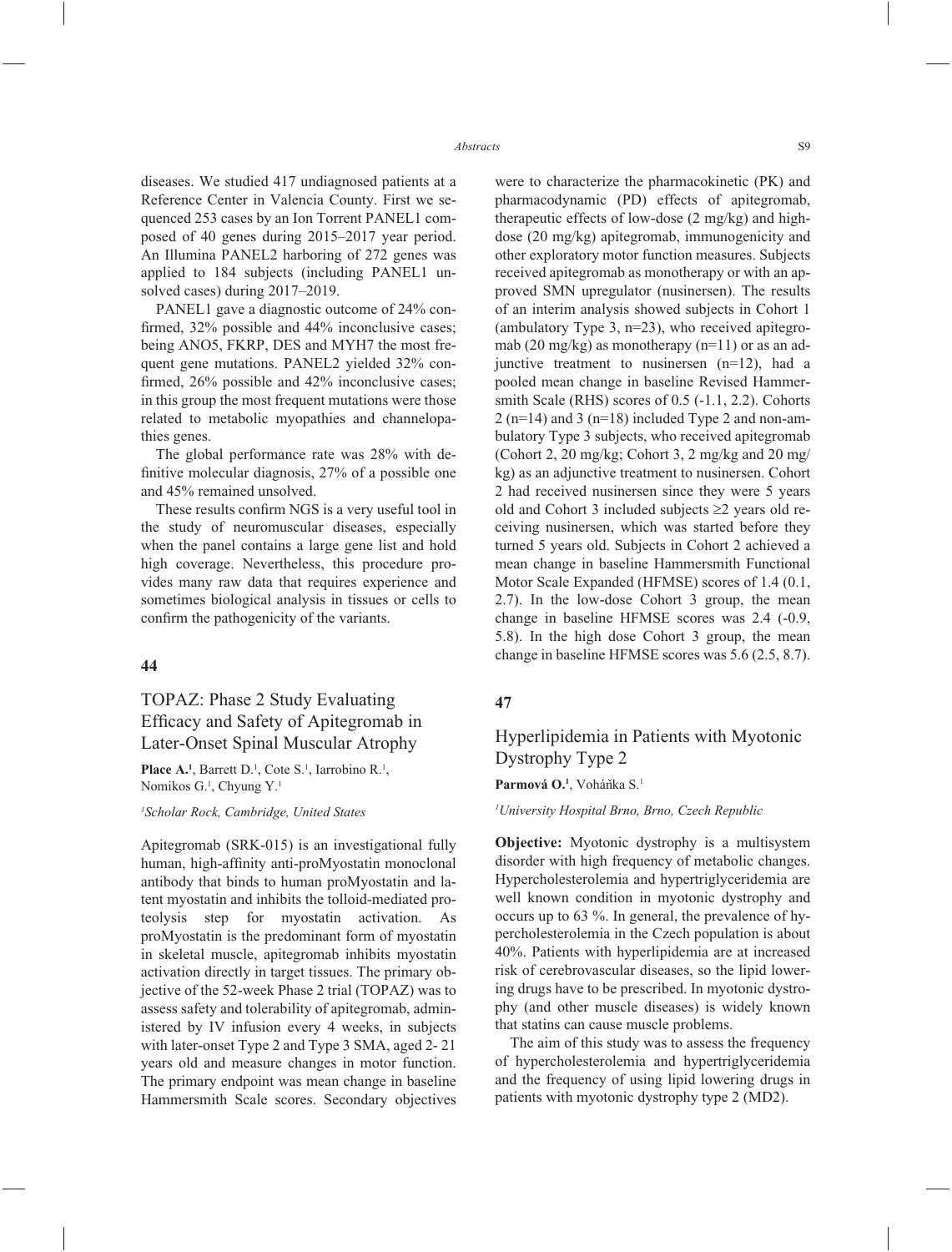diseases. We studied 417 undiagnosed patients at a Reference Center in Valencia County. First we sequenced 253 cases by an Ion Torrent PANEL1 composed of 40 genes during 2015–2017 year period. An Illumina PANEL2 harboring of 272 genes was applied to 184 subjects (including PANEL1 unsolved cases) during 2017–2019.

PANEL1 gave a diagnostic outcome of 24% confirmed, 32% possible and 44% inconclusive cases; being ANO5, FKRP, DES and MYH7 the most frequent gene mutations. PANEL2 yielded 32% confirmed, 26% possible and 42% inconclusive cases; in this group the most frequent mutations were those related to metabolic myopathies and channelopathies genes.

The global performance rate was 28% with definitive molecular diagnosis, 27% of a possible one and 45% remained unsolved.

These results confirm NGS is a very useful tool in the study of neuromuscular diseases, especially when the panel contains a large gene list and hold high coverage. Nevertheless, this procedure provides many raw data that requires experience and sometimes biological analysis in tissues or cells to confirm the pathogenicity of the variants.

## 44

## TOPAZ: Phase 2 Study Evaluating Efficacy and Safety of Apitegromab in Later-Onset Spinal Muscular Atrophy

**Place A.**[1], Barrett D.[1], Cote S.[1], Iarrobino R.[1], Nomikos G.[1], Chyung Y.[1]

*[1]Scholar Rock, Cambridge, United States*

Apitegromab (SRK-015) is an investigational fully human, high-affinity anti-proMyostatin monoclonal antibody that binds to human proMyostatin and latent myostatin and inhibits the tolloid-mediated proteolysis step for myostatin activation. As proMyostatin is the predominant form of myostatin in skeletal muscle, apitegromab inhibits myostatin activation directly in target tissues. The primary objective of the 52-week Phase 2 trial (TOPAZ) was to assess safety and tolerability of apitegromab, administered by IV infusion every 4 weeks, in subjects with later-onset Type 2 and Type 3 SMA, aged 2- 21 years old and measure changes in motor function. The primary endpoint was mean change in baseline Hammersmith Scale scores. Secondary objectives were to characterize the pharmacokinetic (PK) and pharmacodynamic (PD) effects of apitegromab, therapeutic effects of low-dose (2 mg/kg) and high-dose (20 mg/kg) apitegromab, immunogenicity and other exploratory motor function measures. Subjects received apitegromab as monotherapy or with an approved SMN upregulator (nusinersen). The results of an interim analysis showed subjects in Cohort 1 (ambulatory Type 3, n=23), who received apitegromab (20 mg/kg) as monotherapy (n=11) or as an adjunctive treatment to nusinersen (n=12), had a pooled mean change in baseline Revised Hammersmith Scale (RHS) scores of 0.5 (-1.1, 2.2). Cohorts 2 (n=14) and 3 (n=18) included Type 2 and non-ambulatory Type 3 subjects, who received apitegromab (Cohort 2, 20 mg/kg; Cohort 3, 2 mg/kg and 20 mg/kg) as an adjunctive treatment to nusinersen. Cohort 2 had received nusinersen since they were 5 years old and Cohort 3 included subjects ≥2 years old receiving nusinersen, which was started before they turned 5 years old. Subjects in Cohort 2 achieved a mean change in baseline Hammersmith Functional Motor Scale Expanded (HFMSE) scores of 1.4 (0.1, 2.7). In the low-dose Cohort 3 group, the mean change in baseline HFMSE scores was 2.4 (-0.9, 5.8). In the high dose Cohort 3 group, the mean change in baseline HFMSE scores was 5.6 (2.5, 8.7).

## 47

## Hyperlipidemia in Patients with Myotonic Dystrophy Type 2

**Parmová O.**[1], Voháňka S.[1]

*[1]University Hospital Brno, Brno, Czech Republic*

**Objective:** Myotonic dystrophy is a multisystem disorder with high frequency of metabolic changes. Hypercholesterolemia and hypertriglyceridemia are well known condition in myotonic dystrophy and occurs up to 63 %. In general, the prevalence of hypercholesterolemia in the Czech population is about 40%. Patients with hyperlipidemia are at increased risk of cerebrovascular diseases, so the lipid lowering drugs have to be prescribed. In myotonic dystrophy (and other muscle diseases) is widely known that statins can cause muscle problems.

The aim of this study was to assess the frequency of hypercholesterolemia and hypertriglyceridemia and the frequency of using lipid lowering drugs in patients with myotonic dystrophy type 2 (MD2).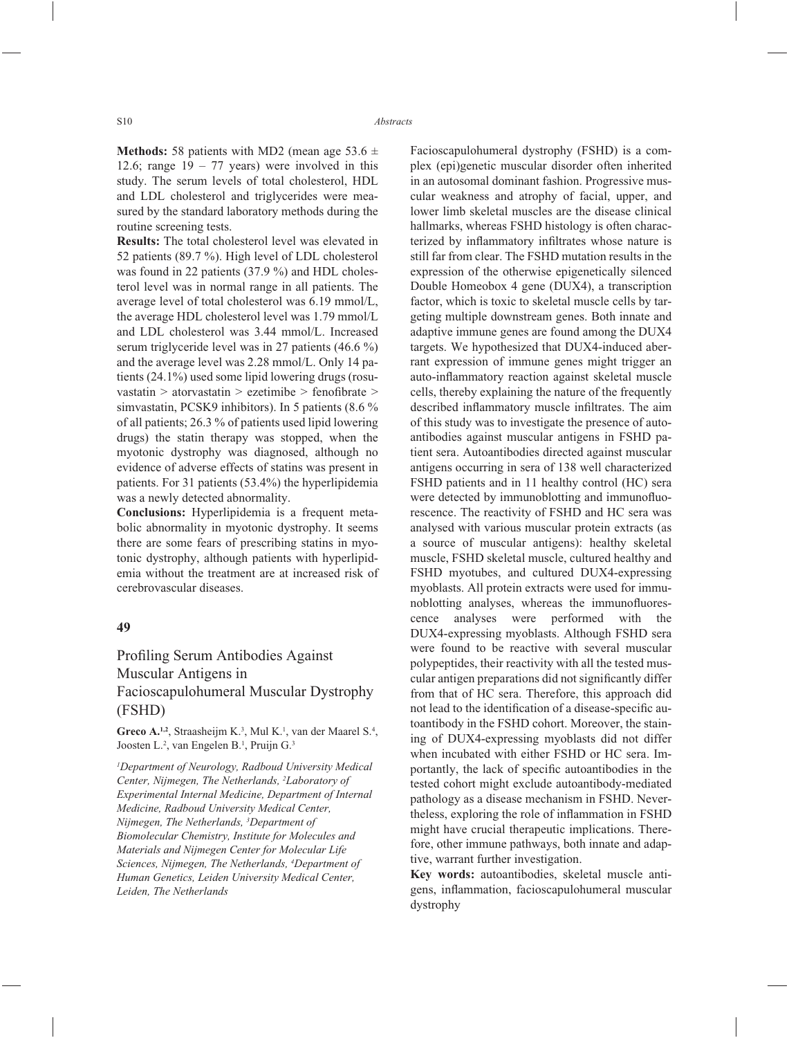**Methods:** 58 patients with MD2 (mean age 53.6 ± 12.6; range 19 – 77 years) were involved in this study. The serum levels of total cholesterol, HDL and LDL cholesterol and triglycerides were measured by the standard laboratory methods during the routine screening tests.

**Results:** The total cholesterol level was elevated in 52 patients (89.7 %). High level of LDL cholesterol was found in 22 patients (37.9 %) and HDL cholesterol level was in normal range in all patients. The average level of total cholesterol was 6.19 mmol/L, the average HDL cholesterol level was 1.79 mmol/L and LDL cholesterol was 3.44 mmol/L. Increased serum triglyceride level was in 27 patients (46.6 %) and the average level was 2.28 mmol/L. Only 14 patients (24.1%) used some lipid lowering drugs (rosuvastatin > atorvastatin > ezetimibe > fenofibrate > simvastatin, PCSK9 inhibitors). In 5 patients (8.6 % of all patients; 26.3 % of patients used lipid lowering drugs) the statin therapy was stopped, when the myotonic dystrophy was diagnosed, although no evidence of adverse effects of statins was present in patients. For 31 patients (53.4%) the hyperlipidemia was a newly detected abnormality.

**Conclusions:** Hyperlipidemia is a frequent metabolic abnormality in myotonic dystrophy. It seems there are some fears of prescribing statins in myotonic dystrophy, although patients with hyperlipidemia without the treatment are at increased risk of cerebrovascular diseases.

## 49

## Profiling Serum Antibodies Against Muscular Antigens in Facioscapulohumeral Muscular Dystrophy (FSHD)

**Greco A.**[1,2], Straasheijm K.[3], Mul K.[1], van der Maarel S.[4], Joosten L.[2], van Engelen B.[1], Pruijn G.[3]

*[1]Department of Neurology, Radboud University Medical Center, Nijmegen, The Netherlands, [2]Laboratory of Experimental Internal Medicine, Department of Internal Medicine, Radboud University Medical Center, Nijmegen, The Netherlands, [3]Department of Biomolecular Chemistry, Institute for Molecules and Materials and Nijmegen Center for Molecular Life Sciences, Nijmegen, The Netherlands, [4]Department of Human Genetics, Leiden University Medical Center, Leiden, The Netherlands*

Facioscapulohumeral dystrophy (FSHD) is a complex (epi)genetic muscular disorder often inherited in an autosomal dominant fashion. Progressive muscular weakness and atrophy of facial, upper, and lower limb skeletal muscles are the disease clinical hallmarks, whereas FSHD histology is often characterized by inflammatory infiltrates whose nature is still far from clear. The FSHD mutation results in the expression of the otherwise epigenetically silenced Double Homeobox 4 gene (DUX4), a transcription factor, which is toxic to skeletal muscle cells by targeting multiple downstream genes. Both innate and adaptive immune genes are found among the DUX4 targets. We hypothesized that DUX4-induced aberrant expression of immune genes might trigger an auto-inflammatory reaction against skeletal muscle cells, thereby explaining the nature of the frequently described inflammatory muscle infiltrates. The aim of this study was to investigate the presence of autoantibodies against muscular antigens in FSHD patient sera. Autoantibodies directed against muscular antigens occurring in sera of 138 well characterized FSHD patients and in 11 healthy control (HC) sera were detected by immunoblotting and immunofluorescence. The reactivity of FSHD and HC sera was analysed with various muscular protein extracts (as a source of muscular antigens): healthy skeletal muscle, FSHD skeletal muscle, cultured healthy and FSHD myotubes, and cultured DUX4-expressing myoblasts. All protein extracts were used for immunoblotting analyses, whereas the immunofluorescence analyses were performed with the DUX4-expressing myoblasts. Although FSHD sera were found to be reactive with several muscular polypeptides, their reactivity with all the tested muscular antigen preparations did not significantly differ from that of HC sera. Therefore, this approach did not lead to the identification of a disease-specific autoantibody in the FSHD cohort. Moreover, the staining of DUX4-expressing myoblasts did not differ when incubated with either FSHD or HC sera. Importantly, the lack of specific autoantibodies in the tested cohort might exclude autoantibody-mediated pathology as a disease mechanism in FSHD. Nevertheless, exploring the role of inflammation in FSHD might have crucial therapeutic implications. Therefore, other immune pathways, both innate and adaptive, warrant further investigation.

**Key words:** autoantibodies, skeletal muscle antigens, inflammation, facioscapulohumeral muscular dystrophy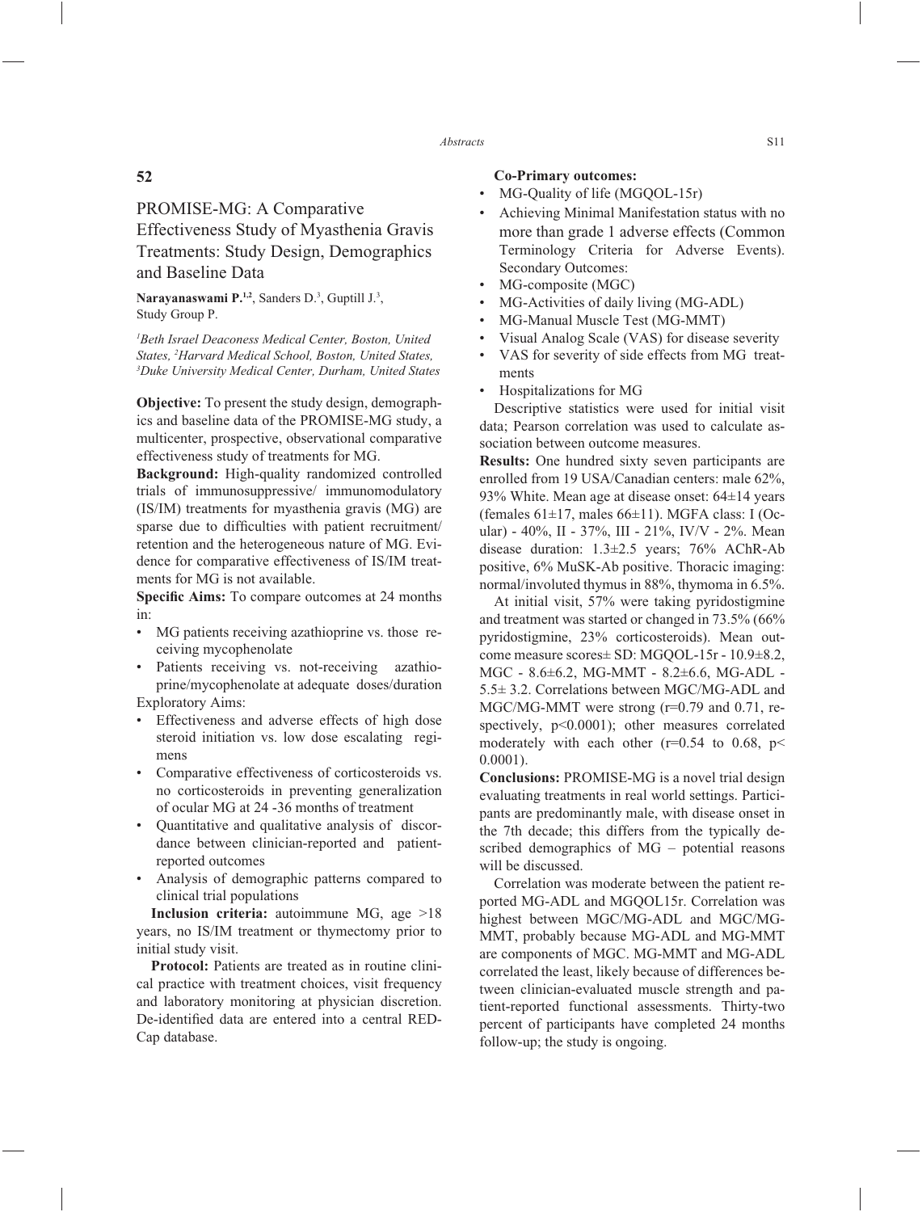## 52

# PROMISE-MG: A Comparative Effectiveness Study of Myasthenia Gravis Treatments: Study Design, Demographics and Baseline Data

**Narayanaswami P.**[1,2], Sanders D.[3], Guptill J.[3], Study Group P.

*[1]Beth Israel Deaconess Medical Center, Boston, United States, [2]Harvard Medical School, Boston, United States, [3]Duke University Medical Center, Durham, United States*

**Objective:** To present the study design, demographics and baseline data of the PROMISE-MG study, a multicenter, prospective, observational comparative effectiveness study of treatments for MG.

**Background:** High-quality randomized controlled trials of immunosuppressive/ immunomodulatory (IS/IM) treatments for myasthenia gravis (MG) are sparse due to difficulties with patient recruitment/ retention and the heterogeneous nature of MG. Evidence for comparative effectiveness of IS/IM treatments for MG is not available.

**Specific Aims:** To compare outcomes at 24 months in:

- MG patients receiving azathioprine vs. those receiving mycophenolate
- Patients receiving vs. not-receiving azathioprine/mycophenolate at adequate doses/duration

Exploratory Aims:

- Effectiveness and adverse effects of high dose steroid initiation vs. low dose escalating regimens
- Comparative effectiveness of corticosteroids vs. no corticosteroids in preventing generalization of ocular MG at 24 -36 months of treatment
- Quantitative and qualitative analysis of discordance between clinician-reported and patient-reported outcomes
- Analysis of demographic patterns compared to clinical trial populations

**Inclusion criteria:** autoimmune MG, age >18 years, no IS/IM treatment or thymectomy prior to initial study visit.

**Protocol:** Patients are treated as in routine clinical practice with treatment choices, visit frequency and laboratory monitoring at physician discretion. De-identified data are entered into a central RED-Cap database.

**Co-Primary outcomes:**

- MG-Quality of life (MGQOL-15r)
- Achieving Minimal Manifestation status with no more than grade 1 adverse effects (Common Terminology Criteria for Adverse Events).

Secondary Outcomes:

- MG-composite (MGC)
- MG-Activities of daily living (MG-ADL)
- MG-Manual Muscle Test (MG-MMT)
- Visual Analog Scale (VAS) for disease severity
- VAS for severity of side effects from MG treatments
- Hospitalizations for MG

Descriptive statistics were used for initial visit data; Pearson correlation was used to calculate association between outcome measures.

**Results:** One hundred sixty seven participants are enrolled from 19 USA/Canadian centers: male 62%, 93% White. Mean age at disease onset: 64±14 years (females 61±17, males 66±11). MGFA class: I (Ocular) - 40%, II - 37%, III - 21%, IV/V - 2%. Mean disease duration: 1.3±2.5 years; 76% AChR-Ab positive, 6% MuSK-Ab positive. Thoracic imaging: normal/involuted thymus in 88%, thymoma in 6.5%.

At initial visit, 57% were taking pyridostigmine and treatment was started or changed in 73.5% (66% pyridostigmine, 23% corticosteroids). Mean outcome measure scores± SD: MGQOL-15r - 10.9±8.2, MGC - 8.6±6.2, MG-MMT - 8.2±6.6, MG-ADL - 5.5± 3.2. Correlations between MGC/MG-ADL and MGC/MG-MMT were strong ($r=0.79$ and $0.71$, respectively, $p<0.0001$); other measures correlated moderately with each other ($r=0.54$ to $0.68$, $p< 0.0001$).

**Conclusions:** PROMISE-MG is a novel trial design evaluating treatments in real world settings. Participants are predominantly male, with disease onset in the 7th decade; this differs from the typically described demographics of MG – potential reasons will be discussed.

Correlation was moderate between the patient reported MG-ADL and MGQOL15r. Correlation was highest between MGC/MG-ADL and MGC/MG-MMT, probably because MG-ADL and MG-MMT are components of MGC. MG-MMT and MG-ADL correlated the least, likely because of differences between clinician-evaluated muscle strength and patient-reported functional assessments. Thirty-two percent of participants have completed 24 months follow-up; the study is ongoing.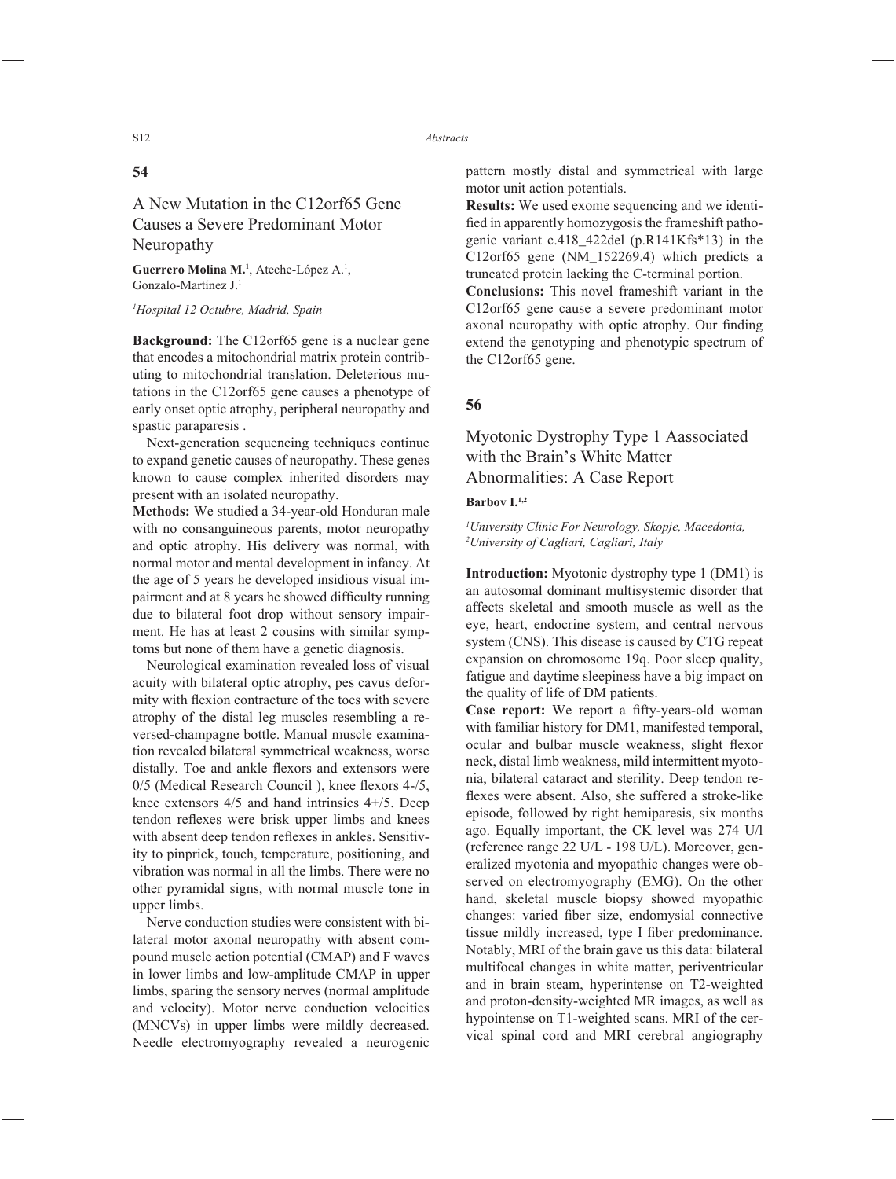## 54

### A New Mutation in the C12orf65 Gene Causes a Severe Predominant Motor Neuropathy

**Guerrero Molina M.**[1], Ateche-López A.[1], Gonzalo-Martínez J.[1]

[1]*Hospital 12 Octubre, Madrid, Spain*

**Background:** The C12orf65 gene is a nuclear gene that encodes a mitochondrial matrix protein contributing to mitochondrial translation. Deleterious mutations in the C12orf65 gene causes a phenotype of early onset optic atrophy, peripheral neuropathy and spastic paraparesis .

Next-generation sequencing techniques continue to expand genetic causes of neuropathy. These genes known to cause complex inherited disorders may present with an isolated neuropathy.

**Methods:** We studied a 34-year-old Honduran male with no consanguineous parents, motor neuropathy and optic atrophy. His delivery was normal, with normal motor and mental development in infancy. At the age of 5 years he developed insidious visual impairment and at 8 years he showed difficulty running due to bilateral foot drop without sensory impairment. He has at least 2 cousins with similar symptoms but none of them have a genetic diagnosis.

Neurological examination revealed loss of visual acuity with bilateral optic atrophy, pes cavus deformity with flexion contracture of the toes with severe atrophy of the distal leg muscles resembling a reversed-champagne bottle. Manual muscle examination revealed bilateral symmetrical weakness, worse distally. Toe and ankle flexors and extensors were 0/5 (Medical Research Council ), knee flexors 4-/5, knee extensors 4/5 and hand intrinsics 4+/5. Deep tendon reflexes were brisk upper limbs and knees with absent deep tendon reflexes in ankles. Sensitivity to pinprick, touch, temperature, positioning, and vibration was normal in all the limbs. There were no other pyramidal signs, with normal muscle tone in upper limbs.

Nerve conduction studies were consistent with bilateral motor axonal neuropathy with absent compound muscle action potential (CMAP) and F waves in lower limbs and low-amplitude CMAP in upper limbs, sparing the sensory nerves (normal amplitude and velocity). Motor nerve conduction velocities (MNCVs) in upper limbs were mildly decreased. Needle electromyography revealed a neurogenic pattern mostly distal and symmetrical with large motor unit action potentials.

**Results:** We used exome sequencing and we identified in apparently homozygosis the frameshift pathogenic variant c.418_422del (p.R141Kfs*13) in the C12orf65 gene (NM_152269.4) which predicts a truncated protein lacking the C-terminal portion.

**Conclusions:** This novel frameshift variant in the C12orf65 gene cause a severe predominant motor axonal neuropathy with optic atrophy. Our finding extend the genotyping and phenotypic spectrum of the C12orf65 gene.

## 56

### Myotonic Dystrophy Type 1 Aassociated with the Brain's White Matter Abnormalities: A Case Report

**Barbov I.**[1,2]

[1]*University Clinic For Neurology, Skopje, Macedonia,* [2]*University of Cagliari, Cagliari, Italy*

**Introduction:** Myotonic dystrophy type 1 (DM1) is an autosomal dominant multisystemic disorder that affects skeletal and smooth muscle as well as the eye, heart, endocrine system, and central nervous system (CNS). This disease is caused by CTG repeat expansion on chromosome 19q. Poor sleep quality, fatigue and daytime sleepiness have a big impact on the quality of life of DM patients.

**Case report:** We report a fifty-years-old woman with familiar history for DM1, manifested temporal, ocular and bulbar muscle weakness, slight flexor neck, distal limb weakness, mild intermittent myotonia, bilateral cataract and sterility. Deep tendon reflexes were absent. Also, she suffered a stroke-like episode, followed by right hemiparesis, six months ago. Equally important, the CK level was 274 U/l (reference range 22 U/L - 198 U/L). Moreover, generalized myotonia and myopathic changes were observed on electromyography (EMG). On the other hand, skeletal muscle biopsy showed myopathic changes: varied fiber size, endomysial connective tissue mildly increased, type I fiber predominance. Notably, MRI of the brain gave us this data: bilateral multifocal changes in white matter, periventricular and in brain steam, hyperintense on T2-weighted and proton-density-weighted MR images, as well as hypointense on T1-weighted scans. MRI of the cervical spinal cord and MRI cerebral angiography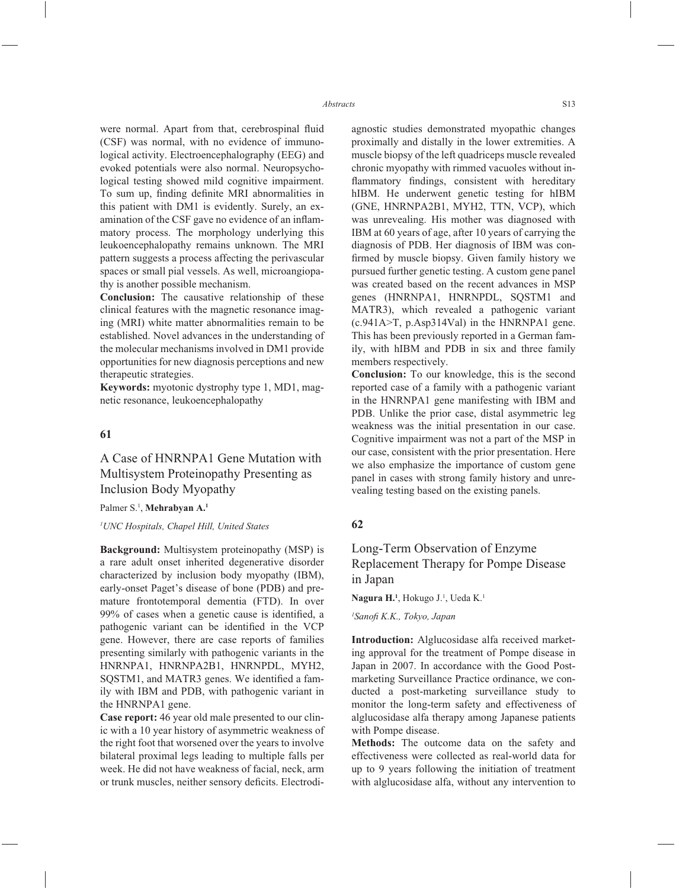were normal. Apart from that, cerebrospinal fluid (CSF) was normal, with no evidence of immunological activity. Electroencephalography (EEG) and evoked potentials were also normal. Neuropsychological testing showed mild cognitive impairment. To sum up, finding definite MRI abnormalities in this patient with DM1 is evidently. Surely, an examination of the CSF gave no evidence of an inflammatory process. The morphology underlying this leukoencephalopathy remains unknown. The MRI pattern suggests a process affecting the perivascular spaces or small pial vessels. As well, microangiopathy is another possible mechanism.

**Conclusion:** The causative relationship of these clinical features with the magnetic resonance imaging (MRI) white matter abnormalities remain to be established. Novel advances in the understanding of the molecular mechanisms involved in DM1 provide opportunities for new diagnosis perceptions and new therapeutic strategies.

**Keywords:** myotonic dystrophy type 1, MD1, magnetic resonance, leukoencephalopathy

## 61

### A Case of HNRNPA1 Gene Mutation with Multisystem Proteinopathy Presenting as Inclusion Body Myopathy

Palmer S.[1], **Mehrabyan A.[1]**

*[1]UNC Hospitals, Chapel Hill, United States*

**Background:** Multisystem proteinopathy (MSP) is a rare adult onset inherited degenerative disorder characterized by inclusion body myopathy (IBM), early-onset Paget's disease of bone (PDB) and premature frontotemporal dementia (FTD). In over 99% of cases when a genetic cause is identified, a pathogenic variant can be identified in the VCP gene. However, there are case reports of families presenting similarly with pathogenic variants in the HNRNPA1, HNRNPA2B1, HNRNPDL, MYH2, SQSTM1, and MATR3 genes. We identified a family with IBM and PDB, with pathogenic variant in the HNRNPA1 gene.

**Case report:** 46 year old male presented to our clinic with a 10 year history of asymmetric weakness of the right foot that worsened over the years to involve bilateral proximal legs leading to multiple falls per week. He did not have weakness of facial, neck, arm or trunk muscles, neither sensory deficits. Electrodiagnostic studies demonstrated myopathic changes proximally and distally in the lower extremities. A muscle biopsy of the left quadriceps muscle revealed chronic myopathy with rimmed vacuoles without inflammatory findings, consistent with hereditary hIBM. He underwent genetic testing for hIBM (GNE, HNRNPA2B1, MYH2, TTN, VCP), which was unrevealing. His mother was diagnosed with IBM at 60 years of age, after 10 years of carrying the diagnosis of PDB. Her diagnosis of IBM was confirmed by muscle biopsy. Given family history we pursued further genetic testing. A custom gene panel was created based on the recent advances in MSP genes (HNRNPA1, HNRNPDL, SQSTM1 and MATR3), which revealed a pathogenic variant (c.941A>T, p.Asp314Val) in the HNRNPA1 gene. This has been previously reported in a German family, with hIBM and PDB in six and three family members respectively.

**Conclusion:** To our knowledge, this is the second reported case of a family with a pathogenic variant in the HNRNPA1 gene manifesting with IBM and PDB. Unlike the prior case, distal asymmetric leg weakness was the initial presentation in our case. Cognitive impairment was not a part of the MSP in our case, consistent with the prior presentation. Here we also emphasize the importance of custom gene panel in cases with strong family history and unrevealing testing based on the existing panels.

## 62

### Long-Term Observation of Enzyme Replacement Therapy for Pompe Disease in Japan

**Nagura H.[1]**, Hokugo J.[1], Ueda K.[1]

*[1]Sanofi K.K., Tokyo, Japan*

**Introduction:** Alglucosidase alfa received marketing approval for the treatment of Pompe disease in Japan in 2007. In accordance with the Good Postmarketing Surveillance Practice ordinance, we conducted a post-marketing surveillance study to monitor the long-term safety and effectiveness of alglucosidase alfa therapy among Japanese patients with Pompe disease.

**Methods:** The outcome data on the safety and effectiveness were collected as real-world data for up to 9 years following the initiation of treatment with alglucosidase alfa, without any intervention to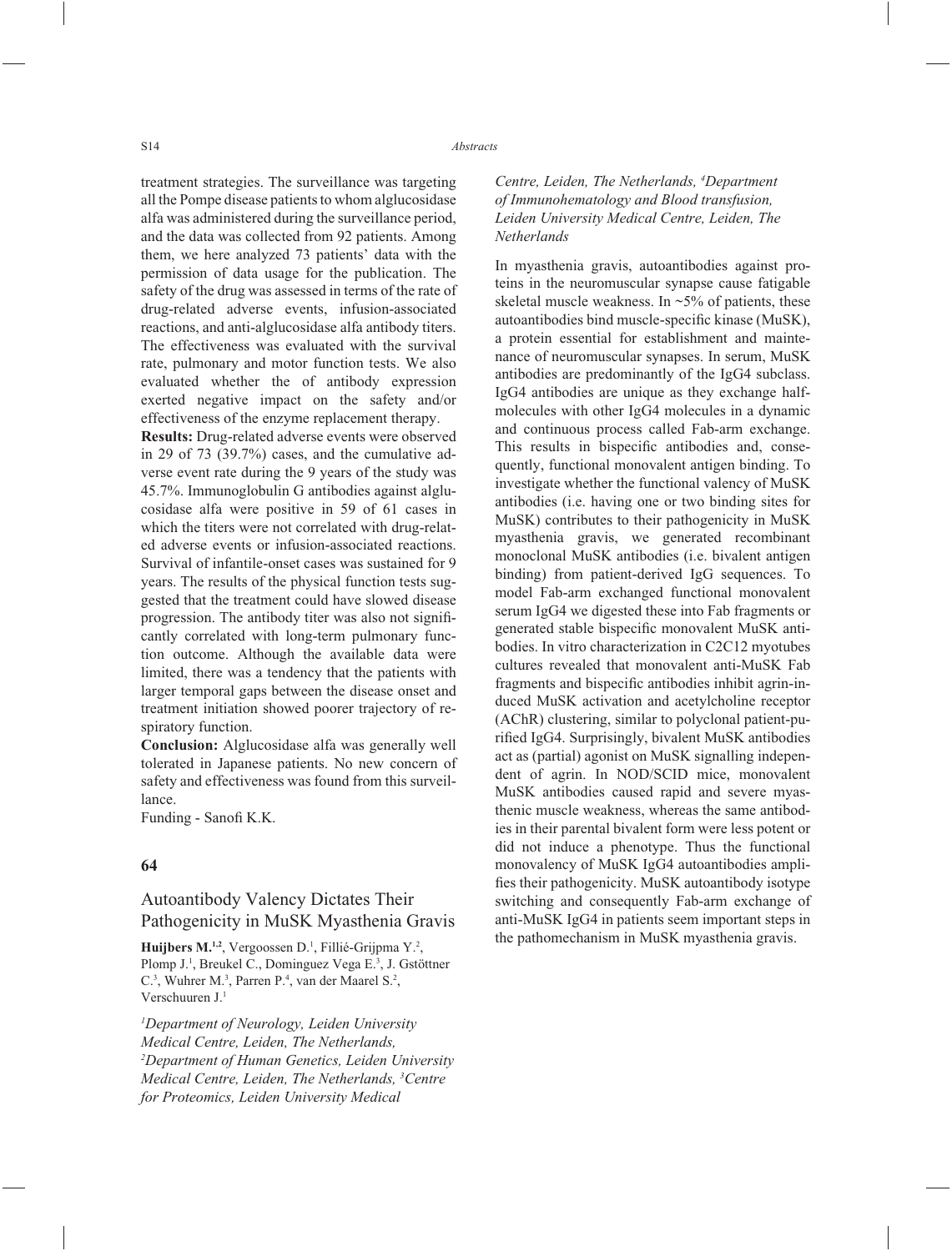treatment strategies. The surveillance was targeting all the Pompe disease patients to whom alglucosidase alfa was administered during the surveillance period, and the data was collected from 92 patients. Among them, we here analyzed 73 patients' data with the permission of data usage for the publication. The safety of the drug was assessed in terms of the rate of drug-related adverse events, infusion-associated reactions, and anti-alglucosidase alfa antibody titers. The effectiveness was evaluated with the survival rate, pulmonary and motor function tests. We also evaluated whether the of antibody expression exerted negative impact on the safety and/or effectiveness of the enzyme replacement therapy.

**Results:** Drug-related adverse events were observed in 29 of 73 (39.7%) cases, and the cumulative adverse event rate during the 9 years of the study was 45.7%. Immunoglobulin G antibodies against alglucosidase alfa were positive in 59 of 61 cases in which the titers were not correlated with drug-related adverse events or infusion-associated reactions. Survival of infantile-onset cases was sustained for 9 years. The results of the physical function tests suggested that the treatment could have slowed disease progression. The antibody titer was also not significantly correlated with long-term pulmonary function outcome. Although the available data were limited, there was a tendency that the patients with larger temporal gaps between the disease onset and treatment initiation showed poorer trajectory of respiratory function.

**Conclusion:** Alglucosidase alfa was generally well tolerated in Japanese patients. No new concern of safety and effectiveness was found from this surveillance.

Funding - Sanofi K.K.

**64**

## Autoantibody Valency Dictates Their Pathogenicity in MuSK Myasthenia Gravis

**Huijbers M.[1,2]**, Vergoossen D.[1], Fillié-Grijpma Y.[2], Plomp J.[1], Breukel C., Dominguez Vega E.[3], J. Gstöttner C.[3], Wuhrer M.[3], Parren P.[4], van der Maarel S.[2], Verschuuren J.[1]

*[1]Department of Neurology, Leiden University Medical Centre, Leiden, The Netherlands, [2]Department of Human Genetics, Leiden University Medical Centre, Leiden, The Netherlands, [3]Centre for Proteomics, Leiden University Medical Centre, Leiden, The Netherlands, [4]Department of Immunohematology and Blood transfusion, Leiden University Medical Centre, Leiden, The Netherlands*

In myasthenia gravis, autoantibodies against proteins in the neuromuscular synapse cause fatigable skeletal muscle weakness. In ~5% of patients, these autoantibodies bind muscle-specific kinase (MuSK), a protein essential for establishment and maintenance of neuromuscular synapses. In serum, MuSK antibodies are predominantly of the IgG4 subclass. IgG4 antibodies are unique as they exchange half-molecules with other IgG4 molecules in a dynamic and continuous process called Fab-arm exchange. This results in bispecific antibodies and, consequently, functional monovalent antigen binding. To investigate whether the functional valency of MuSK antibodies (i.e. having one or two binding sites for MuSK) contributes to their pathogenicity in MuSK myasthenia gravis, we generated recombinant monoclonal MuSK antibodies (i.e. bivalent antigen binding) from patient-derived IgG sequences. To model Fab-arm exchanged functional monovalent serum IgG4 we digested these into Fab fragments or generated stable bispecific monovalent MuSK antibodies. In vitro characterization in C2C12 myotubes cultures revealed that monovalent anti-MuSK Fab fragments and bispecific antibodies inhibit agrin-induced MuSK activation and acetylcholine receptor (AChR) clustering, similar to polyclonal patient-purified IgG4. Surprisingly, bivalent MuSK antibodies act as (partial) agonist on MuSK signalling independent of agrin. In NOD/SCID mice, monovalent MuSK antibodies caused rapid and severe myasthenic muscle weakness, whereas the same antibodies in their parental bivalent form were less potent or did not induce a phenotype. Thus the functional monovalency of MuSK IgG4 autoantibodies amplifies their pathogenicity. MuSK autoantibody isotype switching and consequently Fab-arm exchange of anti-MuSK IgG4 in patients seem important steps in the pathomechanism in MuSK myasthenia gravis.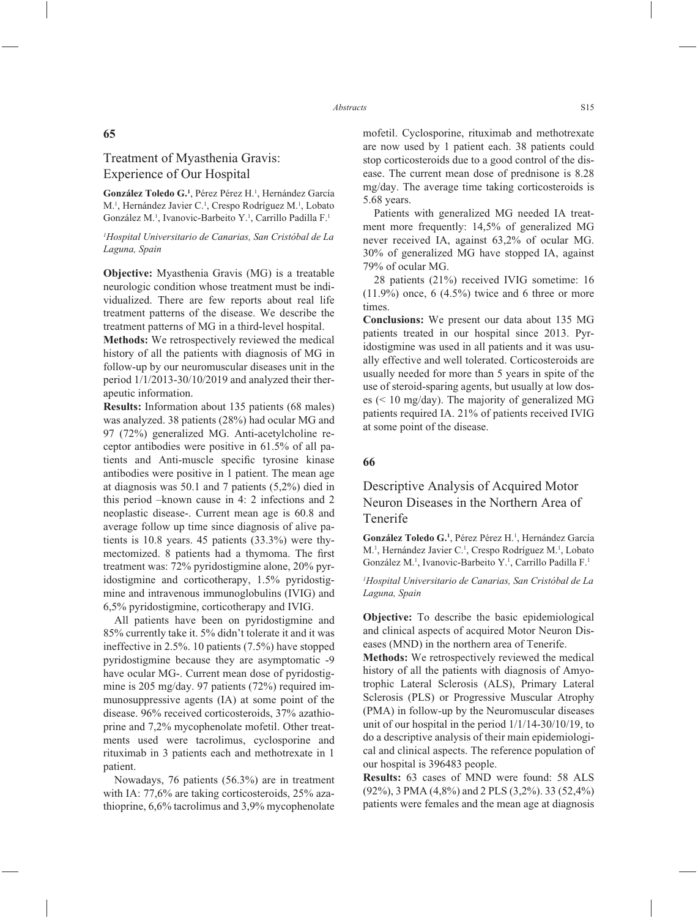## 65

# Treatment of Myasthenia Gravis: Experience of Our Hospital

**González Toledo G.**[1], Pérez Pérez H.[1], Hernández García M.[1], Hernández Javier C.[1], Crespo Rodríguez M.[1], Lobato González M.[1], Ivanovic-Barbeito Y.[1], Carrillo Padilla F.[1]

*[1]Hospital Universitario de Canarias, San Cristóbal de La Laguna, Spain*

**Objective:** Myasthenia Gravis (MG) is a treatable neurologic condition whose treatment must be individualized. There are few reports about real life treatment patterns of the disease. We describe the treatment patterns of MG in a third-level hospital.

**Methods:** We retrospectively reviewed the medical history of all the patients with diagnosis of MG in follow-up by our neuromuscular diseases unit in the period 1/1/2013-30/10/2019 and analyzed their therapeutic information.

**Results:** Information about 135 patients (68 males) was analyzed. 38 patients (28%) had ocular MG and 97 (72%) generalized MG. Anti-acetylcholine receptor antibodies were positive in 61.5% of all patients and Anti-muscle specific tyrosine kinase antibodies were positive in 1 patient. The mean age at diagnosis was 50.1 and 7 patients (5,2%) died in this period –known cause in 4: 2 infections and 2 neoplastic disease-. Current mean age is 60.8 and average follow up time since diagnosis of alive patients is 10.8 years. 45 patients (33.3%) were thymectomized. 8 patients had a thymoma. The first treatment was: 72% pyridostigmine alone, 20% pyridostigmine and corticotherapy, 1.5% pyridostigmine and intravenous immunoglobulins (IVIG) and 6,5% pyridostigmine, corticotherapy and IVIG.

All patients have been on pyridostigmine and 85% currently take it. 5% didn't tolerate it and it was ineffective in 2.5%. 10 patients (7.5%) have stopped pyridostigmine because they are asymptomatic -9 have ocular MG-. Current mean dose of pyridostigmine is 205 mg/day. 97 patients (72%) required immunosuppressive agents (IA) at some point of the disease. 96% received corticosteroids, 37% azathioprine and 7,2% mycophenolate mofetil. Other treatments used were tacrolimus, cyclosporine and rituximab in 3 patients each and methotrexate in 1 patient.

Nowadays, 76 patients (56.3%) are in treatment with IA: 77,6% are taking corticosteroids, 25% azathioprine, 6,6% tacrolimus and 3,9% mycophenolate mofetil. Cyclosporine, rituximab and methotrexate are now used by 1 patient each. 38 patients could stop corticosteroids due to a good control of the disease. The current mean dose of prednisone is 8.28 mg/day. The average time taking corticosteroids is 5.68 years.

Patients with generalized MG needed IA treatment more frequently: 14,5% of generalized MG never received IA, against 63,2% of ocular MG. 30% of generalized MG have stopped IA, against 79% of ocular MG.

28 patients (21%) received IVIG sometime: 16 (11.9%) once, 6 (4.5%) twice and 6 three or more times.

**Conclusions:** We present our data about 135 MG patients treated in our hospital since 2013. Pyridostigmine was used in all patients and it was usually effective and well tolerated. Corticosteroids are usually needed for more than 5 years in spite of the use of steroid-sparing agents, but usually at low doses (< 10 mg/day). The majority of generalized MG patients required IA. 21% of patients received IVIG at some point of the disease.

## 66

# Descriptive Analysis of Acquired Motor Neuron Diseases in the Northern Area of Tenerife

**González Toledo G.**[1], Pérez Pérez H.[1], Hernández García M.[1], Hernández Javier C.[1], Crespo Rodríguez M.[1], Lobato González M.[1], Ivanovic-Barbeito Y.[1], Carrillo Padilla F.[1]

*[1]Hospital Universitario de Canarias, San Cristóbal de La Laguna, Spain*

**Objective:** To describe the basic epidemiological and clinical aspects of acquired Motor Neuron Diseases (MND) in the northern area of Tenerife.

**Methods:** We retrospectively reviewed the medical history of all the patients with diagnosis of Amyotrophic Lateral Sclerosis (ALS), Primary Lateral Sclerosis (PLS) or Progressive Muscular Atrophy (PMA) in follow-up by the Neuromuscular diseases unit of our hospital in the period 1/1/14-30/10/19, to do a descriptive analysis of their main epidemiological and clinical aspects. The reference population of our hospital is 396483 people.

**Results:** 63 cases of MND were found: 58 ALS (92%), 3 PMA (4,8%) and 2 PLS (3,2%). 33 (52,4%) patients were females and the mean age at diagnosis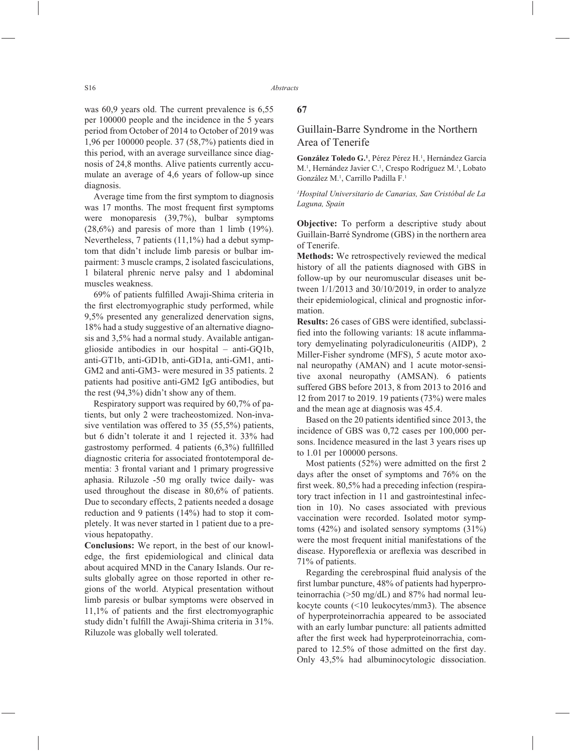was 60,9 years old. The current prevalence is 6,55 per 100000 people and the incidence in the 5 years period from October of 2014 to October of 2019 was 1,96 per 100000 people. 37 (58,7%) patients died in this period, with an average surveillance since diagnosis of 24,8 months. Alive patients currently accumulate an average of 4,6 years of follow-up since diagnosis.

Average time from the first symptom to diagnosis was 17 months. The most frequent first symptoms were monoparesis (39,7%), bulbar symptoms (28,6%) and paresis of more than 1 limb (19%). Nevertheless, 7 patients (11,1%) had a debut symptom that didn't include limb paresis or bulbar impairment: 3 muscle cramps, 2 isolated fasciculations, 1 bilateral phrenic nerve palsy and 1 abdominal muscles weakness.

69% of patients fulfilled Awaji-Shima criteria in the first electromyographic study performed, while 9,5% presented any generalized denervation signs, 18% had a study suggestive of an alternative diagnosis and 3,5% had a normal study. Available antiganglioside antibodies in our hospital – anti-GQ1b, anti-GT1b, anti-GD1b, anti-GD1a, anti-GM1, anti-GM2 and anti-GM3- were mesured in 35 patients. 2 patients had positive anti-GM2 IgG antibodies, but the rest (94,3%) didn't show any of them.

Respiratory support was required by 60,7% of patients, but only 2 were tracheostomized. Non-invasive ventilation was offered to 35 (55,5%) patients, but 6 didn't tolerate it and 1 rejected it. 33% had gastrostomy performed. 4 patients (6,3%) fullfilled diagnostic criteria for associated frontotemporal dementia: 3 frontal variant and 1 primary progressive aphasia. Riluzole -50 mg orally twice daily- was used throughout the disease in 80,6% of patients. Due to secondary effects, 2 patients needed a dosage reduction and 9 patients (14%) had to stop it completely. It was never started in 1 patient due to a previous hepatopathy.

**Conclusions:** We report, in the best of our knowledge, the first epidemiological and clinical data about acquired MND in the Canary Islands. Our results globally agree on those reported in other regions of the world. Atypical presentation without limb paresis or bulbar symptoms were observed in 11,1% of patients and the first electromyographic study didn't fulfill the Awaji-Shima criteria in 31%. Riluzole was globally well tolerated.

## 67

## Guillain-Barre Syndrome in the Northern Area of Tenerife

**González Toledo G.**[1], Pérez Pérez H.[1], Hernández García M.[1], Hernández Javier C.[1], Crespo Rodríguez M.[1], Lobato González M.[1], Carrillo Padilla F.[1]

*[1]Hospital Universitario de Canarias, San Cristóbal de La Laguna, Spain*

**Objective:** To perform a descriptive study about Guillain-Barré Syndrome (GBS) in the northern area of Tenerife.

**Methods:** We retrospectively reviewed the medical history of all the patients diagnosed with GBS in follow-up by our neuromuscular diseases unit between 1/1/2013 and 30/10/2019, in order to analyze their epidemiological, clinical and prognostic information.

**Results:** 26 cases of GBS were identified, subclassified into the following variants: 18 acute inflammatory demyelinating polyradiculoneuritis (AIDP), 2 Miller-Fisher syndrome (MFS), 5 acute motor axonal neuropathy (AMAN) and 1 acute motor-sensitive axonal neuropathy (AMSAN). 6 patients suffered GBS before 2013, 8 from 2013 to 2016 and 12 from 2017 to 2019. 19 patients (73%) were males and the mean age at diagnosis was 45.4.

Based on the 20 patients identified since 2013, the incidence of GBS was 0,72 cases per 100,000 persons. Incidence measured in the last 3 years rises up to 1.01 per 100000 persons.

Most patients (52%) were admitted on the first 2 days after the onset of symptoms and 76% on the first week. 80,5% had a preceding infection (respiratory tract infection in 11 and gastrointestinal infection in 10). No cases associated with previous vaccination were recorded. Isolated motor symptoms (42%) and isolated sensory symptoms (31%) were the most frequent initial manifestations of the disease. Hyporeflexia or areflexia was described in 71% of patients.

Regarding the cerebrospinal fluid analysis of the first lumbar puncture, 48% of patients had hyperproteinorrachia (>50 mg/dL) and 87% had normal leukocyte counts (<10 leukocytes/mm3). The absence of hyperproteinorrachia appeared to be associated with an early lumbar puncture: all patients admitted after the first week had hyperproteinorrachia, compared to 12.5% of those admitted on the first day. Only 43,5% had albuminocytologic dissociation.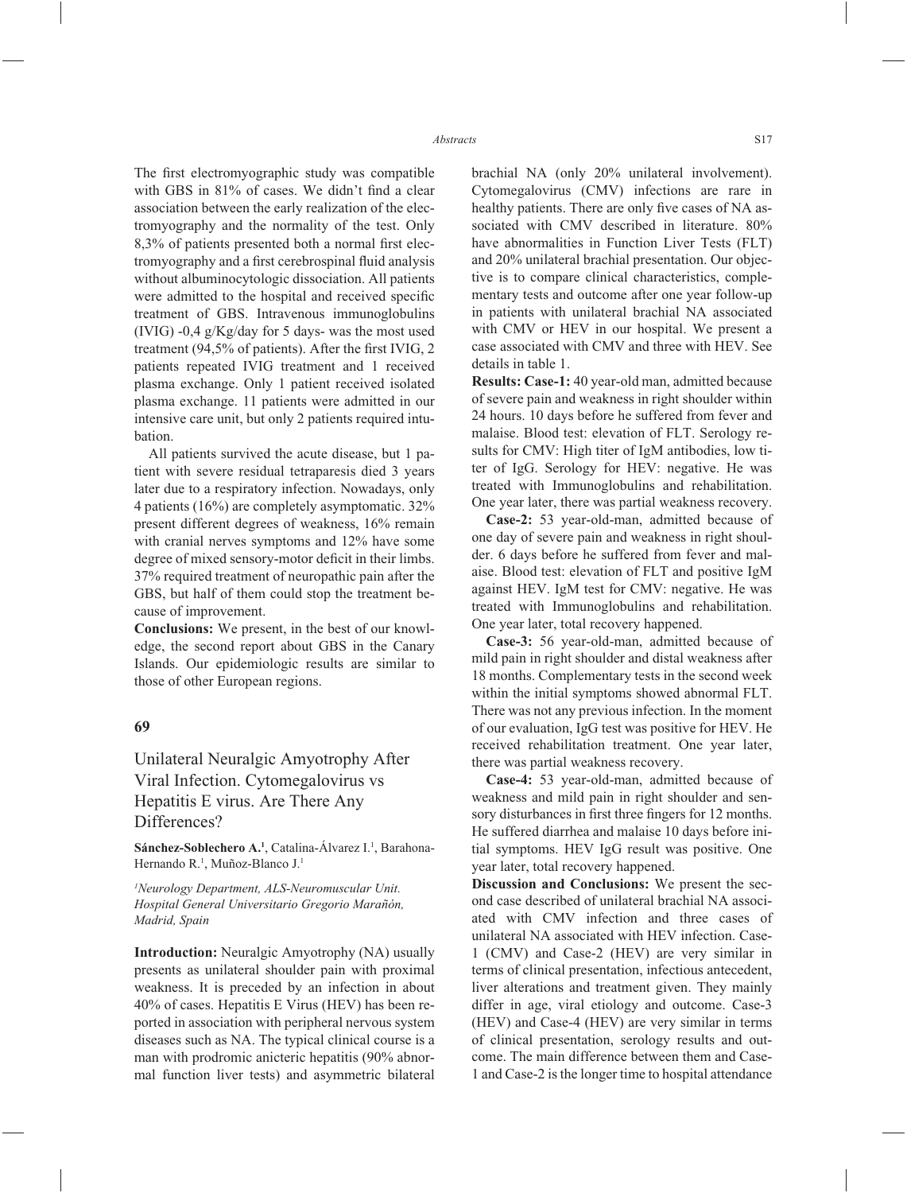The first electromyographic study was compatible with GBS in 81% of cases. We didn't find a clear association between the early realization of the electromyography and the normality of the test. Only 8,3% of patients presented both a normal first electromyography and a first cerebrospinal fluid analysis without albuminocytologic dissociation. All patients were admitted to the hospital and received specific treatment of GBS. Intravenous immunoglobulins (IVIG) -0,4 g/Kg/day for 5 days- was the most used treatment (94,5% of patients). After the first IVIG, 2 patients repeated IVIG treatment and 1 received plasma exchange. Only 1 patient received isolated plasma exchange. 11 patients were admitted in our intensive care unit, but only 2 patients required intubation.

All patients survived the acute disease, but 1 patient with severe residual tetraparesis died 3 years later due to a respiratory infection. Nowadays, only 4 patients (16%) are completely asymptomatic. 32% present different degrees of weakness, 16% remain with cranial nerves symptoms and 12% have some degree of mixed sensory-motor deficit in their limbs. 37% required treatment of neuropathic pain after the GBS, but half of them could stop the treatment because of improvement.

**Conclusions:** We present, in the best of our knowledge, the second report about GBS in the Canary Islands. Our epidemiologic results are similar to those of other European regions.

## 69

# Unilateral Neuralgic Amyotrophy After Viral Infection. Cytomegalovirus vs Hepatitis E virus. Are There Any Differences?

**Sánchez-Soblechero A.**[1], Catalina-Álvarez I.[1], Barahona-Hernando R.[1], Muñoz-Blanco J.[1]

*[1]Neurology Department, ALS-Neuromuscular Unit. Hospital General Universitario Gregorio Marañón, Madrid, Spain*

**Introduction:** Neuralgic Amyotrophy (NA) usually presents as unilateral shoulder pain with proximal weakness. It is preceded by an infection in about 40% of cases. Hepatitis E Virus (HEV) has been reported in association with peripheral nervous system diseases such as NA. The typical clinical course is a man with prodromic anicteric hepatitis (90% abnormal function liver tests) and asymmetric bilateral brachial NA (only 20% unilateral involvement). Cytomegalovirus (CMV) infections are rare in healthy patients. There are only five cases of NA associated with CMV described in literature. 80% have abnormalities in Function Liver Tests (FLT) and 20% unilateral brachial presentation. Our objective is to compare clinical characteristics, complementary tests and outcome after one year follow-up in patients with unilateral brachial NA associated with CMV or HEV in our hospital. We present a case associated with CMV and three with HEV. See details in table 1.

**Results: Case-1:** 40 year-old man, admitted because of severe pain and weakness in right shoulder within 24 hours. 10 days before he suffered from fever and malaise. Blood test: elevation of FLT. Serology results for CMV: High titer of IgM antibodies, low titer of IgG. Serology for HEV: negative. He was treated with Immunoglobulins and rehabilitation. One year later, there was partial weakness recovery.

**Case-2:** 53 year-old-man, admitted because of one day of severe pain and weakness in right shoulder. 6 days before he suffered from fever and malaise. Blood test: elevation of FLT and positive IgM against HEV. IgM test for CMV: negative. He was treated with Immunoglobulins and rehabilitation. One year later, total recovery happened.

**Case-3:** 56 year-old-man, admitted because of mild pain in right shoulder and distal weakness after 18 months. Complementary tests in the second week within the initial symptoms showed abnormal FLT. There was not any previous infection. In the moment of our evaluation, IgG test was positive for HEV. He received rehabilitation treatment. One year later, there was partial weakness recovery.

**Case-4:** 53 year-old-man, admitted because of weakness and mild pain in right shoulder and sensory disturbances in first three fingers for 12 months. He suffered diarrhea and malaise 10 days before initial symptoms. HEV IgG result was positive. One year later, total recovery happened.

**Discussion and Conclusions:** We present the second case described of unilateral brachial NA associated with CMV infection and three cases of unilateral NA associated with HEV infection. Case-1 (CMV) and Case-2 (HEV) are very similar in terms of clinical presentation, infectious antecedent, liver alterations and treatment given. They mainly differ in age, viral etiology and outcome. Case-3 (HEV) and Case-4 (HEV) are very similar in terms of clinical presentation, serology results and outcome. The main difference between them and Case-1 and Case-2 is the longer time to hospital attendance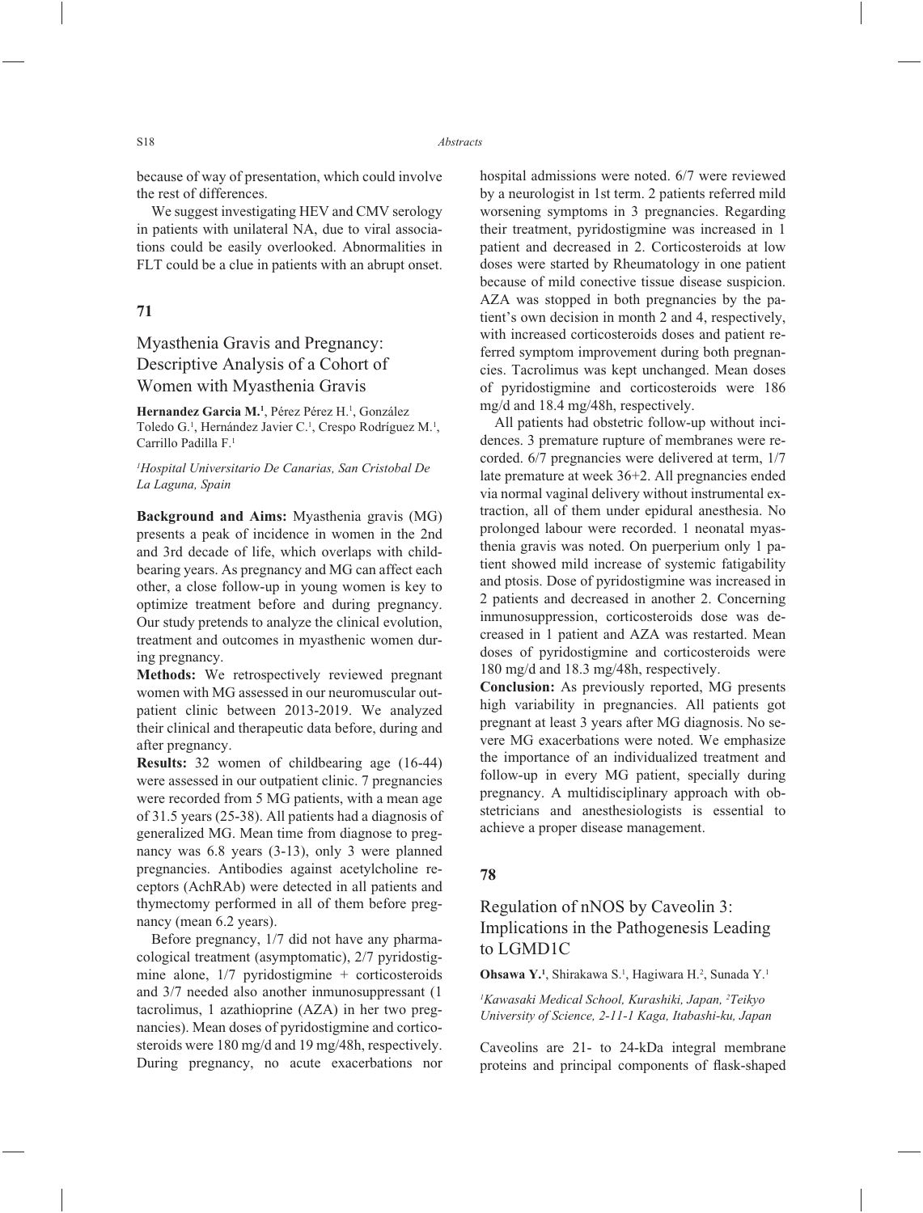because of way of presentation, which could involve the rest of differences.

We suggest investigating HEV and CMV serology in patients with unilateral NA, due to viral associations could be easily overlooked. Abnormalities in FLT could be a clue in patients with an abrupt onset.

## 71

## Myasthenia Gravis and Pregnancy: Descriptive Analysis of a Cohort of Women with Myasthenia Gravis

**Hernandez Garcia M.[1]**, Pérez Pérez H.[1], González Toledo G.[1], Hernández Javier C.[1], Crespo Rodríguez M.[1], Carrillo Padilla F.[1]

*[1]Hospital Universitario De Canarias, San Cristobal De La Laguna, Spain*

**Background and Aims:** Myasthenia gravis (MG) presents a peak of incidence in women in the 2nd and 3rd decade of life, which overlaps with childbearing years. As pregnancy and MG can affect each other, a close follow-up in young women is key to optimize treatment before and during pregnancy. Our study pretends to analyze the clinical evolution, treatment and outcomes in myasthenic women during pregnancy.

**Methods:** We retrospectively reviewed pregnant women with MG assessed in our neuromuscular outpatient clinic between 2013-2019. We analyzed their clinical and therapeutic data before, during and after pregnancy.

**Results:** 32 women of childbearing age (16-44) were assessed in our outpatient clinic. 7 pregnancies were recorded from 5 MG patients, with a mean age of 31.5 years (25-38). All patients had a diagnosis of generalized MG. Mean time from diagnose to pregnancy was 6.8 years (3-13), only 3 were planned pregnancies. Antibodies against acetylcholine receptors (AchRAb) were detected in all patients and thymectomy performed in all of them before pregnancy (mean 6.2 years).

Before pregnancy, 1/7 did not have any pharmacological treatment (asymptomatic), 2/7 pyridostigmine alone, 1/7 pyridostigmine + corticosteroids and 3/7 needed also another inmunosuppressant (1 tacrolimus, 1 azathioprine (AZA) in her two pregnancies). Mean doses of pyridostigmine and corticosteroids were 180 mg/d and 19 mg/48h, respectively. During pregnancy, no acute exacerbations nor hospital admissions were noted. 6/7 were reviewed by a neurologist in 1st term. 2 patients referred mild worsening symptoms in 3 pregnancies. Regarding their treatment, pyridostigmine was increased in 1 patient and decreased in 2. Corticosteroids at low doses were started by Rheumatology in one patient because of mild conective tissue disease suspicion. AZA was stopped in both pregnancies by the patient's own decision in month 2 and 4, respectively, with increased corticosteroids doses and patient referred symptom improvement during both pregnancies. Tacrolimus was kept unchanged. Mean doses of pyridostigmine and corticosteroids were 186 mg/d and 18.4 mg/48h, respectively.

All patients had obstetric follow-up without incidences. 3 premature rupture of membranes were recorded. 6/7 pregnancies were delivered at term, 1/7 late premature at week 36+2. All pregnancies ended via normal vaginal delivery without instrumental extraction, all of them under epidural anesthesia. No prolonged labour were recorded. 1 neonatal myasthenia gravis was noted. On puerperium only 1 patient showed mild increase of systemic fatigability and ptosis. Dose of pyridostigmine was increased in 2 patients and decreased in another 2. Concerning inmunosuppression, corticosteroids dose was decreased in 1 patient and AZA was restarted. Mean doses of pyridostigmine and corticosteroids were 180 mg/d and 18.3 mg/48h, respectively.

**Conclusion:** As previously reported, MG presents high variability in pregnancies. All patients got pregnant at least 3 years after MG diagnosis. No severe MG exacerbations were noted. We emphasize the importance of an individualized treatment and follow-up in every MG patient, specially during pregnancy. A multidisciplinary approach with obstetricians and anesthesiologists is essential to achieve a proper disease management.

## 78

## Regulation of nNOS by Caveolin 3: Implications in the Pathogenesis Leading to LGMD1C

**Ohsawa Y.[1]**, Shirakawa S.[1], Hagiwara H.[2], Sunada Y.[1]

*[1]Kawasaki Medical School, Kurashiki, Japan, [2]Teikyo University of Science, 2-11-1 Kaga, Itabashi-ku, Japan*

Caveolins are 21- to 24-kDa integral membrane proteins and principal components of flask-shaped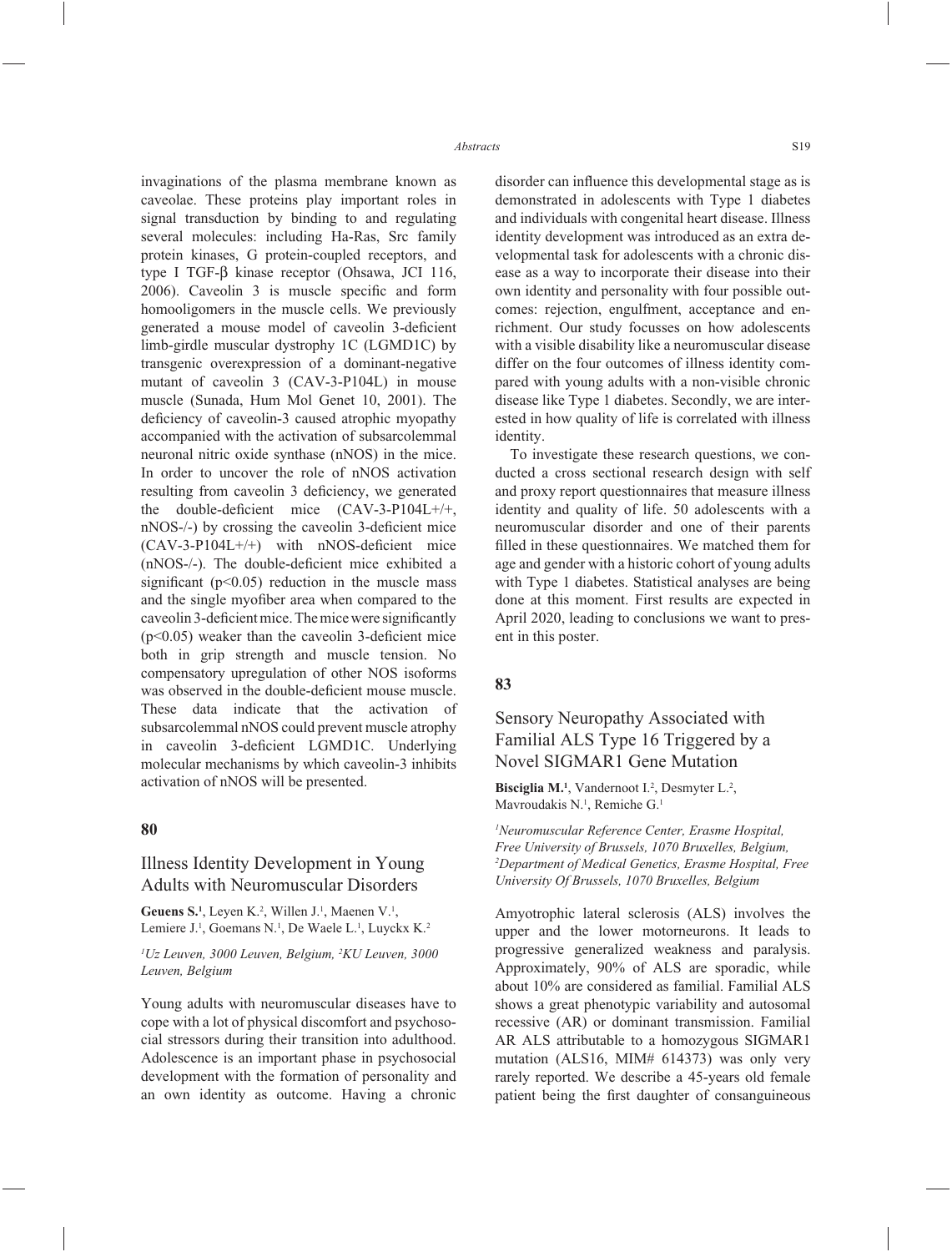invaginations of the plasma membrane known as caveolae. These proteins play important roles in signal transduction by binding to and regulating several molecules: including Ha-Ras, Src family protein kinases, G protein-coupled receptors, and type I TGF-β kinase receptor (Ohsawa, JCI 116, 2006). Caveolin 3 is muscle specific and form homooligomers in the muscle cells. We previously generated a mouse model of caveolin 3-deficient limb-girdle muscular dystrophy 1C (LGMD1C) by transgenic overexpression of a dominant-negative mutant of caveolin 3 (CAV-3-P104L) in mouse muscle (Sunada, Hum Mol Genet 10, 2001). The deficiency of caveolin-3 caused atrophic myopathy accompanied with the activation of subsarcolemmal neuronal nitric oxide synthase (nNOS) in the mice. In order to uncover the role of nNOS activation resulting from caveolin 3 deficiency, we generated the double-deficient mice (CAV-3-P104L+/+, nNOS-/-) by crossing the caveolin 3-deficient mice (CAV-3-P104L+/+) with nNOS-deficient mice (nNOS-/-). The double-deficient mice exhibited a significant ($p<0.05$) reduction in the muscle mass and the single myofiber area when compared to the caveolin 3-deficient mice. The mice were significantly ($p<0.05$) weaker than the caveolin 3-deficient mice both in grip strength and muscle tension. No compensatory upregulation of other NOS isoforms was observed in the double-deficient mouse muscle. These data indicate that the activation of subsarcolemmal nNOS could prevent muscle atrophy in caveolin 3-deficient LGMD1C. Underlying molecular mechanisms by which caveolin-3 inhibits activation of nNOS will be presented.

**80**

## Illness Identity Development in Young Adults with Neuromuscular Disorders

**Geuens S.**[1], Leyen K.[2], Willen J.[1], Maenen V.[1], Lemiere J.[1], Goemans N.[1], De Waele L.[1], Luyckx K.[2]

*[1]Uz Leuven, 3000 Leuven, Belgium, [2]KU Leuven, 3000 Leuven, Belgium*

Young adults with neuromuscular diseases have to cope with a lot of physical discomfort and psychosocial stressors during their transition into adulthood. Adolescence is an important phase in psychosocial development with the formation of personality and an own identity as outcome. Having a chronic disorder can influence this developmental stage as is demonstrated in adolescents with Type 1 diabetes and individuals with congenital heart disease. Illness identity development was introduced as an extra developmental task for adolescents with a chronic disease as a way to incorporate their disease into their own identity and personality with four possible outcomes: rejection, engulfment, acceptance and enrichment. Our study focusses on how adolescents with a visible disability like a neuromuscular disease differ on the four outcomes of illness identity compared with young adults with a non-visible chronic disease like Type 1 diabetes. Secondly, we are interested in how quality of life is correlated with illness identity.

To investigate these research questions, we conducted a cross sectional research design with self and proxy report questionnaires that measure illness identity and quality of life. 50 adolescents with a neuromuscular disorder and one of their parents filled in these questionnaires. We matched them for age and gender with a historic cohort of young adults with Type 1 diabetes. Statistical analyses are being done at this moment. First results are expected in April 2020, leading to conclusions we want to present in this poster.

**83**

## Sensory Neuropathy Associated with Familial ALS Type 16 Triggered by a Novel SIGMAR1 Gene Mutation

**Bisciglia M.**[1], Vandernoot I.[2], Desmyter L.[2], Mavroudakis N.[1], Remiche G.[1]

*[1]Neuromuscular Reference Center, Erasme Hospital, Free University of Brussels, 1070 Bruxelles, Belgium, [2]Department of Medical Genetics, Erasme Hospital, Free University Of Brussels, 1070 Bruxelles, Belgium*

Amyotrophic lateral sclerosis (ALS) involves the upper and the lower motorneurons. It leads to progressive generalized weakness and paralysis. Approximately, 90% of ALS are sporadic, while about 10% are considered as familial. Familial ALS shows a great phenotypic variability and autosomal recessive (AR) or dominant transmission. Familial AR ALS attributable to a homozygous SIGMAR1 mutation (ALS16, MIM# 614373) was only very rarely reported. We describe a 45-years old female patient being the first daughter of consanguineous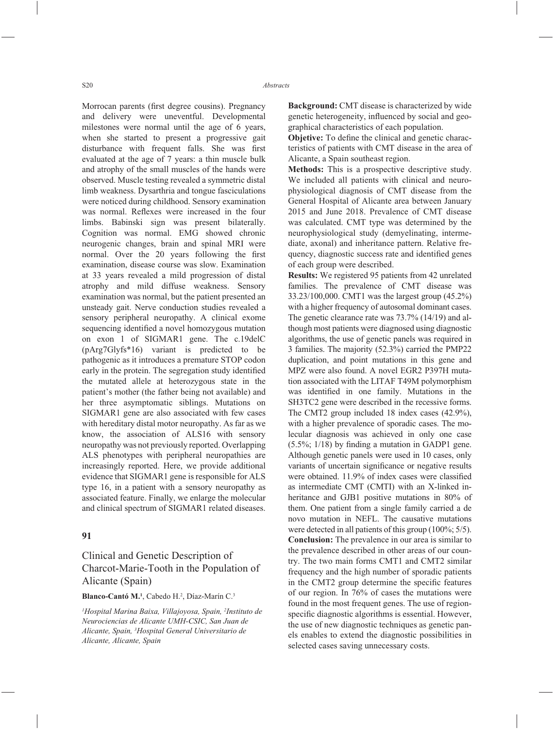Morrocan parents (first degree cousins). Pregnancy and delivery were uneventful. Developmental milestones were normal until the age of 6 years, when she started to present a progressive gait disturbance with frequent falls. She was first evaluated at the age of 7 years: a thin muscle bulk and atrophy of the small muscles of the hands were observed. Muscle testing revealed a symmetric distal limb weakness. Dysarthria and tongue fasciculations were noticed during childhood. Sensory examination was normal. Reflexes were increased in the four limbs. Babinski sign was present bilaterally. Cognition was normal. EMG showed chronic neurogenic changes, brain and spinal MRI were normal. Over the 20 years following the first examination, disease course was slow. Examination at 33 years revealed a mild progression of distal atrophy and mild diffuse weakness. Sensory examination was normal, but the patient presented an unsteady gait. Nerve conduction studies revealed a sensory peripheral neuropathy. A clinical exome sequencing identified a novel homozygous mutation on exon 1 of SIGMAR1 gene. The c.19delC (pArg7Glyfs*16) variant is predicted to be pathogenic as it introduces a premature STOP codon early in the protein. The segregation study identified the mutated allele at heterozygous state in the patient's mother (the father being not available) and her three asymptomatic siblings. Mutations on SIGMAR1 gene are also associated with few cases with hereditary distal motor neuropathy. As far as we know, the association of ALS16 with sensory neuropathy was not previously reported. Overlapping ALS phenotypes with peripheral neuropathies are increasingly reported. Here, we provide additional evidence that SIGMAR1 gene is responsible for ALS type 16, in a patient with a sensory neuropathy as associated feature. Finally, we enlarge the molecular and clinical spectrum of SIGMAR1 related diseases.

## 91

### Clinical and Genetic Description of Charcot-Marie-Tooth in the Population of Alicante (Spain)

**Blanco-Cantó M.**[1], Cabedo H.[2], Díaz-Marín C.[3]

*[1]Hospital Marina Baixa, Villajoyosa, Spain, [2]Instituto de Neurociencias de Alicante UMH-CSIC, San Juan de Alicante, Spain, [3]Hospital General Universitario de Alicante, Alicante, Spain*

**Background:** CMT disease is characterized by wide genetic heterogeneity, influenced by social and geographical characteristics of each population.

**Objetive:** To define the clinical and genetic characteristics of patients with CMT disease in the area of Alicante, a Spain southeast region.

**Methods:** This is a prospective descriptive study. We included all patients with clinical and neurophysiological diagnosis of CMT disease from the General Hospital of Alicante area between January 2015 and June 2018. Prevalence of CMT disease was calculated. CMT type was determined by the neurophysiological study (demyelinating, intermediate, axonal) and inheritance pattern. Relative frequency, diagnostic success rate and identified genes of each group were described.

**Results:** We registered 95 patients from 42 unrelated families. The prevalence of CMT disease was 33.23/100,000. CMT1 was the largest group (45.2%) with a higher frequency of autosomal dominant cases. The genetic clearance rate was 73.7% (14/19) and although most patients were diagnosed using diagnostic algorithms, the use of genetic panels was required in 3 families. The majority (52.3%) carried the PMP22 duplication, and point mutations in this gene and MPZ were also found. A novel EGR2 P397H mutation associated with the LITAF T49M polymorphism was identified in one family. Mutations in the SH3TC2 gene were described in the recessive forms. The CMT2 group included 18 index cases (42.9%), with a higher prevalence of sporadic cases. The molecular diagnosis was achieved in only one case (5.5%; 1/18) by finding a mutation in GADP1 gene. Although genetic panels were used in 10 cases, only variants of uncertain significance or negative results were obtained. 11.9% of index cases were classified as intermediate CMT (CMTI) with an X-linked inheritance and GJB1 positive mutations in 80% of them. One patient from a single family carried a de novo mutation in NEFL. The causative mutations were detected in all patients of this group (100%; 5/5).

**Conclusion:** The prevalence in our area is similar to the prevalence described in other areas of our country. The two main forms CMT1 and CMT2 similar frequency and the high number of sporadic patients in the CMT2 group determine the specific features of our region. In 76% of cases the mutations were found in the most frequent genes. The use of region-specific diagnostic algorithms is essential. However, the use of new diagnostic techniques as genetic panels enables to extend the diagnostic possibilities in selected cases saving unnecessary costs.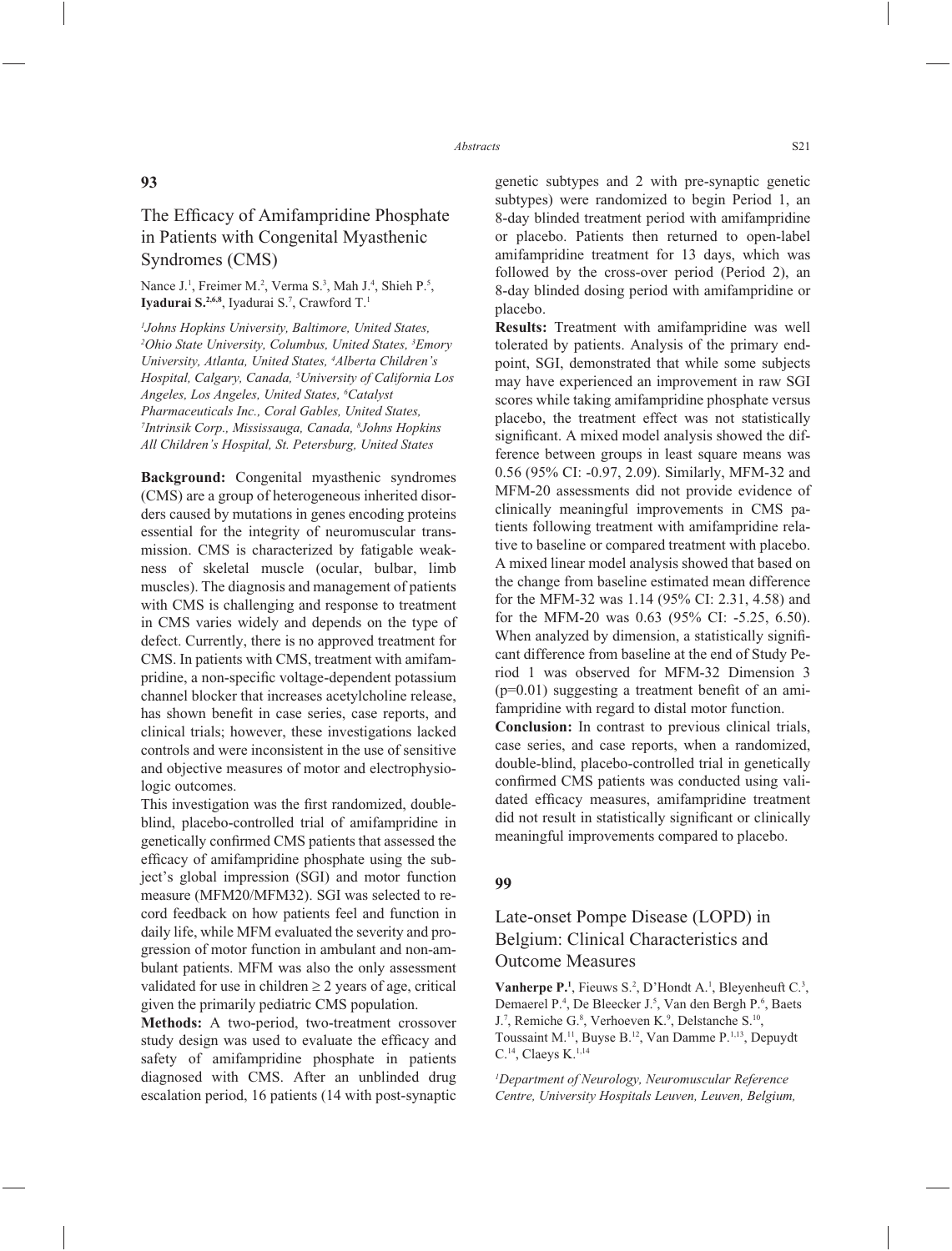## 93

## The Efficacy of Amifampridine Phosphate in Patients with Congenital Myasthenic Syndromes (CMS)

Nance J.[1], Freimer M.[2], Verma S.[3], Mah J.[4], Shieh P.[5], **Iyadurai S.[2,6,8]**, Iyadurai S.[7], Crawford T.[1]

*[1]Johns Hopkins University, Baltimore, United States, [2]Ohio State University, Columbus, United States, [3]Emory University, Atlanta, United States, [4]Alberta Children's Hospital, Calgary, Canada, [5]University of California Los Angeles, Los Angeles, United States, [6]Catalyst Pharmaceuticals Inc., Coral Gables, United States, [7]Intrinsik Corp., Mississauga, Canada, [8]Johns Hopkins All Children's Hospital, St. Petersburg, United States*

**Background:** Congenital myasthenic syndromes (CMS) are a group of heterogeneous inherited disorders caused by mutations in genes encoding proteins essential for the integrity of neuromuscular transmission. CMS is characterized by fatigable weakness of skeletal muscle (ocular, bulbar, limb muscles). The diagnosis and management of patients with CMS is challenging and response to treatment in CMS varies widely and depends on the type of defect. Currently, there is no approved treatment for CMS. In patients with CMS, treatment with amifampridine, a non-specific voltage-dependent potassium channel blocker that increases acetylcholine release, has shown benefit in case series, case reports, and clinical trials; however, these investigations lacked controls and were inconsistent in the use of sensitive and objective measures of motor and electrophysiologic outcomes.

This investigation was the first randomized, double-blind, placebo-controlled trial of amifampridine in genetically confirmed CMS patients that assessed the efficacy of amifampridine phosphate using the subject's global impression (SGI) and motor function measure (MFM20/MFM32). SGI was selected to record feedback on how patients feel and function in daily life, while MFM evaluated the severity and progression of motor function in ambulant and non-ambulant patients. MFM was also the only assessment validated for use in children $\geq 2$ years of age, critical given the primarily pediatric CMS population.

**Methods:** A two-period, two-treatment crossover study design was used to evaluate the efficacy and safety of amifampridine phosphate in patients diagnosed with CMS. After an unblinded drug escalation period, 16 patients (14 with post-synaptic genetic subtypes and 2 with pre-synaptic genetic subtypes) were randomized to begin Period 1, an 8-day blinded treatment period with amifampridine or placebo. Patients then returned to open-label amifampridine treatment for 13 days, which was followed by the cross-over period (Period 2), an 8-day blinded dosing period with amifampridine or placebo.

**Results:** Treatment with amifampridine was well tolerated by patients. Analysis of the primary endpoint, SGI, demonstrated that while some subjects may have experienced an improvement in raw SGI scores while taking amifampridine phosphate versus placebo, the treatment effect was not statistically significant. A mixed model analysis showed the difference between groups in least square means was 0.56 (95% CI: -0.97, 2.09). Similarly, MFM-32 and MFM-20 assessments did not provide evidence of clinically meaningful improvements in CMS patients following treatment with amifampridine relative to baseline or compared treatment with placebo. A mixed linear model analysis showed that based on the change from baseline estimated mean difference for the MFM-32 was 1.14 (95% CI: 2.31, 4.58) and for the MFM-20 was 0.63 (95% CI: -5.25, 6.50). When analyzed by dimension, a statistically significant difference from baseline at the end of Study Period 1 was observed for MFM-32 Dimension 3 ($p=0.01$) suggesting a treatment benefit of an amifampridine with regard to distal motor function.

**Conclusion:** In contrast to previous clinical trials, case series, and case reports, when a randomized, double-blind, placebo-controlled trial in genetically confirmed CMS patients was conducted using validated efficacy measures, amifampridine treatment did not result in statistically significant or clinically meaningful improvements compared to placebo.

## 99

## Late-onset Pompe Disease (LOPD) in Belgium: Clinical Characteristics and Outcome Measures

**Vanherpe P.[1]**, Fieuws S.[2], D'Hondt A.[1], Bleyenheuft C.[3], Demaerel P.[4], De Bleecker J.[5], Van den Bergh P.[6], Baets J.[7], Remiche G.[8], Verhoeven K.[9], Delstanche S.[10], Toussaint M.[11], Buyse B.[12], Van Damme P.[1,13], Depuydt C.[14], Claeys K.[1,14]

*[1]Department of Neurology, Neuromuscular Reference Centre, University Hospitals Leuven, Leuven, Belgium,*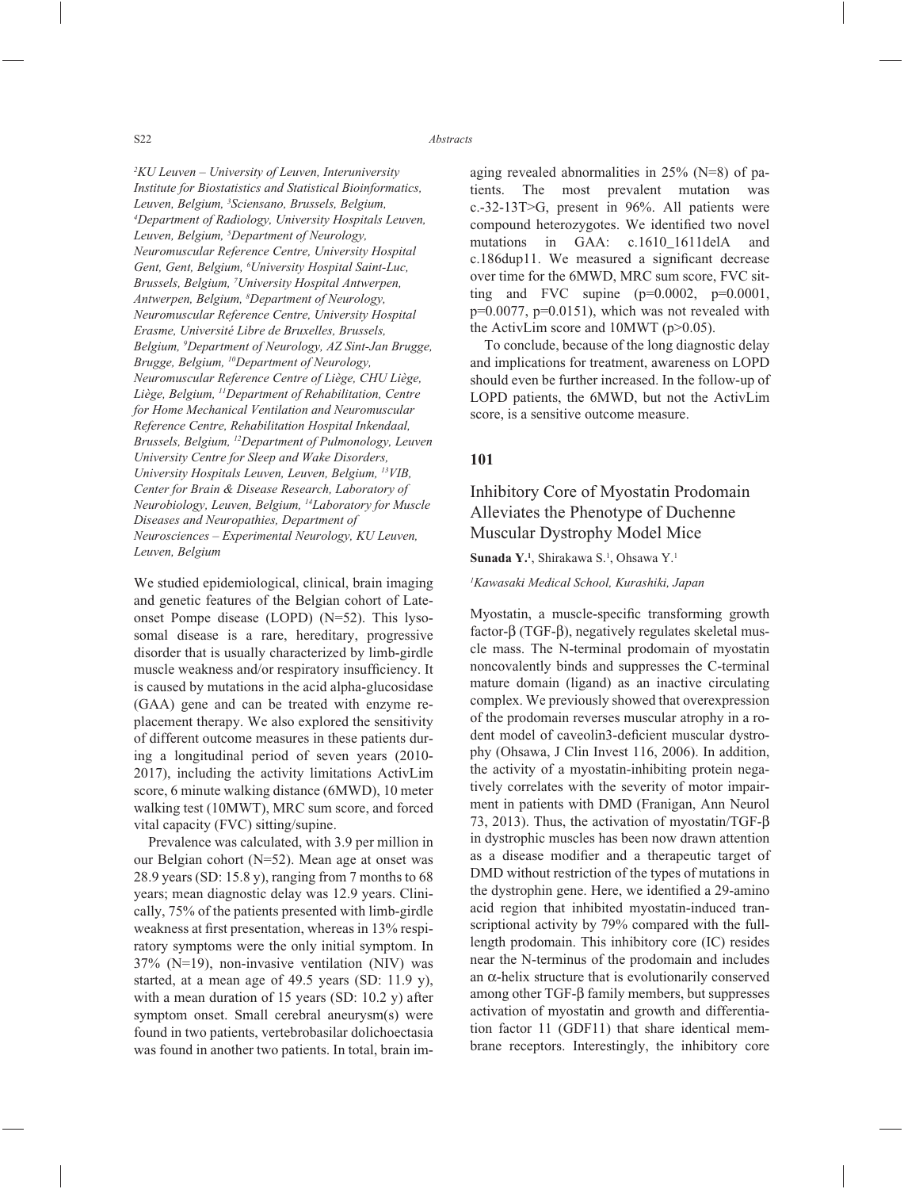[2]*KU Leuven – University of Leuven, Interuniversity Institute for Biostatistics and Statistical Bioinformatics, Leuven, Belgium,* [3]*Sciensano, Brussels, Belgium,* [4]*Department of Radiology, University Hospitals Leuven, Leuven, Belgium,* [5]*Department of Neurology, Neuromuscular Reference Centre, University Hospital Gent, Gent, Belgium,* [6]*University Hospital Saint-Luc, Brussels, Belgium,* [7]*University Hospital Antwerpen, Antwerpen, Belgium,* [8]*Department of Neurology, Neuromuscular Reference Centre, University Hospital Erasme, Université Libre de Bruxelles, Brussels, Belgium,* [9]*Department of Neurology, AZ Sint-Jan Brugge, Brugge, Belgium,* [10]*Department of Neurology, Neuromuscular Reference Centre of Liège, CHU Liège, Liège, Belgium,* [11]*Department of Rehabilitation, Centre for Home Mechanical Ventilation and Neuromuscular Reference Centre, Rehabilitation Hospital Inkendaal, Brussels, Belgium,* [12]*Department of Pulmonology, Leuven University Centre for Sleep and Wake Disorders, University Hospitals Leuven, Leuven, Belgium,* [13]*VIB, Center for Brain & Disease Research, Laboratory of Neurobiology, Leuven, Belgium,* [14]*Laboratory for Muscle Diseases and Neuropathies, Department of Neurosciences – Experimental Neurology, KU Leuven, Leuven, Belgium*

We studied epidemiological, clinical, brain imaging and genetic features of the Belgian cohort of Late-onset Pompe disease (LOPD) (N=52). This lysosomal disease is a rare, hereditary, progressive disorder that is usually characterized by limb-girdle muscle weakness and/or respiratory insufficiency. It is caused by mutations in the acid alpha-glucosidase (GAA) gene and can be treated with enzyme replacement therapy. We also explored the sensitivity of different outcome measures in these patients during a longitudinal period of seven years (2010-2017), including the activity limitations ActivLim score, 6 minute walking distance (6MWD), 10 meter walking test (10MWT), MRC sum score, and forced vital capacity (FVC) sitting/supine.

Prevalence was calculated, with 3.9 per million in our Belgian cohort (N=52). Mean age at onset was 28.9 years (SD: 15.8 y), ranging from 7 months to 68 years; mean diagnostic delay was 12.9 years. Clinically, 75% of the patients presented with limb-girdle weakness at first presentation, whereas in 13% respiratory symptoms were the only initial symptom. In 37% (N=19), non-invasive ventilation (NIV) was started, at a mean age of 49.5 years (SD: 11.9 y), with a mean duration of 15 years (SD: 10.2 y) after symptom onset. Small cerebral aneurysm(s) were found in two patients, vertebrobasilar dolichoectasia was found in another two patients. In total, brain imaging revealed abnormalities in 25% (N=8) of patients. The most prevalent mutation was c.-32-13T>G, present in 96%. All patients were compound heterozygotes. We identified two novel mutations in GAA: c.1610_1611delA and c.186dup11. We measured a significant decrease over time for the 6MWD, MRC sum score, FVC sitting and FVC supine ($p=0.0002$, $p=0.0001$, $p=0.0077$, $p=0.0151$), which was not revealed with the ActivLim score and 10MWT ($p>0.05$).

To conclude, because of the long diagnostic delay and implications for treatment, awareness on LOPD should even be further increased. In the follow-up of LOPD patients, the 6MWD, but not the ActivLim score, is a sensitive outcome measure.

## 101

## Inhibitory Core of Myostatin Prodomain Alleviates the Phenotype of Duchenne Muscular Dystrophy Model Mice

**Sunada Y.**[1], Shirakawa S.[1], Ohsawa Y.[1]

[1]*Kawasaki Medical School, Kurashiki, Japan*

Myostatin, a muscle-specific transforming growth factor-β (TGF-β), negatively regulates skeletal muscle mass. The N-terminal prodomain of myostatin noncovalently binds and suppresses the C-terminal mature domain (ligand) as an inactive circulating complex. We previously showed that overexpression of the prodomain reverses muscular atrophy in a rodent model of caveolin3-deficient muscular dystrophy (Ohsawa, J Clin Invest 116, 2006). In addition, the activity of a myostatin-inhibiting protein negatively correlates with the severity of motor impairment in patients with DMD (Franigan, Ann Neurol 73, 2013). Thus, the activation of myostatin/TGF-β in dystrophic muscles has been now drawn attention as a disease modifier and a therapeutic target of DMD without restriction of the types of mutations in the dystrophin gene. Here, we identified a 29-amino acid region that inhibited myostatin-induced transcriptional activity by 79% compared with the full-length prodomain. This inhibitory core (IC) resides near the N-terminus of the prodomain and includes an α-helix structure that is evolutionarily conserved among other TGF-β family members, but suppresses activation of myostatin and growth and differentiation factor 11 (GDF11) that share identical membrane receptors. Interestingly, the inhibitory core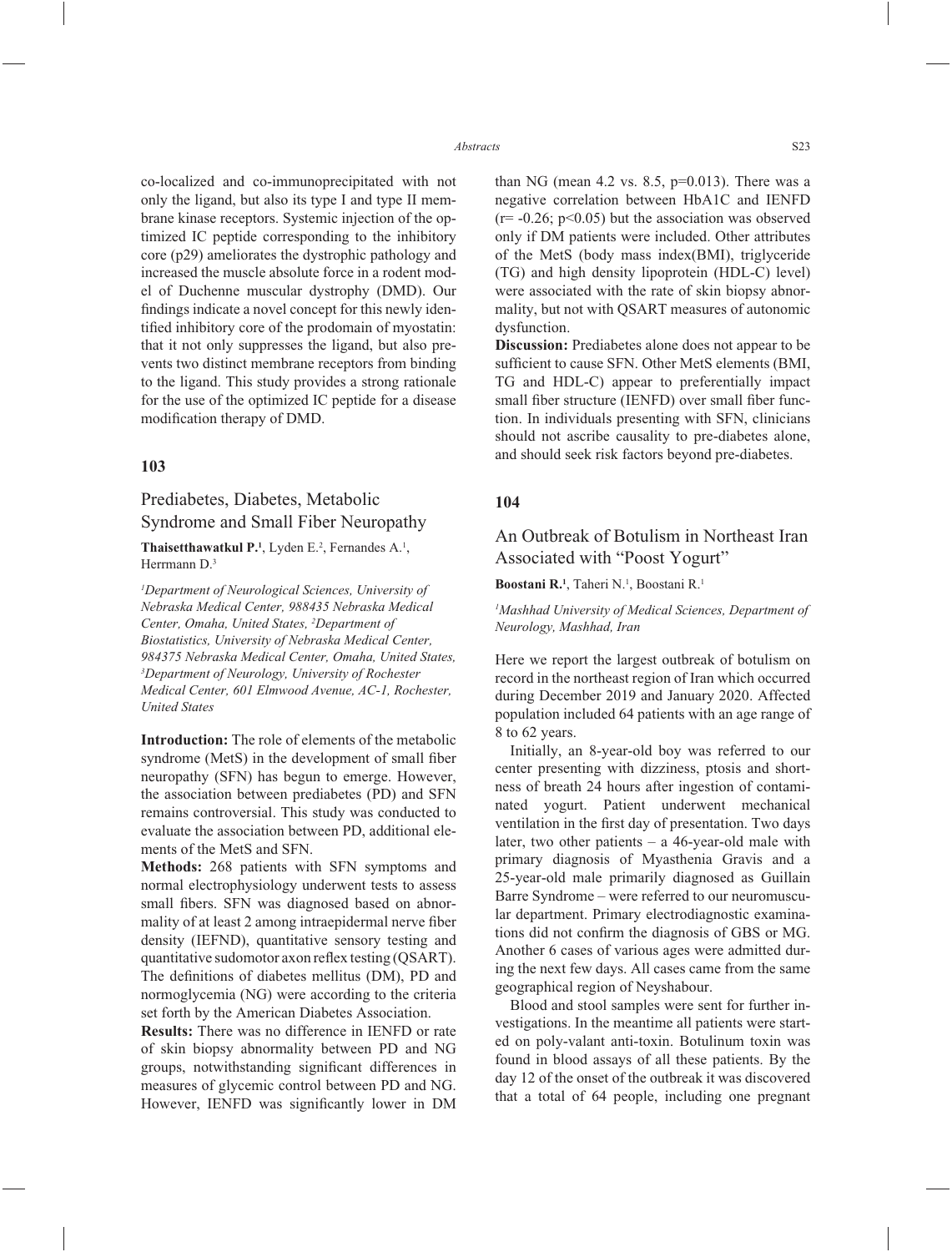co-localized and co-immunoprecipitated with not only the ligand, but also its type I and type II membrane kinase receptors. Systemic injection of the optimized IC peptide corresponding to the inhibitory core (p29) ameliorates the dystrophic pathology and increased the muscle absolute force in a rodent model of Duchenne muscular dystrophy (DMD). Our findings indicate a novel concept for this newly identified inhibitory core of the prodomain of myostatin: that it not only suppresses the ligand, but also prevents two distinct membrane receptors from binding to the ligand. This study provides a strong rationale for the use of the optimized IC peptide for a disease modification therapy of DMD.

**103**

## Prediabetes, Diabetes, Metabolic Syndrome and Small Fiber Neuropathy

**Thaisetthawatkul P.**[1], Lyden E.[2], Fernandes A.[1], Herrmann D.[3]

*[1]Department of Neurological Sciences, University of Nebraska Medical Center, 988435 Nebraska Medical Center, Omaha, United States, [2]Department of Biostatistics, University of Nebraska Medical Center, 984375 Nebraska Medical Center, Omaha, United States, [3]Department of Neurology, University of Rochester Medical Center, 601 Elmwood Avenue, AC-1, Rochester, United States*

**Introduction:** The role of elements of the metabolic syndrome (MetS) in the development of small fiber neuropathy (SFN) has begun to emerge. However, the association between prediabetes (PD) and SFN remains controversial. This study was conducted to evaluate the association between PD, additional elements of the MetS and SFN.

**Methods:** 268 patients with SFN symptoms and normal electrophysiology underwent tests to assess small fibers. SFN was diagnosed based on abnormality of at least 2 among intraepidermal nerve fiber density (IEFND), quantitative sensory testing and quantitative sudomotor axon reflex testing (QSART). The definitions of diabetes mellitus (DM), PD and normoglycemia (NG) were according to the criteria set forth by the American Diabetes Association.

**Results:** There was no difference in IENFD or rate of skin biopsy abnormality between PD and NG groups, notwithstanding significant differences in measures of glycemic control between PD and NG. However, IENFD was significantly lower in DM than NG (mean 4.2 vs. 8.5, $p=0.013$). There was a negative correlation between HbA1C and IENFD ($r= -0.26$; $p<0.05$) but the association was observed only if DM patients were included. Other attributes of the MetS (body mass index(BMI), triglyceride (TG) and high density lipoprotein (HDL-C) level) were associated with the rate of skin biopsy abnormality, but not with QSART measures of autonomic dysfunction.

**Discussion:** Prediabetes alone does not appear to be sufficient to cause SFN. Other MetS elements (BMI, TG and HDL-C) appear to preferentially impact small fiber structure (IENFD) over small fiber function. In individuals presenting with SFN, clinicians should not ascribe causality to pre-diabetes alone, and should seek risk factors beyond pre-diabetes.

**104**

## An Outbreak of Botulism in Northeast Iran Associated with "Poost Yogurt"

**Boostani R.**[1], Taheri N.[1], Boostani R.[1]

*[1]Mashhad University of Medical Sciences, Department of Neurology, Mashhad, Iran*

Here we report the largest outbreak of botulism on record in the northeast region of Iran which occurred during December 2019 and January 2020. Affected population included 64 patients with an age range of 8 to 62 years.

Initially, an 8-year-old boy was referred to our center presenting with dizziness, ptosis and shortness of breath 24 hours after ingestion of contaminated yogurt. Patient underwent mechanical ventilation in the first day of presentation. Two days later, two other patients – a 46-year-old male with primary diagnosis of Myasthenia Gravis and a 25-year-old male primarily diagnosed as Guillain Barre Syndrome – were referred to our neuromuscular department. Primary electrodiagnostic examinations did not confirm the diagnosis of GBS or MG. Another 6 cases of various ages were admitted during the next few days. All cases came from the same geographical region of Neyshabour.

Blood and stool samples were sent for further investigations. In the meantime all patients were started on poly-valant anti-toxin. Botulinum toxin was found in blood assays of all these patients. By the day 12 of the onset of the outbreak it was discovered that a total of 64 people, including one pregnant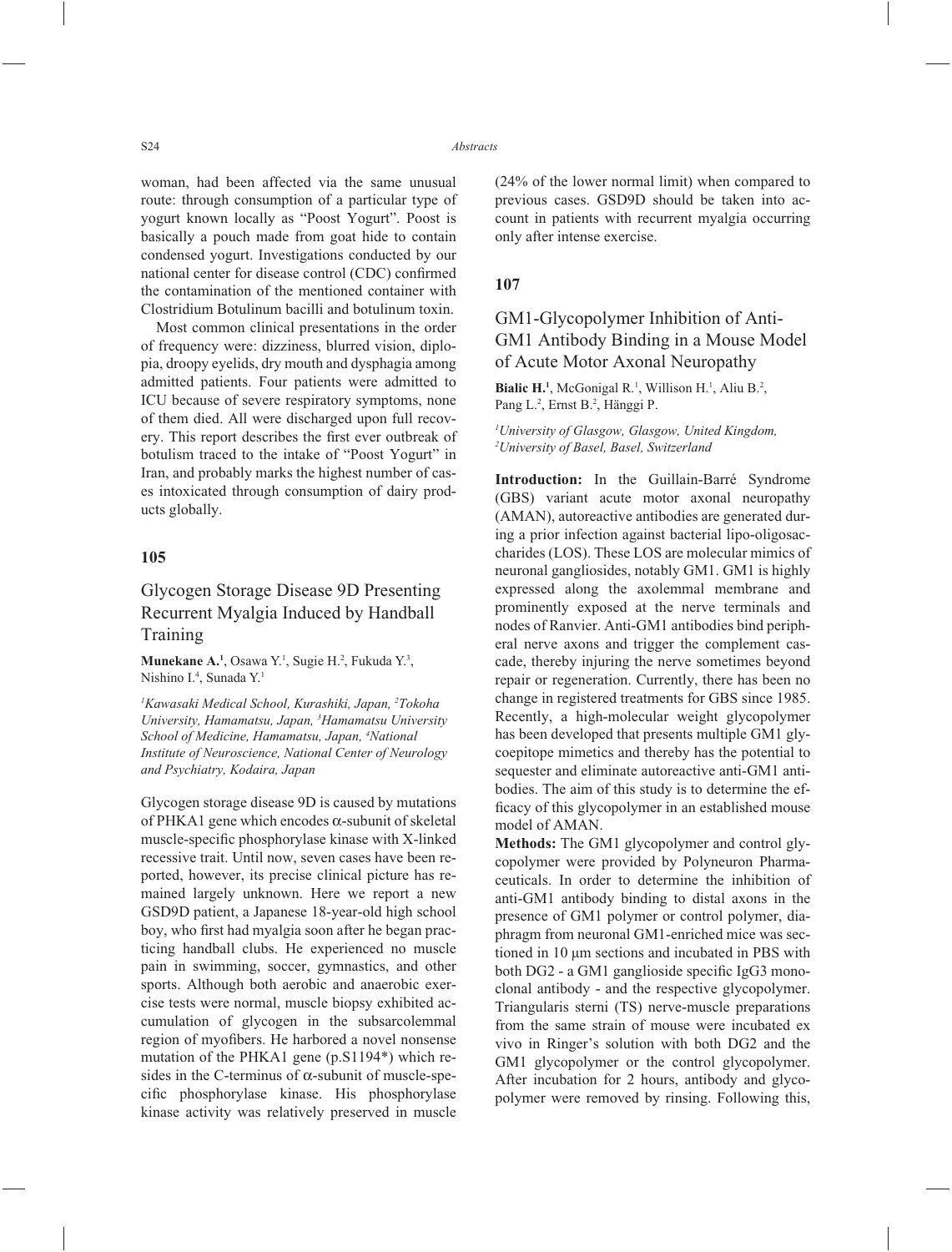woman, had been affected via the same unusual route: through consumption of a particular type of yogurt known locally as "Poost Yogurt". Poost is basically a pouch made from goat hide to contain condensed yogurt. Investigations conducted by our national center for disease control (CDC) confirmed the contamination of the mentioned container with Clostridium Botulinum bacilli and botulinum toxin.

Most common clinical presentations in the order of frequency were: dizziness, blurred vision, diplopia, droopy eyelids, dry mouth and dysphagia among admitted patients. Four patients were admitted to ICU because of severe respiratory symptoms, none of them died. All were discharged upon full recovery. This report describes the first ever outbreak of botulism traced to the intake of "Poost Yogurt" in Iran, and probably marks the highest number of cases intoxicated through consumption of dairy products globally.

## 105

### Glycogen Storage Disease 9D Presenting Recurrent Myalgia Induced by Handball Training

**Munekane A.**[1], Osawa Y.[1], Sugie H.[2], Fukuda Y.[3], Nishino I.[4], Sunada Y.[1]

*[1]Kawasaki Medical School, Kurashiki, Japan, [2]Tokoha University, Hamamatsu, Japan, [3]Hamamatsu University School of Medicine, Hamamatsu, Japan, [4]National Institute of Neuroscience, National Center of Neurology and Psychiatry, Kodaira, Japan*

Glycogen storage disease 9D is caused by mutations of PHKA1 gene which encodes α-subunit of skeletal muscle-specific phosphorylase kinase with X-linked recessive trait. Until now, seven cases have been reported, however, its precise clinical picture has remained largely unknown. Here we report a new GSD9D patient, a Japanese 18-year-old high school boy, who first had myalgia soon after he began practicing handball clubs. He experienced no muscle pain in swimming, soccer, gymnastics, and other sports. Although both aerobic and anaerobic exercise tests were normal, muscle biopsy exhibited accumulation of glycogen in the subsarcolemmal region of myofibers. He harbored a novel nonsense mutation of the PHKA1 gene (p.S1194*) which resides in the C-terminus of α-subunit of muscle-specific phosphorylase kinase. His phosphorylase kinase activity was relatively preserved in muscle (24% of the lower normal limit) when compared to previous cases. GSD9D should be taken into account in patients with recurrent myalgia occurring only after intense exercise.

## 107

### GM1-Glycopolymer Inhibition of Anti-GM1 Antibody Binding in a Mouse Model of Acute Motor Axonal Neuropathy

**Bialic H.**[1], McGonigal R.[1], Willison H.[1], Aliu B.[2], Pang L.[2], Ernst B.[2], Hänggi P.

*[1]University of Glasgow, Glasgow, United Kingdom, [2]University of Basel, Basel, Switzerland*

**Introduction:** In the Guillain-Barré Syndrome (GBS) variant acute motor axonal neuropathy (AMAN), autoreactive antibodies are generated during a prior infection against bacterial lipo-oligosaccharides (LOS). These LOS are molecular mimics of neuronal gangliosides, notably GM1. GM1 is highly expressed along the axolemmal membrane and prominently exposed at the nerve terminals and nodes of Ranvier. Anti-GM1 antibodies bind peripheral nerve axons and trigger the complement cascade, thereby injuring the nerve sometimes beyond repair or regeneration. Currently, there has been no change in registered treatments for GBS since 1985. Recently, a high-molecular weight glycopolymer has been developed that presents multiple GM1 glycoepitope mimetics and thereby has the potential to sequester and eliminate autoreactive anti-GM1 antibodies. The aim of this study is to determine the efficacy of this glycopolymer in an established mouse model of AMAN.

**Methods:** The GM1 glycopolymer and control glycopolymer were provided by Polyneuron Pharmaceuticals. In order to determine the inhibition of anti-GM1 antibody binding to distal axons in the presence of GM1 polymer or control polymer, diaphragm from neuronal GM1-enriched mice was sectioned in 10 µm sections and incubated in PBS with both DG2 - a GM1 ganglioside specific IgG3 monoclonal antibody - and the respective glycopolymer. Triangularis sterni (TS) nerve-muscle preparations from the same strain of mouse were incubated ex vivo in Ringer's solution with both DG2 and the GM1 glycopolymer or the control glycopolymer. After incubation for 2 hours, antibody and glycopolymer were removed by rinsing. Following this,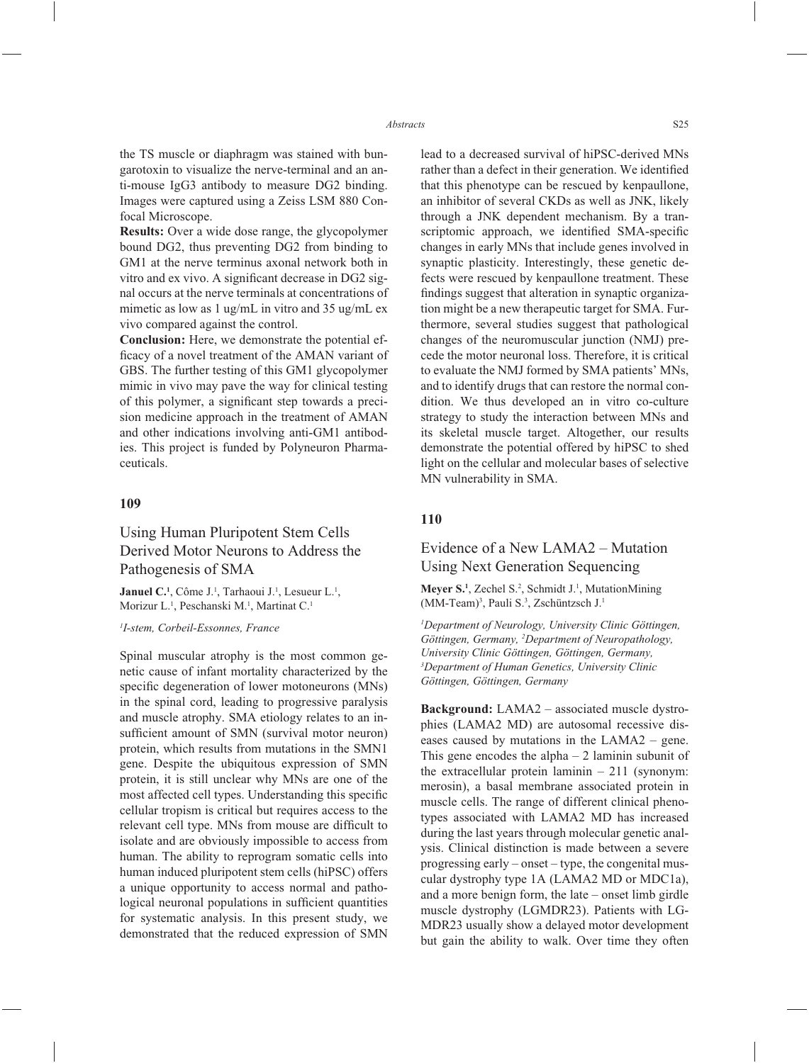the TS muscle or diaphragm was stained with bungarotoxin to visualize the nerve-terminal and an anti-mouse IgG3 antibody to measure DG2 binding. Images were captured using a Zeiss LSM 880 Confocal Microscope.

**Results:** Over a wide dose range, the glycopolymer bound DG2, thus preventing DG2 from binding to GM1 at the nerve terminus axonal network both in vitro and ex vivo. A significant decrease in DG2 signal occurs at the nerve terminals at concentrations of mimetic as low as 1 ug/mL in vitro and 35 ug/mL ex vivo compared against the control.

**Conclusion:** Here, we demonstrate the potential efficacy of a novel treatment of the AMAN variant of GBS. The further testing of this GM1 glycopolymer mimic in vivo may pave the way for clinical testing of this polymer, a significant step towards a precision medicine approach in the treatment of AMAN and other indications involving anti-GM1 antibodies. This project is funded by Polyneuron Pharmaceuticals.

## 109

### Using Human Pluripotent Stem Cells Derived Motor Neurons to Address the Pathogenesis of SMA

**Januel C.**[1], Côme J.[1], Tarhaoui J.[1], Lesueur L.[1], Morizur L.[1], Peschanski M.[1], Martinat C.[1]

*[1]I-stem, Corbeil-Essonnes, France*

Spinal muscular atrophy is the most common genetic cause of infant mortality characterized by the specific degeneration of lower motoneurons (MNs) in the spinal cord, leading to progressive paralysis and muscle atrophy. SMA etiology relates to an insufficient amount of SMN (survival motor neuron) protein, which results from mutations in the SMN1 gene. Despite the ubiquitous expression of SMN protein, it is still unclear why MNs are one of the most affected cell types. Understanding this specific cellular tropism is critical but requires access to the relevant cell type. MNs from mouse are difficult to isolate and are obviously impossible to access from human. The ability to reprogram somatic cells into human induced pluripotent stem cells (hiPSC) offers a unique opportunity to access normal and pathological neuronal populations in sufficient quantities for systematic analysis. In this present study, we demonstrated that the reduced expression of SMN lead to a decreased survival of hiPSC-derived MNs rather than a defect in their generation. We identified that this phenotype can be rescued by kenpaullone, an inhibitor of several CKDs as well as JNK, likely through a JNK dependent mechanism. By a transcriptomic approach, we identified SMA-specific changes in early MNs that include genes involved in synaptic plasticity. Interestingly, these genetic defects were rescued by kenpaullone treatment. These findings suggest that alteration in synaptic organization might be a new therapeutic target for SMA. Furthermore, several studies suggest that pathological changes of the neuromuscular junction (NMJ) precede the motor neuronal loss. Therefore, it is critical to evaluate the NMJ formed by SMA patients' MNs, and to identify drugs that can restore the normal condition. We thus developed an in vitro co-culture strategy to study the interaction between MNs and its skeletal muscle target. Altogether, our results demonstrate the potential offered by hiPSC to shed light on the cellular and molecular bases of selective MN vulnerability in SMA.

## 110

### Evidence of a New LAMA2 – Mutation Using Next Generation Sequencing

**Meyer S.**[1], Zechel S.[2], Schmidt J.[1], MutationMining (MM-Team)[3], Pauli S.[3], Zschüntzsch J.[1]

*[1]Department of Neurology, University Clinic Göttingen, Göttingen, Germany, [2]Department of Neuropathology, University Clinic Göttingen, Göttingen, Germany, [3]Department of Human Genetics, University Clinic Göttingen, Göttingen, Germany*

**Background:** LAMA2 – associated muscle dystrophies (LAMA2 MD) are autosomal recessive diseases caused by mutations in the LAMA2 – gene. This gene encodes the alpha – 2 laminin subunit of the extracellular protein laminin – 211 (synonym: merosin), a basal membrane associated protein in muscle cells. The range of different clinical phenotypes associated with LAMA2 MD has increased during the last years through molecular genetic analysis. Clinical distinction is made between a severe progressing early – onset – type, the congenital muscular dystrophy type 1A (LAMA2 MD or MDC1a), and a more benign form, the late – onset limb girdle muscle dystrophy (LGMDR23). Patients with LGMDR23 usually show a delayed motor development but gain the ability to walk. Over time they often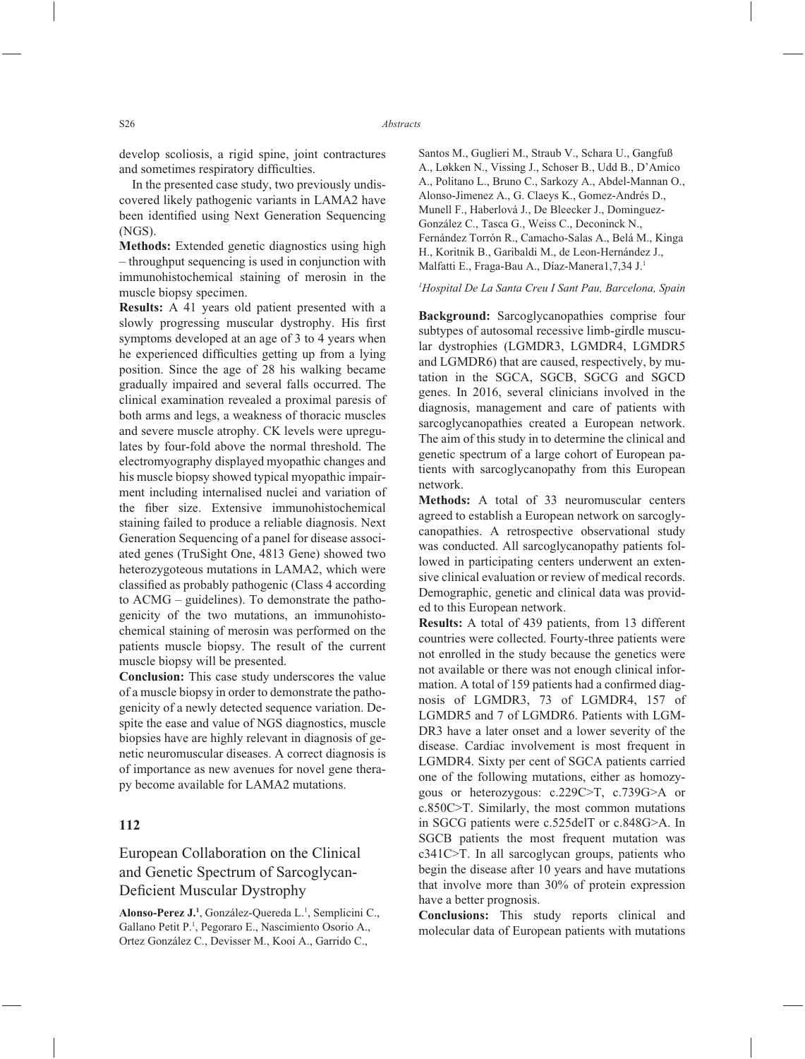develop scoliosis, a rigid spine, joint contractures and sometimes respiratory difficulties.

In the presented case study, two previously undiscovered likely pathogenic variants in LAMA2 have been identified using Next Generation Sequencing (NGS).

**Methods:** Extended genetic diagnostics using high – throughput sequencing is used in conjunction with immunohistochemical staining of merosin in the muscle biopsy specimen.

**Results:** A 41 years old patient presented with a slowly progressing muscular dystrophy. His first symptoms developed at an age of 3 to 4 years when he experienced difficulties getting up from a lying position. Since the age of 28 his walking became gradually impaired and several falls occurred. The clinical examination revealed a proximal paresis of both arms and legs, a weakness of thoracic muscles and severe muscle atrophy. CK levels were upregulates by four-fold above the normal threshold. The electromyography displayed myopathic changes and his muscle biopsy showed typical myopathic impairment including internalised nuclei and variation of the fiber size. Extensive immunohistochemical staining failed to produce a reliable diagnosis. Next Generation Sequencing of a panel for disease associated genes (TruSight One, 4813 Gene) showed two heterozygoteous mutations in LAMA2, which were classified as probably pathogenic (Class 4 according to ACMG – guidelines). To demonstrate the pathogenicity of the two mutations, an immunohistochemical staining of merosin was performed on the patients muscle biopsy. The result of the current muscle biopsy will be presented.

**Conclusion:** This case study underscores the value of a muscle biopsy in order to demonstrate the pathogenicity of a newly detected sequence variation. Despite the ease and value of NGS diagnostics, muscle biopsies have are highly relevant in diagnosis of genetic neuromuscular diseases. A correct diagnosis is of importance as new avenues for novel gene therapy become available for LAMA2 mutations.

## 112

## European Collaboration on the Clinical and Genetic Spectrum of Sarcoglycan-Deficient Muscular Dystrophy

**Alonso-Perez J.**[1], González-Quereda L.[1], Semplicini C., Gallano Petit P.[1], Pegoraro E., Nascimiento Osorio A., Ortez González C., Devisser M., Kooi A., Garrido C., Santos M., Guglieri M., Straub V., Schara U., Gangfuß A., Løkken N., Vissing J., Schoser B., Udd B., D'Amico A., Politano L., Bruno C., Sarkozy A., Abdel-Mannan O., Alonso-Jimenez A., G. Claeys K., Gomez-Andrés D., Munell F., Haberlová J., De Bleecker J., Dominguez-González C., Tasca G., Weiss C., Deconinck N., Fernández Torrón R., Camacho-Salas A., Belá M., Kinga H., Koritnik B., Garibaldi M., de Leon-Hernández J., Malfatti E., Fraga-Bau A., Díaz-Manera1,7,34 J.[1]

[1]*Hospital De La Santa Creu I Sant Pau, Barcelona, Spain*

**Background:** Sarcoglycanopathies comprise four subtypes of autosomal recessive limb-girdle muscular dystrophies (LGMDR3, LGMDR4, LGMDR5 and LGMDR6) that are caused, respectively, by mutation in the SGCA, SGCB, SGCG and SGCD genes. In 2016, several clinicians involved in the diagnosis, management and care of patients with sarcoglycanopathies created a European network. The aim of this study in to determine the clinical and genetic spectrum of a large cohort of European patients with sarcoglycanopathy from this European network.

**Methods:** A total of 33 neuromuscular centers agreed to establish a European network on sarcoglycanopathies. A retrospective observational study was conducted. All sarcoglycanopathy patients followed in participating centers underwent an extensive clinical evaluation or review of medical records. Demographic, genetic and clinical data was provided to this European network.

**Results:** A total of 439 patients, from 13 different countries were collected. Fourty-three patients were not enrolled in the study because the genetics were not available or there was not enough clinical information. A total of 159 patients had a confirmed diagnosis of LGMDR3, 73 of LGMDR4, 157 of LGMDR5 and 7 of LGMDR6. Patients with LGMDR3 have a later onset and a lower severity of the disease. Cardiac involvement is most frequent in LGMDR4. Sixty per cent of SGCA patients carried one of the following mutations, either as homozygous or heterozygous: c.229C>T, c.739G>A or c.850C>T. Similarly, the most common mutations in SGCG patients were c.525delT or c.848G>A. In SGCB patients the most frequent mutation was c341C>T. In all sarcoglycan groups, patients who begin the disease after 10 years and have mutations that involve more than 30% of protein expression have a better prognosis.

**Conclusions:** This study reports clinical and molecular data of European patients with mutations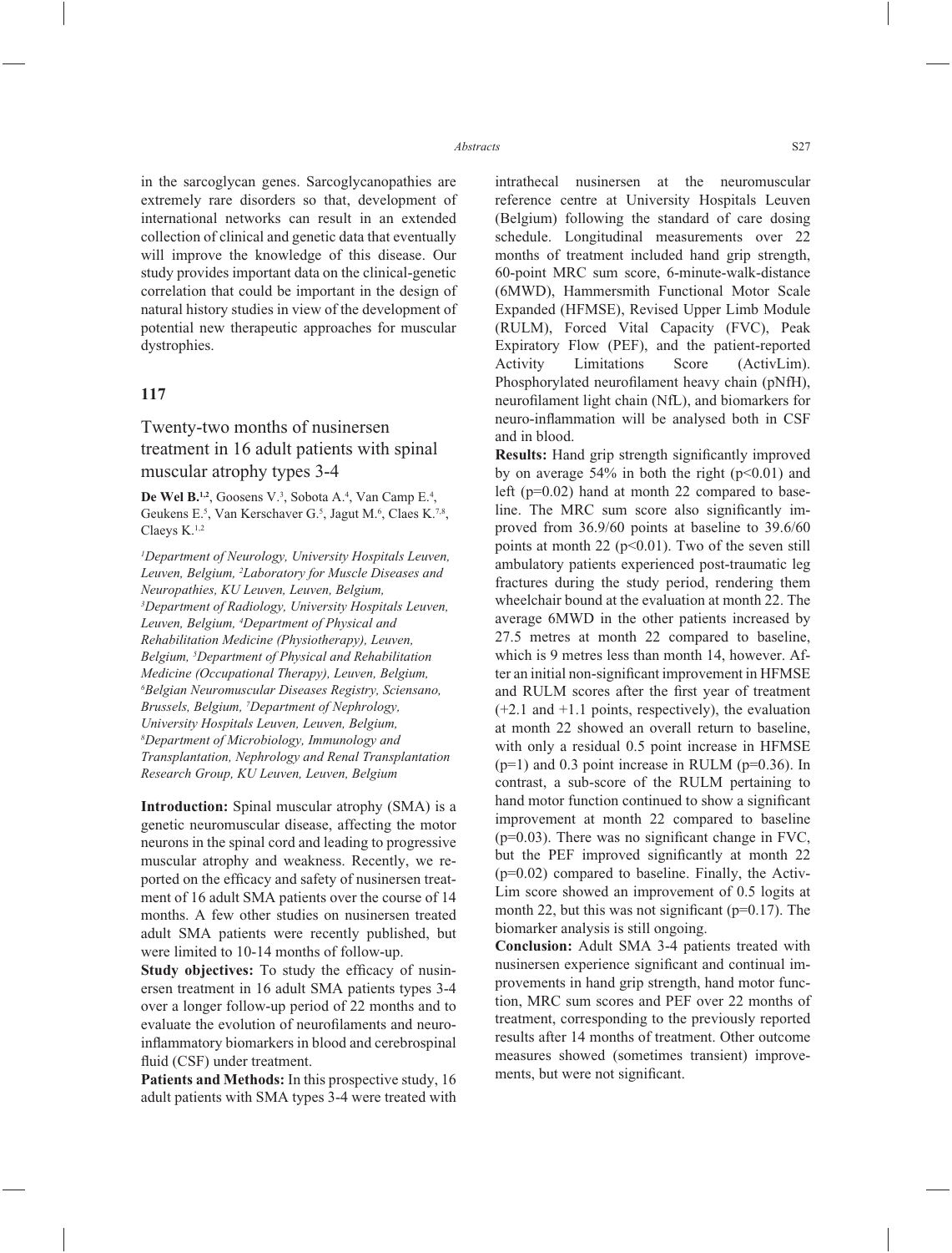in the sarcoglycan genes. Sarcoglycanopathies are extremely rare disorders so that, development of international networks can result in an extended collection of clinical and genetic data that eventually will improve the knowledge of this disease. Our study provides important data on the clinical-genetic correlation that could be important in the design of natural history studies in view of the development of potential new therapeutic approaches for muscular dystrophies.

## 117

### Twenty-two months of nusinersen treatment in 16 adult patients with spinal muscular atrophy types 3-4

**De Wel B.**[1,2], Goosens V.[3], Sobota A.[4], Van Camp E.[4], Geukens E.[5], Van Kerschaver G.[5], Jagut M.[6], Claes K.[7,8], Claeys K.[1,2]

*[1]Department of Neurology, University Hospitals Leuven, Leuven, Belgium, [2]Laboratory for Muscle Diseases and Neuropathies, KU Leuven, Leuven, Belgium, [3]Department of Radiology, University Hospitals Leuven, Leuven, Belgium, [4]Department of Physical and Rehabilitation Medicine (Physiotherapy), Leuven, Belgium, [5]Department of Physical and Rehabilitation Medicine (Occupational Therapy), Leuven, Belgium, [6]Belgian Neuromuscular Diseases Registry, Sciensano, Brussels, Belgium, [7]Department of Nephrology, University Hospitals Leuven, Leuven, Belgium, [8]Department of Microbiology, Immunology and Transplantation, Nephrology and Renal Transplantation Research Group, KU Leuven, Leuven, Belgium*

**Introduction:** Spinal muscular atrophy (SMA) is a genetic neuromuscular disease, affecting the motor neurons in the spinal cord and leading to progressive muscular atrophy and weakness. Recently, we reported on the efficacy and safety of nusinersen treatment of 16 adult SMA patients over the course of 14 months. A few other studies on nusinersen treated adult SMA patients were recently published, but were limited to 10-14 months of follow-up.

**Study objectives:** To study the efficacy of nusinersen treatment in 16 adult SMA patients types 3-4 over a longer follow-up period of 22 months and to evaluate the evolution of neurofilaments and neuroinflammatory biomarkers in blood and cerebrospinal fluid (CSF) under treatment.

**Patients and Methods:** In this prospective study, 16 adult patients with SMA types 3-4 were treated with intrathecal nusinersen at the neuromuscular reference centre at University Hospitals Leuven (Belgium) following the standard of care dosing schedule. Longitudinal measurements over 22 months of treatment included hand grip strength, 60-point MRC sum score, 6-minute-walk-distance (6MWD), Hammersmith Functional Motor Scale Expanded (HFMSE), Revised Upper Limb Module (RULM), Forced Vital Capacity (FVC), Peak Expiratory Flow (PEF), and the patient-reported Activity Limitations Score (ActivLim). Phosphorylated neurofilament heavy chain (pNfH), neurofilament light chain (NfL), and biomarkers for neuro-inflammation will be analysed both in CSF and in blood.

**Results:** Hand grip strength significantly improved by on average 54% in both the right ($p<0.01$) and left ($p=0.02$) hand at month 22 compared to baseline. The MRC sum score also significantly improved from 36.9/60 points at baseline to 39.6/60 points at month 22 ($p<0.01$). Two of the seven still ambulatory patients experienced post-traumatic leg fractures during the study period, rendering them wheelchair bound at the evaluation at month 22. The average 6MWD in the other patients increased by 27.5 metres at month 22 compared to baseline, which is 9 metres less than month 14, however. After an initial non-significant improvement in HFMSE and RULM scores after the first year of treatment (+2.1 and +1.1 points, respectively), the evaluation at month 22 showed an overall return to baseline, with only a residual 0.5 point increase in HFMSE ($p=1$) and 0.3 point increase in RULM ($p=0.36$). In contrast, a sub-score of the RULM pertaining to hand motor function continued to show a significant improvement at month 22 compared to baseline ($p=0.03$). There was no significant change in FVC, but the PEF improved significantly at month 22 ($p=0.02$) compared to baseline. Finally, the ActivLim score showed an improvement of 0.5 logits at month 22, but this was not significant ($p=0.17$). The biomarker analysis is still ongoing.

**Conclusion:** Adult SMA 3-4 patients treated with nusinersen experience significant and continual improvements in hand grip strength, hand motor function, MRC sum scores and PEF over 22 months of treatment, corresponding to the previously reported results after 14 months of treatment. Other outcome measures showed (sometimes transient) improvements, but were not significant.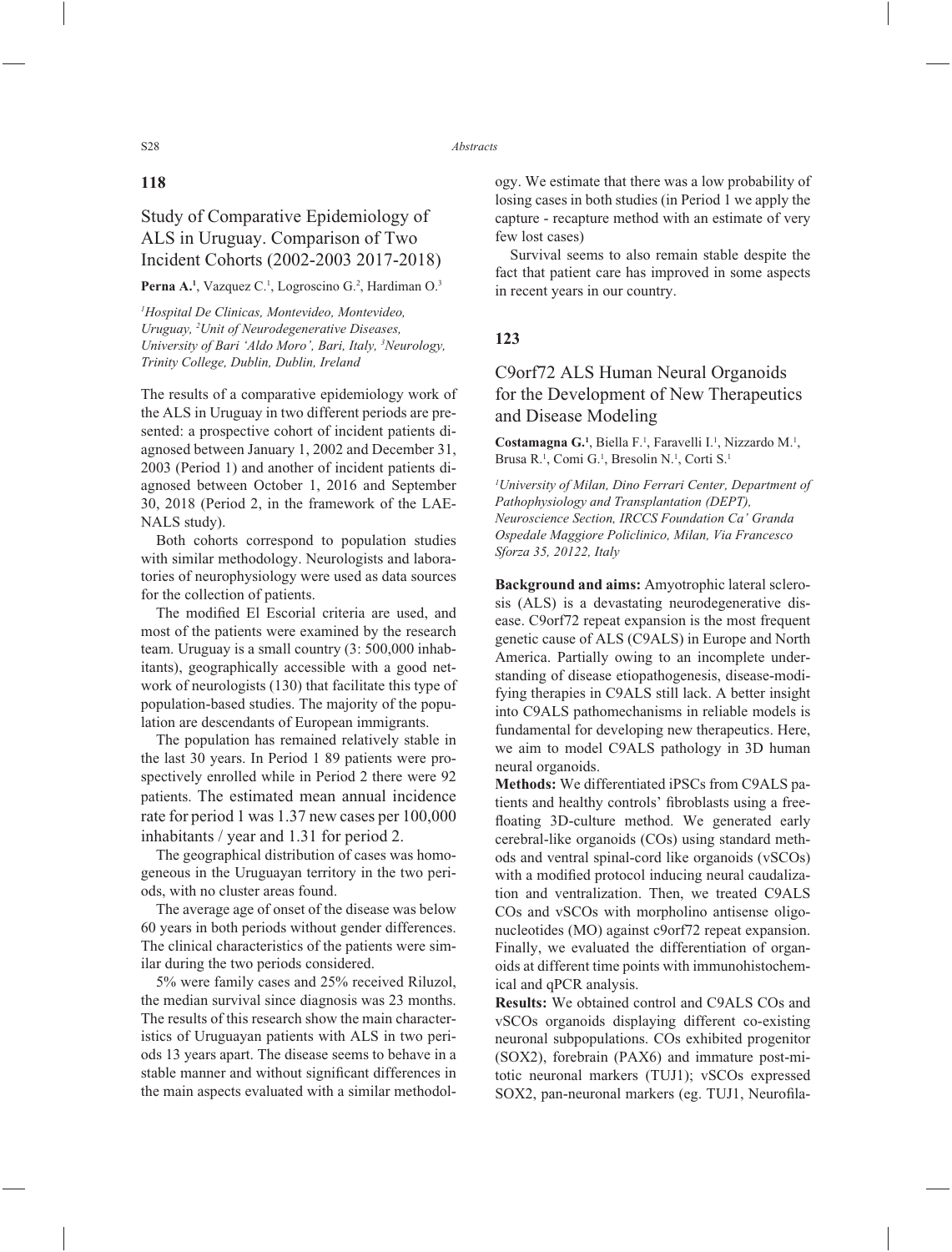## 118

# Study of Comparative Epidemiology of ALS in Uruguay. Comparison of Two Incident Cohorts (2002-2003 2017-2018)

**Perna A.**[1], Vazquez C.[1], Logroscino G.[2], Hardiman O.[3]

[1]*Hospital De Clinicas, Montevideo, Montevideo, Uruguay,* [2]*Unit of Neurodegenerative Diseases, University of Bari 'Aldo Moro', Bari, Italy,* [3]*Neurology, Trinity College, Dublin, Dublin, Ireland*

The results of a comparative epidemiology work of the ALS in Uruguay in two different periods are presented: a prospective cohort of incident patients diagnosed between January 1, 2002 and December 31, 2003 (Period 1) and another of incident patients diagnosed between October 1, 2016 and September 30, 2018 (Period 2, in the framework of the LAENALS study).

Both cohorts correspond to population studies with similar methodology. Neurologists and laboratories of neurophysiology were used as data sources for the collection of patients.

The modified El Escorial criteria are used, and most of the patients were examined by the research team. Uruguay is a small country (3: 500,000 inhabitants), geographically accessible with a good network of neurologists (130) that facilitate this type of population-based studies. The majority of the population are descendants of European immigrants.

The population has remained relatively stable in the last 30 years. In Period 1 89 patients were prospectively enrolled while in Period 2 there were 92 patients. The estimated mean annual incidence rate for period 1 was 1.37 new cases per 100,000 inhabitants / year and 1.31 for period 2.

The geographical distribution of cases was homogeneous in the Uruguayan territory in the two periods, with no cluster areas found.

The average age of onset of the disease was below 60 years in both periods without gender differences. The clinical characteristics of the patients were similar during the two periods considered.

5% were family cases and 25% received Riluzol, the median survival since diagnosis was 23 months. The results of this research show the main characteristics of Uruguayan patients with ALS in two periods 13 years apart. The disease seems to behave in a stable manner and without significant differences in the main aspects evaluated with a similar methodology. We estimate that there was a low probability of losing cases in both studies (in Period 1 we apply the capture - recapture method with an estimate of very few lost cases)

Survival seems to also remain stable despite the fact that patient care has improved in some aspects in recent years in our country.

## 123

# C9orf72 ALS Human Neural Organoids for the Development of New Therapeutics and Disease Modeling

**Costamagna G.**[1], Biella F.[1], Faravelli I.[1], Nizzardo M.[1], Brusa R.[1], Comi G.[1], Bresolin N.[1], Corti S.[1]

[1]*University of Milan, Dino Ferrari Center, Department of Pathophysiology and Transplantation (DEPT), Neuroscience Section, IRCCS Foundation Ca' Granda Ospedale Maggiore Policlinico, Milan, Via Francesco Sforza 35, 20122, Italy*

**Background and aims:** Amyotrophic lateral sclerosis (ALS) is a devastating neurodegenerative disease. C9orf72 repeat expansion is the most frequent genetic cause of ALS (C9ALS) in Europe and North America. Partially owing to an incomplete understanding of disease etiopathogenesis, disease-modifying therapies in C9ALS still lack. A better insight into C9ALS pathomechanisms in reliable models is fundamental for developing new therapeutics. Here, we aim to model C9ALS pathology in 3D human neural organoids.

**Methods:** We differentiated iPSCs from C9ALS patients and healthy controls' fibroblasts using a free-floating 3D-culture method. We generated early cerebral-like organoids (COs) using standard methods and ventral spinal-cord like organoids (vSCOs) with a modified protocol inducing neural caudalization and ventralization. Then, we treated C9ALS COs and vSCOs with morpholino antisense oligonucleotides (MO) against c9orf72 repeat expansion. Finally, we evaluated the differentiation of organoids at different time points with immunohistochemical and qPCR analysis.

**Results:** We obtained control and C9ALS COs and vSCOs organoids displaying different co-existing neuronal subpopulations. COs exhibited progenitor (SOX2), forebrain (PAX6) and immature post-mitotic neuronal markers (TUJ1); vSCOs expressed SOX2, pan-neuronal markers (eg. TUJ1, Neurofila-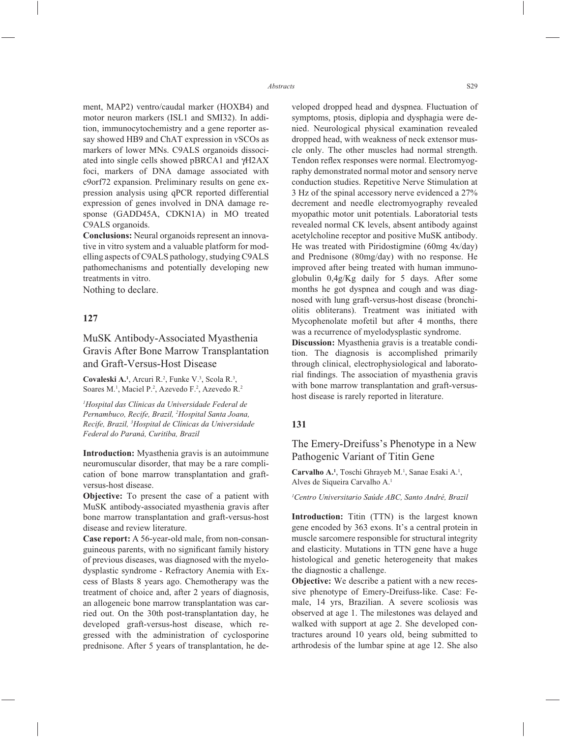ment, MAP2) ventro/caudal marker (HOXB4) and motor neuron markers (ISL1 and SMI32). In addition, immunocytochemistry and a gene reporter assay showed HB9 and ChAT expression in vSCOs as markers of lower MNs. C9ALS organoids dissociated into single cells showed pBRCA1 and γH2AX foci, markers of DNA damage associated with c9orf72 expansion. Preliminary results on gene expression analysis using qPCR reported differential expression of genes involved in DNA damage response (GADD45A, CDKN1A) in MO treated C9ALS organoids.

**Conclusions:** Neural organoids represent an innovative in vitro system and a valuable platform for modelling aspects of C9ALS pathology, studying C9ALS pathomechanisms and potentially developing new treatments in vitro.

Nothing to declare.

## 127

### MuSK Antibody-Associated Myasthenia Gravis After Bone Marrow Transplantation and Graft-Versus-Host Disease

**Covaleski A.**[1], Arcuri R.[2], Funke V.[3], Scola R.[3], Soares M.[1], Maciel P.[2], Azevedo F.[2], Azevedo R.[2]

*[1]Hospital das Clínicas da Universidade Federal de Pernambuco, Recife, Brazil, [2]Hospital Santa Joana, Recife, Brazil, [3]Hospital de Clínicas da Universidade Federal do Paraná, Curitiba, Brazil*

**Introduction:** Myasthenia gravis is an autoimmune neuromuscular disorder, that may be a rare complication of bone marrow transplantation and graft-versus-host disease.

**Objective:** To present the case of a patient with MuSK antibody-associated myasthenia gravis after bone marrow transplantation and graft-versus-host disease and review literature.

**Case report:** A 56-year-old male, from non-consanguineous parents, with no significant family history of previous diseases, was diagnosed with the myelodysplastic syndrome - Refractory Anemia with Excess of Blasts 8 years ago. Chemotherapy was the treatment of choice and, after 2 years of diagnosis, an allogeneic bone marrow transplantation was carried out. On the 30th post-transplantation day, he developed graft-versus-host disease, which regressed with the administration of cyclosporine prednisone. After 5 years of transplantation, he developed dropped head and dyspnea. Fluctuation of symptoms, ptosis, diplopia and dysphagia were denied. Neurological physical examination revealed dropped head, with weakness of neck extensor muscle only. The other muscles had normal strength. Tendon reflex responses were normal. Electromyography demonstrated normal motor and sensory nerve conduction studies. Repetitive Nerve Stimulation at 3 Hz of the spinal accessory nerve evidenced a 27% decrement and needle electromyography revealed myopathic motor unit potentials. Laboratorial tests revealed normal CK levels, absent antibody against acetylcholine receptor and positive MuSK antibody. He was treated with Piridostigmine (60mg 4x/day) and Prednisone (80mg/day) with no response. He improved after being treated with human immunoglobulin 0,4g/Kg daily for 5 days. After some months he got dyspnea and cough and was diagnosed with lung graft-versus-host disease (bronchiolitis obliterans). Treatment was initiated with Mycophenolate mofetil but after 4 months, there was a recurrence of myelodysplastic syndrome.

**Discussion:** Myasthenia gravis is a treatable condition. The diagnosis is accomplished primarily through clinical, electrophysiological and laboratorial findings. The association of myasthenia gravis with bone marrow transplantation and graft-versus-host disease is rarely reported in literature.

## 131

### The Emery-Dreifuss's Phenotype in a New Pathogenic Variant of Titin Gene

**Carvalho A.**[1], Toschi Ghrayeb M.[1], Sanae Esaki A.[1], Alves de Siqueira Carvalho A.[1]

*[1]Centro Universitario Saúde ABC, Santo André, Brazil*

**Introduction:** Titin (TTN) is the largest known gene encoded by 363 exons. It's a central protein in muscle sarcomere responsible for structural integrity and elasticity. Mutations in TTN gene have a huge histological and genetic heterogeneity that makes the diagnostic a challenge.

**Objective:** We describe a patient with a new recessive phenotype of Emery-Dreifuss-like. Case: Female, 14 yrs, Brazilian. A severe scoliosis was observed at age 1. The milestones was delayed and walked with support at age 2. She developed contractures around 10 years old, being submitted to arthrodesis of the lumbar spine at age 12. She also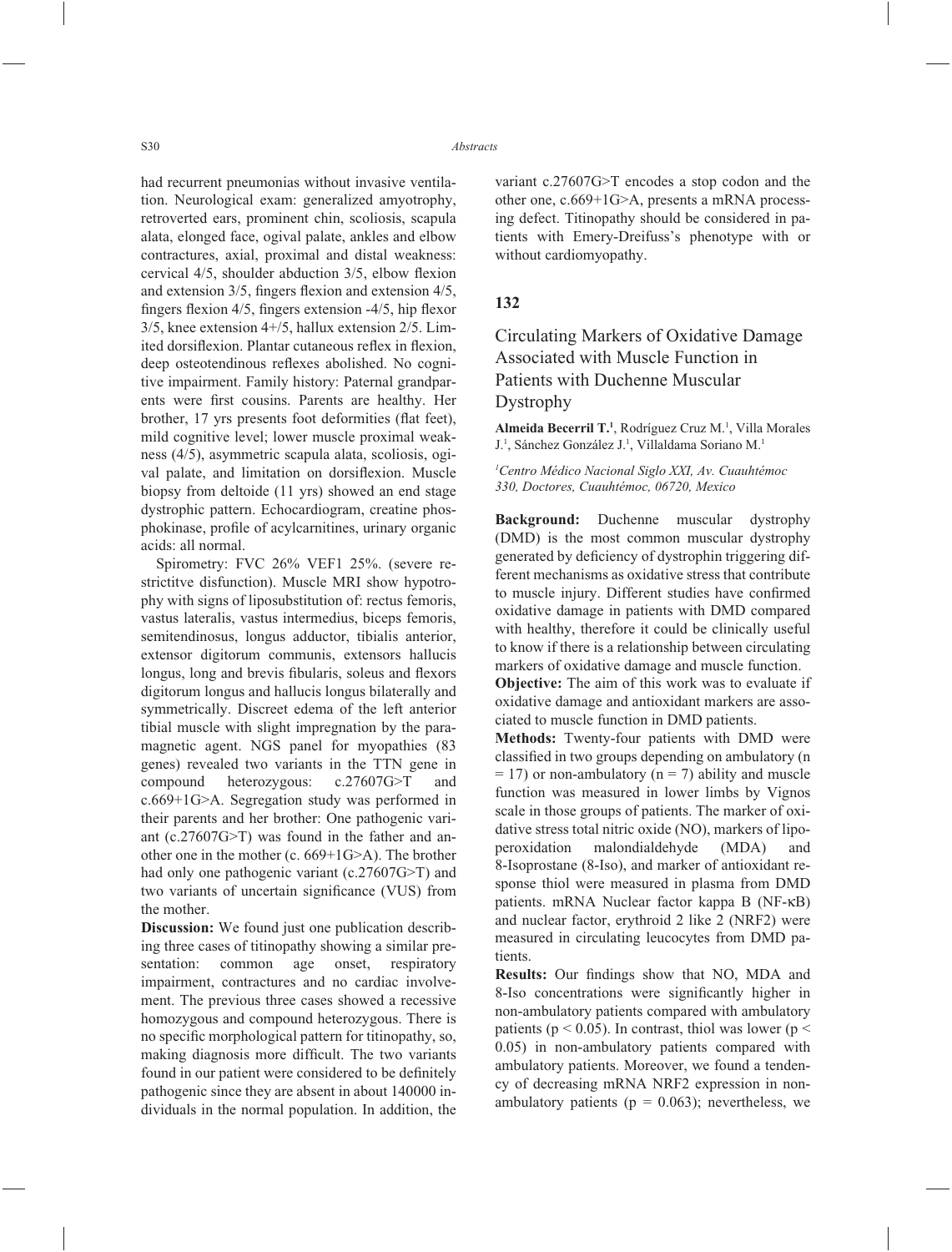had recurrent pneumonias without invasive ventilation. Neurological exam: generalized amyotrophy, retroverted ears, prominent chin, scoliosis, scapula alata, elonged face, ogival palate, ankles and elbow contractures, axial, proximal and distal weakness: cervical 4/5, shoulder abduction 3/5, elbow flexion and extension 3/5, fingers flexion and extension 4/5, fingers flexion 4/5, fingers extension -4/5, hip flexor 3/5, knee extension 4+/5, hallux extension 2/5. Limited dorsiflexion. Plantar cutaneous reflex in flexion, deep osteotendinous reflexes abolished. No cognitive impairment. Family history: Paternal grandparents were first cousins. Parents are healthy. Her brother, 17 yrs presents foot deformities (flat feet), mild cognitive level; lower muscle proximal weakness (4/5), asymmetric scapula alata, scoliosis, ogival palate, and limitation on dorsiflexion. Muscle biopsy from deltoide (11 yrs) showed an end stage dystrophic pattern. Echocardiogram, creatine phosphokinase, profile of acylcarnitines, urinary organic acids: all normal.

Spirometry: FVC 26% VEF1 25%. (severe restrictitve disfunction). Muscle MRI show hypotrophy with signs of liposubstitution of: rectus femoris, vastus lateralis, vastus intermedius, biceps femoris, semitendinosus, longus adductor, tibialis anterior, extensor digitorum communis, extensors hallucis longus, long and brevis fibularis, soleus and flexors digitorum longus and hallucis longus bilaterally and symmetrically. Discreet edema of the left anterior tibial muscle with slight impregnation by the paramagnetic agent. NGS panel for myopathies (83 genes) revealed two variants in the TTN gene in compound heterozygous: c.27607G>T and c.669+1G>A. Segregation study was performed in their parents and her brother: One pathogenic variant (c.27607G>T) was found in the father and another one in the mother (c. 669+1G>A). The brother had only one pathogenic variant (c.27607G>T) and two variants of uncertain significance (VUS) from the mother.

**Discussion:** We found just one publication describing three cases of titinopathy showing a similar presentation: common age onset, respiratory impairment, contractures and no cardiac involvement. The previous three cases showed a recessive homozygous and compound heterozygous. There is no specific morphological pattern for titinopathy, so, making diagnosis more difficult. The two variants found in our patient were considered to be definitely pathogenic since they are absent in about 140000 individuals in the normal population. In addition, the variant c.27607G>T encodes a stop codon and the other one, c.669+1G>A, presents a mRNA processing defect. Titinopathy should be considered in patients with Emery-Dreifuss's phenotype with or without cardiomyopathy.

## 132

### Circulating Markers of Oxidative Damage Associated with Muscle Function in Patients with Duchenne Muscular Dystrophy

**Almeida Becerril T.**[1], Rodríguez Cruz M.[1], Villa Morales J.[1], Sánchez González J.[1], Villaldama Soriano M.[1]

*[1]Centro Médico Nacional Siglo XXI, Av. Cuauhtémoc 330, Doctores, Cuauhtémoc, 06720, Mexico*

**Background:** Duchenne muscular dystrophy (DMD) is the most common muscular dystrophy generated by deficiency of dystrophin triggering different mechanisms as oxidative stress that contribute to muscle injury. Different studies have confirmed oxidative damage in patients with DMD compared with healthy, therefore it could be clinically useful to know if there is a relationship between circulating markers of oxidative damage and muscle function.

**Objective:** The aim of this work was to evaluate if oxidative damage and antioxidant markers are associated to muscle function in DMD patients.

**Methods:** Twenty-four patients with DMD were classified in two groups depending on ambulatory ($n = 17$) or non-ambulatory ($n = 7$) ability and muscle function was measured in lower limbs by Vignos scale in those groups of patients. The marker of oxidative stress total nitric oxide (NO), markers of lipoperoxidation malondialdehyde (MDA) and 8-Isoprostane (8-Iso), and marker of antioxidant response thiol were measured in plasma from DMD patients. mRNA Nuclear factor kappa B (NF-κB) and nuclear factor, erythroid 2 like 2 (NRF2) were measured in circulating leucocytes from DMD patients.

**Results:** Our findings show that NO, MDA and 8-Iso concentrations were significantly higher in non-ambulatory patients compared with ambulatory patients ($p < 0.05$). In contrast, thiol was lower ($p < 0.05$) in non-ambulatory patients compared with ambulatory patients. Moreover, we found a tendency of decreasing mRNA NRF2 expression in non-ambulatory patients ($p = 0.063$); nevertheless, we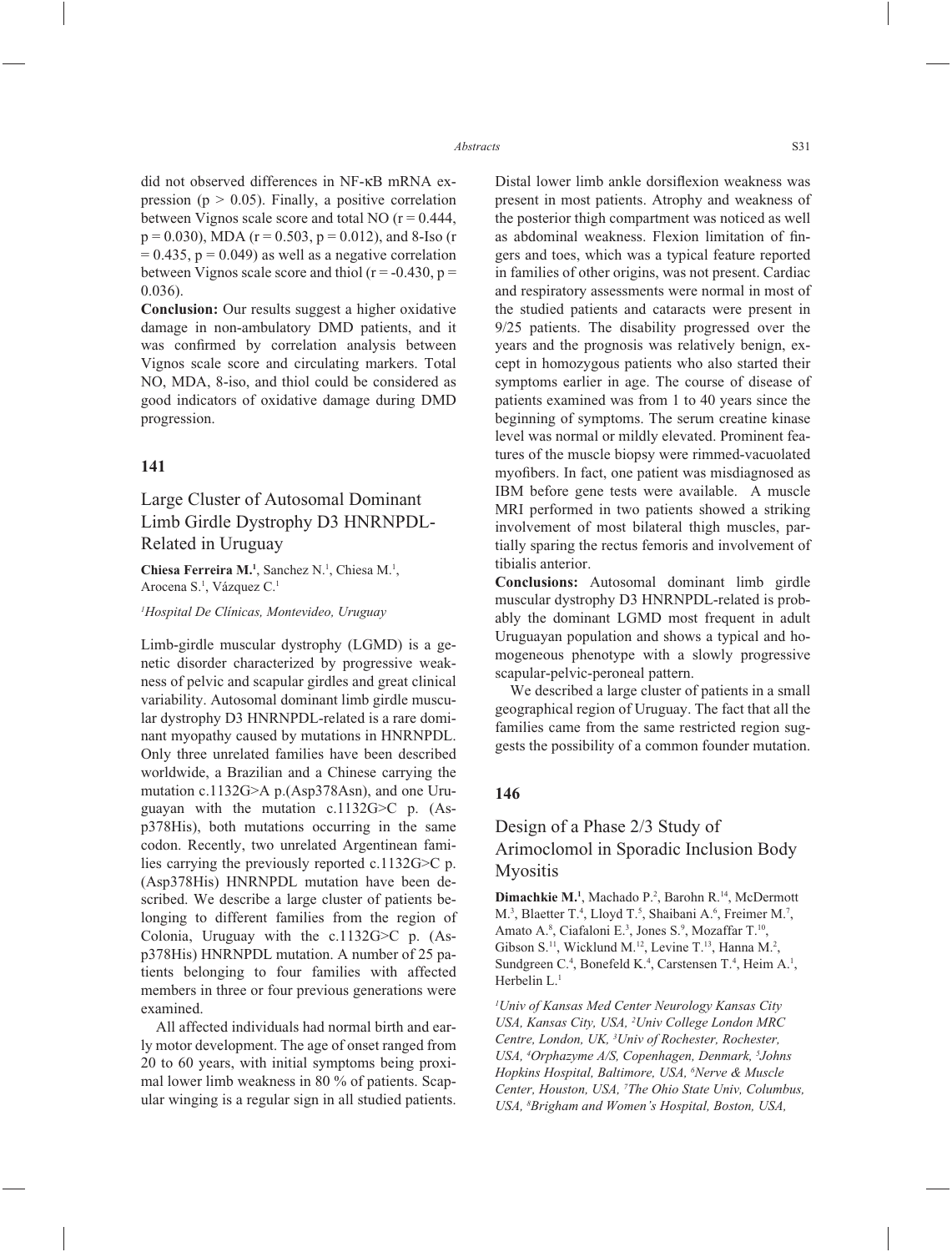did not observed differences in NF-κB mRNA expression ($p > 0.05$). Finally, a positive correlation between Vignos scale score and total NO ($r = 0.444$, $p = 0.030$), MDA ($r = 0.503$, $p = 0.012$), and 8-Iso ($r = 0.435$, $p = 0.049$) as well as a negative correlation between Vignos scale score and thiol ($r = -0.430$, $p = 0.036$).

**Conclusion:** Our results suggest a higher oxidative damage in non-ambulatory DMD patients, and it was confirmed by correlation analysis between Vignos scale score and circulating markers. Total NO, MDA, 8-iso, and thiol could be considered as good indicators of oxidative damage during DMD progression.

## 141

### Large Cluster of Autosomal Dominant Limb Girdle Dystrophy D3 HNRNPDL-Related in Uruguay

**Chiesa Ferreira M.[1]**, Sanchez N.[1], Chiesa M.[1], Arocena S.[1], Vázquez C.[1]

*[1]Hospital De Clínicas, Montevideo, Uruguay*

Limb-girdle muscular dystrophy (LGMD) is a genetic disorder characterized by progressive weakness of pelvic and scapular girdles and great clinical variability. Autosomal dominant limb girdle muscular dystrophy D3 HNRNPDL-related is a rare dominant myopathy caused by mutations in HNRNPDL. Only three unrelated families have been described worldwide, a Brazilian and a Chinese carrying the mutation c.1132G>A p.(Asp378Asn), and one Uruguayan with the mutation c.1132G>C p. (Asp378His), both mutations occurring in the same codon. Recently, two unrelated Argentinean families carrying the previously reported c.1132G>C p.(Asp378His) HNRNPDL mutation have been described. We describe a large cluster of patients belonging to different families from the region of Colonia, Uruguay with the c.1132G>C p. (Asp378His) HNRNPDL mutation. A number of 25 patients belonging to four families with affected members in three or four previous generations were examined.

All affected individuals had normal birth and early motor development. The age of onset ranged from 20 to 60 years, with initial symptoms being proximal lower limb weakness in 80 % of patients. Scapular winging is a regular sign in all studied patients. Distal lower limb ankle dorsiflexion weakness was present in most patients. Atrophy and weakness of the posterior thigh compartment was noticed as well as abdominal weakness. Flexion limitation of fingers and toes, which was a typical feature reported in families of other origins, was not present. Cardiac and respiratory assessments were normal in most of the studied patients and cataracts were present in 9/25 patients. The disability progressed over the years and the prognosis was relatively benign, except in homozygous patients who also started their symptoms earlier in age. The course of disease of patients examined was from 1 to 40 years since the beginning of symptoms. The serum creatine kinase level was normal or mildly elevated. Prominent features of the muscle biopsy were rimmed-vacuolated myofibers. In fact, one patient was misdiagnosed as IBM before gene tests were available. A muscle MRI performed in two patients showed a striking involvement of most bilateral thigh muscles, partially sparing the rectus femoris and involvement of tibialis anterior.

**Conclusions:** Autosomal dominant limb girdle muscular dystrophy D3 HNRNPDL-related is probably the dominant LGMD most frequent in adult Uruguayan population and shows a typical and homogeneous phenotype with a slowly progressive scapular-pelvic-peroneal pattern.

We described a large cluster of patients in a small geographical region of Uruguay. The fact that all the families came from the same restricted region suggests the possibility of a common founder mutation.

## 146

### Design of a Phase 2/3 Study of Arimoclomol in Sporadic Inclusion Body Myositis

**Dimachkie M.[1]**, Machado P.[2], Barohn R.[14], McDermott M.[3], Blaetter T.[4], Lloyd T.[5], Shaibani A.[6], Freimer M.[7], Amato A.[8], Ciafaloni E.[3], Jones S.[9], Mozaffar T.[10], Gibson S.[11], Wicklund M.[12], Levine T.[13], Hanna M.[2], Sundgreen C.[4], Bonefeld K.[4], Carstensen T.[4], Heim A.[1], Herbelin L.[1]

*[1]Univ of Kansas Med Center Neurology Kansas City USA, Kansas City, USA, [2]Univ College London MRC Centre, London, UK, [3]Univ of Rochester, Rochester, USA, [4]Orphazyme A/S, Copenhagen, Denmark, [5]Johns Hopkins Hospital, Baltimore, USA, [6]Nerve & Muscle Center, Houston, USA, [7]The Ohio State Univ, Columbus, USA, [8]Brigham and Women's Hospital, Boston, USA,*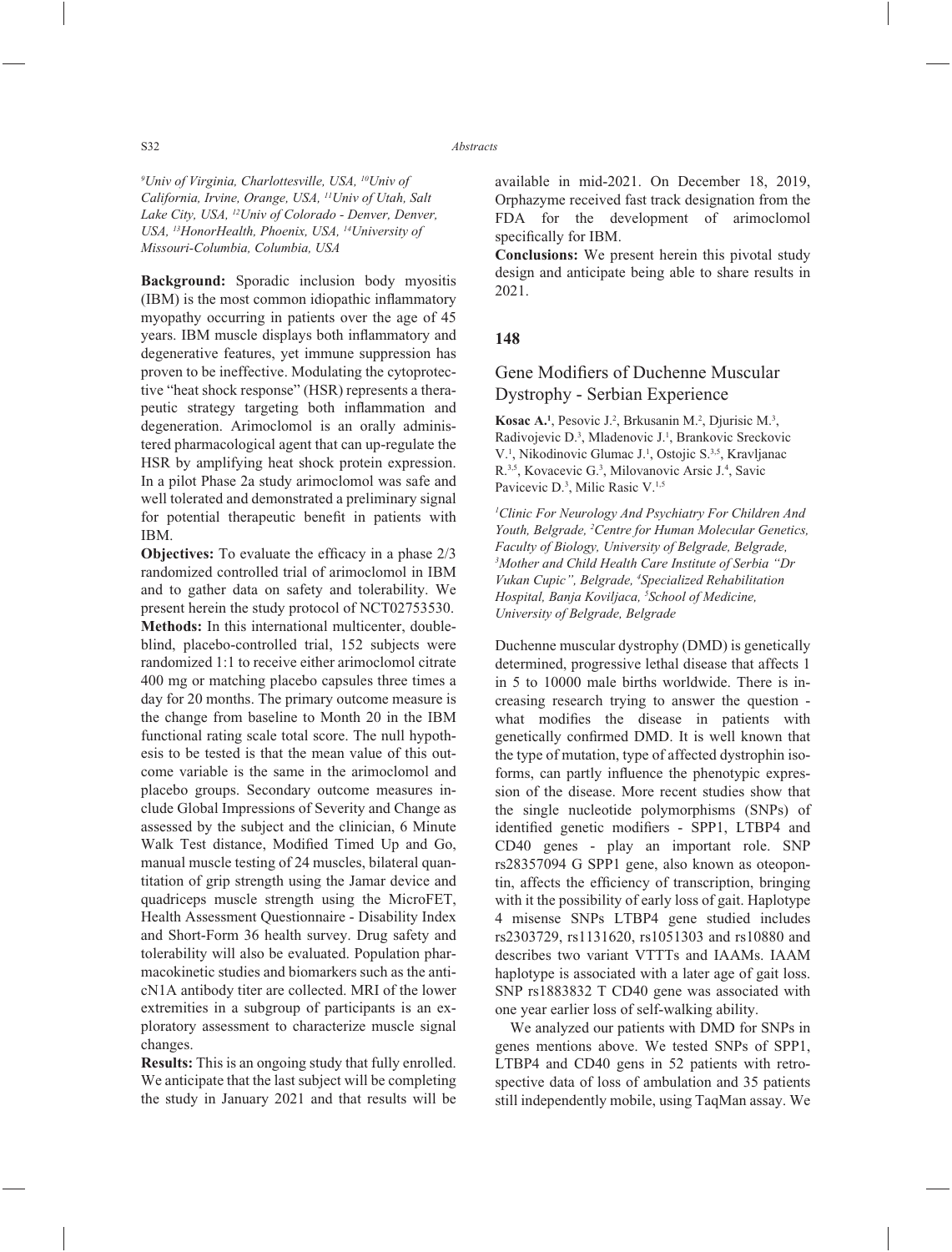[9]Univ of Virginia, Charlottesville, USA, [10]Univ of California, Irvine, Orange, USA, [11]Univ of Utah, Salt Lake City, USA, [12]Univ of Colorado - Denver, Denver, USA, [13]HonorHealth, Phoenix, USA, [14]University of Missouri-Columbia, Columbia, USA

**Background:** Sporadic inclusion body myositis (IBM) is the most common idiopathic inflammatory myopathy occurring in patients over the age of 45 years. IBM muscle displays both inflammatory and degenerative features, yet immune suppression has proven to be ineffective. Modulating the cytoprotective "heat shock response" (HSR) represents a therapeutic strategy targeting both inflammation and degeneration. Arimoclomol is an orally administered pharmacological agent that can up-regulate the HSR by amplifying heat shock protein expression. In a pilot Phase 2a study arimoclomol was safe and well tolerated and demonstrated a preliminary signal for potential therapeutic benefit in patients with IBM.

**Objectives:** To evaluate the efficacy in a phase 2/3 randomized controlled trial of arimoclomol in IBM and to gather data on safety and tolerability. We present herein the study protocol of NCT02753530.

**Methods:** In this international multicenter, double-blind, placebo-controlled trial, 152 subjects were randomized 1:1 to receive either arimoclomol citrate 400 mg or matching placebo capsules three times a day for 20 months. The primary outcome measure is the change from baseline to Month 20 in the IBM functional rating scale total score. The null hypothesis to be tested is that the mean value of this outcome variable is the same in the arimoclomol and placebo groups. Secondary outcome measures include Global Impressions of Severity and Change as assessed by the subject and the clinician, 6 Minute Walk Test distance, Modified Timed Up and Go, manual muscle testing of 24 muscles, bilateral quantitation of grip strength using the Jamar device and quadriceps muscle strength using the MicroFET, Health Assessment Questionnaire - Disability Index and Short-Form 36 health survey. Drug safety and tolerability will also be evaluated. Population pharmacokinetic studies and biomarkers such as the anti-cN1A antibody titer are collected. MRI of the lower extremities in a subgroup of participants is an exploratory assessment to characterize muscle signal changes.

**Results:** This is an ongoing study that fully enrolled. We anticipate that the last subject will be completing the study in January 2021 and that results will be available in mid-2021. On December 18, 2019, Orphazyme received fast track designation from the FDA for the development of arimoclomol specifically for IBM.

**Conclusions:** We present herein this pivotal study design and anticipate being able to share results in 2021.

## 148

## Gene Modifiers of Duchenne Muscular Dystrophy - Serbian Experience

**Kosac A.**[1], Pesovic J.[2], Brkusanin M.[2], Djurisic M.[3], Radivojevic D.[3], Mladenovic J.[1], Brankovic Sreckovic V.[1], Nikodinovic Glumac J.[1], Ostojic S.[3,5], Kravljanac R.[3,5], Kovacevic G.[3], Milovanovic Arsic J.[4], Savic Pavicevic D.[3], Milic Rasic V.[1,5]

*[1]Clinic For Neurology And Psychiatry For Children And Youth, Belgrade, [2]Centre for Human Molecular Genetics, Faculty of Biology, University of Belgrade, Belgrade, [3]Mother and Child Health Care Institute of Serbia "Dr Vukan Cupic", Belgrade, [4]Specialized Rehabilitation Hospital, Banja Koviljaca, [5]School of Medicine, University of Belgrade, Belgrade*

Duchenne muscular dystrophy (DMD) is genetically determined, progressive lethal disease that affects 1 in 5 to 10000 male births worldwide. There is increasing research trying to answer the question - what modifies the disease in patients with genetically confirmed DMD. It is well known that the type of mutation, type of affected dystrophin isoforms, can partly influence the phenotypic expression of the disease. More recent studies show that the single nucleotide polymorphisms (SNPs) of identified genetic modifiers - SPP1, LTBP4 and CD40 genes - play an important role. SNP rs28357094 G SPP1 gene, also known as oteopontin, affects the efficiency of transcription, bringing with it the possibility of early loss of gait. Haplotype 4 misense SNPs LTBP4 gene studied includes rs2303729, rs1131620, rs1051303 and rs10880 and describes two variant VTTTs and IAAMs. IAAM haplotype is associated with a later age of gait loss. SNP rs1883832 T CD40 gene was associated with one year earlier loss of self-walking ability.

We analyzed our patients with DMD for SNPs in genes mentions above. We tested SNPs of SPP1, LTBP4 and CD40 gens in 52 patients with retrospective data of loss of ambulation and 35 patients still independently mobile, using TaqMan assay. We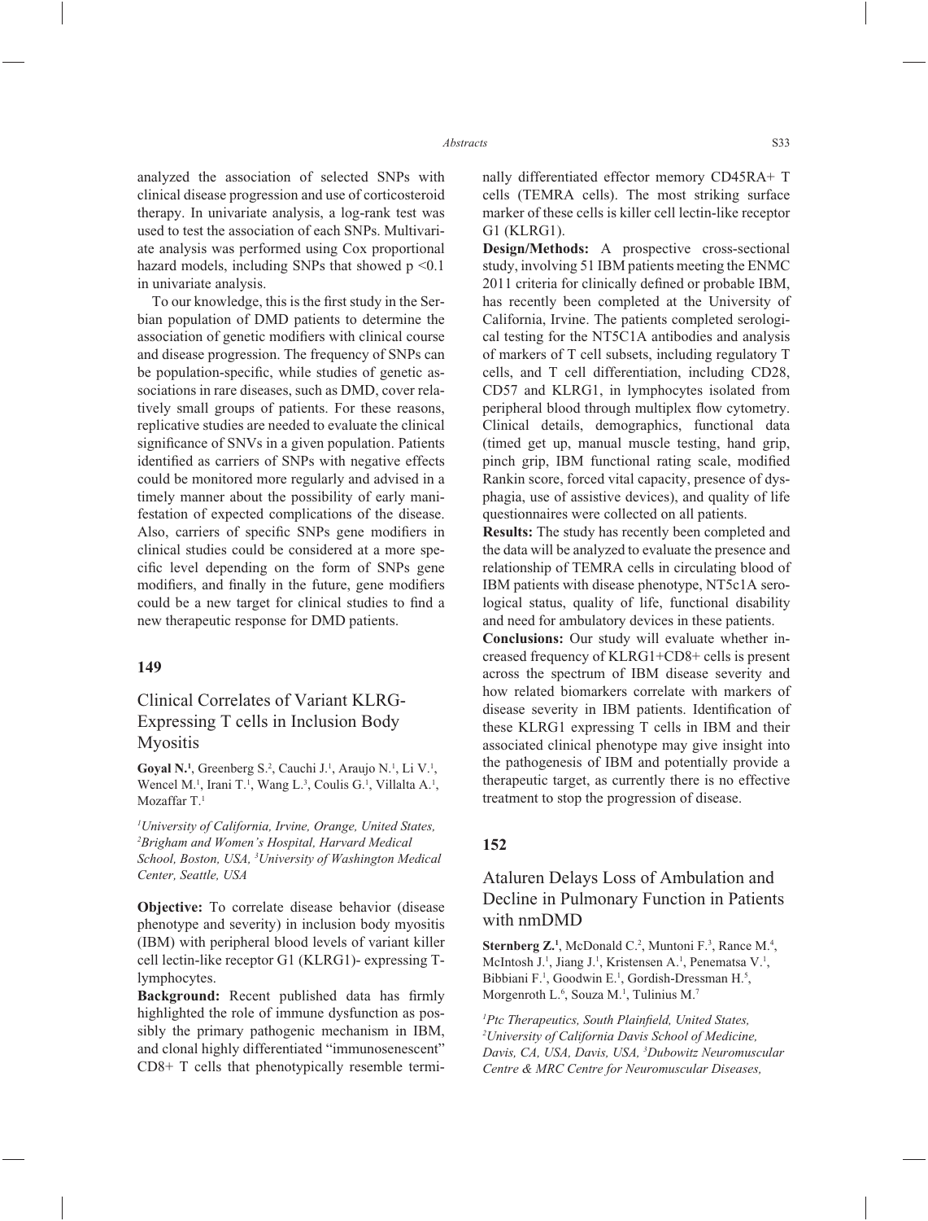analyzed the association of selected SNPs with clinical disease progression and use of corticosteroid therapy. In univariate analysis, a log-rank test was used to test the association of each SNPs. Multivariate analysis was performed using Cox proportional hazard models, including SNPs that showed $p < 0.1$ in univariate analysis.

To our knowledge, this is the first study in the Serbian population of DMD patients to determine the association of genetic modifiers with clinical course and disease progression. The frequency of SNPs can be population-specific, while studies of genetic associations in rare diseases, such as DMD, cover relatively small groups of patients. For these reasons, replicative studies are needed to evaluate the clinical significance of SNVs in a given population. Patients identified as carriers of SNPs with negative effects could be monitored more regularly and advised in a timely manner about the possibility of early manifestation of expected complications of the disease. Also, carriers of specific SNPs gene modifiers in clinical studies could be considered at a more specific level depending on the form of SNPs gene modifiers, and finally in the future, gene modifiers could be a new target for clinical studies to find a new therapeutic response for DMD patients.

## 149

### Clinical Correlates of Variant KLRG-Expressing T cells in Inclusion Body Myositis

**Goyal N.**[1], Greenberg S.[2], Cauchi J.[1], Araujo N.[1], Li V.[1], Wencel M.[1], Irani T.[1], Wang L.[3], Coulis G.[1], Villalta A.[1], Mozaffar T.[1]

*[1]University of California, Irvine, Orange, United States, [2]Brigham and Women's Hospital, Harvard Medical School, Boston, USA, [3]University of Washington Medical Center, Seattle, USA*

**Objective:** To correlate disease behavior (disease phenotype and severity) in inclusion body myositis (IBM) with peripheral blood levels of variant killer cell lectin-like receptor G1 (KLRG1)- expressing T-lymphocytes.

**Background:** Recent published data has firmly highlighted the role of immune dysfunction as possibly the primary pathogenic mechanism in IBM, and clonal highly differentiated "immunosenescent" CD8+ T cells that phenotypically resemble terminally differentiated effector memory CD45RA+ T cells (TEMRA cells). The most striking surface marker of these cells is killer cell lectin-like receptor G1 (KLRG1).

**Design/Methods:** A prospective cross-sectional study, involving 51 IBM patients meeting the ENMC 2011 criteria for clinically defined or probable IBM, has recently been completed at the University of California, Irvine. The patients completed serological testing for the NT5C1A antibodies and analysis of markers of T cell subsets, including regulatory T cells, and T cell differentiation, including CD28, CD57 and KLRG1, in lymphocytes isolated from peripheral blood through multiplex flow cytometry. Clinical details, demographics, functional data (timed get up, manual muscle testing, hand grip, pinch grip, IBM functional rating scale, modified Rankin score, forced vital capacity, presence of dysphagia, use of assistive devices), and quality of life questionnaires were collected on all patients.

**Results:** The study has recently been completed and the data will be analyzed to evaluate the presence and relationship of TEMRA cells in circulating blood of IBM patients with disease phenotype, NT5c1A serological status, quality of life, functional disability and need for ambulatory devices in these patients.

**Conclusions:** Our study will evaluate whether increased frequency of KLRG1+CD8+ cells is present across the spectrum of IBM disease severity and how related biomarkers correlate with markers of disease severity in IBM patients. Identification of these KLRG1 expressing T cells in IBM and their associated clinical phenotype may give insight into the pathogenesis of IBM and potentially provide a therapeutic target, as currently there is no effective treatment to stop the progression of disease.

## 152

### Ataluren Delays Loss of Ambulation and Decline in Pulmonary Function in Patients with nmDMD

**Sternberg Z.**[1], McDonald C.[2], Muntoni F.[3], Rance M.[4], McIntosh J.[1], Jiang J.[1], Kristensen A.[1], Penematsa V.[1], Bibbiani F.[1], Goodwin E.[1], Gordish-Dressman H.[5], Morgenroth L.[6], Souza M.[1], Tulinius M.[7]

*[1]Ptc Therapeutics, South Plainfield, United States, [2]University of California Davis School of Medicine, Davis, CA, USA, Davis, USA, [3]Dubowitz Neuromuscular Centre & MRC Centre for Neuromuscular Diseases,*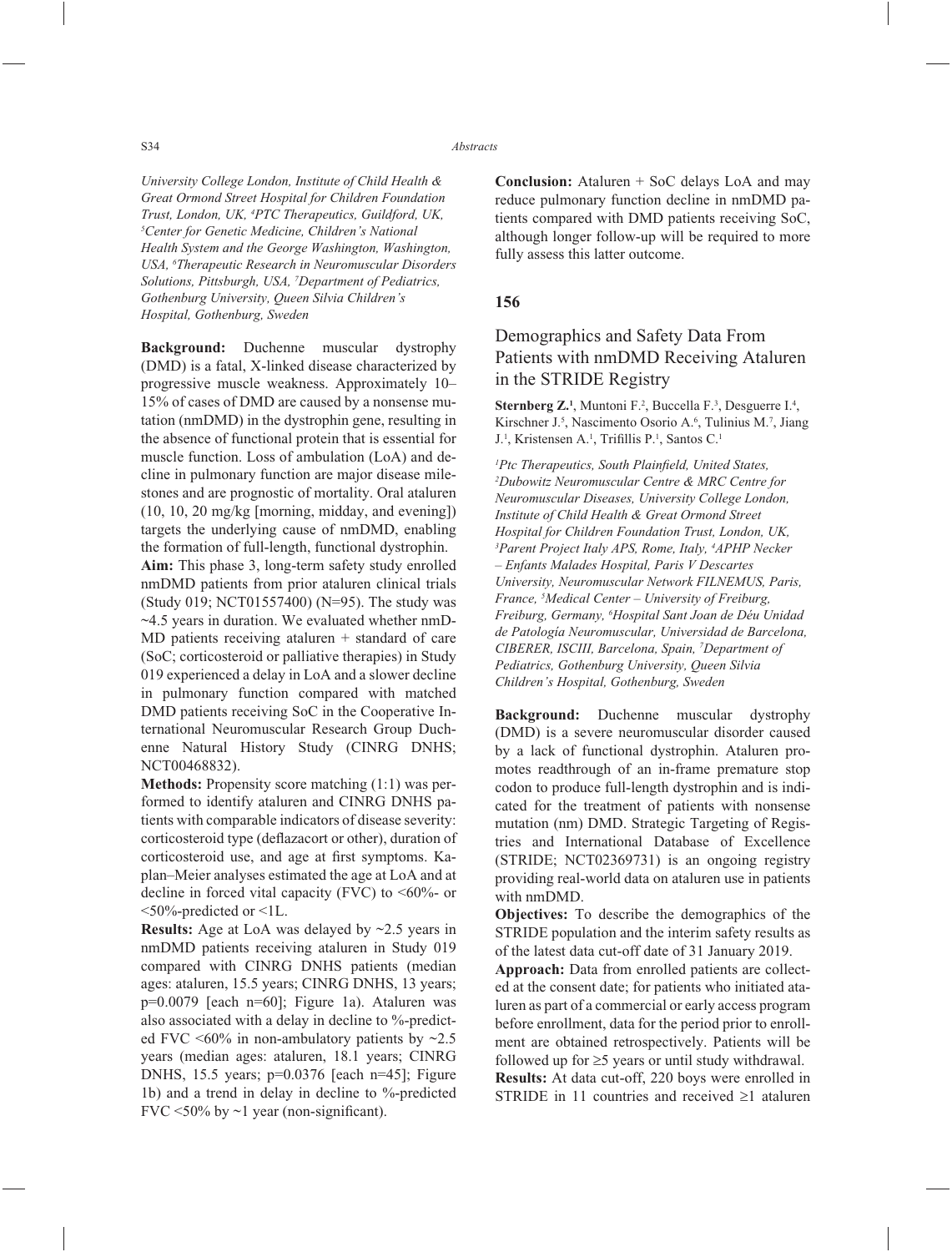*University College London, Institute of Child Health & Great Ormond Street Hospital for Children Foundation Trust, London, UK, [4]PTC Therapeutics, Guildford, UK, [5]Center for Genetic Medicine, Children's National Health System and the George Washington, Washington, USA, [6]Therapeutic Research in Neuromuscular Disorders Solutions, Pittsburgh, USA, [7]Department of Pediatrics, Gothenburg University, Queen Silvia Children's Hospital, Gothenburg, Sweden*

**Background:** Duchenne muscular dystrophy (DMD) is a fatal, X-linked disease characterized by progressive muscle weakness. Approximately 10–15% of cases of DMD are caused by a nonsense mutation (nmDMD) in the dystrophin gene, resulting in the absence of functional protein that is essential for muscle function. Loss of ambulation (LoA) and decline in pulmonary function are major disease milestones and are prognostic of mortality. Oral ataluren (10, 10, 20 mg/kg [morning, midday, and evening]) targets the underlying cause of nmDMD, enabling the formation of full-length, functional dystrophin.

**Aim:** This phase 3, long-term safety study enrolled nmDMD patients from prior ataluren clinical trials (Study 019; NCT01557400) (N=95). The study was ~4.5 years in duration. We evaluated whether nmDMD patients receiving ataluren + standard of care (SoC; corticosteroid or palliative therapies) in Study 019 experienced a delay in LoA and a slower decline in pulmonary function compared with matched DMD patients receiving SoC in the Cooperative International Neuromuscular Research Group Duchenne Natural History Study (CINRG DNHS; NCT00468832).

**Methods:** Propensity score matching (1:1) was performed to identify ataluren and CINRG DNHS patients with comparable indicators of disease severity: corticosteroid type (deflazacort or other), duration of corticosteroid use, and age at first symptoms. Kaplan–Meier analyses estimated the age at LoA and at decline in forced vital capacity (FVC) to <60%- or <50%-predicted or <1L.

**Results:** Age at LoA was delayed by ~2.5 years in nmDMD patients receiving ataluren in Study 019 compared with CINRG DNHS patients (median ages: ataluren, 15.5 years; CINRG DNHS, 13 years; p=0.0079 [each n=60]; Figure 1a). Ataluren was also associated with a delay in decline to %-predicted FVC <60% in non-ambulatory patients by ~2.5 years (median ages: ataluren, 18.1 years; CINRG DNHS, 15.5 years; p=0.0376 [each n=45]; Figure 1b) and a trend in delay in decline to %-predicted FVC <50% by ~1 year (non-significant).

**Conclusion:** Ataluren + SoC delays LoA and may reduce pulmonary function decline in nmDMD patients compared with DMD patients receiving SoC, although longer follow-up will be required to more fully assess this latter outcome.

## 156

## Demographics and Safety Data From Patients with nmDMD Receiving Ataluren in the STRIDE Registry

**Sternberg Z.**[1], Muntoni F.[2], Buccella F.[3], Desguerre I.[4], Kirschner J.[5], Nascimento Osorio A.[6], Tulinius M.[7], Jiang J.[1], Kristensen A.[1], Trifillis P.[1], Santos C.[1]

*[1]Ptc Therapeutics, South Plainfield, United States, [2]Dubowitz Neuromuscular Centre & MRC Centre for Neuromuscular Diseases, University College London, Institute of Child Health & Great Ormond Street Hospital for Children Foundation Trust, London, UK, [3]Parent Project Italy APS, Rome, Italy, [4]APHP Necker – Enfants Malades Hospital, Paris V Descartes University, Neuromuscular Network FILNEMUS, Paris, France, [5]Medical Center – University of Freiburg, Freiburg, Germany, [6]Hospital Sant Joan de Déu Unidad de Patología Neuromuscular, Universidad de Barcelona, CIBERER, ISCIII, Barcelona, Spain, [7]Department of Pediatrics, Gothenburg University, Queen Silvia Children's Hospital, Gothenburg, Sweden*

**Background:** Duchenne muscular dystrophy (DMD) is a severe neuromuscular disorder caused by a lack of functional dystrophin. Ataluren promotes readthrough of an in-frame premature stop codon to produce full-length dystrophin and is indicated for the treatment of patients with nonsense mutation (nm) DMD. Strategic Targeting of Registries and International Database of Excellence (STRIDE; NCT02369731) is an ongoing registry providing real-world data on ataluren use in patients with nmDMD.

**Objectives:** To describe the demographics of the STRIDE population and the interim safety results as of the latest data cut-off date of 31 January 2019.

**Approach:** Data from enrolled patients are collected at the consent date; for patients who initiated ataluren as part of a commercial or early access program before enrollment, data for the period prior to enrollment are obtained retrospectively. Patients will be followed up for ≥5 years or until study withdrawal.

**Results:** At data cut-off, 220 boys were enrolled in STRIDE in 11 countries and received ≥1 ataluren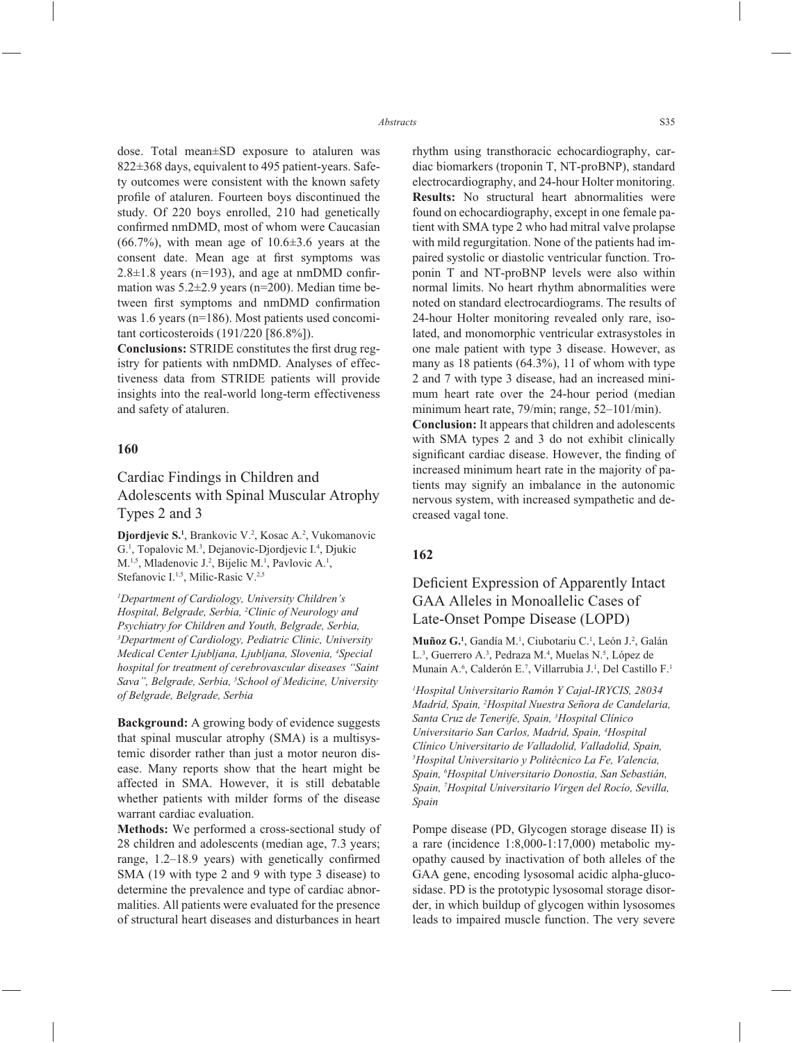dose. Total mean±SD exposure to ataluren was 822±368 days, equivalent to 495 patient-years. Safety outcomes were consistent with the known safety profile of ataluren. Fourteen boys discontinued the study. Of 220 boys enrolled, 210 had genetically confirmed nmDMD, most of whom were Caucasian (66.7%), with mean age of 10.6±3.6 years at the consent date. Mean age at first symptoms was 2.8±1.8 years (n=193), and age at nmDMD confirmation was 5.2±2.9 years (n=200). Median time between first symptoms and nmDMD confirmation was 1.6 years (n=186). Most patients used concomitant corticosteroids (191/220 [86.8%]).

**Conclusions:** STRIDE constitutes the first drug registry for patients with nmDMD. Analyses of effectiveness data from STRIDE patients will provide insights into the real-world long-term effectiveness and safety of ataluren.

### 160

## Cardiac Findings in Children and Adolescents with Spinal Muscular Atrophy Types 2 and 3

**Djordjevic S.**[1], Brankovic V.[2], Kosac A.[2], Vukomanovic G.[1], Topalovic M.[3], Dejanovic-Djordjevic I.[4], Djukic M.[1,5], Mladenovic J.[2], Bijelic M.[1], Pavlovic A.[1], Stefanovic I.[1,5], Milic-Rasic V.[2,5]

*[1]Department of Cardiology, University Children's Hospital, Belgrade, Serbia, [2]Clinic of Neurology and Psychiatry for Children and Youth, Belgrade, Serbia, [3]Department of Cardiology, Pediatric Clinic, University Medical Center Ljubljana, Ljubljana, Slovenia, [4]Special hospital for treatment of cerebrovascular diseases "Saint Sava", Belgrade, Serbia, [5]School of Medicine, University of Belgrade, Belgrade, Serbia*

**Background:** A growing body of evidence suggests that spinal muscular atrophy (SMA) is a multisystemic disorder rather than just a motor neuron disease. Many reports show that the heart might be affected in SMA. However, it is still debatable whether patients with milder forms of the disease warrant cardiac evaluation.

**Methods:** We performed a cross-sectional study of 28 children and adolescents (median age, 7.3 years; range, 1.2–18.9 years) with genetically confirmed SMA (19 with type 2 and 9 with type 3 disease) to determine the prevalence and type of cardiac abnormalities. All patients were evaluated for the presence of structural heart diseases and disturbances in heart rhythm using transthoracic echocardiography, cardiac biomarkers (troponin T, NT-proBNP), standard electrocardiography, and 24-hour Holter monitoring.

**Results:** No structural heart abnormalities were found on echocardiography, except in one female patient with SMA type 2 who had mitral valve prolapse with mild regurgitation. None of the patients had impaired systolic or diastolic ventricular function. Troponin T and NT-proBNP levels were also within normal limits. No heart rhythm abnormalities were noted on standard electrocardiograms. The results of 24-hour Holter monitoring revealed only rare, isolated, and monomorphic ventricular extrasystoles in one male patient with type 3 disease. However, as many as 18 patients (64.3%), 11 of whom with type 2 and 7 with type 3 disease, had an increased minimum heart rate over the 24-hour period (median minimum heart rate, 79/min; range, 52–101/min).

**Conclusion:** It appears that children and adolescents with SMA types 2 and 3 do not exhibit clinically significant cardiac disease. However, the finding of increased minimum heart rate in the majority of patients may signify an imbalance in the autonomic nervous system, with increased sympathetic and decreased vagal tone.

### 162

## Deficient Expression of Apparently Intact GAA Alleles in Monoallelic Cases of Late-Onset Pompe Disease (LOPD)

**Muñoz G.**[1], Gandía M.[1], Ciubotariu C.[1], León J.[2], Galán L.[3], Guerrero A.[3], Pedraza M.[4], Muelas N.[5], López de Munain A.[6], Calderón E.[7], Villarrubia J.[1], Del Castillo F.[1]

*[1]Hospital Universitario Ramón Y Cajal-IRYCIS, 28034 Madrid, Spain, [2]Hospital Nuestra Señora de Candelaria, Santa Cruz de Tenerife, Spain, [3]Hospital Clínico Universitario San Carlos, Madrid, Spain, [4]Hospital Clínico Universitario de Valladolid, Valladolid, Spain, [5]Hospital Universitario y Politécnico La Fe, Valencia, Spain, [6]Hospital Universitario Donostia, San Sebastián, Spain, [7]Hospital Universitario Virgen del Rocío, Sevilla, Spain*

Pompe disease (PD, Glycogen storage disease II) is a rare (incidence 1:8,000-1:17,000) metabolic myopathy caused by inactivation of both alleles of the GAA gene, encoding lysosomal acidic alpha-glucosidase. PD is the prototypic lysosomal storage disorder, in which buildup of glycogen within lysosomes leads to impaired muscle function. The very severe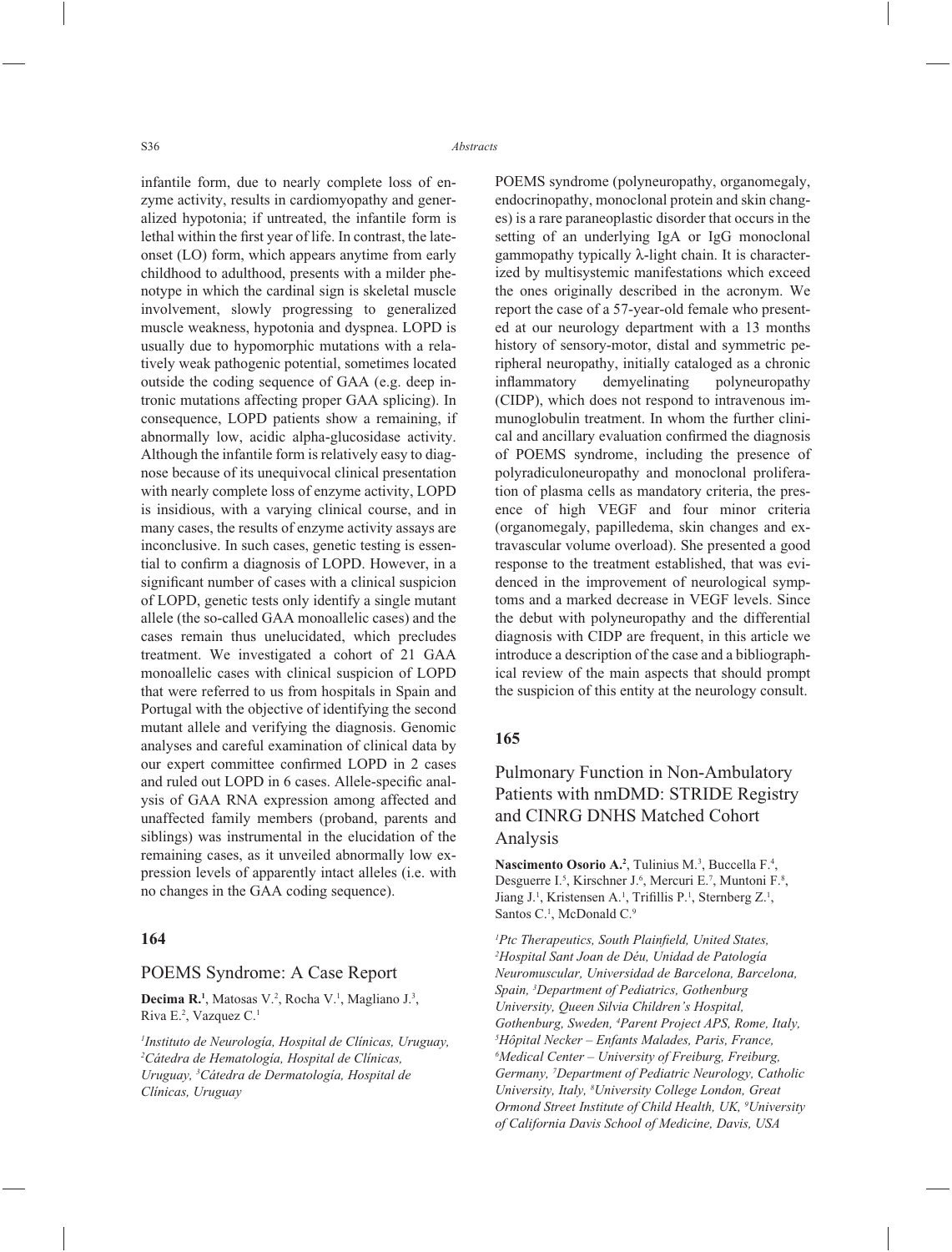infantile form, due to nearly complete loss of enzyme activity, results in cardiomyopathy and generalized hypotonia; if untreated, the infantile form is lethal within the first year of life. In contrast, the late-onset (LO) form, which appears anytime from early childhood to adulthood, presents with a milder phenotype in which the cardinal sign is skeletal muscle involvement, slowly progressing to generalized muscle weakness, hypotonia and dyspnea. LOPD is usually due to hypomorphic mutations with a relatively weak pathogenic potential, sometimes located outside the coding sequence of GAA (e.g. deep intronic mutations affecting proper GAA splicing). In consequence, LOPD patients show a remaining, if abnormally low, acidic alpha-glucosidase activity. Although the infantile form is relatively easy to diagnose because of its unequivocal clinical presentation with nearly complete loss of enzyme activity, LOPD is insidious, with a varying clinical course, and in many cases, the results of enzyme activity assays are inconclusive. In such cases, genetic testing is essential to confirm a diagnosis of LOPD. However, in a significant number of cases with a clinical suspicion of LOPD, genetic tests only identify a single mutant allele (the so-called GAA monoallelic cases) and the cases remain thus unelucidated, which precludes treatment. We investigated a cohort of 21 GAA monoallelic cases with clinical suspicion of LOPD that were referred to us from hospitals in Spain and Portugal with the objective of identifying the second mutant allele and verifying the diagnosis. Genomic analyses and careful examination of clinical data by our expert committee confirmed LOPD in 2 cases and ruled out LOPD in 6 cases. Allele-specific analysis of GAA RNA expression among affected and unaffected family members (proband, parents and siblings) was instrumental in the elucidation of the remaining cases, as it unveiled abnormally low expression levels of apparently intact alleles (i.e. with no changes in the GAA coding sequence).

## 164

### POEMS Syndrome: A Case Report

**Decima R.**[1], Matosas V.[2], Rocha V.[1], Magliano J.[3], Riva E.[2], Vazquez C.[1]

*[1]Instituto de Neurología, Hospital de Clínicas, Uruguay, [2]Cátedra de Hematología, Hospital de Clínicas, Uruguay, [3]Cátedra de Dermatología, Hospital de Clínicas, Uruguay*

POEMS syndrome (polyneuropathy, organomegaly, endocrinopathy, monoclonal protein and skin changes) is a rare paraneoplastic disorder that occurs in the setting of an underlying IgA or IgG monoclonal gammopathy typically λ-light chain. It is characterized by multisystemic manifestations which exceed the ones originally described in the acronym. We report the case of a 57-year-old female who presented at our neurology department with a 13 months history of sensory-motor, distal and symmetric peripheral neuropathy, initially cataloged as a chronic inflammatory demyelinating polyneuropathy (CIDP), which does not respond to intravenous immunoglobulin treatment. In whom the further clinical and ancillary evaluation confirmed the diagnosis of POEMS syndrome, including the presence of polyradiculoneuropathy and monoclonal proliferation of plasma cells as mandatory criteria, the presence of high VEGF and four minor criteria (organomegaly, papilledema, skin changes and extravascular volume overload). She presented a good response to the treatment established, that was evidenced in the improvement of neurological symptoms and a marked decrease in VEGF levels. Since the debut with polyneuropathy and the differential diagnosis with CIDP are frequent, in this article we introduce a description of the case and a bibliographical review of the main aspects that should prompt the suspicion of this entity at the neurology consult.

## 165

### Pulmonary Function in Non-Ambulatory Patients with nmDMD: STRIDE Registry and CINRG DNHS Matched Cohort Analysis

**Nascimento Osorio A.**[2], Tulinius M.[3], Buccella F.[4], Desguerre I.[5], Kirschner J.[6], Mercuri E.[7], Muntoni F.[8], Jiang J.[1], Kristensen A.[1], Trifillis P.[1], Sternberg Z.[1], Santos C.[1], McDonald C.[9]

*[1]Ptc Therapeutics, South Plainfield, United States, [2]Hospital Sant Joan de Déu, Unidad de Patología Neuromuscular, Universidad de Barcelona, Barcelona, Spain, [3]Department of Pediatrics, Gothenburg University, Queen Silvia Children's Hospital, Gothenburg, Sweden, [4]Parent Project APS, Rome, Italy, [5]Hôpital Necker – Enfants Malades, Paris, France, [6]Medical Center – University of Freiburg, Freiburg, Germany, [7]Department of Pediatric Neurology, Catholic University, Italy, [8]University College London, Great Ormond Street Institute of Child Health, UK, [9]University of California Davis School of Medicine, Davis, USA*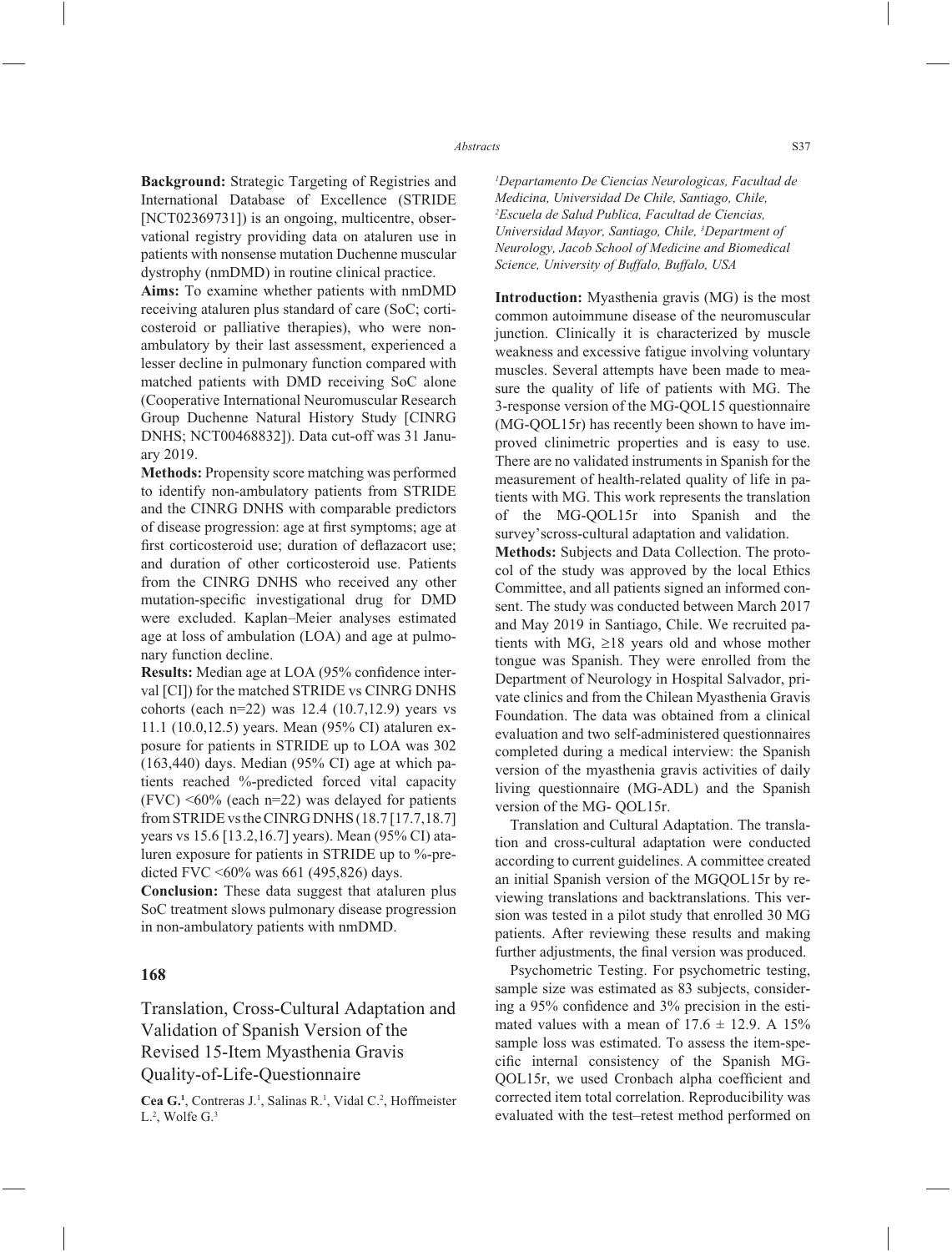**Background:** Strategic Targeting of Registries and International Database of Excellence (STRIDE [NCT02369731]) is an ongoing, multicentre, observational registry providing data on ataluren use in patients with nonsense mutation Duchenne muscular dystrophy (nmDMD) in routine clinical practice.

**Aims:** To examine whether patients with nmDMD receiving ataluren plus standard of care (SoC; corticosteroid or palliative therapies), who were non-ambulatory by their last assessment, experienced a lesser decline in pulmonary function compared with matched patients with DMD receiving SoC alone (Cooperative International Neuromuscular Research Group Duchenne Natural History Study [CINRG DNHS; NCT00468832]). Data cut-off was 31 January 2019.

**Methods:** Propensity score matching was performed to identify non-ambulatory patients from STRIDE and the CINRG DNHS with comparable predictors of disease progression: age at first symptoms; age at first corticosteroid use; duration of deflazacort use; and duration of other corticosteroid use. Patients from the CINRG DNHS who received any other mutation-specific investigational drug for DMD were excluded. Kaplan–Meier analyses estimated age at loss of ambulation (LOA) and age at pulmonary function decline.

**Results:** Median age at LOA (95% confidence interval [CI]) for the matched STRIDE vs CINRG DNHS cohorts (each n=22) was 12.4 (10.7,12.9) years vs 11.1 (10.0,12.5) years. Mean (95% CI) ataluren exposure for patients in STRIDE up to LOA was 302 (163,440) days. Median (95% CI) age at which patients reached %-predicted forced vital capacity (FVC) <60% (each n=22) was delayed for patients from STRIDE vs the CINRG DNHS (18.7 [17.7,18.7] years vs 15.6 [13.2,16.7] years). Mean (95% CI) ataluren exposure for patients in STRIDE up to %-predicted FVC <60% was 661 (495,826) days.

**Conclusion:** These data suggest that ataluren plus SoC treatment slows pulmonary disease progression in non-ambulatory patients with nmDMD.

## 168

## Translation, Cross-Cultural Adaptation and Validation of Spanish Version of the Revised 15-Item Myasthenia Gravis Quality-of-Life-Questionnaire

**Cea G.**[1], Contreras J.[1], Salinas R.[1], Vidal C.[2], Hoffmeister L.[2], Wolfe G.[3]

*[1]Departamento De Ciencias Neurologicas, Facultad de Medicina, Universidad De Chile, Santiago, Chile, [2]Escuela de Salud Publica, Facultad de Ciencias, Universidad Mayor, Santiago, Chile, [3]Department of Neurology, Jacob School of Medicine and Biomedical Science, University of Buffalo, Buffalo, USA*

**Introduction:** Myasthenia gravis (MG) is the most common autoimmune disease of the neuromuscular junction. Clinically it is characterized by muscle weakness and excessive fatigue involving voluntary muscles. Several attempts have been made to measure the quality of life of patients with MG. The 3-response version of the MG-QOL15 questionnaire (MG-QOL15r) has recently been shown to have improved clinimetric properties and is easy to use. There are no validated instruments in Spanish for the measurement of health-related quality of life in patients with MG. This work represents the translation of the MG-QOL15r into Spanish and the survey'scross-cultural adaptation and validation.

**Methods:** Subjects and Data Collection. The protocol of the study was approved by the local Ethics Committee, and all patients signed an informed consent. The study was conducted between March 2017 and May 2019 in Santiago, Chile. We recruited patients with MG, ≥18 years old and whose mother tongue was Spanish. They were enrolled from the Department of Neurology in Hospital Salvador, private clinics and from the Chilean Myasthenia Gravis Foundation. The data was obtained from a clinical evaluation and two self-administered questionnaires completed during a medical interview: the Spanish version of the myasthenia gravis activities of daily living questionnaire (MG-ADL) and the Spanish version of the MG- QOL15r.

Translation and Cultural Adaptation. The translation and cross-cultural adaptation were conducted according to current guidelines. A committee created an initial Spanish version of the MGQOL15r by reviewing translations and backtranslations. This version was tested in a pilot study that enrolled 30 MG patients. After reviewing these results and making further adjustments, the final version was produced.

Psychometric Testing. For psychometric testing, sample size was estimated as 83 subjects, considering a 95% confidence and 3% precision in the estimated values with a mean of 17.6 ± 12.9. A 15% sample loss was estimated. To assess the item-specific internal consistency of the Spanish MG-QOL15r, we used Cronbach alpha coefficient and corrected item total correlation. Reproducibility was evaluated with the test–retest method performed on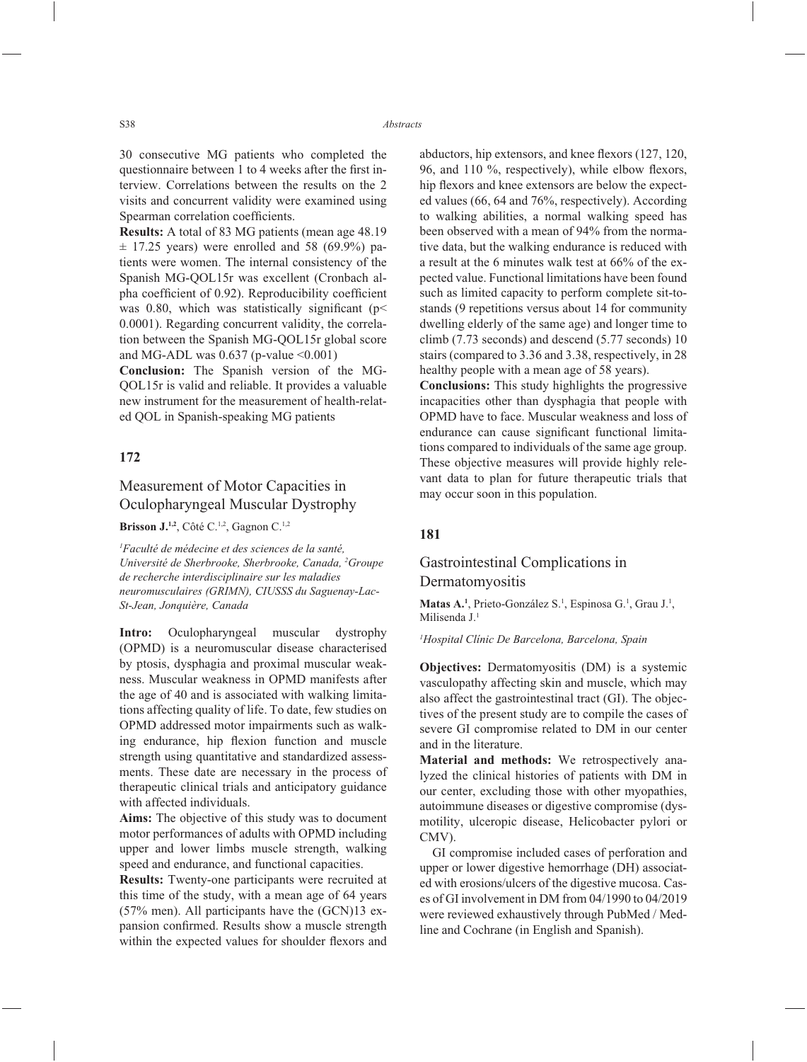30 consecutive MG patients who completed the questionnaire between 1 to 4 weeks after the first interview. Correlations between the results on the 2 visits and concurrent validity were examined using Spearman correlation coefficients.

**Results:** A total of 83 MG patients (mean age 48.19 ± 17.25 years) were enrolled and 58 (69.9%) patients were women. The internal consistency of the Spanish MG-QOL15r was excellent (Cronbach alpha coefficient of 0.92). Reproducibility coefficient was 0.80, which was statistically significant ($p < 0.0001$). Regarding concurrent validity, the correlation between the Spanish MG-QOL15r global score and MG-ADL was 0.637 (p-value <0.001)

**Conclusion:** The Spanish version of the MG-QOL15r is valid and reliable. It provides a valuable new instrument for the measurement of health-related QOL in Spanish-speaking MG patients

## 172

### Measurement of Motor Capacities in Oculopharyngeal Muscular Dystrophy

**Brisson J.**[1,2], Côté C.[1,2], Gagnon C.[1,2]

*[1]Faculté de médecine et des sciences de la santé, Université de Sherbrooke, Sherbrooke, Canada, [2]Groupe de recherche interdisciplinaire sur les maladies neuromusculaires (GRIMN), CIUSSS du Saguenay-Lac-St-Jean, Jonquière, Canada*

**Intro:** Oculopharyngeal muscular dystrophy (OPMD) is a neuromuscular disease characterised by ptosis, dysphagia and proximal muscular weakness. Muscular weakness in OPMD manifests after the age of 40 and is associated with walking limitations affecting quality of life. To date, few studies on OPMD addressed motor impairments such as walking endurance, hip flexion function and muscle strength using quantitative and standardized assessments. These date are necessary in the process of therapeutic clinical trials and anticipatory guidance with affected individuals.

**Aims:** The objective of this study was to document motor performances of adults with OPMD including upper and lower limbs muscle strength, walking speed and endurance, and functional capacities.

**Results:** Twenty-one participants were recruited at this time of the study, with a mean age of 64 years (57% men). All participants have the (GCN)13 expansion confirmed. Results show a muscle strength within the expected values for shoulder flexors and abductors, hip extensors, and knee flexors (127, 120, 96, and 110 %, respectively), while elbow flexors, hip flexors and knee extensors are below the expected values (66, 64 and 76%, respectively). According to walking abilities, a normal walking speed has been observed with a mean of 94% from the normative data, but the walking endurance is reduced with a result at the 6 minutes walk test at 66% of the expected value. Functional limitations have been found such as limited capacity to perform complete sit-to-stands (9 repetitions versus about 14 for community dwelling elderly of the same age) and longer time to climb (7.73 seconds) and descend (5.77 seconds) 10 stairs (compared to 3.36 and 3.38, respectively, in 28 healthy people with a mean age of 58 years).

**Conclusions:** This study highlights the progressive incapacities other than dysphagia that people with OPMD have to face. Muscular weakness and loss of endurance can cause significant functional limitations compared to individuals of the same age group. These objective measures will provide highly relevant data to plan for future therapeutic trials that may occur soon in this population.

## 181

### Gastrointestinal Complications in Dermatomyositis

**Matas A.**[1], Prieto-González S.[1], Espinosa G.[1], Grau J.[1], Milisenda J.[1]

*[1]Hospital Clínic De Barcelona, Barcelona, Spain*

**Objectives:** Dermatomyositis (DM) is a systemic vasculopathy affecting skin and muscle, which may also affect the gastrointestinal tract (GI). The objectives of the present study are to compile the cases of severe GI compromise related to DM in our center and in the literature.

**Material and methods:** We retrospectively analyzed the clinical histories of patients with DM in our center, excluding those with other myopathies, autoimmune diseases or digestive compromise (dysmotility, ulceropic disease, Helicobacter pylori or CMV).

GI compromise included cases of perforation and upper or lower digestive hemorrhage (DH) associated with erosions/ulcers of the digestive mucosa. Cases of GI involvement in DM from 04/1990 to 04/2019 were reviewed exhaustively through PubMed / Medline and Cochrane (in English and Spanish).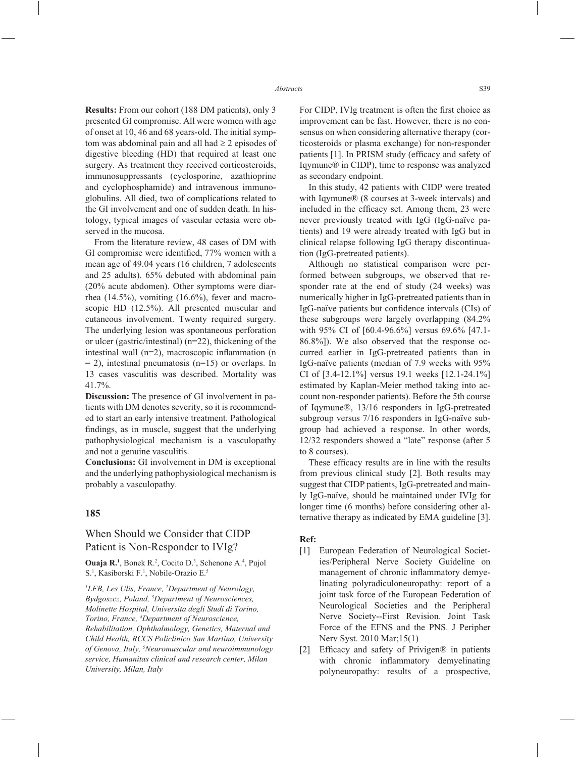**Results:** From our cohort (188 DM patients), only 3 presented GI compromise. All were women with age of onset at 10, 46 and 68 years-old. The initial symptom was abdominal pain and all had ≥ 2 episodes of digestive bleeding (HD) that required at least one surgery. As treatment they received corticosteroids, immunosuppressants (cyclosporine, azathioprine and cyclophosphamide) and intravenous immunoglobulins. All died, two of complications related to the GI involvement and one of sudden death. In histology, typical images of vascular ectasia were observed in the mucosa.

From the literature review, 48 cases of DM with GI compromise were identified, 77% women with a mean age of 49.04 years (16 children, 7 adolescents and 25 adults). 65% debuted with abdominal pain (20% acute abdomen). Other symptoms were diarrhea (14.5%), vomiting (16.6%), fever and macroscopic HD (12.5%). All presented muscular and cutaneous involvement. Twenty required surgery. The underlying lesion was spontaneous perforation or ulcer (gastric/intestinal) (n=22), thickening of the intestinal wall (n=2), macroscopic inflammation (n = 2), intestinal pneumatosis (n=15) or overlaps. In 13 cases vasculitis was described. Mortality was 41.7%.

**Discussion:** The presence of GI involvement in patients with DM denotes severity, so it is recommended to start an early intensive treatment. Pathological findings, as in muscle, suggest that the underlying pathophysiological mechanism is a vasculopathy and not a genuine vasculitis.

**Conclusions:** GI involvement in DM is exceptional and the underlying pathophysiological mechanism is probably a vasculopathy.

## 185

## When Should we Consider that CIDP Patient is Non-Responder to IVIg?

**Ouaja R.**[1], Bonek R.[2], Cocito D.[3], Schenone A.[4], Pujol S.[1], Kasiborski F.[1], Nobile-Orazio E.[5]

*[1]LFB, Les Ulis, France, [2]Department of Neurology, Bydgoszcz, Poland, [3]Department of Neurosciences, Molinette Hospital, Universita degli Studi di Torino, Torino, France, [4]Department of Neuroscience, Rehabilitation, Ophthalmology, Genetics, Maternal and Child Health, RCCS Policlinico San Martino, University of Genova, Italy, [5]Neuromuscular and neuroimmunology service, Humanitas clinical and research center, Milan University, Milan, Italy*

For CIDP, IVIg treatment is often the first choice as improvement can be fast. However, there is no consensus on when considering alternative therapy (corticosteroids or plasma exchange) for non-responder patients [1]. In PRISM study (efficacy and safety of Iqymune® in CIDP), time to response was analyzed as secondary endpoint.

In this study, 42 patients with CIDP were treated with Iqymune® (8 courses at 3-week intervals) and included in the efficacy set. Among them, 23 were never previously treated with IgG (IgG-naïve patients) and 19 were already treated with IgG but in clinical relapse following IgG therapy discontinuation (IgG-pretreated patients).

Although no statistical comparison were performed between subgroups, we observed that responder rate at the end of study (24 weeks) was numerically higher in IgG-pretreated patients than in IgG-naïve patients but confidence intervals (CIs) of these subgroups were largely overlapping (84.2% with 95% CI of [60.4-96.6%] versus 69.6% [47.1-86.8%]). We also observed that the response occurred earlier in IgG-pretreated patients than in IgG-naïve patients (median of 7.9 weeks with 95% CI of [3.4-12.1%] versus 19.1 weeks [12.1-24.1%] estimated by Kaplan-Meier method taking into account non-responder patients). Before the 5th course of Iqymune®, 13/16 responders in IgG-pretreated subgroup versus 7/16 responders in IgG-naïve subgroup had achieved a response. In other words, 12/32 responders showed a "late" response (after 5 to 8 courses).

These efficacy results are in line with the results from previous clinical study [2]. Both results may suggest that CIDP patients, IgG-pretreated and mainly IgG-naïve, should be maintained under IVIg for longer time (6 months) before considering other alternative therapy as indicated by EMA guideline [3].

**Ref:**

[1] European Federation of Neurological Societies/Peripheral Nerve Society Guideline on management of chronic inflammatory demyelinating polyradiculoneuropathy: report of a joint task force of the European Federation of Neurological Societies and the Peripheral Nerve Society--First Revision. Joint Task Force of the EFNS and the PNS. J Peripher Nerv Syst. 2010 Mar;15(1)

[2] Efficacy and safety of Privigen® in patients with chronic inflammatory demyelinating polyneuropathy: results of a prospective,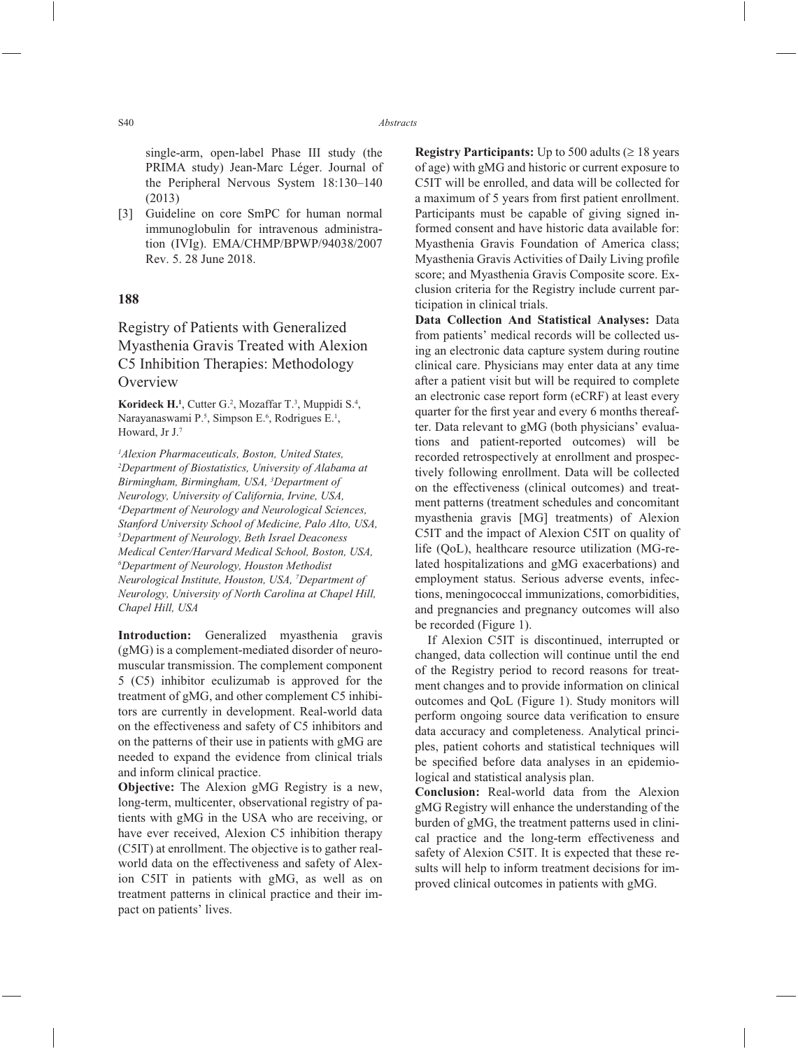single-arm, open-label Phase III study (the PRIMA study) Jean-Marc Léger. Journal of the Peripheral Nervous System 18:130–140 (2013)

[3] Guideline on core SmPC for human normal immunoglobulin for intravenous administration (IVIg). EMA/CHMP/BPWP/94038/2007 Rev. 5. 28 June 2018.

## 188

## Registry of Patients with Generalized Myasthenia Gravis Treated with Alexion C5 Inhibition Therapies: Methodology Overview

**Korideck H.[1]**, Cutter G.[2], Mozaffar T.[3], Muppidi S.[4], Narayanaswami P.[5], Simpson E.[6], Rodrigues E.[1], Howard, Jr J.[7]

*[1]Alexion Pharmaceuticals, Boston, United States, [2]Department of Biostatistics, University of Alabama at Birmingham, Birmingham, USA, [3]Department of Neurology, University of California, Irvine, USA, [4]Department of Neurology and Neurological Sciences, Stanford University School of Medicine, Palo Alto, USA, [5]Department of Neurology, Beth Israel Deaconess Medical Center/Harvard Medical School, Boston, USA, [6]Department of Neurology, Houston Methodist Neurological Institute, Houston, USA, [7]Department of Neurology, University of North Carolina at Chapel Hill, Chapel Hill, USA*

**Introduction:** Generalized myasthenia gravis (gMG) is a complement-mediated disorder of neuromuscular transmission. The complement component 5 (C5) inhibitor eculizumab is approved for the treatment of gMG, and other complement C5 inhibitors are currently in development. Real-world data on the effectiveness and safety of C5 inhibitors and on the patterns of their use in patients with gMG are needed to expand the evidence from clinical trials and inform clinical practice.

**Objective:** The Alexion gMG Registry is a new, long-term, multicenter, observational registry of patients with gMG in the USA who are receiving, or have ever received, Alexion C5 inhibition therapy (C5IT) at enrollment. The objective is to gather real-world data on the effectiveness and safety of Alexion C5IT in patients with gMG, as well as on treatment patterns in clinical practice and their impact on patients' lives.

**Registry Participants:** Up to 500 adults (≥ 18 years of age) with gMG and historic or current exposure to C5IT will be enrolled, and data will be collected for a maximum of 5 years from first patient enrollment. Participants must be capable of giving signed informed consent and have historic data available for: Myasthenia Gravis Foundation of America class; Myasthenia Gravis Activities of Daily Living profile score; and Myasthenia Gravis Composite score. Exclusion criteria for the Registry include current participation in clinical trials.

**Data Collection And Statistical Analyses:** Data from patients' medical records will be collected using an electronic data capture system during routine clinical care. Physicians may enter data at any time after a patient visit but will be required to complete an electronic case report form (eCRF) at least every quarter for the first year and every 6 months thereafter. Data relevant to gMG (both physicians' evaluations and patient-reported outcomes) will be recorded retrospectively at enrollment and prospectively following enrollment. Data will be collected on the effectiveness (clinical outcomes) and treatment patterns (treatment schedules and concomitant myasthenia gravis [MG] treatments) of Alexion C5IT and the impact of Alexion C5IT on quality of life (QoL), healthcare resource utilization (MG-related hospitalizations and gMG exacerbations) and employment status. Serious adverse events, infections, meningococcal immunizations, comorbidities, and pregnancies and pregnancy outcomes will also be recorded (Figure 1).

If Alexion C5IT is discontinued, interrupted or changed, data collection will continue until the end of the Registry period to record reasons for treatment changes and to provide information on clinical outcomes and QoL (Figure 1). Study monitors will perform ongoing source data verification to ensure data accuracy and completeness. Analytical principles, patient cohorts and statistical techniques will be specified before data analyses in an epidemiological and statistical analysis plan.

**Conclusion:** Real-world data from the Alexion gMG Registry will enhance the understanding of the burden of gMG, the treatment patterns used in clinical practice and the long-term effectiveness and safety of Alexion C5IT. It is expected that these results will help to inform treatment decisions for improved clinical outcomes in patients with gMG.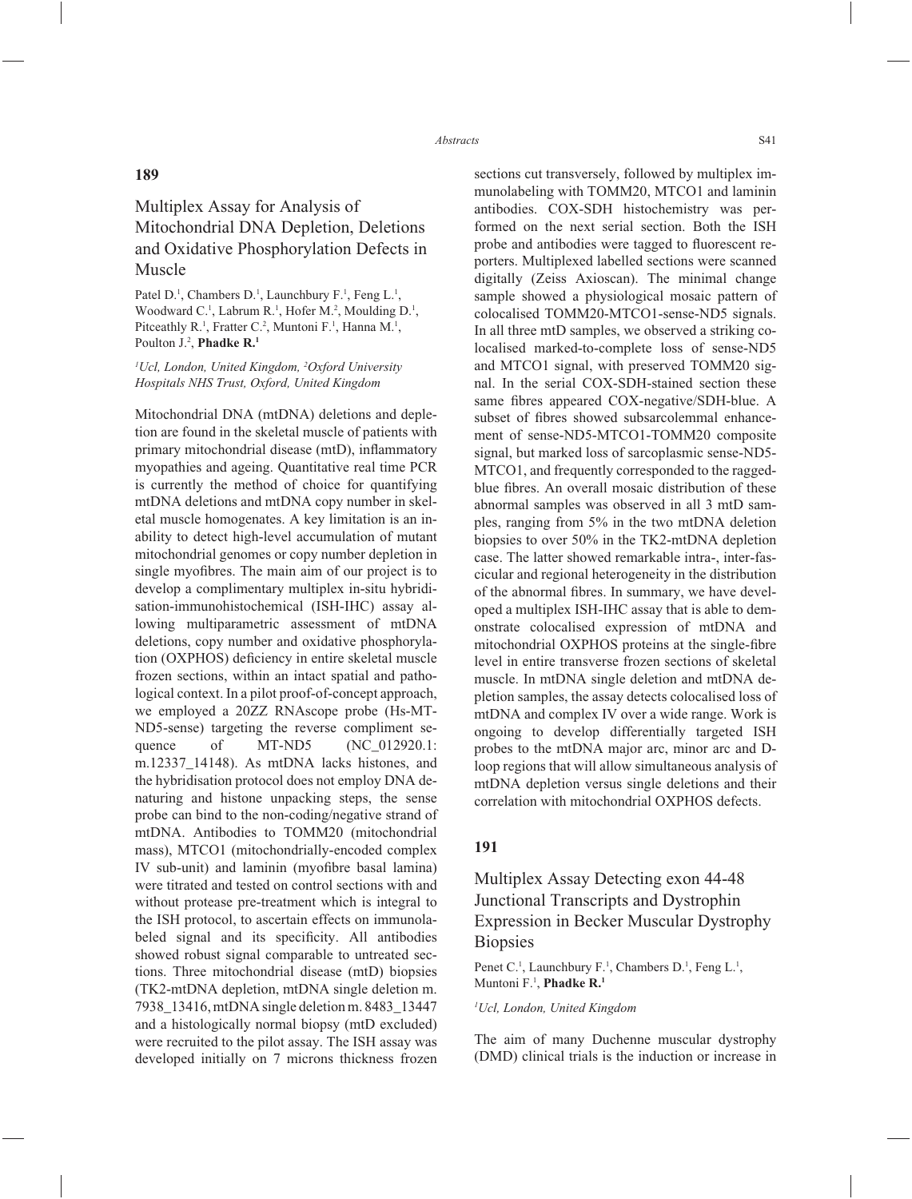## 189

### Multiplex Assay for Analysis of Mitochondrial DNA Depletion, Deletions and Oxidative Phosphorylation Defects in Muscle

Patel D.[1], Chambers D.[1], Launchbury F.[1], Feng L.[1], Woodward C.[1], Labrum R.[1], Hofer M.[2], Moulding D.[1], Pitceathly R.[1], Fratter C.[2], Muntoni F.[1], Hanna M.[1], Poulton J.[2], **Phadke R.**[1]

*[1]Ucl, London, United Kingdom, [2]Oxford University Hospitals NHS Trust, Oxford, United Kingdom*

Mitochondrial DNA (mtDNA) deletions and depletion are found in the skeletal muscle of patients with primary mitochondrial disease (mtD), inflammatory myopathies and ageing. Quantitative real time PCR is currently the method of choice for quantifying mtDNA deletions and mtDNA copy number in skeletal muscle homogenates. A key limitation is an inability to detect high-level accumulation of mutant mitochondrial genomes or copy number depletion in single myofibres. The main aim of our project is to develop a complimentary multiplex in-situ hybridisation-immunohistochemical (ISH-IHC) assay allowing multiparametric assessment of mtDNA deletions, copy number and oxidative phosphorylation (OXPHOS) deficiency in entire skeletal muscle frozen sections, within an intact spatial and pathological context. In a pilot proof-of-concept approach, we employed a 20ZZ RNAscope probe (Hs-MT-ND5-sense) targeting the reverse compliment sequence of MT-ND5 (NC_012920.1: m.12337_14148). As mtDNA lacks histones, and the hybridisation protocol does not employ DNA denaturing and histone unpacking steps, the sense probe can bind to the non-coding/negative strand of mtDNA. Antibodies to TOMM20 (mitochondrial mass), MTCO1 (mitochondrially-encoded complex IV sub-unit) and laminin (myofibre basal lamina) were titrated and tested on control sections with and without protease pre-treatment which is integral to the ISH protocol, to ascertain effects on immunolabeled signal and its specificity. All antibodies showed robust signal comparable to untreated sections. Three mitochondrial disease (mtD) biopsies (TK2-mtDNA depletion, mtDNA single deletion m. 7938_13416, mtDNA single deletion m. 8483_13447 and a histologically normal biopsy (mtD excluded) were recruited to the pilot assay. The ISH assay was developed initially on 7 microns thickness frozen sections cut transversely, followed by multiplex immunolabeling with TOMM20, MTCO1 and laminin antibodies. COX-SDH histochemistry was performed on the next serial section. Both the ISH probe and antibodies were tagged to fluorescent reporters. Multiplexed labelled sections were scanned digitally (Zeiss Axioscan). The minimal change sample showed a physiological mosaic pattern of colocalised TOMM20-MTCO1-sense-ND5 signals. In all three mtD samples, we observed a striking colocalised marked-to-complete loss of sense-ND5 and MTCO1 signal, with preserved TOMM20 signal. In the serial COX-SDH-stained section these same fibres appeared COX-negative/SDH-blue. A subset of fibres showed subsarcolemmal enhancement of sense-ND5-MTCO1-TOMM20 composite signal, but marked loss of sarcoplasmic sense-ND5-MTCO1, and frequently corresponded to the ragged-blue fibres. An overall mosaic distribution of these abnormal samples was observed in all 3 mtD samples, ranging from 5% in the two mtDNA deletion biopsies to over 50% in the TK2-mtDNA depletion case. The latter showed remarkable intra-, inter-fascicular and regional heterogeneity in the distribution of the abnormal fibres. In summary, we have developed a multiplex ISH-IHC assay that is able to demonstrate colocalised expression of mtDNA and mitochondrial OXPHOS proteins at the single-fibre level in entire transverse frozen sections of skeletal muscle. In mtDNA single deletion and mtDNA depletion samples, the assay detects colocalised loss of mtDNA and complex IV over a wide range. Work is ongoing to develop differentially targeted ISH probes to the mtDNA major arc, minor arc and D-loop regions that will allow simultaneous analysis of mtDNA depletion versus single deletions and their correlation with mitochondrial OXPHOS defects.

## 191

### Multiplex Assay Detecting exon 44-48 Junctional Transcripts and Dystrophin Expression in Becker Muscular Dystrophy Biopsies

Penet C.[1], Launchbury F.[1], Chambers D.[1], Feng L.[1], Muntoni F.[1], **Phadke R.**[1]

*[1]Ucl, London, United Kingdom*

The aim of many Duchenne muscular dystrophy (DMD) clinical trials is the induction or increase in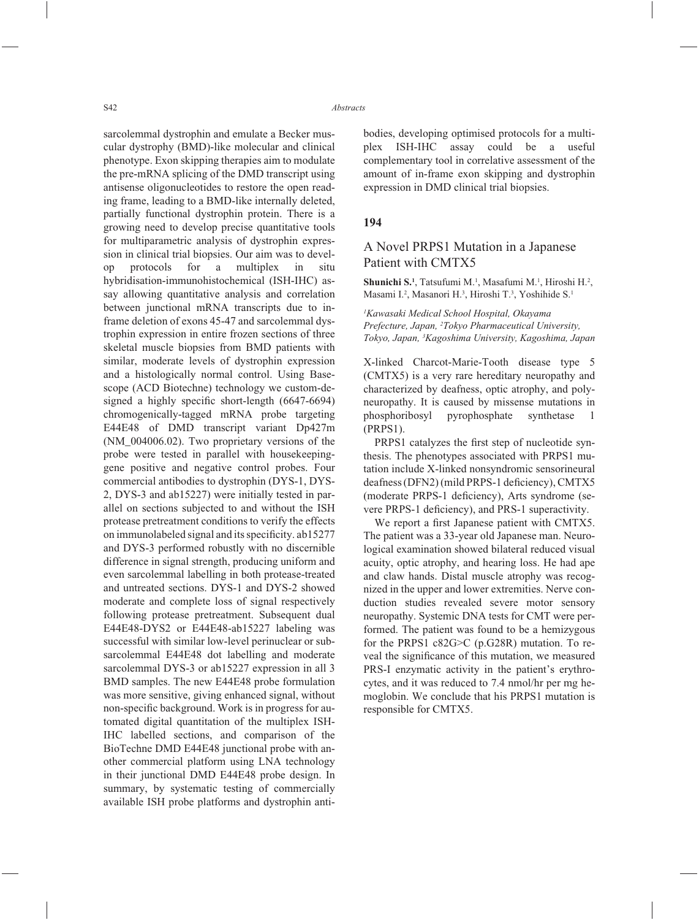sarcolemmal dystrophin and emulate a Becker muscular dystrophy (BMD)-like molecular and clinical phenotype. Exon skipping therapies aim to modulate the pre-mRNA splicing of the DMD transcript using antisense oligonucleotides to restore the open reading frame, leading to a BMD-like internally deleted, partially functional dystrophin protein. There is a growing need to develop precise quantitative tools for multiparametric analysis of dystrophin expression in clinical trial biopsies. Our aim was to develop protocols for a multiplex in situ hybridisation-immunohistochemical (ISH-IHC) assay allowing quantitative analysis and correlation between junctional mRNA transcripts due to in-frame deletion of exons 45-47 and sarcolemmal dystrophin expression in entire frozen sections of three skeletal muscle biopsies from BMD patients with similar, moderate levels of dystrophin expression and a histologically normal control. Using Basescope (ACD Biotechne) technology we custom-designed a highly specific short-length (6647-6694) chromogenically-tagged mRNA probe targeting E44E48 of DMD transcript variant Dp427m (NM_004006.02). Two proprietary versions of the probe were tested in parallel with housekeeping-gene positive and negative control probes. Four commercial antibodies to dystrophin (DYS-1, DYS-2, DYS-3 and ab15227) were initially tested in parallel on sections subjected to and without the ISH protease pretreatment conditions to verify the effects on immunolabeled signal and its specificity. ab15277 and DYS-3 performed robustly with no discernible difference in signal strength, producing uniform and even sarcolemmal labelling in both protease-treated and untreated sections. DYS-1 and DYS-2 showed moderate and complete loss of signal respectively following protease pretreatment. Subsequent dual E44E48-DYS2 or E44E48-ab15227 labeling was successful with similar low-level perinuclear or subsarcolemmal E44E48 dot labelling and moderate sarcolemmal DYS-3 or ab15227 expression in all 3 BMD samples. The new E44E48 probe formulation was more sensitive, giving enhanced signal, without non-specific background. Work is in progress for automated digital quantitation of the multiplex ISH-IHC labelled sections, and comparison of the BioTechne DMD E44E48 junctional probe with another commercial platform using LNA technology in their junctional DMD E44E48 probe design. In summary, by systematic testing of commercially available ISH probe platforms and dystrophin antibodies, developing optimised protocols for a multiplex ISH-IHC assay could be a useful complementary tool in correlative assessment of the amount of in-frame exon skipping and dystrophin expression in DMD clinical trial biopsies.

## 194

### A Novel PRPS1 Mutation in a Japanese Patient with CMTX5

**Shunichi S.**[1], Tatsufumi M.[1], Masafumi M.[1], Hiroshi H.[2], Masami I.[2], Masanori H.[3], Hiroshi T.[3], Yoshihide S.[1]

*[1]Kawasaki Medical School Hospital, Okayama Prefecture, Japan, [2]Tokyo Pharmaceutical University, Tokyo, Japan, [3]Kagoshima University, Kagoshima, Japan*

X-linked Charcot-Marie-Tooth disease type 5 (CMTX5) is a very rare hereditary neuropathy and characterized by deafness, optic atrophy, and polyneuropathy. It is caused by missense mutations in phosphoribosyl pyrophosphate synthetase 1 (PRPS1).

PRPS1 catalyzes the first step of nucleotide synthesis. The phenotypes associated with PRPS1 mutation include X-linked nonsyndromic sensorineural deafness (DFN2) (mild PRPS-1 deficiency), CMTX5 (moderate PRPS-1 deficiency), Arts syndrome (severe PRPS-1 deficiency), and PRS-1 superactivity.

We report a first Japanese patient with CMTX5. The patient was a 33-year old Japanese man. Neurological examination showed bilateral reduced visual acuity, optic atrophy, and hearing loss. He had ape and claw hands. Distal muscle atrophy was recognized in the upper and lower extremities. Nerve conduction studies revealed severe motor sensory neuropathy. Systemic DNA tests for CMT were performed. The patient was found to be a hemizygous for the PRPS1 c82G>C (p.G28R) mutation. To reveal the significance of this mutation, we measured PRS-I enzymatic activity in the patient's erythrocytes, and it was reduced to 7.4 nmol/hr per mg hemoglobin. We conclude that his PRPS1 mutation is responsible for CMTX5.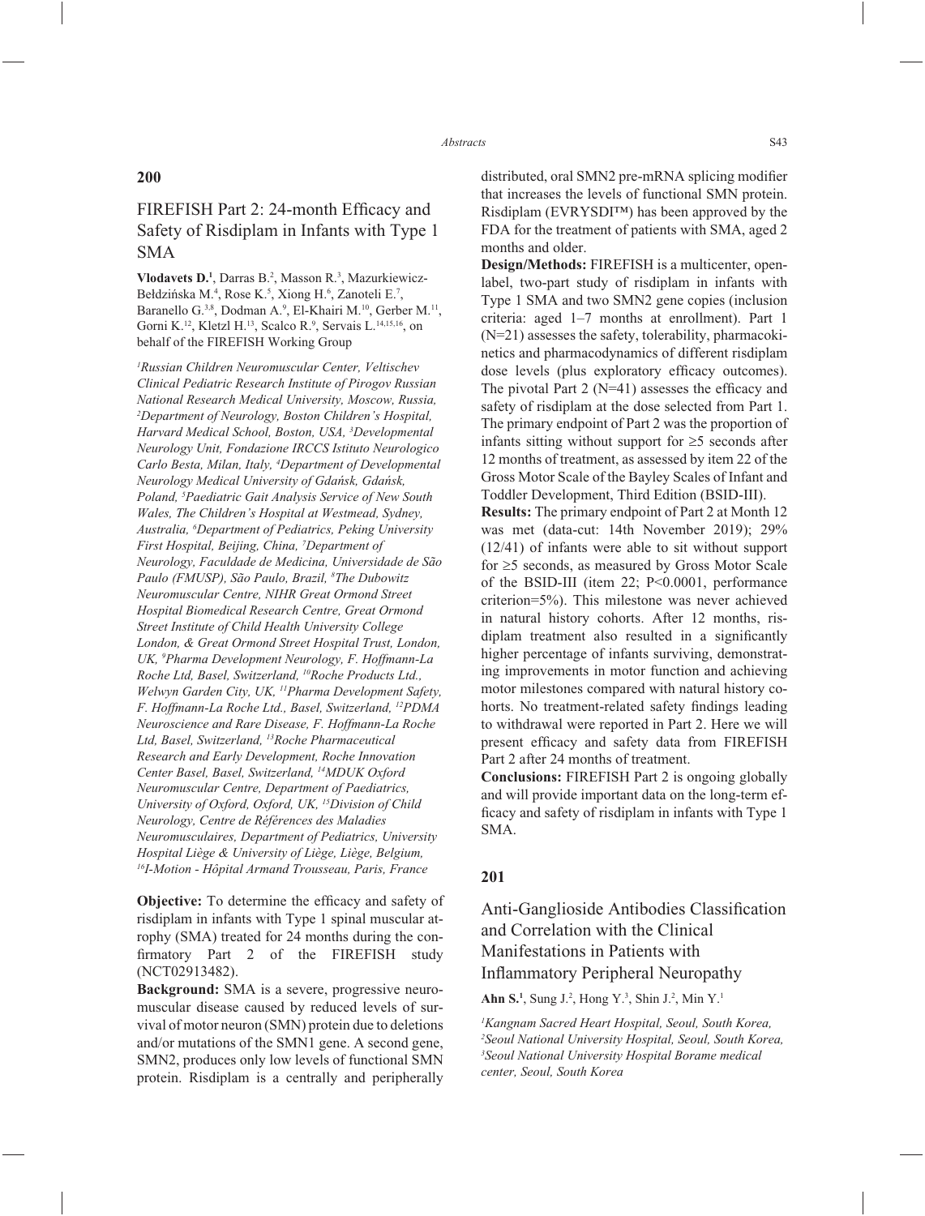**200**

## FIREFISH Part 2: 24-month Efficacy and Safety of Risdiplam in Infants with Type 1 SMA

**Vlodavets D.**[1], Darras B.[2], Masson R.[3], Mazurkiewicz-Bełdzińska M.[4], Rose K.[5], Xiong H.[6], Zanoteli E.[7], Baranello G.[3,8], Dodman A.[9], El-Khairi M.[10], Gerber M.[11], Gorni K.[12], Kletzl H.[13], Scalco R.[9], Servais L.[14,15,16], on behalf of the FIREFISH Working Group

*[1]Russian Children Neuromuscular Center, Veltischev Clinical Pediatric Research Institute of Pirogov Russian National Research Medical University, Moscow, Russia, [2]Department of Neurology, Boston Children's Hospital, Harvard Medical School, Boston, USA, [3]Developmental Neurology Unit, Fondazione IRCCS Istituto Neurologico Carlo Besta, Milan, Italy, [4]Department of Developmental Neurology Medical University of Gdańsk, Gdańsk, Poland, [5]Paediatric Gait Analysis Service of New South Wales, The Children's Hospital at Westmead, Sydney, Australia, [6]Department of Pediatrics, Peking University First Hospital, Beijing, China, [7]Department of Neurology, Faculdade de Medicina, Universidade de São Paulo (FMUSP), São Paulo, Brazil, [8]The Dubowitz Neuromuscular Centre, NIHR Great Ormond Street Hospital Biomedical Research Centre, Great Ormond Street Institute of Child Health University College London, & Great Ormond Street Hospital Trust, London, UK, [9]Pharma Development Neurology, F. Hoffmann-La Roche Ltd, Basel, Switzerland, [10]Roche Products Ltd., Welwyn Garden City, UK, [11]Pharma Development Safety, F. Hoffmann-La Roche Ltd., Basel, Switzerland, [12]PDMA Neuroscience and Rare Disease, F. Hoffmann-La Roche Ltd, Basel, Switzerland, [13]Roche Pharmaceutical Research and Early Development, Roche Innovation Center Basel, Basel, Switzerland, [14]MDUK Oxford Neuromuscular Centre, Department of Paediatrics, University of Oxford, Oxford, UK, [15]Division of Child Neurology, Centre de Références des Maladies Neuromusculaires, Department of Pediatrics, University Hospital Liège & University of Liège, Liège, Belgium, [16]I-Motion - Hôpital Armand Trousseau, Paris, France*

**Objective:** To determine the efficacy and safety of risdiplam in infants with Type 1 spinal muscular atrophy (SMA) treated for 24 months during the confirmatory Part 2 of the FIREFISH study (NCT02913482).

**Background:** SMA is a severe, progressive neuromuscular disease caused by reduced levels of survival of motor neuron (SMN) protein due to deletions and/or mutations of the SMN1 gene. A second gene, SMN2, produces only low levels of functional SMN protein. Risdiplam is a centrally and peripherally distributed, oral SMN2 pre-mRNA splicing modifier that increases the levels of functional SMN protein. Risdiplam (EVRYSDI™) has been approved by the FDA for the treatment of patients with SMA, aged 2 months and older.

**Design/Methods:** FIREFISH is a multicenter, open-label, two-part study of risdiplam in infants with Type 1 SMA and two SMN2 gene copies (inclusion criteria: aged 1–7 months at enrollment). Part 1 (N=21) assesses the safety, tolerability, pharmacokinetics and pharmacodynamics of different risdiplam dose levels (plus exploratory efficacy outcomes). The pivotal Part 2 (N=41) assesses the efficacy and safety of risdiplam at the dose selected from Part 1. The primary endpoint of Part 2 was the proportion of infants sitting without support for ≥5 seconds after 12 months of treatment, as assessed by item 22 of the Gross Motor Scale of the Bayley Scales of Infant and Toddler Development, Third Edition (BSID-III).

**Results:** The primary endpoint of Part 2 at Month 12 was met (data-cut: 14th November 2019); 29% (12/41) of infants were able to sit without support for ≥5 seconds, as measured by Gross Motor Scale of the BSID-III (item 22; P<0.0001, performance criterion=5%). This milestone was never achieved in natural history cohorts. After 12 months, risdiplam treatment also resulted in a significantly higher percentage of infants surviving, demonstrating improvements in motor function and achieving motor milestones compared with natural history cohorts. No treatment-related safety findings leading to withdrawal were reported in Part 2. Here we will present efficacy and safety data from FIREFISH Part 2 after 24 months of treatment.

**Conclusions:** FIREFISH Part 2 is ongoing globally and will provide important data on the long-term efficacy and safety of risdiplam in infants with Type 1 SMA.

**201**

## Anti-Ganglioside Antibodies Classification and Correlation with the Clinical Manifestations in Patients with Inflammatory Peripheral Neuropathy

**Ahn S.**[1], Sung J.[2], Hong Y.[3], Shin J.[2], Min Y.[1]

*[1]Kangnam Sacred Heart Hospital, Seoul, South Korea, [2]Seoul National University Hospital, Seoul, South Korea, [3]Seoul National University Hospital Borame medical center, Seoul, South Korea*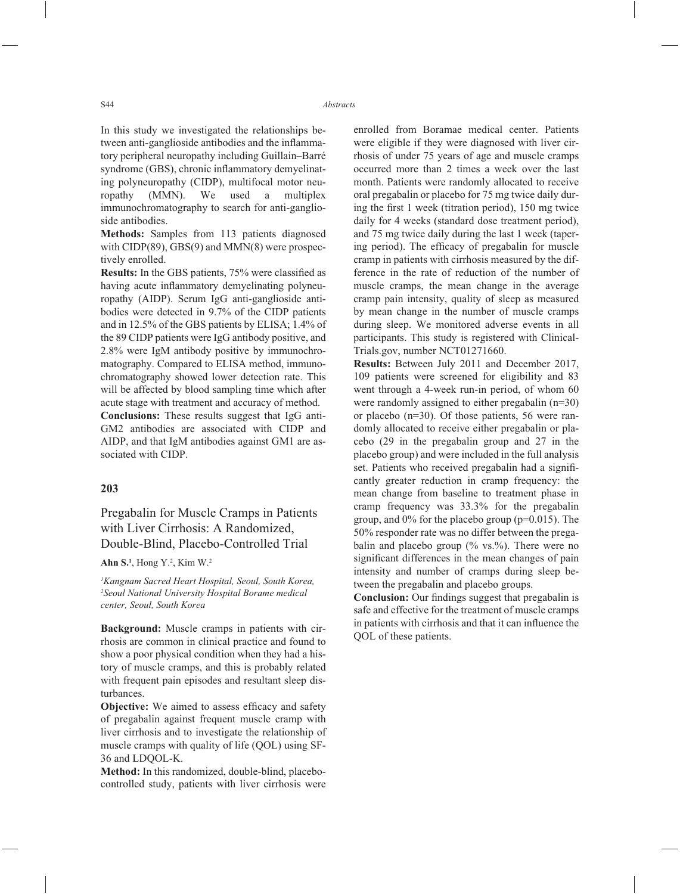In this study we investigated the relationships between anti-ganglioside antibodies and the inflammatory peripheral neuropathy including Guillain–Barré syndrome (GBS), chronic inflammatory demyelinating polyneuropathy (CIDP), multifocal motor neuropathy (MMN). We used a multiplex immunochromatography to search for anti-ganglioside antibodies.

**Methods:** Samples from 113 patients diagnosed with CIDP(89), GBS(9) and MMN(8) were prospectively enrolled.

**Results:** In the GBS patients, 75% were classified as having acute inflammatory demyelinating polyneuropathy (AIDP). Serum IgG anti-ganglioside antibodies were detected in 9.7% of the CIDP patients and in 12.5% of the GBS patients by ELISA; 1.4% of the 89 CIDP patients were IgG antibody positive, and 2.8% were IgM antibody positive by immunochromatography. Compared to ELISA method, immunochromatography showed lower detection rate. This will be affected by blood sampling time which after acute stage with treatment and accuracy of method.

**Conclusions:** These results suggest that IgG anti-GM2 antibodies are associated with CIDP and AIDP, and that IgM antibodies against GM1 are associated with CIDP.

## 203

## Pregabalin for Muscle Cramps in Patients with Liver Cirrhosis: A Randomized, Double-Blind, Placebo-Controlled Trial

**Ahn S.**[1], Hong Y.[2], Kim W.[2]

*[1]Kangnam Sacred Heart Hospital, Seoul, South Korea, [2]Seoul National University Hospital Borame medical center, Seoul, South Korea*

**Background:** Muscle cramps in patients with cirrhosis are common in clinical practice and found to show a poor physical condition when they had a history of muscle cramps, and this is probably related with frequent pain episodes and resultant sleep disturbances.

**Objective:** We aimed to assess efficacy and safety of pregabalin against frequent muscle cramp with liver cirrhosis and to investigate the relationship of muscle cramps with quality of life (QOL) using SF-36 and LDQOL-K.

**Method:** In this randomized, double-blind, placebo-controlled study, patients with liver cirrhosis were enrolled from Boramae medical center. Patients were eligible if they were diagnosed with liver cirrhosis of under 75 years of age and muscle cramps occurred more than 2 times a week over the last month. Patients were randomly allocated to receive oral pregabalin or placebo for 75 mg twice daily during the first 1 week (titration period), 150 mg twice daily for 4 weeks (standard dose treatment period), and 75 mg twice daily during the last 1 week (tapering period). The efficacy of pregabalin for muscle cramp in patients with cirrhosis measured by the difference in the rate of reduction of the number of muscle cramps, the mean change in the average cramp pain intensity, quality of sleep as measured by mean change in the number of muscle cramps during sleep. We monitored adverse events in all participants. This study is registered with ClinicalTrials.gov, number NCT01271660.

**Results:** Between July 2011 and December 2017, 109 patients were screened for eligibility and 83 went through a 4-week run-in period, of whom 60 were randomly assigned to either pregabalin (n=30) or placebo (n=30). Of those patients, 56 were randomly allocated to receive either pregabalin or placebo (29 in the pregabalin group and 27 in the placebo group) and were included in the full analysis set. Patients who received pregabalin had a significantly greater reduction in cramp frequency: the mean change from baseline to treatment phase in cramp frequency was 33.3% for the pregabalin group, and 0% for the placebo group (p=0.015). The 50% responder rate was no differ between the pregabalin and placebo group (% vs.%). There were no significant differences in the mean changes of pain intensity and number of cramps during sleep between the pregabalin and placebo groups.

**Conclusion:** Our findings suggest that pregabalin is safe and effective for the treatment of muscle cramps in patients with cirrhosis and that it can influence the QOL of these patients.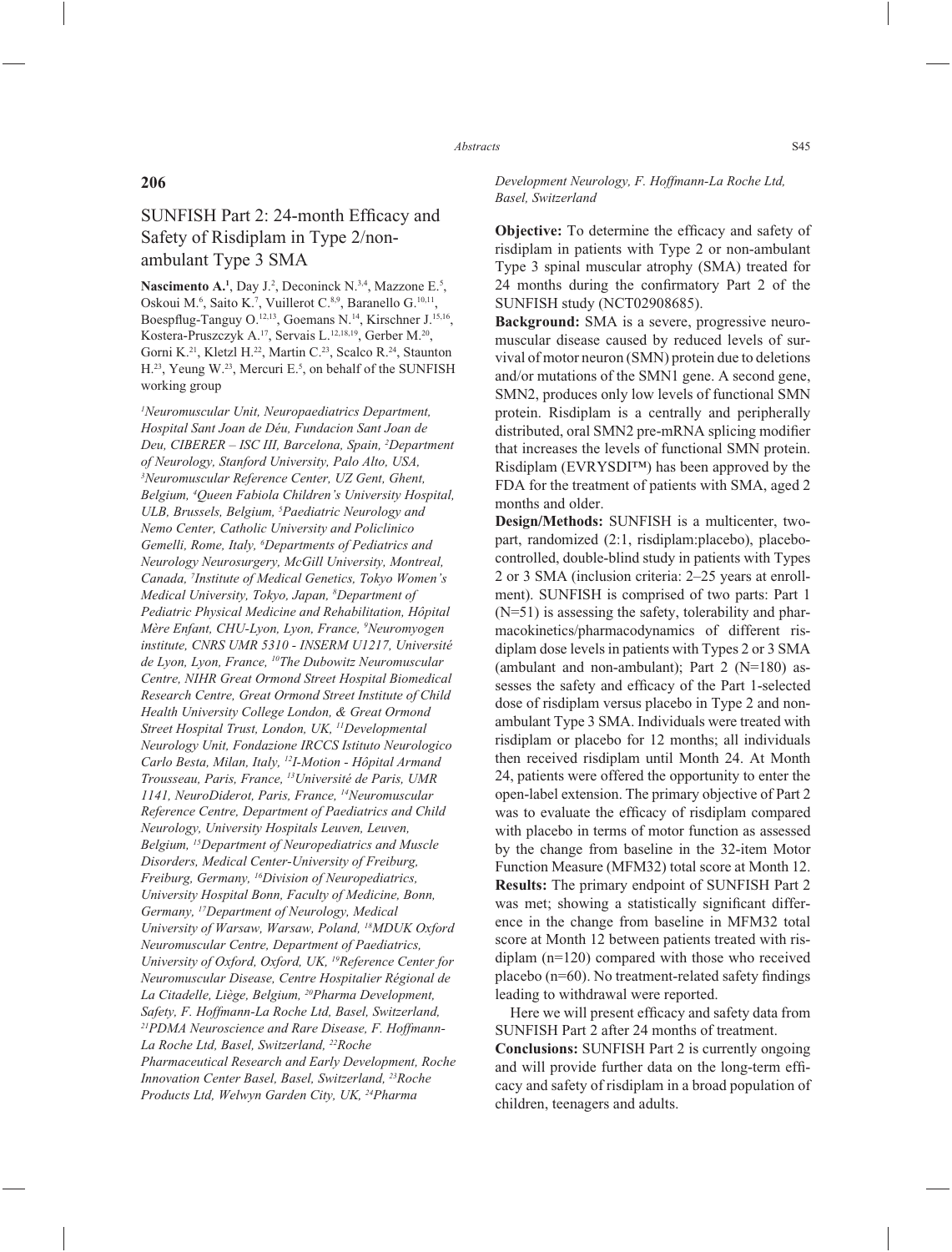## 206

# SUNFISH Part 2: 24-month Efficacy and Safety of Risdiplam in Type 2/non-ambulant Type 3 SMA

**Nascimento A.**[1], Day J.[2], Deconinck N.[3,4], Mazzone E.[5], Oskoui M.[6], Saito K.[7], Vuillerot C.[8,9], Baranello G.[10,11], Boespflug-Tanguy O.[12,13], Goemans N.[14], Kirschner J.[15,16], Kostera-Pruszczyk A.[17], Servais L.[12,18,19], Gerber M.[20], Gorni K.[21], Kletzl H.[22], Martin C.[23], Scalco R.[24], Staunton H.[23], Yeung W.[23], Mercuri E.[5], on behalf of the SUNFISH working group

*[1]Neuromuscular Unit, Neuropaediatrics Department, Hospital Sant Joan de Déu, Fundacion Sant Joan de Deu, CIBERER – ISC III, Barcelona, Spain, [2]Department of Neurology, Stanford University, Palo Alto, USA, [3]Neuromuscular Reference Center, UZ Gent, Ghent, Belgium, [4]Queen Fabiola Children's University Hospital, ULB, Brussels, Belgium, [5]Paediatric Neurology and Nemo Center, Catholic University and Policlinico Gemelli, Rome, Italy, [6]Departments of Pediatrics and Neurology Neurosurgery, McGill University, Montreal, Canada, [7]Institute of Medical Genetics, Tokyo Women's Medical University, Tokyo, Japan, [8]Department of Pediatric Physical Medicine and Rehabilitation, Hôpital Mère Enfant, CHU-Lyon, Lyon, France, [9]Neuromyogen institute, CNRS UMR 5310 - INSERM U1217, Université de Lyon, Lyon, France, [10]The Dubowitz Neuromuscular Centre, NIHR Great Ormond Street Hospital Biomedical Research Centre, Great Ormond Street Institute of Child Health University College London, & Great Ormond Street Hospital Trust, London, UK, [11]Developmental Neurology Unit, Fondazione IRCCS Istituto Neurologico Carlo Besta, Milan, Italy, [12]I-Motion - Hôpital Armand Trousseau, Paris, France, [13]Université de Paris, UMR 1141, NeuroDiderot, Paris, France, [14]Neuromuscular Reference Centre, Department of Paediatrics and Child Neurology, University Hospitals Leuven, Leuven, Belgium, [15]Department of Neuropediatrics and Muscle Disorders, Medical Center-University of Freiburg, Freiburg, Germany, [16]Division of Neuropediatrics, University Hospital Bonn, Faculty of Medicine, Bonn, Germany, [17]Department of Neurology, Medical University of Warsaw, Warsaw, Poland, [18]MDUK Oxford Neuromuscular Centre, Department of Paediatrics, University of Oxford, Oxford, UK, [19]Reference Center for Neuromuscular Disease, Centre Hospitalier Régional de La Citadelle, Liège, Belgium, [20]Pharma Development, Safety, F. Hoffmann-La Roche Ltd, Basel, Switzerland, [21]PDMA Neuroscience and Rare Disease, F. Hoffmann-La Roche Ltd, Basel, Switzerland, [22]Roche Pharmaceutical Research and Early Development, Roche Innovation Center Basel, Basel, Switzerland, [23]Roche Products Ltd, Welwyn Garden City, UK, [24]Pharma Development Neurology, F. Hoffmann-La Roche Ltd, Basel, Switzerland*

**Objective:** To determine the efficacy and safety of risdiplam in patients with Type 2 or non-ambulant Type 3 spinal muscular atrophy (SMA) treated for 24 months during the confirmatory Part 2 of the SUNFISH study (NCT02908685).

**Background:** SMA is a severe, progressive neuromuscular disease caused by reduced levels of survival of motor neuron (SMN) protein due to deletions and/or mutations of the SMN1 gene. A second gene, SMN2, produces only low levels of functional SMN protein. Risdiplam is a centrally and peripherally distributed, oral SMN2 pre-mRNA splicing modifier that increases the levels of functional SMN protein. Risdiplam (EVRYSDI™) has been approved by the FDA for the treatment of patients with SMA, aged 2 months and older.

**Design/Methods:** SUNFISH is a multicenter, two-part, randomized (2:1, risdiplam:placebo), placebo-controlled, double-blind study in patients with Types 2 or 3 SMA (inclusion criteria: 2–25 years at enrollment). SUNFISH is comprised of two parts: Part 1 (N=51) is assessing the safety, tolerability and pharmacokinetics/pharmacodynamics of different risdiplam dose levels in patients with Types 2 or 3 SMA (ambulant and non-ambulant); Part 2 (N=180) assesses the safety and efficacy of the Part 1-selected dose of risdiplam versus placebo in Type 2 and non-ambulant Type 3 SMA. Individuals were treated with risdiplam or placebo for 12 months; all individuals then received risdiplam until Month 24. At Month 24, patients were offered the opportunity to enter the open-label extension. The primary objective of Part 2 was to evaluate the efficacy of risdiplam compared with placebo in terms of motor function as assessed by the change from baseline in the 32-item Motor Function Measure (MFM32) total score at Month 12.

**Results:** The primary endpoint of SUNFISH Part 2 was met; showing a statistically significant difference in the change from baseline in MFM32 total score at Month 12 between patients treated with risdiplam (n=120) compared with those who received placebo (n=60). No treatment-related safety findings leading to withdrawal were reported.

Here we will present efficacy and safety data from SUNFISH Part 2 after 24 months of treatment.

**Conclusions:** SUNFISH Part 2 is currently ongoing and will provide further data on the long-term efficacy and safety of risdiplam in a broad population of children, teenagers and adults.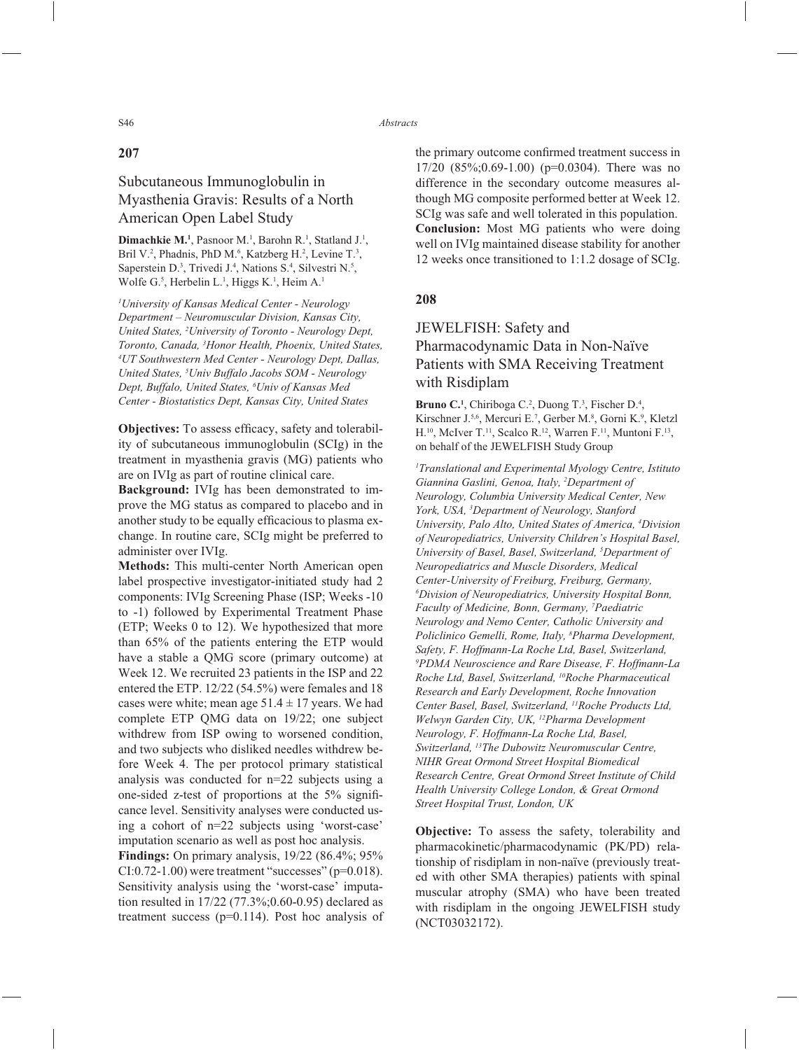## 207

### Subcutaneous Immunoglobulin in Myasthenia Gravis: Results of a North American Open Label Study

**Dimachkie M.**[1], Pasnoor M.[1], Barohn R.[1], Statland J.[1], Bril V.[2], Phadnis, PhD M.[6], Katzberg H.[2], Levine T.[3], Saperstein D.[3], Trivedi J.[4], Nations S.[4], Silvestri N.[5], Wolfe G.[5], Herbelin L.[1], Higgs K.[1], Heim A.[1]

*[1]University of Kansas Medical Center - Neurology Department – Neuromuscular Division, Kansas City, United States, [2]University of Toronto - Neurology Dept, Toronto, Canada, [3]Honor Health, Phoenix, United States, [4]UT Southwestern Med Center - Neurology Dept, Dallas, United States, [5]Univ Buffalo Jacobs SOM - Neurology Dept, Buffalo, United States, [6]Univ of Kansas Med Center - Biostatistics Dept, Kansas City, United States*

**Objectives:** To assess efficacy, safety and tolerability of subcutaneous immunoglobulin (SCIg) in the treatment in myasthenia gravis (MG) patients who are on IVIg as part of routine clinical care.

**Background:** IVIg has been demonstrated to improve the MG status as compared to placebo and in another study to be equally efficacious to plasma exchange. In routine care, SCIg might be preferred to administer over IVIg.

**Methods:** This multi-center North American open label prospective investigator-initiated study had 2 components: IVIg Screening Phase (ISP; Weeks -10 to -1) followed by Experimental Treatment Phase (ETP; Weeks 0 to 12). We hypothesized that more than 65% of the patients entering the ETP would have a stable a QMG score (primary outcome) at Week 12. We recruited 23 patients in the ISP and 22 entered the ETP. 12/22 (54.5%) were females and 18 cases were white; mean age 51.4 ± 17 years. We had complete ETP QMG data on 19/22; one subject withdrew from ISP owing to worsened condition, and two subjects who disliked needles withdrew before Week 4. The per protocol primary statistical analysis was conducted for n=22 subjects using a one-sided z-test of proportions at the 5% significance level. Sensitivity analyses were conducted using a cohort of n=22 subjects using 'worst-case' imputation scenario as well as post hoc analysis.

**Findings:** On primary analysis, 19/22 (86.4%; 95% CI:0.72-1.00) were treatment "successes" (p=0.018). Sensitivity analysis using the 'worst-case' imputation resulted in 17/22 (77.3%;0.60-0.95) declared as treatment success (p=0.114). Post hoc analysis of the primary outcome confirmed treatment success in 17/20 (85%;0.69-1.00) (p=0.0304). There was no difference in the secondary outcome measures although MG composite performed better at Week 12. SCIg was safe and well tolerated in this population.

**Conclusion:** Most MG patients who were doing well on IVIg maintained disease stability for another 12 weeks once transitioned to 1:1.2 dosage of SCIg.

## 208

### JEWELFISH: Safety and Pharmacodynamic Data in Non-Naïve Patients with SMA Receiving Treatment with Risdiplam

**Bruno C.**[1], Chiriboga C.[2], Duong T.[3], Fischer D.[4], Kirschner J.[5,6], Mercuri E.[7], Gerber M.[8], Gorni K.[9], Kletzl H.[10], McIver T.[11], Scalco R.[12], Warren F.[11], Muntoni F.[13], on behalf of the JEWELFISH Study Group

*[1]Translational and Experimental Myology Centre, Istituto Giannina Gaslini, Genoa, Italy, [2]Department of Neurology, Columbia University Medical Center, New York, USA, [3]Department of Neurology, Stanford University, Palo Alto, United States of America, [4]Division of Neuropediatrics, University Children's Hospital Basel, University of Basel, Basel, Switzerland, [5]Department of Neuropediatrics and Muscle Disorders, Medical Center-University of Freiburg, Freiburg, Germany, [6]Division of Neuropediatrics, University Hospital Bonn, Faculty of Medicine, Bonn, Germany, [7]Paediatric Neurology and Nemo Center, Catholic University and Policlinico Gemelli, Rome, Italy, [8]Pharma Development, Safety, F. Hoffmann-La Roche Ltd, Basel, Switzerland, [9]PDMA Neuroscience and Rare Disease, F. Hoffmann-La Roche Ltd, Basel, Switzerland, [10]Roche Pharmaceutical Research and Early Development, Roche Innovation Center Basel, Basel, Switzerland, [11]Roche Products Ltd, Welwyn Garden City, UK, [12]Pharma Development Neurology, F. Hoffmann-La Roche Ltd, Basel, Switzerland, [13]The Dubowitz Neuromuscular Centre, NIHR Great Ormond Street Hospital Biomedical Research Centre, Great Ormond Street Institute of Child Health University College London, & Great Ormond Street Hospital Trust, London, UK*

**Objective:** To assess the safety, tolerability and pharmacokinetic/pharmacodynamic (PK/PD) relationship of risdiplam in non-naïve (previously treated with other SMA therapies) patients with spinal muscular atrophy (SMA) who have been treated with risdiplam in the ongoing JEWELFISH study (NCT03032172).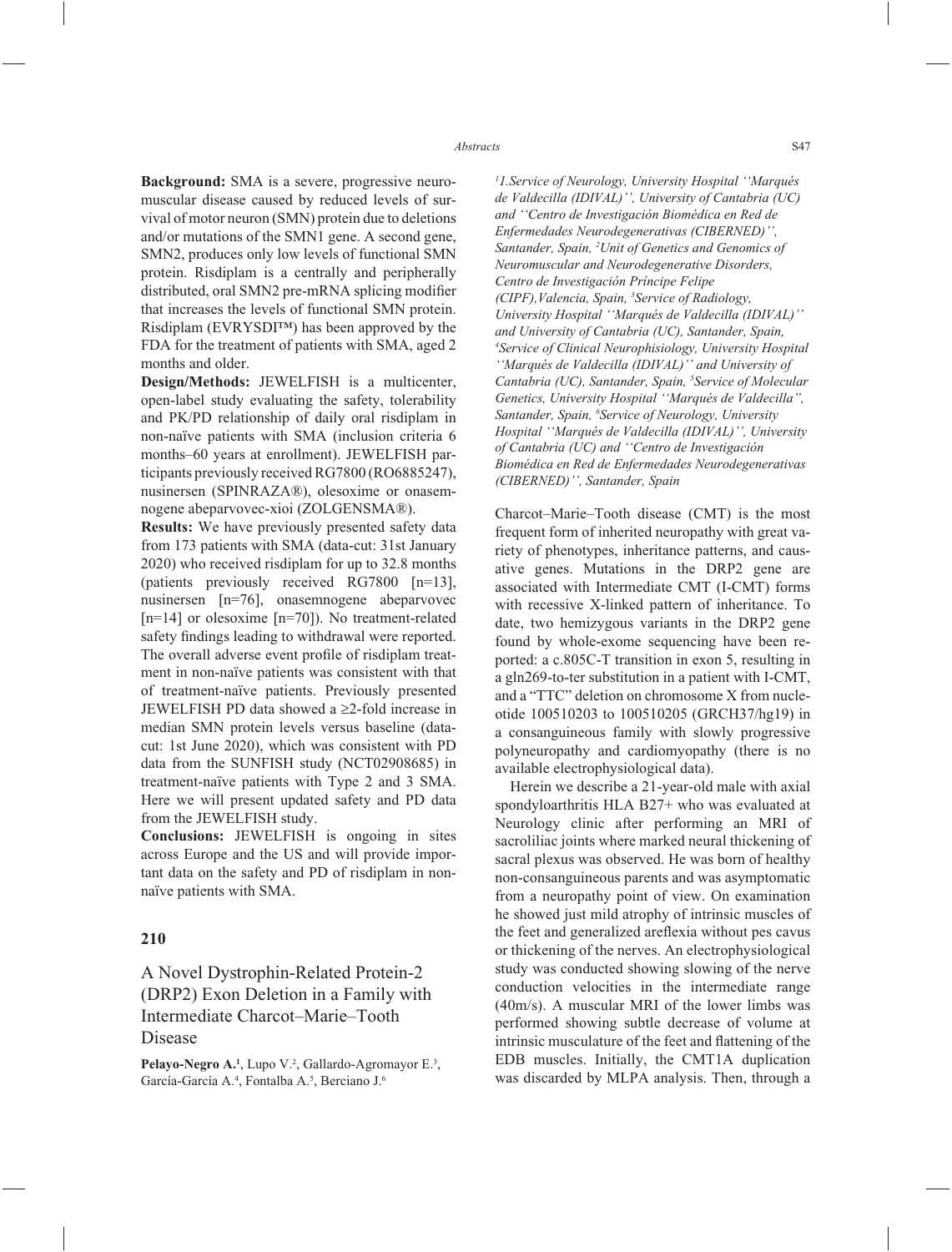**Background:** SMA is a severe, progressive neuromuscular disease caused by reduced levels of survival of motor neuron (SMN) protein due to deletions and/or mutations of the SMN1 gene. A second gene, SMN2, produces only low levels of functional SMN protein. Risdiplam is a centrally and peripherally distributed, oral SMN2 pre-mRNA splicing modifier that increases the levels of functional SMN protein. Risdiplam (EVRYSDI™) has been approved by the FDA for the treatment of patients with SMA, aged 2 months and older.

**Design/Methods:** JEWELFISH is a multicenter, open-label study evaluating the safety, tolerability and PK/PD relationship of daily oral risdiplam in non-naïve patients with SMA (inclusion criteria 6 months–60 years at enrollment). JEWELFISH participants previously received RG7800 (RO6885247), nusinersen (SPINRAZA®), olesoxime or onasemnogene abeparvovec-xioi (ZOLGENSMA®).

**Results:** We have previously presented safety data from 173 patients with SMA (data-cut: 31st January 2020) who received risdiplam for up to 32.8 months (patients previously received RG7800 [n=13], nusinersen [n=76], onasemnogene abeparvovec [n=14] or olesoxime [n=70]). No treatment-related safety findings leading to withdrawal were reported. The overall adverse event profile of risdiplam treatment in non-naïve patients was consistent with that of treatment-naïve patients. Previously presented JEWELFISH PD data showed a ≥2-fold increase in median SMN protein levels versus baseline (data-cut: 1st June 2020), which was consistent with PD data from the SUNFISH study (NCT02908685) in treatment-naïve patients with Type 2 and 3 SMA. Here we will present updated safety and PD data from the JEWELFISH study.

**Conclusions:** JEWELFISH is ongoing in sites across Europe and the US and will provide important data on the safety and PD of risdiplam in non-naïve patients with SMA.

## 210

## A Novel Dystrophin-Related Protein-2 (DRP2) Exon Deletion in a Family with Intermediate Charcot–Marie–Tooth Disease

**Pelayo-Negro A.**[1], Lupo V.[2], Gallardo-Agromayor E.[3], García-García A.[4], Fontalba A.[5], Berciano J.[6]

*[1]1.Service of Neurology, University Hospital ''Marqués de Valdecilla (IDIVAL)'', University of Cantabria (UC) and ''Centro de Investigación Biomédica en Red de Enfermedades Neurodegenerativas (CIBERNED)'', Santander, Spain, [2]Unit of Genetics and Genomics of Neuromuscular and Neurodegenerative Disorders, Centro de Investigación Príncipe Felipe (CIPF),Valencia, Spain, [3]Service of Radiology, University Hospital ''Marqués de Valdecilla (IDIVAL)'' and University of Cantabria (UC), Santander, Spain, [4]Service of Clinical Neurophisiology, University Hospital ''Marqués de Valdecilla (IDIVAL)'' and University of Cantabria (UC), Santander, Spain, [5]Service of Molecular Genetics, University Hospital ''Marqués de Valdecilla", Santander, Spain, [6]Service of Neurology, University Hospital ''Marqués de Valdecilla (IDIVAL)'', University of Cantabria (UC) and ''Centro de Investigación Biomédica en Red de Enfermedades Neurodegenerativas (CIBERNED)'', Santander, Spain*

Charcot–Marie–Tooth disease (CMT) is the most frequent form of inherited neuropathy with great variety of phenotypes, inheritance patterns, and causative genes. Mutations in the DRP2 gene are associated with Intermediate CMT (I-CMT) forms with recessive X-linked pattern of inheritance. To date, two hemizygous variants in the DRP2 gene found by whole-exome sequencing have been reported: a c.805C-T transition in exon 5, resulting in a gln269-to-ter substitution in a patient with I-CMT, and a "TTC" deletion on chromosome X from nucleotide 100510203 to 100510205 (GRCH37/hg19) in a consanguineous family with slowly progressive polyneuropathy and cardiomyopathy (there is no available electrophysiological data).

Herein we describe a 21-year-old male with axial spondyloarthritis HLA B27+ who was evaluated at Neurology clinic after performing an MRI of sacroliliac joints where marked neural thickening of sacral plexus was observed. He was born of healthy non-consanguineous parents and was asymptomatic from a neuropathy point of view. On examination he showed just mild atrophy of intrinsic muscles of the feet and generalized areflexia without pes cavus or thickening of the nerves. An electrophysiological study was conducted showing slowing of the nerve conduction velocities in the intermediate range (40m/s). A muscular MRI of the lower limbs was performed showing subtle decrease of volume at intrinsic musculature of the feet and flattening of the EDB muscles. Initially, the CMT1A duplication was discarded by MLPA analysis. Then, through a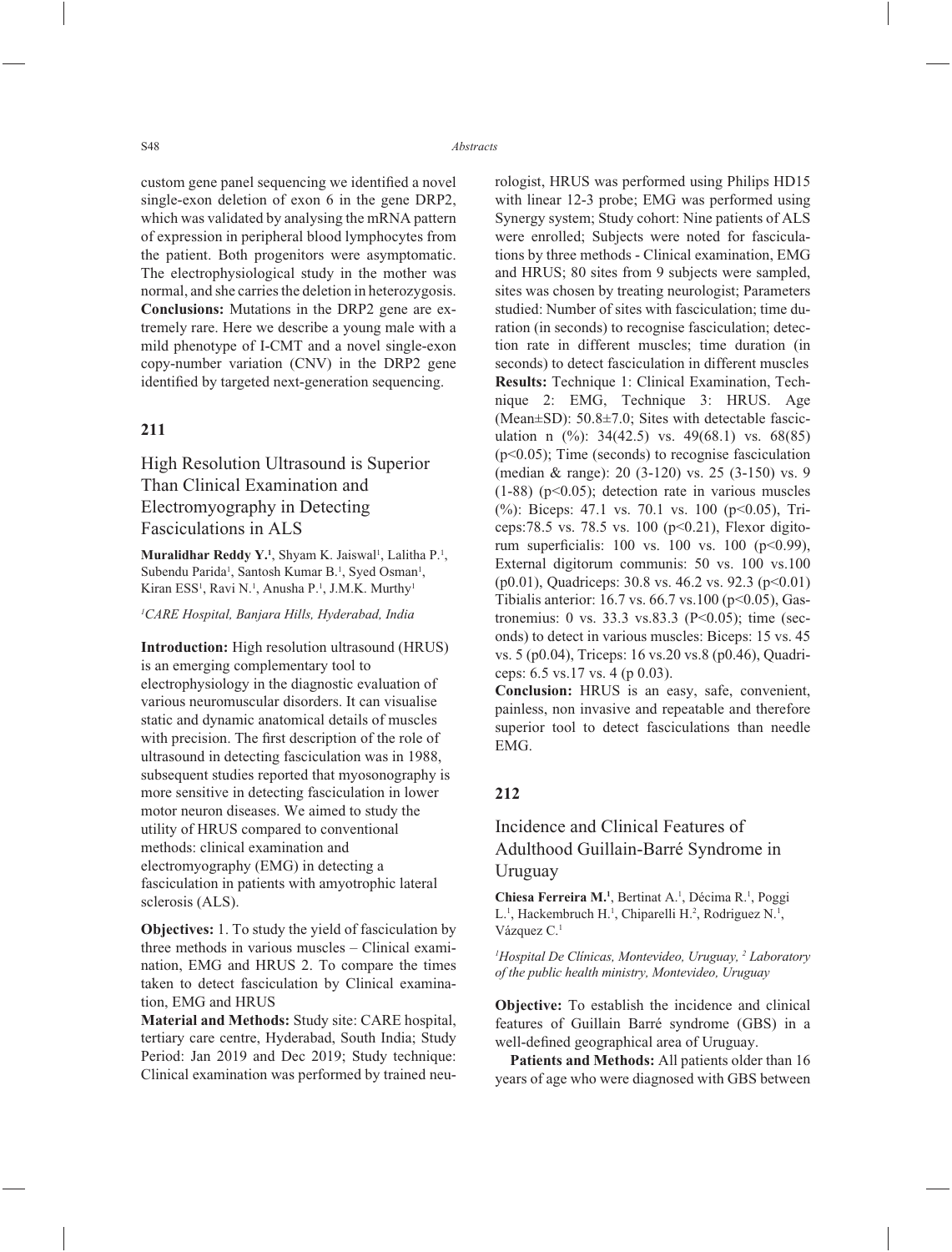custom gene panel sequencing we identified a novel single-exon deletion of exon 6 in the gene DRP2, which was validated by analysing the mRNA pattern of expression in peripheral blood lymphocytes from the patient. Both progenitors were asymptomatic. The electrophysiological study in the mother was normal, and she carries the deletion in heterozygosis. **Conclusions:** Mutations in the DRP2 gene are extremely rare. Here we describe a young male with a mild phenotype of I-CMT and a novel single-exon copy-number variation (CNV) in the DRP2 gene identified by targeted next-generation sequencing.

## 211

## High Resolution Ultrasound is Superior Than Clinical Examination and Electromyography in Detecting Fasciculations in ALS

**Muralidhar Reddy Y.[1]**, Shyam K. Jaiswal[1], Lalitha P.[1], Subendu Parida[1], Santosh Kumar B.[1], Syed Osman[1], Kiran ESS[1], Ravi N.[1], Anusha P.[1], J.M.K. Murthy[1]

*[1]CARE Hospital, Banjara Hills, Hyderabad, India*

**Introduction:** High resolution ultrasound (HRUS) is an emerging complementary tool to electrophysiology in the diagnostic evaluation of various neuromuscular disorders. It can visualise static and dynamic anatomical details of muscles with precision. The first description of the role of ultrasound in detecting fasciculation was in 1988, subsequent studies reported that myosonography is more sensitive in detecting fasciculation in lower motor neuron diseases. We aimed to study the utility of HRUS compared to conventional methods: clinical examination and electromyography (EMG) in detecting a fasciculation in patients with amyotrophic lateral sclerosis (ALS).

**Objectives:** 1. To study the yield of fasciculation by three methods in various muscles – Clinical examination, EMG and HRUS 2. To compare the times taken to detect fasciculation by Clinical examination, EMG and HRUS

**Material and Methods:** Study site: CARE hospital, tertiary care centre, Hyderabad, South India; Study Period: Jan 2019 and Dec 2019; Study technique: Clinical examination was performed by trained neurologist, HRUS was performed using Philips HD15 with linear 12-3 probe; EMG was performed using Synergy system; Study cohort: Nine patients of ALS were enrolled; Subjects were noted for fasciculations by three methods - Clinical examination, EMG and HRUS; 80 sites from 9 subjects were sampled, sites was chosen by treating neurologist; Parameters studied: Number of sites with fasciculation; time duration (in seconds) to recognise fasciculation; detection rate in different muscles; time duration (in seconds) to detect fasciculation in different muscles

**Results:** Technique 1: Clinical Examination, Technique 2: EMG, Technique 3: HRUS. Age (Mean±SD): 50.8±7.0; Sites with detectable fasciculation n (%): 34(42.5) vs. 49(68.1) vs. 68(85) ($p<0.05$); Time (seconds) to recognise fasciculation (median & range): 20 (3-120) vs. 25 (3-150) vs. 9 (1-88) ($p<0.05$); detection rate in various muscles (%): Biceps: 47.1 vs. 70.1 vs. 100 ($p<0.05$), Triceps:78.5 vs. 78.5 vs. 100 ($p<0.21$), Flexor digitorum superficialis: 100 vs. 100 vs. 100 ($p<0.99$), External digitorum communis: 50 vs. 100 vs.100 (p0.01), Quadriceps: 30.8 vs. 46.2 vs. 92.3 ($p<0.01$) Tibialis anterior: 16.7 vs. 66.7 vs.100 ($p<0.05$), Gastronemius: 0 vs. 33.3 vs.83.3 ($P<0.05$); time (seconds) to detect in various muscles: Biceps: 15 vs. 45 vs. 5 (p0.04), Triceps: 16 vs.20 vs.8 (p0.46), Quadriceps: 6.5 vs.17 vs. 4 (p 0.03).

**Conclusion:** HRUS is an easy, safe, convenient, painless, non invasive and repeatable and therefore superior tool to detect fasciculations than needle EMG.

## 212

## Incidence and Clinical Features of Adulthood Guillain-Barré Syndrome in Uruguay

**Chiesa Ferreira M.[1]**, Bertinat A.[1], Décima R.[1], Poggi L.[1], Hackembruch H.[1], Chiparelli H.[2], Rodriguez N.[1], Vázquez C.[1]

*[1]Hospital De Clínicas, Montevideo, Uruguay, [2] Laboratory of the public health ministry, Montevideo, Uruguay*

**Objective:** To establish the incidence and clinical features of Guillain Barré syndrome (GBS) in a well-defined geographical area of Uruguay.

**Patients and Methods:** All patients older than 16 years of age who were diagnosed with GBS between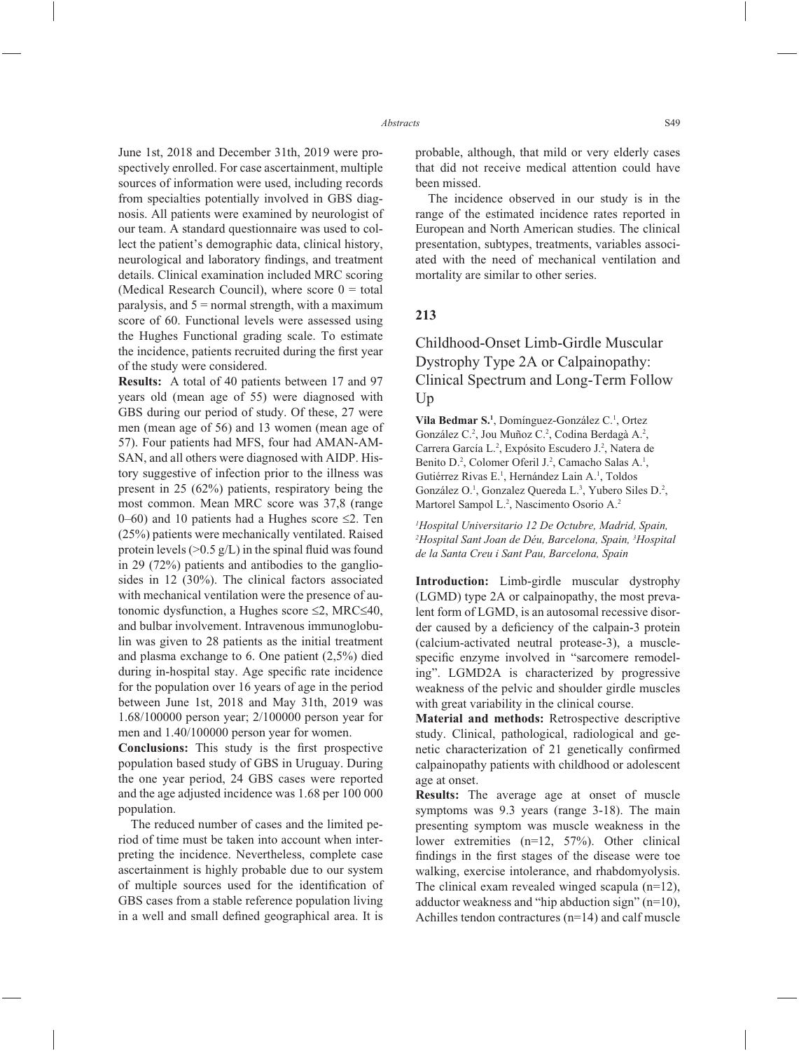June 1st, 2018 and December 31th, 2019 were prospectively enrolled. For case ascertainment, multiple sources of information were used, including records from specialties potentially involved in GBS diagnosis. All patients were examined by neurologist of our team. A standard questionnaire was used to collect the patient's demographic data, clinical history, neurological and laboratory findings, and treatment details. Clinical examination included MRC scoring (Medical Research Council), where score 0 = total paralysis, and 5 = normal strength, with a maximum score of 60. Functional levels were assessed using the Hughes Functional grading scale. To estimate the incidence, patients recruited during the first year of the study were considered.

**Results:** A total of 40 patients between 17 and 97 years old (mean age of 55) were diagnosed with GBS during our period of study. Of these, 27 were men (mean age of 56) and 13 women (mean age of 57). Four patients had MFS, four had AMAN-AMSAN, and all others were diagnosed with AIDP. History suggestive of infection prior to the illness was present in 25 (62%) patients, respiratory being the most common. Mean MRC score was 37,8 (range 0–60) and 10 patients had a Hughes score ≤2. Ten (25%) patients were mechanically ventilated. Raised protein levels (>0.5 g/L) in the spinal fluid was found in 29 (72%) patients and antibodies to the gangliosides in 12 (30%). The clinical factors associated with mechanical ventilation were the presence of autonomic dysfunction, a Hughes score ≤2, MRC≤40, and bulbar involvement. Intravenous immunoglobulin was given to 28 patients as the initial treatment and plasma exchange to 6. One patient (2,5%) died during in-hospital stay. Age specific rate incidence for the population over 16 years of age in the period between June 1st, 2018 and May 31th, 2019 was 1.68/100000 person year; 2/100000 person year for men and 1.40/100000 person year for women.

**Conclusions:** This study is the first prospective population based study of GBS in Uruguay. During the one year period, 24 GBS cases were reported and the age adjusted incidence was 1.68 per 100 000 population.

The reduced number of cases and the limited period of time must be taken into account when interpreting the incidence. Nevertheless, complete case ascertainment is highly probable due to our system of multiple sources used for the identification of GBS cases from a stable reference population living in a well and small defined geographical area. It is probable, although, that mild or very elderly cases that did not receive medical attention could have been missed.

The incidence observed in our study is in the range of the estimated incidence rates reported in European and North American studies. The clinical presentation, subtypes, treatments, variables associated with the need of mechanical ventilation and mortality are similar to other series.

## 213

## Childhood-Onset Limb-Girdle Muscular Dystrophy Type 2A or Calpainopathy: Clinical Spectrum and Long-Term Follow Up

**Vila Bedmar S.**[1], Domínguez-González C.[1], Ortez González C.[2], Jou Muñoz C.[2], Codina Berdagà A.[2], Carrera García L.[2], Expósito Escudero J.[2], Natera de Benito D.[2], Colomer Oferil J.[2], Camacho Salas A.[1], Gutiérrez Rivas E.[1], Hernández Lain A.[1], Toldos González O.[1], Gonzalez Quereda L.[3], Yubero Siles D.[2], Martorel Sampol L.[2], Nascimento Osorio A.[2]

*[1]Hospital Universitario 12 De Octubre, Madrid, Spain, [2]Hospital Sant Joan de Déu, Barcelona, Spain, [3]Hospital de la Santa Creu i Sant Pau, Barcelona, Spain*

**Introduction:** Limb-girdle muscular dystrophy (LGMD) type 2A or calpainopathy, the most prevalent form of LGMD, is an autosomal recessive disorder caused by a deficiency of the calpain-3 protein (calcium-activated neutral protease-3), a muscle-specific enzyme involved in "sarcomere remodeling". LGMD2A is characterized by progressive weakness of the pelvic and shoulder girdle muscles with great variability in the clinical course.

**Material and methods:** Retrospective descriptive study. Clinical, pathological, radiological and genetic characterization of 21 genetically confirmed calpainopathy patients with childhood or adolescent age at onset.

**Results:** The average age at onset of muscle symptoms was 9.3 years (range 3-18). The main presenting symptom was muscle weakness in the lower extremities (n=12, 57%). Other clinical findings in the first stages of the disease were toe walking, exercise intolerance, and rhabdomyolysis. The clinical exam revealed winged scapula (n=12), adductor weakness and "hip abduction sign" (n=10), Achilles tendon contractures (n=14) and calf muscle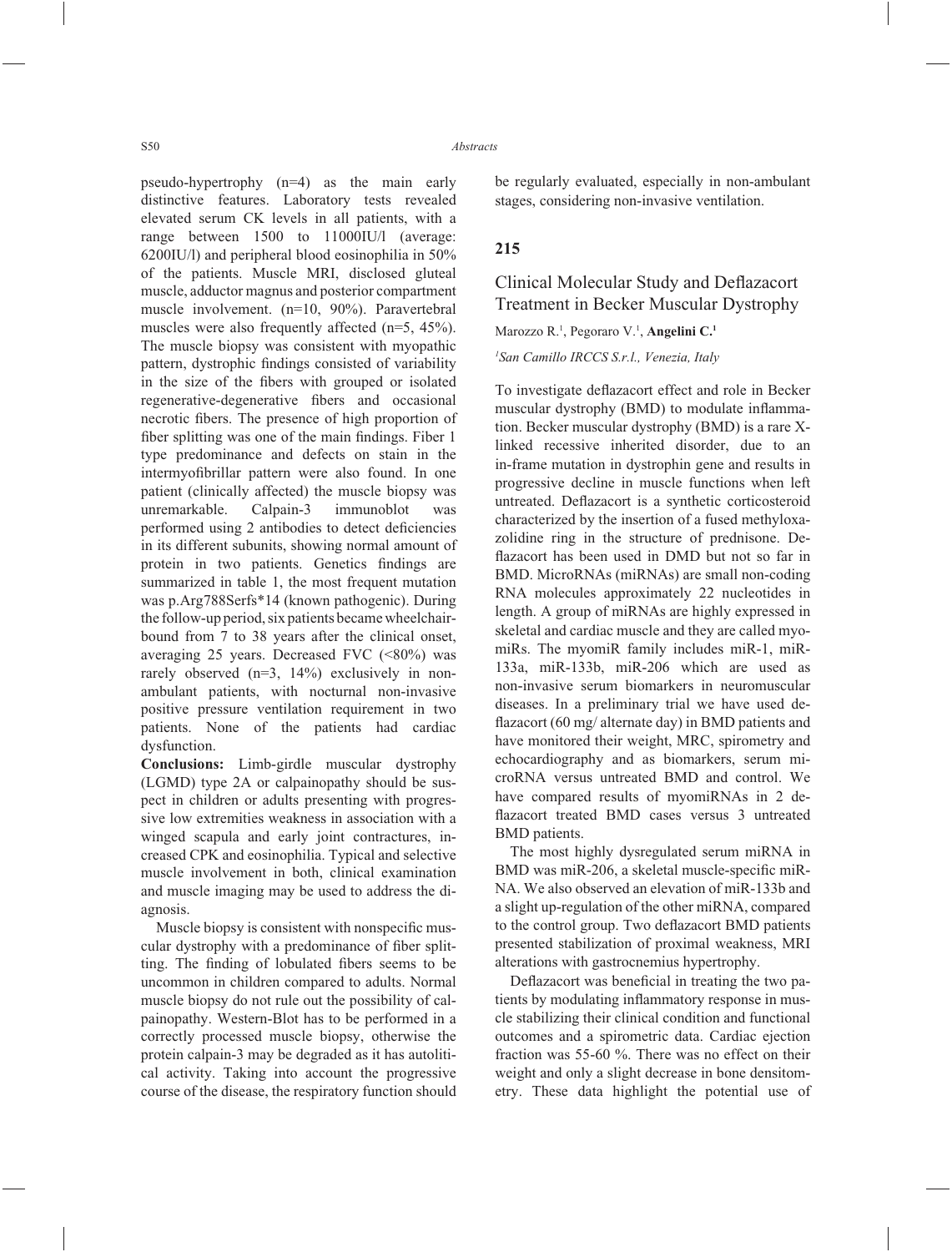pseudo-hypertrophy (n=4) as the main early distinctive features. Laboratory tests revealed elevated serum CK levels in all patients, with a range between 1500 to 11000IU/l (average: 6200IU/l) and peripheral blood eosinophilia in 50% of the patients. Muscle MRI, disclosed gluteal muscle, adductor magnus and posterior compartment muscle involvement. (n=10, 90%). Paravertebral muscles were also frequently affected (n=5, 45%). The muscle biopsy was consistent with myopathic pattern, dystrophic findings consisted of variability in the size of the fibers with grouped or isolated regenerative-degenerative fibers and occasional necrotic fibers. The presence of high proportion of fiber splitting was one of the main findings. Fiber 1 type predominance and defects on stain in the intermyofibrillar pattern were also found. In one patient (clinically affected) the muscle biopsy was unremarkable. Calpain-3 immunoblot was performed using 2 antibodies to detect deficiencies in its different subunits, showing normal amount of protein in two patients. Genetics findings are summarized in table 1, the most frequent mutation was p.Arg788Serfs*14 (known pathogenic). During the follow-up period, six patients became wheelchair-bound from 7 to 38 years after the clinical onset, averaging 25 years. Decreased FVC (<80%) was rarely observed (n=3, 14%) exclusively in non-ambulant patients, with nocturnal non-invasive positive pressure ventilation requirement in two patients. None of the patients had cardiac dysfunction.

**Conclusions:** Limb-girdle muscular dystrophy (LGMD) type 2A or calpainopathy should be suspect in children or adults presenting with progressive low extremities weakness in association with a winged scapula and early joint contractures, increased CPK and eosinophilia. Typical and selective muscle involvement in both, clinical examination and muscle imaging may be used to address the diagnosis.

Muscle biopsy is consistent with nonspecific muscular dystrophy with a predominance of fiber splitting. The finding of lobulated fibers seems to be uncommon in children compared to adults. Normal muscle biopsy do not rule out the possibility of calpainopathy. Western-Blot has to be performed in a correctly processed muscle biopsy, otherwise the protein calpain-3 may be degraded as it has autolitical activity. Taking into account the progressive course of the disease, the respiratory function should be regularly evaluated, especially in non-ambulant stages, considering non-invasive ventilation.

## 215

### Clinical Molecular Study and Deflazacort Treatment in Becker Muscular Dystrophy

Marozzo R.[1], Pegoraro V.[1], **Angelini C.[1]**

[1]*San Camillo IRCCS S.r.l., Venezia, Italy*

To investigate deflazacort effect and role in Becker muscular dystrophy (BMD) to modulate inflammation. Becker muscular dystrophy (BMD) is a rare X-linked recessive inherited disorder, due to an in-frame mutation in dystrophin gene and results in progressive decline in muscle functions when left untreated. Deflazacort is a synthetic corticosteroid characterized by the insertion of a fused methyloxazolidine ring in the structure of prednisone. Deflazacort has been used in DMD but not so far in BMD. MicroRNAs (miRNAs) are small non-coding RNA molecules approximately 22 nucleotides in length. A group of miRNAs are highly expressed in skeletal and cardiac muscle and they are called myomiRs. The myomiR family includes miR-1, miR-133a, miR-133b, miR-206 which are used as non-invasive serum biomarkers in neuromuscular diseases. In a preliminary trial we have used deflazacort (60 mg/ alternate day) in BMD patients and have monitored their weight, MRC, spirometry and echocardiography and as biomarkers, serum microRNA versus untreated BMD and control. We have compared results of myomiRNAs in 2 deflazacort treated BMD cases versus 3 untreated BMD patients.

The most highly dysregulated serum miRNA in BMD was miR-206, a skeletal muscle-specific miRNA. We also observed an elevation of miR-133b and a slight up-regulation of the other miRNA, compared to the control group. Two deflazacort BMD patients presented stabilization of proximal weakness, MRI alterations with gastrocnemius hypertrophy.

Deflazacort was beneficial in treating the two patients by modulating inflammatory response in muscle stabilizing their clinical condition and functional outcomes and a spirometric data. Cardiac ejection fraction was 55-60 %. There was no effect on their weight and only a slight decrease in bone densitometry. These data highlight the potential use of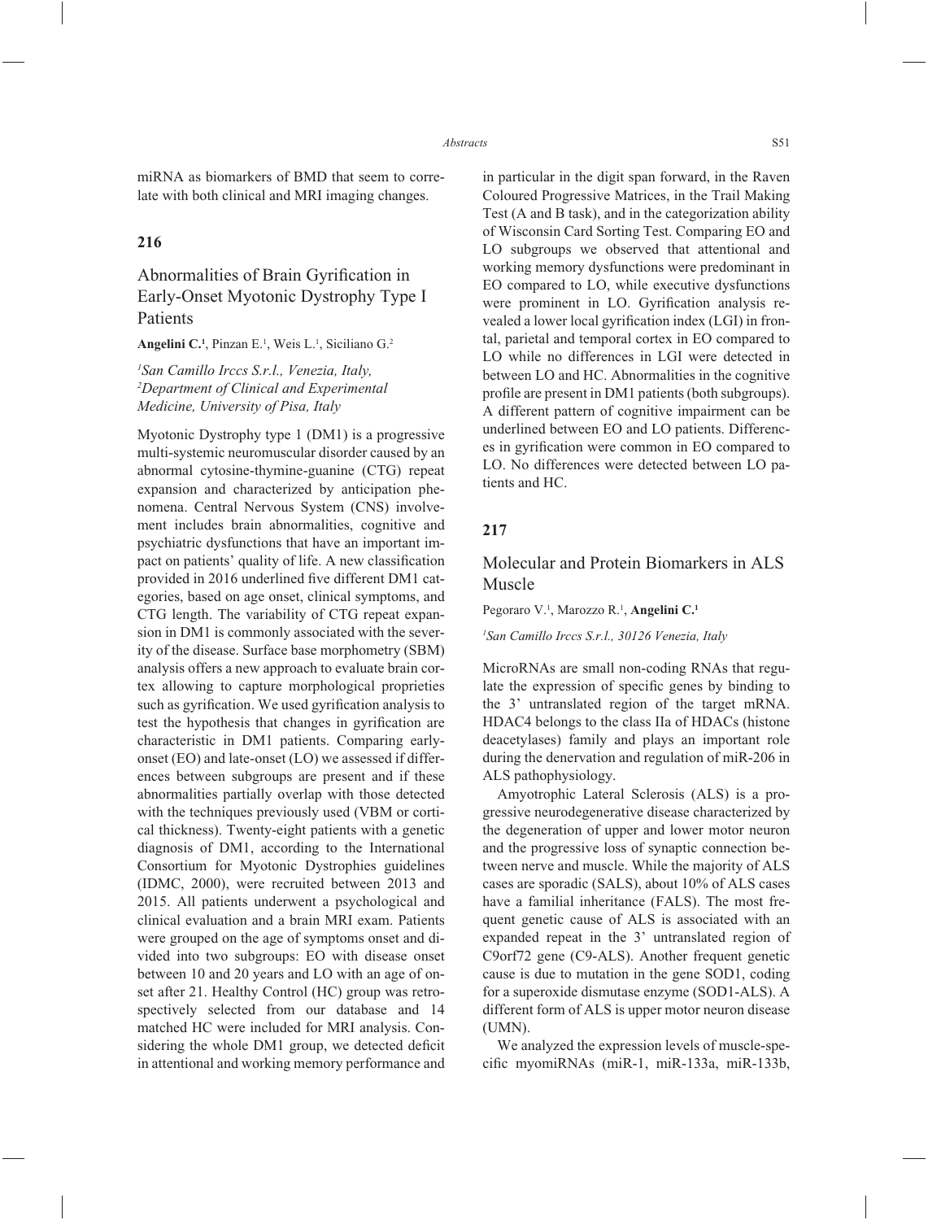miRNA as biomarkers of BMD that seem to correlate with both clinical and MRI imaging changes.

## 216

### Abnormalities of Brain Gyrification in Early-Onset Myotonic Dystrophy Type I Patients

**Angelini C.**[1], Pinzan E.[1], Weis L.[1], Siciliano G.[2]

*[1]San Camillo Irccs S.r.l., Venezia, Italy,*
*[2]Department of Clinical and Experimental Medicine, University of Pisa, Italy*

Myotonic Dystrophy type 1 (DM1) is a progressive multi-systemic neuromuscular disorder caused by an abnormal cytosine-thymine-guanine (CTG) repeat expansion and characterized by anticipation phenomena. Central Nervous System (CNS) involvement includes brain abnormalities, cognitive and psychiatric dysfunctions that have an important impact on patients' quality of life. A new classification provided in 2016 underlined five different DM1 categories, based on age onset, clinical symptoms, and CTG length. The variability of CTG repeat expansion in DM1 is commonly associated with the severity of the disease. Surface base morphometry (SBM) analysis offers a new approach to evaluate brain cortex allowing to capture morphological proprieties such as gyrification. We used gyrification analysis to test the hypothesis that changes in gyrification are characteristic in DM1 patients. Comparing early-onset (EO) and late-onset (LO) we assessed if differences between subgroups are present and if these abnormalities partially overlap with those detected with the techniques previously used (VBM or cortical thickness). Twenty-eight patients with a genetic diagnosis of DM1, according to the International Consortium for Myotonic Dystrophies guidelines (IDMC, 2000), were recruited between 2013 and 2015. All patients underwent a psychological and clinical evaluation and a brain MRI exam. Patients were grouped on the age of symptoms onset and divided into two subgroups: EO with disease onset between 10 and 20 years and LO with an age of onset after 21. Healthy Control (HC) group was retrospectively selected from our database and 14 matched HC were included for MRI analysis. Considering the whole DM1 group, we detected deficit in attentional and working memory performance and in particular in the digit span forward, in the Raven Coloured Progressive Matrices, in the Trail Making Test (A and B task), and in the categorization ability of Wisconsin Card Sorting Test. Comparing EO and LO subgroups we observed that attentional and working memory dysfunctions were predominant in EO compared to LO, while executive dysfunctions were prominent in LO. Gyrification analysis revealed a lower local gyrification index (LGI) in frontal, parietal and temporal cortex in EO compared to LO while no differences in LGI were detected in between LO and HC. Abnormalities in the cognitive profile are present in DM1 patients (both subgroups). A different pattern of cognitive impairment can be underlined between EO and LO patients. Differences in gyrification were common in EO compared to LO. No differences were detected between LO patients and HC.

## 217

### Molecular and Protein Biomarkers in ALS Muscle

Pegoraro V.[1], Marozzo R.[1], **Angelini C.**[1]

*[1]San Camillo Irccs S.r.l., 30126 Venezia, Italy*

MicroRNAs are small non-coding RNAs that regulate the expression of specific genes by binding to the 3' untranslated region of the target mRNA. HDAC4 belongs to the class IIa of HDACs (histone deacetylases) family and plays an important role during the denervation and regulation of miR-206 in ALS pathophysiology.

Amyotrophic Lateral Sclerosis (ALS) is a progressive neurodegenerative disease characterized by the degeneration of upper and lower motor neuron and the progressive loss of synaptic connection between nerve and muscle. While the majority of ALS cases are sporadic (SALS), about 10% of ALS cases have a familial inheritance (FALS). The most frequent genetic cause of ALS is associated with an expanded repeat in the 3' untranslated region of C9orf72 gene (C9-ALS). Another frequent genetic cause is due to mutation in the gene SOD1, coding for a superoxide dismutase enzyme (SOD1-ALS). A different form of ALS is upper motor neuron disease (UMN).

We analyzed the expression levels of muscle-specific myomiRNAs (miR-1, miR-133a, miR-133b,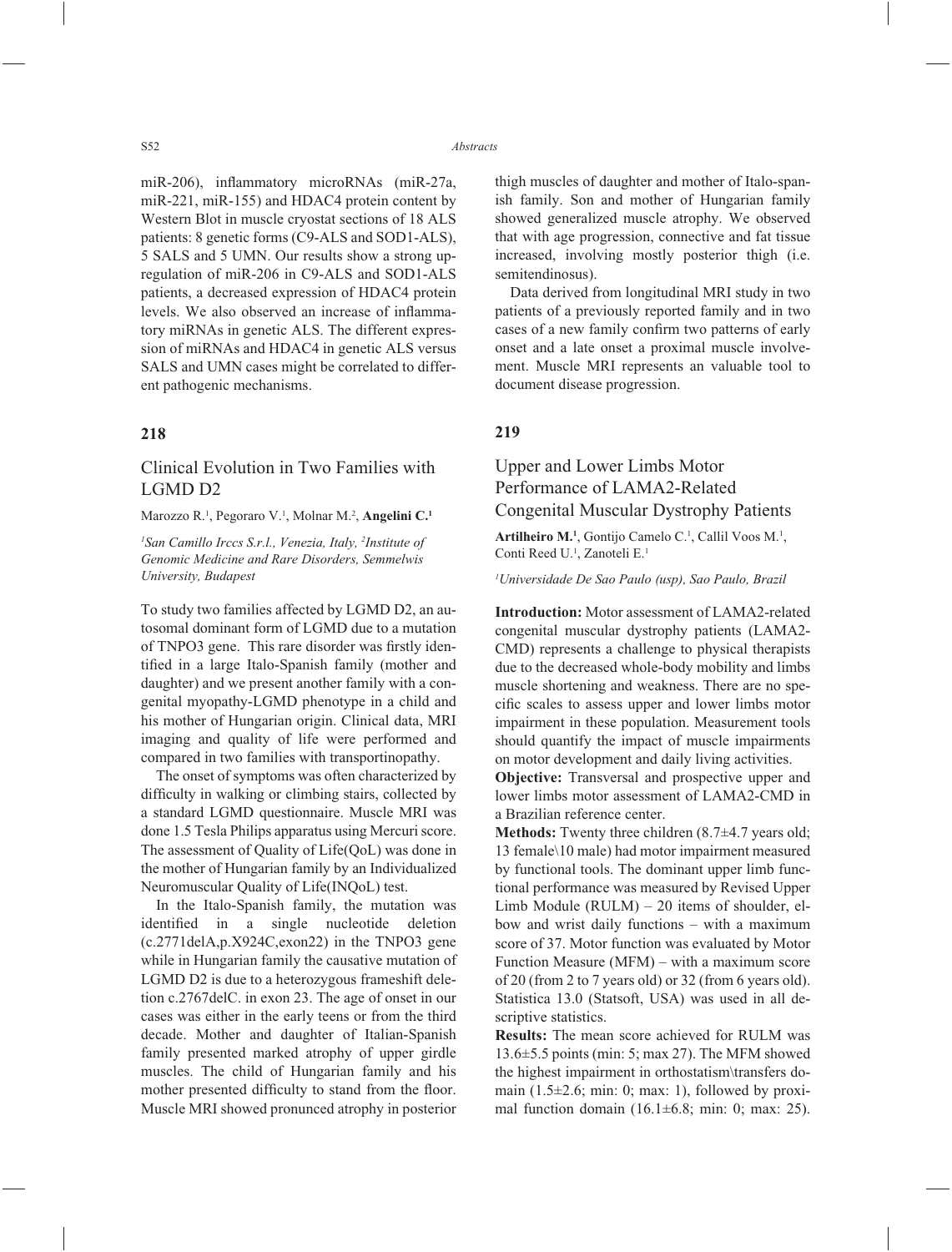miR-206), inflammatory microRNAs (miR-27a, miR-221, miR-155) and HDAC4 protein content by Western Blot in muscle cryostat sections of 18 ALS patients: 8 genetic forms (C9-ALS and SOD1-ALS), 5 SALS and 5 UMN. Our results show a strong upregulation of miR-206 in C9-ALS and SOD1-ALS patients, a decreased expression of HDAC4 protein levels. We also observed an increase of inflammatory miRNAs in genetic ALS. The different expression of miRNAs and HDAC4 in genetic ALS versus SALS and UMN cases might be correlated to different pathogenic mechanisms.

## 218

### Clinical Evolution in Two Families with LGMD D2

Marozzo R.[1], Pegoraro V.[1], Molnar M.[2], **Angelini C.[1]**

*[1]San Camillo Irccs S.r.l., Venezia, Italy, [2]Institute of Genomic Medicine and Rare Disorders, Semmelwis University, Budapest*

To study two families affected by LGMD D2, an autosomal dominant form of LGMD due to a mutation of TNPO3 gene. This rare disorder was firstly identified in a large Italo-Spanish family (mother and daughter) and we present another family with a congenital myopathy-LGMD phenotype in a child and his mother of Hungarian origin. Clinical data, MRI imaging and quality of life were performed and compared in two families with transportinopathy.

The onset of symptoms was often characterized by difficulty in walking or climbing stairs, collected by a standard LGMD questionnaire. Muscle MRI was done 1.5 Tesla Philips apparatus using Mercuri score. The assessment of Quality of Life(QoL) was done in the mother of Hungarian family by an Individualized Neuromuscular Quality of Life(INQoL) test.

In the Italo-Spanish family, the mutation was identified in a single nucleotide deletion (c.2771delA,p.X924C,exon22) in the TNPO3 gene while in Hungarian family the causative mutation of LGMD D2 is due to a heterozygous frameshift deletion c.2767delC. in exon 23. The age of onset in our cases was either in the early teens or from the third decade. Mother and daughter of Italian-Spanish family presented marked atrophy of upper girdle muscles. The child of Hungarian family and his mother presented difficulty to stand from the floor. Muscle MRI showed pronunced atrophy in posterior thigh muscles of daughter and mother of Italo-spanish family. Son and mother of Hungarian family showed generalized muscle atrophy. We observed that with age progression, connective and fat tissue increased, involving mostly posterior thigh (i.e. semitendinosus).

Data derived from longitudinal MRI study in two patients of a previously reported family and in two cases of a new family confirm two patterns of early onset and a late onset a proximal muscle involvement. Muscle MRI represents an valuable tool to document disease progression.

## 219

### Upper and Lower Limbs Motor Performance of LAMA2-Related Congenital Muscular Dystrophy Patients

**Artilheiro M.[1]**, Gontijo Camelo C.[1], Callil Voos M.[1], Conti Reed U.[1], Zanoteli E.[1]

*[1]Universidade De Sao Paulo (usp), Sao Paulo, Brazil*

**Introduction:** Motor assessment of LAMA2-related congenital muscular dystrophy patients (LAMA2-CMD) represents a challenge to physical therapists due to the decreased whole-body mobility and limbs muscle shortening and weakness. There are no specific scales to assess upper and lower limbs motor impairment in these population. Measurement tools should quantify the impact of muscle impairments on motor development and daily living activities.

**Objective:** Transversal and prospective upper and lower limbs motor assessment of LAMA2-CMD in a Brazilian reference center.

**Methods:** Twenty three children (8.7±4.7 years old; 13 female\10 male) had motor impairment measured by functional tools. The dominant upper limb functional performance was measured by Revised Upper Limb Module (RULM) – 20 items of shoulder, elbow and wrist daily functions – with a maximum score of 37. Motor function was evaluated by Motor Function Measure (MFM) – with a maximum score of 20 (from 2 to 7 years old) or 32 (from 6 years old). Statistica 13.0 (Statsoft, USA) was used in all descriptive statistics.

**Results:** The mean score achieved for RULM was 13.6±5.5 points (min: 5; max 27). The MFM showed the highest impairment in orthostatism\transfers domain (1.5±2.6; min: 0; max: 1), followed by proximal function domain (16.1±6.8; min: 0; max: 25).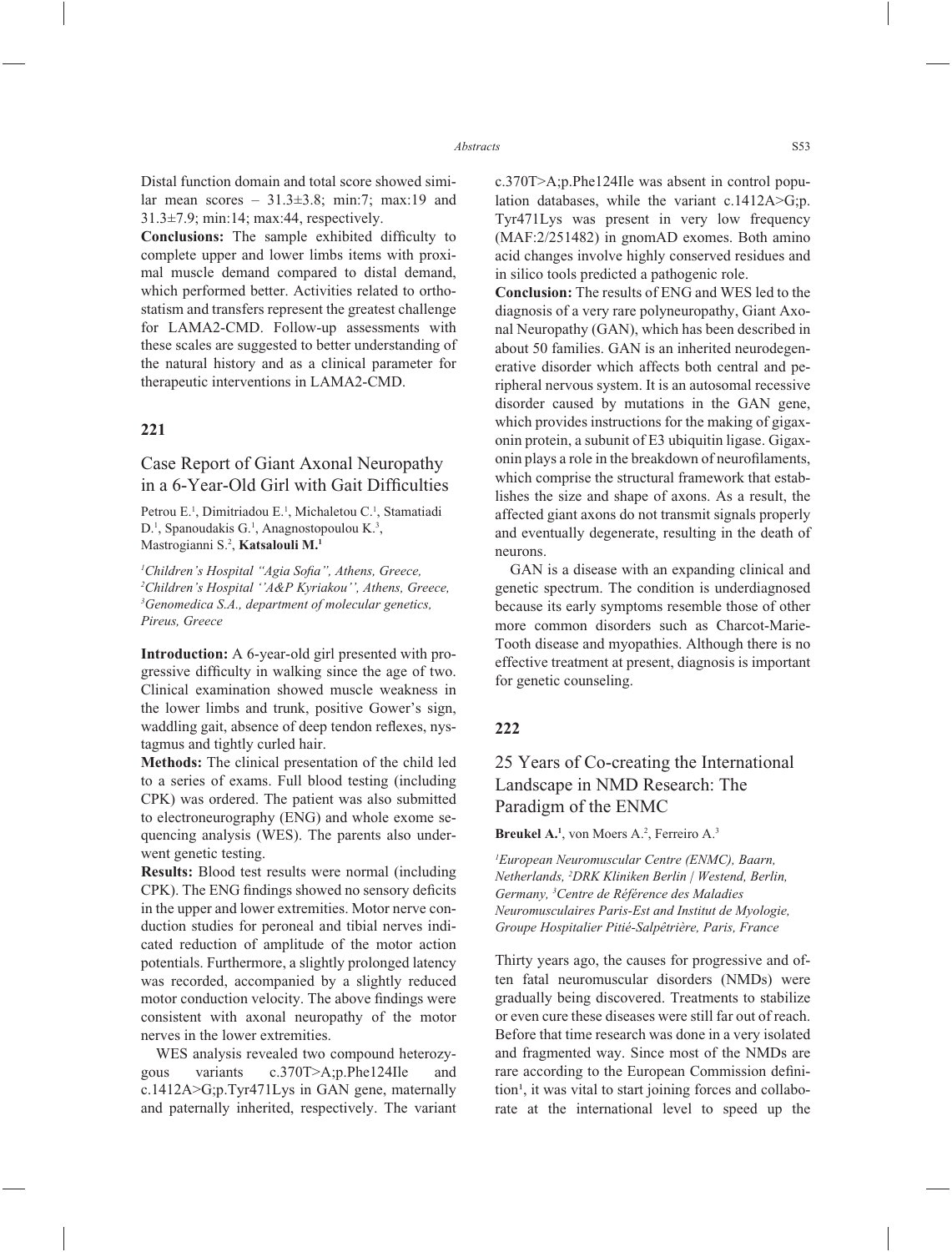Distal function domain and total score showed similar mean scores – 31.3±3.8; min:7; max:19 and 31.3±7.9; min:14; max:44, respectively.

**Conclusions:** The sample exhibited difficulty to complete upper and lower limbs items with proximal muscle demand compared to distal demand, which performed better. Activities related to orthostatism and transfers represent the greatest challenge for LAMA2-CMD. Follow-up assessments with these scales are suggested to better understanding of the natural history and as a clinical parameter for therapeutic interventions in LAMA2-CMD.

## 221

### Case Report of Giant Axonal Neuropathy in a 6-Year-Old Girl with Gait Difficulties

Petrou E.[1], Dimitriadou E.[1], Michaletou C.[1], Stamatiadi D.[1], Spanoudakis G.[1], Anagnostopoulou K.[3], Mastrogianni S.[2], **Katsalouli M.[1]**

*[1]Children's Hospital "Agia Sofia", Athens, Greece, [2]Children's Hospital ''A&P Kyriakou'', Athens, Greece, [3]Genomedica S.A., department of molecular genetics, Pireus, Greece*

**Introduction:** A 6-year-old girl presented with progressive difficulty in walking since the age of two. Clinical examination showed muscle weakness in the lower limbs and trunk, positive Gower's sign, waddling gait, absence of deep tendon reflexes, nystagmus and tightly curled hair.

**Methods:** The clinical presentation of the child led to a series of exams. Full blood testing (including CPK) was ordered. The patient was also submitted to electroneurography (ENG) and whole exome sequencing analysis (WES). The parents also underwent genetic testing.

**Results:** Blood test results were normal (including CPK). The ENG findings showed no sensory deficits in the upper and lower extremities. Motor nerve conduction studies for peroneal and tibial nerves indicated reduction of amplitude of the motor action potentials. Furthermore, a slightly prolonged latency was recorded, accompanied by a slightly reduced motor conduction velocity. The above findings were consistent with axonal neuropathy of the motor nerves in the lower extremities.

WES analysis revealed two compound heterozygous variants c.370T>A;p.Phe124Ile and c.1412A>G;p.Tyr471Lys in GAN gene, maternally and paternally inherited, respectively. The variant c.370T>A;p.Phe124Ile was absent in control population databases, while the variant c.1412A>G;p.Tyr471Lys was present in very low frequency (MAF:2/251482) in gnomAD exomes. Both amino acid changes involve highly conserved residues and in silico tools predicted a pathogenic role.

**Conclusion:** The results of ENG and WES led to the diagnosis of a very rare polyneuropathy, Giant Axonal Neuropathy (GAN), which has been described in about 50 families. GAN is an inherited neurodegenerative disorder which affects both central and peripheral nervous system. It is an autosomal recessive disorder caused by mutations in the GAN gene, which provides instructions for the making of gigaxonin protein, a subunit of E3 ubiquitin ligase. Gigaxonin plays a role in the breakdown of neurofilaments, which comprise the structural framework that establishes the size and shape of axons. As a result, the affected giant axons do not transmit signals properly and eventually degenerate, resulting in the death of neurons.

GAN is a disease with an expanding clinical and genetic spectrum. The condition is underdiagnosed because its early symptoms resemble those of other more common disorders such as Charcot-Marie-Tooth disease and myopathies. Although there is no effective treatment at present, diagnosis is important for genetic counseling.

## 222

### 25 Years of Co-creating the International Landscape in NMD Research: The Paradigm of the ENMC

**Breukel A.[1]**, von Moers A.[2], Ferreiro A.[3]

*[1]European Neuromuscular Centre (ENMC), Baarn, Netherlands, [2]DRK Kliniken Berlin | Westend, Berlin, Germany, [3]Centre de Référence des Maladies Neuromusculaires Paris-Est and Institut de Myologie, Groupe Hospitalier Pitié-Salpêtrière, Paris, France*

Thirty years ago, the causes for progressive and often fatal neuromuscular disorders (NMDs) were gradually being discovered. Treatments to stabilize or even cure these diseases were still far out of reach. Before that time research was done in a very isolated and fragmented way. Since most of the NMDs are rare according to the European Commission definition[1], it was vital to start joining forces and collaborate at the international level to speed up the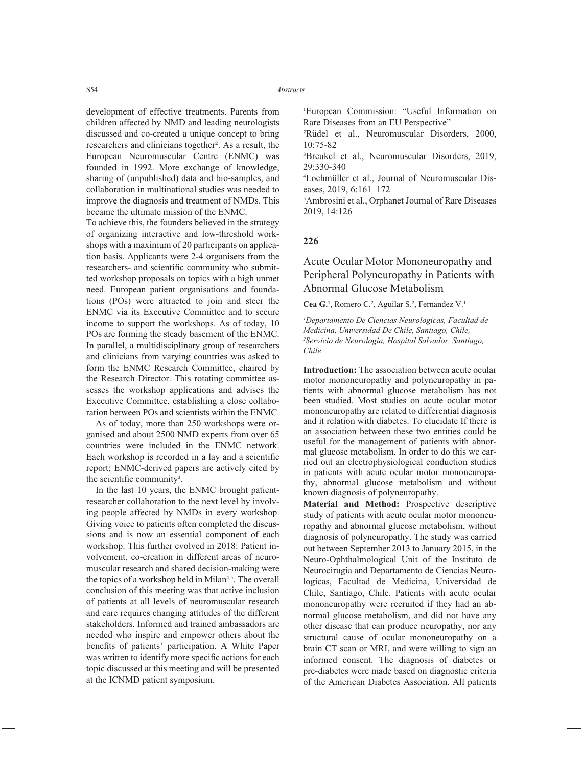development of effective treatments. Parents from children affected by NMD and leading neurologists discussed and co-created a unique concept to bring researchers and clinicians together[2]. As a result, the European Neuromuscular Centre (ENMC) was founded in 1992. More exchange of knowledge, sharing of (unpublished) data and bio-samples, and collaboration in multinational studies was needed to improve the diagnosis and treatment of NMDs. This became the ultimate mission of the ENMC.

To achieve this, the founders believed in the strategy of organizing interactive and low-threshold workshops with a maximum of 20 participants on application basis. Applicants were 2-4 organisers from the researchers- and scientific community who submitted workshop proposals on topics with a high unmet need. European patient organisations and foundations (POs) were attracted to join and steer the ENMC via its Executive Committee and to secure income to support the workshops. As of today, 10 POs are forming the steady basement of the ENMC. In parallel, a multidisciplinary group of researchers and clinicians from varying countries was asked to form the ENMC Research Committee, chaired by the Research Director. This rotating committee assesses the workshop applications and advises the Executive Committee, establishing a close collaboration between POs and scientists within the ENMC.

As of today, more than 250 workshops were organised and about 2500 NMD experts from over 65 countries were included in the ENMC network. Each workshop is recorded in a lay and a scientific report; ENMC-derived papers are actively cited by the scientific community[3].

In the last 10 years, the ENMC brought patient-researcher collaboration to the next level by involving people affected by NMDs in every workshop. Giving voice to patients often completed the discussions and is now an essential component of each workshop. This further evolved in 2018: Patient involvement, co-creation in different areas of neuromuscular research and shared decision-making were the topics of a workshop held in Milan[4,5]. The overall conclusion of this meeting was that active inclusion of patients at all levels of neuromuscular research and care requires changing attitudes of the different stakeholders. Informed and trained ambassadors are needed who inspire and empower others about the benefits of patients' participation. A White Paper was written to identify more specific actions for each topic discussed at this meeting and will be presented at the ICNMD patient symposium.

[1]European Commission: "Useful Information on Rare Diseases from an EU Perspective"
[2]Rüdel et al., Neuromuscular Disorders, 2000, 10:75-82
[3]Breukel et al., Neuromuscular Disorders, 2019, 29:330-340
[4]Lochmüller et al., Journal of Neuromuscular Diseases, 2019, 6:161–172
[5]Ambrosini et al., Orphanet Journal of Rare Diseases 2019, 14:126

## 226

### Acute Ocular Motor Mononeuropathy and Peripheral Polyneuropathy in Patients with Abnormal Glucose Metabolism

**Cea G.**[1], Romero C.[2], Aguilar S.[2], Fernandez V.[1]

*[1]Departamento De Ciencias Neurologicas, Facultad de Medicina, Universidad De Chile, Santiago, Chile, [2]Servicio de Neurologia, Hospital Salvador, Santiago, Chile*

**Introduction:** The association between acute ocular motor mononeuropathy and polyneuropathy in patients with abnormal glucose metabolism has not been studied. Most studies on acute ocular motor mononeuropathy are related to differential diagnosis and it relation with diabetes. To elucidate If there is an association between these two entities could be useful for the management of patients with abnormal glucose metabolism. In order to do this we carried out an electrophysiological conduction studies in patients with acute ocular motor mononeuropathy, abnormal glucose metabolism and without known diagnosis of polyneuropathy.

**Material and Method:** Prospective descriptive study of patients with acute ocular motor mononeuropathy and abnormal glucose metabolism, without diagnosis of polyneuropathy. The study was carried out between September 2013 to January 2015, in the Neuro-Ophthalmological Unit of the Instituto de Neurocirugia and Departamento de Ciencias Neurologicas, Facultad de Medicina, Universidad de Chile, Santiago, Chile. Patients with acute ocular mononeuropathy were recruited if they had an abnormal glucose metabolism, and did not have any other disease that can produce neuropathy, nor any structural cause of ocular mononeuropathy on a brain CT scan or MRI, and were willing to sign an informed consent. The diagnosis of diabetes or pre-diabetes were made based on diagnostic criteria of the American Diabetes Association. All patients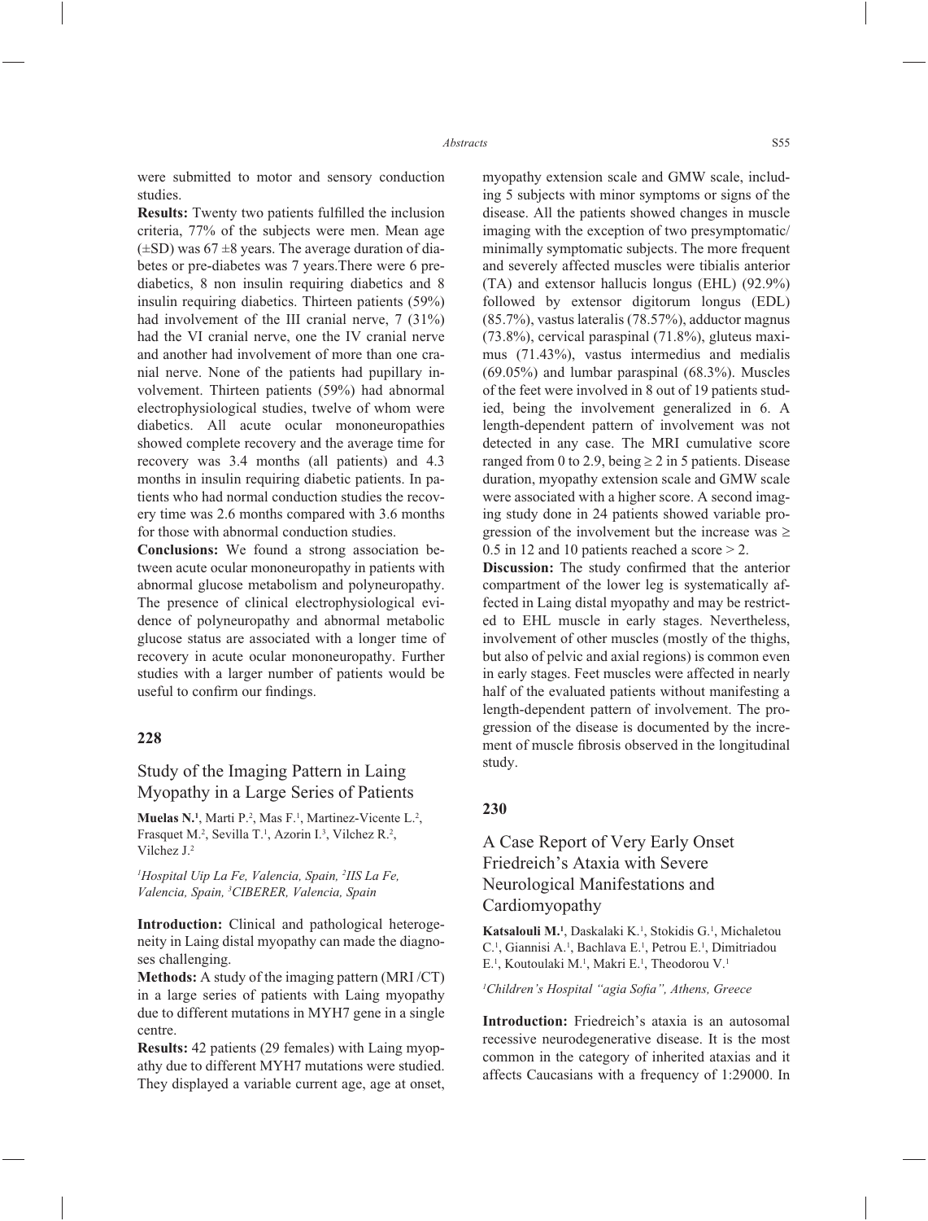were submitted to motor and sensory conduction studies.

**Results:** Twenty two patients fulfilled the inclusion criteria, 77% of the subjects were men. Mean age (±SD) was 67 ±8 years. The average duration of diabetes or pre-diabetes was 7 years.There were 6 prediabetics, 8 non insulin requiring diabetics and 8 insulin requiring diabetics. Thirteen patients (59%) had involvement of the III cranial nerve, 7 (31%) had the VI cranial nerve, one the IV cranial nerve and another had involvement of more than one cranial nerve. None of the patients had pupillary involvement. Thirteen patients (59%) had abnormal electrophysiological studies, twelve of whom were diabetics. All acute ocular mononeuropathies showed complete recovery and the average time for recovery was 3.4 months (all patients) and 4.3 months in insulin requiring diabetic patients. In patients who had normal conduction studies the recovery time was 2.6 months compared with 3.6 months for those with abnormal conduction studies.

**Conclusions:** We found a strong association between acute ocular mononeuropathy in patients with abnormal glucose metabolism and polyneuropathy. The presence of clinical electrophysiological evidence of polyneuropathy and abnormal metabolic glucose status are associated with a longer time of recovery in acute ocular mononeuropathy. Further studies with a larger number of patients would be useful to confirm our findings.

## 228

### Study of the Imaging Pattern in Laing Myopathy in a Large Series of Patients

**Muelas N.[1]**, Marti P.[2], Mas F.[1], Martinez-Vicente L.[2], Frasquet M.[2], Sevilla T.[1], Azorin I.[3], Vilchez R.[2], Vilchez J.[2]

*[1]Hospital Uip La Fe, Valencia, Spain, [2]IIS La Fe, Valencia, Spain, [3]CIBERER, Valencia, Spain*

**Introduction:** Clinical and pathological heterogeneity in Laing distal myopathy can made the diagnoses challenging.

**Methods:** A study of the imaging pattern (MRI /CT) in a large series of patients with Laing myopathy due to different mutations in MYH7 gene in a single centre.

**Results:** 42 patients (29 females) with Laing myopathy due to different MYH7 mutations were studied. They displayed a variable current age, age at onset, myopathy extension scale and GMW scale, including 5 subjects with minor symptoms or signs of the disease. All the patients showed changes in muscle imaging with the exception of two presymptomatic/minimally symptomatic subjects. The more frequent and severely affected muscles were tibialis anterior (TA) and extensor hallucis longus (EHL) (92.9%) followed by extensor digitorum longus (EDL) (85.7%), vastus lateralis (78.57%), adductor magnus (73.8%), cervical paraspinal (71.8%), gluteus maximus (71.43%), vastus intermedius and medialis (69.05%) and lumbar paraspinal (68.3%). Muscles of the feet were involved in 8 out of 19 patients studied, being the involvement generalized in 6. A length-dependent pattern of involvement was not detected in any case. The MRI cumulative score ranged from 0 to 2.9, being ≥ 2 in 5 patients. Disease duration, myopathy extension scale and GMW scale were associated with a higher score. A second imaging study done in 24 patients showed variable progression of the involvement but the increase was ≥ 0.5 in 12 and 10 patients reached a score > 2.

**Discussion:** The study confirmed that the anterior compartment of the lower leg is systematically affected in Laing distal myopathy and may be restricted to EHL muscle in early stages. Nevertheless, involvement of other muscles (mostly of the thighs, but also of pelvic and axial regions) is common even in early stages. Feet muscles were affected in nearly half of the evaluated patients without manifesting a length-dependent pattern of involvement. The progression of the disease is documented by the increment of muscle fibrosis observed in the longitudinal study.

## 230

### A Case Report of Very Early Onset Friedreich's Ataxia with Severe Neurological Manifestations and Cardiomyopathy

**Katsalouli M.[1]**, Daskalaki K.[1], Stokidis G.[1], Michaletou C.[1], Giannisi A.[1], Bachlava E.[1], Petrou E.[1], Dimitriadou E.[1], Koutoulaki M.[1], Makri E.[1], Theodorou V.[1]

*[1]Children's Hospital "agia Sofia", Athens, Greece*

**Introduction:** Friedreich's ataxia is an autosomal recessive neurodegenerative disease. It is the most common in the category of inherited ataxias and it affects Caucasians with a frequency of 1:29000. In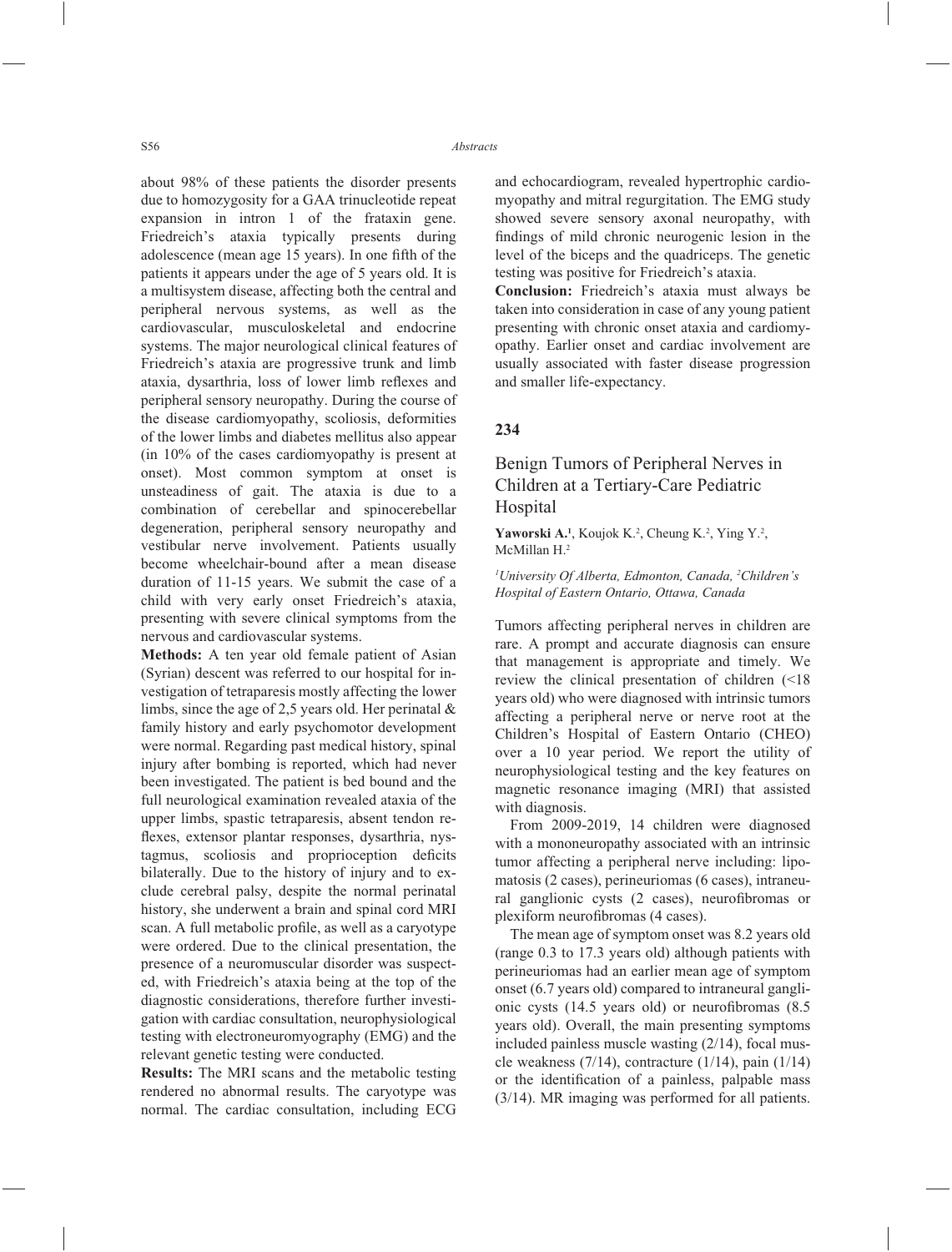about 98% of these patients the disorder presents due to homozygosity for a GAA trinucleotide repeat expansion in intron 1 of the frataxin gene. Friedreich's ataxia typically presents during adolescence (mean age 15 years). In one fifth of the patients it appears under the age of 5 years old. It is a multisystem disease, affecting both the central and peripheral nervous systems, as well as the cardiovascular, musculoskeletal and endocrine systems. The major neurological clinical features of Friedreich's ataxia are progressive trunk and limb ataxia, dysarthria, loss of lower limb reflexes and peripheral sensory neuropathy. During the course of the disease cardiomyopathy, scoliosis, deformities of the lower limbs and diabetes mellitus also appear (in 10% of the cases cardiomyopathy is present at onset). Most common symptom at onset is unsteadiness of gait. The ataxia is due to a combination of cerebellar and spinocerebellar degeneration, peripheral sensory neuropathy and vestibular nerve involvement. Patients usually become wheelchair-bound after a mean disease duration of 11-15 years. We submit the case of a child with very early onset Friedreich's ataxia, presenting with severe clinical symptoms from the nervous and cardiovascular systems.

**Methods:** A ten year old female patient of Asian (Syrian) descent was referred to our hospital for investigation of tetraparesis mostly affecting the lower limbs, since the age of 2,5 years old. Her perinatal & family history and early psychomotor development were normal. Regarding past medical history, spinal injury after bombing is reported, which had never been investigated. The patient is bed bound and the full neurological examination revealed ataxia of the upper limbs, spastic tetraparesis, absent tendon reflexes, extensor plantar responses, dysarthria, nystagmus, scoliosis and proprioception deficits bilaterally. Due to the history of injury and to exclude cerebral palsy, despite the normal perinatal history, she underwent a brain and spinal cord MRI scan. A full metabolic profile, as well as a caryotype were ordered. Due to the clinical presentation, the presence of a neuromuscular disorder was suspected, with Friedreich's ataxia being at the top of the diagnostic considerations, therefore further investigation with cardiac consultation, neurophysiological testing with electroneuromyography (EMG) and the relevant genetic testing were conducted.

**Results:** The MRI scans and the metabolic testing rendered no abnormal results. The caryotype was normal. The cardiac consultation, including ECG and echocardiogram, revealed hypertrophic cardiomyopathy and mitral regurgitation. The EMG study showed severe sensory axonal neuropathy, with findings of mild chronic neurogenic lesion in the level of the biceps and the quadriceps. The genetic testing was positive for Friedreich's ataxia.

**Conclusion:** Friedreich's ataxia must always be taken into consideration in case of any young patient presenting with chronic onset ataxia and cardiomyopathy. Earlier onset and cardiac involvement are usually associated with faster disease progression and smaller life-expectancy.

**234**

## Benign Tumors of Peripheral Nerves in Children at a Tertiary-Care Pediatric Hospital

**Yaworski A.**[1], Koujok K.[2], Cheung K.[2], Ying Y.[2], McMillan H.[2]

*[1]University Of Alberta, Edmonton, Canada, [2]Children's Hospital of Eastern Ontario, Ottawa, Canada*

Tumors affecting peripheral nerves in children are rare. A prompt and accurate diagnosis can ensure that management is appropriate and timely. We review the clinical presentation of children (<18 years old) who were diagnosed with intrinsic tumors affecting a peripheral nerve or nerve root at the Children's Hospital of Eastern Ontario (CHEO) over a 10 year period. We report the utility of neurophysiological testing and the key features on magnetic resonance imaging (MRI) that assisted with diagnosis.

From 2009-2019, 14 children were diagnosed with a mononeuropathy associated with an intrinsic tumor affecting a peripheral nerve including: lipomatosis (2 cases), perineuriomas (6 cases), intraneural ganglionic cysts (2 cases), neurofibromas or plexiform neurofibromas (4 cases).

The mean age of symptom onset was 8.2 years old (range 0.3 to 17.3 years old) although patients with perineuriomas had an earlier mean age of symptom onset (6.7 years old) compared to intraneural ganglionic cysts (14.5 years old) or neurofibromas (8.5 years old). Overall, the main presenting symptoms included painless muscle wasting (2/14), focal muscle weakness (7/14), contracture (1/14), pain (1/14) or the identification of a painless, palpable mass (3/14). MR imaging was performed for all patients.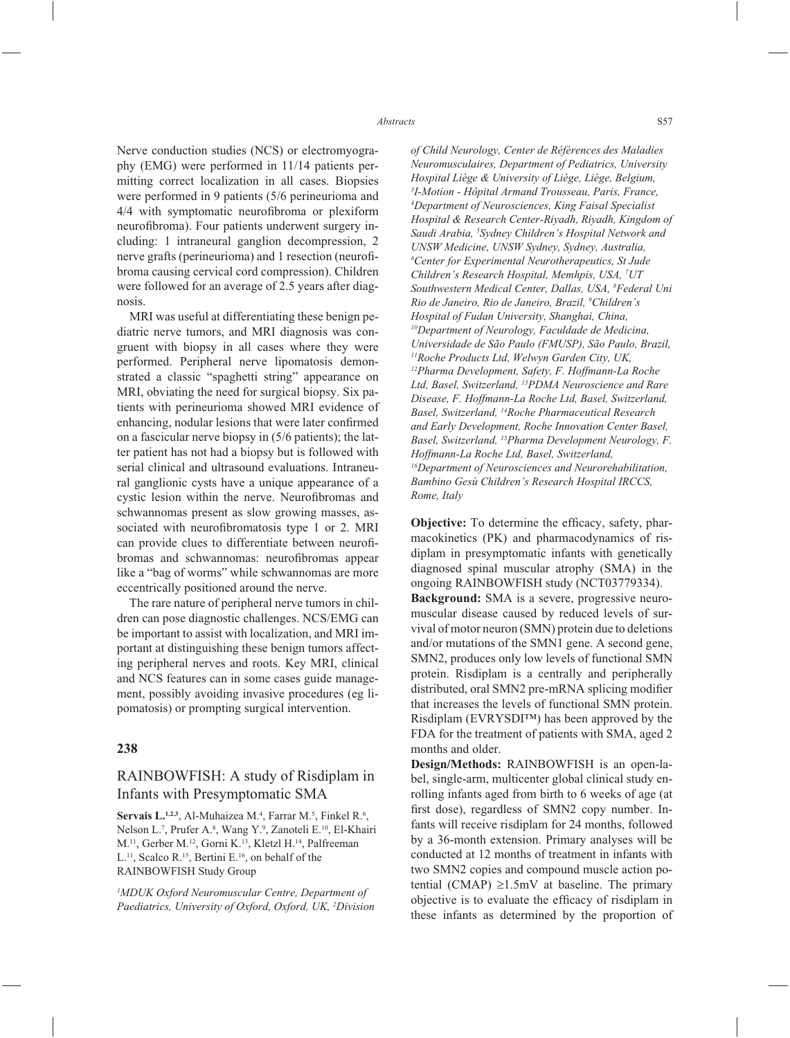Nerve conduction studies (NCS) or electromyography (EMG) were performed in 11/14 patients permitting correct localization in all cases. Biopsies were performed in 9 patients (5/6 perineurioma and 4/4 with symptomatic neurofibroma or plexiform neurofibroma). Four patients underwent surgery including: 1 intraneural ganglion decompression, 2 nerve grafts (perineurioma) and 1 resection (neurofibroma causing cervical cord compression). Children were followed for an average of 2.5 years after diagnosis.

MRI was useful at differentiating these benign pediatric nerve tumors, and MRI diagnosis was congruent with biopsy in all cases where they were performed. Peripheral nerve lipomatosis demonstrated a classic "spaghetti string" appearance on MRI, obviating the need for surgical biopsy. Six patients with perineurioma showed MRI evidence of enhancing, nodular lesions that were later confirmed on a fascicular nerve biopsy in (5/6 patients); the latter patient has not had a biopsy but is followed with serial clinical and ultrasound evaluations. Intraneural ganglionic cysts have a unique appearance of a cystic lesion within the nerve. Neurofibromas and schwannomas present as slow growing masses, associated with neurofibromatosis type 1 or 2. MRI can provide clues to differentiate between neurofibromas and schwannomas: neurofibromas appear like a "bag of worms" while schwannomas are more eccentrically positioned around the nerve.

The rare nature of peripheral nerve tumors in children can pose diagnostic challenges. NCS/EMG can be important to assist with localization, and MRI important at distinguishing these benign tumors affecting peripheral nerves and roots. Key MRI, clinical and NCS features can in some cases guide management, possibly avoiding invasive procedures (eg lipomatosis) or prompting surgical intervention.

## 238

## RAINBOWFISH: A study of Risdiplam in Infants with Presymptomatic SMA

**Servais L.**[1,2,3], Al-Muhaizea M.[4], Farrar M.[5], Finkel R.[6], Nelson L.[7], Prufer A.[8], Wang Y.[9], Zanoteli E.[10], El-Khairi M.[11], Gerber M.[12], Gorni K.[13], Kletzl H.[14], Palfreeman L.[11], Scalco R.[15], Bertini E.[16], on behalf of the RAINBOWFISH Study Group

*[1]MDUK Oxford Neuromuscular Centre, Department of Paediatrics, University of Oxford, Oxford, UK, [2]Division of Child Neurology, Center de Références des Maladies Neuromusculaires, Department of Pediatrics, University Hospital Liège & University of Liège, Liège, Belgium, [3]I-Motion - Hôpital Armand Trousseau, Paris, France, [4]Department of Neurosciences, King Faisal Specialist Hospital & Research Center-Riyadh, Riyadh, Kingdom of Saudi Arabia, [5]Sydney Children's Hospital Network and UNSW Medicine, UNSW Sydney, Sydney, Australia, [6]Center for Experimental Neurotherapeutics, St Jude Children's Research Hospital, Memhpis, USA, [7]UT Southwestern Medical Center, Dallas, USA, [8]Federal Uni Rio de Janeiro, Rio de Janeiro, Brazil, [9]Children's Hospital of Fudan University, Shanghai, China, [10]Department of Neurology, Faculdade de Medicina, Universidade de São Paulo (FMUSP), São Paulo, Brazil, [11]Roche Products Ltd, Welwyn Garden City, UK, [12]Pharma Development, Safety, F. Hoffmann-La Roche Ltd, Basel, Switzerland, [13]PDMA Neuroscience and Rare Disease, F. Hoffmann-La Roche Ltd, Basel, Switzerland, Basel, Switzerland, [14]Roche Pharmaceutical Research and Early Development, Roche Innovation Center Basel, Basel, Switzerland, [15]Pharma Development Neurology, F. Hoffmann-La Roche Ltd, Basel, Switzerland, [16]Department of Neurosciences and Neurorehabilitation, Bambino Gesù Children's Research Hospital IRCCS, Rome, Italy*

**Objective:** To determine the efficacy, safety, pharmacokinetics (PK) and pharmacodynamics of risdiplam in presymptomatic infants with genetically diagnosed spinal muscular atrophy (SMA) in the ongoing RAINBOWFISH study (NCT03779334).

**Background:** SMA is a severe, progressive neuromuscular disease caused by reduced levels of survival of motor neuron (SMN) protein due to deletions and/or mutations of the SMN1 gene. A second gene, SMN2, produces only low levels of functional SMN protein. Risdiplam is a centrally and peripherally distributed, oral SMN2 pre-mRNA splicing modifier that increases the levels of functional SMN protein. Risdiplam (EVRYSDI™) has been approved by the FDA for the treatment of patients with SMA, aged 2 months and older.

**Design/Methods:** RAINBOWFISH is an open-label, single-arm, multicenter global clinical study enrolling infants aged from birth to 6 weeks of age (at first dose), regardless of SMN2 copy number. Infants will receive risdiplam for 24 months, followed by a 36-month extension. Primary analyses will be conducted at 12 months of treatment in infants with two SMN2 copies and compound muscle action potential (CMAP) ≥1.5mV at baseline. The primary objective is to evaluate the efficacy of risdiplam in these infants as determined by the proportion of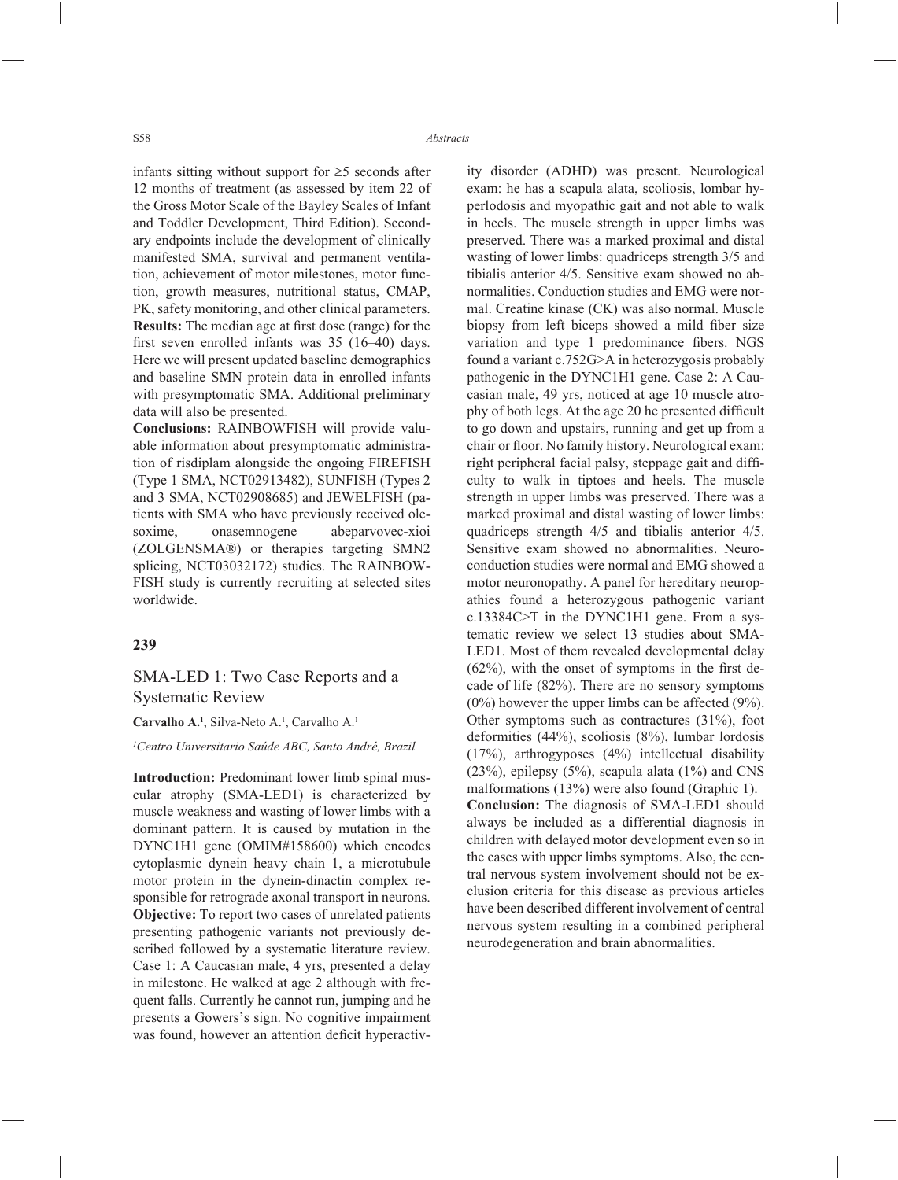infants sitting without support for ≥5 seconds after 12 months of treatment (as assessed by item 22 of the Gross Motor Scale of the Bayley Scales of Infant and Toddler Development, Third Edition). Secondary endpoints include the development of clinically manifested SMA, survival and permanent ventilation, achievement of motor milestones, motor function, growth measures, nutritional status, CMAP, PK, safety monitoring, and other clinical parameters.
**Results:** The median age at first dose (range) for the first seven enrolled infants was 35 (16–40) days. Here we will present updated baseline demographics and baseline SMN protein data in enrolled infants with presymptomatic SMA. Additional preliminary data will also be presented.
**Conclusions:** RAINBOWFISH will provide valuable information about presymptomatic administration of risdiplam alongside the ongoing FIREFISH (Type 1 SMA, NCT02913482), SUNFISH (Types 2 and 3 SMA, NCT02908685) and JEWELFISH (patients with SMA who have previously received olesoxime, onasemnogene abeparvovec-xioi (ZOLGENSMA®) or therapies targeting SMN2 splicing, NCT03032172) studies. The RAINBOWFISH study is currently recruiting at selected sites worldwide.

## 239

## SMA-LED 1: Two Case Reports and a Systematic Review

**Carvalho A.**[1], Silva-Neto A.[1], Carvalho A.[1]

[1]*Centro Universitario Saúde ABC, Santo André, Brazil*

**Introduction:** Predominant lower limb spinal muscular atrophy (SMA-LED1) is characterized by muscle weakness and wasting of lower limbs with a dominant pattern. It is caused by mutation in the DYNC1H1 gene (OMIM#158600) which encodes cytoplasmic dynein heavy chain 1, a microtubule motor protein in the dynein-dinactin complex responsible for retrograde axonal transport in neurons.
**Objective:** To report two cases of unrelated patients presenting pathogenic variants not previously described followed by a systematic literature review. Case 1: A Caucasian male, 4 yrs, presented a delay in milestone. He walked at age 2 although with frequent falls. Currently he cannot run, jumping and he presents a Gowers's sign. No cognitive impairment was found, however an attention deficit hyperactivity disorder (ADHD) was present. Neurological exam: he has a scapula alata, scoliosis, lombar hyperlodosis and myopathic gait and not able to walk in heels. The muscle strength in upper limbs was preserved. There was a marked proximal and distal wasting of lower limbs: quadriceps strength 3/5 and tibialis anterior 4/5. Sensitive exam showed no abnormalities. Conduction studies and EMG were normal. Creatine kinase (CK) was also normal. Muscle biopsy from left biceps showed a mild fiber size variation and type 1 predominance fibers. NGS found a variant c.752G>A in heterozygosis probably pathogenic in the DYNC1H1 gene. Case 2: A Caucasian male, 49 yrs, noticed at age 10 muscle atrophy of both legs. At the age 20 he presented difficult to go down and upstairs, running and get up from a chair or floor. No family history. Neurological exam: right peripheral facial palsy, steppage gait and difficulty to walk in tiptoes and heels. The muscle strength in upper limbs was preserved. There was a marked proximal and distal wasting of lower limbs: quadriceps strength 4/5 and tibialis anterior 4/5. Sensitive exam showed no abnormalities. Neuroconduction studies were normal and EMG showed a motor neuronopathy. A panel for hereditary neuropathies found a heterozygous pathogenic variant c.13384C>T in the DYNC1H1 gene. From a systematic review we select 13 studies about SMA-LED1. Most of them revealed developmental delay (62%), with the onset of symptoms in the first decade of life (82%). There are no sensory symptoms (0%) however the upper limbs can be affected (9%). Other symptoms such as contractures (31%), foot deformities (44%), scoliosis (8%), lumbar lordosis (17%), arthrogyposes (4%) intellectual disability (23%), epilepsy (5%), scapula alata (1%) and CNS malformations (13%) were also found (Graphic 1).
**Conclusion:** The diagnosis of SMA-LED1 should always be included as a differential diagnosis in children with delayed motor development even so in the cases with upper limbs symptoms. Also, the central nervous system involvement should not be exclusion criteria for this disease as previous articles have been described different involvement of central nervous system resulting in a combined peripheral neurodegeneration and brain abnormalities.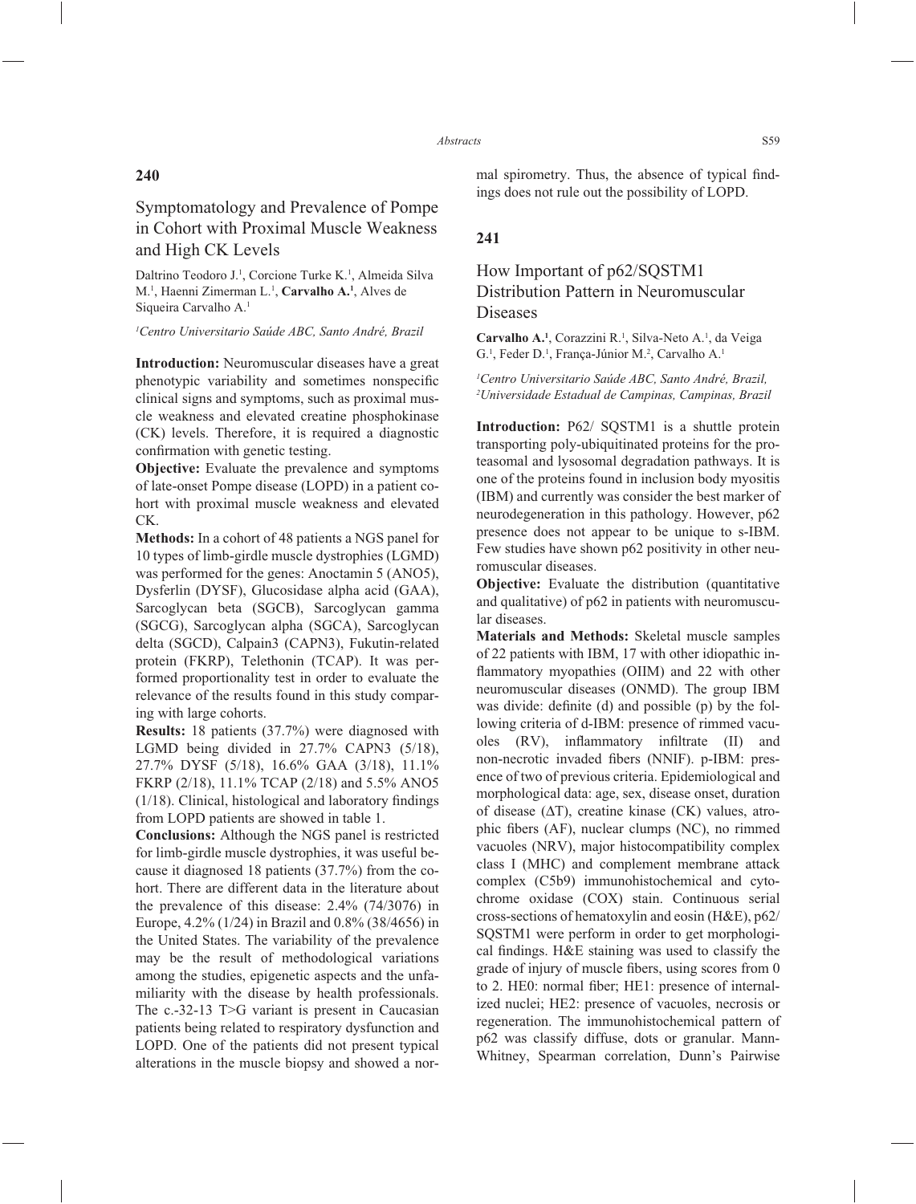## 240

### Symptomatology and Prevalence of Pompe in Cohort with Proximal Muscle Weakness and High CK Levels

Daltrino Teodoro J.[1], Corcione Turke K.[1], Almeida Silva M.[1], Haenni Zimerman L.[1], **Carvalho A.[1]**, Alves de Siqueira Carvalho A.[1]

*[1]Centro Universitario Saúde ABC, Santo André, Brazil*

**Introduction:** Neuromuscular diseases have a great phenotypic variability and sometimes nonspecific clinical signs and symptoms, such as proximal muscle weakness and elevated creatine phosphokinase (CK) levels. Therefore, it is required a diagnostic confirmation with genetic testing.

**Objective:** Evaluate the prevalence and symptoms of late-onset Pompe disease (LOPD) in a patient cohort with proximal muscle weakness and elevated CK.

**Methods:** In a cohort of 48 patients a NGS panel for 10 types of limb-girdle muscle dystrophies (LGMD) was performed for the genes: Anoctamin 5 (ANO5), Dysferlin (DYSF), Glucosidase alpha acid (GAA), Sarcoglycan beta (SGCB), Sarcoglycan gamma (SGCG), Sarcoglycan alpha (SGCA), Sarcoglycan delta (SGCD), Calpain3 (CAPN3), Fukutin-related protein (FKRP), Telethonin (TCAP). It was performed proportionality test in order to evaluate the relevance of the results found in this study comparing with large cohorts.

**Results:** 18 patients (37.7%) were diagnosed with LGMD being divided in 27.7% CAPN3 (5/18), 27.7% DYSF (5/18), 16.6% GAA (3/18), 11.1% FKRP (2/18), 11.1% TCAP (2/18) and 5.5% ANO5 (1/18). Clinical, histological and laboratory findings from LOPD patients are showed in table 1.

**Conclusions:** Although the NGS panel is restricted for limb-girdle muscle dystrophies, it was useful because it diagnosed 18 patients (37.7%) from the cohort. There are different data in the literature about the prevalence of this disease: 2.4% (74/3076) in Europe, 4.2% (1/24) in Brazil and 0.8% (38/4656) in the United States. The variability of the prevalence may be the result of methodological variations among the studies, epigenetic aspects and the unfamiliarity with the disease by health professionals. The c.-32-13 T>G variant is present in Caucasian patients being related to respiratory dysfunction and LOPD. One of the patients did not present typical alterations in the muscle biopsy and showed a normal spirometry. Thus, the absence of typical findings does not rule out the possibility of LOPD.

## 241

### How Important of p62/SQSTM1 Distribution Pattern in Neuromuscular Diseases

**Carvalho A.[1]**, Corazzini R.[1], Silva-Neto A.[1], da Veiga G.[1], Feder D.[1], França-Júnior M.[2], Carvalho A.[1]

*[1]Centro Universitario Saúde ABC, Santo André, Brazil, [2]Universidade Estadual de Campinas, Campinas, Brazil*

**Introduction:** P62/ SQSTM1 is a shuttle protein transporting poly-ubiquitinated proteins for the proteasomal and lysosomal degradation pathways. It is one of the proteins found in inclusion body myositis (IBM) and currently was consider the best marker of neurodegeneration in this pathology. However, p62 presence does not appear to be unique to s-IBM. Few studies have shown p62 positivity in other neuromuscular diseases.

**Objective:** Evaluate the distribution (quantitative and qualitative) of p62 in patients with neuromuscular diseases.

**Materials and Methods:** Skeletal muscle samples of 22 patients with IBM, 17 with other idiopathic inflammatory myopathies (OIIM) and 22 with other neuromuscular diseases (ONMD). The group IBM was divide: definite (d) and possible (p) by the following criteria of d-IBM: presence of rimmed vacuoles (RV), inflammatory infiltrate (II) and non-necrotic invaded fibers (NNIF). p-IBM: presence of two of previous criteria. Epidemiological and morphological data: age, sex, disease onset, duration of disease (ΔT), creatine kinase (CK) values, atrophic fibers (AF), nuclear clumps (NC), no rimmed vacuoles (NRV), major histocompatibility complex class I (MHC) and complement membrane attack complex (C5b9) immunohistochemical and cytochrome oxidase (COX) stain. Continuous serial cross-sections of hematoxylin and eosin (H&E), p62/ SQSTM1 were perform in order to get morphological findings. H&E staining was used to classify the grade of injury of muscle fibers, using scores from 0 to 2. HE0: normal fiber; HE1: presence of internalized nuclei; HE2: presence of vacuoles, necrosis or regeneration. The immunohistochemical pattern of p62 was classify diffuse, dots or granular. Mann-Whitney, Spearman correlation, Dunn's Pairwise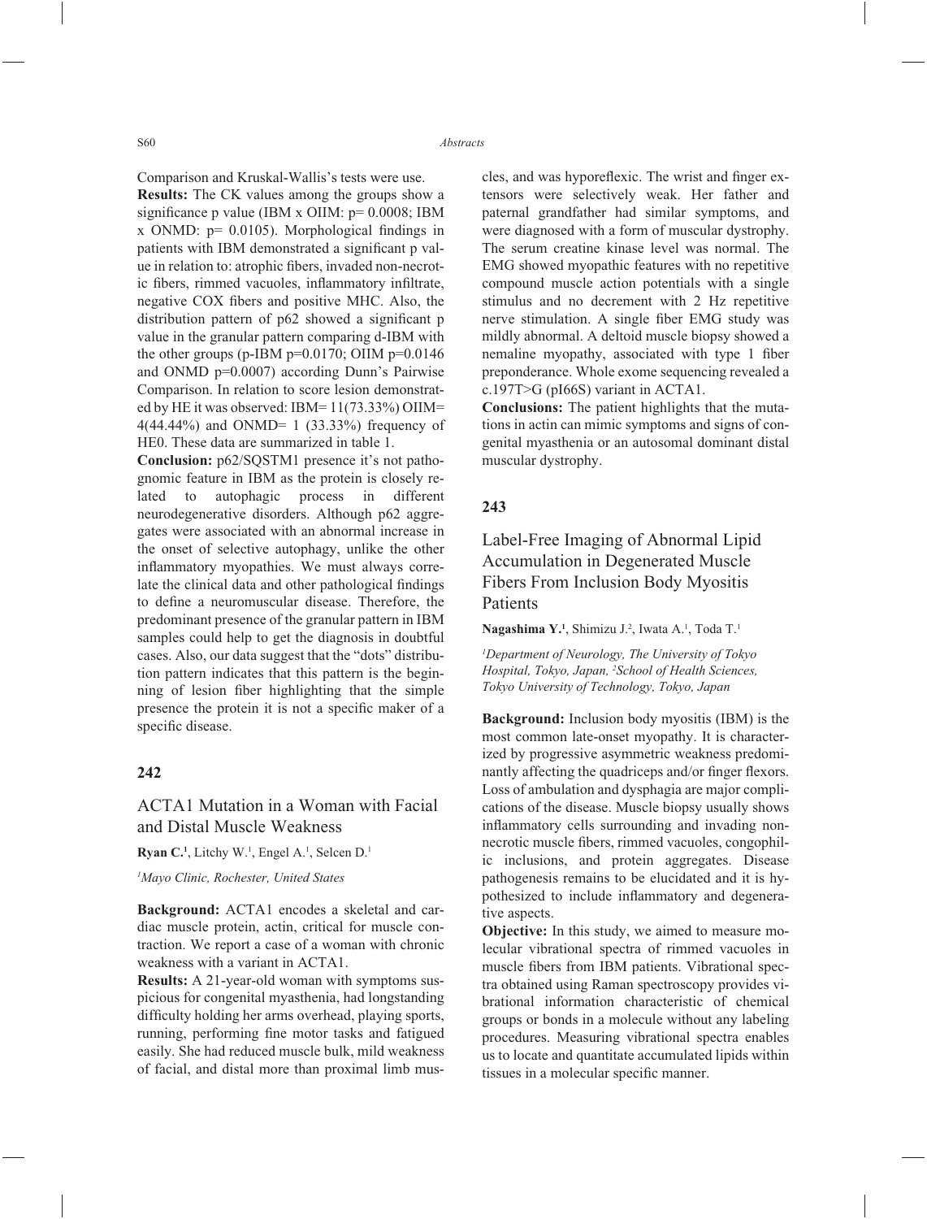Comparison and Kruskal-Wallis's tests were use.

**Results:** The CK values among the groups show a significance p value (IBM x OIIM: p= 0.0008; IBM x ONMD: p= 0.0105). Morphological findings in patients with IBM demonstrated a significant p value in relation to: atrophic fibers, invaded non-necrotic fibers, rimmed vacuoles, inflammatory infiltrate, negative COX fibers and positive MHC. Also, the distribution pattern of p62 showed a significant p value in the granular pattern comparing d-IBM with the other groups (p-IBM p=0.0170; OIIM p=0.0146 and ONMD p=0.0007) according Dunn's Pairwise Comparison. In relation to score lesion demonstrated by HE it was observed: IBM= 11(73.33%) OIIM= 4(44.44%) and ONMD= 1 (33.33%) frequency of HE0. These data are summarized in table 1.

**Conclusion:** p62/SQSTM1 presence it's not pathognomic feature in IBM as the protein is closely related to autophagic process in different neurodegenerative disorders. Although p62 aggregates were associated with an abnormal increase in the onset of selective autophagy, unlike the other inflammatory myopathies. We must always correlate the clinical data and other pathological findings to define a neuromuscular disease. Therefore, the predominant presence of the granular pattern in IBM samples could help to get the diagnosis in doubtful cases. Also, our data suggest that the "dots" distribution pattern indicates that this pattern is the beginning of lesion fiber highlighting that the simple presence the protein it is not a specific maker of a specific disease.

## 242

### ACTA1 Mutation in a Woman with Facial and Distal Muscle Weakness

**Ryan C.**[1], Litchy W.[1], Engel A.[1], Selcen D.[1]

[1]*Mayo Clinic, Rochester, United States*

**Background:** ACTA1 encodes a skeletal and cardiac muscle protein, actin, critical for muscle contraction. We report a case of a woman with chronic weakness with a variant in ACTA1.

**Results:** A 21-year-old woman with symptoms suspicious for congenital myasthenia, had longstanding difficulty holding her arms overhead, playing sports, running, performing fine motor tasks and fatigued easily. She had reduced muscle bulk, mild weakness of facial, and distal more than proximal limb muscles, and was hyporeflexic. The wrist and finger extensors were selectively weak. Her father and paternal grandfather had similar symptoms, and were diagnosed with a form of muscular dystrophy. The serum creatine kinase level was normal. The EMG showed myopathic features with no repetitive compound muscle action potentials with a single stimulus and no decrement with 2 Hz repetitive nerve stimulation. A single fiber EMG study was mildly abnormal. A deltoid muscle biopsy showed a nemaline myopathy, associated with type 1 fiber preponderance. Whole exome sequencing revealed a c.197T>G (pI66S) variant in ACTA1.

**Conclusions:** The patient highlights that the mutations in actin can mimic symptoms and signs of congenital myasthenia or an autosomal dominant distal muscular dystrophy.

## 243

### Label-Free Imaging of Abnormal Lipid Accumulation in Degenerated Muscle Fibers From Inclusion Body Myositis Patients

**Nagashima Y.**[1], Shimizu J.[2], Iwata A.[1], Toda T.[1]

[1]*Department of Neurology, The University of Tokyo Hospital, Tokyo, Japan,* [2]*School of Health Sciences, Tokyo University of Technology, Tokyo, Japan*

**Background:** Inclusion body myositis (IBM) is the most common late-onset myopathy. It is characterized by progressive asymmetric weakness predominantly affecting the quadriceps and/or finger flexors. Loss of ambulation and dysphagia are major complications of the disease. Muscle biopsy usually shows inflammatory cells surrounding and invading non-necrotic muscle fibers, rimmed vacuoles, congophilic inclusions, and protein aggregates. Disease pathogenesis remains to be elucidated and it is hypothesized to include inflammatory and degenerative aspects.

**Objective:** In this study, we aimed to measure molecular vibrational spectra of rimmed vacuoles in muscle fibers from IBM patients. Vibrational spectra obtained using Raman spectroscopy provides vibrational information characteristic of chemical groups or bonds in a molecule without any labeling procedures. Measuring vibrational spectra enables us to locate and quantitate accumulated lipids within tissues in a molecular specific manner.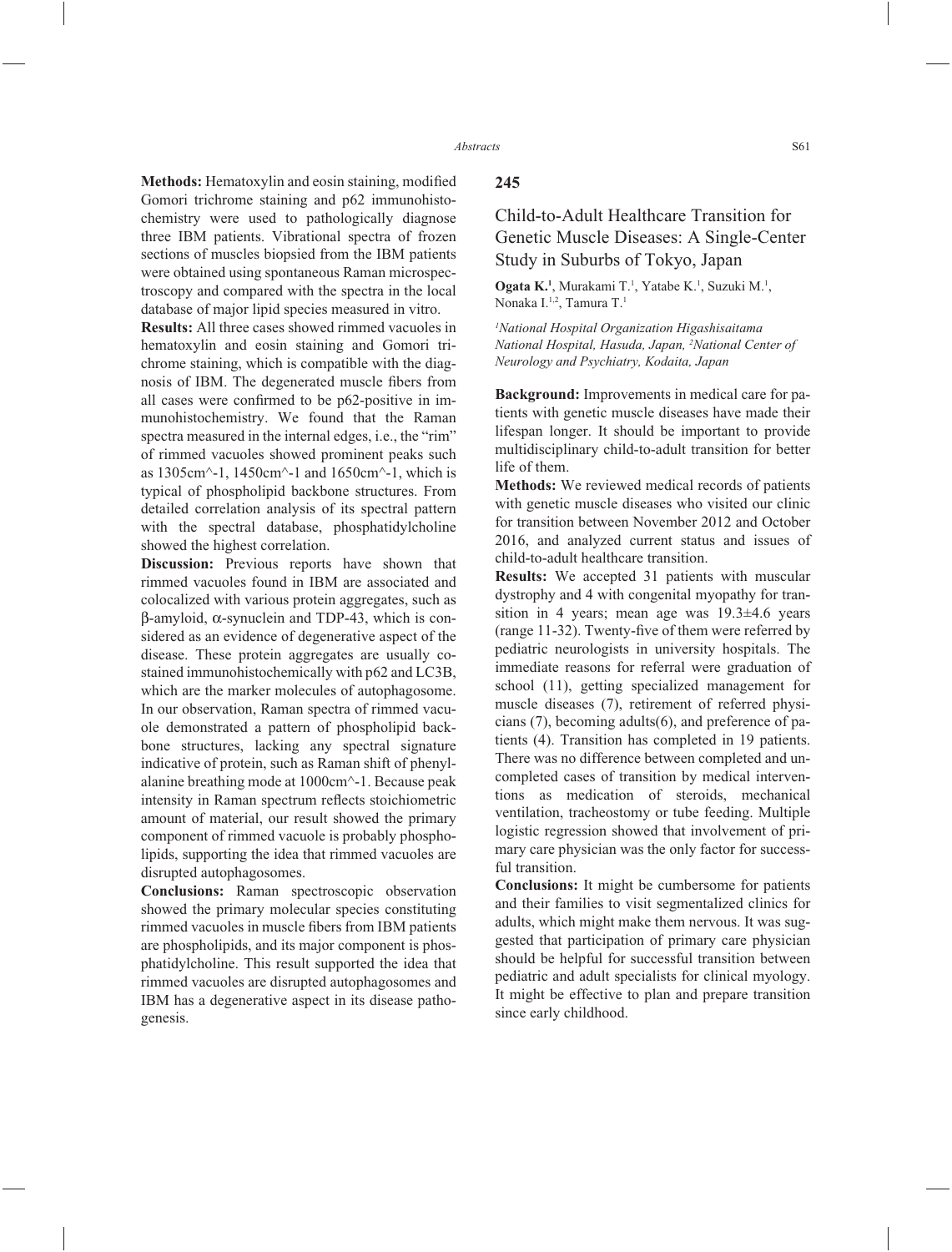**Methods:** Hematoxylin and eosin staining, modified Gomori trichrome staining and p62 immunohistochemistry were used to pathologically diagnose three IBM patients. Vibrational spectra of frozen sections of muscles biopsied from the IBM patients were obtained using spontaneous Raman microspectroscopy and compared with the spectra in the local database of major lipid species measured in vitro.

**Results:** All three cases showed rimmed vacuoles in hematoxylin and eosin staining and Gomori trichrome staining, which is compatible with the diagnosis of IBM. The degenerated muscle fibers from all cases were confirmed to be p62-positive in immunohistochemistry. We found that the Raman spectra measured in the internal edges, i.e., the "rim" of rimmed vacuoles showed prominent peaks such as 1305cm^-1, 1450cm^-1 and 1650cm^-1, which is typical of phospholipid backbone structures. From detailed correlation analysis of its spectral pattern with the spectral database, phosphatidylcholine showed the highest correlation.

**Discussion:** Previous reports have shown that rimmed vacuoles found in IBM are associated and colocalized with various protein aggregates, such as β-amyloid, α-synuclein and TDP-43, which is considered as an evidence of degenerative aspect of the disease. These protein aggregates are usually co-stained immunohistochemically with p62 and LC3B, which are the marker molecules of autophagosome. In our observation, Raman spectra of rimmed vacuole demonstrated a pattern of phospholipid backbone structures, lacking any spectral signature indicative of protein, such as Raman shift of phenylalanine breathing mode at 1000cm^-1. Because peak intensity in Raman spectrum reflects stoichiometric amount of material, our result showed the primary component of rimmed vacuole is probably phospholipids, supporting the idea that rimmed vacuoles are disrupted autophagosomes.

**Conclusions:** Raman spectroscopic observation showed the primary molecular species constituting rimmed vacuoles in muscle fibers from IBM patients are phospholipids, and its major component is phosphatidylcholine. This result supported the idea that rimmed vacuoles are disrupted autophagosomes and IBM has a degenerative aspect in its disease pathogenesis.

## 245

## Child-to-Adult Healthcare Transition for Genetic Muscle Diseases: A Single-Center Study in Suburbs of Tokyo, Japan

**Ogata K.**[1], Murakami T.[1], Yatabe K.[1], Suzuki M.[1], Nonaka I.[1,2], Tamura T.[1]

*[1]National Hospital Organization Higashisaitama National Hospital, Hasuda, Japan, [2]National Center of Neurology and Psychiatry, Kodaita, Japan*

**Background:** Improvements in medical care for patients with genetic muscle diseases have made their lifespan longer. It should be important to provide multidisciplinary child-to-adult transition for better life of them.

**Methods:** We reviewed medical records of patients with genetic muscle diseases who visited our clinic for transition between November 2012 and October 2016, and analyzed current status and issues of child-to-adult healthcare transition.

**Results:** We accepted 31 patients with muscular dystrophy and 4 with congenital myopathy for transition in 4 years; mean age was 19.3±4.6 years (range 11-32). Twenty-five of them were referred by pediatric neurologists in university hospitals. The immediate reasons for referral were graduation of school (11), getting specialized management for muscle diseases (7), retirement of referred physicians (7), becoming adults(6), and preference of patients (4). Transition has completed in 19 patients. There was no difference between completed and uncompleted cases of transition by medical interventions as medication of steroids, mechanical ventilation, tracheostomy or tube feeding. Multiple logistic regression showed that involvement of primary care physician was the only factor for successful transition.

**Conclusions:** It might be cumbersome for patients and their families to visit segmentalized clinics for adults, which might make them nervous. It was suggested that participation of primary care physician should be helpful for successful transition between pediatric and adult specialists for clinical myology. It might be effective to plan and prepare transition since early childhood.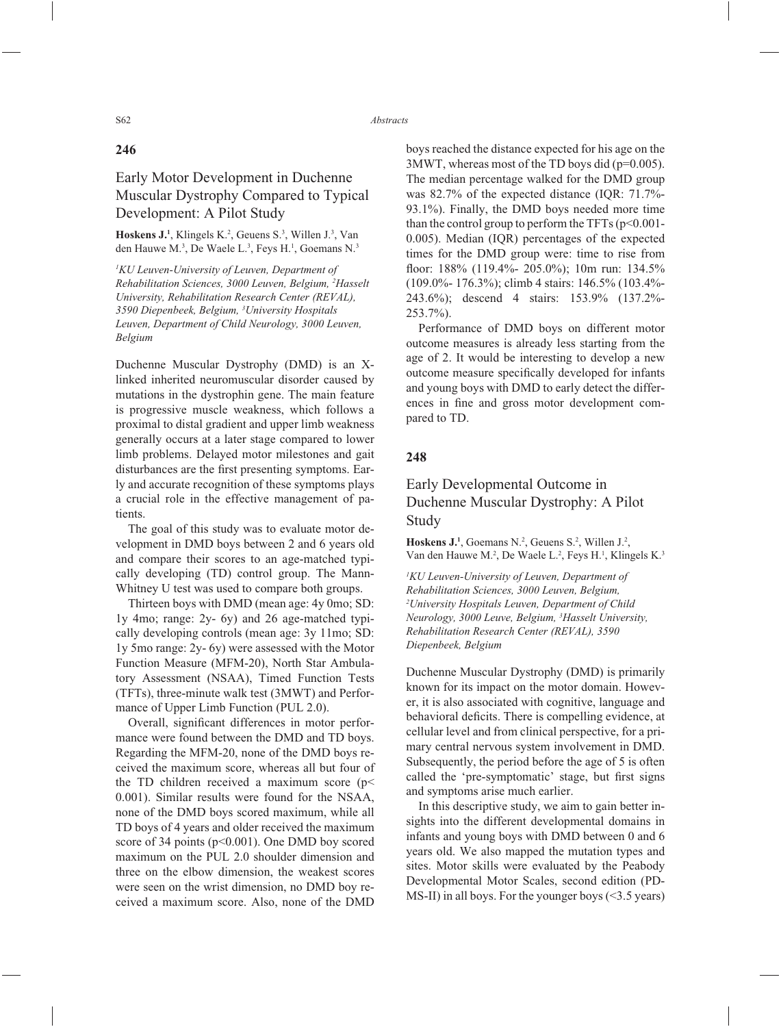## 246

### Early Motor Development in Duchenne Muscular Dystrophy Compared to Typical Development: A Pilot Study

**Hoskens J.**[1], Klingels K.[2], Geuens S.[3], Willen J.[3], Van den Hauwe M.[3], De Waele L.[3], Feys H.[1], Goemans N.[3]

*[1]KU Leuven-University of Leuven, Department of Rehabilitation Sciences, 3000 Leuven, Belgium, [2]Hasselt University, Rehabilitation Research Center (REVAL), 3590 Diepenbeek, Belgium, [3]University Hospitals Leuven, Department of Child Neurology, 3000 Leuven, Belgium*

Duchenne Muscular Dystrophy (DMD) is an X-linked inherited neuromuscular disorder caused by mutations in the dystrophin gene. The main feature is progressive muscle weakness, which follows a proximal to distal gradient and upper limb weakness generally occurs at a later stage compared to lower limb problems. Delayed motor milestones and gait disturbances are the first presenting symptoms. Early and accurate recognition of these symptoms plays a crucial role in the effective management of patients.

The goal of this study was to evaluate motor development in DMD boys between 2 and 6 years old and compare their scores to an age-matched typically developing (TD) control group. The Mann-Whitney U test was used to compare both groups.

Thirteen boys with DMD (mean age: 4y 0mo; SD: 1y 4mo; range: 2y- 6y) and 26 age-matched typically developing controls (mean age: 3y 11mo; SD: 1y 5mo range: 2y- 6y) were assessed with the Motor Function Measure (MFM-20), North Star Ambulatory Assessment (NSAA), Timed Function Tests (TFTs), three-minute walk test (3MWT) and Performance of Upper Limb Function (PUL 2.0).

Overall, significant differences in motor performance were found between the DMD and TD boys. Regarding the MFM-20, none of the DMD boys received the maximum score, whereas all but four of the TD children received a maximum score ($p< 0.001$). Similar results were found for the NSAA, none of the DMD boys scored maximum, while all TD boys of 4 years and older received the maximum score of 34 points ($p<0.001$). One DMD boy scored maximum on the PUL 2.0 shoulder dimension and three on the elbow dimension, the weakest scores were seen on the wrist dimension, no DMD boy received a maximum score. Also, none of the DMD boys reached the distance expected for his age on the 3MWT, whereas most of the TD boys did ($p=0.005$). The median percentage walked for the DMD group was 82.7% of the expected distance (IQR: 71.7%-93.1%). Finally, the DMD boys needed more time than the control group to perform the TFTs ($p<0.001$-0.005). Median (IQR) percentages of the expected times for the DMD group were: time to rise from floor: 188% (119.4%- 205.0%); 10m run: 134.5% (109.0%- 176.3%); climb 4 stairs: 146.5% (103.4%-243.6%); descend 4 stairs: 153.9% (137.2%-253.7%).

Performance of DMD boys on different motor outcome measures is already less starting from the age of 2. It would be interesting to develop a new outcome measure specifically developed for infants and young boys with DMD to early detect the differences in fine and gross motor development compared to TD.

## 248

### Early Developmental Outcome in Duchenne Muscular Dystrophy: A Pilot Study

**Hoskens J.**[1], Goemans N.[2], Geuens S.[2], Willen J.[2], Van den Hauwe M.[2], De Waele L.[2], Feys H.[1], Klingels K.[3]

*[1]KU Leuven-University of Leuven, Department of Rehabilitation Sciences, 3000 Leuven, Belgium, [2]University Hospitals Leuven, Department of Child Neurology, 3000 Leuve, Belgium, [3]Hasselt University, Rehabilitation Research Center (REVAL), 3590 Diepenbeek, Belgium*

Duchenne Muscular Dystrophy (DMD) is primarily known for its impact on the motor domain. However, it is also associated with cognitive, language and behavioral deficits. There is compelling evidence, at cellular level and from clinical perspective, for a primary central nervous system involvement in DMD. Subsequently, the period before the age of 5 is often called the 'pre-symptomatic' stage, but first signs and symptoms arise much earlier.

In this descriptive study, we aim to gain better insights into the different developmental domains in infants and young boys with DMD between 0 and 6 years old. We also mapped the mutation types and sites. Motor skills were evaluated by the Peabody Developmental Motor Scales, second edition (PDMS-II) in all boys. For the younger boys (<3.5 years)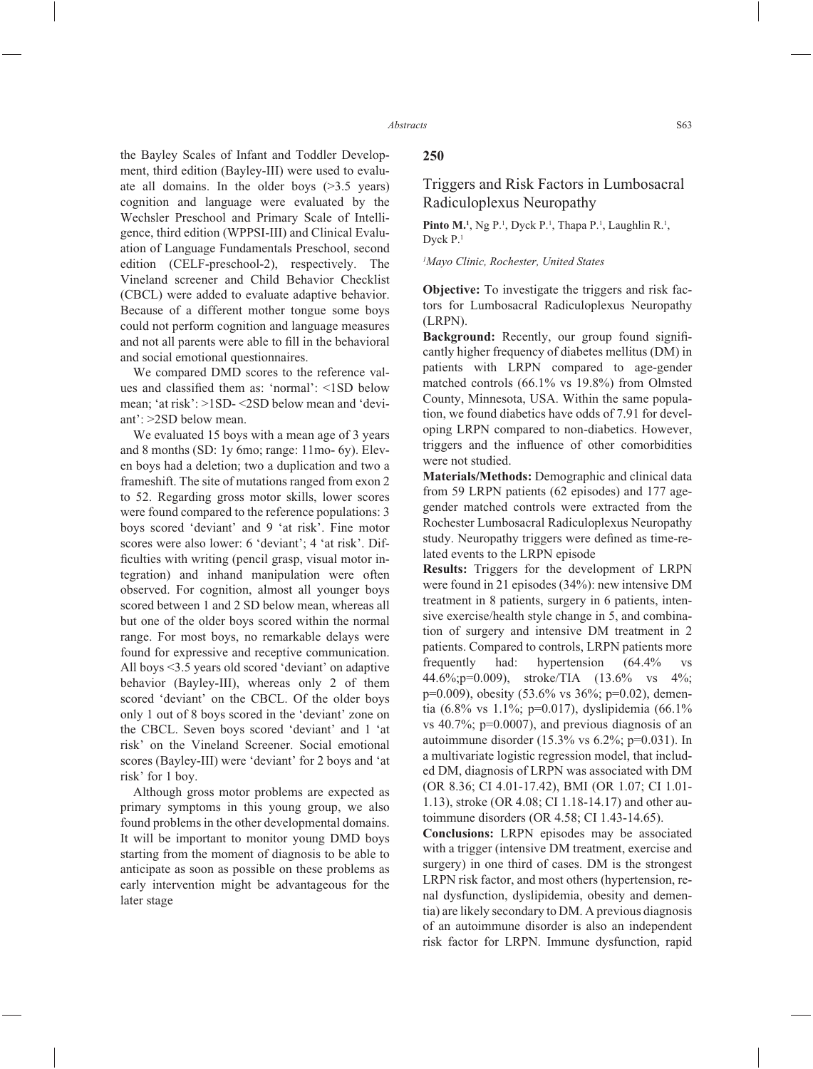the Bayley Scales of Infant and Toddler Development, third edition (Bayley-III) were used to evaluate all domains. In the older boys (>3.5 years) cognition and language were evaluated by the Wechsler Preschool and Primary Scale of Intelligence, third edition (WPPSI-III) and Clinical Evaluation of Language Fundamentals Preschool, second edition (CELF-preschool-2), respectively. The Vineland screener and Child Behavior Checklist (CBCL) were added to evaluate adaptive behavior. Because of a different mother tongue some boys could not perform cognition and language measures and not all parents were able to fill in the behavioral and social emotional questionnaires.

We compared DMD scores to the reference values and classified them as: 'normal': <1SD below mean; 'at risk': >1SD- <2SD below mean and 'deviant': >2SD below mean.

We evaluated 15 boys with a mean age of 3 years and 8 months (SD: 1y 6mo; range: 11mo- 6y). Eleven boys had a deletion; two a duplication and two a frameshift. The site of mutations ranged from exon 2 to 52. Regarding gross motor skills, lower scores were found compared to the reference populations: 3 boys scored 'deviant' and 9 'at risk'. Fine motor scores were also lower: 6 'deviant'; 4 'at risk'. Difficulties with writing (pencil grasp, visual motor integration) and inhand manipulation were often observed. For cognition, almost all younger boys scored between 1 and 2 SD below mean, whereas all but one of the older boys scored within the normal range. For most boys, no remarkable delays were found for expressive and receptive communication. All boys <3.5 years old scored 'deviant' on adaptive behavior (Bayley-III), whereas only 2 of them scored 'deviant' on the CBCL. Of the older boys only 1 out of 8 boys scored in the 'deviant' zone on the CBCL. Seven boys scored 'deviant' and 1 'at risk' on the Vineland Screener. Social emotional scores (Bayley-III) were 'deviant' for 2 boys and 'at risk' for 1 boy.

Although gross motor problems are expected as primary symptoms in this young group, we also found problems in the other developmental domains. It will be important to monitor young DMD boys starting from the moment of diagnosis to be able to anticipate as soon as possible on these problems as early intervention might be advantageous for the later stage

## 250

### Triggers and Risk Factors in Lumbosacral Radiculoplexus Neuropathy

**Pinto M.**[1], Ng P.[1], Dyck P.[1], Thapa P.[1], Laughlin R.[1], Dyck P.[1]

[1]*Mayo Clinic, Rochester, United States*

**Objective:** To investigate the triggers and risk factors for Lumbosacral Radiculoplexus Neuropathy (LRPN).

**Background:** Recently, our group found significantly higher frequency of diabetes mellitus (DM) in patients with LRPN compared to age-gender matched controls (66.1% vs 19.8%) from Olmsted County, Minnesota, USA. Within the same population, we found diabetics have odds of 7.91 for developing LRPN compared to non-diabetics. However, triggers and the influence of other comorbidities were not studied.

**Materials/Methods:** Demographic and clinical data from 59 LRPN patients (62 episodes) and 177 age-gender matched controls were extracted from the Rochester Lumbosacral Radiculoplexus Neuropathy study. Neuropathy triggers were defined as time-related events to the LRPN episode

**Results:** Triggers for the development of LRPN were found in 21 episodes (34%): new intensive DM treatment in 8 patients, surgery in 6 patients, intensive exercise/health style change in 5, and combination of surgery and intensive DM treatment in 2 patients. Compared to controls, LRPN patients more frequently had: hypertension (64.4% vs 44.6%;p=0.009), stroke/TIA (13.6% vs 4%; p=0.009), obesity (53.6% vs 36%; p=0.02), dementia (6.8% vs 1.1%; p=0.017), dyslipidemia (66.1% vs 40.7%; p=0.0007), and previous diagnosis of an autoimmune disorder (15.3% vs 6.2%; p=0.031). In a multivariate logistic regression model, that included DM, diagnosis of LRPN was associated with DM (OR 8.36; CI 4.01-17.42), BMI (OR 1.07; CI 1.01-1.13), stroke (OR 4.08; CI 1.18-14.17) and other autoimmune disorders (OR 4.58; CI 1.43-14.65).

**Conclusions:** LRPN episodes may be associated with a trigger (intensive DM treatment, exercise and surgery) in one third of cases. DM is the strongest LRPN risk factor, and most others (hypertension, renal dysfunction, dyslipidemia, obesity and dementia) are likely secondary to DM. A previous diagnosis of an autoimmune disorder is also an independent risk factor for LRPN. Immune dysfunction, rapid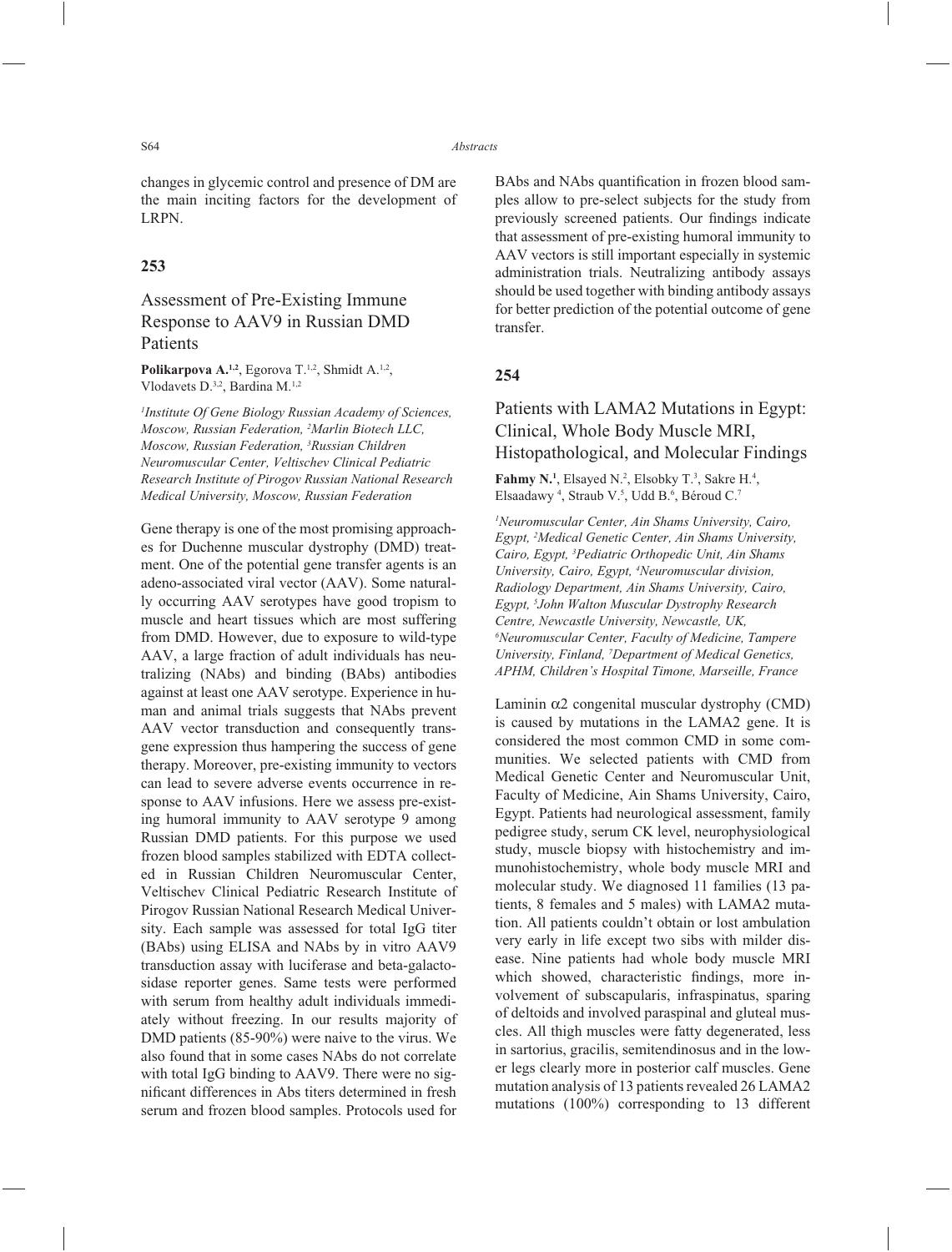changes in glycemic control and presence of DM are the main inciting factors for the development of LRPN.

## 253

### Assessment of Pre-Existing Immune Response to AAV9 in Russian DMD Patients

**Polikarpova A.**[1,2], Egorova T.[1,2], Shmidt A.[1,2], Vlodavets D.[3,2], Bardina M.[1,2]

*[1]Institute Of Gene Biology Russian Academy of Sciences, Moscow, Russian Federation, [2]Marlin Biotech LLC, Moscow, Russian Federation, [3]Russian Children Neuromuscular Center, Veltischev Clinical Pediatric Research Institute of Pirogov Russian National Research Medical University, Moscow, Russian Federation*

Gene therapy is one of the most promising approaches for Duchenne muscular dystrophy (DMD) treatment. One of the potential gene transfer agents is an adeno-associated viral vector (AAV). Some naturally occurring AAV serotypes have good tropism to muscle and heart tissues which are most suffering from DMD. However, due to exposure to wild-type AAV, a large fraction of adult individuals has neutralizing (NAbs) and binding (BAbs) antibodies against at least one AAV serotype. Experience in human and animal trials suggests that NAbs prevent AAV vector transduction and consequently transgene expression thus hampering the success of gene therapy. Moreover, pre-existing immunity to vectors can lead to severe adverse events occurrence in response to AAV infusions. Here we assess pre-existing humoral immunity to AAV serotype 9 among Russian DMD patients. For this purpose we used frozen blood samples stabilized with EDTA collected in Russian Children Neuromuscular Center, Veltischev Clinical Pediatric Research Institute of Pirogov Russian National Research Medical University. Each sample was assessed for total IgG titer (BAbs) using ELISA and NAbs by in vitro AAV9 transduction assay with luciferase and beta-galactosidase reporter genes. Same tests were performed with serum from healthy adult individuals immediately without freezing. In our results majority of DMD patients (85-90%) were naive to the virus. We also found that in some cases NAbs do not correlate with total IgG binding to AAV9. There were no significant differences in Abs titers determined in fresh serum and frozen blood samples. Protocols used for BAbs and NAbs quantification in frozen blood samples allow to pre-select subjects for the study from previously screened patients. Our findings indicate that assessment of pre-existing humoral immunity to AAV vectors is still important especially in systemic administration trials. Neutralizing antibody assays should be used together with binding antibody assays for better prediction of the potential outcome of gene transfer.

## 254

### Patients with LAMA2 Mutations in Egypt: Clinical, Whole Body Muscle MRI, Histopathological, and Molecular Findings

**Fahmy N.**[1], Elsayed N.[2], Elsobky T.[3], Sakre H.[4], Elsaadawy [4], Straub V.[5], Udd B.[6], Béroud C.[7]

*[1]Neuromuscular Center, Ain Shams University, Cairo, Egypt, [2]Medical Genetic Center, Ain Shams University, Cairo, Egypt, [3]Pediatric Orthopedic Unit, Ain Shams University, Cairo, Egypt, [4]Neuromuscular division, Radiology Department, Ain Shams University, Cairo, Egypt, [5]John Walton Muscular Dystrophy Research Centre, Newcastle University, Newcastle, UK, [6]Neuromuscular Center, Faculty of Medicine, Tampere University, Finland, [7]Department of Medical Genetics, APHM, Children's Hospital Timone, Marseille, France*

Laminin $\alpha 2$ congenital muscular dystrophy (CMD) is caused by mutations in the LAMA2 gene. It is considered the most common CMD in some communities. We selected patients with CMD from Medical Genetic Center and Neuromuscular Unit, Faculty of Medicine, Ain Shams University, Cairo, Egypt. Patients had neurological assessment, family pedigree study, serum CK level, neurophysiological study, muscle biopsy with histochemistry and immunohistochemistry, whole body muscle MRI and molecular study. We diagnosed 11 families (13 patients, 8 females and 5 males) with LAMA2 mutation. All patients couldn't obtain or lost ambulation very early in life except two sibs with milder disease. Nine patients had whole body muscle MRI which showed, characteristic findings, more involvement of subscapularis, infraspinatus, sparing of deltoids and involved paraspinal and gluteal muscles. All thigh muscles were fatty degenerated, less in sartorius, gracilis, semitendinosus and in the lower legs clearly more in posterior calf muscles. Gene mutation analysis of 13 patients revealed 26 LAMA2 mutations (100%) corresponding to 13 different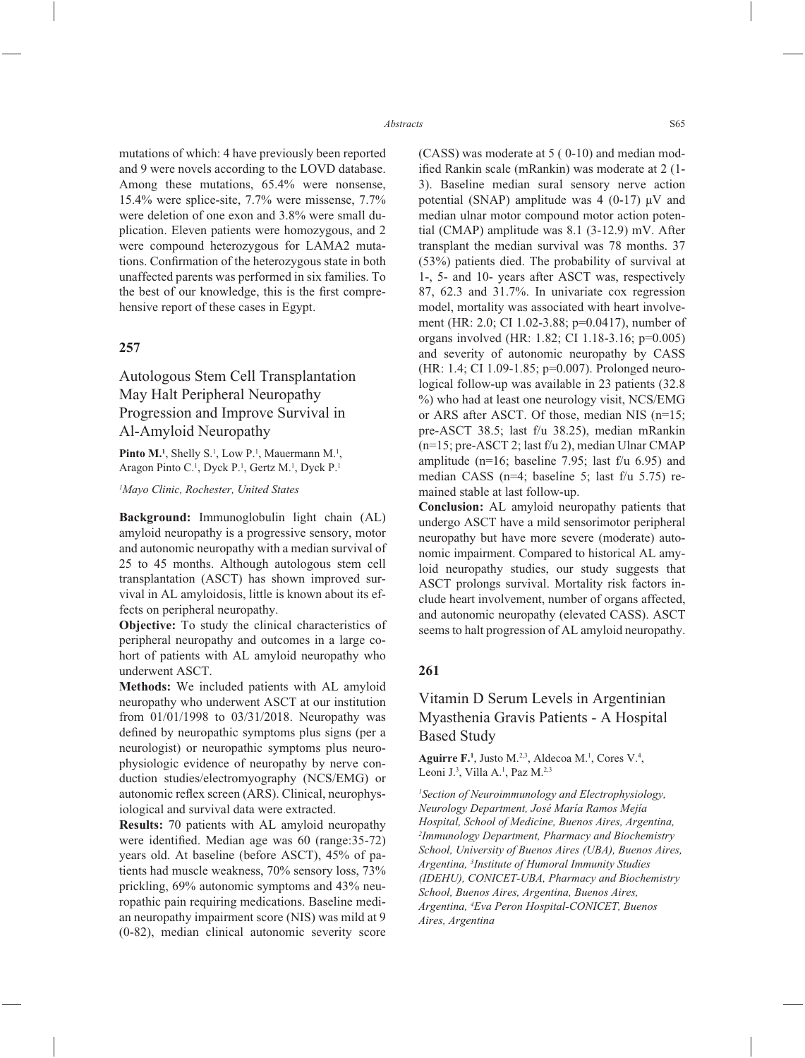mutations of which: 4 have previously been reported and 9 were novels according to the LOVD database. Among these mutations, 65.4% were nonsense, 15.4% were splice-site, 7.7% were missense, 7.7% were deletion of one exon and 3.8% were small duplication. Eleven patients were homozygous, and 2 were compound heterozygous for LAMA2 mutations. Confirmation of the heterozygous state in both unaffected parents was performed in six families. To the best of our knowledge, this is the first comprehensive report of these cases in Egypt.

## 257

## Autologous Stem Cell Transplantation May Halt Peripheral Neuropathy Progression and Improve Survival in Al-Amyloid Neuropathy

**Pinto M.**[1], Shelly S.[1], Low P.[1], Mauermann M.[1], Aragon Pinto C.[1], Dyck P.[1], Gertz M.[1], Dyck P.[1]

*[1]Mayo Clinic, Rochester, United States*

**Background:** Immunoglobulin light chain (AL) amyloid neuropathy is a progressive sensory, motor and autonomic neuropathy with a median survival of 25 to 45 months. Although autologous stem cell transplantation (ASCT) has shown improved survival in AL amyloidosis, little is known about its effects on peripheral neuropathy.

**Objective:** To study the clinical characteristics of peripheral neuropathy and outcomes in a large cohort of patients with AL amyloid neuropathy who underwent ASCT.

**Methods:** We included patients with AL amyloid neuropathy who underwent ASCT at our institution from 01/01/1998 to 03/31/2018. Neuropathy was defined by neuropathic symptoms plus signs (per a neurologist) or neuropathic symptoms plus neurophysiologic evidence of neuropathy by nerve conduction studies/electromyography (NCS/EMG) or autonomic reflex screen (ARS). Clinical, neurophysiological and survival data were extracted.

**Results:** 70 patients with AL amyloid neuropathy were identified. Median age was 60 (range:35-72) years old. At baseline (before ASCT), 45% of patients had muscle weakness, 70% sensory loss, 73% prickling, 69% autonomic symptoms and 43% neuropathic pain requiring medications. Baseline median neuropathy impairment score (NIS) was mild at 9 (0-82), median clinical autonomic severity score (CASS) was moderate at 5 ( 0-10) and median modified Rankin scale (mRankin) was moderate at 2 (1-3). Baseline median sural sensory nerve action potential (SNAP) amplitude was 4 (0-17) μV and median ulnar motor compound motor action potential (CMAP) amplitude was 8.1 (3-12.9) mV. After transplant the median survival was 78 months. 37 (53%) patients died. The probability of survival at 1-, 5- and 10- years after ASCT was, respectively 87, 62.3 and 31.7%. In univariate cox regression model, mortality was associated with heart involvement (HR: 2.0; CI 1.02-3.88; p=0.0417), number of organs involved (HR: 1.82; CI 1.18-3.16; p=0.005) and severity of autonomic neuropathy by CASS (HR: 1.4; CI 1.09-1.85; p=0.007). Prolonged neurological follow-up was available in 23 patients (32.8 %) who had at least one neurology visit, NCS/EMG or ARS after ASCT. Of those, median NIS (n=15; pre-ASCT 38.5; last f/u 38.25), median mRankin (n=15; pre-ASCT 2; last f/u 2), median Ulnar CMAP amplitude (n=16; baseline 7.95; last f/u 6.95) and median CASS (n=4; baseline 5; last f/u 5.75) remained stable at last follow-up.

**Conclusion:** AL amyloid neuropathy patients that undergo ASCT have a mild sensorimotor peripheral neuropathy but have more severe (moderate) autonomic impairment. Compared to historical AL amyloid neuropathy studies, our study suggests that ASCT prolongs survival. Mortality risk factors include heart involvement, number of organs affected, and autonomic neuropathy (elevated CASS). ASCT seems to halt progression of AL amyloid neuropathy.

## 261

## Vitamin D Serum Levels in Argentinian Myasthenia Gravis Patients - A Hospital Based Study

**Aguirre F.**[1], Justo M.[2,3], Aldecoa M.[1], Cores V.[4], Leoni J.[3], Villa A.[1], Paz M.[2,3]

*[1]Section of Neuroimmunology and Electrophysiology, Neurology Department, José María Ramos Mejía Hospital, School of Medicine, Buenos Aires, Argentina, [2]Immunology Department, Pharmacy and Biochemistry School, University of Buenos Aires (UBA), Buenos Aires, Argentina, [3]Institute of Humoral Immunity Studies (IDEHU), CONICET-UBA, Pharmacy and Biochemistry School, Buenos Aires, Argentina, Buenos Aires, Argentina, [4]Eva Peron Hospital-CONICET, Buenos Aires, Argentina*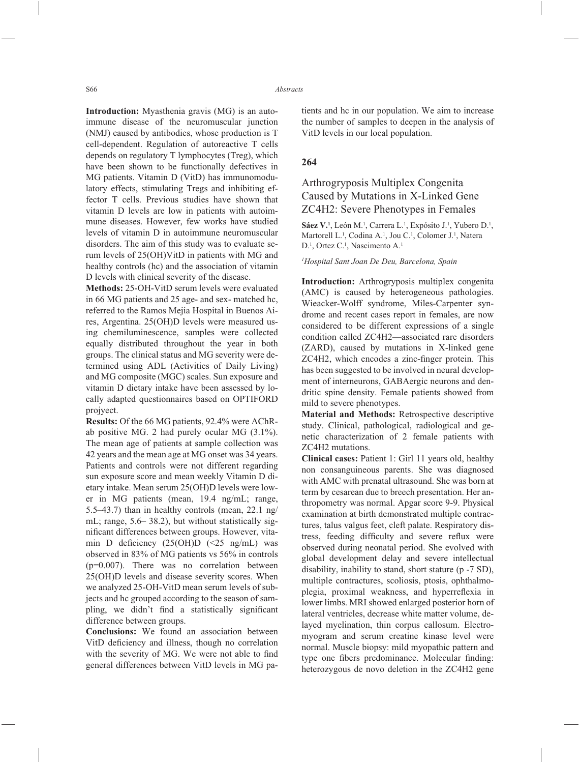**Introduction:** Myasthenia gravis (MG) is an autoimmune disease of the neuromuscular junction (NMJ) caused by antibodies, whose production is T cell-dependent. Regulation of autoreactive T cells depends on regulatory T lymphocytes (Treg), which have been shown to be functionally defectives in MG patients. Vitamin D (VitD) has immunomodulatory effects, stimulating Tregs and inhibiting effector T cells. Previous studies have shown that vitamin D levels are low in patients with autoimmune diseases. However, few works have studied levels of vitamin D in autoimmune neuromuscular disorders. The aim of this study was to evaluate serum levels of 25(OH)VitD in patients with MG and healthy controls (hc) and the association of vitamin D levels with clinical severity of the disease.

**Methods:** 25-OH-VitD serum levels were evaluated in 66 MG patients and 25 age- and sex- matched hc, referred to the Ramos Mejia Hospital in Buenos Aires, Argentina. 25(OH)D levels were measured using chemiluminescence, samples were collected equally distributed throughout the year in both groups. The clinical status and MG severity were determined using ADL (Activities of Daily Living) and MG composite (MGC) scales. Sun exposure and vitamin D dietary intake have been assessed by locally adapted questionnaires based on OPTIFORD projyect.

**Results:** Of the 66 MG patients, 92.4% were AChR-ab positive MG. 2 had purely ocular MG (3.1%). The mean age of patients at sample collection was 42 years and the mean age at MG onset was 34 years. Patients and controls were not different regarding sun exposure score and mean weekly Vitamin D dietary intake. Mean serum 25(OH)D levels were lower in MG patients (mean, 19.4 ng/mL; range, 5.5–43.7) than in healthy controls (mean, 22.1 ng/mL; range, 5.6– 38.2), but without statistically significant differences between groups. However, vitamin D deficiency (25(OH)D (<25 ng/mL) was observed in 83% of MG patients vs 56% in controls ($p=0.007$). There was no correlation between 25(OH)D levels and disease severity scores. When we analyzed 25-OH-VitD mean serum levels of subjects and hc grouped according to the season of sampling, we didn't find a statistically significant difference between groups.

**Conclusions:** We found an association between VitD deficiency and illness, though no correlation with the severity of MG. We were not able to find general differences between VitD levels in MG patients and hc in our population. We aim to increase the number of samples to deepen in the analysis of VitD levels in our local population.

## 264

## Arthrogryposis Multiplex Congenita Caused by Mutations in X-Linked Gene ZC4H2: Severe Phenotypes in Females

**Sáez V.**[1], León M.[1], Carrera L.[1], Expósito J.[1], Yubero D.[1], Martorell L.[1], Codina A.[1], Jou C.[1], Colomer J.[1], Natera D.[1], Ortez C.[1], Nascimento A.[1]

*[1]Hospital Sant Joan De Deu, Barcelona, Spain*

**Introduction:** Arthrogryposis multiplex congenita (AMC) is caused by heterogeneous pathologies. Wieacker-Wolff syndrome, Miles-Carpenter syndrome and recent cases report in females, are now considered to be different expressions of a single condition called ZC4H2—associated rare disorders (ZARD), caused by mutations in X-linked gene ZC4H2, which encodes a zinc-finger protein. This has been suggested to be involved in neural development of interneurons, GABAergic neurons and dendritic spine density. Female patients showed from mild to severe phenotypes.

**Material and Methods:** Retrospective descriptive study. Clinical, pathological, radiological and genetic characterization of 2 female patients with ZC4H2 mutations.

**Clinical cases:** Patient 1: Girl 11 years old, healthy non consanguineous parents. She was diagnosed with AMC with prenatal ultrasound. She was born at term by cesarean due to breech presentation. Her anthropometry was normal. Apgar score 9-9. Physical examination at birth demonstrated multiple contractures, talus valgus feet, cleft palate. Respiratory distress, feeding difficulty and severe reflux were observed during neonatal period. She evolved with global development delay and severe intellectual disability, inability to stand, short stature (p -7 SD), multiple contractures, scoliosis, ptosis, ophthalmoplegia, proximal weakness, and hyperreflexia in lower limbs. MRI showed enlarged posterior horn of lateral ventricles, decrease white matter volume, delayed myelination, thin corpus callosum. Electromyogram and serum creatine kinase level were normal. Muscle biopsy: mild myopathic pattern and type one fibers predominance. Molecular finding: heterozygous de novo deletion in the ZC4H2 gene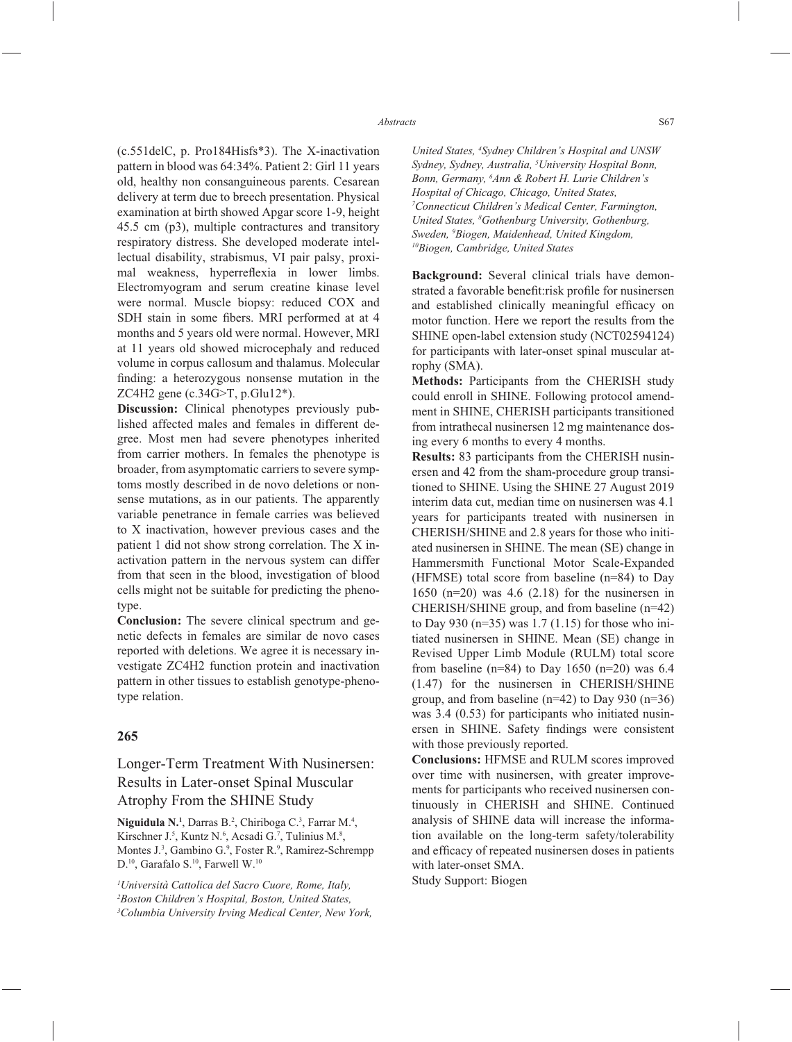(c.551delC, p. Pro184Hisfs*3). The X-inactivation pattern in blood was 64:34%. Patient 2: Girl 11 years old, healthy non consanguineous parents. Cesarean delivery at term due to breech presentation. Physical examination at birth showed Apgar score 1-9, height 45.5 cm (p3), multiple contractures and transitory respiratory distress. She developed moderate intellectual disability, strabismus, VI pair palsy, proximal weakness, hyperreflexia in lower limbs. Electromyogram and serum creatine kinase level were normal. Muscle biopsy: reduced COX and SDH stain in some fibers. MRI performed at at 4 months and 5 years old were normal. However, MRI at 11 years old showed microcephaly and reduced volume in corpus callosum and thalamus. Molecular finding: a heterozygous nonsense mutation in the ZC4H2 gene (c.34G>T, p.Glu12*).

**Discussion:** Clinical phenotypes previously published affected males and females in different degree. Most men had severe phenotypes inherited from carrier mothers. In females the phenotype is broader, from asymptomatic carriers to severe symptoms mostly described in de novo deletions or nonsense mutations, as in our patients. The apparently variable penetrance in female carries was believed to X inactivation, however previous cases and the patient 1 did not show strong correlation. The X inactivation pattern in the nervous system can differ from that seen in the blood, investigation of blood cells might not be suitable for predicting the phenotype.

**Conclusion:** The severe clinical spectrum and genetic defects in females are similar de novo cases reported with deletions. We agree it is necessary investigate ZC4H2 function protein and inactivation pattern in other tissues to establish genotype-phenotype relation.

## 265

## Longer-Term Treatment With Nusinersen: Results in Later-onset Spinal Muscular Atrophy From the SHINE Study

**Niguidula N.**[1], Darras B.[2], Chiriboga C.[3], Farrar M.[4], Kirschner J.[5], Kuntz N.[6], Acsadi G.[7], Tulinius M.[8], Montes J.[3], Gambino G.[9], Foster R.[9], Ramirez-Schrempp D.[10], Garafalo S.[10], Farwell W.[10]

*[1]Università Cattolica del Sacro Cuore, Rome, Italy, [2]Boston Children's Hospital, Boston, United States, [3]Columbia University Irving Medical Center, New York, United States, [4]Sydney Children's Hospital and UNSW Sydney, Sydney, Australia, [5]University Hospital Bonn, Bonn, Germany, [6]Ann & Robert H. Lurie Children's Hospital of Chicago, Chicago, United States, [7]Connecticut Children's Medical Center, Farmington, United States, [8]Gothenburg University, Gothenburg, Sweden, [9]Biogen, Maidenhead, United Kingdom, [10]Biogen, Cambridge, United States*

**Background:** Several clinical trials have demonstrated a favorable benefit:risk profile for nusinersen and established clinically meaningful efficacy on motor function. Here we report the results from the SHINE open-label extension study (NCT02594124) for participants with later-onset spinal muscular atrophy (SMA).

**Methods:** Participants from the CHERISH study could enroll in SHINE. Following protocol amendment in SHINE, CHERISH participants transitioned from intrathecal nusinersen 12 mg maintenance dosing every 6 months to every 4 months.

**Results:** 83 participants from the CHERISH nusinersen and 42 from the sham-procedure group transitioned to SHINE. Using the SHINE 27 August 2019 interim data cut, median time on nusinersen was 4.1 years for participants treated with nusinersen in CHERISH/SHINE and 2.8 years for those who initiated nusinersen in SHINE. The mean (SE) change in Hammersmith Functional Motor Scale-Expanded (HFMSE) total score from baseline (n=84) to Day 1650 (n=20) was 4.6 (2.18) for the nusinersen in CHERISH/SHINE group, and from baseline (n=42) to Day 930 (n=35) was 1.7 (1.15) for those who initiated nusinersen in SHINE. Mean (SE) change in Revised Upper Limb Module (RULM) total score from baseline (n=84) to Day 1650 (n=20) was 6.4 (1.47) for the nusinersen in CHERISH/SHINE group, and from baseline (n=42) to Day 930 (n=36) was 3.4 (0.53) for participants who initiated nusinersen in SHINE. Safety findings were consistent with those previously reported.

**Conclusions:** HFMSE and RULM scores improved over time with nusinersen, with greater improvements for participants who received nusinersen continuously in CHERISH and SHINE. Continued analysis of SHINE data will increase the information available on the long-term safety/tolerability and efficacy of repeated nusinersen doses in patients with later-onset SMA.

Study Support: Biogen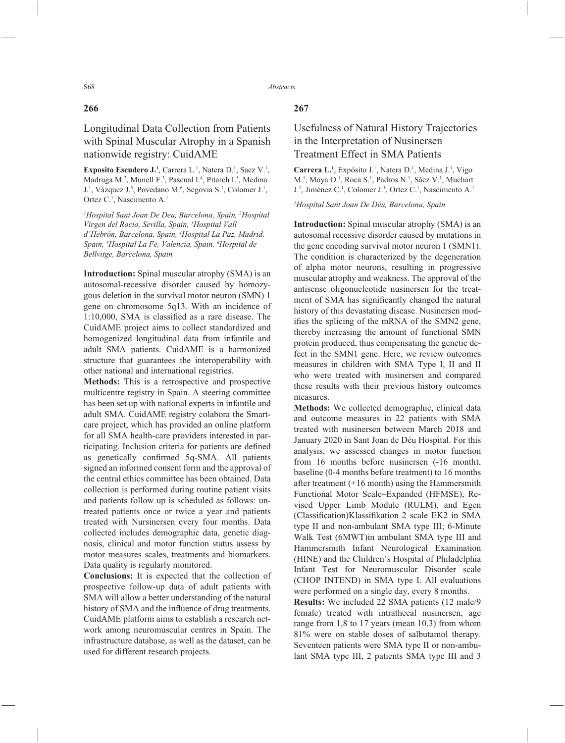## 266

### Longitudinal Data Collection from Patients with Spinal Muscular Atrophy in a Spanish nationwide registry: CuidAME

**Exposito Escudero J.**[1], Carrera L.[1], Natera D.[1], Saez V.[1], Madruga M.[2], Munell F.[3], Pascual I.[4], Pitarch I.[5], Medina J.[1], Vázquez J.[5], Povedano M.[6], Segovia S.[1], Colomer J.[1], Ortez C.[1], Nascimento A.[1]

*[1]Hospital Sant Joan De Deu, Barcelona, Spain, [2]Hospital Virgen del Rocio, Sevilla, Spain, [3]Hospital Vall d'Hebrón, Barcelona, Spain, [4]Hospital La Paz, Madrid, Spain, [5]Hospital La Fe, Valencia, Spain, [6]Hospital de Bellvitge, Barcelona, Spain*

**Introduction:** Spinal muscular atrophy (SMA) is an autosomal-recessive disorder caused by homozygous deletion in the survival motor neuron (SMN) 1 gene on chromosome 5q13. With an incidence of 1:10,000, SMA is classified as a rare disease. The CuidAME project aims to collect standardized and homogenized longitudinal data from infantile and adult SMA patients. CuidAME is a harmonized structure that guarantees the interoperability with other national and international registries.

**Methods:** This is a retrospective and prospective multicentre registry in Spain. A steering committee has been set up with national experts in infantile and adult SMA. CuidAME registry colabora the Smartcare project, which has provided an online platform for all SMA health-care providers interested in participating. Inclusion criteria for patients are defined as genetically confirmed 5q-SMA. All patients signed an informed consent form and the approval of the central ethics committee has been obtained. Data collection is performed during routine patient visits and patients follow up is scheduled as follows: untreated patients once or twice a year and patients treated with Nursinersen every four months. Data collected includes demographic data, genetic diagnosis, clinical and motor function status assess by motor measures scales, treatments and biomarkers. Data quality is regularly monitored.

**Conclusions:** It is expected that the collection of prospective follow-up data of adult patients with SMA will allow a better understanding of the natural history of SMA and the influence of drug treatments. CuidAME platform aims to establish a research network among neuromuscular centres in Spain. The infrastructure database, as well as the dataset, can be used for different research projects.

## 267

### Usefulness of Natural History Trajectories in the Interpretation of Nusinersen Treatment Effect in SMA Patients

**Carrera L.**[1], Expósito J.[1], Natera D.[1], Medina J.[1], Vigo M.[1], Moya O.[1], Roca S.[1], Padros N.[1], Sáez V.[1], Muchart J.[1], Jiménez C.[1], Colomer J.[1], Ortez C.[1], Nascimento A.[1]

*[1]Hospital Sant Joan De Déu, Barcelona, Spain*

**Introduction:** Spinal muscular atrophy (SMA) is an autosomal recessive disorder caused by mutations in the gene encoding survival motor neuron 1 (SMN1). The condition is characterized by the degeneration of alpha motor neurons, resulting in progressive muscular atrophy and weakness. The approval of the antisense oligonucleotide nusinersen for the treatment of SMA has significantly changed the natural history of this devastating disease. Nusinersen modifies the splicing of the mRNA of the SMN2 gene, thereby increasing the amount of functional SMN protein produced, thus compensating the genetic defect in the SMN1 gene. Here, we review outcomes measures in children with SMA Type I, II and II who were treated with nusinersen and compared these results with their previous history outcomes measures.

**Methods:** We collected demographic, clinical data and outcome measures in 22 patients with SMA treated with nusinersen between March 2018 and January 2020 in Sant Joan de Déu Hospital. For this analysis, we assessed changes in motor function from 16 months before nusinersen (-16 month), baseline (0-4 months before treatment) to 16 months after treatment (+16 month) using the Hammersmith Functional Motor Scale–Expanded (HFMSE), Revised Upper Limb Module (RULM), and Egen (Classification)Klassifikation 2 scale EK2 in SMA type II and non-ambulant SMA type III; 6-Minute Walk Test (6MWT)in ambulant SMA type III and Hammersmith Infant Neurological Examination (HINE) and the Children's Hospital of Philadelphia Infant Test for Neuromuscular Disorder scale (CHOP INTEND) in SMA type I. All evaluations were performed on a single day, every 8 months.

**Results:** We included 22 SMA patients (12 male/9 female) treated with intrathecal nusinersen, age range from 1,8 to 17 years (mean 10,3) from whom 81% were on stable doses of salbutamol therapy. Seventeen patients were SMA type II or non-ambulant SMA type III, 2 patients SMA type III and 3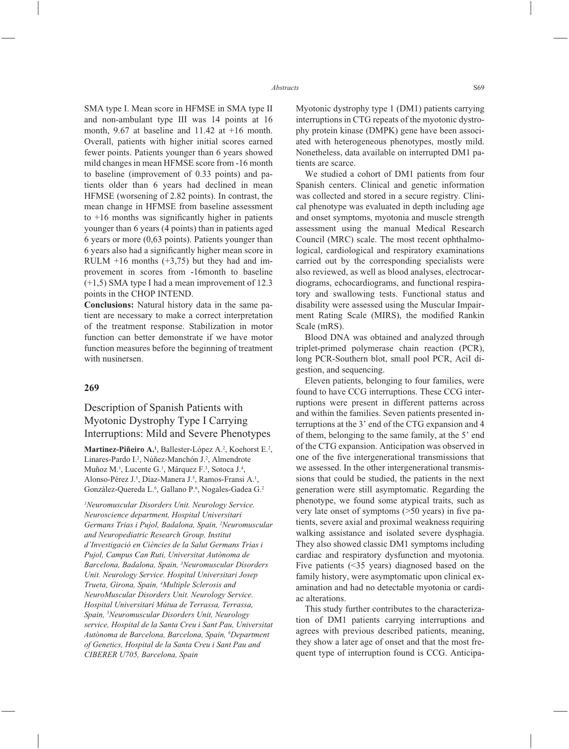SMA type I. Mean score in HFMSE in SMA type II and non-ambulant type III was 14 points at 16 month, 9.67 at baseline and 11.42 at +16 month. Overall, patients with higher initial scores earned fewer points. Patients younger than 6 years showed mild changes in mean HFMSE score from -16 month to baseline (improvement of 0.33 points) and patients older than 6 years had declined in mean HFMSE (worsening of 2.82 points). In contrast, the mean change in HFMSE from baseline assessment to +16 months was significantly higher in patients younger than 6 years (4 points) than in patients aged 6 years or more (0,63 points). Patients younger than 6 years also had a significantly higher mean score in RULM +16 months (+3,75) but they had and improvement in scores from -16month to baseline (+1,5) SMA type I had a mean improvement of 12.3 points in the CHOP INTEND.

**Conclusions:** Natural history data in the same patient are necessary to make a correct interpretation of the treatment response. Stabilization in motor function can better demonstrate if we have motor function measures before the beginning of treatment with nusinersen.

## 269

## Description of Spanish Patients with Myotonic Dystrophy Type I Carrying Interruptions: Mild and Severe Phenotypes

**Martinez-Piñeiro A.**[1], Ballester-López A.[2], Koehorst E.[2], Linares-Pardo I.[2], Núñez-Manchón J.[2], Almendrote Muñoz M.[1], Lucente G.[1], Márquez F.[3], Sotoca J.[4], Alonso-Pérez J.[5], Díaz-Manera J.[5], Ramos-Fransi A.[1], González-Quereda L.[6], Gallano P.[6], Nogales-Gadea G.[2]

*[1]Neuromuscular Disorders Unit. Neurology Service. Neuroscience department, Hospital Universitari Germans Trias i Pujol, Badalona, Spain, [2]Neuromuscular and Neuropediatric Research Group, Institut d'Investigació en Ciències de la Salut Germans Trias i Pujol, Campus Can Ruti, Universitat Autònoma de Barcelona, Badalona, Spain, [3]Neuromuscular Disorders Unit. Neurology Service. Hospital Universitari Josep Trueta, Girona, Spain, [4]Multiple Sclerosis and NeuroMuscular Disorders Unit. Neurology Service. Hospital Universitari Mútua de Terrassa, Terrassa, Spain, [5]Neuromuscular Disorders Unit, Neurology service, Hospital de la Santa Creu i Sant Pau, Universitat Autònoma de Barcelona, Barcelona, Spain, [6]Department of Genetics, Hospital de la Santa Creu i Sant Pau and CIBERER U705, Barcelona, Spain*

Myotonic dystrophy type 1 (DM1) patients carrying interruptions in CTG repeats of the myotonic dystrophy protein kinase (DMPK) gene have been associated with heterogeneous phenotypes, mostly mild. Nonetheless, data available on interrupted DM1 patients are scarce.

We studied a cohort of DM1 patients from four Spanish centers. Clinical and genetic information was collected and stored in a secure registry. Clinical phenotype was evaluated in depth including age and onset symptoms, myotonia and muscle strength assessment using the manual Medical Research Council (MRC) scale. The most recent ophthalmological, cardiological and respiratory examinations carried out by the corresponding specialists were also reviewed, as well as blood analyses, electrocardiograms, echocardiograms, and functional respiratory and swallowing tests. Functional status and disability were assessed using the Muscular Impairment Rating Scale (MIRS), the modified Rankin Scale (mRS).

Blood DNA was obtained and analyzed through triplet-primed polymerase chain reaction (PCR), long PCR-Southern blot, small pool PCR, AciI digestion, and sequencing.

Eleven patients, belonging to four families, were found to have CCG interruptions. These CCG interruptions were present in different patterns across and within the families. Seven patients presented interruptions at the 3' end of the CTG expansion and 4 of them, belonging to the same family, at the 5' end of the CTG expansion. Anticipation was observed in one of the five intergenerational transmissions that we assessed. In the other intergenerational transmissions that could be studied, the patients in the next generation were still asymptomatic. Regarding the phenotype, we found some atypical traits, such as very late onset of symptoms (>50 years) in five patients, severe axial and proximal weakness requiring walking assistance and isolated severe dysphagia. They also showed classic DM1 symptoms including cardiac and respiratory dysfunction and myotonia. Five patients (<35 years) diagnosed based on the family history, were asymptomatic upon clinical examination and had no detectable myotonia or cardiac alterations.

This study further contributes to the characterization of DM1 patients carrying interruptions and agrees with previous described patients, meaning, they show a later age of onset and that the most frequent type of interruption found is CCG. Anticipa-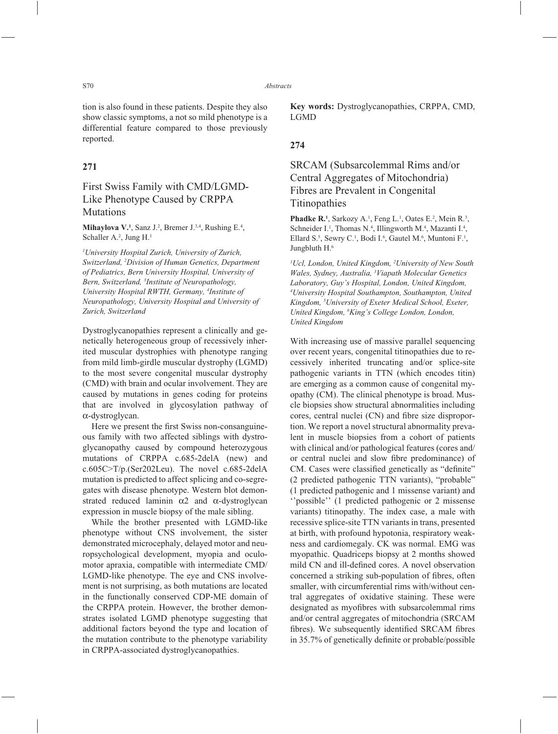tion is also found in these patients. Despite they also show classic symptoms, a not so mild phenotype is a differential feature compared to those previously reported.

**Key words:** Dystroglycanopathies, CRPPA, CMD, LGMD

## 271

### First Swiss Family with CMD/LGMD-Like Phenotype Caused by CRPPA Mutations

**Mihaylova V.[1]**, Sanz J.[2], Bremer J.[3,4], Rushing E.[4], Schaller A.[2], Jung H.[1]

*[1]University Hospital Zurich, University of Zurich, Switzerland, [2]Division of Human Genetics, Department of Pediatrics, Bern University Hospital, University of Bern, Switzerland, [3]Institute of Neuropathology, University Hospital RWTH, Germany, [4]Institute of Neuropathology, University Hospital and University of Zurich, Switzerland*

Dystroglycanopathies represent a clinically and genetically heterogeneous group of recessively inherited muscular dystrophies with phenotype ranging from mild limb-girdle muscular dystrophy (LGMD) to the most severe congenital muscular dystrophy (CMD) with brain and ocular involvement. They are caused by mutations in genes coding for proteins that are involved in glycosylation pathway of α-dystroglycan.

Here we present the first Swiss non-consanguineous family with two affected siblings with dystroglycanopathy caused by compound heterozygous mutations of CRPPA c.685-2delA (new) and c.605C>T/p.(Ser202Leu). The novel c.685-2delA mutation is predicted to affect splicing and co-segregates with disease phenotype. Western blot demonstrated reduced laminin α2 and α-dystroglycan expression in muscle biopsy of the male sibling.

While the brother presented with LGMD-like phenotype without CNS involvement, the sister demonstrated microcephaly, delayed motor and neuropsychological development, myopia and oculomotor apraxia, compatible with intermediate CMD/LGMD-like phenotype. The eye and CNS involvement is not surprising, as both mutations are located in the functionally conserved CDP-ME domain of the CRPPA protein. However, the brother demonstrates isolated LGMD phenotype suggesting that additional factors beyond the type and location of the mutation contribute to the phenotype variability in CRPPA-associated dystroglycanopathies.

## 274

### SRCAM (Subsarcolemmal Rims and/or Central Aggregates of Mitochondria) Fibres are Prevalent in Congenital Titinopathies

**Phadke R.[1]**, Sarkozy A.[1], Feng L.[1], Oates E.[2], Mein R.[3], Schneider I.[1], Thomas N.[4], Illingworth M.[4], Mazanti I.[4], Ellard S.[5], Sewry C.[1], Bodi I.[6], Gautel M.[6], Muntoni F.[1], Jungbluth H.[6]

*[1]Ucl, London, United Kingdom, [2]University of New South Wales, Sydney, Australia, [3]Viapath Molecular Genetics Laboratory, Guy's Hospital, London, United Kingdom, [4]University Hospital Southampton, Southampton, United Kingdom, [5]University of Exeter Medical School, Exeter, United Kingdom, [6]King's College London, London, United Kingdom*

With increasing use of massive parallel sequencing over recent years, congenital titinopathies due to recessively inherited truncating and/or splice-site pathogenic variants in TTN (which encodes titin) are emerging as a common cause of congenital myopathy (CM). The clinical phenotype is broad. Muscle biopsies show structural abnormalities including cores, central nuclei (CN) and fibre size disproportion. We report a novel structural abnormality prevalent in muscle biopsies from a cohort of patients with clinical and/or pathological features (cores and/or central nuclei and slow fibre predominance) of CM. Cases were classified genetically as "definite" (2 predicted pathogenic TTN variants), "probable" (1 predicted pathogenic and 1 missense variant) and ''possible'' (1 predicted pathogenic or 2 missense variants) titinopathy. The index case, a male with recessive splice-site TTN variants in trans, presented at birth, with profound hypotonia, respiratory weakness and cardiomegaly. CK was normal. EMG was myopathic. Quadriceps biopsy at 2 months showed mild CN and ill-defined cores. A novel observation concerned a striking sub-population of fibres, often smaller, with circumferential rims with/without central aggregates of oxidative staining. These were designated as myofibres with subsarcolemmal rims and/or central aggregates of mitochondria (SRCAM fibres). We subsequently identified SRCAM fibres in 35.7% of genetically definite or probable/possible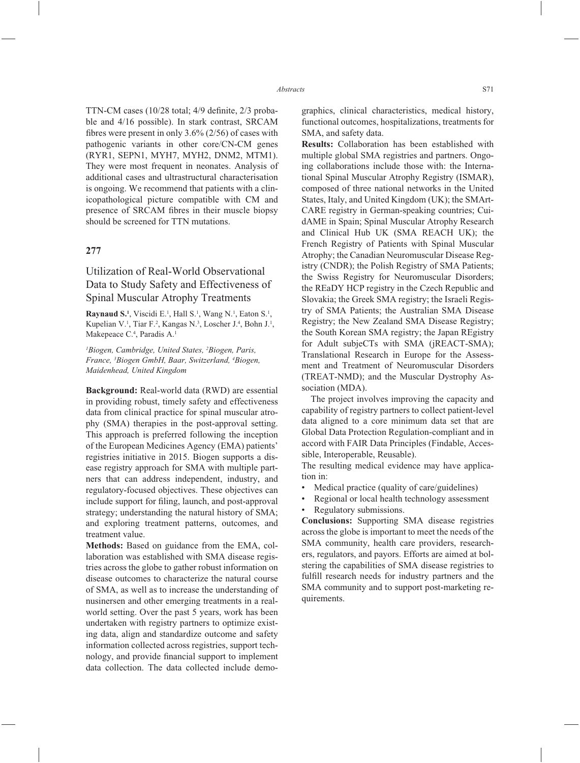TTN-CM cases (10/28 total; 4/9 definite, 2/3 probable and 4/16 possible). In stark contrast, SRCAM fibres were present in only 3.6% (2/56) of cases with pathogenic variants in other core/CN-CM genes (RYR1, SEPN1, MYH7, MYH2, DNM2, MTM1). They were most frequent in neonates. Analysis of additional cases and ultrastructural characterisation is ongoing. We recommend that patients with a clinicopathological picture compatible with CM and presence of SRCAM fibres in their muscle biopsy should be screened for TTN mutations.

## 277

## Utilization of Real-World Observational Data to Study Safety and Effectiveness of Spinal Muscular Atrophy Treatments

**Raynaud S.[1]**, Viscidi E.[1], Hall S.[1], Wang N.[1], Eaton S.[1], Kupelian V.[1], Tiar F.[2], Kangas N.[3], Loscher J.[4], Bohn J.[1], Makepeace C.[4], Paradis A.[1]

*[1]Biogen, Cambridge, United States, [2]Biogen, Paris, France, [3]Biogen GmbH, Baar, Switzerland, [4]Biogen, Maidenhead, United Kingdom*

**Background:** Real-world data (RWD) are essential in providing robust, timely safety and effectiveness data from clinical practice for spinal muscular atrophy (SMA) therapies in the post-approval setting. This approach is preferred following the inception of the European Medicines Agency (EMA) patients' registries initiative in 2015. Biogen supports a disease registry approach for SMA with multiple partners that can address independent, industry, and regulatory-focused objectives. These objectives can include support for filing, launch, and post-approval strategy; understanding the natural history of SMA; and exploring treatment patterns, outcomes, and treatment value.

**Methods:** Based on guidance from the EMA, collaboration was established with SMA disease registries across the globe to gather robust information on disease outcomes to characterize the natural course of SMA, as well as to increase the understanding of nusinersen and other emerging treatments in a real-world setting. Over the past 5 years, work has been undertaken with registry partners to optimize existing data, align and standardize outcome and safety information collected across registries, support technology, and provide financial support to implement data collection. The data collected include demographics, clinical characteristics, medical history, functional outcomes, hospitalizations, treatments for SMA, and safety data.

**Results:** Collaboration has been established with multiple global SMA registries and partners. Ongoing collaborations include those with: the International Spinal Muscular Atrophy Registry (ISMAR), composed of three national networks in the United States, Italy, and United Kingdom (UK); the SMArtCARE registry in German-speaking countries; CuidAME in Spain; Spinal Muscular Atrophy Research and Clinical Hub UK (SMA REACH UK); the French Registry of Patients with Spinal Muscular Atrophy; the Canadian Neuromuscular Disease Registry (CNDR); the Polish Registry of SMA Patients; the Swiss Registry for Neuromuscular Disorders; the REaDY HCP registry in the Czech Republic and Slovakia; the Greek SMA registry; the Israeli Registry of SMA Patients; the Australian SMA Disease Registry; the New Zealand SMA Disease Registry; the South Korean SMA registry; the Japan REgistry for Adult subjeCTs with SMA (jREACT-SMA); Translational Research in Europe for the Assessment and Treatment of Neuromuscular Disorders (TREAT-NMD); and the Muscular Dystrophy Association (MDA).

The project involves improving the capacity and capability of registry partners to collect patient-level data aligned to a core minimum data set that are Global Data Protection Regulation-compliant and in accord with FAIR Data Principles (Findable, Accessible, Interoperable, Reusable).

The resulting medical evidence may have application in:

- Medical practice (quality of care/guidelines)
- Regional or local health technology assessment
- Regulatory submissions.

**Conclusions:** Supporting SMA disease registries across the globe is important to meet the needs of the SMA community, health care providers, researchers, regulators, and payors. Efforts are aimed at bolstering the capabilities of SMA disease registries to fulfill research needs for industry partners and the SMA community and to support post-marketing requirements.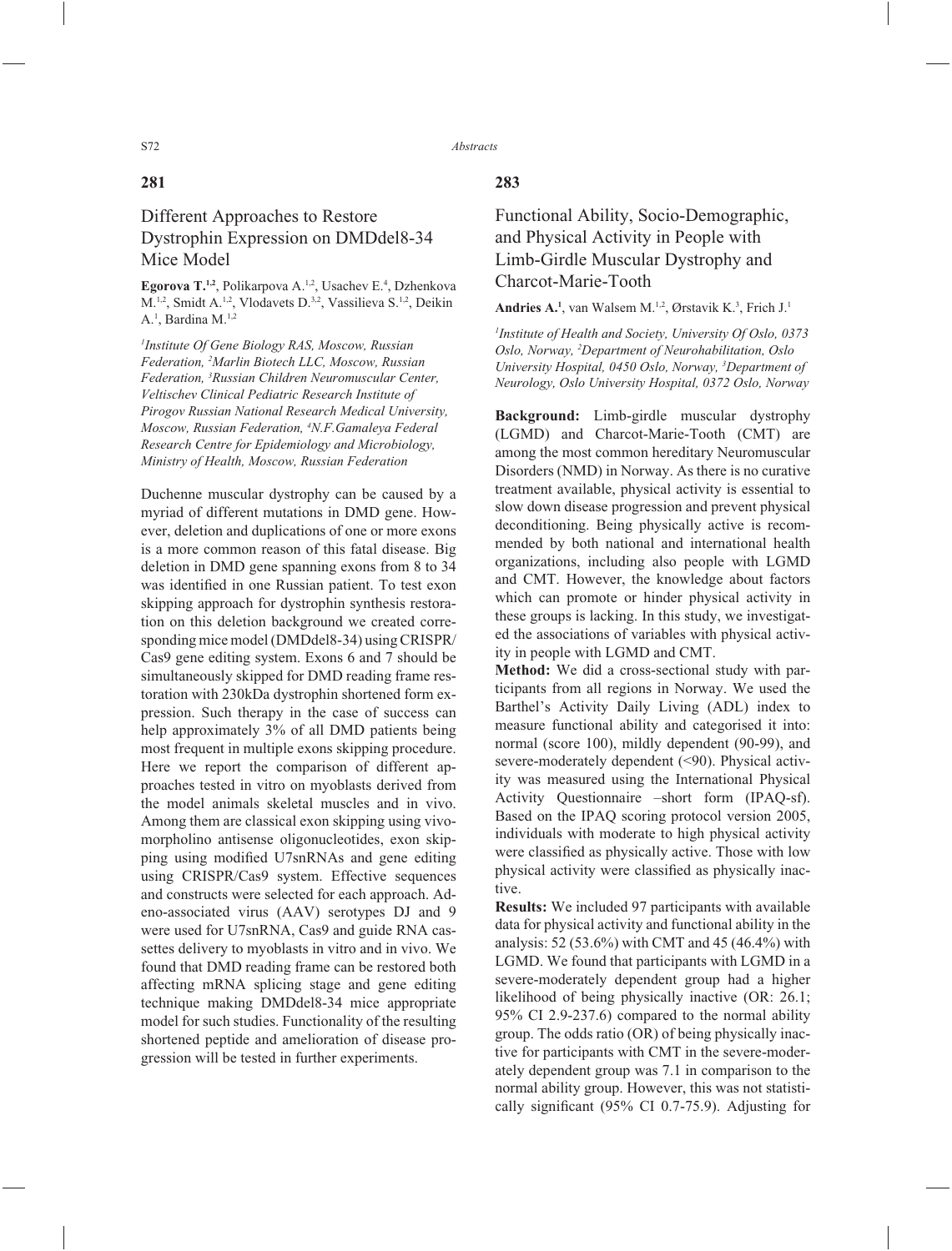## 281

# Different Approaches to Restore Dystrophin Expression on DMDdel8-34 Mice Model

**Egorova T.**[1,2], Polikarpova A.[1,2], Usachev E.[4], Dzhenkova M.[1,2], Smidt A.[1,2], Vlodavets D.[3,2], Vassilieva S.[1,2], Deikin A.[1], Bardina M.[1,2]

*[1]Institute Of Gene Biology RAS, Moscow, Russian Federation, [2]Marlin Biotech LLC, Moscow, Russian Federation, [3]Russian Children Neuromuscular Center, Veltischev Clinical Pediatric Research Institute of Pirogov Russian National Research Medical University, Moscow, Russian Federation, [4]N.F.Gamaleya Federal Research Centre for Epidemiology and Microbiology, Ministry of Health, Moscow, Russian Federation*

Duchenne muscular dystrophy can be caused by a myriad of different mutations in DMD gene. However, deletion and duplications of one or more exons is a more common reason of this fatal disease. Big deletion in DMD gene spanning exons from 8 to 34 was identified in one Russian patient. To test exon skipping approach for dystrophin synthesis restoration on this deletion background we created corresponding mice model (DMDdel8-34) using CRISPR/Cas9 gene editing system. Exons 6 and 7 should be simultaneously skipped for DMD reading frame restoration with 230kDa dystrophin shortened form expression. Such therapy in the case of success can help approximately 3% of all DMD patients being most frequent in multiple exons skipping procedure. Here we report the comparison of different approaches tested in vitro on myoblasts derived from the model animals skeletal muscles and in vivo. Among them are classical exon skipping using vivo-morpholino antisense oligonucleotides, exon skipping using modified U7snRNAs and gene editing using CRISPR/Cas9 system. Effective sequences and constructs were selected for each approach. Adeno-associated virus (AAV) serotypes DJ and 9 were used for U7snRNA, Cas9 and guide RNA cassettes delivery to myoblasts in vitro and in vivo. We found that DMD reading frame can be restored both affecting mRNA splicing stage and gene editing technique making DMDdel8-34 mice appropriate model for such studies. Functionality of the resulting shortened peptide and amelioration of disease progression will be tested in further experiments.

## 283

# Functional Ability, Socio-Demographic, and Physical Activity in People with Limb-Girdle Muscular Dystrophy and Charcot-Marie-Tooth

**Andries A.**[1], van Walsem M.[1,2], Ørstavik K.[3], Frich J.[1]

*[1]Institute of Health and Society, University Of Oslo, 0373 Oslo, Norway, [2]Department of Neurohabilitation, Oslo University Hospital, 0450 Oslo, Norway, [3]Department of Neurology, Oslo University Hospital, 0372 Oslo, Norway*

**Background:** Limb-girdle muscular dystrophy (LGMD) and Charcot-Marie-Tooth (CMT) are among the most common hereditary Neuromuscular Disorders (NMD) in Norway. As there is no curative treatment available, physical activity is essential to slow down disease progression and prevent physical deconditioning. Being physically active is recommended by both national and international health organizations, including also people with LGMD and CMT. However, the knowledge about factors which can promote or hinder physical activity in these groups is lacking. In this study, we investigated the associations of variables with physical activity in people with LGMD and CMT.

**Method:** We did a cross-sectional study with participants from all regions in Norway. We used the Barthel's Activity Daily Living (ADL) index to measure functional ability and categorised it into: normal (score 100), mildly dependent (90-99), and severe-moderately dependent (<90). Physical activity was measured using the International Physical Activity Questionnaire –short form (IPAQ-sf). Based on the IPAQ scoring protocol version 2005, individuals with moderate to high physical activity were classified as physically active. Those with low physical activity were classified as physically inactive.

**Results:** We included 97 participants with available data for physical activity and functional ability in the analysis: 52 (53.6%) with CMT and 45 (46.4%) with LGMD. We found that participants with LGMD in a severe-moderately dependent group had a higher likelihood of being physically inactive (OR: 26.1; 95% CI 2.9-237.6) compared to the normal ability group. The odds ratio (OR) of being physically inactive for participants with CMT in the severe-moderately dependent group was 7.1 in comparison to the normal ability group. However, this was not statistically significant (95% CI 0.7-75.9). Adjusting for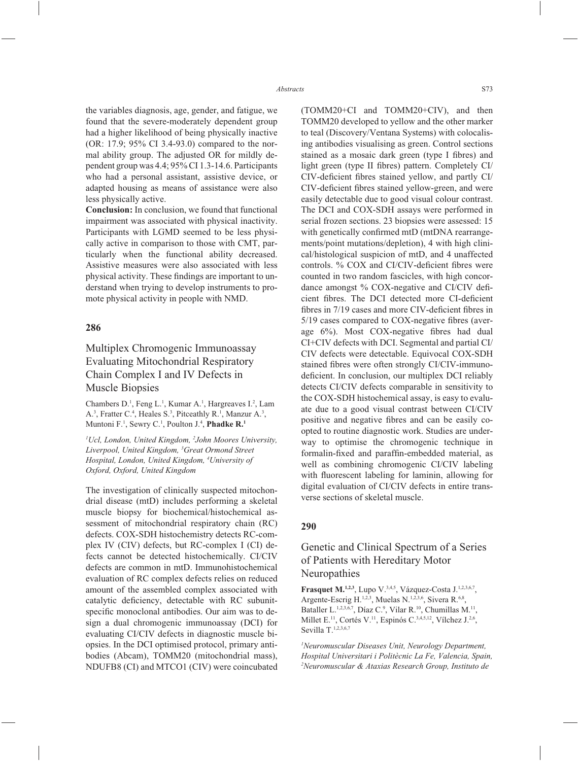the variables diagnosis, age, gender, and fatigue, we found that the severe-moderately dependent group had a higher likelihood of being physically inactive (OR: 17.9; 95% CI 3.4-93.0) compared to the normal ability group. The adjusted OR for mildly dependent group was 4.4; 95% CI 1.3-14.6. Participants who had a personal assistant, assistive device, or adapted housing as means of assistance were also less physically active.

**Conclusion:** In conclusion, we found that functional impairment was associated with physical inactivity. Participants with LGMD seemed to be less physically active in comparison to those with CMT, particularly when the functional ability decreased. Assistive measures were also associated with less physical activity. These findings are important to understand when trying to develop instruments to promote physical activity in people with NMD.

## 286

### Multiplex Chromogenic Immunoassay Evaluating Mitochondrial Respiratory Chain Complex I and IV Defects in Muscle Biopsies

Chambers D.[1], Feng L.[1], Kumar A.[1], Hargreaves I.[2], Lam A.[3], Fratter C.[4], Heales S.[3], Pitceathly R.[1], Manzur A.[3], Muntoni F.[1], Sewry C.[1], Poulton J.[4], **Phadke R.[1]**

*[1]Ucl, London, United Kingdom, [2]John Moores University, Liverpool, United Kingdom, [3]Great Ormond Street Hospital, London, United Kingdom, [4]University of Oxford, Oxford, United Kingdom*

The investigation of clinically suspected mitochondrial disease (mtD) includes performing a skeletal muscle biopsy for biochemical/histochemical assessment of mitochondrial respiratory chain (RC) defects. COX-SDH histochemistry detects RC-complex IV (CIV) defects, but RC-complex I (CI) defects cannot be detected histochemically. CI/CIV defects are common in mtD. Immunohistochemical evaluation of RC complex defects relies on reduced amount of the assembled complex associated with catalytic deficiency, detectable with RC subunit-specific monoclonal antibodies. Our aim was to design a dual chromogenic immunoassay (DCI) for evaluating CI/CIV defects in diagnostic muscle biopsies. In the DCI optimised protocol, primary antibodies (Abcam), TOMM20 (mitochondrial mass), NDUFB8 (CI) and MTCO1 (CIV) were coincubated (TOMM20+CI and TOMM20+CIV), and then TOMM20 developed to yellow and the other marker to teal (Discovery/Ventana Systems) with colocalising antibodies visualising as green. Control sections stained as a mosaic dark green (type I fibres) and light green (type II fibres) pattern. Completely CI/CIV-deficient fibres stained yellow, and partly CI/CIV-deficient fibres stained yellow-green, and were easily detectable due to good visual colour contrast. The DCI and COX-SDH assays were performed in serial frozen sections. 23 biopsies were assessed: 15 with genetically confirmed mtD (mtDNA rearrangements/point mutations/depletion), 4 with high clinical/histological suspicion of mtD, and 4 unaffected controls. % COX and CI/CIV-deficient fibres were counted in two random fascicles, with high concordance amongst % COX-negative and CI/CIV deficient fibres. The DCI detected more CI-deficient fibres in 7/19 cases and more CIV-deficient fibres in 5/19 cases compared to COX-negative fibres (average 6%). Most COX-negative fibres had dual CI+CIV defects with DCI. Segmental and partial CI/CIV defects were detectable. Equivocal COX-SDH stained fibres were often strongly CI/CIV-immunodeficient. In conclusion, our multiplex DCI reliably detects CI/CIV defects comparable in sensitivity to the COX-SDH histochemical assay, is easy to evaluate due to a good visual contrast between CI/CIV positive and negative fibres and can be easily coopted to routine diagnostic work. Studies are underway to optimise the chromogenic technique in formalin-fixed and paraffin-embedded material, as well as combining chromogenic CI/CIV labeling with fluorescent labeling for laminin, allowing for digital evaluation of CI/CIV defects in entire transverse sections of skeletal muscle.

## 290

### Genetic and Clinical Spectrum of a Series of Patients with Hereditary Motor Neuropathies

**Frasquet M.[1,2,3]**, Lupo V.[3,4,5], Vázquez-Costa J.[1,2,3,6,7], Argente-Escrig H.[1,2,3], Muelas N.[1,2,3,6], Sivera R.[6,8], Bataller L.[1,2,3,6,7], Díaz C.[9], Vilar R.[10], Chumillas M.[11], Millet E.[11], Cortés V.[11], Espinós C.[3,4,5,12], Vílchez J.[2,6], Sevilla T.[1,2,3,6,7]

*[1]Neuromuscular Diseases Unit, Neurology Department, Hospital Universitari i Politècnic La Fe, Valencia, Spain, [2]Neuromuscular & Ataxias Research Group, Instituto de*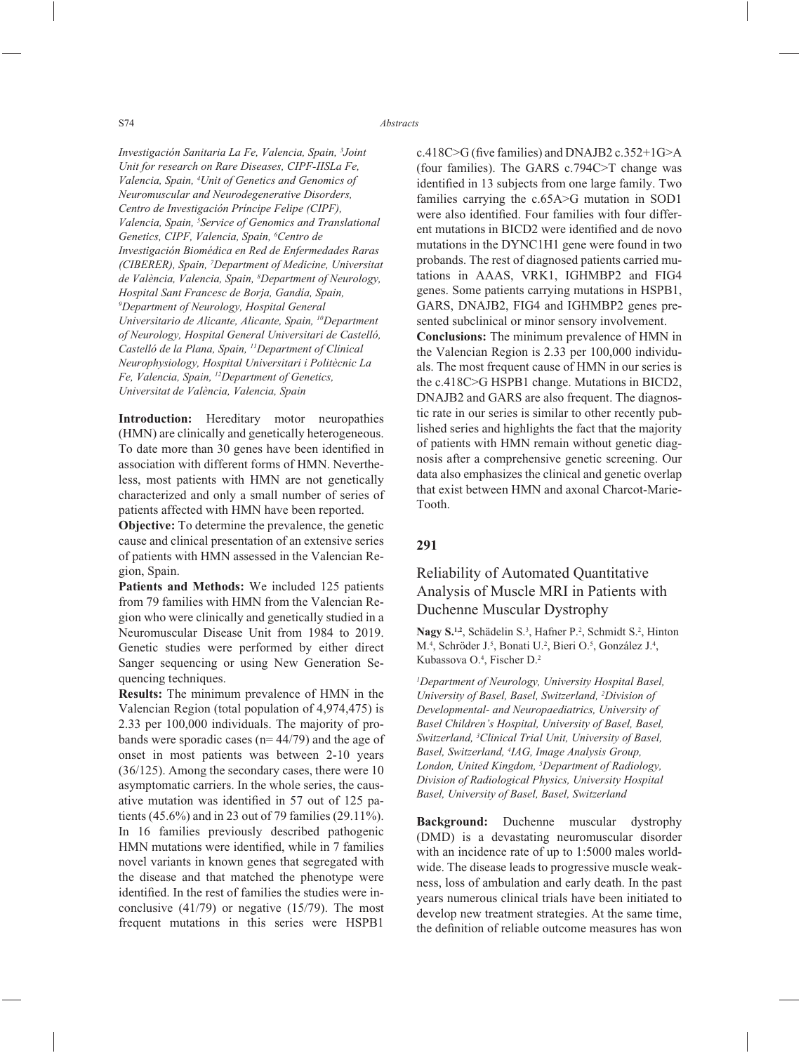Investigación Sanitaria La Fe, Valencia, Spain, [3]Joint Unit for research on Rare Diseases, CIPF-IISLa Fe, Valencia, Spain, [4]Unit of Genetics and Genomics of Neuromuscular and Neurodegenerative Disorders, Centro de Investigación Príncipe Felipe (CIPF), Valencia, Spain, [5]Service of Genomics and Translational Genetics, CIPF, Valencia, Spain, [6]Centro de Investigación Biomédica en Red de Enfermedades Raras (CIBERER), Spain, [7]Department of Medicine, Universitat de València, Valencia, Spain, [8]Department of Neurology, Hospital Sant Francesc de Borja, Gandía, Spain, [9]Department of Neurology, Hospital General Universitario de Alicante, Alicante, Spain, [10]Department of Neurology, Hospital General Universitari de Castelló, Castelló de la Plana, Spain, [11]Department of Clinical Neurophysiology, Hospital Universitari i Politècnic La Fe, Valencia, Spain, [12]Department of Genetics, Universitat de València, Valencia, Spain*

**Introduction:** Hereditary motor neuropathies (HMN) are clinically and genetically heterogeneous. To date more than 30 genes have been identified in association with different forms of HMN. Nevertheless, most patients with HMN are not genetically characterized and only a small number of series of patients affected with HMN have been reported.

**Objective:** To determine the prevalence, the genetic cause and clinical presentation of an extensive series of patients with HMN assessed in the Valencian Region, Spain.

**Patients and Methods:** We included 125 patients from 79 families with HMN from the Valencian Region who were clinically and genetically studied in a Neuromuscular Disease Unit from 1984 to 2019. Genetic studies were performed by either direct Sanger sequencing or using New Generation Sequencing techniques.

**Results:** The minimum prevalence of HMN in the Valencian Region (total population of 4,974,475) is 2.33 per 100,000 individuals. The majority of probands were sporadic cases (n= 44/79) and the age of onset in most patients was between 2-10 years (36/125). Among the secondary cases, there were 10 asymptomatic carriers. In the whole series, the causative mutation was identified in 57 out of 125 patients (45.6%) and in 23 out of 79 families (29.11%). In 16 families previously described pathogenic HMN mutations were identified, while in 7 families novel variants in known genes that segregated with the disease and that matched the phenotype were identified. In the rest of families the studies were inconclusive (41/79) or negative (15/79). The most frequent mutations in this series were HSPB1 c.418C>G (five families) and DNAJB2 c.352+1G>A (four families). The GARS c.794C>T change was identified in 13 subjects from one large family. Two families carrying the c.65A>G mutation in SOD1 were also identified. Four families with four different mutations in BICD2 were identified and de novo mutations in the DYNC1H1 gene were found in two probands. The rest of diagnosed patients carried mutations in AAAS, VRK1, IGHMBP2 and FIG4 genes. Some patients carrying mutations in HSPB1, GARS, DNAJB2, FIG4 and IGHMBP2 genes presented subclinical or minor sensory involvement.

**Conclusions:** The minimum prevalence of HMN in the Valencian Region is 2.33 per 100,000 individuals. The most frequent cause of HMN in our series is the c.418C>G HSPB1 change. Mutations in BICD2, DNAJB2 and GARS are also frequent. The diagnostic rate in our series is similar to other recently published series and highlights the fact that the majority of patients with HMN remain without genetic diagnosis after a comprehensive genetic screening. Our data also emphasizes the clinical and genetic overlap that exist between HMN and axonal Charcot-Marie-Tooth.

## 291

## Reliability of Automated Quantitative Analysis of Muscle MRI in Patients with Duchenne Muscular Dystrophy

**Nagy S.**[1,2], Schädelin S.[3], Hafner P.[2], Schmidt S.[2], Hinton M.[4], Schröder J.[5], Bonati U.[2], Bieri O.[5], González J.[4], Kubassova O.[4], Fischer D.[2]

*[1]Department of Neurology, University Hospital Basel, University of Basel, Basel, Switzerland, [2]Division of Developmental- and Neuropaediatrics, University of Basel Children's Hospital, University of Basel, Basel, Switzerland, [3]Clinical Trial Unit, University of Basel, Basel, Switzerland, [4]IAG, Image Analysis Group, London, United Kingdom, [5]Department of Radiology, Division of Radiological Physics, University Hospital Basel, University of Basel, Basel, Switzerland*

**Background:** Duchenne muscular dystrophy (DMD) is a devastating neuromuscular disorder with an incidence rate of up to 1:5000 males worldwide. The disease leads to progressive muscle weakness, loss of ambulation and early death. In the past years numerous clinical trials have been initiated to develop new treatment strategies. At the same time, the definition of reliable outcome measures has won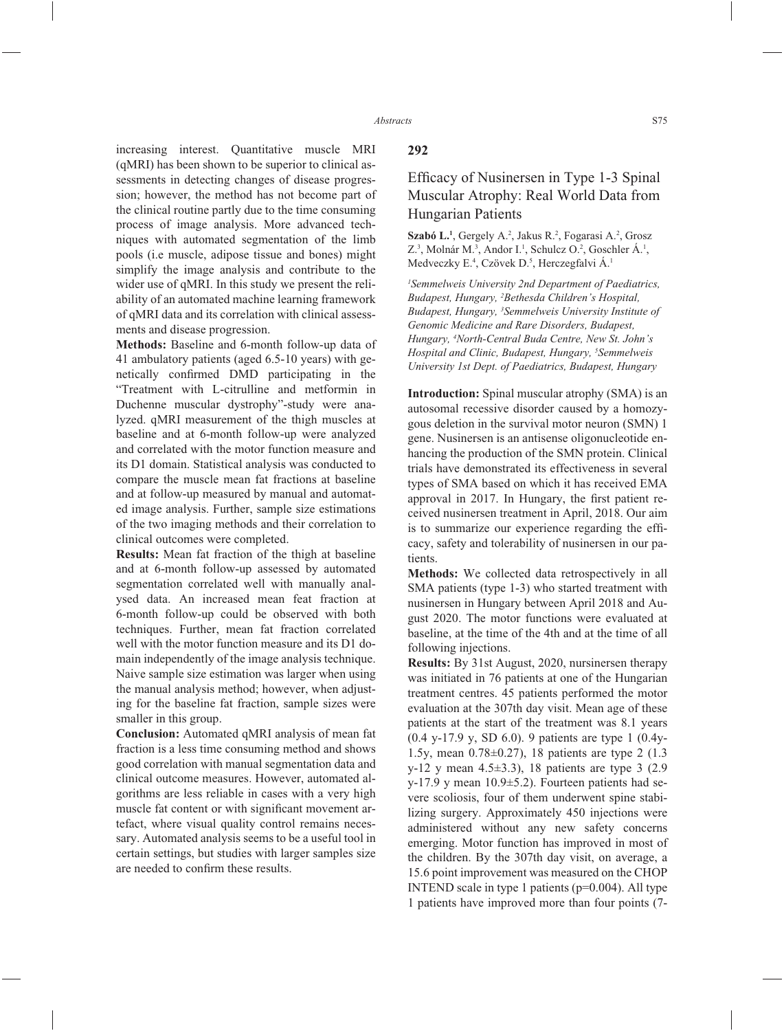increasing interest. Quantitative muscle MRI (qMRI) has been shown to be superior to clinical assessments in detecting changes of disease progression; however, the method has not become part of the clinical routine partly due to the time consuming process of image analysis. More advanced techniques with automated segmentation of the limb pools (i.e muscle, adipose tissue and bones) might simplify the image analysis and contribute to the wider use of qMRI. In this study we present the reliability of an automated machine learning framework of qMRI data and its correlation with clinical assessments and disease progression.

**Methods:** Baseline and 6-month follow-up data of 41 ambulatory patients (aged 6.5-10 years) with genetically confirmed DMD participating in the "Treatment with L-citrulline and metformin in Duchenne muscular dystrophy"-study were analyzed. qMRI measurement of the thigh muscles at baseline and at 6-month follow-up were analyzed and correlated with the motor function measure and its D1 domain. Statistical analysis was conducted to compare the muscle mean fat fractions at baseline and at follow-up measured by manual and automated image analysis. Further, sample size estimations of the two imaging methods and their correlation to clinical outcomes were completed.

**Results:** Mean fat fraction of the thigh at baseline and at 6-month follow-up assessed by automated segmentation correlated well with manually analysed data. An increased mean feat fraction at 6-month follow-up could be observed with both techniques. Further, mean fat fraction correlated well with the motor function measure and its D1 domain independently of the image analysis technique. Naive sample size estimation was larger when using the manual analysis method; however, when adjusting for the baseline fat fraction, sample sizes were smaller in this group.

**Conclusion:** Automated qMRI analysis of mean fat fraction is a less time consuming method and shows good correlation with manual segmentation data and clinical outcome measures. However, automated algorithms are less reliable in cases with a very high muscle fat content or with significant movement artefact, where visual quality control remains necessary. Automated analysis seems to be a useful tool in certain settings, but studies with larger samples size are needed to confirm these results.

## 292

### Efficacy of Nusinersen in Type 1-3 Spinal Muscular Atrophy: Real World Data from Hungarian Patients

**Szabó L.**[1], Gergely A.[2], Jakus R.[2], Fogarasi A.[2], Grosz Z.[3], Molnár M.[3], Andor I.[1], Schulcz O.[2], Goschler Á.[1], Medveczky E.[4], Czövek D.[5], Herczegfalvi Á.[1]

*[1]Semmelweis University 2nd Department of Paediatrics, Budapest, Hungary, [2]Bethesda Children's Hospital, Budapest, Hungary, [3]Semmelweis University Institute of Genomic Medicine and Rare Disorders, Budapest, Hungary, [4]North-Central Buda Centre, New St. John's Hospital and Clinic, Budapest, Hungary, [5]Semmelweis University 1st Dept. of Paediatrics, Budapest, Hungary*

**Introduction:** Spinal muscular atrophy (SMA) is an autosomal recessive disorder caused by a homozygous deletion in the survival motor neuron (SMN) 1 gene. Nusinersen is an antisense oligonucleotide enhancing the production of the SMN protein. Clinical trials have demonstrated its effectiveness in several types of SMA based on which it has received EMA approval in 2017. In Hungary, the first patient received nusinersen treatment in April, 2018. Our aim is to summarize our experience regarding the efficacy, safety and tolerability of nusinersen in our patients.

**Methods:** We collected data retrospectively in all SMA patients (type 1-3) who started treatment with nusinersen in Hungary between April 2018 and August 2020. The motor functions were evaluated at baseline, at the time of the 4th and at the time of all following injections.

**Results:** By 31st August, 2020, nursinersen therapy was initiated in 76 patients at one of the Hungarian treatment centres. 45 patients performed the motor evaluation at the 307th day visit. Mean age of these patients at the start of the treatment was 8.1 years (0.4 y-17.9 y, SD 6.0). 9 patients are type 1 (0.4y-1.5y, mean 0.78±0.27), 18 patients are type 2 (1.3 y-12 y mean 4.5±3.3), 18 patients are type 3 (2.9 y-17.9 y mean 10.9±5.2). Fourteen patients had severe scoliosis, four of them underwent spine stabilizing surgery. Approximately 450 injections were administered without any new safety concerns emerging. Motor function has improved in most of the children. By the 307th day visit, on average, a 15.6 point improvement was measured on the CHOP INTEND scale in type 1 patients (p=0.004). All type 1 patients have improved more than four points (7-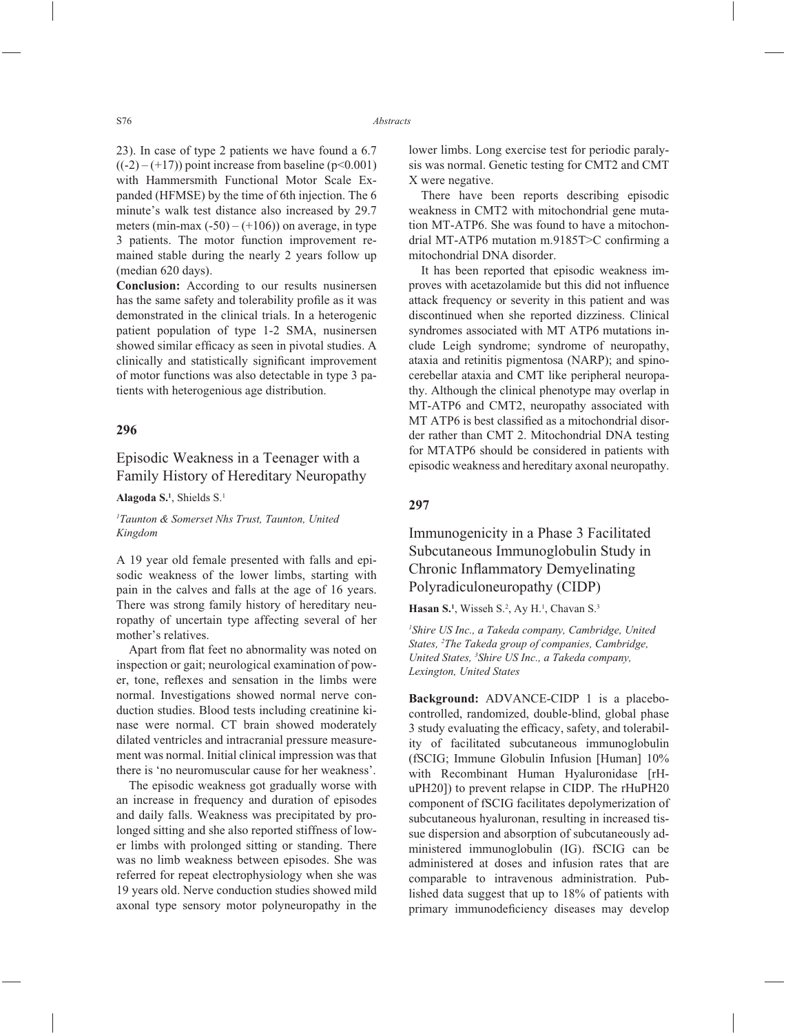23). In case of type 2 patients we have found a 6.7 ((-2) – (+17)) point increase from baseline ($p<0.001$) with Hammersmith Functional Motor Scale Expanded (HFMSE) by the time of 6th injection. The 6 minute's walk test distance also increased by 29.7 meters (min-max (-50) – (+106)) on average, in type 3 patients. The motor function improvement remained stable during the nearly 2 years follow up (median 620 days).

**Conclusion:** According to our results nusinersen has the same safety and tolerability profile as it was demonstrated in the clinical trials. In a heterogenic patient population of type 1-2 SMA, nusinersen showed similar efficacy as seen in pivotal studies. A clinically and statistically significant improvement of motor functions was also detectable in type 3 patients with heterogenious age distribution.

## 296

### Episodic Weakness in a Teenager with a Family History of Hereditary Neuropathy

**Alagoda S.**[1], Shields S.[1]

*[1]Taunton & Somerset Nhs Trust, Taunton, United Kingdom*

A 19 year old female presented with falls and episodic weakness of the lower limbs, starting with pain in the calves and falls at the age of 16 years. There was strong family history of hereditary neuropathy of uncertain type affecting several of her mother's relatives.

Apart from flat feet no abnormality was noted on inspection or gait; neurological examination of power, tone, reflexes and sensation in the limbs were normal. Investigations showed normal nerve conduction studies. Blood tests including creatinine kinase were normal. CT brain showed moderately dilated ventricles and intracranial pressure measurement was normal. Initial clinical impression was that there is 'no neuromuscular cause for her weakness'.

The episodic weakness got gradually worse with an increase in frequency and duration of episodes and daily falls. Weakness was precipitated by prolonged sitting and she also reported stiffness of lower limbs with prolonged sitting or standing. There was no limb weakness between episodes. She was referred for repeat electrophysiology when she was 19 years old. Nerve conduction studies showed mild axonal type sensory motor polyneuropathy in the lower limbs. Long exercise test for periodic paralysis was normal. Genetic testing for CMT2 and CMT X were negative.

There have been reports describing episodic weakness in CMT2 with mitochondrial gene mutation MT-ATP6. She was found to have a mitochondrial MT-ATP6 mutation m.9185T>C confirming a mitochondrial DNA disorder.

It has been reported that episodic weakness improves with acetazolamide but this did not influence attack frequency or severity in this patient and was discontinued when she reported dizziness. Clinical syndromes associated with MT ATP6 mutations include Leigh syndrome; syndrome of neuropathy, ataxia and retinitis pigmentosa (NARP); and spinocerebellar ataxia and CMT like peripheral neuropathy. Although the clinical phenotype may overlap in MT-ATP6 and CMT2, neuropathy associated with MT ATP6 is best classified as a mitochondrial disorder rather than CMT 2. Mitochondrial DNA testing for MTATP6 should be considered in patients with episodic weakness and hereditary axonal neuropathy.

## 297

### Immunogenicity in a Phase 3 Facilitated Subcutaneous Immunoglobulin Study in Chronic Inflammatory Demyelinating Polyradiculoneuropathy (CIDP)

**Hasan S.**[1], Wisseh S.[2], Ay H.[1], Chavan S.[3]

*[1]Shire US Inc., a Takeda company, Cambridge, United States, [2]The Takeda group of companies, Cambridge, United States, [3]Shire US Inc., a Takeda company, Lexington, United States*

**Background:** ADVANCE-CIDP 1 is a placebo-controlled, randomized, double-blind, global phase 3 study evaluating the efficacy, safety, and tolerability of facilitated subcutaneous immunoglobulin (fSCIG; Immune Globulin Infusion [Human] 10% with Recombinant Human Hyaluronidase [rHuPH20]) to prevent relapse in CIDP. The rHuPH20 component of fSCIG facilitates depolymerization of subcutaneous hyaluronan, resulting in increased tissue dispersion and absorption of subcutaneously administered immunoglobulin (IG). fSCIG can be administered at doses and infusion rates that are comparable to intravenous administration. Published data suggest that up to 18% of patients with primary immunodeficiency diseases may develop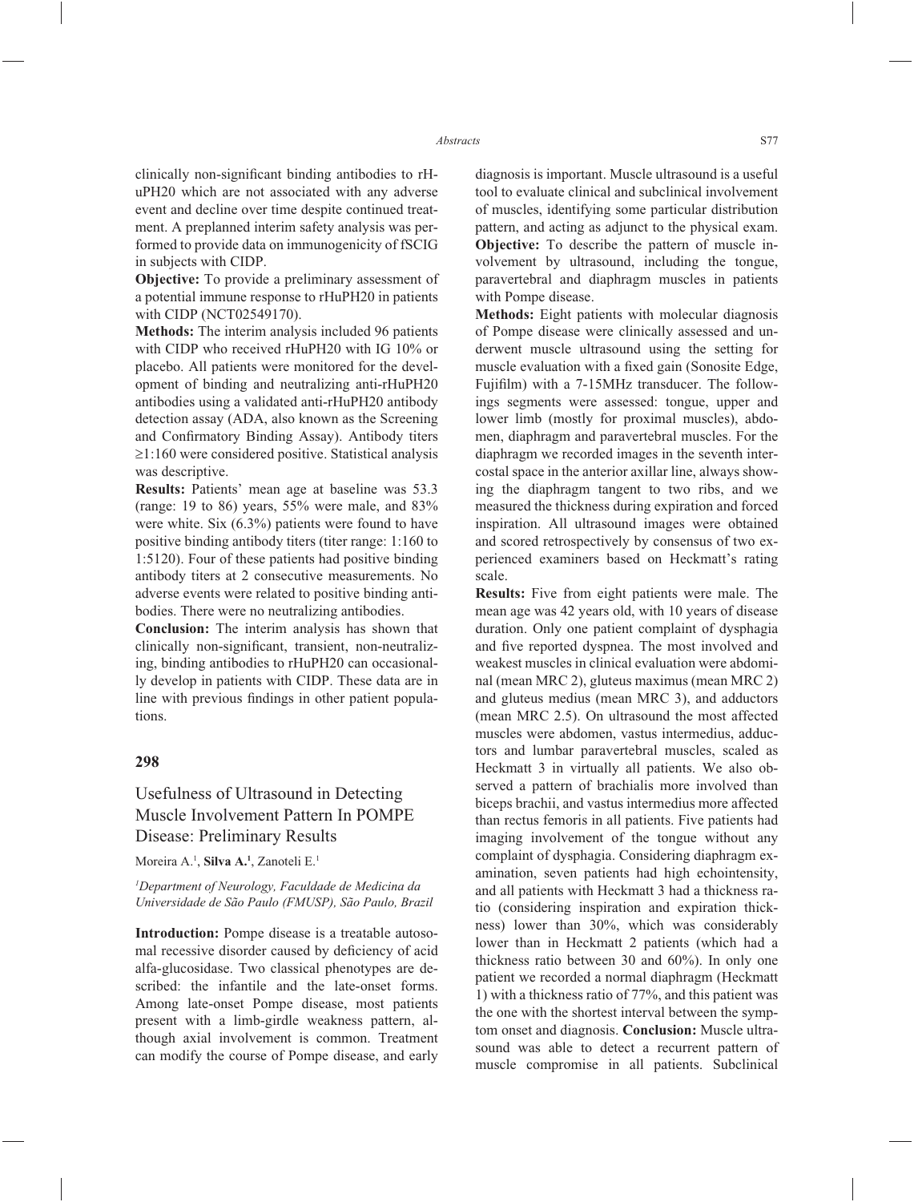clinically non-significant binding antibodies to rHuPH20 which are not associated with any adverse event and decline over time despite continued treatment. A preplanned interim safety analysis was performed to provide data on immunogenicity of fSCIG in subjects with CIDP.

**Objective:** To provide a preliminary assessment of a potential immune response to rHuPH20 in patients with CIDP (NCT02549170).

**Methods:** The interim analysis included 96 patients with CIDP who received rHuPH20 with IG 10% or placebo. All patients were monitored for the development of binding and neutralizing anti-rHuPH20 antibodies using a validated anti-rHuPH20 antibody detection assay (ADA, also known as the Screening and Confirmatory Binding Assay). Antibody titers ≥1:160 were considered positive. Statistical analysis was descriptive.

**Results:** Patients' mean age at baseline was 53.3 (range: 19 to 86) years, 55% were male, and 83% were white. Six (6.3%) patients were found to have positive binding antibody titers (titer range: 1:160 to 1:5120). Four of these patients had positive binding antibody titers at 2 consecutive measurements. No adverse events were related to positive binding antibodies. There were no neutralizing antibodies.

**Conclusion:** The interim analysis has shown that clinically non-significant, transient, non-neutralizing, binding antibodies to rHuPH20 can occasionally develop in patients with CIDP. These data are in line with previous findings in other patient populations.

## 298

### Usefulness of Ultrasound in Detecting Muscle Involvement Pattern In POMPE Disease: Preliminary Results

Moreira A.[1], **Silva A.[1]**, Zanoteli E.[1]

*[1]Department of Neurology, Faculdade de Medicina da Universidade de São Paulo (FMUSP), São Paulo, Brazil*

**Introduction:** Pompe disease is a treatable autosomal recessive disorder caused by deficiency of acid alfa-glucosidase. Two classical phenotypes are described: the infantile and the late-onset forms. Among late-onset Pompe disease, most patients present with a limb-girdle weakness pattern, although axial involvement is common. Treatment can modify the course of Pompe disease, and early diagnosis is important. Muscle ultrasound is a useful tool to evaluate clinical and subclinical involvement of muscles, identifying some particular distribution pattern, and acting as adjunct to the physical exam.

**Objective:** To describe the pattern of muscle involvement by ultrasound, including the tongue, paravertebral and diaphragm muscles in patients with Pompe disease.

**Methods:** Eight patients with molecular diagnosis of Pompe disease were clinically assessed and underwent muscle ultrasound using the setting for muscle evaluation with a fixed gain (Sonosite Edge, Fujifilm) with a 7-15MHz transducer. The followings segments were assessed: tongue, upper and lower limb (mostly for proximal muscles), abdomen, diaphragm and paravertebral muscles. For the diaphragm we recorded images in the seventh intercostal space in the anterior axillar line, always showing the diaphragm tangent to two ribs, and we measured the thickness during expiration and forced inspiration. All ultrasound images were obtained and scored retrospectively by consensus of two experienced examiners based on Heckmatt's rating scale.

**Results:** Five from eight patients were male. The mean age was 42 years old, with 10 years of disease duration. Only one patient complaint of dysphagia and five reported dyspnea. The most involved and weakest muscles in clinical evaluation were abdominal (mean MRC 2), gluteus maximus (mean MRC 2) and gluteus medius (mean MRC 3), and adductors (mean MRC 2.5). On ultrasound the most affected muscles were abdomen, vastus intermedius, adductors and lumbar paravertebral muscles, scaled as Heckmatt 3 in virtually all patients. We also observed a pattern of brachialis more involved than biceps brachii, and vastus intermedius more affected than rectus femoris in all patients. Five patients had imaging involvement of the tongue without any complaint of dysphagia. Considering diaphragm examination, seven patients had high echointensity, and all patients with Heckmatt 3 had a thickness ratio (considering inspiration and expiration thickness) lower than 30%, which was considerably lower than in Heckmatt 2 patients (which had a thickness ratio between 30 and 60%). In only one patient we recorded a normal diaphragm (Heckmatt 1) with a thickness ratio of 77%, and this patient was the one with the shortest interval between the symptom onset and diagnosis. **Conclusion:** Muscle ultrasound was able to detect a recurrent pattern of muscle compromise in all patients. Subclinical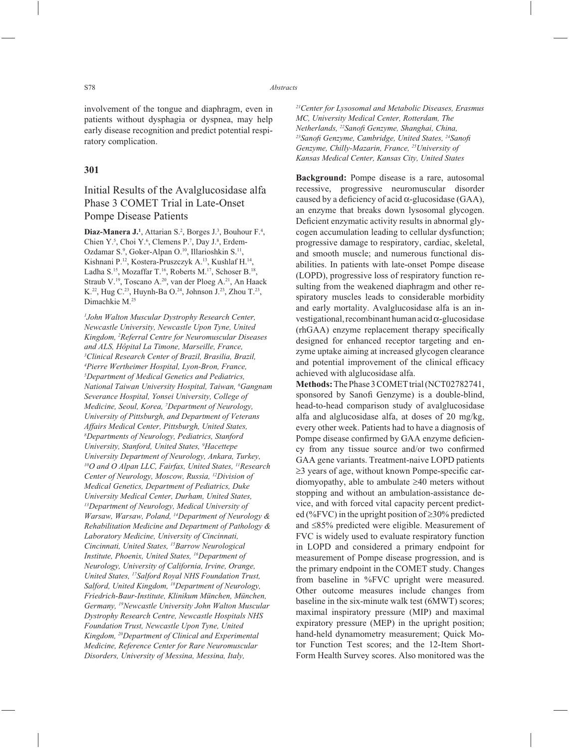involvement of the tongue and diaphragm, even in patients without dysphagia or dyspnea, may help early disease recognition and predict potential respiratory complication.

## 301

## Initial Results of the Avalglucosidase alfa Phase 3 COMET Trial in Late-Onset Pompe Disease Patients

**Diaz-Manera J.**[1], Attarian S.[2], Borges J.[3], Bouhour F.[4], Chien Y.[5], Choi Y.[6], Clemens P.[7], Day J.[8], Erdem-Ozdamar S.[9], Goker-Alpan O.[10], Illarioshkin S.[11], Kishnani P.[12], Kostera-Pruszczyk A.[13], Kushlaf H.[14], Ladha S.[15], Mozaffar T.[16], Roberts M.[17], Schoser B.[18], Straub V.[19], Toscano A.[20], van der Ploeg A.[21], An Haack K.[22], Hug C.[23], Huynh-Ba O.[24], Johnson J.[23], Zhou T.[23], Dimachkie M.[25]

*[1]John Walton Muscular Dystrophy Research Center, Newcastle University, Newcastle Upon Tyne, United Kingdom, [2]Referral Centre for Neuromuscular Diseases and ALS, Hôpital La Timone, Marseille, France, [3]Clinical Research Center of Brazil, Brasilia, Brazil, [4]Pierre Wertheimer Hospital, Lyon-Bron, France, [5]Department of Medical Genetics and Pediatrics, National Taiwan University Hospital, Taiwan, [6]Gangnam Severance Hospital, Yonsei University, College of Medicine, Seoul, Korea, [7]Department of Neurology, University of Pittsburgh, and Department of Veterans Affairs Medical Center, Pittsburgh, United States, [8]Departments of Neurology, Pediatrics, Stanford University, Stanford, United States, [9]Hacettepe University Department of Neurology, Ankara, Turkey, [10]O and O Alpan LLC, Fairfax, United States, [11]Research Center of Neurology, Moscow, Russia, [12]Division of Medical Genetics, Department of Pediatrics, Duke University Medical Center, Durham, United States, [13]Department of Neurology, Medical University of Warsaw, Warsaw, Poland, [14]Department of Neurology & Rehabilitation Medicine and Department of Pathology & Laboratory Medicine, University of Cincinnati, Cincinnati, United States, [15]Barrow Neurological Institute, Phoenix, United States, [16]Department of Neurology, University of California, Irvine, Orange, United States, [17]Salford Royal NHS Foundation Trust, Salford, United Kingdom, [18]Department of Neurology, Friedrich-Baur-Institute, Klinikum München, München, Germany, [19]Newcastle University John Walton Muscular Dystrophy Research Centre, Newcastle Hospitals NHS Foundation Trust, Newcastle Upon Tyne, United Kingdom, [20]Department of Clinical and Experimental Medicine, Reference Center for Rare Neuromuscular Disorders, University of Messina, Messina, Italy, [21]Center for Lysosomal and Metabolic Diseases, Erasmus MC, University Medical Center, Rotterdam, The Netherlands, [22]Sanofi Genzyme, Shanghai, China, [23]Sanofi Genzyme, Cambridge, United States, [24]Sanofi Genzyme, Chilly-Mazarin, France, [25]University of Kansas Medical Center, Kansas City, United States*

**Background:** Pompe disease is a rare, autosomal recessive, progressive neuromuscular disorder caused by a deficiency of acid α-glucosidase (GAA), an enzyme that breaks down lysosomal glycogen. Deficient enzymatic activity results in abnormal glycogen accumulation leading to cellular dysfunction; progressive damage to respiratory, cardiac, skeletal, and smooth muscle; and numerous functional disabilities. In patients with late-onset Pompe disease (LOPD), progressive loss of respiratory function resulting from the weakened diaphragm and other respiratory muscles leads to considerable morbidity and early mortality. Avalglucosidase alfa is an investigational, recombinant human acid α-glucosidase (rhGAA) enzyme replacement therapy specifically designed for enhanced receptor targeting and enzyme uptake aiming at increased glycogen clearance and potential improvement of the clinical efficacy achieved with alglucosidase alfa.

**Methods:** The Phase 3 COMET trial (NCT02782741, sponsored by Sanofi Genzyme) is a double-blind, head-to-head comparison study of avalglucosidase alfa and alglucosidase alfa, at doses of 20 mg/kg, every other week. Patients had to have a diagnosis of Pompe disease confirmed by GAA enzyme deficiency from any tissue source and/or two confirmed GAA gene variants. Treatment-naive LOPD patients ≥3 years of age, without known Pompe-specific cardiomyopathy, able to ambulate ≥40 meters without stopping and without an ambulation-assistance device, and with forced vital capacity percent predicted (%FVC) in the upright position of ≥30% predicted and ≤85% predicted were eligible. Measurement of FVC is widely used to evaluate respiratory function in LOPD and considered a primary endpoint for measurement of Pompe disease progression, and is the primary endpoint in the COMET study. Changes from baseline in %FVC upright were measured. Other outcome measures include changes from baseline in the six-minute walk test (6MWT) scores; maximal inspiratory pressure (MIP) and maximal expiratory pressure (MEP) in the upright position; hand-held dynamometry measurement; Quick Motor Function Test scores; and the 12-Item Short-Form Health Survey scores. Also monitored was the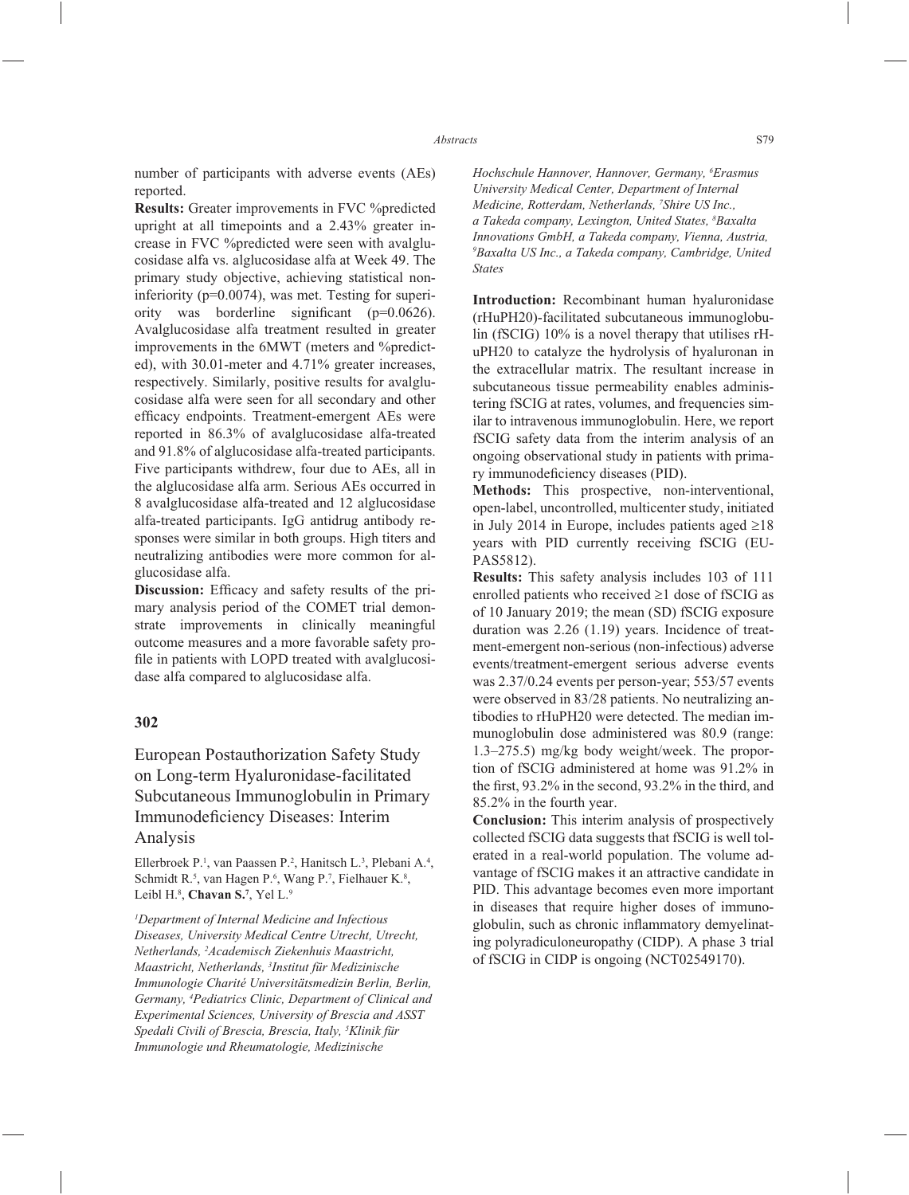number of participants with adverse events (AEs) reported.

**Results:** Greater improvements in FVC %predicted upright at all timepoints and a 2.43% greater increase in FVC %predicted were seen with avalglucosidase alfa vs. alglucosidase alfa at Week 49. The primary study objective, achieving statistical non-inferiority (p=0.0074), was met. Testing for superiority was borderline significant (p=0.0626). Avalglucosidase alfa treatment resulted in greater improvements in the 6MWT (meters and %predicted), with 30.01-meter and 4.71% greater increases, respectively. Similarly, positive results for avalglucosidase alfa were seen for all secondary and other efficacy endpoints. Treatment-emergent AEs were reported in 86.3% of avalglucosidase alfa-treated and 91.8% of alglucosidase alfa-treated participants. Five participants withdrew, four due to AEs, all in the alglucosidase alfa arm. Serious AEs occurred in 8 avalglucosidase alfa-treated and 12 alglucosidase alfa-treated participants. IgG antidrug antibody responses were similar in both groups. High titers and neutralizing antibodies were more common for alglucosidase alfa.

**Discussion:** Efficacy and safety results of the primary analysis period of the COMET trial demonstrate improvements in clinically meaningful outcome measures and a more favorable safety profile in patients with LOPD treated with avalglucosidase alfa compared to alglucosidase alfa.

## 302

## European Postauthorization Safety Study on Long-term Hyaluronidase-facilitated Subcutaneous Immunoglobulin in Primary Immunodeficiency Diseases: Interim Analysis

Ellerbroek P.[1], van Paassen P.[2], Hanitsch L.[3], Plebani A.[4], Schmidt R.[5], van Hagen P.[6], Wang P.[7], Fielhauer K.[8], Leibl H.[8], **Chavan S.**[7], Yel L.[9]

*[1]Department of Internal Medicine and Infectious Diseases, University Medical Centre Utrecht, Utrecht, Netherlands, [2]Academisch Ziekenhuis Maastricht, Maastricht, Netherlands, [3]Institut für Medizinische Immunologie Charité Universitätsmedizin Berlin, Berlin, Germany, [4]Pediatrics Clinic, Department of Clinical and Experimental Sciences, University of Brescia and ASST Spedali Civili of Brescia, Brescia, Italy, [5]Klinik für Immunologie und Rheumatologie, Medizinische Hochschule Hannover, Hannover, Germany, [6]Erasmus University Medical Center, Department of Internal Medicine, Rotterdam, Netherlands, [7]Shire US Inc., a Takeda company, Lexington, United States, [8]Baxalta Innovations GmbH, a Takeda company, Vienna, Austria, [9]Baxalta US Inc., a Takeda company, Cambridge, United States*

**Introduction:** Recombinant human hyaluronidase (rHuPH20)-facilitated subcutaneous immunoglobulin (fSCIG) 10% is a novel therapy that utilises rHuPH20 to catalyze the hydrolysis of hyaluronan in the extracellular matrix. The resultant increase in subcutaneous tissue permeability enables administering fSCIG at rates, volumes, and frequencies similar to intravenous immunoglobulin. Here, we report fSCIG safety data from the interim analysis of an ongoing observational study in patients with primary immunodeficiency diseases (PID).

**Methods:** This prospective, non-interventional, open-label, uncontrolled, multicenter study, initiated in July 2014 in Europe, includes patients aged ≥18 years with PID currently receiving fSCIG (EUPAS5812).

**Results:** This safety analysis includes 103 of 111 enrolled patients who received ≥1 dose of fSCIG as of 10 January 2019; the mean (SD) fSCIG exposure duration was 2.26 (1.19) years. Incidence of treatment-emergent non-serious (non-infectious) adverse events/treatment-emergent serious adverse events was 2.37/0.24 events per person-year; 553/57 events were observed in 83/28 patients. No neutralizing antibodies to rHuPH20 were detected. The median immunoglobulin dose administered was 80.9 (range: 1.3–275.5) mg/kg body weight/week. The proportion of fSCIG administered at home was 91.2% in the first, 93.2% in the second, 93.2% in the third, and 85.2% in the fourth year.

**Conclusion:** This interim analysis of prospectively collected fSCIG data suggests that fSCIG is well tolerated in a real-world population. The volume advantage of fSCIG makes it an attractive candidate in PID. This advantage becomes even more important in diseases that require higher doses of immunoglobulin, such as chronic inflammatory demyelinating polyradiculoneuropathy (CIDP). A phase 3 trial of fSCIG in CIDP is ongoing (NCT02549170).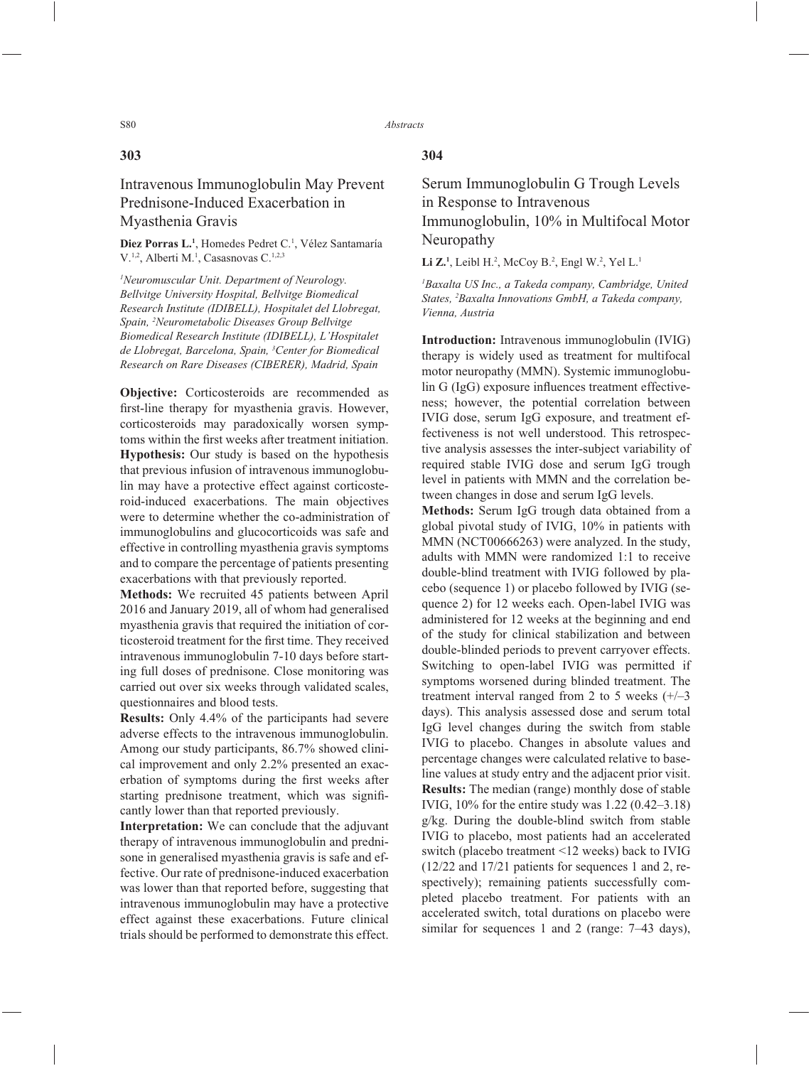## 303

# Intravenous Immunoglobulin May Prevent Prednisone-Induced Exacerbation in Myasthenia Gravis

**Diez Porras L.**[1], Homedes Pedret C.[1], Vélez Santamaría V.[1,2], Alberti M.[1], Casasnovas C.[1,2,3]

*[1]Neuromuscular Unit. Department of Neurology. Bellvitge University Hospital, Bellvitge Biomedical Research Institute (IDIBELL), Hospitalet del Llobregat, Spain, [2]Neurometabolic Diseases Group Bellvitge Biomedical Research Institute (IDIBELL), L'Hospitalet de Llobregat, Barcelona, Spain, [3]Center for Biomedical Research on Rare Diseases (CIBERER), Madrid, Spain*

**Objective:** Corticosteroids are recommended as first-line therapy for myasthenia gravis. However, corticosteroids may paradoxically worsen symptoms within the first weeks after treatment initiation.
**Hypothesis:** Our study is based on the hypothesis that previous infusion of intravenous immunoglobulin may have a protective effect against corticosteroid-induced exacerbations. The main objectives were to determine whether the co-administration of immunoglobulins and glucocorticoids was safe and effective in controlling myasthenia gravis symptoms and to compare the percentage of patients presenting exacerbations with that previously reported.
**Methods:** We recruited 45 patients between April 2016 and January 2019, all of whom had generalised myasthenia gravis that required the initiation of corticosteroid treatment for the first time. They received intravenous immunoglobulin 7-10 days before starting full doses of prednisone. Close monitoring was carried out over six weeks through validated scales, questionnaires and blood tests.
**Results:** Only 4.4% of the participants had severe adverse effects to the intravenous immunoglobulin. Among our study participants, 86.7% showed clinical improvement and only 2.2% presented an exacerbation of symptoms during the first weeks after starting prednisone treatment, which was significantly lower than that reported previously.
**Interpretation:** We can conclude that the adjuvant therapy of intravenous immunoglobulin and prednisone in generalised myasthenia gravis is safe and effective. Our rate of prednisone-induced exacerbation was lower than that reported before, suggesting that intravenous immunoglobulin may have a protective effect against these exacerbations. Future clinical trials should be performed to demonstrate this effect.

## 304

# Serum Immunoglobulin G Trough Levels in Response to Intravenous Immunoglobulin, 10% in Multifocal Motor Neuropathy

**Li Z.**[1], Leibl H.[2], McCoy B.[2], Engl W.[2], Yel L.[1]

*[1]Baxalta US Inc., a Takeda company, Cambridge, United States, [2]Baxalta Innovations GmbH, a Takeda company, Vienna, Austria*

**Introduction:** Intravenous immunoglobulin (IVIG) therapy is widely used as treatment for multifocal motor neuropathy (MMN). Systemic immunoglobulin G (IgG) exposure influences treatment effectiveness; however, the potential correlation between IVIG dose, serum IgG exposure, and treatment effectiveness is not well understood. This retrospective analysis assesses the inter-subject variability of required stable IVIG dose and serum IgG trough level in patients with MMN and the correlation between changes in dose and serum IgG levels.
**Methods:** Serum IgG trough data obtained from a global pivotal study of IVIG, 10% in patients with MMN (NCT00666263) were analyzed. In the study, adults with MMN were randomized 1:1 to receive double-blind treatment with IVIG followed by placebo (sequence 1) or placebo followed by IVIG (sequence 2) for 12 weeks each. Open-label IVIG was administered for 12 weeks at the beginning and end of the study for clinical stabilization and between double-blinded periods to prevent carryover effects. Switching to open-label IVIG was permitted if symptoms worsened during blinded treatment. The treatment interval ranged from 2 to 5 weeks (+/–3 days). This analysis assessed dose and serum total IgG level changes during the switch from stable IVIG to placebo. Changes in absolute values and percentage changes were calculated relative to baseline values at study entry and the adjacent prior visit.
**Results:** The median (range) monthly dose of stable IVIG, 10% for the entire study was 1.22 (0.42–3.18) g/kg. During the double-blind switch from stable IVIG to placebo, most patients had an accelerated switch (placebo treatment <12 weeks) back to IVIG (12/22 and 17/21 patients for sequences 1 and 2, respectively); remaining patients successfully completed placebo treatment. For patients with an accelerated switch, total durations on placebo were similar for sequences 1 and 2 (range: 7–43 days),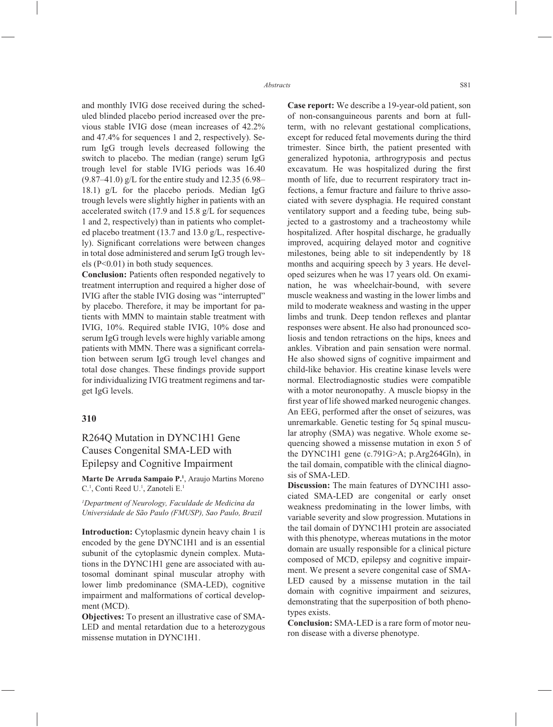and monthly IVIG dose received during the scheduled blinded placebo period increased over the previous stable IVIG dose (mean increases of 42.2% and 47.4% for sequences 1 and 2, respectively). Serum IgG trough levels decreased following the switch to placebo. The median (range) serum IgG trough level for stable IVIG periods was 16.40 (9.87–41.0) g/L for the entire study and 12.35 (6.98–18.1) g/L for the placebo periods. Median IgG trough levels were slightly higher in patients with an accelerated switch (17.9 and 15.8 g/L for sequences 1 and 2, respectively) than in patients who completed placebo treatment (13.7 and 13.0 g/L, respectively). Significant correlations were between changes in total dose administered and serum IgG trough levels (P<0.01) in both study sequences.

**Conclusion:** Patients often responded negatively to treatment interruption and required a higher dose of IVIG after the stable IVIG dosing was "interrupted" by placebo. Therefore, it may be important for patients with MMN to maintain stable treatment with IVIG, 10%. Required stable IVIG, 10% dose and serum IgG trough levels were highly variable among patients with MMN. There was a significant correlation between serum IgG trough level changes and total dose changes. These findings provide support for individualizing IVIG treatment regimens and target IgG levels.

## 310

### R264Q Mutation in DYNC1H1 Gene Causes Congenital SMA-LED with Epilepsy and Cognitive Impairment

**Marte De Arruda Sampaio P.**[1], Araujo Martins Moreno C.[1], Conti Reed U.[1], Zanoteli E.[1]

*[1]Department of Neurology, Faculdade de Medicina da Universidade de São Paulo (FMUSP), Sao Paulo, Brazil*

**Introduction:** Cytoplasmic dynein heavy chain 1 is encoded by the gene DYNC1H1 and is an essential subunit of the cytoplasmic dynein complex. Mutations in the DYNC1H1 gene are associated with autosomal dominant spinal muscular atrophy with lower limb predominance (SMA-LED), cognitive impairment and malformations of cortical development (MCD).

**Objectives:** To present an illustrative case of SMA-LED and mental retardation due to a heterozygous missense mutation in DYNC1H1.

**Case report:** We describe a 19-year-old patient, son of non-consanguineous parents and born at full-term, with no relevant gestational complications, except for reduced fetal movements during the third trimester. Since birth, the patient presented with generalized hypotonia, arthrogryposis and pectus excavatum. He was hospitalized during the first month of life, due to recurrent respiratory tract infections, a femur fracture and failure to thrive associated with severe dysphagia. He required constant ventilatory support and a feeding tube, being subjected to a gastrostomy and a tracheostomy while hospitalized. After hospital discharge, he gradually improved, acquiring delayed motor and cognitive milestones, being able to sit independently by 18 months and acquiring speech by 3 years. He developed seizures when he was 17 years old. On examination, he was wheelchair-bound, with severe muscle weakness and wasting in the lower limbs and mild to moderate weakness and wasting in the upper limbs and trunk. Deep tendon reflexes and plantar responses were absent. He also had pronounced scoliosis and tendon retractions on the hips, knees and ankles. Vibration and pain sensation were normal. He also showed signs of cognitive impairment and child-like behavior. His creatine kinase levels were normal. Electrodiagnostic studies were compatible with a motor neuronopathy. A muscle biopsy in the first year of life showed marked neurogenic changes. An EEG, performed after the onset of seizures, was unremarkable. Genetic testing for 5q spinal muscular atrophy (SMA) was negative. Whole exome sequencing showed a missense mutation in exon 5 of the DYNC1H1 gene (c.791G>A; p.Arg264Gln), in the tail domain, compatible with the clinical diagnosis of SMA-LED.

**Discussion:** The main features of DYNC1H1 associated SMA-LED are congenital or early onset weakness predominating in the lower limbs, with variable severity and slow progression. Mutations in the tail domain of DYNC1H1 protein are associated with this phenotype, whereas mutations in the motor domain are usually responsible for a clinical picture composed of MCD, epilepsy and cognitive impairment. We present a severe congenital case of SMA-LED caused by a missense mutation in the tail domain with cognitive impairment and seizures, demonstrating that the superposition of both phenotypes exists.

**Conclusion:** SMA-LED is a rare form of motor neuron disease with a diverse phenotype.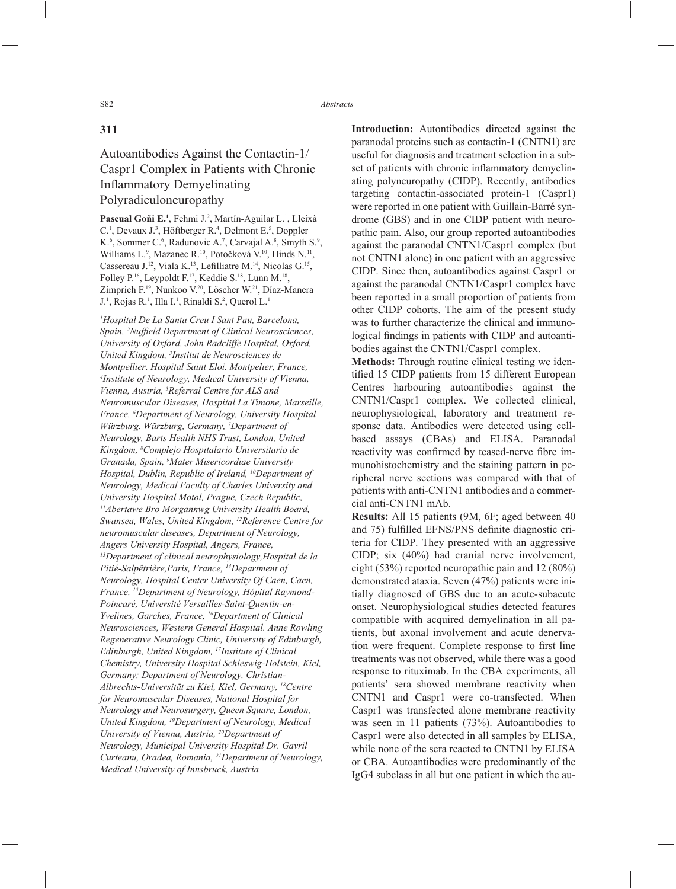## 311

# Autoantibodies Against the Contactin-1/ Caspr1 Complex in Patients with Chronic Inflammatory Demyelinating Polyradiculoneuropathy

**Pascual Goñi E.[1]**, Fehmi J.[2], Martín-Aguilar L.[1], Lleixà C.[1], Devaux J.[3], Höftberger R.[4], Delmont E.[5], Doppler K.[6], Sommer C.[6], Radunovic A.[7], Carvajal A.[8], Smyth S.[9], Williams L.[9], Mazanec R.[10], Potočková V.[10], Hinds N.[11], Cassereau J.[12], Viala K.[13], Lefilliatre M.[14], Nicolas G.[15], Folley P.[16], Leypoldt F.[17], Keddie S.[18], Lunn M.[18], Zimprich F.[19], Nunkoo V.[20], Löscher W.[21], Díaz-Manera J.[1], Rojas R.[1], Illa I.[1], Rinaldi S.[2], Querol L.[1]

*[1]Hospital De La Santa Creu I Sant Pau, Barcelona, Spain, [2]Nuffield Department of Clinical Neurosciences, University of Oxford, John Radcliffe Hospital, Oxford, United Kingdom, [3]Institut de Neurosciences de Montpellier. Hospital Saint Eloi. Montpelier, France, [4]Institute of Neurology, Medical University of Vienna, Vienna, Austria, [5]Referral Centre for ALS and Neuromuscular Diseases, Hospital La Timone, Marseille, France, [6]Department of Neurology, University Hospital Würzburg. Würzburg, Germany, [7]Department of Neurology, Barts Health NHS Trust, London, United Kingdom, [8]Complejo Hospitalario Universitario de Granada, Spain, [9]Mater Misericordiae University Hospital, Dublin, Republic of Ireland, [10]Department of Neurology, Medical Faculty of Charles University and University Hospital Motol, Prague, Czech Republic, [11]Abertawe Bro Morgannwg University Health Board, Swansea, Wales, United Kingdom, [12]Reference Centre for neuromuscular diseases, Department of Neurology, Angers University Hospital, Angers, France, [13]Department of clinical neurophysiology,Hospital de la Pitié-Salpêtrière,Paris, France, [14]Department of Neurology, Hospital Center University Of Caen, Caen, France, [15]Department of Neurology, Hôpital Raymond-Poincaré, Université Versailles-Saint-Quentin-en-Yvelines, Garches, France, [16]Department of Clinical Neurosciences, Western General Hospital. Anne Rowling Regenerative Neurology Clinic, University of Edinburgh, Edinburgh, United Kingdom, [17]Institute of Clinical Chemistry, University Hospital Schleswig-Holstein, Kiel, Germany; Department of Neurology, Christian-Albrechts-Universität zu Kiel, Kiel, Germany, [18]Centre for Neuromuscular Diseases, National Hospital for Neurology and Neurosurgery, Queen Square, London, United Kingdom, [19]Department of Neurology, Medical University of Vienna, Austria, [20]Department of Neurology, Municipal University Hospital Dr. Gavril Curteanu, Oradea, Romania, [21]Department of Neurology, Medical University of Innsbruck, Austria*

**Introduction:** Autontibodies directed against the paranodal proteins such as contactin-1 (CNTN1) are useful for diagnosis and treatment selection in a subset of patients with chronic inflammatory demyelinating polyneuropathy (CIDP). Recently, antibodies targeting contactin-associated protein-1 (Caspr1) were reported in one patient with Guillain-Barré syndrome (GBS) and in one CIDP patient with neuropathic pain. Also, our group reported autoantibodies against the paranodal CNTN1/Caspr1 complex (but not CNTN1 alone) in one patient with an aggressive CIDP. Since then, autoantibodies against Caspr1 or against the paranodal CNTN1/Caspr1 complex have been reported in a small proportion of patients from other CIDP cohorts. The aim of the present study was to further characterize the clinical and immunological findings in patients with CIDP and autoantibodies against the CNTN1/Caspr1 complex.

**Methods:** Through routine clinical testing we identified 15 CIDP patients from 15 different European Centres harbouring autoantibodies against the CNTN1/Caspr1 complex. We collected clinical, neurophysiological, laboratory and treatment response data. Antibodies were detected using cell-based assays (CBAs) and ELISA. Paranodal reactivity was confirmed by teased-nerve fibre immunohistochemistry and the staining pattern in peripheral nerve sections was compared with that of patients with anti-CNTN1 antibodies and a commercial anti-CNTN1 mAb.

**Results:** All 15 patients (9M, 6F; aged between 40 and 75) fulfilled EFNS/PNS definite diagnostic criteria for CIDP. They presented with an aggressive CIDP; six (40%) had cranial nerve involvement, eight (53%) reported neuropathic pain and 12 (80%) demonstrated ataxia. Seven (47%) patients were initially diagnosed of GBS due to an acute-subacute onset. Neurophysiological studies detected features compatible with acquired demyelination in all patients, but axonal involvement and acute denervation were frequent. Complete response to first line treatments was not observed, while there was a good response to rituximab. In the CBA experiments, all patients' sera showed membrane reactivity when CNTN1 and Caspr1 were co-transfected. When Caspr1 was transfected alone membrane reactivity was seen in 11 patients (73%). Autoantibodies to Caspr1 were also detected in all samples by ELISA, while none of the sera reacted to CNTN1 by ELISA or CBA. Autoantibodies were predominantly of the IgG4 subclass in all but one patient in which the au-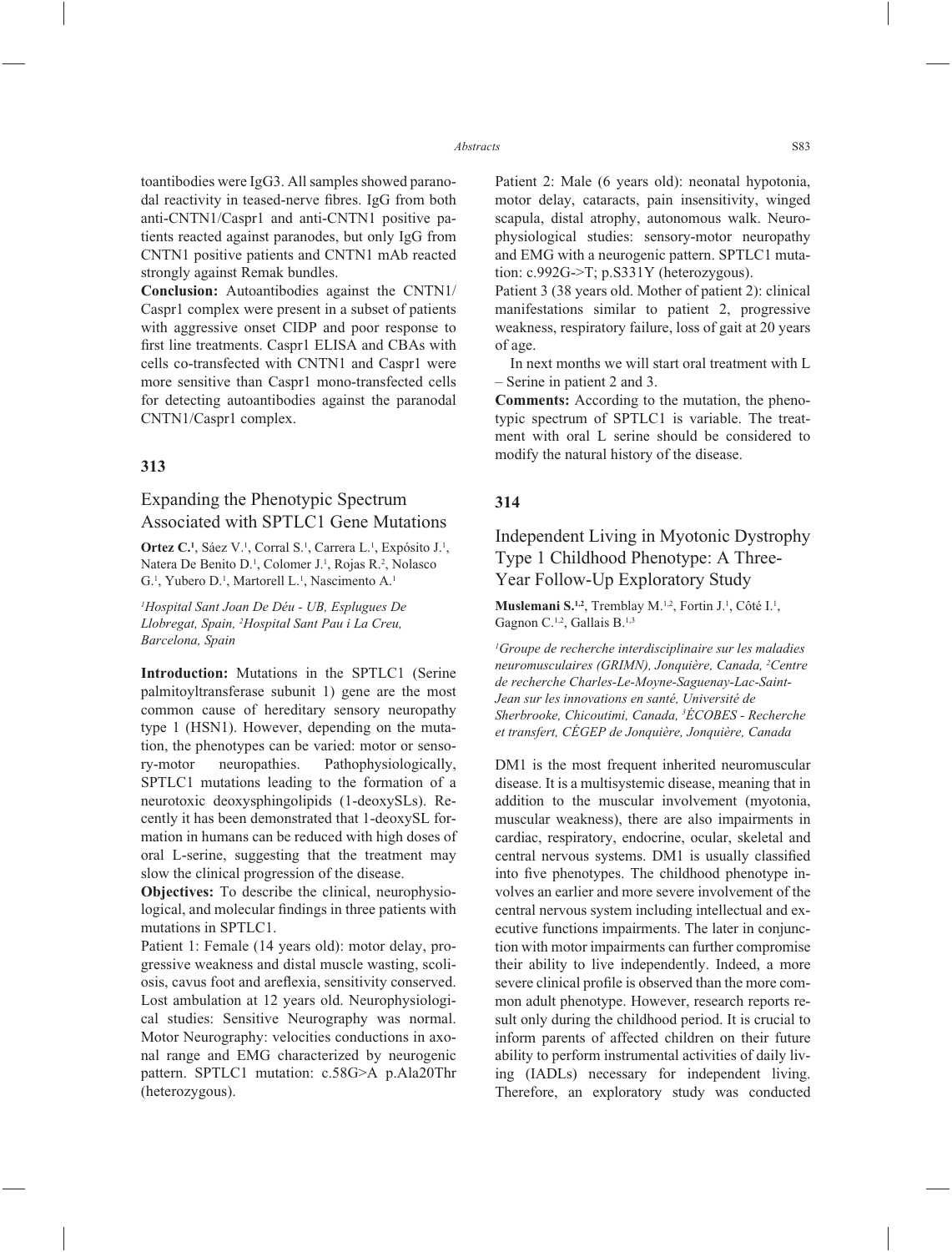toantibodies were IgG3. All samples showed paranodal reactivity in teased-nerve fibres. IgG from both anti-CNTN1/Caspr1 and anti-CNTN1 positive patients reacted against paranodes, but only IgG from CNTN1 positive patients and CNTN1 mAb reacted strongly against Remak bundles.

**Conclusion:** Autoantibodies against the CNTN1/Caspr1 complex were present in a subset of patients with aggressive onset CIDP and poor response to first line treatments. Caspr1 ELISA and CBAs with cells co-transfected with CNTN1 and Caspr1 were more sensitive than Caspr1 mono-transfected cells for detecting autoantibodies against the paranodal CNTN1/Caspr1 complex.

### 313

## Expanding the Phenotypic Spectrum Associated with SPTLC1 Gene Mutations

**Ortez C.**[1], Sáez V.[1], Corral S.[1], Carrera L.[1], Expósito J.[1], Natera De Benito D.[1], Colomer J.[1], Rojas R.[2], Nolasco G.[1], Yubero D.[1], Martorell L.[1], Nascimento A.[1]

*[1]Hospital Sant Joan De Déu - UB, Esplugues De Llobregat, Spain, [2]Hospital Sant Pau i La Creu, Barcelona, Spain*

**Introduction:** Mutations in the SPTLC1 (Serine palmitoyltransferase subunit 1) gene are the most common cause of hereditary sensory neuropathy type 1 (HSN1). However, depending on the mutation, the phenotypes can be varied: motor or sensory-motor neuropathies. Pathophysiologically, SPTLC1 mutations leading to the formation of a neurotoxic deoxysphingolipids (1-deoxySLs). Recently it has been demonstrated that 1-deoxySL formation in humans can be reduced with high doses of oral L-serine, suggesting that the treatment may slow the clinical progression of the disease.

**Objectives:** To describe the clinical, neurophysiological, and molecular findings in three patients with mutations in SPTLC1.

Patient 1: Female (14 years old): motor delay, progressive weakness and distal muscle wasting, scoliosis, cavus foot and areflexia, sensitivity conserved. Lost ambulation at 12 years old. Neurophysiological studies: Sensitive Neurography was normal. Motor Neurography: velocities conductions in axonal range and EMG characterized by neurogenic pattern. SPTLC1 mutation: c.58G>A p.Ala20Thr (heterozygous).

Patient 2: Male (6 years old): neonatal hypotonia, motor delay, cataracts, pain insensitivity, winged scapula, distal atrophy, autonomous walk. Neurophysiological studies: sensory-motor neuropathy and EMG with a neurogenic pattern. SPTLC1 mutation: c.992G->T; p.S331Y (heterozygous).

Patient 3 (38 years old. Mother of patient 2): clinical manifestations similar to patient 2, progressive weakness, respiratory failure, loss of gait at 20 years of age.

In next months we will start oral treatment with L – Serine in patient 2 and 3.

**Comments:** According to the mutation, the phenotypic spectrum of SPTLC1 is variable. The treatment with oral L serine should be considered to modify the natural history of the disease.

### 314

## Independent Living in Myotonic Dystrophy Type 1 Childhood Phenotype: A Three-Year Follow-Up Exploratory Study

**Muslemani S.**[1,2], Tremblay M.[1,2], Fortin J.[1], Côté I.[1], Gagnon C.[1,2], Gallais B.[1,3]

*[1]Groupe de recherche interdisciplinaire sur les maladies neuromusculaires (GRIMN), Jonquière, Canada, [2]Centre de recherche Charles-Le-Moyne-Saguenay-Lac-Saint-Jean sur les innovations en santé, Université de Sherbrooke, Chicoutimi, Canada, [3]ÉCOBES - Recherche et transfert, CÉGEP de Jonquière, Jonquière, Canada*

DM1 is the most frequent inherited neuromuscular disease. It is a multisystemic disease, meaning that in addition to the muscular involvement (myotonia, muscular weakness), there are also impairments in cardiac, respiratory, endocrine, ocular, skeletal and central nervous systems. DM1 is usually classified into five phenotypes. The childhood phenotype involves an earlier and more severe involvement of the central nervous system including intellectual and executive functions impairments. The later in conjunction with motor impairments can further compromise their ability to live independently. Indeed, a more severe clinical profile is observed than the more common adult phenotype. However, research reports result only during the childhood period. It is crucial to inform parents of affected children on their future ability to perform instrumental activities of daily living (IADLs) necessary for independent living. Therefore, an exploratory study was conducted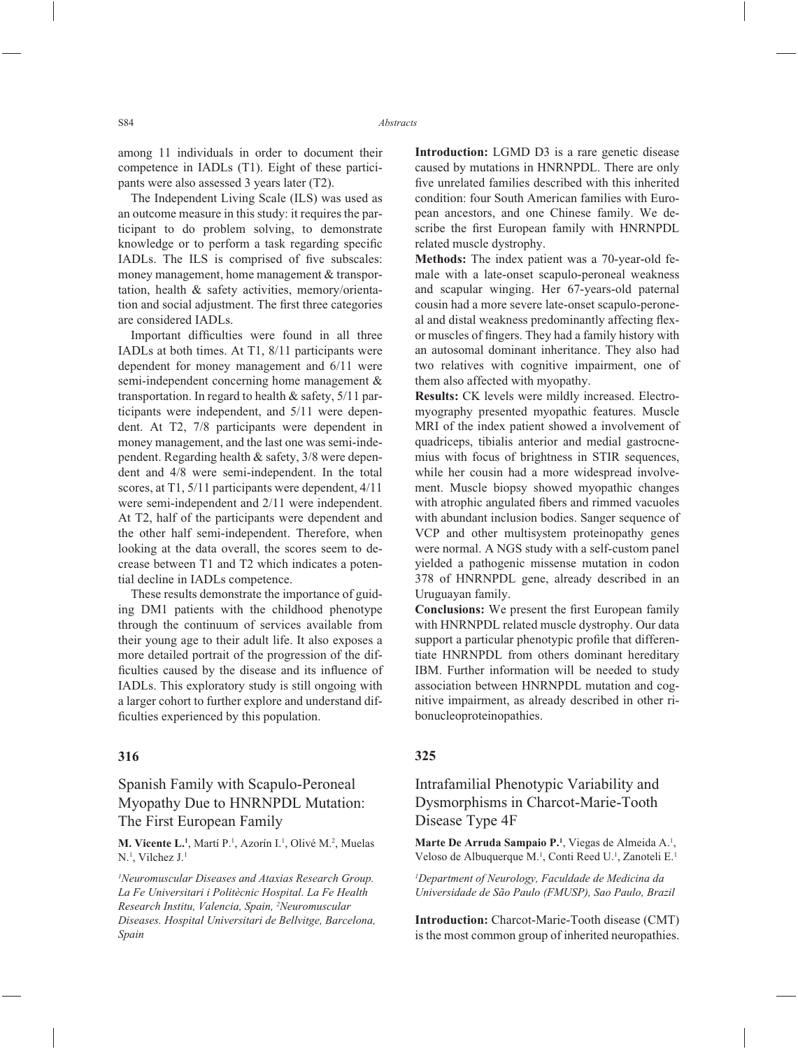among 11 individuals in order to document their competence in IADLs (T1). Eight of these participants were also assessed 3 years later (T2).

The Independent Living Scale (ILS) was used as an outcome measure in this study: it requires the participant to do problem solving, to demonstrate knowledge or to perform a task regarding specific IADLs. The ILS is comprised of five subscales: money management, home management & transportation, health & safety activities, memory/orientation and social adjustment. The first three categories are considered IADLs.

Important difficulties were found in all three IADLs at both times. At T1, 8/11 participants were dependent for money management and 6/11 were semi-independent concerning home management & transportation. In regard to health & safety, 5/11 participants were independent, and 5/11 were dependent. At T2, 7/8 participants were dependent in money management, and the last one was semi-independent. Regarding health & safety, 3/8 were dependent and 4/8 were semi-independent. In the total scores, at T1, 5/11 participants were dependent, 4/11 were semi-independent and 2/11 were independent. At T2, half of the participants were dependent and the other half semi-independent. Therefore, when looking at the data overall, the scores seem to decrease between T1 and T2 which indicates a potential decline in IADLs competence.

These results demonstrate the importance of guiding DM1 patients with the childhood phenotype through the continuum of services available from their young age to their adult life. It also exposes a more detailed portrait of the progression of the difficulties caused by the disease and its influence of IADLs. This exploratory study is still ongoing with a larger cohort to further explore and understand difficulties experienced by this population.

### 316

## Spanish Family with Scapulo-Peroneal Myopathy Due to HNRNPDL Mutation: The First European Family

**M. Vicente L.**[1], Martí P.[1], Azorín I.[1], Olivé M.[2], Muelas N.[1], Vilchez J.[1]

*[1]Neuromuscular Diseases and Ataxias Research Group. La Fe Universitari i Politècnic Hospital. La Fe Health Research Institu, Valencia, Spain, [2]Neuromuscular Diseases. Hospital Universitari de Bellvitge, Barcelona, Spain*

**Introduction:** LGMD D3 is a rare genetic disease caused by mutations in HNRNPDL. There are only five unrelated families described with this inherited condition: four South American families with European ancestors, and one Chinese family. We describe the first European family with HNRNPDL related muscle dystrophy.

**Methods:** The index patient was a 70-year-old female with a late-onset scapulo-peroneal weakness and scapular winging. Her 67-years-old paternal cousin had a more severe late-onset scapulo-peroneal and distal weakness predominantly affecting flexor muscles of fingers. They had a family history with an autosomal dominant inheritance. They also had two relatives with cognitive impairment, one of them also affected with myopathy.

**Results:** CK levels were mildly increased. Electromyography presented myopathic features. Muscle MRI of the index patient showed a involvement of quadriceps, tibialis anterior and medial gastrocnemius with focus of brightness in STIR sequences, while her cousin had a more widespread involvement. Muscle biopsy showed myopathic changes with atrophic angulated fibers and rimmed vacuoles with abundant inclusion bodies. Sanger sequence of VCP and other multisystem proteinopathy genes were normal. A NGS study with a self-custom panel yielded a pathogenic missense mutation in codon 378 of HNRNPDL gene, already described in an Uruguayan family.

**Conclusions:** We present the first European family with HNRNPDL related muscle dystrophy. Our data support a particular phenotypic profile that differentiate HNRNPDL from others dominant hereditary IBM. Further information will be needed to study association between HNRNPDL mutation and cognitive impairment, as already described in other ribonucleoproteinopathies.

### 325

## Intrafamilial Phenotypic Variability and Dysmorphisms in Charcot-Marie-Tooth Disease Type 4F

**Marte De Arruda Sampaio P.**[1], Viegas de Almeida A.[1], Veloso de Albuquerque M.[1], Conti Reed U.[1], Zanoteli E.[1]

*[1]Department of Neurology, Faculdade de Medicina da Universidade de São Paulo (FMUSP), Sao Paulo, Brazil*

**Introduction:** Charcot-Marie-Tooth disease (CMT) is the most common group of inherited neuropathies.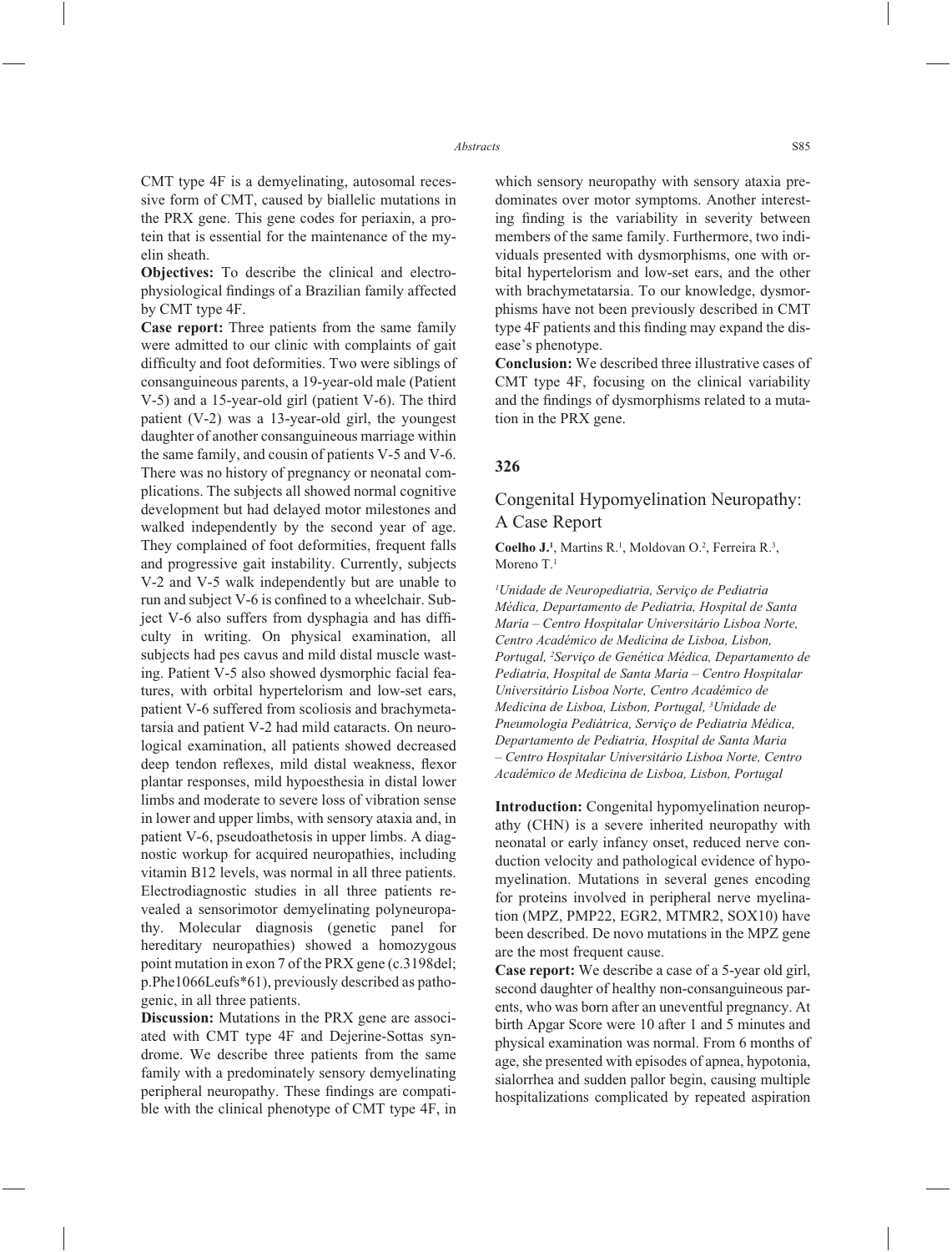CMT type 4F is a demyelinating, autosomal recessive form of CMT, caused by biallelic mutations in the PRX gene. This gene codes for periaxin, a protein that is essential for the maintenance of the myelin sheath.

**Objectives:** To describe the clinical and electrophysiological findings of a Brazilian family affected by CMT type 4F.

**Case report:** Three patients from the same family were admitted to our clinic with complaints of gait difficulty and foot deformities. Two were siblings of consanguineous parents, a 19-year-old male (Patient V-5) and a 15-year-old girl (patient V-6). The third patient (V-2) was a 13-year-old girl, the youngest daughter of another consanguineous marriage within the same family, and cousin of patients V-5 and V-6. There was no history of pregnancy or neonatal complications. The subjects all showed normal cognitive development but had delayed motor milestones and walked independently by the second year of age. They complained of foot deformities, frequent falls and progressive gait instability. Currently, subjects V-2 and V-5 walk independently but are unable to run and subject V-6 is confined to a wheelchair. Subject V-6 also suffers from dysphagia and has difficulty in writing. On physical examination, all subjects had pes cavus and mild distal muscle wasting. Patient V-5 also showed dysmorphic facial features, with orbital hypertelorism and low-set ears, patient V-6 suffered from scoliosis and brachymetatarsia and patient V-2 had mild cataracts. On neurological examination, all patients showed decreased deep tendon reflexes, mild distal weakness, flexor plantar responses, mild hypoesthesia in distal lower limbs and moderate to severe loss of vibration sense in lower and upper limbs, with sensory ataxia and, in patient V-6, pseudoathetosis in upper limbs. A diagnostic workup for acquired neuropathies, including vitamin B12 levels, was normal in all three patients. Electrodiagnostic studies in all three patients revealed a sensorimotor demyelinating polyneuropathy. Molecular diagnosis (genetic panel for hereditary neuropathies) showed a homozygous point mutation in exon 7 of the PRX gene (c.3198del; p.Phe1066Leufs*61), previously described as pathogenic, in all three patients.

**Discussion:** Mutations in the PRX gene are associated with CMT type 4F and Dejerine-Sottas syndrome. We describe three patients from the same family with a predominately sensory demyelinating peripheral neuropathy. These findings are compatible with the clinical phenotype of CMT type 4F, in which sensory neuropathy with sensory ataxia predominates over motor symptoms. Another interesting finding is the variability in severity between members of the same family. Furthermore, two individuals presented with dysmorphisms, one with orbital hypertelorism and low-set ears, and the other with brachymetatarsia. To our knowledge, dysmorphisms have not been previously described in CMT type 4F patients and this finding may expand the disease's phenotype.

**Conclusion:** We described three illustrative cases of CMT type 4F, focusing on the clinical variability and the findings of dysmorphisms related to a mutation in the PRX gene.

## 326

### Congenital Hypomyelination Neuropathy: A Case Report

**Coelho J.[1]**, Martins R.[1], Moldovan O.[2], Ferreira R.[3], Moreno T.[1]

*[1]Unidade de Neuropediatria, Serviço de Pediatria Médica, Departamento de Pediatria, Hospital de Santa Maria – Centro Hospitalar Universitário Lisboa Norte, Centro Académico de Medicina de Lisboa, Lisbon, Portugal, [2]Serviço de Genética Médica, Departamento de Pediatria, Hospital de Santa Maria – Centro Hospitalar Universitário Lisboa Norte, Centro Académico de Medicina de Lisboa, Lisbon, Portugal, [3]Unidade de Pneumologia Pediátrica, Serviço de Pediatria Médica, Departamento de Pediatria, Hospital de Santa Maria – Centro Hospitalar Universitário Lisboa Norte, Centro Académico de Medicina de Lisboa, Lisbon, Portugal*

**Introduction:** Congenital hypomyelination neuropathy (CHN) is a severe inherited neuropathy with neonatal or early infancy onset, reduced nerve conduction velocity and pathological evidence of hypomyelination. Mutations in several genes encoding for proteins involved in peripheral nerve myelination (MPZ, PMP22, EGR2, MTMR2, SOX10) have been described. De novo mutations in the MPZ gene are the most frequent cause.

**Case report:** We describe a case of a 5-year old girl, second daughter of healthy non-consanguineous parents, who was born after an uneventful pregnancy. At birth Apgar Score were 10 after 1 and 5 minutes and physical examination was normal. From 6 months of age, she presented with episodes of apnea, hypotonia, sialorrhea and sudden pallor begin, causing multiple hospitalizations complicated by repeated aspiration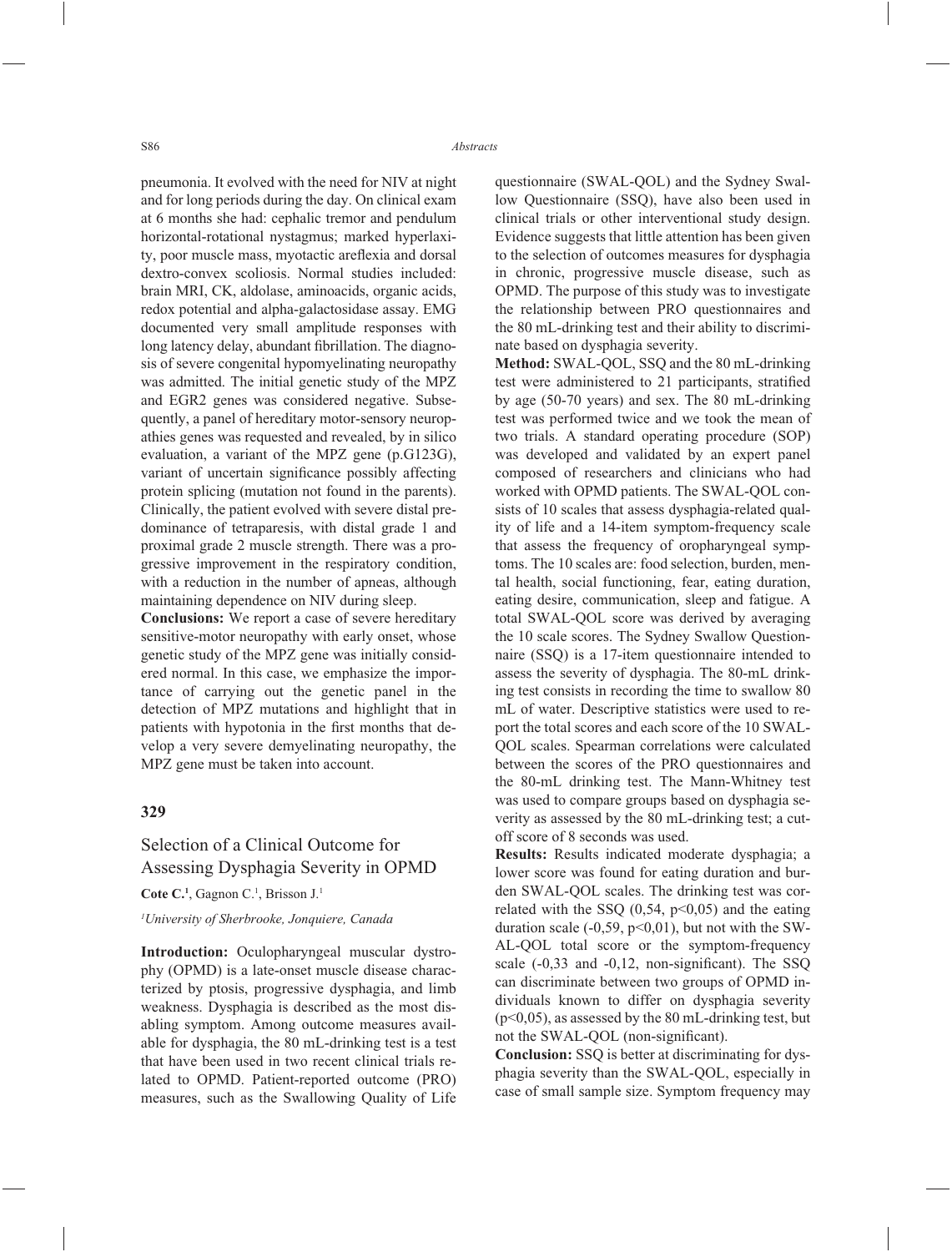pneumonia. It evolved with the need for NIV at night and for long periods during the day. On clinical exam at 6 months she had: cephalic tremor and pendulum horizontal-rotational nystagmus; marked hyperlaxity, poor muscle mass, myotactic areflexia and dorsal dextro-convex scoliosis. Normal studies included: brain MRI, CK, aldolase, aminoacids, organic acids, redox potential and alpha-galactosidase assay. EMG documented very small amplitude responses with long latency delay, abundant fibrillation. The diagnosis of severe congenital hypomyelinating neuropathy was admitted. The initial genetic study of the MPZ and EGR2 genes was considered negative. Subsequently, a panel of hereditary motor-sensory neuropathies genes was requested and revealed, by in silico evaluation, a variant of the MPZ gene (p.G123G), variant of uncertain significance possibly affecting protein splicing (mutation not found in the parents). Clinically, the patient evolved with severe distal predominance of tetraparesis, with distal grade 1 and proximal grade 2 muscle strength. There was a progressive improvement in the respiratory condition, with a reduction in the number of apneas, although maintaining dependence on NIV during sleep.

**Conclusions:** We report a case of severe hereditary sensitive-motor neuropathy with early onset, whose genetic study of the MPZ gene was initially considered normal. In this case, we emphasize the importance of carrying out the genetic panel in the detection of MPZ mutations and highlight that in patients with hypotonia in the first months that develop a very severe demyelinating neuropathy, the MPZ gene must be taken into account.

## 329

## Selection of a Clinical Outcome for Assessing Dysphagia Severity in OPMD

**Cote C.**[1], Gagnon C.[1], Brisson J.[1]

[1]*University of Sherbrooke, Jonquiere, Canada*

**Introduction:** Oculopharyngeal muscular dystrophy (OPMD) is a late-onset muscle disease characterized by ptosis, progressive dysphagia, and limb weakness. Dysphagia is described as the most disabling symptom. Among outcome measures available for dysphagia, the 80 mL-drinking test is a test that have been used in two recent clinical trials related to OPMD. Patient-reported outcome (PRO) measures, such as the Swallowing Quality of Life questionnaire (SWAL-QOL) and the Sydney Swallow Questionnaire (SSQ), have also been used in clinical trials or other interventional study design. Evidence suggests that little attention has been given to the selection of outcomes measures for dysphagia in chronic, progressive muscle disease, such as OPMD. The purpose of this study was to investigate the relationship between PRO questionnaires and the 80 mL-drinking test and their ability to discriminate based on dysphagia severity.

**Method:** SWAL-QOL, SSQ and the 80 mL-drinking test were administered to 21 participants, stratified by age (50-70 years) and sex. The 80 mL-drinking test was performed twice and we took the mean of two trials. A standard operating procedure (SOP) was developed and validated by an expert panel composed of researchers and clinicians who had worked with OPMD patients. The SWAL-QOL consists of 10 scales that assess dysphagia-related quality of life and a 14-item symptom-frequency scale that assess the frequency of oropharyngeal symptoms. The 10 scales are: food selection, burden, mental health, social functioning, fear, eating duration, eating desire, communication, sleep and fatigue. A total SWAL-QOL score was derived by averaging the 10 scale scores. The Sydney Swallow Questionnaire (SSQ) is a 17-item questionnaire intended to assess the severity of dysphagia. The 80-mL drinking test consists in recording the time to swallow 80 mL of water. Descriptive statistics were used to report the total scores and each score of the 10 SWAL-QOL scales. Spearman correlations were calculated between the scores of the PRO questionnaires and the 80-mL drinking test. The Mann-Whitney test was used to compare groups based on dysphagia severity as assessed by the 80 mL-drinking test; a cut-off score of 8 seconds was used.

**Results:** Results indicated moderate dysphagia; a lower score was found for eating duration and burden SWAL-QOL scales. The drinking test was correlated with the SSQ (0,54, $p<0,05$) and the eating duration scale (-0,59, $p<0,01$), but not with the SWAL-QOL total score or the symptom-frequency scale (-0,33 and -0,12, non-significant). The SSQ can discriminate between two groups of OPMD individuals known to differ on dysphagia severity ($p<0,05$), as assessed by the 80 mL-drinking test, but not the SWAL-QOL (non-significant).

**Conclusion:** SSQ is better at discriminating for dysphagia severity than the SWAL-QOL, especially in case of small sample size. Symptom frequency may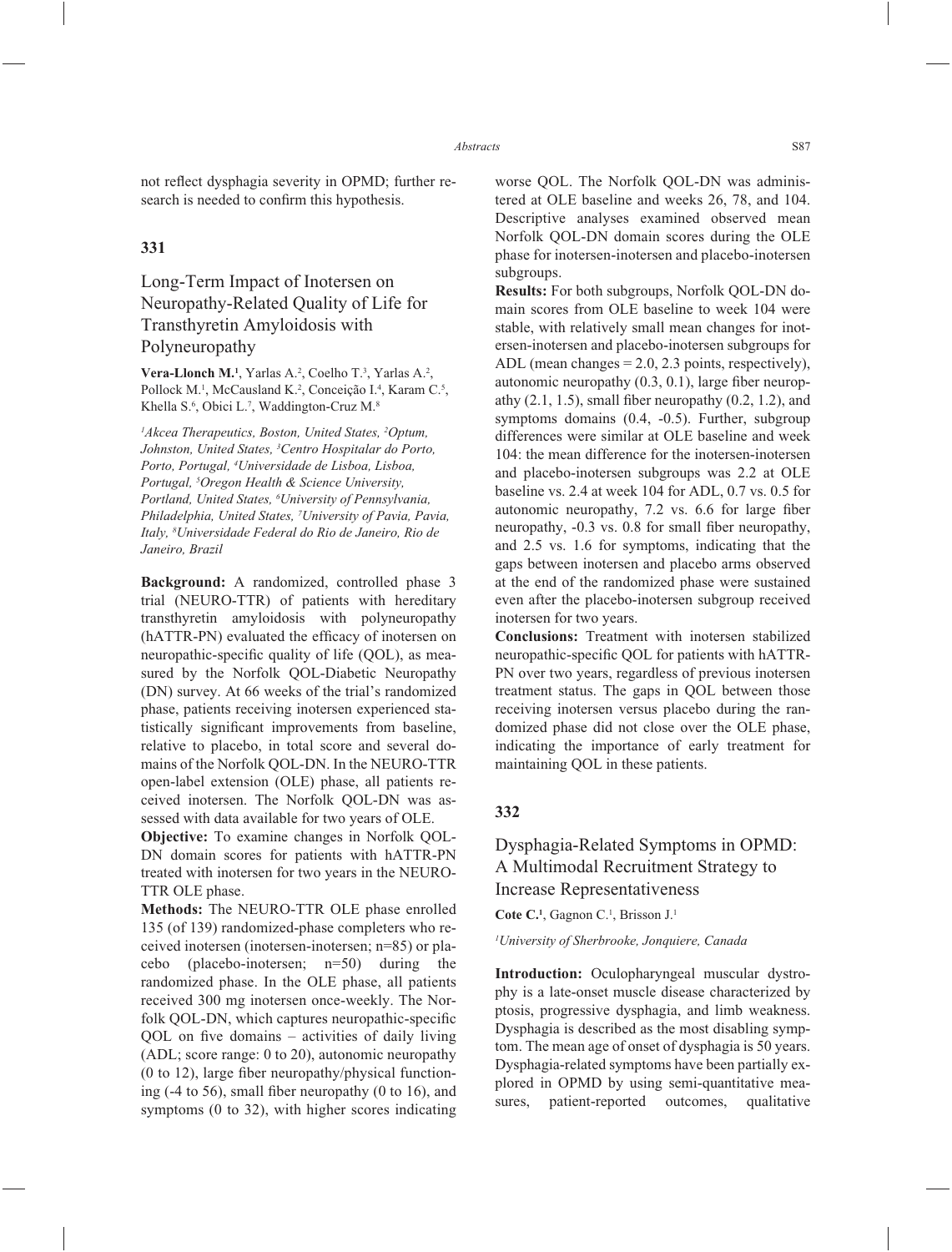not reflect dysphagia severity in OPMD; further research is needed to confirm this hypothesis.

## 331

## Long-Term Impact of Inotersen on Neuropathy-Related Quality of Life for Transthyretin Amyloidosis with Polyneuropathy

**Vera-Llonch M.**[1], Yarlas A.[2], Coelho T.[3], Yarlas A.[2], Pollock M.[1], McCausland K.[2], Conceição I.[4], Karam C.[5], Khella S.[6], Obici L.[7], Waddington-Cruz M.[8]

*[1]Akcea Therapeutics, Boston, United States, [2]Optum, Johnston, United States, [3]Centro Hospitalar do Porto, Porto, Portugal, [4]Universidade de Lisboa, Lisboa, Portugal, [5]Oregon Health & Science University, Portland, United States, [6]University of Pennsylvania, Philadelphia, United States, [7]University of Pavia, Pavia, Italy, [8]Universidade Federal do Rio de Janeiro, Rio de Janeiro, Brazil*

**Background:** A randomized, controlled phase 3 trial (NEURO-TTR) of patients with hereditary transthyretin amyloidosis with polyneuropathy (hATTR-PN) evaluated the efficacy of inotersen on neuropathic-specific quality of life (QOL), as measured by the Norfolk QOL-Diabetic Neuropathy (DN) survey. At 66 weeks of the trial's randomized phase, patients receiving inotersen experienced statistically significant improvements from baseline, relative to placebo, in total score and several domains of the Norfolk QOL-DN. In the NEURO-TTR open-label extension (OLE) phase, all patients received inotersen. The Norfolk QOL-DN was assessed with data available for two years of OLE.

**Objective:** To examine changes in Norfolk QOL-DN domain scores for patients with hATTR-PN treated with inotersen for two years in the NEURO-TTR OLE phase.

**Methods:** The NEURO-TTR OLE phase enrolled 135 (of 139) randomized-phase completers who received inotersen (inotersen-inotersen; n=85) or placebo (placebo-inotersen; n=50) during the randomized phase. In the OLE phase, all patients received 300 mg inotersen once-weekly. The Norfolk QOL-DN, which captures neuropathic-specific QOL on five domains – activities of daily living (ADL; score range: 0 to 20), autonomic neuropathy (0 to 12), large fiber neuropathy/physical functioning (-4 to 56), small fiber neuropathy (0 to 16), and symptoms (0 to 32), with higher scores indicating worse QOL. The Norfolk QOL-DN was administered at OLE baseline and weeks 26, 78, and 104. Descriptive analyses examined observed mean Norfolk QOL-DN domain scores during the OLE phase for inotersen-inotersen and placebo-inotersen subgroups.

**Results:** For both subgroups, Norfolk QOL-DN domain scores from OLE baseline to week 104 were stable, with relatively small mean changes for inotersen-inotersen and placebo-inotersen subgroups for ADL (mean changes = 2.0, 2.3 points, respectively), autonomic neuropathy (0.3, 0.1), large fiber neuropathy (2.1, 1.5), small fiber neuropathy (0.2, 1.2), and symptoms domains (0.4, -0.5). Further, subgroup differences were similar at OLE baseline and week 104: the mean difference for the inotersen-inotersen and placebo-inotersen subgroups was 2.2 at OLE baseline vs. 2.4 at week 104 for ADL, 0.7 vs. 0.5 for autonomic neuropathy, 7.2 vs. 6.6 for large fiber neuropathy, -0.3 vs. 0.8 for small fiber neuropathy, and 2.5 vs. 1.6 for symptoms, indicating that the gaps between inotersen and placebo arms observed at the end of the randomized phase were sustained even after the placebo-inotersen subgroup received inotersen for two years.

**Conclusions:** Treatment with inotersen stabilized neuropathic-specific QOL for patients with hATTR-PN over two years, regardless of previous inotersen treatment status. The gaps in QOL between those receiving inotersen versus placebo during the randomized phase did not close over the OLE phase, indicating the importance of early treatment for maintaining QOL in these patients.

## 332

## Dysphagia-Related Symptoms in OPMD: A Multimodal Recruitment Strategy to Increase Representativeness

**Cote C.**[1], Gagnon C.[1], Brisson J.[1]

*[1]University of Sherbrooke, Jonquiere, Canada*

**Introduction:** Oculopharyngeal muscular dystrophy is a late-onset muscle disease characterized by ptosis, progressive dysphagia, and limb weakness. Dysphagia is described as the most disabling symptom. The mean age of onset of dysphagia is 50 years. Dysphagia-related symptoms have been partially explored in OPMD by using semi-quantitative measures, patient-reported outcomes, qualitative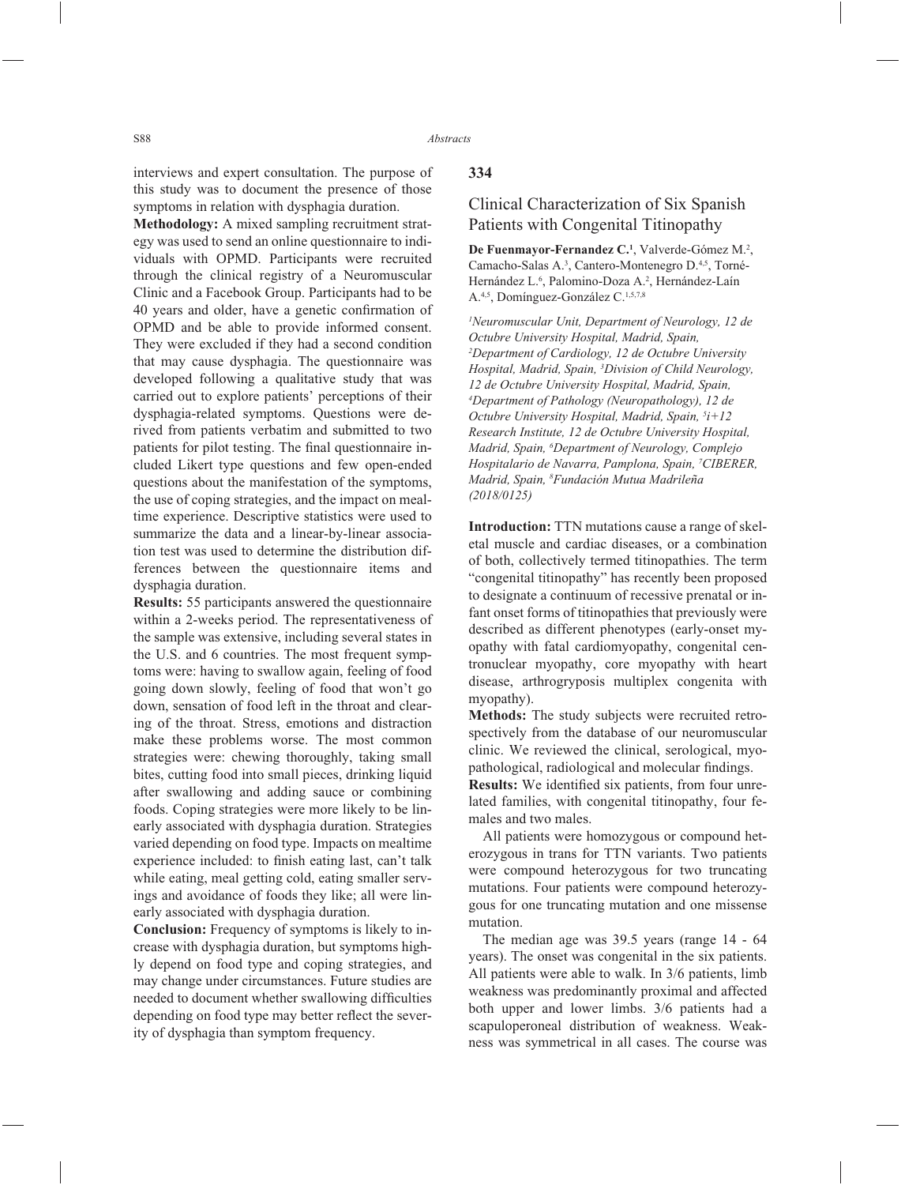interviews and expert consultation. The purpose of this study was to document the presence of those symptoms in relation with dysphagia duration.

**Methodology:** A mixed sampling recruitment strategy was used to send an online questionnaire to individuals with OPMD. Participants were recruited through the clinical registry of a Neuromuscular Clinic and a Facebook Group. Participants had to be 40 years and older, have a genetic confirmation of OPMD and be able to provide informed consent. They were excluded if they had a second condition that may cause dysphagia. The questionnaire was developed following a qualitative study that was carried out to explore patients' perceptions of their dysphagia-related symptoms. Questions were derived from patients verbatim and submitted to two patients for pilot testing. The final questionnaire included Likert type questions and few open-ended questions about the manifestation of the symptoms, the use of coping strategies, and the impact on mealtime experience. Descriptive statistics were used to summarize the data and a linear-by-linear association test was used to determine the distribution differences between the questionnaire items and dysphagia duration.

**Results:** 55 participants answered the questionnaire within a 2-weeks period. The representativeness of the sample was extensive, including several states in the U.S. and 6 countries. The most frequent symptoms were: having to swallow again, feeling of food going down slowly, feeling of food that won't go down, sensation of food left in the throat and clearing of the throat. Stress, emotions and distraction make these problems worse. The most common strategies were: chewing thoroughly, taking small bites, cutting food into small pieces, drinking liquid after swallowing and adding sauce or combining foods. Coping strategies were more likely to be linearly associated with dysphagia duration. Strategies varied depending on food type. Impacts on mealtime experience included: to finish eating last, can't talk while eating, meal getting cold, eating smaller servings and avoidance of foods they like; all were linearly associated with dysphagia duration.

**Conclusion:** Frequency of symptoms is likely to increase with dysphagia duration, but symptoms highly depend on food type and coping strategies, and may change under circumstances. Future studies are needed to document whether swallowing difficulties depending on food type may better reflect the severity of dysphagia than symptom frequency.

## 334

## Clinical Characterization of Six Spanish Patients with Congenital Titinopathy

**De Fuenmayor-Fernandez C.**[1], Valverde-Gómez M.[2], Camacho-Salas A.[3], Cantero-Montenegro D.[4,5], Torné-Hernández L.[6], Palomino-Doza A.[2], Hernández-Laín A.[4,5], Domínguez-González C.[1,5,7,8]

*[1]Neuromuscular Unit, Department of Neurology, 12 de Octubre University Hospital, Madrid, Spain, [2]Department of Cardiology, 12 de Octubre University Hospital, Madrid, Spain, [3]Division of Child Neurology, 12 de Octubre University Hospital, Madrid, Spain, [4]Department of Pathology (Neuropathology), 12 de Octubre University Hospital, Madrid, Spain, [5]i+12 Research Institute, 12 de Octubre University Hospital, Madrid, Spain, [6]Department of Neurology, Complejo Hospitalario de Navarra, Pamplona, Spain, [7]CIBERER, Madrid, Spain, [8]Fundación Mutua Madrileña (2018/0125)*

**Introduction:** TTN mutations cause a range of skeletal muscle and cardiac diseases, or a combination of both, collectively termed titinopathies. The term "congenital titinopathy" has recently been proposed to designate a continuum of recessive prenatal or infant onset forms of titinopathies that previously were described as different phenotypes (early-onset myopathy with fatal cardiomyopathy, congenital centronuclear myopathy, core myopathy with heart disease, arthrogryposis multiplex congenita with myopathy).

**Methods:** The study subjects were recruited retrospectively from the database of our neuromuscular clinic. We reviewed the clinical, serological, myopathological, radiological and molecular findings.

**Results:** We identified six patients, from four unrelated families, with congenital titinopathy, four females and two males.

All patients were homozygous or compound heterozygous in trans for TTN variants. Two patients were compound heterozygous for two truncating mutations. Four patients were compound heterozygous for one truncating mutation and one missense mutation.

The median age was 39.5 years (range 14 - 64 years). The onset was congenital in the six patients. All patients were able to walk. In 3/6 patients, limb weakness was predominantly proximal and affected both upper and lower limbs. 3/6 patients had a scapuloperoneal distribution of weakness. Weakness was symmetrical in all cases. The course was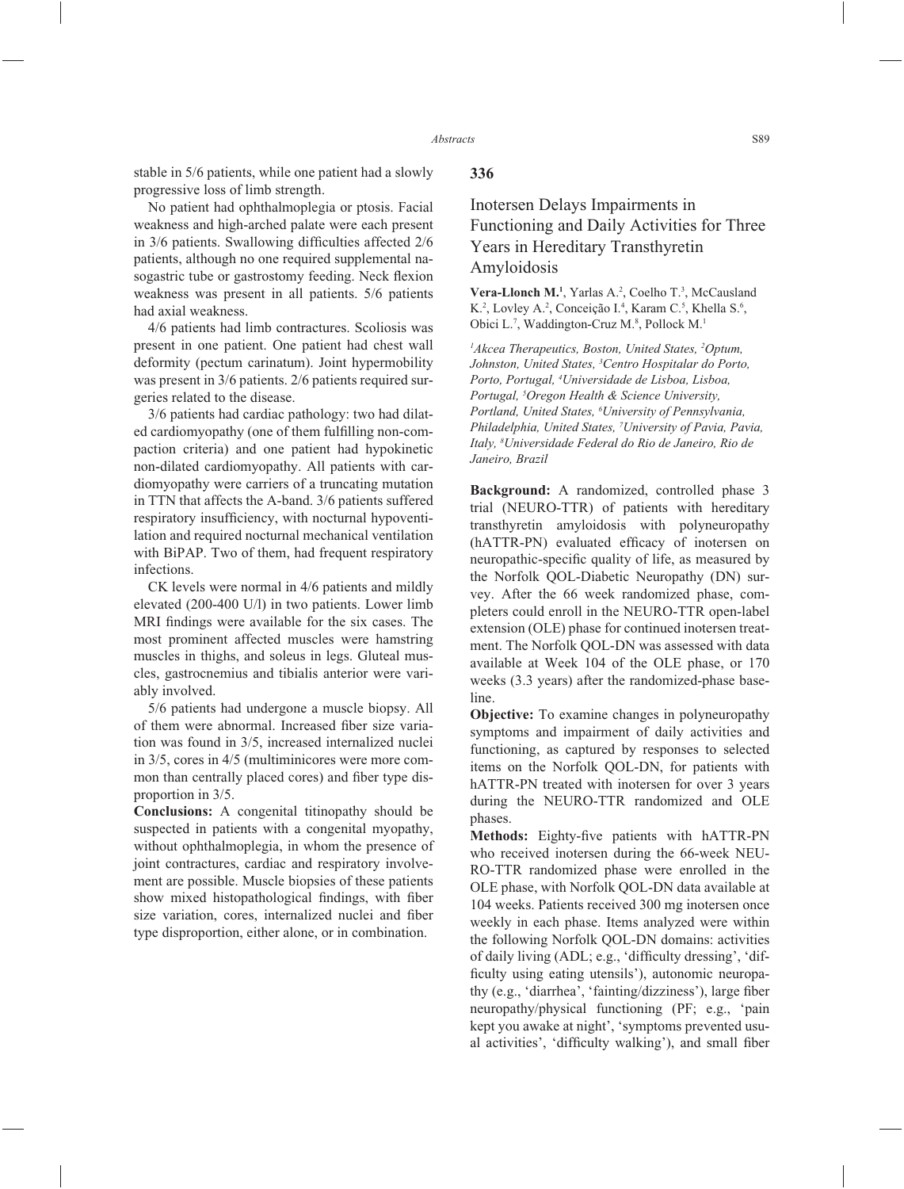stable in 5/6 patients, while one patient had a slowly progressive loss of limb strength.

No patient had ophthalmoplegia or ptosis. Facial weakness and high-arched palate were each present in 3/6 patients. Swallowing difficulties affected 2/6 patients, although no one required supplemental nasogastric tube or gastrostomy feeding. Neck flexion weakness was present in all patients. 5/6 patients had axial weakness.

4/6 patients had limb contractures. Scoliosis was present in one patient. One patient had chest wall deformity (pectum carinatum). Joint hypermobility was present in 3/6 patients. 2/6 patients required surgeries related to the disease.

3/6 patients had cardiac pathology: two had dilated cardiomyopathy (one of them fulfilling non-compaction criteria) and one patient had hypokinetic non-dilated cardiomyopathy. All patients with cardiomyopathy were carriers of a truncating mutation in TTN that affects the A-band. 3/6 patients suffered respiratory insufficiency, with nocturnal hypoventilation and required nocturnal mechanical ventilation with BiPAP. Two of them, had frequent respiratory infections.

CK levels were normal in 4/6 patients and mildly elevated (200-400 U/l) in two patients. Lower limb MRI findings were available for the six cases. The most prominent affected muscles were hamstring muscles in thighs, and soleus in legs. Gluteal muscles, gastrocnemius and tibialis anterior were variably involved.

5/6 patients had undergone a muscle biopsy. All of them were abnormal. Increased fiber size variation was found in 3/5, increased internalized nuclei in 3/5, cores in 4/5 (multiminicores were more common than centrally placed cores) and fiber type disproportion in 3/5.

**Conclusions:** A congenital titinopathy should be suspected in patients with a congenital myopathy, without ophthalmoplegia, in whom the presence of joint contractures, cardiac and respiratory involvement are possible. Muscle biopsies of these patients show mixed histopathological findings, with fiber size variation, cores, internalized nuclei and fiber type disproportion, either alone, or in combination.

## 336

### Inotersen Delays Impairments in Functioning and Daily Activities for Three Years in Hereditary Transthyretin Amyloidosis

**Vera-Llonch M.**[1], Yarlas A.[2], Coelho T.[3], McCausland K.[2], Lovley A.[2], Conceição I.[4], Karam C.[5], Khella S.[6], Obici L.[7], Waddington-Cruz M.[8], Pollock M.[1]

*[1]Akcea Therapeutics, Boston, United States, [2]Optum, Johnston, United States, [3]Centro Hospitalar do Porto, Porto, Portugal, [4]Universidade de Lisboa, Lisboa, Portugal, [5]Oregon Health & Science University, Portland, United States, [6]University of Pennsylvania, Philadelphia, United States, [7]University of Pavia, Pavia, Italy, [8]Universidade Federal do Rio de Janeiro, Rio de Janeiro, Brazil*

**Background:** A randomized, controlled phase 3 trial (NEURO-TTR) of patients with hereditary transthyretin amyloidosis with polyneuropathy (hATTR-PN) evaluated efficacy of inotersen on neuropathic-specific quality of life, as measured by the Norfolk QOL-Diabetic Neuropathy (DN) survey. After the 66 week randomized phase, completers could enroll in the NEURO-TTR open-label extension (OLE) phase for continued inotersen treatment. The Norfolk QOL-DN was assessed with data available at Week 104 of the OLE phase, or 170 weeks (3.3 years) after the randomized-phase baseline.

**Objective:** To examine changes in polyneuropathy symptoms and impairment of daily activities and functioning, as captured by responses to selected items on the Norfolk QOL-DN, for patients with hATTR-PN treated with inotersen for over 3 years during the NEURO-TTR randomized and OLE phases.

**Methods:** Eighty-five patients with hATTR-PN who received inotersen during the 66-week NEURO-TTR randomized phase were enrolled in the OLE phase, with Norfolk QOL-DN data available at 104 weeks. Patients received 300 mg inotersen once weekly in each phase. Items analyzed were within the following Norfolk QOL-DN domains: activities of daily living (ADL; e.g., 'difficulty dressing', 'difficulty using eating utensils'), autonomic neuropathy (e.g., 'diarrhea', 'fainting/dizziness'), large fiber neuropathy/physical functioning (PF; e.g., 'pain kept you awake at night', 'symptoms prevented usual activities', 'difficulty walking'), and small fiber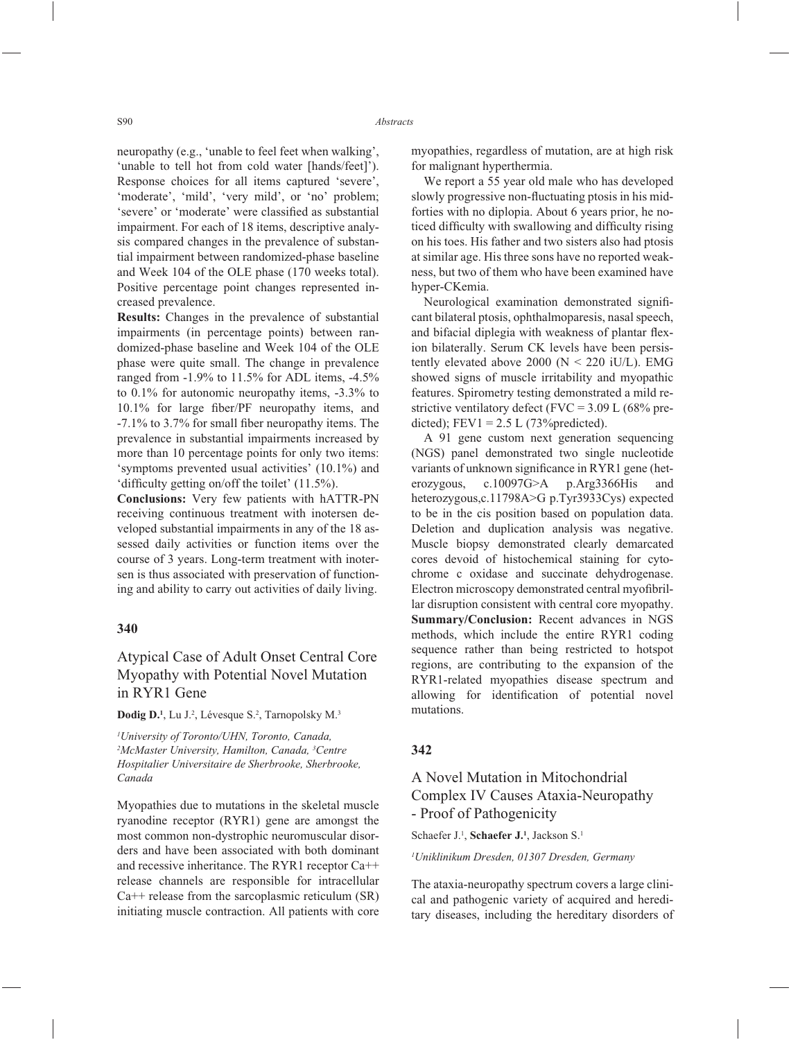neuropathy (e.g., 'unable to feel feet when walking', 'unable to tell hot from cold water [hands/feet]'). Response choices for all items captured 'severe', 'moderate', 'mild', 'very mild', or 'no' problem; 'severe' or 'moderate' were classified as substantial impairment. For each of 18 items, descriptive analysis compared changes in the prevalence of substantial impairment between randomized-phase baseline and Week 104 of the OLE phase (170 weeks total). Positive percentage point changes represented increased prevalence.

**Results:** Changes in the prevalence of substantial impairments (in percentage points) between randomized-phase baseline and Week 104 of the OLE phase were quite small. The change in prevalence ranged from -1.9% to 11.5% for ADL items, -4.5% to 0.1% for autonomic neuropathy items, -3.3% to 10.1% for large fiber/PF neuropathy items, and -7.1% to 3.7% for small fiber neuropathy items. The prevalence in substantial impairments increased by more than 10 percentage points for only two items: 'symptoms prevented usual activities' (10.1%) and 'difficulty getting on/off the toilet' (11.5%).

**Conclusions:** Very few patients with hATTR-PN receiving continuous treatment with inotersen developed substantial impairments in any of the 18 assessed daily activities or function items over the course of 3 years. Long-term treatment with inotersen is thus associated with preservation of functioning and ability to carry out activities of daily living.

## 340

## Atypical Case of Adult Onset Central Core Myopathy with Potential Novel Mutation in RYR1 Gene

**Dodig D.**[1], Lu J.[2], Lévesque S.[2], Tarnopolsky M.[3]

*[1]University of Toronto/UHN, Toronto, Canada, [2]McMaster University, Hamilton, Canada, [3]Centre Hospitalier Universitaire de Sherbrooke, Sherbrooke, Canada*

Myopathies due to mutations in the skeletal muscle ryanodine receptor (RYR1) gene are amongst the most common non-dystrophic neuromuscular disorders and have been associated with both dominant and recessive inheritance. The RYR1 receptor Ca++ release channels are responsible for intracellular Ca++ release from the sarcoplasmic reticulum (SR) initiating muscle contraction. All patients with core myopathies, regardless of mutation, are at high risk for malignant hyperthermia.

We report a 55 year old male who has developed slowly progressive non-fluctuating ptosis in his mid-forties with no diplopia. About 6 years prior, he noticed difficulty with swallowing and difficulty rising on his toes. His father and two sisters also had ptosis at similar age. His three sons have no reported weakness, but two of them who have been examined have hyper-CKemia.

Neurological examination demonstrated significant bilateral ptosis, ophthalmoparesis, nasal speech, and bifacial diplegia with weakness of plantar flexion bilaterally. Serum CK levels have been persistently elevated above 2000 (N < 220 iU/L). EMG showed signs of muscle irritability and myopathic features. Spirometry testing demonstrated a mild restrictive ventilatory defect (FVC = 3.09 L (68% predicted); FEV1 = 2.5 L (73%predicted).

A 91 gene custom next generation sequencing (NGS) panel demonstrated two single nucleotide variants of unknown significance in RYR1 gene (heterozygous, c.10097G>A p.Arg3366His and heterozygous,c.11798A>G p.Tyr3933Cys) expected to be in the cis position based on population data. Deletion and duplication analysis was negative. Muscle biopsy demonstrated clearly demarcated cores devoid of histochemical staining for cytochrome c oxidase and succinate dehydrogenase. Electron microscopy demonstrated central myofibrillar disruption consistent with central core myopathy.

**Summary/Conclusion:** Recent advances in NGS methods, which include the entire RYR1 coding sequence rather than being restricted to hotspot regions, are contributing to the expansion of the RYR1-related myopathies disease spectrum and allowing for identification of potential novel mutations.

## 342

## A Novel Mutation in Mitochondrial Complex IV Causes Ataxia-Neuropathy - Proof of Pathogenicity

Schaefer J.[1], **Schaefer J.**[1], Jackson S.[1]

*[1]Uniklinikum Dresden, 01307 Dresden, Germany*

The ataxia-neuropathy spectrum covers a large clinical and pathogenic variety of acquired and hereditary diseases, including the hereditary disorders of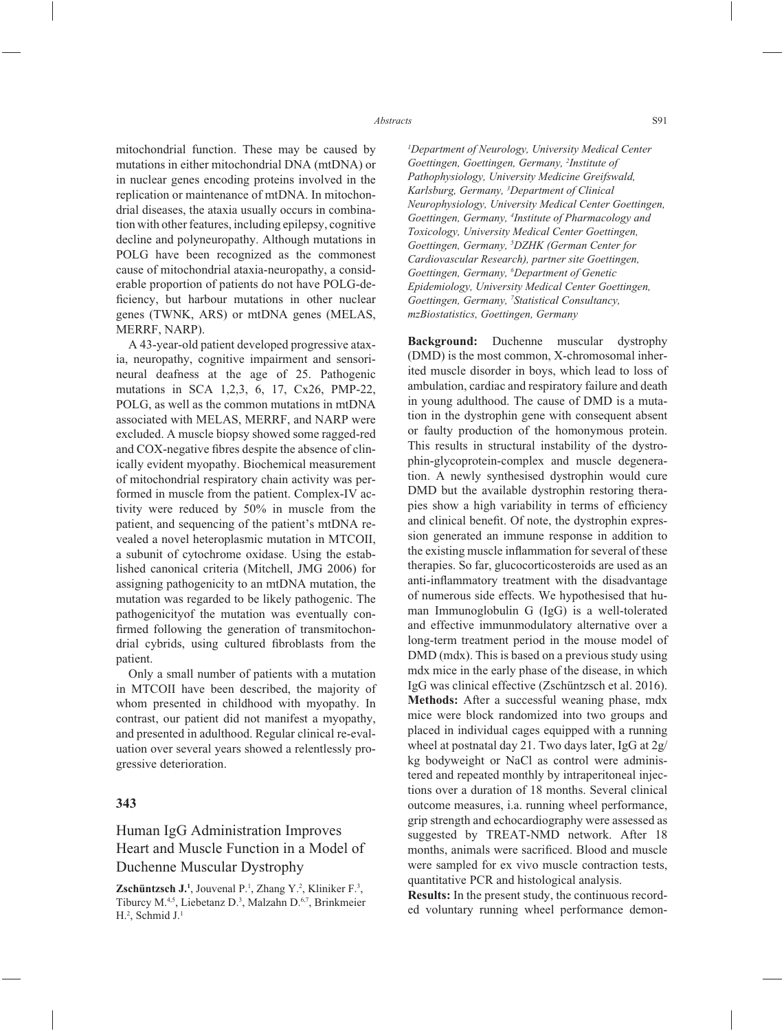mitochondrial function. These may be caused by mutations in either mitochondrial DNA (mtDNA) or in nuclear genes encoding proteins involved in the replication or maintenance of mtDNA. In mitochondrial diseases, the ataxia usually occurs in combination with other features, including epilepsy, cognitive decline and polyneuropathy. Although mutations in POLG have been recognized as the commonest cause of mitochondrial ataxia-neuropathy, a considerable proportion of patients do not have POLG-deficiency, but harbour mutations in other nuclear genes (TWNK, ARS) or mtDNA genes (MELAS, MERRF, NARP).

A 43-year-old patient developed progressive ataxia, neuropathy, cognitive impairment and sensorineural deafness at the age of 25. Pathogenic mutations in SCA 1,2,3, 6, 17, Cx26, PMP-22, POLG, as well as the common mutations in mtDNA associated with MELAS, MERRF, and NARP were excluded. A muscle biopsy showed some ragged-red and COX-negative fibres despite the absence of clinically evident myopathy. Biochemical measurement of mitochondrial respiratory chain activity was performed in muscle from the patient. Complex-IV activity were reduced by 50% in muscle from the patient, and sequencing of the patient's mtDNA revealed a novel heteroplasmic mutation in MTCOII, a subunit of cytochrome oxidase. Using the established canonical criteria (Mitchell, JMG 2006) for assigning pathogenicity to an mtDNA mutation, the mutation was regarded to be likely pathogenic. The pathogenicityof the mutation was eventually confirmed following the generation of transmitochondrial cybrids, using cultured fibroblasts from the patient.

Only a small number of patients with a mutation in MTCOII have been described, the majority of whom presented in childhood with myopathy. In contrast, our patient did not manifest a myopathy, and presented in adulthood. Regular clinical re-evaluation over several years showed a relentlessly progressive deterioration.

## 343

## Human IgG Administration Improves Heart and Muscle Function in a Model of Duchenne Muscular Dystrophy

**Zschüntzsch J.**[1], Jouvenal P.[1], Zhang Y.[2], Kliniker F.[3], Tiburcy M.[4,5], Liebetanz D.[3], Malzahn D.[6,7], Brinkmeier H.[2], Schmid J.[1]

*[1]Department of Neurology, University Medical Center Goettingen, Goettingen, Germany, [2]Institute of Pathophysiology, University Medicine Greifswald, Karlsburg, Germany, [3]Department of Clinical Neurophysiology, University Medical Center Goettingen, Goettingen, Germany, [4]Institute of Pharmacology and Toxicology, University Medical Center Goettingen, Goettingen, Germany, [5]DZHK (German Center for Cardiovascular Research), partner site Goettingen, Goettingen, Germany, [6]Department of Genetic Epidemiology, University Medical Center Goettingen, Goettingen, Germany, [7]Statistical Consultancy, mzBiostatistics, Goettingen, Germany*

**Background:** Duchenne muscular dystrophy (DMD) is the most common, X-chromosomal inherited muscle disorder in boys, which lead to loss of ambulation, cardiac and respiratory failure and death in young adulthood. The cause of DMD is a mutation in the dystrophin gene with consequent absent or faulty production of the homonymous protein. This results in structural instability of the dystrophin-glycoprotein-complex and muscle degeneration. A newly synthesised dystrophin would cure DMD but the available dystrophin restoring therapies show a high variability in terms of efficiency and clinical benefit. Of note, the dystrophin expression generated an immune response in addition to the existing muscle inflammation for several of these therapies. So far, glucocorticosteroids are used as an anti-inflammatory treatment with the disadvantage of numerous side effects. We hypothesised that human Immunoglobulin G (IgG) is a well-tolerated and effective immunmodulatory alternative over a long-term treatment period in the mouse model of DMD (mdx). This is based on a previous study using mdx mice in the early phase of the disease, in which IgG was clinical effective (Zschüntzsch et al. 2016).

**Methods:** After a successful weaning phase, mdx mice were block randomized into two groups and placed in individual cages equipped with a running wheel at postnatal day 21. Two days later, IgG at 2g/kg bodyweight or NaCl as control were administered and repeated monthly by intraperitoneal injections over a duration of 18 months. Several clinical outcome measures, i.a. running wheel performance, grip strength and echocardiography were assessed as suggested by TREAT-NMD network. After 18 months, animals were sacrificed. Blood and muscle were sampled for ex vivo muscle contraction tests, quantitative PCR and histological analysis.

**Results:** In the present study, the continuous recorded voluntary running wheel performance demon-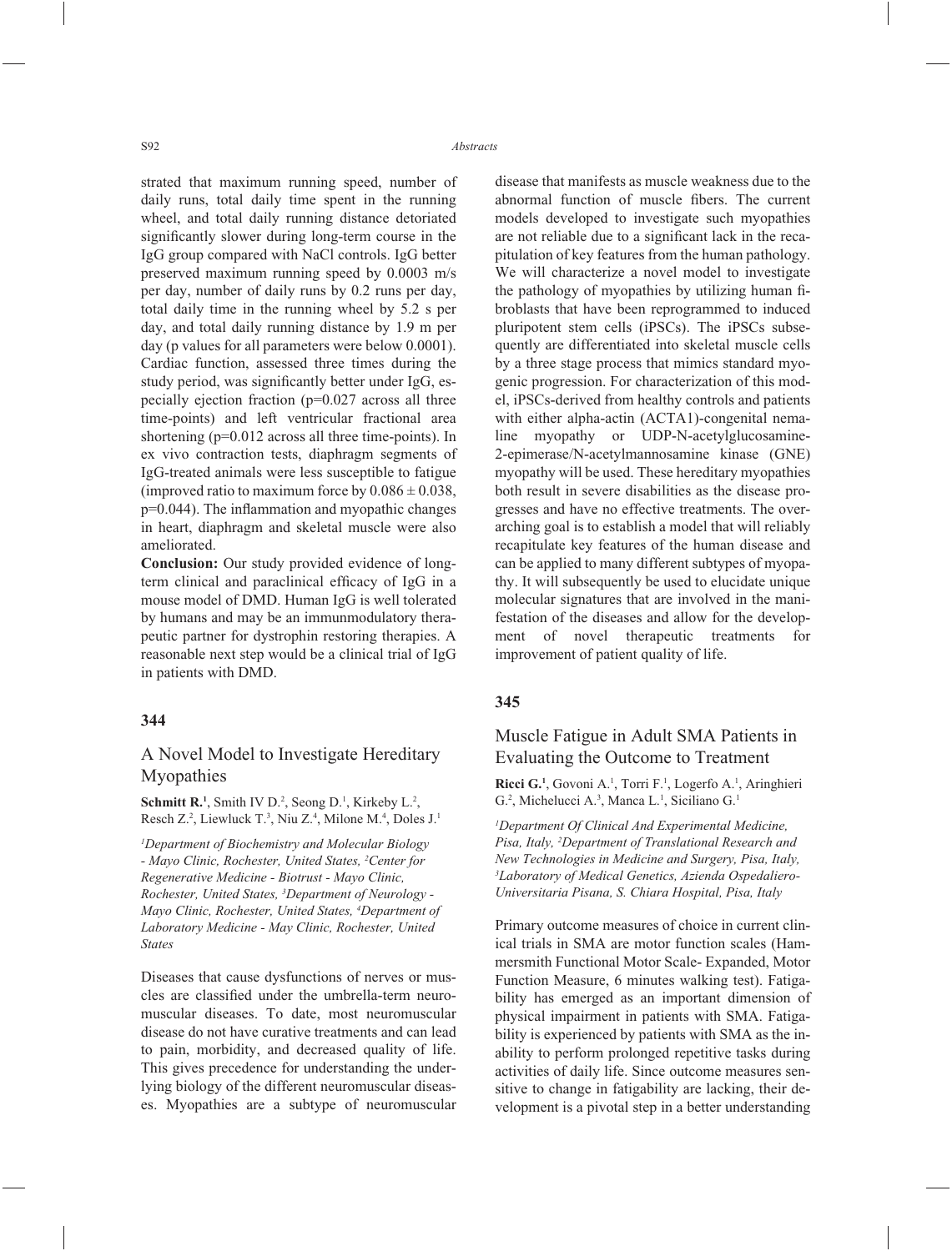strated that maximum running speed, number of daily runs, total daily time spent in the running wheel, and total daily running distance detoriated significantly slower during long-term course in the IgG group compared with NaCl controls. IgG better preserved maximum running speed by 0.0003 m/s per day, number of daily runs by 0.2 runs per day, total daily time in the running wheel by 5.2 s per day, and total daily running distance by 1.9 m per day (p values for all parameters were below 0.0001). Cardiac function, assessed three times during the study period, was significantly better under IgG, especially ejection fraction (p=0.027 across all three time-points) and left ventricular fractional area shortening (p=0.012 across all three time-points). In ex vivo contraction tests, diaphragm segments of IgG-treated animals were less susceptible to fatigue (improved ratio to maximum force by $0.086 \pm 0.038$, p=0.044). The inflammation and myopathic changes in heart, diaphragm and skeletal muscle were also ameliorated.

**Conclusion:** Our study provided evidence of long-term clinical and paraclinical efficacy of IgG in a mouse model of DMD. Human IgG is well tolerated by humans and may be an immunmodulatory therapeutic partner for dystrophin restoring therapies. A reasonable next step would be a clinical trial of IgG in patients with DMD.

### 344

## A Novel Model to Investigate Hereditary Myopathies

**Schmitt R.**[1], Smith IV D.[2], Seong D.[1], Kirkeby L.[2], Resch Z.[2], Liewluck T.[3], Niu Z.[4], Milone M.[4], Doles J.[1]

*[1]Department of Biochemistry and Molecular Biology - Mayo Clinic, Rochester, United States, [2]Center for Regenerative Medicine - Biotrust - Mayo Clinic, Rochester, United States, [3]Department of Neurology - Mayo Clinic, Rochester, United States, [4]Department of Laboratory Medicine - May Clinic, Rochester, United States*

Diseases that cause dysfunctions of nerves or muscles are classified under the umbrella-term neuromuscular diseases. To date, most neuromuscular disease do not have curative treatments and can lead to pain, morbidity, and decreased quality of life. This gives precedence for understanding the underlying biology of the different neuromuscular diseases. Myopathies are a subtype of neuromuscular disease that manifests as muscle weakness due to the abnormal function of muscle fibers. The current models developed to investigate such myopathies are not reliable due to a significant lack in the recapitulation of key features from the human pathology. We will characterize a novel model to investigate the pathology of myopathies by utilizing human fibroblasts that have been reprogrammed to induced pluripotent stem cells (iPSCs). The iPSCs subsequently are differentiated into skeletal muscle cells by a three stage process that mimics standard myogenic progression. For characterization of this model, iPSCs-derived from healthy controls and patients with either alpha-actin (ACTA1)-congenital nemaline myopathy or UDP-N-acetylglucosamine-2-epimerase/N-acetylmannosamine kinase (GNE) myopathy will be used. These hereditary myopathies both result in severe disabilities as the disease progresses and have no effective treatments. The overarching goal is to establish a model that will reliably recapitulate key features of the human disease and can be applied to many different subtypes of myopathy. It will subsequently be used to elucidate unique molecular signatures that are involved in the manifestation of the diseases and allow for the development of novel therapeutic treatments for improvement of patient quality of life.

### 345

## Muscle Fatigue in Adult SMA Patients in Evaluating the Outcome to Treatment

**Ricci G.**[1], Govoni A.[1], Torri F.[1], Logerfo A.[1], Aringhieri G.[2], Michelucci A.[3], Manca L.[1], Siciliano G.[1]

*[1]Department Of Clinical And Experimental Medicine, Pisa, Italy, [2]Department of Translational Research and New Technologies in Medicine and Surgery, Pisa, Italy, [3]Laboratory of Medical Genetics, Azienda Ospedaliero-Universitaria Pisana, S. Chiara Hospital, Pisa, Italy*

Primary outcome measures of choice in current clinical trials in SMA are motor function scales (Hammersmith Functional Motor Scale- Expanded, Motor Function Measure, 6 minutes walking test). Fatigability has emerged as an important dimension of physical impairment in patients with SMA. Fatigability is experienced by patients with SMA as the inability to perform prolonged repetitive tasks during activities of daily life. Since outcome measures sensitive to change in fatigability are lacking, their development is a pivotal step in a better understanding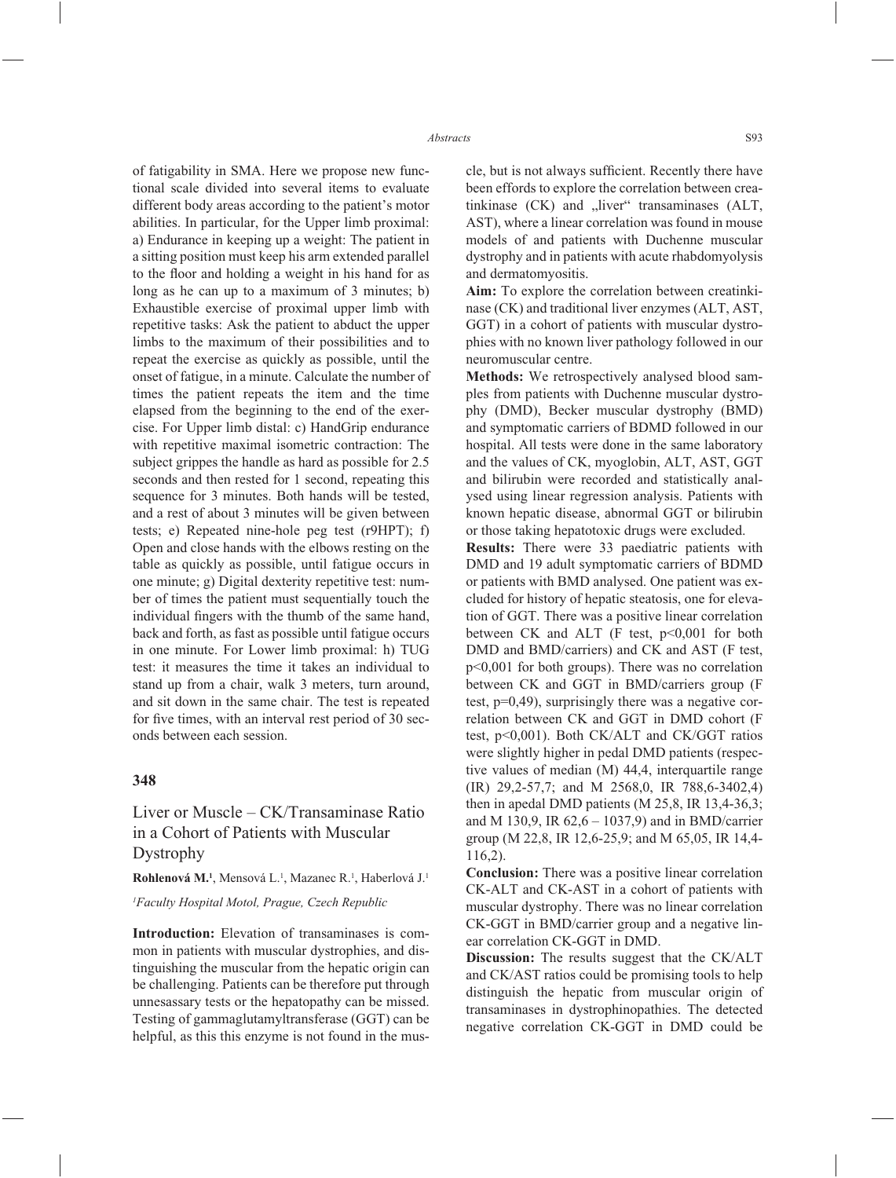of fatigability in SMA. Here we propose new functional scale divided into several items to evaluate different body areas according to the patient's motor abilities. In particular, for the Upper limb proximal: a) Endurance in keeping up a weight: The patient in a sitting position must keep his arm extended parallel to the floor and holding a weight in his hand for as long as he can up to a maximum of 3 minutes; b) Exhaustible exercise of proximal upper limb with repetitive tasks: Ask the patient to abduct the upper limbs to the maximum of their possibilities and to repeat the exercise as quickly as possible, until the onset of fatigue, in a minute. Calculate the number of times the patient repeats the item and the time elapsed from the beginning to the end of the exercise. For Upper limb distal: c) HandGrip endurance with repetitive maximal isometric contraction: The subject grippes the handle as hard as possible for 2.5 seconds and then rested for 1 second, repeating this sequence for 3 minutes. Both hands will be tested, and a rest of about 3 minutes will be given between tests; e) Repeated nine-hole peg test (r9HPT); f) Open and close hands with the elbows resting on the table as quickly as possible, until fatigue occurs in one minute; g) Digital dexterity repetitive test: number of times the patient must sequentially touch the individual fingers with the thumb of the same hand, back and forth, as fast as possible until fatigue occurs in one minute. For Lower limb proximal: h) TUG test: it measures the time it takes an individual to stand up from a chair, walk 3 meters, turn around, and sit down in the same chair. The test is repeated for five times, with an interval rest period of 30 seconds between each session.

## 348

## Liver or Muscle – CK/Transaminase Ratio in a Cohort of Patients with Muscular Dystrophy

**Rohlenová M.**[1], Mensová L.[1], Mazanec R.[1], Haberlová J.[1]

[1]*Faculty Hospital Motol, Prague, Czech Republic*

**Introduction:** Elevation of transaminases is common in patients with muscular dystrophies, and distinguishing the muscular from the hepatic origin can be challenging. Patients can be therefore put through unnesassary tests or the hepatopathy can be missed. Testing of gammaglutamyltransferase (GGT) can be helpful, as this this enzyme is not found in the muscle, but is not always sufficient. Recently there have been efforts to explore the correlation between creatinkinase (CK) and „liver" transaminases (ALT, AST), where a linear correlation was found in mouse models of and patients with Duchenne muscular dystrophy and in patients with acute rhabdomyolysis and dermatomyositis.

**Aim:** To explore the correlation between creatinkinase (CK) and traditional liver enzymes (ALT, AST, GGT) in a cohort of patients with muscular dystrophies with no known liver pathology followed in our neuromuscular centre.

**Methods:** We retrospectively analysed blood samples from patients with Duchenne muscular dystrophy (DMD), Becker muscular dystrophy (BMD) and symptomatic carriers of BDMD followed in our hospital. All tests were done in the same laboratory and the values of CK, myoglobin, ALT, AST, GGT and bilirubin were recorded and statistically analysed using linear regression analysis. Patients with known hepatic disease, abnormal GGT or bilirubin or those taking hepatotoxic drugs were excluded.

**Results:** There were 33 paediatric patients with DMD and 19 adult symptomatic carriers of BDMD or patients with BMD analysed. One patient was excluded for history of hepatic steatosis, one for elevation of GGT. There was a positive linear correlation between CK and ALT (F test, $p<0{,}001$ for both DMD and BMD/carriers) and CK and AST (F test, $p<0{,}001$ for both groups). There was no correlation between CK and GGT in BMD/carriers group (F test, $p=0{,}49$), surprisingly there was a negative correlation between CK and GGT in DMD cohort (F test, $p<0{,}001$). Both CK/ALT and CK/GGT ratios were slightly higher in pedal DMD patients (respective values of median (M) 44,4, interquartile range (IR) 29,2-57,7; and M 2568,0, IR 788,6-3402,4) then in apedal DMD patients (M 25,8, IR 13,4-36,3; and M 130,9, IR 62,6 – 1037,9) and in BMD/carrier group (M 22,8, IR 12,6-25,9; and M 65,05, IR 14,4-116,2).

**Conclusion:** There was a positive linear correlation CK-ALT and CK-AST in a cohort of patients with muscular dystrophy. There was no linear correlation CK-GGT in BMD/carrier group and a negative linear correlation CK-GGT in DMD.

**Discussion:** The results suggest that the CK/ALT and CK/AST ratios could be promising tools to help distinguish the hepatic from muscular origin of transaminases in dystrophinopathies. The detected negative correlation CK-GGT in DMD could be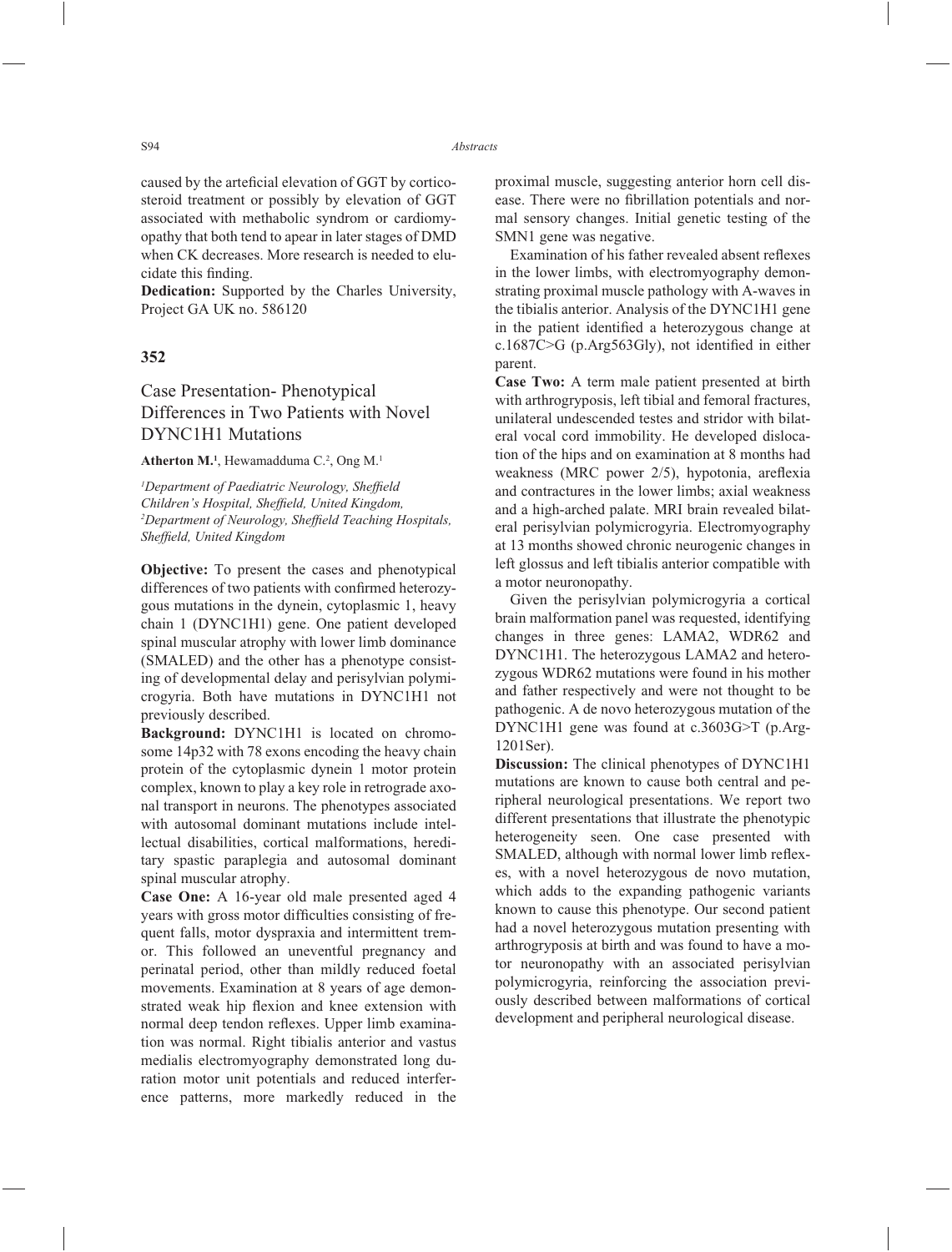caused by the arteficial elevation of GGT by corticosteroid treatment or possibly by elevation of GGT associated with methabolic syndrom or cardiomyopathy that both tend to apear in later stages of DMD when CK decreases. More research is needed to elucidate this finding.

**Dedication:** Supported by the Charles University, Project GA UK no. 586120

## 352

## Case Presentation- Phenotypical Differences in Two Patients with Novel DYNC1H1 Mutations

**Atherton M.**[1], Hewamadduma C.[2], Ong M.[1]

*[1]Department of Paediatric Neurology, Sheffield Children's Hospital, Sheffield, United Kingdom, [2]Department of Neurology, Sheffield Teaching Hospitals, Sheffield, United Kingdom*

**Objective:** To present the cases and phenotypical differences of two patients with confirmed heterozygous mutations in the dynein, cytoplasmic 1, heavy chain 1 (DYNC1H1) gene. One patient developed spinal muscular atrophy with lower limb dominance (SMALED) and the other has a phenotype consisting of developmental delay and perisylvian polymicrogyria. Both have mutations in DYNC1H1 not previously described.

**Background:** DYNC1H1 is located on chromosome 14p32 with 78 exons encoding the heavy chain protein of the cytoplasmic dynein 1 motor protein complex, known to play a key role in retrograde axonal transport in neurons. The phenotypes associated with autosomal dominant mutations include intellectual disabilities, cortical malformations, hereditary spastic paraplegia and autosomal dominant spinal muscular atrophy.

**Case One:** A 16-year old male presented aged 4 years with gross motor difficulties consisting of frequent falls, motor dyspraxia and intermittent tremor. This followed an uneventful pregnancy and perinatal period, other than mildly reduced foetal movements. Examination at 8 years of age demonstrated weak hip flexion and knee extension with normal deep tendon reflexes. Upper limb examination was normal. Right tibialis anterior and vastus medialis electromyography demonstrated long duration motor unit potentials and reduced interference patterns, more markedly reduced in the proximal muscle, suggesting anterior horn cell disease. There were no fibrillation potentials and normal sensory changes. Initial genetic testing of the SMN1 gene was negative.

Examination of his father revealed absent reflexes in the lower limbs, with electromyography demonstrating proximal muscle pathology with A-waves in the tibialis anterior. Analysis of the DYNC1H1 gene in the patient identified a heterozygous change at c.1687C>G (p.Arg563Gly), not identified in either parent.

**Case Two:** A term male patient presented at birth with arthrogryposis, left tibial and femoral fractures, unilateral undescended testes and stridor with bilateral vocal cord immobility. He developed dislocation of the hips and on examination at 8 months had weakness (MRC power 2/5), hypotonia, areflexia and contractures in the lower limbs; axial weakness and a high-arched palate. MRI brain revealed bilateral perisylvian polymicrogyria. Electromyography at 13 months showed chronic neurogenic changes in left glossus and left tibialis anterior compatible with a motor neuronopathy.

Given the perisylvian polymicrogyria a cortical brain malformation panel was requested, identifying changes in three genes: LAMA2, WDR62 and DYNC1H1. The heterozygous LAMA2 and heterozygous WDR62 mutations were found in his mother and father respectively and were not thought to be pathogenic. A de novo heterozygous mutation of the DYNC1H1 gene was found at c.3603G>T (p.Arg1201Ser).

**Discussion:** The clinical phenotypes of DYNC1H1 mutations are known to cause both central and peripheral neurological presentations. We report two different presentations that illustrate the phenotypic heterogeneity seen. One case presented with SMALED, although with normal lower limb reflexes, with a novel heterozygous de novo mutation, which adds to the expanding pathogenic variants known to cause this phenotype. Our second patient had a novel heterozygous mutation presenting with arthrogryposis at birth and was found to have a motor neuronopathy with an associated perisylvian polymicrogyria, reinforcing the association previously described between malformations of cortical development and peripheral neurological disease.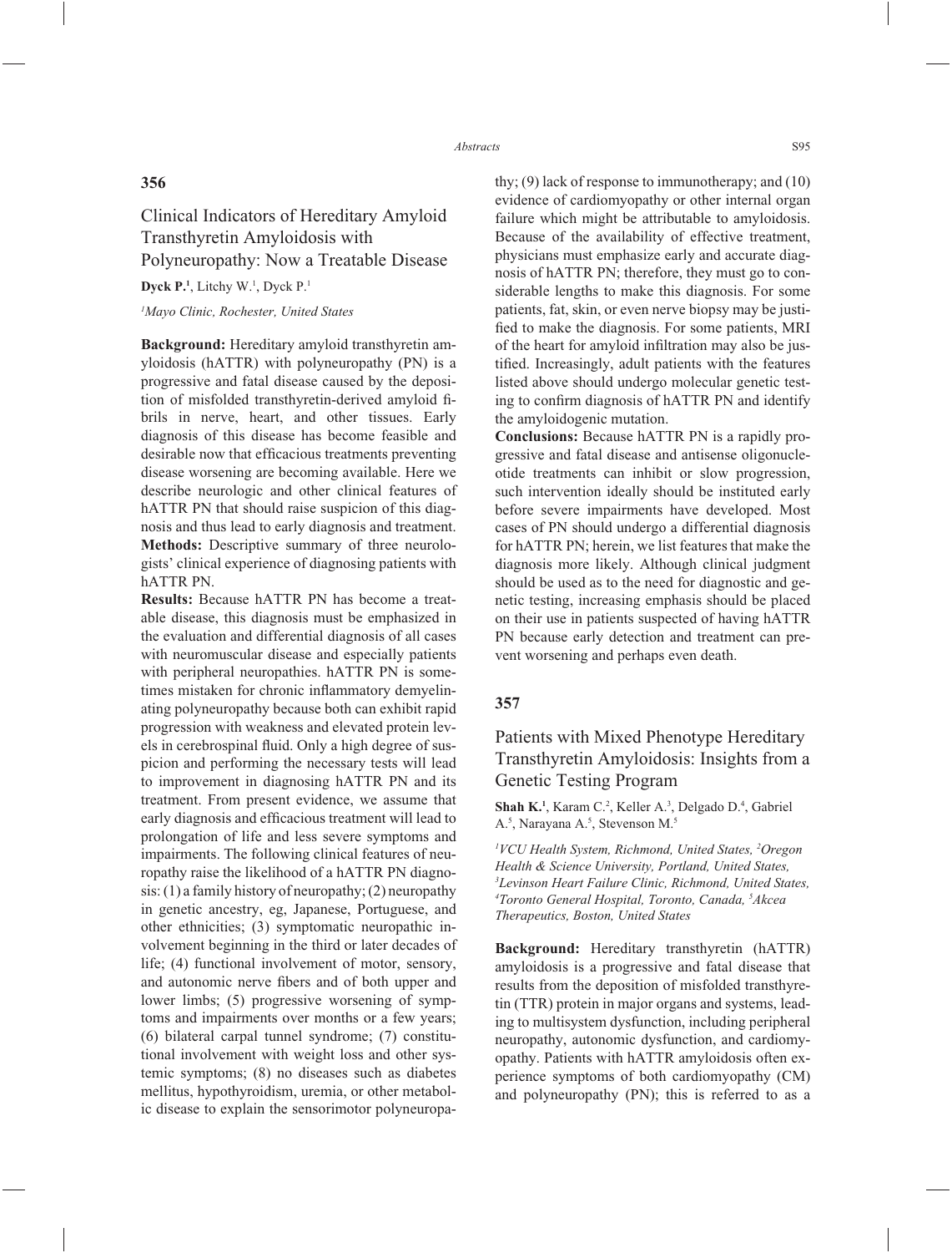## 356

### Clinical Indicators of Hereditary Amyloid Transthyretin Amyloidosis with Polyneuropathy: Now a Treatable Disease

**Dyck P.**[1], Litchy W.[1], Dyck P.[1]

*[1]Mayo Clinic, Rochester, United States*

**Background:** Hereditary amyloid transthyretin amyloidosis (hATTR) with polyneuropathy (PN) is a progressive and fatal disease caused by the deposition of misfolded transthyretin-derived amyloid fibrils in nerve, heart, and other tissues. Early diagnosis of this disease has become feasible and desirable now that efficacious treatments preventing disease worsening are becoming available. Here we describe neurologic and other clinical features of hATTR PN that should raise suspicion of this diagnosis and thus lead to early diagnosis and treatment.

**Methods:** Descriptive summary of three neurologists' clinical experience of diagnosing patients with hATTR PN.

**Results:** Because hATTR PN has become a treatable disease, this diagnosis must be emphasized in the evaluation and differential diagnosis of all cases with neuromuscular disease and especially patients with peripheral neuropathies. hATTR PN is sometimes mistaken for chronic inflammatory demyelinating polyneuropathy because both can exhibit rapid progression with weakness and elevated protein levels in cerebrospinal fluid. Only a high degree of suspicion and performing the necessary tests will lead to improvement in diagnosing hATTR PN and its treatment. From present evidence, we assume that early diagnosis and efficacious treatment will lead to prolongation of life and less severe symptoms and impairments. The following clinical features of neuropathy raise the likelihood of a hATTR PN diagnosis: (1) a family history of neuropathy; (2) neuropathy in genetic ancestry, eg, Japanese, Portuguese, and other ethnicities; (3) symptomatic neuropathic involvement beginning in the third or later decades of life; (4) functional involvement of motor, sensory, and autonomic nerve fibers and of both upper and lower limbs; (5) progressive worsening of symptoms and impairments over months or a few years; (6) bilateral carpal tunnel syndrome; (7) constitutional involvement with weight loss and other systemic symptoms; (8) no diseases such as diabetes mellitus, hypothyroidism, uremia, or other metabolic disease to explain the sensorimotor polyneuropathy; (9) lack of response to immunotherapy; and (10) evidence of cardiomyopathy or other internal organ failure which might be attributable to amyloidosis. Because of the availability of effective treatment, physicians must emphasize early and accurate diagnosis of hATTR PN; therefore, they must go to considerable lengths to make this diagnosis. For some patients, fat, skin, or even nerve biopsy may be justified to make the diagnosis. For some patients, MRI of the heart for amyloid infiltration may also be justified. Increasingly, adult patients with the features listed above should undergo molecular genetic testing to confirm diagnosis of hATTR PN and identify the amyloidogenic mutation.

**Conclusions:** Because hATTR PN is a rapidly progressive and fatal disease and antisense oligonucleotide treatments can inhibit or slow progression, such intervention ideally should be instituted early before severe impairments have developed. Most cases of PN should undergo a differential diagnosis for hATTR PN; herein, we list features that make the diagnosis more likely. Although clinical judgment should be used as to the need for diagnostic and genetic testing, increasing emphasis should be placed on their use in patients suspected of having hATTR PN because early detection and treatment can prevent worsening and perhaps even death.

## 357

### Patients with Mixed Phenotype Hereditary Transthyretin Amyloidosis: Insights from a Genetic Testing Program

**Shah K.**[1], Karam C.[2], Keller A.[3], Delgado D.[4], Gabriel A.[5], Narayana A.[5], Stevenson M.[5]

*[1]VCU Health System, Richmond, United States, [2]Oregon Health & Science University, Portland, United States, [3]Levinson Heart Failure Clinic, Richmond, United States, [4]Toronto General Hospital, Toronto, Canada, [5]Akcea Therapeutics, Boston, United States*

**Background:** Hereditary transthyretin (hATTR) amyloidosis is a progressive and fatal disease that results from the deposition of misfolded transthyretin (TTR) protein in major organs and systems, leading to multisystem dysfunction, including peripheral neuropathy, autonomic dysfunction, and cardiomyopathy. Patients with hATTR amyloidosis often experience symptoms of both cardiomyopathy (CM) and polyneuropathy (PN); this is referred to as a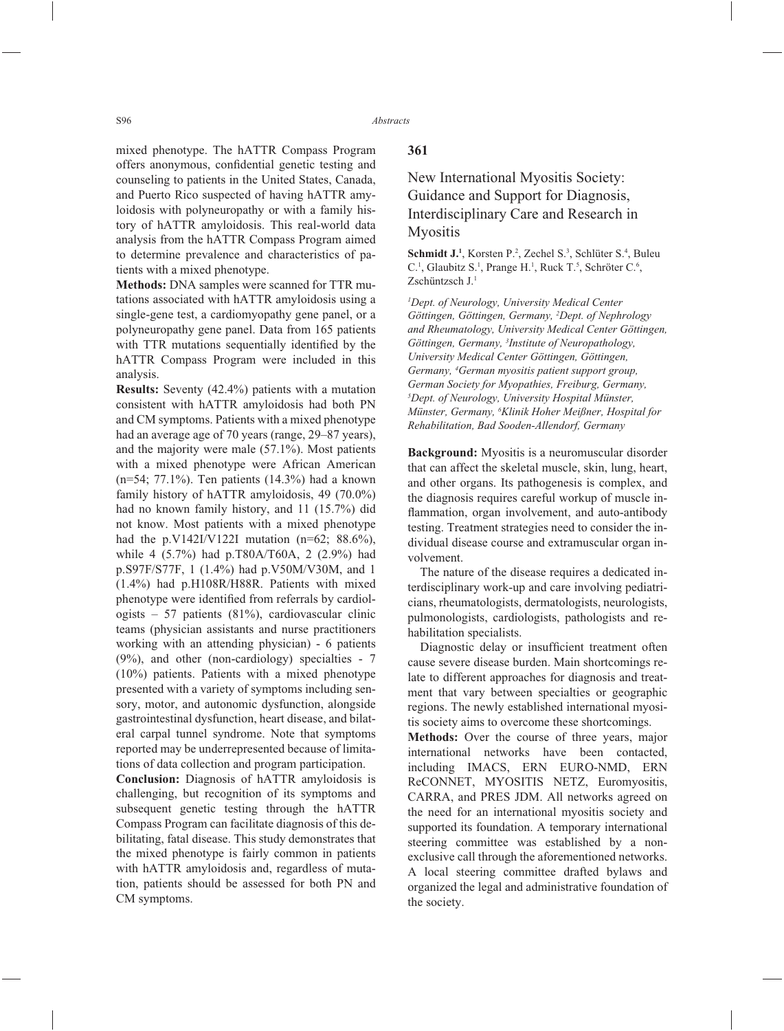mixed phenotype. The hATTR Compass Program offers anonymous, confidential genetic testing and counseling to patients in the United States, Canada, and Puerto Rico suspected of having hATTR amyloidosis with polyneuropathy or with a family history of hATTR amyloidosis. This real-world data analysis from the hATTR Compass Program aimed to determine prevalence and characteristics of patients with a mixed phenotype.

**Methods:** DNA samples were scanned for TTR mutations associated with hATTR amyloidosis using a single-gene test, a cardiomyopathy gene panel, or a polyneuropathy gene panel. Data from 165 patients with TTR mutations sequentially identified by the hATTR Compass Program were included in this analysis.

**Results:** Seventy (42.4%) patients with a mutation consistent with hATTR amyloidosis had both PN and CM symptoms. Patients with a mixed phenotype had an average age of 70 years (range, 29–87 years), and the majority were male (57.1%). Most patients with a mixed phenotype were African American (n=54; 77.1%). Ten patients (14.3%) had a known family history of hATTR amyloidosis, 49 (70.0%) had no known family history, and 11 (15.7%) did not know. Most patients with a mixed phenotype had the p.V142I/V122I mutation (n=62; 88.6%), while 4 (5.7%) had p.T80A/T60A, 2 (2.9%) had p.S97F/S77F, 1 (1.4%) had p.V50M/V30M, and 1 (1.4%) had p.H108R/H88R. Patients with mixed phenotype were identified from referrals by cardiologists – 57 patients (81%), cardiovascular clinic teams (physician assistants and nurse practitioners working with an attending physician) - 6 patients (9%), and other (non-cardiology) specialties - 7 (10%) patients. Patients with a mixed phenotype presented with a variety of symptoms including sensory, motor, and autonomic dysfunction, alongside gastrointestinal dysfunction, heart disease, and bilateral carpal tunnel syndrome. Note that symptoms reported may be underrepresented because of limitations of data collection and program participation.

**Conclusion:** Diagnosis of hATTR amyloidosis is challenging, but recognition of its symptoms and subsequent genetic testing through the hATTR Compass Program can facilitate diagnosis of this debilitating, fatal disease. This study demonstrates that the mixed phenotype is fairly common in patients with hATTR amyloidosis and, regardless of mutation, patients should be assessed for both PN and CM symptoms.

## 361

### New International Myositis Society: Guidance and Support for Diagnosis, Interdisciplinary Care and Research in Myositis

**Schmidt J.**[1], Korsten P.[2], Zechel S.[3], Schlüter S.[4], Buleu C.[1], Glaubitz S.[1], Prange H.[1], Ruck T.[5], Schröter C.[6], Zschüntzsch J.[1]

*[1]Dept. of Neurology, University Medical Center Göttingen, Göttingen, Germany, [2]Dept. of Nephrology and Rheumatology, University Medical Center Göttingen, Göttingen, Germany, [3]Institute of Neuropathology, University Medical Center Göttingen, Göttingen, Germany, [4]German myositis patient support group, German Society for Myopathies, Freiburg, Germany, [5]Dept. of Neurology, University Hospital Münster, Münster, Germany, [6]Klinik Hoher Meißner, Hospital for Rehabilitation, Bad Sooden-Allendorf, Germany*

**Background:** Myositis is a neuromuscular disorder that can affect the skeletal muscle, skin, lung, heart, and other organs. Its pathogenesis is complex, and the diagnosis requires careful workup of muscle inflammation, organ involvement, and auto-antibody testing. Treatment strategies need to consider the individual disease course and extramuscular organ involvement.

The nature of the disease requires a dedicated interdisciplinary work-up and care involving pediatricians, rheumatologists, dermatologists, neurologists, pulmonologists, cardiologists, pathologists and rehabilitation specialists.

Diagnostic delay or insufficient treatment often cause severe disease burden. Main shortcomings relate to different approaches for diagnosis and treatment that vary between specialties or geographic regions. The newly established international myositis society aims to overcome these shortcomings.

**Methods:** Over the course of three years, major international networks have been contacted, including IMACS, ERN EURO-NMD, ERN ReCONNET, MYOSITIS NETZ, Euromyositis, CARRA, and PRES JDM. All networks agreed on the need for an international myositis society and supported its foundation. A temporary international steering committee was established by a non-exclusive call through the aforementioned networks. A local steering committee drafted bylaws and organized the legal and administrative foundation of the society.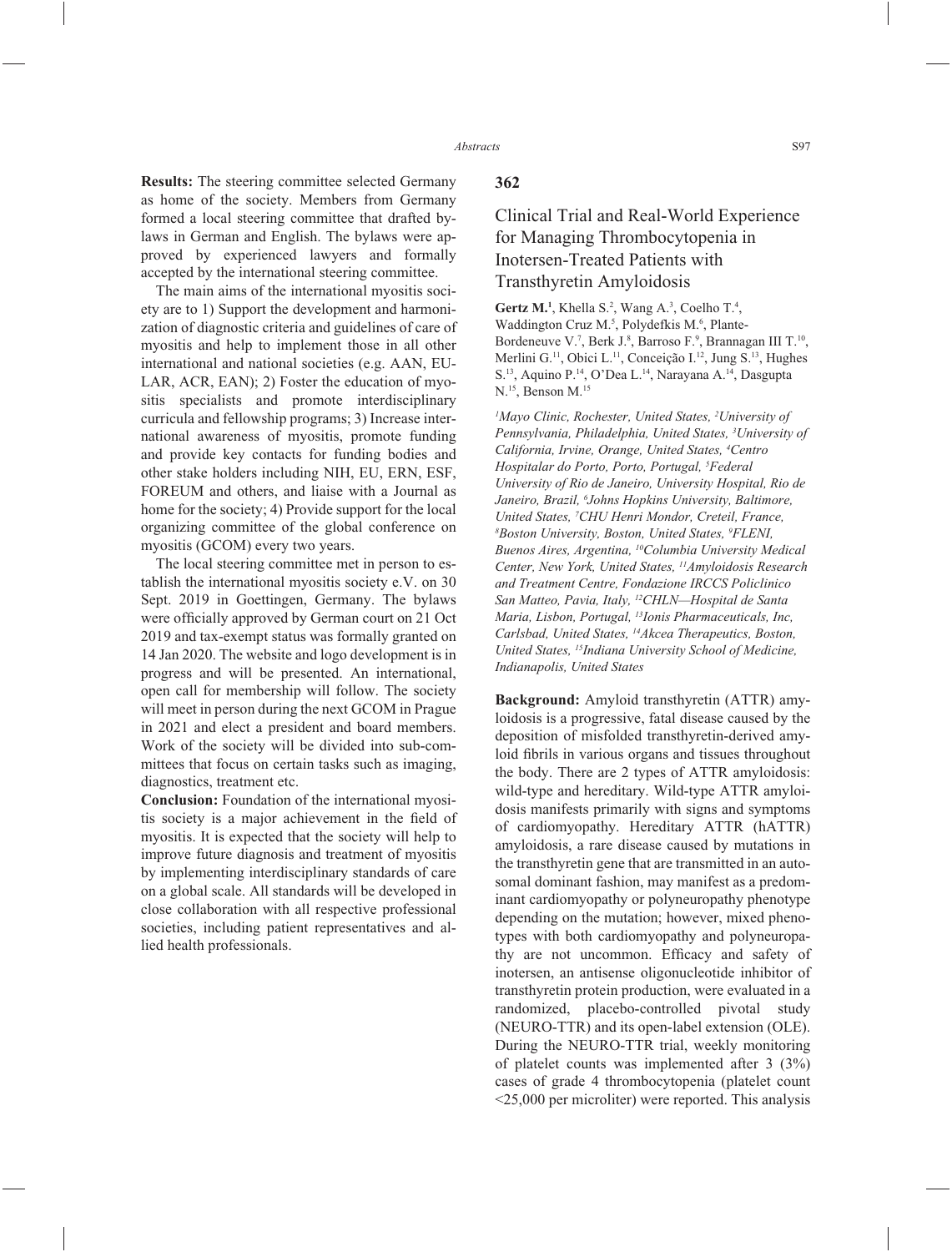**Results:** The steering committee selected Germany as home of the society. Members from Germany formed a local steering committee that drafted bylaws in German and English. The bylaws were approved by experienced lawyers and formally accepted by the international steering committee.

The main aims of the international myositis society are to 1) Support the development and harmonization of diagnostic criteria and guidelines of care of myositis and help to implement those in all other international and national societies (e.g. AAN, EULAR, ACR, EAN); 2) Foster the education of myositis specialists and promote interdisciplinary curricula and fellowship programs; 3) Increase international awareness of myositis, promote funding and provide key contacts for funding bodies and other stake holders including NIH, EU, ERN, ESF, FOREUM and others, and liaise with a Journal as home for the society; 4) Provide support for the local organizing committee of the global conference on myositis (GCOM) every two years.

The local steering committee met in person to establish the international myositis society e.V. on 30 Sept. 2019 in Goettingen, Germany. The bylaws were officially approved by German court on 21 Oct 2019 and tax-exempt status was formally granted on 14 Jan 2020. The website and logo development is in progress and will be presented. An international, open call for membership will follow. The society will meet in person during the next GCOM in Prague in 2021 and elect a president and board members. Work of the society will be divided into sub-committees that focus on certain tasks such as imaging, diagnostics, treatment etc.

**Conclusion:** Foundation of the international myositis society is a major achievement in the field of myositis. It is expected that the society will help to improve future diagnosis and treatment of myositis by implementing interdisciplinary standards of care on a global scale. All standards will be developed in close collaboration with all respective professional societies, including patient representatives and allied health professionals.

## 362

# Clinical Trial and Real-World Experience for Managing Thrombocytopenia in Inotersen-Treated Patients with Transthyretin Amyloidosis

**Gertz M.**[1], Khella S.[2], Wang A.[3], Coelho T.[4], Waddington Cruz M.[5], Polydefkis M.[6], Plante-Bordeneuve V.[7], Berk J.[8], Barroso F.[9], Brannagan III T.[10], Merlini G.[11], Obici L.[11], Conceição I.[12], Jung S.[13], Hughes S.[13], Aquino P.[14], O'Dea L.[14], Narayana A.[14], Dasgupta N.[15], Benson M.[15]

*[1]Mayo Clinic, Rochester, United States, [2]University of Pennsylvania, Philadelphia, United States, [3]University of California, Irvine, Orange, United States, [4]Centro Hospitalar do Porto, Porto, Portugal, [5]Federal University of Rio de Janeiro, University Hospital, Rio de Janeiro, Brazil, [6]Johns Hopkins University, Baltimore, United States, [7]CHU Henri Mondor, Creteil, France, [8]Boston University, Boston, United States, [9]FLENI, Buenos Aires, Argentina, [10]Columbia University Medical Center, New York, United States, [11]Amyloidosis Research and Treatment Centre, Fondazione IRCCS Policlinico San Matteo, Pavia, Italy, [12]CHLN—Hospital de Santa Maria, Lisbon, Portugal, [13]Ionis Pharmaceuticals, Inc, Carlsbad, United States, [14]Akcea Therapeutics, Boston, United States, [15]Indiana University School of Medicine, Indianapolis, United States*

**Background:** Amyloid transthyretin (ATTR) amyloidosis is a progressive, fatal disease caused by the deposition of misfolded transthyretin-derived amyloid fibrils in various organs and tissues throughout the body. There are 2 types of ATTR amyloidosis: wild-type and hereditary. Wild-type ATTR amyloidosis manifests primarily with signs and symptoms of cardiomyopathy. Hereditary ATTR (hATTR) amyloidosis, a rare disease caused by mutations in the transthyretin gene that are transmitted in an autosomal dominant fashion, may manifest as a predominant cardiomyopathy or polyneuropathy phenotype depending on the mutation; however, mixed phenotypes with both cardiomyopathy and polyneuropathy are not uncommon. Efficacy and safety of inotersen, an antisense oligonucleotide inhibitor of transthyretin protein production, were evaluated in a randomized, placebo-controlled pivotal study (NEURO-TTR) and its open-label extension (OLE). During the NEURO-TTR trial, weekly monitoring of platelet counts was implemented after 3 (3%) cases of grade 4 thrombocytopenia (platelet count <25,000 per microliter) were reported. This analysis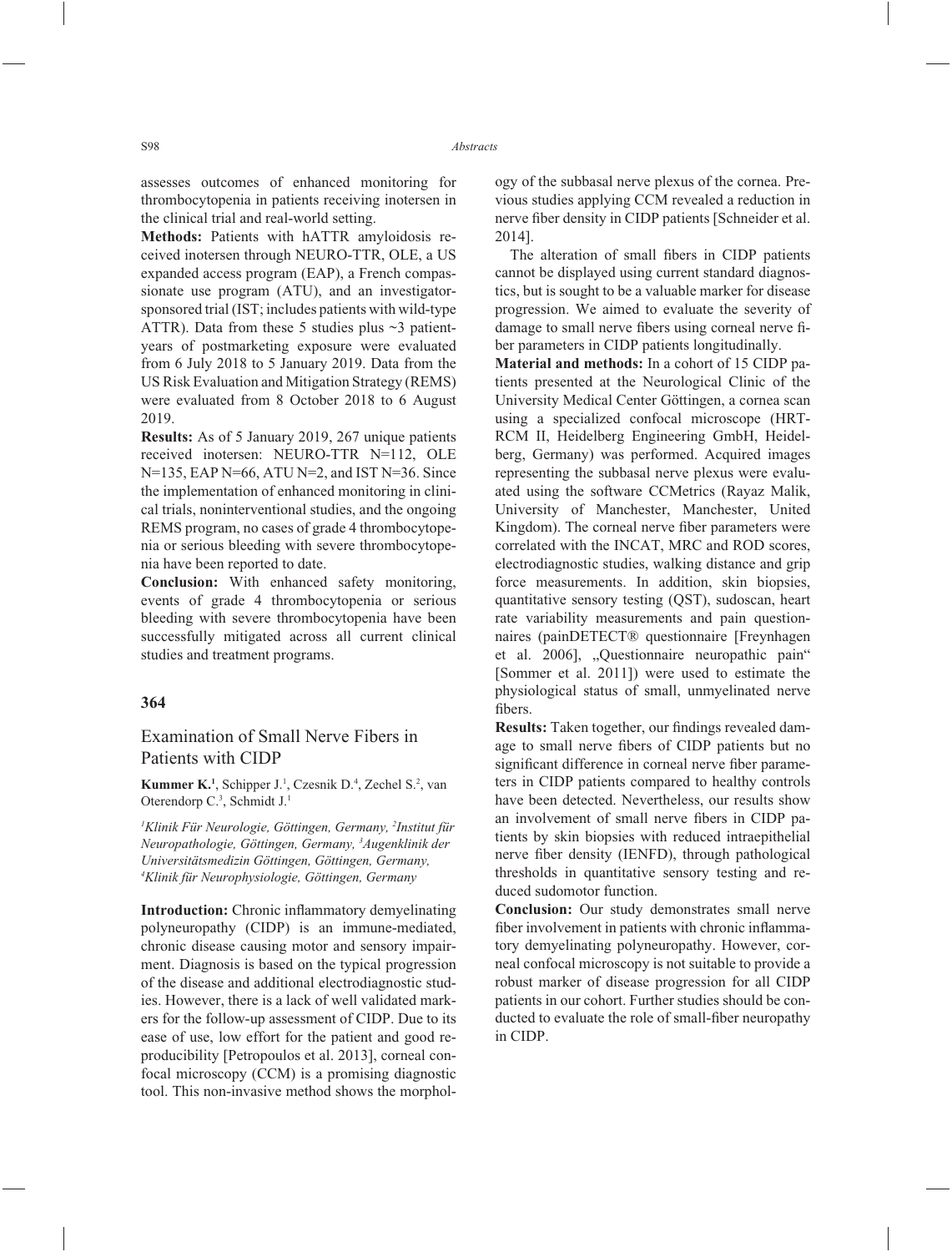assesses outcomes of enhanced monitoring for thrombocytopenia in patients receiving inotersen in the clinical trial and real-world setting.

**Methods:** Patients with hATTR amyloidosis received inotersen through NEURO-TTR, OLE, a US expanded access program (EAP), a French compassionate use program (ATU), and an investigator-sponsored trial (IST; includes patients with wild-type ATTR). Data from these 5 studies plus ~3 patient-years of postmarketing exposure were evaluated from 6 July 2018 to 5 January 2019. Data from the US Risk Evaluation and Mitigation Strategy (REMS) were evaluated from 8 October 2018 to 6 August 2019.

**Results:** As of 5 January 2019, 267 unique patients received inotersen: NEURO-TTR N=112, OLE N=135, EAP N=66, ATU N=2, and IST N=36. Since the implementation of enhanced monitoring in clinical trials, noninterventional studies, and the ongoing REMS program, no cases of grade 4 thrombocytopenia or serious bleeding with severe thrombocytopenia have been reported to date.

**Conclusion:** With enhanced safety monitoring, events of grade 4 thrombocytopenia or serious bleeding with severe thrombocytopenia have been successfully mitigated across all current clinical studies and treatment programs.

## 364

## Examination of Small Nerve Fibers in Patients with CIDP

**Kummer K.**[1], Schipper J.[1], Czesnik D.[4], Zechel S.[2], van Oterendorp C.[3], Schmidt J.[1]

*[1]Klinik Für Neurologie, Göttingen, Germany, [2]Institut für Neuropathologie, Göttingen, Germany, [3]Augenklinik der Universitätsmedizin Göttingen, Göttingen, Germany, [4]Klinik für Neurophysiologie, Göttingen, Germany*

**Introduction:** Chronic inflammatory demyelinating polyneuropathy (CIDP) is an immune-mediated, chronic disease causing motor and sensory impairment. Diagnosis is based on the typical progression of the disease and additional electrodiagnostic studies. However, there is a lack of well validated markers for the follow-up assessment of CIDP. Due to its ease of use, low effort for the patient and good reproducibility [Petropoulos et al. 2013], corneal confocal microscopy (CCM) is a promising diagnostic tool. This non-invasive method shows the morphology of the subbasal nerve plexus of the cornea. Previous studies applying CCM revealed a reduction in nerve fiber density in CIDP patients [Schneider et al. 2014].

The alteration of small fibers in CIDP patients cannot be displayed using current standard diagnostics, but is sought to be a valuable marker for disease progression. We aimed to evaluate the severity of damage to small nerve fibers using corneal nerve fiber parameters in CIDP patients longitudinally.

**Material and methods:** In a cohort of 15 CIDP patients presented at the Neurological Clinic of the University Medical Center Göttingen, a cornea scan using a specialized confocal microscope (HRT-RCM II, Heidelberg Engineering GmbH, Heidelberg, Germany) was performed. Acquired images representing the subbasal nerve plexus were evaluated using the software CCMetrics (Rayaz Malik, University of Manchester, Manchester, United Kingdom). The corneal nerve fiber parameters were correlated with the INCAT, MRC and ROD scores, electrodiagnostic studies, walking distance and grip force measurements. In addition, skin biopsies, quantitative sensory testing (QST), sudoscan, heart rate variability measurements and pain questionnaires (painDETECT® questionnaire [Freynhagen et al. 2006], „Questionnaire neuropathic pain" [Sommer et al. 2011]) were used to estimate the physiological status of small, unmyelinated nerve fibers.

**Results:** Taken together, our findings revealed damage to small nerve fibers of CIDP patients but no significant difference in corneal nerve fiber parameters in CIDP patients compared to healthy controls have been detected. Nevertheless, our results show an involvement of small nerve fibers in CIDP patients by skin biopsies with reduced intraepithelial nerve fiber density (IENFD), through pathological thresholds in quantitative sensory testing and reduced sudomotor function.

**Conclusion:** Our study demonstrates small nerve fiber involvement in patients with chronic inflammatory demyelinating polyneuropathy. However, corneal confocal microscopy is not suitable to provide a robust marker of disease progression for all CIDP patients in our cohort. Further studies should be conducted to evaluate the role of small-fiber neuropathy in CIDP.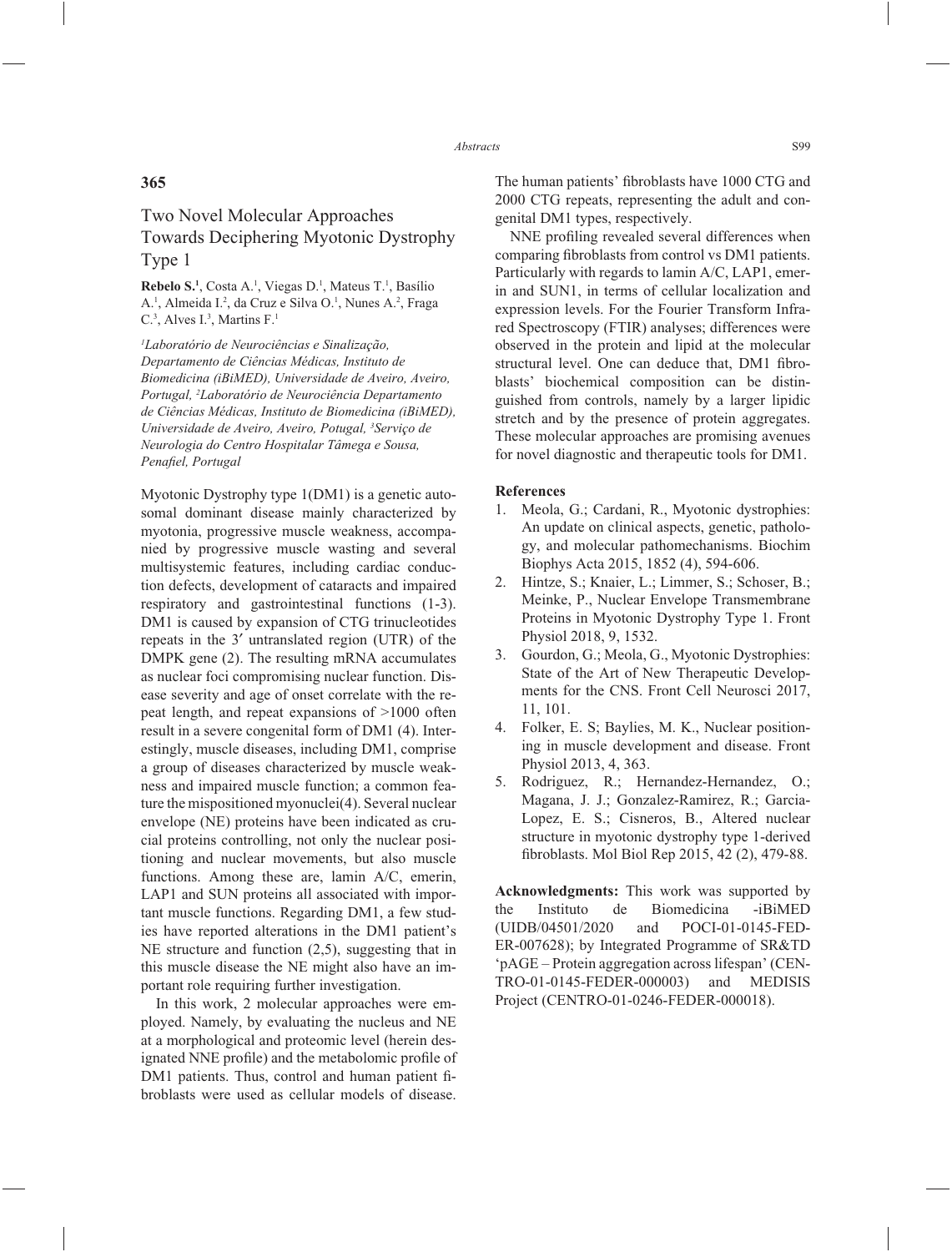## 365

# Two Novel Molecular Approaches Towards Deciphering Myotonic Dystrophy Type 1

**Rebelo S.**[1], Costa A.[1], Viegas D.[1], Mateus T.[1], Basílio A.[1], Almeida I.[2], da Cruz e Silva O.[1], Nunes A.[2], Fraga C.[3], Alves I.[3], Martins F.[1]

*[1]Laboratório de Neurociências e Sinalização, Departamento de Ciências Médicas, Instituto de Biomedicina (iBiMED), Universidade de Aveiro, Aveiro, Portugal, [2]Laboratório de Neurociência Departamento de Ciências Médicas, Instituto de Biomedicina (iBiMED), Universidade de Aveiro, Aveiro, Potugal, [3]Serviço de Neurologia do Centro Hospitalar Tâmega e Sousa, Penafiel, Portugal*

Myotonic Dystrophy type 1(DM1) is a genetic autosomal dominant disease mainly characterized by myotonia, progressive muscle weakness, accompanied by progressive muscle wasting and several multisystemic features, including cardiac conduction defects, development of cataracts and impaired respiratory and gastrointestinal functions (1-3). DM1 is caused by expansion of CTG trinucleotides repeats in the 3′ untranslated region (UTR) of the DMPK gene (2). The resulting mRNA accumulates as nuclear foci compromising nuclear function. Disease severity and age of onset correlate with the repeat length, and repeat expansions of >1000 often result in a severe congenital form of DM1 (4). Interestingly, muscle diseases, including DM1, comprise a group of diseases characterized by muscle weakness and impaired muscle function; a common feature the mispositioned myonuclei(4). Several nuclear envelope (NE) proteins have been indicated as crucial proteins controlling, not only the nuclear positioning and nuclear movements, but also muscle functions. Among these are, lamin A/C, emerin, LAP1 and SUN proteins all associated with important muscle functions. Regarding DM1, a few studies have reported alterations in the DM1 patient's NE structure and function (2,5), suggesting that in this muscle disease the NE might also have an important role requiring further investigation.

In this work, 2 molecular approaches were employed. Namely, by evaluating the nucleus and NE at a morphological and proteomic level (herein designated NNE profile) and the metabolomic profile of DM1 patients. Thus, control and human patient fibroblasts were used as cellular models of disease. The human patients' fibroblasts have 1000 CTG and 2000 CTG repeats, representing the adult and congenital DM1 types, respectively.

NNE profiling revealed several differences when comparing fibroblasts from control vs DM1 patients. Particularly with regards to lamin A/C, LAP1, emerin and SUN1, in terms of cellular localization and expression levels. For the Fourier Transform Infrared Spectroscopy (FTIR) analyses; differences were observed in the protein and lipid at the molecular structural level. One can deduce that, DM1 fibroblasts' biochemical composition can be distinguished from controls, namely by a larger lipidic stretch and by the presence of protein aggregates. These molecular approaches are promising avenues for novel diagnostic and therapeutic tools for DM1.

**References**

1. Meola, G.; Cardani, R., Myotonic dystrophies: An update on clinical aspects, genetic, pathology, and molecular pathomechanisms. Biochim Biophys Acta 2015, 1852 (4), 594-606.
2. Hintze, S.; Knaier, L.; Limmer, S.; Schoser, B.; Meinke, P., Nuclear Envelope Transmembrane Proteins in Myotonic Dystrophy Type 1. Front Physiol 2018, 9, 1532.
3. Gourdon, G.; Meola, G., Myotonic Dystrophies: State of the Art of New Therapeutic Developments for the CNS. Front Cell Neurosci 2017, 11, 101.
4. Folker, E. S; Baylies, M. K., Nuclear positioning in muscle development and disease. Front Physiol 2013, 4, 363.
5. Rodriguez, R.; Hernandez-Hernandez, O.; Magana, J. J.; Gonzalez-Ramirez, R.; Garcia-Lopez, E. S.; Cisneros, B., Altered nuclear structure in myotonic dystrophy type 1-derived fibroblasts. Mol Biol Rep 2015, 42 (2), 479-88.

**Acknowledgments:** This work was supported by the Instituto de Biomedicina -iBiMED (UIDB/04501/2020 and POCI-01-0145-FEDER-007628); by Integrated Programme of SR&TD 'pAGE – Protein aggregation across lifespan' (CENTRO-01-0145-FEDER-000003) and MEDISIS Project (CENTRO-01-0246-FEDER-000018).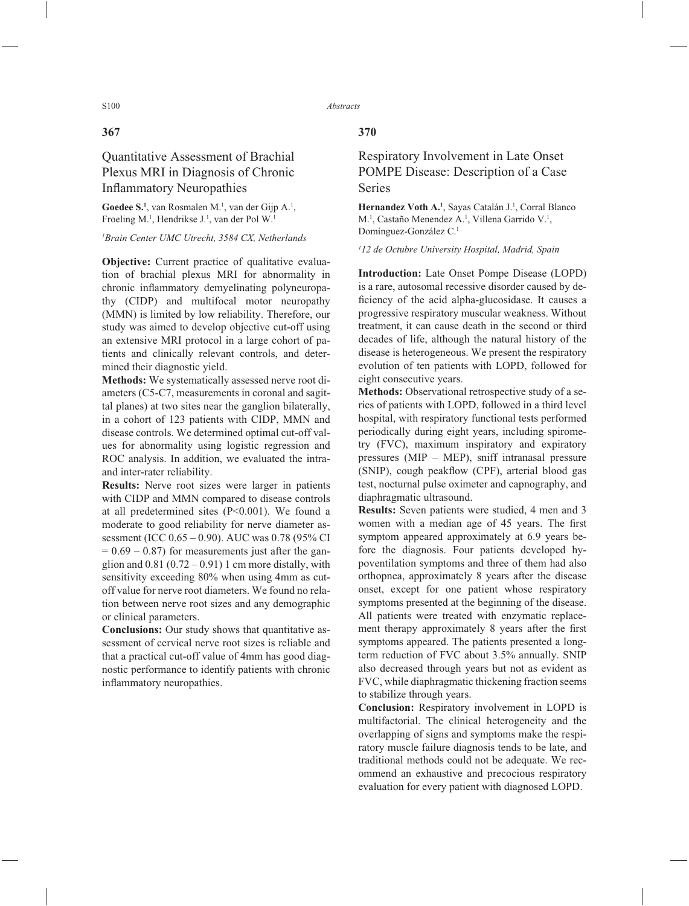## 367

### Quantitative Assessment of Brachial Plexus MRI in Diagnosis of Chronic Inflammatory Neuropathies

**Goedee S.**[1], van Rosmalen M.[1], van der Gijp A.[1], Froeling M.[1], Hendrikse J.[1], van der Pol W.[1]

[1]*Brain Center UMC Utrecht, 3584 CX, Netherlands*

**Objective:** Current practice of qualitative evaluation of brachial plexus MRI for abnormality in chronic inflammatory demyelinating polyneuropathy (CIDP) and multifocal motor neuropathy (MMN) is limited by low reliability. Therefore, our study was aimed to develop objective cut-off using an extensive MRI protocol in a large cohort of patients and clinically relevant controls, and determined their diagnostic yield.

**Methods:** We systematically assessed nerve root diameters (C5-C7, measurements in coronal and sagittal planes) at two sites near the ganglion bilaterally, in a cohort of 123 patients with CIDP, MMN and disease controls. We determined optimal cut-off values for abnormality using logistic regression and ROC analysis. In addition, we evaluated the intra- and inter-rater reliability.

**Results:** Nerve root sizes were larger in patients with CIDP and MMN compared to disease controls at all predetermined sites ($P<0.001$). We found a moderate to good reliability for nerve diameter assessment (ICC 0.65 – 0.90). AUC was 0.78 (95% CI = 0.69 – 0.87) for measurements just after the ganglion and 0.81 (0.72 – 0.91) 1 cm more distally, with sensitivity exceeding 80% when using 4mm as cut-off value for nerve root diameters. We found no relation between nerve root sizes and any demographic or clinical parameters.

**Conclusions:** Our study shows that quantitative assessment of cervical nerve root sizes is reliable and that a practical cut-off value of 4mm has good diagnostic performance to identify patients with chronic inflammatory neuropathies.

## 370

### Respiratory Involvement in Late Onset POMPE Disease: Description of a Case Series

**Hernandez Voth A.**[1], Sayas Catalán J.[1], Corral Blanco M.[1], Castaño Menendez A.[1], Villena Garrido V.[1], Domínguez-González C.[1]

[1]*12 de Octubre University Hospital, Madrid, Spain*

**Introduction:** Late Onset Pompe Disease (LOPD) is a rare, autosomal recessive disorder caused by deficiency of the acid alpha-glucosidase. It causes a progressive respiratory muscular weakness. Without treatment, it can cause death in the second or third decades of life, although the natural history of the disease is heterogeneous. We present the respiratory evolution of ten patients with LOPD, followed for eight consecutive years.

**Methods:** Observational retrospective study of a series of patients with LOPD, followed in a third level hospital, with respiratory functional tests performed periodically during eight years, including spirometry (FVC), maximum inspiratory and expiratory pressures (MIP – MEP), sniff intranasal pressure (SNIP), cough peakflow (CPF), arterial blood gas test, nocturnal pulse oximeter and capnography, and diaphragmatic ultrasound.

**Results:** Seven patients were studied, 4 men and 3 women with a median age of 45 years. The first symptom appeared approximately at 6.9 years before the diagnosis. Four patients developed hypoventilation symptoms and three of them had also orthopnea, approximately 8 years after the disease onset, except for one patient whose respiratory symptoms presented at the beginning of the disease. All patients were treated with enzymatic replacement therapy approximately 8 years after the first symptoms appeared. The patients presented a long-term reduction of FVC about 3.5% annually. SNIP also decreased through years but not as evident as FVC, while diaphragmatic thickening fraction seems to stabilize through years.

**Conclusion:** Respiratory involvement in LOPD is multifactorial. The clinical heterogeneity and the overlapping of signs and symptoms make the respiratory muscle failure diagnosis tends to be late, and traditional methods could not be adequate. We recommend an exhaustive and precocious respiratory evaluation for every patient with diagnosed LOPD.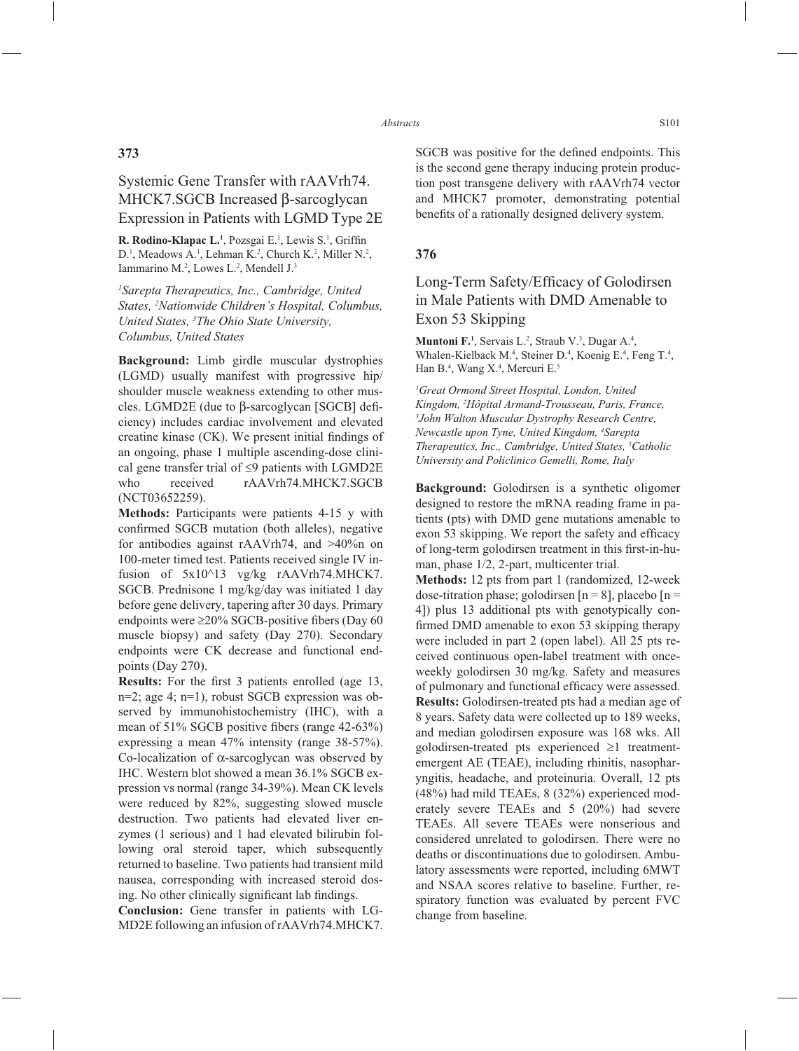## 373

### Systemic Gene Transfer with rAAVrh74.MHCK7.SGCB Increased β-sarcoglycan Expression in Patients with LGMD Type 2E

**R. Rodino-Klapac L.[1]**, Pozsgai E.[1], Lewis S.[1], Griffin D.[1], Meadows A.[1], Lehman K.[2], Church K.[2], Miller N.[2], Iammarino M.[2], Lowes L.[2], Mendell J.[3]

*[1]Sarepta Therapeutics, Inc., Cambridge, United States, [2]Nationwide Children's Hospital, Columbus, United States, [3]The Ohio State University, Columbus, United States*

**Background:** Limb girdle muscular dystrophies (LGMD) usually manifest with progressive hip/shoulder muscle weakness extending to other muscles. LGMD2E (due to β-sarcoglycan [SGCB] deficiency) includes cardiac involvement and elevated creatine kinase (CK). We present initial findings of an ongoing, phase 1 multiple ascending-dose clinical gene transfer trial of ≤9 patients with LGMD2E who received rAAVrh74.MHCK7.SGCB (NCT03652259).

**Methods:** Participants were patients 4-15 y with confirmed SGCB mutation (both alleles), negative for antibodies against rAAVrh74, and >40%n on 100-meter timed test. Patients received single IV infusion of 5x10^13 vg/kg rAAVrh74.MHCK7.SGCB. Prednisone 1 mg/kg/day was initiated 1 day before gene delivery, tapering after 30 days. Primary endpoints were ≥20% SGCB-positive fibers (Day 60 muscle biopsy) and safety (Day 270). Secondary endpoints were CK decrease and functional endpoints (Day 270).

**Results:** For the first 3 patients enrolled (age 13, n=2; age 4; n=1), robust SGCB expression was observed by immunohistochemistry (IHC), with a mean of 51% SGCB positive fibers (range 42-63%) expressing a mean 47% intensity (range 38-57%). Co-localization of α-sarcoglycan was observed by IHC. Western blot showed a mean 36.1% SGCB expression vs normal (range 34-39%). Mean CK levels were reduced by 82%, suggesting slowed muscle destruction. Two patients had elevated liver enzymes (1 serious) and 1 had elevated bilirubin following oral steroid taper, which subsequently returned to baseline. Two patients had transient mild nausea, corresponding with increased steroid dosing. No other clinically significant lab findings.

**Conclusion:** Gene transfer in patients with LGMD2E following an infusion of rAAVrh74.MHCK7.SGCB was positive for the defined endpoints. This is the second gene therapy inducing protein production post transgene delivery with rAAVrh74 vector and MHCK7 promoter, demonstrating potential benefits of a rationally designed delivery system.

## 376

### Long-Term Safety/Efficacy of Golodirsen in Male Patients with DMD Amenable to Exon 53 Skipping

**Muntoni F.[1]**, Servais L.[2], Straub V.[3], Dugar A.[4], Whalen-Kielback M.[4], Steiner D.[4], Koenig E.[4], Feng T.[4], Han B.[4], Wang X.[4], Mercuri E.[5]

*[1]Great Ormond Street Hospital, London, United Kingdom, [2]Hôpital Armand-Trousseau, Paris, France, [3]John Walton Muscular Dystrophy Research Centre, Newcastle upon Tyne, United Kingdom, [4]Sarepta Therapeutics, Inc., Cambridge, United States, [5]Catholic University and Policlinico Gemelli, Rome, Italy*

**Background:** Golodirsen is a synthetic oligomer designed to restore the mRNA reading frame in patients (pts) with DMD gene mutations amenable to exon 53 skipping. We report the safety and efficacy of long-term golodirsen treatment in this first-in-human, phase 1/2, 2-part, multicenter trial.

**Methods:** 12 pts from part 1 (randomized, 12-week dose-titration phase; golodirsen [n = 8], placebo [n = 4]) plus 13 additional pts with genotypically confirmed DMD amenable to exon 53 skipping therapy were included in part 2 (open label). All 25 pts received continuous open-label treatment with once-weekly golodirsen 30 mg/kg. Safety and measures of pulmonary and functional efficacy were assessed.

**Results:** Golodirsen-treated pts had a median age of 8 years. Safety data were collected up to 189 weeks, and median golodirsen exposure was 168 wks. All golodirsen-treated pts experienced ≥1 treatment-emergent AE (TEAE), including rhinitis, nasopharyngitis, headache, and proteinuria. Overall, 12 pts (48%) had mild TEAEs, 8 (32%) experienced moderately severe TEAEs and 5 (20%) had severe TEAEs. All severe TEAEs were nonserious and considered unrelated to golodirsen. There were no deaths or discontinuations due to golodirsen. Ambulatory assessments were reported, including 6MWT and NSAA scores relative to baseline. Further, respiratory function was evaluated by percent FVC change from baseline.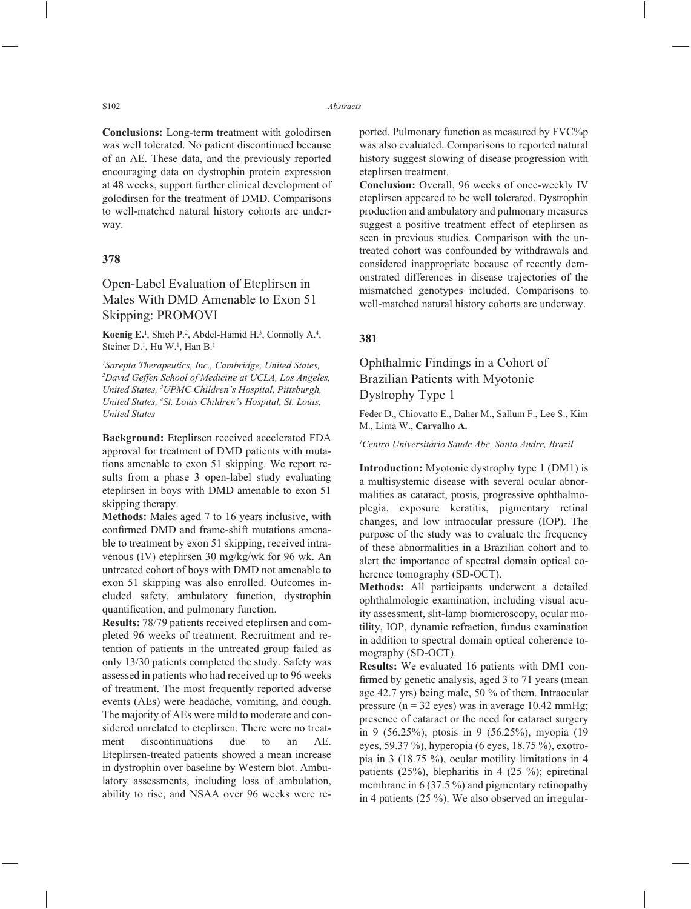**Conclusions:** Long-term treatment with golodirsen was well tolerated. No patient discontinued because of an AE. These data, and the previously reported encouraging data on dystrophin protein expression at 48 weeks, support further clinical development of golodirsen for the treatment of DMD. Comparisons to well-matched natural history cohorts are underway.

## 378

### Open-Label Evaluation of Eteplirsen in Males With DMD Amenable to Exon 51 Skipping: PROMOVI

**Koenig E.**[1], Shieh P.[2], Abdel-Hamid H.[3], Connolly A.[4], Steiner D.[1], Hu W.[1], Han B.[1]

*[1]Sarepta Therapeutics, Inc., Cambridge, United States, [2]David Geffen School of Medicine at UCLA, Los Angeles, United States, [3]UPMC Children's Hospital, Pittsburgh, United States, [4]St. Louis Children's Hospital, St. Louis, United States*

**Background:** Eteplirsen received accelerated FDA approval for treatment of DMD patients with mutations amenable to exon 51 skipping. We report results from a phase 3 open-label study evaluating eteplirsen in boys with DMD amenable to exon 51 skipping therapy.

**Methods:** Males aged 7 to 16 years inclusive, with confirmed DMD and frame-shift mutations amenable to treatment by exon 51 skipping, received intravenous (IV) eteplirsen 30 mg/kg/wk for 96 wk. An untreated cohort of boys with DMD not amenable to exon 51 skipping was also enrolled. Outcomes included safety, ambulatory function, dystrophin quantification, and pulmonary function.

**Results:** 78/79 patients received eteplirsen and completed 96 weeks of treatment. Recruitment and retention of patients in the untreated group failed as only 13/30 patients completed the study. Safety was assessed in patients who had received up to 96 weeks of treatment. The most frequently reported adverse events (AEs) were headache, vomiting, and cough. The majority of AEs were mild to moderate and considered unrelated to eteplirsen. There were no treatment discontinuations due to an AE. Eteplirsen-treated patients showed a mean increase in dystrophin over baseline by Western blot. Ambulatory assessments, including loss of ambulation, ability to rise, and NSAA over 96 weeks were reported. Pulmonary function as measured by FVC%p was also evaluated. Comparisons to reported natural history suggest slowing of disease progression with eteplirsen treatment.

**Conclusion:** Overall, 96 weeks of once-weekly IV eteplirsen appeared to be well tolerated. Dystrophin production and ambulatory and pulmonary measures suggest a positive treatment effect of eteplirsen as seen in previous studies. Comparison with the untreated cohort was confounded by withdrawals and considered inappropriate because of recently demonstrated differences in disease trajectories of the mismatched genotypes included. Comparisons to well-matched natural history cohorts are underway.

## 381

### Ophthalmic Findings in a Cohort of Brazilian Patients with Myotonic Dystrophy Type 1

Feder D., Chiovatto E., Daher M., Sallum F., Lee S., Kim M., Lima W., **Carvalho A.**

*[1]Centro Universitário Saude Abc, Santo Andre, Brazil*

**Introduction:** Myotonic dystrophy type 1 (DM1) is a multisystemic disease with several ocular abnormalities as cataract, ptosis, progressive ophthalmoplegia, exposure keratitis, pigmentary retinal changes, and low intraocular pressure (IOP). The purpose of the study was to evaluate the frequency of these abnormalities in a Brazilian cohort and to alert the importance of spectral domain optical coherence tomography (SD-OCT).

**Methods:** All participants underwent a detailed ophthalmologic examination, including visual acuity assessment, slit-lamp biomicroscopy, ocular motility, IOP, dynamic refraction, fundus examination in addition to spectral domain optical coherence tomography (SD-OCT).

**Results:** We evaluated 16 patients with DM1 confirmed by genetic analysis, aged 3 to 71 years (mean age 42.7 yrs) being male, 50 % of them. Intraocular pressure (n = 32 eyes) was in average 10.42 mmHg; presence of cataract or the need for cataract surgery in 9 (56.25%); ptosis in 9 (56.25%), myopia (19 eyes, 59.37 %), hyperopia (6 eyes, 18.75 %), exotropia in 3 (18.75 %), ocular motility limitations in 4 patients (25%), blepharitis in 4 (25 %); epiretinal membrane in 6 (37.5 %) and pigmentary retinopathy in 4 patients (25 %). We also observed an irregular-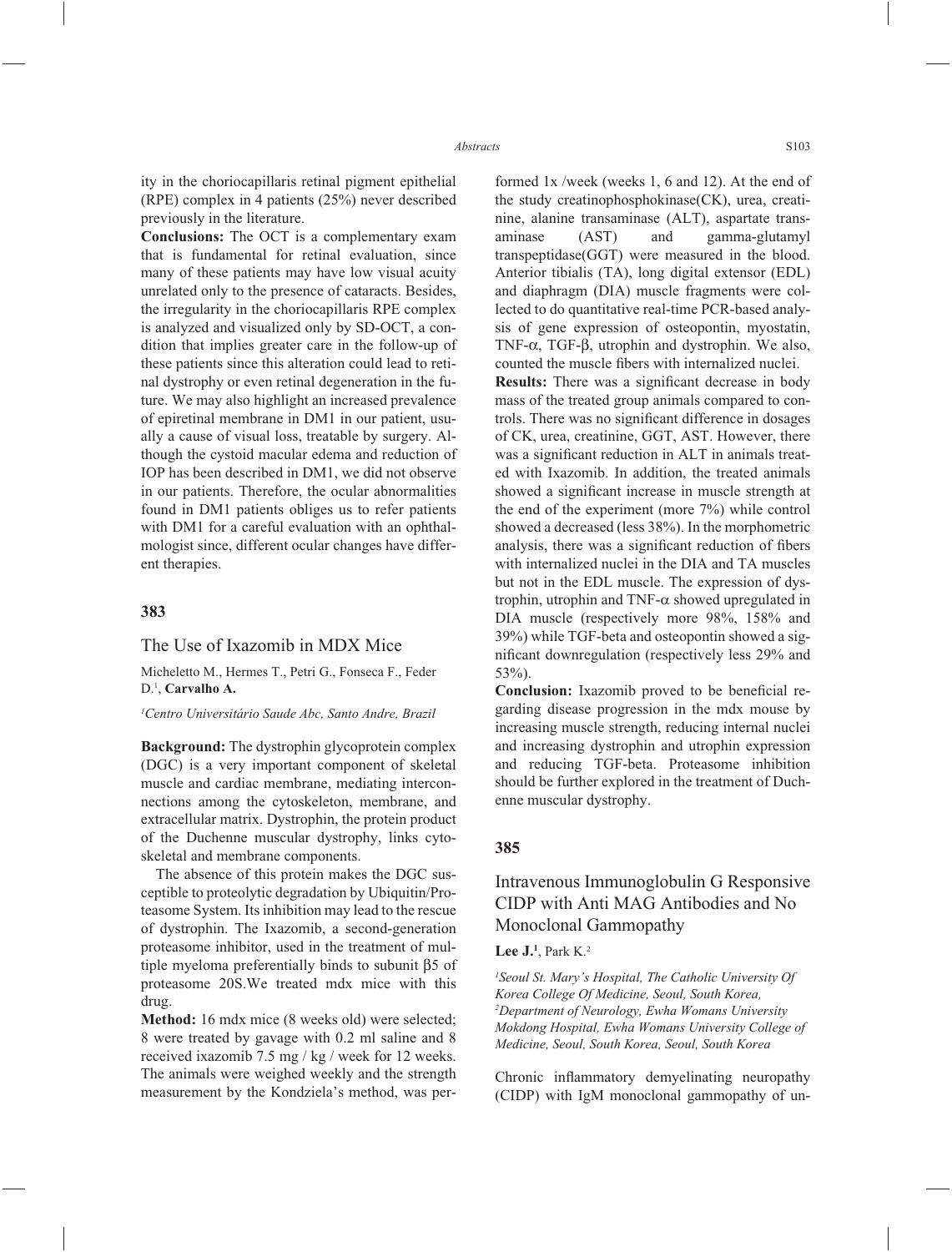ity in the choriocapillaris retinal pigment epithelial (RPE) complex in 4 patients (25%) never described previously in the literature.

**Conclusions:** The OCT is a complementary exam that is fundamental for retinal evaluation, since many of these patients may have low visual acuity unrelated only to the presence of cataracts. Besides, the irregularity in the choriocapillaris RPE complex is analyzed and visualized only by SD-OCT, a condition that implies greater care in the follow-up of these patients since this alteration could lead to retinal dystrophy or even retinal degeneration in the future. We may also highlight an increased prevalence of epiretinal membrane in DM1 in our patient, usually a cause of visual loss, treatable by surgery. Although the cystoid macular edema and reduction of IOP has been described in DM1, we did not observe in our patients. Therefore, the ocular abnormalities found in DM1 patients obliges us to refer patients with DM1 for a careful evaluation with an ophthalmologist since, different ocular changes have different therapies.

## 383

### The Use of Ixazomib in MDX Mice

Micheletto M., Hermes T., Petri G., Fonseca F., Feder D.[1], **Carvalho A.**

*[1]Centro Universitário Saude Abc, Santo Andre, Brazil*

**Background:** The dystrophin glycoprotein complex (DGC) is a very important component of skeletal muscle and cardiac membrane, mediating interconnections among the cytoskeleton, membrane, and extracellular matrix. Dystrophin, the protein product of the Duchenne muscular dystrophy, links cytoskeletal and membrane components.

The absence of this protein makes the DGC susceptible to proteolytic degradation by Ubiquitin/Proteasome System. Its inhibition may lead to the rescue of dystrophin. The Ixazomib, a second-generation proteasome inhibitor, used in the treatment of multiple myeloma preferentially binds to subunit $\beta 5$ of proteasome 20S.We treated mdx mice with this drug.

**Method:** 16 mdx mice (8 weeks old) were selected; 8 were treated by gavage with 0.2 ml saline and 8 received ixazomib 7.5 mg / kg / week for 12 weeks. The animals were weighed weekly and the strength measurement by the Kondziela's method, was performed 1x /week (weeks 1, 6 and 12). At the end of the study creatinophosphokinase(CK), urea, creatinine, alanine transaminase (ALT), aspartate transaminase (AST) and gamma-glutamyl transpeptidase(GGT) were measured in the blood. Anterior tibialis (TA), long digital extensor (EDL) and diaphragm (DIA) muscle fragments were collected to do quantitative real-time PCR-based analysis of gene expression of osteopontin, myostatin, TNF-$\alpha$, TGF-$\beta$, utrophin and dystrophin. We also, counted the muscle fibers with internalized nuclei.

**Results:** There was a significant decrease in body mass of the treated group animals compared to controls. There was no significant difference in dosages of CK, urea, creatinine, GGT, AST. However, there was a significant reduction in ALT in animals treated with Ixazomib. In addition, the treated animals showed a significant increase in muscle strength at the end of the experiment (more 7%) while control showed a decreased (less 38%). In the morphometric analysis, there was a significant reduction of fibers with internalized nuclei in the DIA and TA muscles but not in the EDL muscle. The expression of dystrophin, utrophin and TNF-$\alpha$ showed upregulated in DIA muscle (respectively more 98%, 158% and 39%) while TGF-beta and osteopontin showed a significant downregulation (respectively less 29% and 53%).

**Conclusion:** Ixazomib proved to be beneficial regarding disease progression in the mdx mouse by increasing muscle strength, reducing internal nuclei and increasing dystrophin and utrophin expression and reducing TGF-beta. Proteasome inhibition should be further explored in the treatment of Duchenne muscular dystrophy.

## 385

### Intravenous Immunoglobulin G Responsive CIDP with Anti MAG Antibodies and No Monoclonal Gammopathy

**Lee J.[1]**, Park K.[2]

*[1]Seoul St. Mary's Hospital, The Catholic University Of Korea College Of Medicine, Seoul, South Korea, [2]Department of Neurology, Ewha Womans University Mokdong Hospital, Ewha Womans University College of Medicine, Seoul, South Korea, Seoul, South Korea*

Chronic inflammatory demyelinating neuropathy (CIDP) with IgM monoclonal gammopathy of un-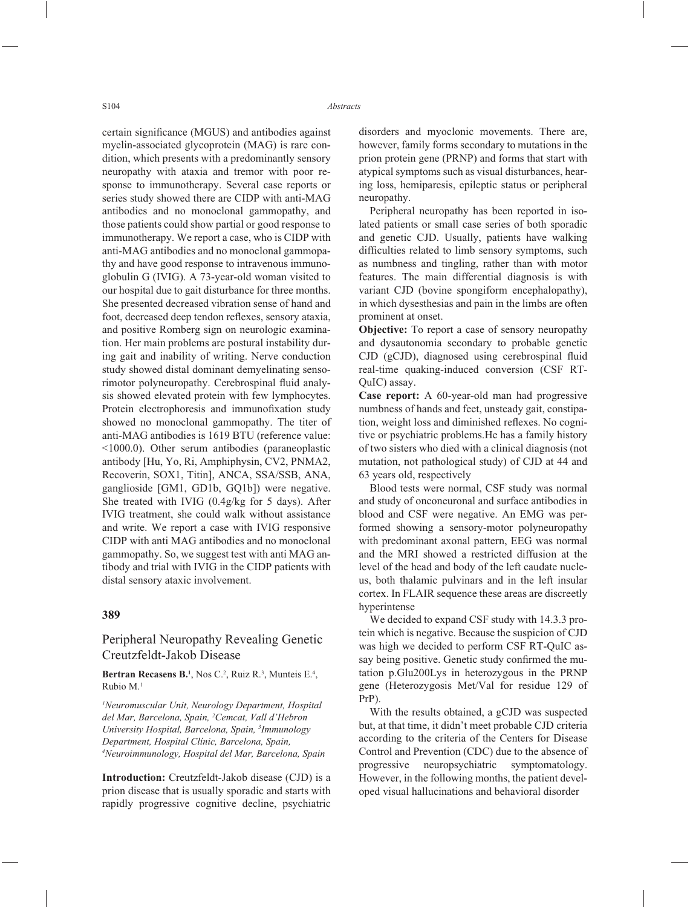certain significance (MGUS) and antibodies against myelin-associated glycoprotein (MAG) is rare condition, which presents with a predominantly sensory neuropathy with ataxia and tremor with poor response to immunotherapy. Several case reports or series study showed there are CIDP with anti-MAG antibodies and no monoclonal gammopathy, and those patients could show partial or good response to immunotherapy. We report a case, who is CIDP with anti-MAG antibodies and no monoclonal gammopathy and have good response to intravenous immunoglobulin G (IVIG). A 73-year-old woman visited to our hospital due to gait disturbance for three months. She presented decreased vibration sense of hand and foot, decreased deep tendon reflexes, sensory ataxia, and positive Romberg sign on neurologic examination. Her main problems are postural instability during gait and inability of writing. Nerve conduction study showed distal dominant demyelinating sensorimotor polyneuropathy. Cerebrospinal fluid analysis showed elevated protein with few lymphocytes. Protein electrophoresis and immunofixation study showed no monoclonal gammopathy. The titer of anti-MAG antibodies is 1619 BTU (reference value: <1000.0). Other serum antibodies (paraneoplastic antibody [Hu, Yo, Ri, Amphiphysin, CV2, PNMA2, Recoverin, SOX1, Titin], ANCA, SSA/SSB, ANA, ganglioside [GM1, GD1b, GQ1b]) were negative. She treated with IVIG (0.4g/kg for 5 days). After IVIG treatment, she could walk without assistance and write. We report a case with IVIG responsive CIDP with anti MAG antibodies and no monoclonal gammopathy. So, we suggest test with anti MAG antibody and trial with IVIG in the CIDP patients with distal sensory ataxic involvement.

## 389

## Peripheral Neuropathy Revealing Genetic Creutzfeldt-Jakob Disease

**Bertran Recasens B.[1]**, Nos C.[2], Ruiz R.[3], Munteis E.[4], Rubio M.[1]

*[1]Neuromuscular Unit, Neurology Department, Hospital del Mar, Barcelona, Spain, [2]Cemcat, Vall d'Hebron University Hospital, Barcelona, Spain, [3]Immunology Department, Hospital Clínic, Barcelona, Spain, [4]Neuroimmunology, Hospital del Mar, Barcelona, Spain*

**Introduction:** Creutzfeldt-Jakob disease (CJD) is a prion disease that is usually sporadic and starts with rapidly progressive cognitive decline, psychiatric disorders and myoclonic movements. There are, however, family forms secondary to mutations in the prion protein gene (PRNP) and forms that start with atypical symptoms such as visual disturbances, hearing loss, hemiparesis, epileptic status or peripheral neuropathy.

Peripheral neuropathy has been reported in isolated patients or small case series of both sporadic and genetic CJD. Usually, patients have walking difficulties related to limb sensory symptoms, such as numbness and tingling, rather than with motor features. The main differential diagnosis is with variant CJD (bovine spongiform encephalopathy), in which dysesthesias and pain in the limbs are often prominent at onset.

**Objective:** To report a case of sensory neuropathy and dysautonomia secondary to probable genetic CJD (gCJD), diagnosed using cerebrospinal fluid real-time quaking-induced conversion (CSF RT-QuIC) assay.

**Case report:** A 60-year-old man had progressive numbness of hands and feet, unsteady gait, constipation, weight loss and diminished reflexes. No cognitive or psychiatric problems.He has a family history of two sisters who died with a clinical diagnosis (not mutation, not pathological study) of CJD at 44 and 63 years old, respectively

Blood tests were normal, CSF study was normal and study of onconeuronal and surface antibodies in blood and CSF were negative. An EMG was performed showing a sensory-motor polyneuropathy with predominant axonal pattern, EEG was normal and the MRI showed a restricted diffusion at the level of the head and body of the left caudate nucleus, both thalamic pulvinars and in the left insular cortex. In FLAIR sequence these areas are discreetly hyperintense

We decided to expand CSF study with 14.3.3 protein which is negative. Because the suspicion of CJD was high we decided to perform CSF RT-QuIC assay being positive. Genetic study confirmed the mutation p.Glu200Lys in heterozygous in the PRNP gene (Heterozygosis Met/Val for residue 129 of PrP).

With the results obtained, a gCJD was suspected but, at that time, it didn't meet probable CJD criteria according to the criteria of the Centers for Disease Control and Prevention (CDC) due to the absence of progressive neuropsychiatric symptomatology. However, in the following months, the patient developed visual hallucinations and behavioral disorder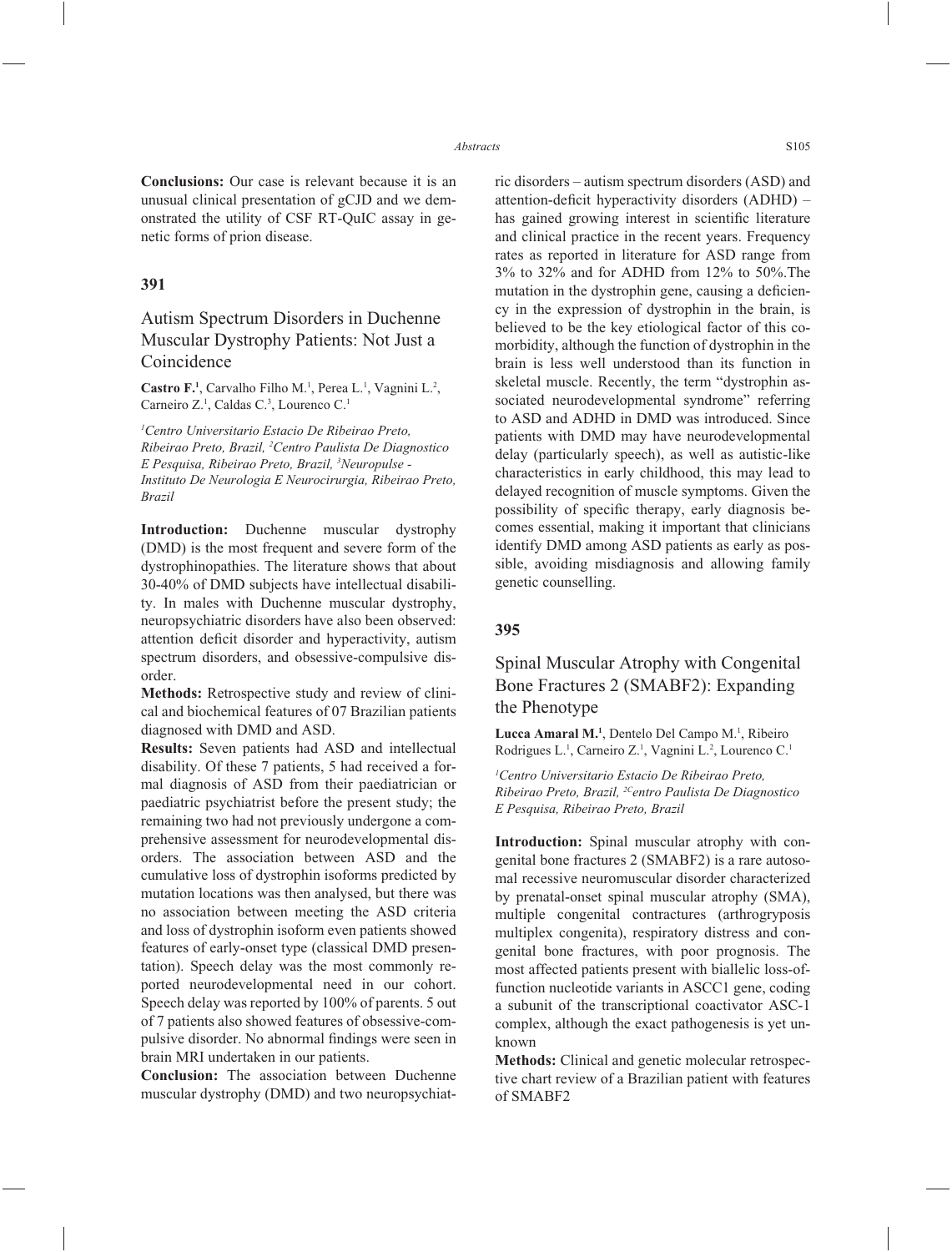**Conclusions:** Our case is relevant because it is an unusual clinical presentation of gCJD and we demonstrated the utility of CSF RT-QuIC assay in genetic forms of prion disease.

## 391

### Autism Spectrum Disorders in Duchenne Muscular Dystrophy Patients: Not Just a Coincidence

**Castro F.**[1], Carvalho Filho M.[1], Perea L.[1], Vagnini L.[2], Carneiro Z.[1], Caldas C.[3], Lourenco C.[1]

*[1]Centro Universitario Estacio De Ribeirao Preto, Ribeirao Preto, Brazil, [2]Centro Paulista De Diagnostico E Pesquisa, Ribeirao Preto, Brazil, [3]Neuropulse - Instituto De Neurologia E Neurocirurgia, Ribeirao Preto, Brazil*

**Introduction:** Duchenne muscular dystrophy (DMD) is the most frequent and severe form of the dystrophinopathies. The literature shows that about 30-40% of DMD subjects have intellectual disability. In males with Duchenne muscular dystrophy, neuropsychiatric disorders have also been observed: attention deficit disorder and hyperactivity, autism spectrum disorders, and obsessive-compulsive disorder.

**Methods:** Retrospective study and review of clinical and biochemical features of 07 Brazilian patients diagnosed with DMD and ASD.

**Results:** Seven patients had ASD and intellectual disability. Of these 7 patients, 5 had received a formal diagnosis of ASD from their paediatrician or paediatric psychiatrist before the present study; the remaining two had not previously undergone a comprehensive assessment for neurodevelopmental disorders. The association between ASD and the cumulative loss of dystrophin isoforms predicted by mutation locations was then analysed, but there was no association between meeting the ASD criteria and loss of dystrophin isoform even patients showed features of early-onset type (classical DMD presentation). Speech delay was the most commonly reported neurodevelopmental need in our cohort. Speech delay was reported by 100% of parents. 5 out of 7 patients also showed features of obsessive-compulsive disorder. No abnormal findings were seen in brain MRI undertaken in our patients.

**Conclusion:** The association between Duchenne muscular dystrophy (DMD) and two neuropsychiatric disorders – autism spectrum disorders (ASD) and attention-deficit hyperactivity disorders (ADHD) – has gained growing interest in scientific literature and clinical practice in the recent years. Frequency rates as reported in literature for ASD range from 3% to 32% and for ADHD from 12% to 50%.The mutation in the dystrophin gene, causing a deficiency in the expression of dystrophin in the brain, is believed to be the key etiological factor of this comorbidity, although the function of dystrophin in the brain is less well understood than its function in skeletal muscle. Recently, the term "dystrophin associated neurodevelopmental syndrome" referring to ASD and ADHD in DMD was introduced. Since patients with DMD may have neurodevelopmental delay (particularly speech), as well as autistic-like characteristics in early childhood, this may lead to delayed recognition of muscle symptoms. Given the possibility of specific therapy, early diagnosis becomes essential, making it important that clinicians identify DMD among ASD patients as early as possible, avoiding misdiagnosis and allowing family genetic counselling.

## 395

### Spinal Muscular Atrophy with Congenital Bone Fractures 2 (SMABF2): Expanding the Phenotype

**Lucca Amaral M.**[1], Dentelo Del Campo M.[1], Ribeiro Rodrigues L.[1], Carneiro Z.[1], Vagnini L.[2], Lourenco C.[1]

*[1]Centro Universitario Estacio De Ribeirao Preto, Ribeirao Preto, Brazil, [2C]entro Paulista De Diagnostico E Pesquisa, Ribeirao Preto, Brazil*

**Introduction:** Spinal muscular atrophy with congenital bone fractures 2 (SMABF2) is a rare autosomal recessive neuromuscular disorder characterized by prenatal-onset spinal muscular atrophy (SMA), multiple congenital contractures (arthrogryposis multiplex congenita), respiratory distress and congenital bone fractures, with poor prognosis. The most affected patients present with biallelic loss-of-function nucleotide variants in ASCC1 gene, coding a subunit of the transcriptional coactivator ASC-1 complex, although the exact pathogenesis is yet unknown

**Methods:** Clinical and genetic molecular retrospective chart review of a Brazilian patient with features of SMABF2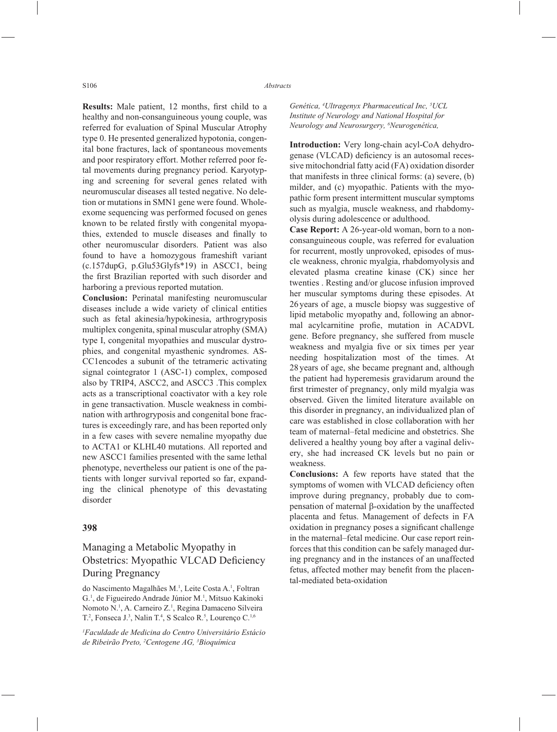**Results:** Male patient, 12 months, first child to a healthy and non-consanguineous young couple, was referred for evaluation of Spinal Muscular Atrophy type 0. He presented generalized hypotonia, congenital bone fractures, lack of spontaneous movements and poor respiratory effort. Mother referred poor fetal movements during pregnancy period. Karyotyping and screening for several genes related with neuromuscular diseases all tested negative. No deletion or mutations in SMN1 gene were found. Whole-exome sequencing was performed focused on genes known to be related firstly with congenital myopathies, extended to muscle diseases and finally to other neuromuscular disorders. Patient was also found to have a homozygous frameshift variant (c.157dupG, p.Glu53Glyfs*19) in ASCC1, being the first Brazilian reported with such disorder and harboring a previous reported mutation.

**Conclusion:** Perinatal manifesting neuromuscular diseases include a wide variety of clinical entities such as fetal akinesia/hypokinesia, arthrogryposis multiplex congenita, spinal muscular atrophy (SMA) type I, congenital myopathies and muscular dystrophies, and congenital myasthenic syndromes. ASCC1encodes a subunit of the tetrameric activating signal cointegrator 1 (ASC-1) complex, composed also by TRIP4, ASCC2, and ASCC3 .This complex acts as a transcriptional coactivator with a key role in gene transactivation. Muscle weakness in combination with arthrogryposis and congenital bone fractures is exceedingly rare, and has been reported only in a few cases with severe nemaline myopathy due to ACTA1 or KLHL40 mutations. All reported and new ASCC1 families presented with the same lethal phenotype, nevertheless our patient is one of the patients with longer survival reported so far, expanding the clinical phenotype of this devastating disorder

## 398

### Managing a Metabolic Myopathy in Obstetrics: Myopathic VLCAD Deficiency During Pregnancy

do Nascimento Magalhães M.[1], Leite Costa A.[1], Foltran G.[1], de Figueiredo Andrade Júnior M.[1], Mitsuo Kakinoki Nomoto N.[1], A. Carneiro Z.[1], Regina Damaceno Silveira T.[2], Fonseca J.[3], Nalin T.[4], S Scalco R.[5], Lourenço C.[1,6]

*[1]Faculdade de Medicina do Centro Universitário Estácio de Ribeirão Preto, [2]Centogene AG, [3]Bioquímica Genética, [4]Ultragenyx Pharmaceutical Inc, [5]UCL Institute of Neurology and National Hospital for Neurology and Neurosurgery, [6]Neurogenética,*

**Introduction:** Very long-chain acyl-CoA dehydrogenase (VLCAD) deficiency is an autosomal recessive mitochondrial fatty acid (FA) oxidation disorder that manifests in three clinical forms: (a) severe, (b) milder, and (c) myopathic. Patients with the myopathic form present intermittent muscular symptoms such as myalgia, muscle weakness, and rhabdomyolysis during adolescence or adulthood.

**Case Report:** A 26-year-old woman, born to a non-consanguineous couple, was referred for evaluation for recurrent, mostly unprovoked, episodes of muscle weakness, chronic myalgia, rhabdomyolysis and elevated plasma creatine kinase (CK) since her twenties . Resting and/or glucose infusion improved her muscular symptoms during these episodes. At 26 years of age, a muscle biopsy was suggestive of lipid metabolic myopathy and, following an abnormal acylcarnitine profie, mutation in ACADVL gene. Before pregnancy, she suffered from muscle weakness and myalgia five or six times per year needing hospitalization most of the times. At 28 years of age, she became pregnant and, although the patient had hyperemesis gravidarum around the first trimester of pregnancy, only mild myalgia was observed. Given the limited literature available on this disorder in pregnancy, an individualized plan of care was established in close collaboration with her team of maternal–fetal medicine and obstetrics. She delivered a healthy young boy after a vaginal delivery, she had increased CK levels but no pain or weakness.

**Conclusions:** A few reports have stated that the symptoms of women with VLCAD deficiency often improve during pregnancy, probably due to compensation of maternal β-oxidation by the unaffected placenta and fetus. Management of defects in FA oxidation in pregnancy poses a significant challenge in the maternal–fetal medicine. Our case report reinforces that this condition can be safely managed during pregnancy and in the instances of an unaffected fetus, affected mother may benefit from the placental-mediated beta-oxidation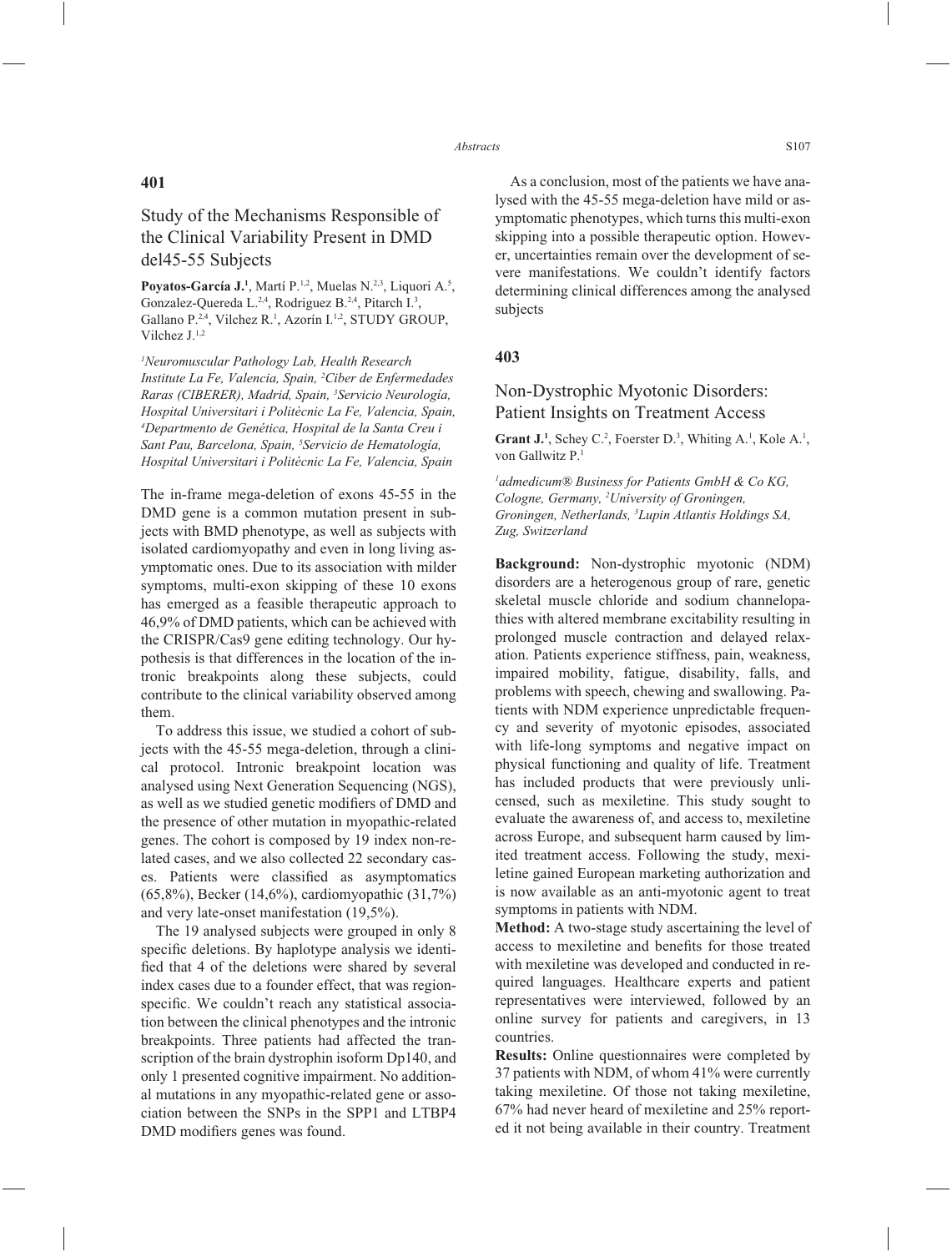## 401

### Study of the Mechanisms Responsible of the Clinical Variability Present in DMD del45-55 Subjects

**Poyatos-García J.**[1], Martí P.[1,2], Muelas N.[2,3], Liquori A.[5], Gonzalez-Quereda L.[2,4], Rodriguez B.[2,4], Pitarch I.[3], Gallano P.[2,4], Vilchez R.[1], Azorín I.[1,2], STUDY GROUP, Vilchez J.[1,2]

*[1]Neuromuscular Pathology Lab, Health Research Institute La Fe, Valencia, Spain, [2]Ciber de Enfermedades Raras (CIBERER), Madrid, Spain, [3]Servicio Neurología, Hospital Universitari i Politècnic La Fe, Valencia, Spain, [4]Departmento de Genética, Hospital de la Santa Creu i Sant Pau, Barcelona, Spain, [5]Servicio de Hematología, Hospital Universitari i Politècnic La Fe, Valencia, Spain*

The in-frame mega-deletion of exons 45-55 in the DMD gene is a common mutation present in subjects with BMD phenotype, as well as subjects with isolated cardiomyopathy and even in long living asymptomatic ones. Due to its association with milder symptoms, multi-exon skipping of these 10 exons has emerged as a feasible therapeutic approach to 46,9% of DMD patients, which can be achieved with the CRISPR/Cas9 gene editing technology. Our hypothesis is that differences in the location of the intronic breakpoints along these subjects, could contribute to the clinical variability observed among them.

To address this issue, we studied a cohort of subjects with the 45-55 mega-deletion, through a clinical protocol. Intronic breakpoint location was analysed using Next Generation Sequencing (NGS), as well as we studied genetic modifiers of DMD and the presence of other mutation in myopathic-related genes. The cohort is composed by 19 index non-related cases, and we also collected 22 secondary cases. Patients were classified as asymptomatics (65,8%), Becker (14,6%), cardiomyopathic (31,7%) and very late-onset manifestation (19,5%).

The 19 analysed subjects were grouped in only 8 specific deletions. By haplotype analysis we identified that 4 of the deletions were shared by several index cases due to a founder effect, that was region-specific. We couldn't reach any statistical association between the clinical phenotypes and the intronic breakpoints. Three patients had affected the transcription of the brain dystrophin isoform Dp140, and only 1 presented cognitive impairment. No additional mutations in any myopathic-related gene or association between the SNPs in the SPP1 and LTBP4 DMD modifiers genes was found.

As a conclusion, most of the patients we have analysed with the 45-55 mega-deletion have mild or asymptomatic phenotypes, which turns this multi-exon skipping into a possible therapeutic option. However, uncertainties remain over the development of severe manifestations. We couldn't identify factors determining clinical differences among the analysed subjects

## 403

### Non-Dystrophic Myotonic Disorders: Patient Insights on Treatment Access

**Grant J.**[1], Schey C.[2], Foerster D.[3], Whiting A.[1], Kole A.[1], von Gallwitz P.[1]

*[1]admedicum® Business for Patients GmbH & Co KG, Cologne, Germany, [2]University of Groningen, Groningen, Netherlands, [3]Lupin Atlantis Holdings SA, Zug, Switzerland*

**Background:** Non-dystrophic myotonic (NDM) disorders are a heterogenous group of rare, genetic skeletal muscle chloride and sodium channelopathies with altered membrane excitability resulting in prolonged muscle contraction and delayed relaxation. Patients experience stiffness, pain, weakness, impaired mobility, fatigue, disability, falls, and problems with speech, chewing and swallowing. Patients with NDM experience unpredictable frequency and severity of myotonic episodes, associated with life-long symptoms and negative impact on physical functioning and quality of life. Treatment has included products that were previously unlicensed, such as mexiletine. This study sought to evaluate the awareness of, and access to, mexiletine across Europe, and subsequent harm caused by limited treatment access. Following the study, mexiletine gained European marketing authorization and is now available as an anti-myotonic agent to treat symptoms in patients with NDM.

**Method:** A two-stage study ascertaining the level of access to mexiletine and benefits for those treated with mexiletine was developed and conducted in required languages. Healthcare experts and patient representatives were interviewed, followed by an online survey for patients and caregivers, in 13 countries.

**Results:** Online questionnaires were completed by 37 patients with NDM, of whom 41% were currently taking mexiletine. Of those not taking mexiletine, 67% had never heard of mexiletine and 25% reported it not being available in their country. Treatment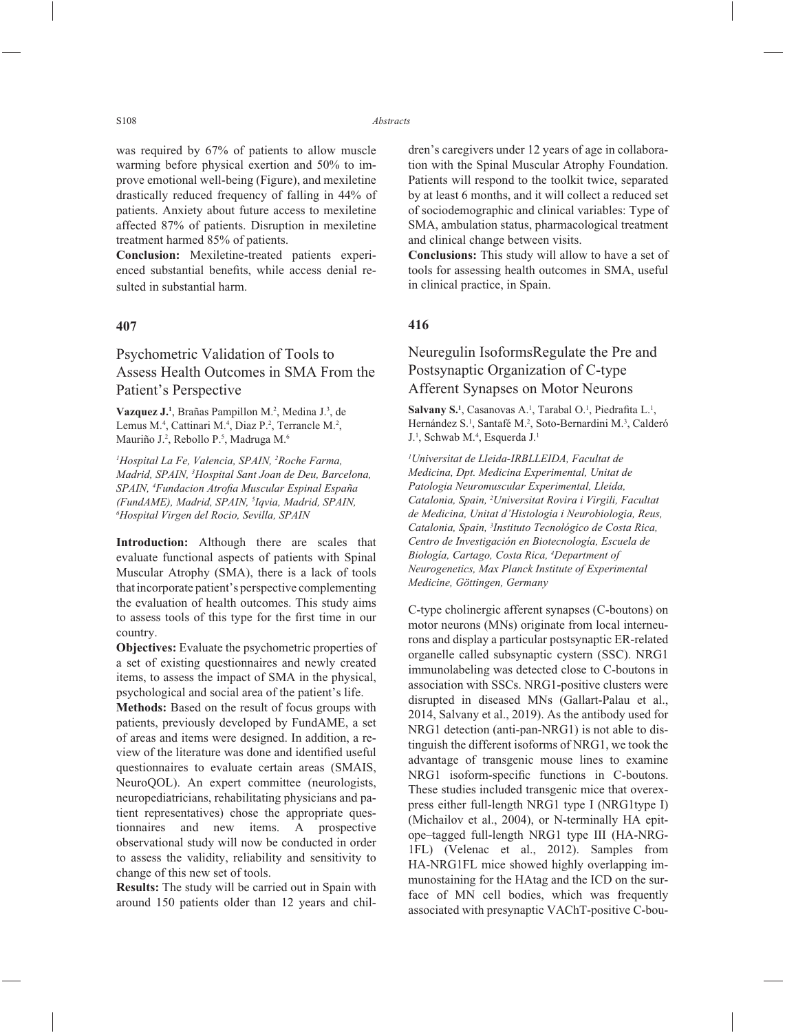was required by 67% of patients to allow muscle warming before physical exertion and 50% to improve emotional well-being (Figure), and mexiletine drastically reduced frequency of falling in 44% of patients. Anxiety about future access to mexiletine affected 87% of patients. Disruption in mexiletine treatment harmed 85% of patients.

**Conclusion:** Mexiletine-treated patients experienced substantial benefits, while access denial resulted in substantial harm.

## 407

### Psychometric Validation of Tools to Assess Health Outcomes in SMA From the Patient's Perspective

**Vazquez J.**[1], Brañas Pampillon M.[2], Medina J.[3], de Lemus M.[4], Cattinari M.[4], Diaz P.[2], Terrancle M.[2], Mauriño J.[2], Rebollo P.[5], Madruga M.[6]

*[1]Hospital La Fe, Valencia, SPAIN, [2]Roche Farma, Madrid, SPAIN, [3]Hospital Sant Joan de Deu, Barcelona, SPAIN, [4]Fundacion Atrofia Muscular Espinal España (FundAME), Madrid, SPAIN, [5]Iqvia, Madrid, SPAIN, [6]Hospital Virgen del Rocio, Sevilla, SPAIN*

**Introduction:** Although there are scales that evaluate functional aspects of patients with Spinal Muscular Atrophy (SMA), there is a lack of tools that incorporate patient's perspective complementing the evaluation of health outcomes. This study aims to assess tools of this type for the first time in our country.

**Objectives:** Evaluate the psychometric properties of a set of existing questionnaires and newly created items, to assess the impact of SMA in the physical, psychological and social area of the patient's life.

**Methods:** Based on the result of focus groups with patients, previously developed by FundAME, a set of areas and items were designed. In addition, a review of the literature was done and identified useful questionnaires to evaluate certain areas (SMAIS, NeuroQOL). An expert committee (neurologists, neuropediatricians, rehabilitating physicians and patient representatives) chose the appropriate questionnaires and new items. A prospective observational study will now be conducted in order to assess the validity, reliability and sensitivity to change of this new set of tools.

**Results:** The study will be carried out in Spain with around 150 patients older than 12 years and children's caregivers under 12 years of age in collaboration with the Spinal Muscular Atrophy Foundation. Patients will respond to the toolkit twice, separated by at least 6 months, and it will collect a reduced set of sociodemographic and clinical variables: Type of SMA, ambulation status, pharmacological treatment and clinical change between visits.

**Conclusions:** This study will allow to have a set of tools for assessing health outcomes in SMA, useful in clinical practice, in Spain.

## 416

### Neuregulin IsoformsRegulate the Pre and Postsynaptic Organization of C-type Afferent Synapses on Motor Neurons

**Salvany S.**[1], Casanovas A.[1], Tarabal O.[1], Piedrafita L.[1], Hernández S.[1], Santafé M.[2], Soto-Bernardini M.[3], Calderó J.[1], Schwab M.[4], Esquerda J.[1]

*[1]Universitat de Lleida-IRBLLEIDA, Facultat de Medicina, Dpt. Medicina Experimental, Unitat de Patologia Neuromuscular Experimental, Lleida, Catalonia, Spain, [2]Universitat Rovira i Virgili, Facultat de Medicina, Unitat d'Histologia i Neurobiologia, Reus, Catalonia, Spain, [3]Instituto Tecnológico de Costa Rica, Centro de Investigación en Biotecnología, Escuela de Biología, Cartago, Costa Rica, [4]Department of Neurogenetics, Max Planck Institute of Experimental Medicine, Göttingen, Germany*

C-type cholinergic afferent synapses (C-boutons) on motor neurons (MNs) originate from local interneurons and display a particular postsynaptic ER-related organelle called subsynaptic cystern (SSC). NRG1 immunolabeling was detected close to C-boutons in association with SSCs. NRG1-positive clusters were disrupted in diseased MNs (Gallart-Palau et al., 2014, Salvany et al., 2019). As the antibody used for NRG1 detection (anti-pan-NRG1) is not able to distinguish the different isoforms of NRG1, we took the advantage of transgenic mouse lines to examine NRG1 isoform-specific functions in C-boutons. These studies included transgenic mice that overexpress either full-length NRG1 type I (NRG1type I) (Michailov et al., 2004), or N-terminally HA epitope–tagged full-length NRG1 type III (HA-NRG-1FL) (Velenac et al., 2012). Samples from HA-NRG1FL mice showed highly overlapping immunostaining for the HAtag and the ICD on the surface of MN cell bodies, which was frequently associated with presynaptic VAChT-positive C-bou-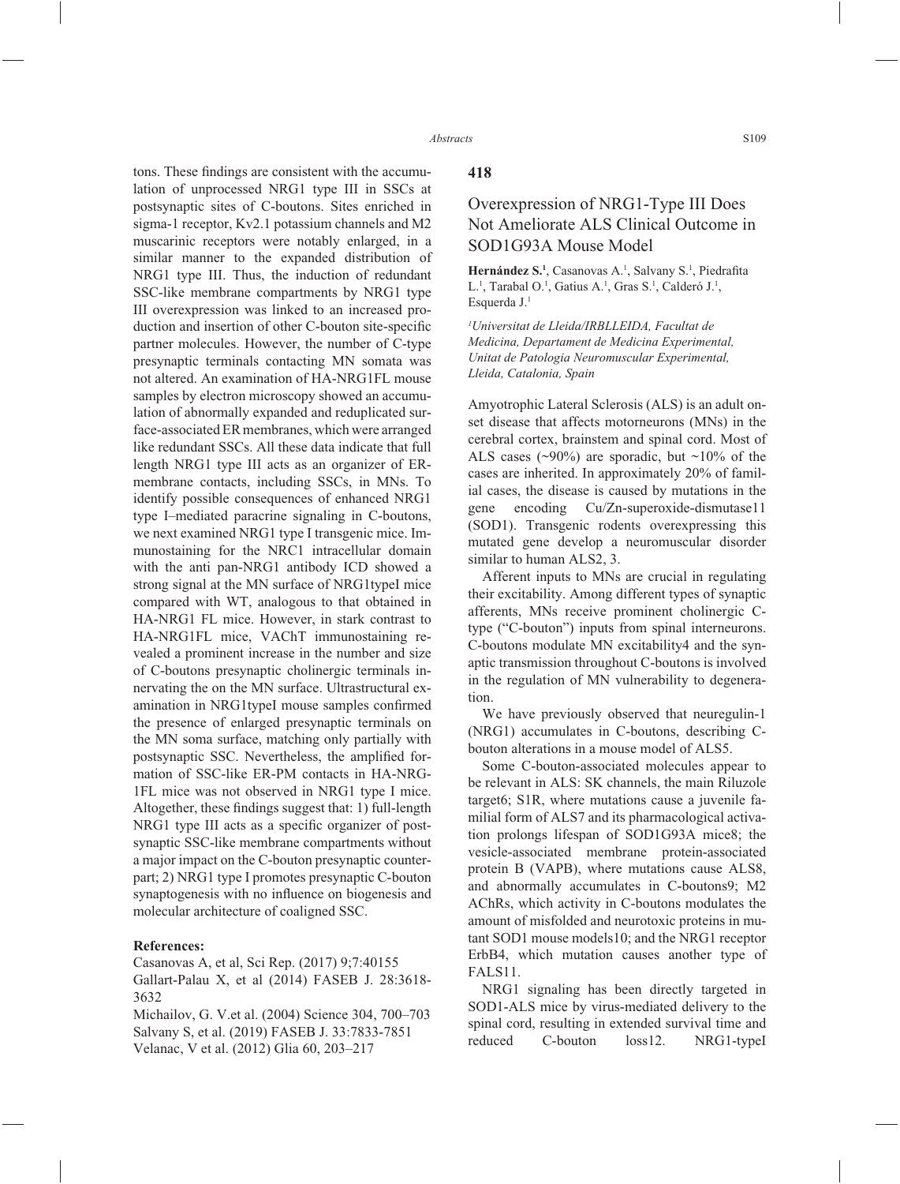tons. These findings are consistent with the accumulation of unprocessed NRG1 type III in SSCs at postsynaptic sites of C-boutons. Sites enriched in sigma-1 receptor, Kv2.1 potassium channels and M2 muscarinic receptors were notably enlarged, in a similar manner to the expanded distribution of NRG1 type III. Thus, the induction of redundant SSC-like membrane compartments by NRG1 type III overexpression was linked to an increased production and insertion of other C-bouton site-specific partner molecules. However, the number of C-type presynaptic terminals contacting MN somata was not altered. An examination of HA-NRG1FL mouse samples by electron microscopy showed an accumulation of abnormally expanded and reduplicated surface-associated ER membranes, which were arranged like redundant SSCs. All these data indicate that full length NRG1 type III acts as an organizer of ER-membrane contacts, including SSCs, in MNs. To identify possible consequences of enhanced NRG1 type I–mediated paracrine signaling in C-boutons, we next examined NRG1 type I transgenic mice. Immunostaining for the NRC1 intracellular domain with the anti pan-NRG1 antibody ICD showed a strong signal at the MN surface of NRG1typeI mice compared with WT, analogous to that obtained in HA-NRG1 FL mice. However, in stark contrast to HA-NRG1FL mice, VAChT immunostaining revealed a prominent increase in the number and size of C-boutons presynaptic cholinergic terminals innervating the on the MN surface. Ultrastructural examination in NRG1typeI mouse samples confirmed the presence of enlarged presynaptic terminals on the MN soma surface, matching only partially with postsynaptic SSC. Nevertheless, the amplified formation of SSC-like ER-PM contacts in HA-NRG-1FL mice was not observed in NRG1 type I mice. Altogether, these findings suggest that: 1) full-length NRG1 type III acts as a specific organizer of postsynaptic SSC-like membrane compartments without a major impact on the C-bouton presynaptic counterpart; 2) NRG1 type I promotes presynaptic C-bouton synaptogenesis with no influence on biogenesis and molecular architecture of coaligned SSC.

**References:**

Casanovas A, et al, Sci Rep. (2017) 9;7:40155
Gallart-Palau X, et al (2014) FASEB J. 28:3618-3632
Michailov, G. V.et al. (2004) Science 304, 700–703
Salvany S, et al. (2019) FASEB J. 33:7833-7851
Velanac, V et al. (2012) Glia 60, 203–217

## 418

## Overexpression of NRG1-Type III Does Not Ameliorate ALS Clinical Outcome in SOD1G93A Mouse Model

**Hernández S.**[1], Casanovas A.[1], Salvany S.[1], Piedrafita L.[1], Tarabal O.[1], Gatius A.[1], Gras S.[1], Calderó J.[1], Esquerda J.[1]

*[1]Universitat de Lleida/IRBLLEIDA, Facultat de Medicina, Departament de Medicina Experimental, Unitat de Patologia Neuromuscular Experimental, Lleida, Catalonia, Spain*

Amyotrophic Lateral Sclerosis (ALS) is an adult onset disease that affects motorneurons (MNs) in the cerebral cortex, brainstem and spinal cord. Most of ALS cases (~90%) are sporadic, but ~10% of the cases are inherited. In approximately 20% of familial cases, the disease is caused by mutations in the gene encoding Cu/Zn-superoxide-dismutase11 (SOD1). Transgenic rodents overexpressing this mutated gene develop a neuromuscular disorder similar to human ALS2, 3.

Afferent inputs to MNs are crucial in regulating their excitability. Among different types of synaptic afferents, MNs receive prominent cholinergic C-type ("C-bouton") inputs from spinal interneurons. C-boutons modulate MN excitability4 and the synaptic transmission throughout C-boutons is involved in the regulation of MN vulnerability to degeneration.

We have previously observed that neuregulin-1 (NRG1) accumulates in C-boutons, describing C-bouton alterations in a mouse model of ALS5.

Some C-bouton-associated molecules appear to be relevant in ALS: SK channels, the main Riluzole target6; S1R, where mutations cause a juvenile familial form of ALS7 and its pharmacological activation prolongs lifespan of SOD1G93A mice8; the vesicle-associated membrane protein-associated protein B (VAPB), where mutations cause ALS8, and abnormally accumulates in C-boutons9; M2 AChRs, which activity in C-boutons modulates the amount of misfolded and neurotoxic proteins in mutant SOD1 mouse models10; and the NRG1 receptor ErbB4, which mutation causes another type of FALS11.

NRG1 signaling has been directly targeted in SOD1-ALS mice by virus-mediated delivery to the spinal cord, resulting in extended survival time and reduced C-bouton loss12. NRG1-typeI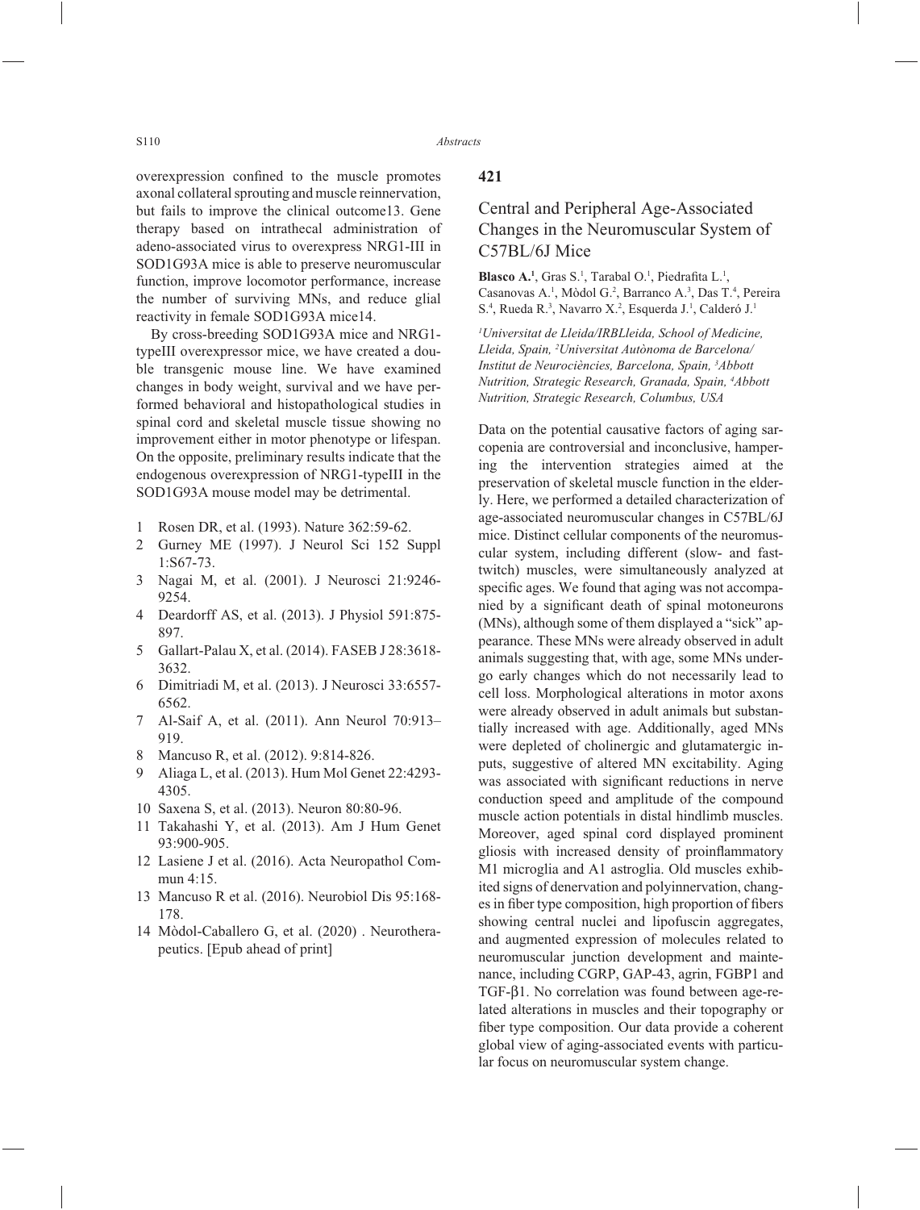overexpression confined to the muscle promotes axonal collateral sprouting and muscle reinnervation, but fails to improve the clinical outcome13. Gene therapy based on intrathecal administration of adeno-associated virus to overexpress NRG1-III in SOD1G93A mice is able to preserve neuromuscular function, improve locomotor performance, increase the number of surviving MNs, and reduce glial reactivity in female SOD1G93A mice14.

By cross-breeding SOD1G93A mice and NRG1-typeIII overexpressor mice, we have created a double transgenic mouse line. We have examined changes in body weight, survival and we have performed behavioral and histopathological studies in spinal cord and skeletal muscle tissue showing no improvement either in motor phenotype or lifespan. On the opposite, preliminary results indicate that the endogenous overexpression of NRG1-typeIII in the SOD1G93A mouse model may be detrimental.

1. Rosen DR, et al. (1993). Nature 362:59-62.
2. Gurney ME (1997). J Neurol Sci 152 Suppl 1:S67-73.
3. Nagai M, et al. (2001). J Neurosci 21:9246-9254.
4. Deardorff AS, et al. (2013). J Physiol 591:875-897.
5. Gallart-Palau X, et al. (2014). FASEB J 28:3618-3632.
6. Dimitriadi M, et al. (2013). J Neurosci 33:6557-6562.
7. Al-Saif A, et al. (2011). Ann Neurol 70:913–919.
8. Mancuso R, et al. (2012). 9:814-826.
9. Aliaga L, et al. (2013). Hum Mol Genet 22:4293-4305.
10. Saxena S, et al. (2013). Neuron 80:80-96.
11. Takahashi Y, et al. (2013). Am J Hum Genet 93:900-905.
12. Lasiene J et al. (2016). Acta Neuropathol Commun 4:15.
13. Mancuso R et al. (2016). Neurobiol Dis 95:168-178.
14. Mòdol-Caballero G, et al. (2020) . Neurotherapeutics. [Epub ahead of print]

## 421

## Central and Peripheral Age-Associated Changes in the Neuromuscular System of C57BL/6J Mice

**Blasco A.**[1], Gras S.[1], Tarabal O.[1], Piedrafita L.[1], Casanovas A.[1], Mòdol G.[2], Barranco A.[3], Das T.[4], Pereira S.[4], Rueda R.[3], Navarro X.[2], Esquerda J.[1], Calderó J.[1]

*[1]Universitat de Lleida/IRBLleida, School of Medicine, Lleida, Spain, [2]Universitat Autònoma de Barcelona/ Institut de Neurociències, Barcelona, Spain, [3]Abbott Nutrition, Strategic Research, Granada, Spain, [4]Abbott Nutrition, Strategic Research, Columbus, USA*

Data on the potential causative factors of aging sarcopenia are controversial and inconclusive, hampering the intervention strategies aimed at the preservation of skeletal muscle function in the elderly. Here, we performed a detailed characterization of age-associated neuromuscular changes in C57BL/6J mice. Distinct cellular components of the neuromuscular system, including different (slow- and fast-twitch) muscles, were simultaneously analyzed at specific ages. We found that aging was not accompanied by a significant death of spinal motoneurons (MNs), although some of them displayed a "sick" appearance. These MNs were already observed in adult animals suggesting that, with age, some MNs undergo early changes which do not necessarily lead to cell loss. Morphological alterations in motor axons were already observed in adult animals but substantially increased with age. Additionally, aged MNs were depleted of cholinergic and glutamatergic inputs, suggestive of altered MN excitability. Aging was associated with significant reductions in nerve conduction speed and amplitude of the compound muscle action potentials in distal hindlimb muscles. Moreover, aged spinal cord displayed prominent gliosis with increased density of proinflammatory M1 microglia and A1 astroglia. Old muscles exhibited signs of denervation and polyinnervation, changes in fiber type composition, high proportion of fibers showing central nuclei and lipofuscin aggregates, and augmented expression of molecules related to neuromuscular junction development and maintenance, including CGRP, GAP-43, agrin, FGBP1 and TGF-β1. No correlation was found between age-related alterations in muscles and their topography or fiber type composition. Our data provide a coherent global view of aging-associated events with particular focus on neuromuscular system change.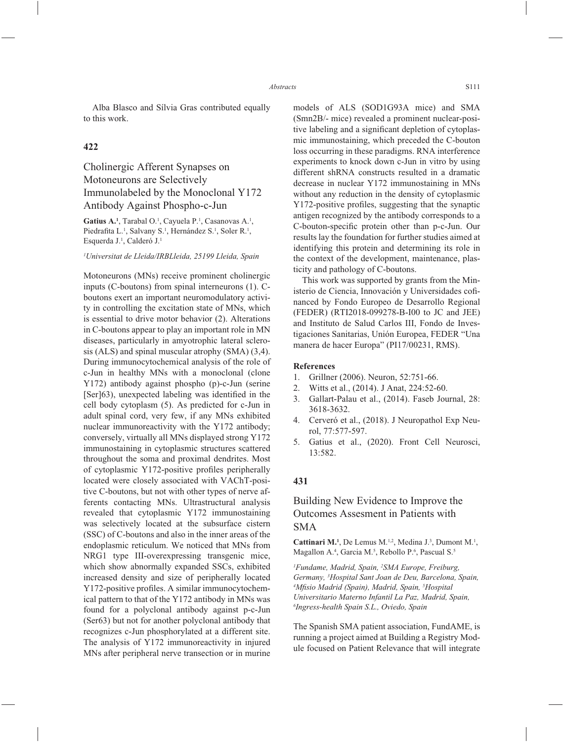Alba Blasco and Sílvia Gras contributed equally to this work.

## 422

## Cholinergic Afferent Synapses on Motoneurons are Selectively Immunolabeled by the Monoclonal Y172 Antibody Against Phospho-c-Jun

**Gatius A.**[1], Tarabal O.[1], Cayuela P.[1], Casanovas A.[1], Piedrafita L.[1], Salvany S.[1], Hernández S.[1], Soler R.[1], Esquerda J.[1], Calderó J.[1]

*[1]Universitat de Lleida/IRBLleida, 25199 Lleida, Spain*

Motoneurons (MNs) receive prominent cholinergic inputs (C-boutons) from spinal interneurons (1). C-boutons exert an important neuromodulatory activity in controlling the excitation state of MNs, which is essential to drive motor behavior (2). Alterations in C-boutons appear to play an important role in MN diseases, particularly in amyotrophic lateral sclerosis (ALS) and spinal muscular atrophy (SMA) (3,4). During immunocytochemical analysis of the role of c-Jun in healthy MNs with a monoclonal (clone Y172) antibody against phospho (p)-c-Jun (serine [Ser]63), unexpected labeling was identified in the cell body cytoplasm (5). As predicted for c-Jun in adult spinal cord, very few, if any MNs exhibited nuclear immunoreactivity with the Y172 antibody; conversely, virtually all MNs displayed strong Y172 immunostaining in cytoplasmic structures scattered throughout the soma and proximal dendrites. Most of cytoplasmic Y172-positive profiles peripherally located were closely associated with VAChT-positive C-boutons, but not with other types of nerve afferents contacting MNs. Ultrastructural analysis revealed that cytoplasmic Y172 immunostaining was selectively located at the subsurface cistern (SSC) of C-boutons and also in the inner areas of the endoplasmic reticulum. We noticed that MNs from NRG1 type III-overexpressing transgenic mice, which show abnormally expanded SSCs, exhibited increased density and size of peripherally located Y172-positive profiles. A similar immunocytochemical pattern to that of the Y172 antibody in MNs was found for a polyclonal antibody against p-c-Jun (Ser63) but not for another polyclonal antibody that recognizes c-Jun phosphorylated at a different site. The analysis of Y172 immunoreactivity in injured MNs after peripheral nerve transection or in murine models of ALS (SOD1G93A mice) and SMA (Smn2B/- mice) revealed a prominent nuclear-positive labeling and a significant depletion of cytoplasmic immunostaining, which preceded the C-bouton loss occurring in these paradigms. RNA interference experiments to knock down c-Jun in vitro by using different shRNA constructs resulted in a dramatic decrease in nuclear Y172 immunostaining in MNs without any reduction in the density of cytoplasmic Y172-positive profiles, suggesting that the synaptic antigen recognized by the antibody corresponds to a C-bouton-specific protein other than p-c-Jun. Our results lay the foundation for further studies aimed at identifying this protein and determining its role in the context of the development, maintenance, plasticity and pathology of C-boutons.

This work was supported by grants from the Ministerio de Ciencia, Innovación y Universidades cofinanced by Fondo Europeo de Desarrollo Regional (FEDER) (RTI2018-099278-B-I00 to JC and JEE) and Instituto de Salud Carlos III, Fondo de Investigaciones Sanitarias, Unión Europea, FEDER "Una manera de hacer Europa" (PI17/00231, RMS).

**References**

1. Grillner (2006). Neuron, 52:751-66.
2. Witts et al., (2014). J Anat, 224:52-60.
3. Gallart-Palau et al., (2014). Faseb Journal, 28: 3618-3632.
4. Cerveró et al., (2018). J Neuropathol Exp Neurol, 77:577-597.
5. Gatius et al., (2020). Front Cell Neurosci, 13:582.

## 431

## Building New Evidence to Improve the Outcomes Assesment in Patients with SMA

**Cattinari M.**[1], De Lemus M.[1,2], Medina J.[3], Dumont M.[1], Magallon A.[4], Garcia M.[5], Rebollo P.[6], Pascual S.[5]

*[1]Fundame, Madrid, Spain, [2]SMA Europe, Freiburg, Germany, [3]Hospital Sant Joan de Deu, Barcelona, Spain, [4]Mfisio Madrid (Spain), Madrid, Spain, [5]Hospital Universitario Materno Infantil La Paz, Madrid, Spain, [6]Ingress-health Spain S.L., Oviedo, Spain*

The Spanish SMA patient association, FundAME, is running a project aimed at Building a Registry Module focused on Patient Relevance that will integrate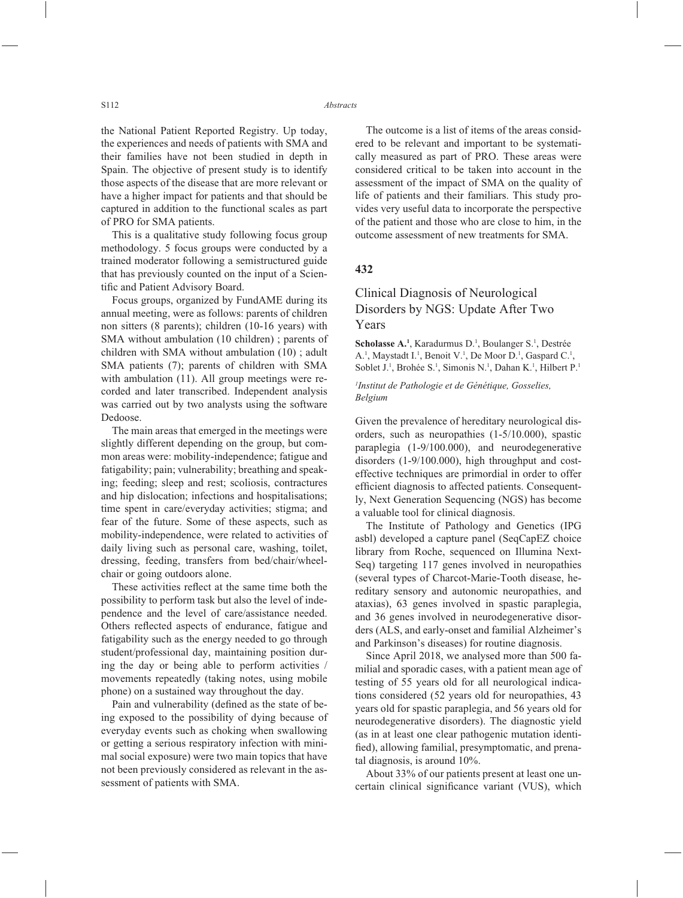the National Patient Reported Registry. Up today, the experiences and needs of patients with SMA and their families have not been studied in depth in Spain. The objective of present study is to identify those aspects of the disease that are more relevant or have a higher impact for patients and that should be captured in addition to the functional scales as part of PRO for SMA patients.

This is a qualitative study following focus group methodology. 5 focus groups were conducted by a trained moderator following a semistructured guide that has previously counted on the input of a Scientific and Patient Advisory Board.

Focus groups, organized by FundAME during its annual meeting, were as follows: parents of children non sitters (8 parents); children (10-16 years) with SMA without ambulation (10 children) ; parents of children with SMA without ambulation (10) ; adult SMA patients (7); parents of children with SMA with ambulation (11). All group meetings were recorded and later transcribed. Independent analysis was carried out by two analysts using the software Dedoose.

The main areas that emerged in the meetings were slightly different depending on the group, but common areas were: mobility-independence; fatigue and fatigability; pain; vulnerability; breathing and speaking; feeding; sleep and rest; scoliosis, contractures and hip dislocation; infections and hospitalisations; time spent in care/everyday activities; stigma; and fear of the future. Some of these aspects, such as mobility-independence, were related to activities of daily living such as personal care, washing, toilet, dressing, feeding, transfers from bed/chair/wheelchair or going outdoors alone.

These activities reflect at the same time both the possibility to perform task but also the level of independence and the level of care/assistance needed. Others reflected aspects of endurance, fatigue and fatigability such as the energy needed to go through student/professional day, maintaining position during the day or being able to perform activities / movements repeatedly (taking notes, using mobile phone) on a sustained way throughout the day.

Pain and vulnerability (defined as the state of being exposed to the possibility of dying because of everyday events such as choking when swallowing or getting a serious respiratory infection with minimal social exposure) were two main topics that have not been previously considered as relevant in the assessment of patients with SMA.

The outcome is a list of items of the areas considered to be relevant and important to be systematically measured as part of PRO. These areas were considered critical to be taken into account in the assessment of the impact of SMA on the quality of life of patients and their familiars. This study provides very useful data to incorporate the perspective of the patient and those who are close to him, in the outcome assessment of new treatments for SMA.

## 432

## Clinical Diagnosis of Neurological Disorders by NGS: Update After Two Years

**Scholasse A.**[1], Karadurmus D.[1], Boulanger S.[1], Destrée A.[1], Maystadt I.[1], Benoit V.[1], De Moor D.[1], Gaspard C.[1], Soblet J.[1], Brohée S.[1], Simonis N.[1], Dahan K.[1], Hilbert P.[1]

[1]*Institut de Pathologie et de Génétique, Gosselies, Belgium*

Given the prevalence of hereditary neurological disorders, such as neuropathies (1-5/10.000), spastic paraplegia (1-9/100.000), and neurodegenerative disorders (1-9/100.000), high throughput and cost-effective techniques are primordial in order to offer efficient diagnosis to affected patients. Consequently, Next Generation Sequencing (NGS) has become a valuable tool for clinical diagnosis.

The Institute of Pathology and Genetics (IPG asbl) developed a capture panel (SeqCapEZ choice library from Roche, sequenced on Illumina NextSeq) targeting 117 genes involved in neuropathies (several types of Charcot-Marie-Tooth disease, hereditary sensory and autonomic neuropathies, and ataxias), 63 genes involved in spastic paraplegia, and 36 genes involved in neurodegenerative disorders (ALS, and early-onset and familial Alzheimer's and Parkinson's diseases) for routine diagnosis.

Since April 2018, we analysed more than 500 familial and sporadic cases, with a patient mean age of testing of 55 years old for all neurological indications considered (52 years old for neuropathies, 43 years old for spastic paraplegia, and 56 years old for neurodegenerative disorders). The diagnostic yield (as in at least one clear pathogenic mutation identified), allowing familial, presymptomatic, and prenatal diagnosis, is around 10%.

About 33% of our patients present at least one uncertain clinical significance variant (VUS), which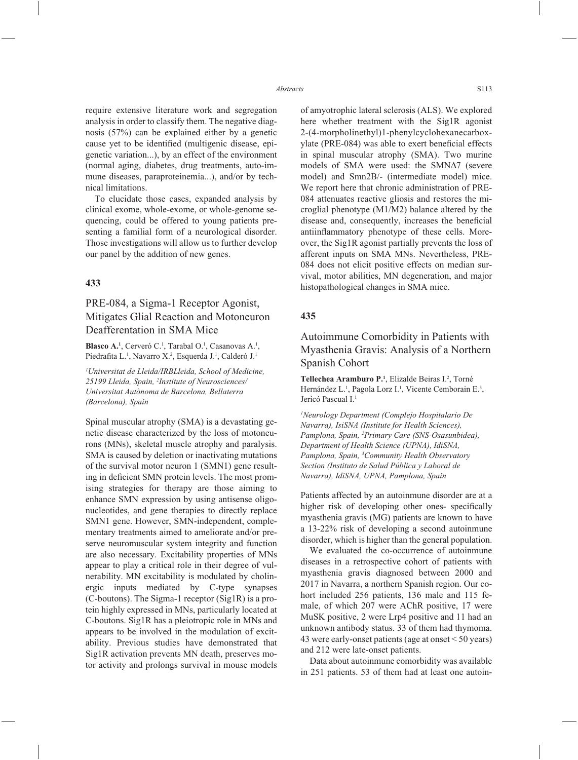require extensive literature work and segregation analysis in order to classify them. The negative diagnosis (57%) can be explained either by a genetic cause yet to be identified (multigenic disease, epigenetic variation...), by an effect of the environment (normal aging, diabetes, drug treatments, auto-immune diseases, paraproteinemia...), and/or by technical limitations.

To elucidate those cases, expanded analysis by clinical exome, whole-exome, or whole-genome sequencing, could be offered to young patients presenting a familial form of a neurological disorder. Those investigations will allow us to further develop our panel by the addition of new genes.

## 433

## PRE-084, a Sigma-1 Receptor Agonist, Mitigates Glial Reaction and Motoneuron Deafferentation in SMA Mice

**Blasco A.**[1], Cerveró C.[1], Tarabal O.[1], Casanovas A.[1], Piedrafita L.[1], Navarro X.[2], Esquerda J.[1], Calderó J.[1]

*[1]Universitat de Lleida/IRBLleida, School of Medicine, 25199 Lleida, Spain, [2]Institute of Neurosciences/ Universitat Autònoma de Barcelona, Bellaterra (Barcelona), Spain*

Spinal muscular atrophy (SMA) is a devastating genetic disease characterized by the loss of motoneurons (MNs), skeletal muscle atrophy and paralysis. SMA is caused by deletion or inactivating mutations of the survival motor neuron 1 (SMN1) gene resulting in deficient SMN protein levels. The most promising strategies for therapy are those aiming to enhance SMN expression by using antisense oligonucleotides, and gene therapies to directly replace SMN1 gene. However, SMN-independent, complementary treatments aimed to ameliorate and/or preserve neuromuscular system integrity and function are also necessary. Excitability properties of MNs appear to play a critical role in their degree of vulnerability. MN excitability is modulated by cholinergic inputs mediated by C-type synapses (C-boutons). The Sigma-1 receptor (Sig1R) is a protein highly expressed in MNs, particularly located at C-boutons. Sig1R has a pleiotropic role in MNs and appears to be involved in the modulation of excitability. Previous studies have demonstrated that Sig1R activation prevents MN death, preserves motor activity and prolongs survival in mouse models of amyotrophic lateral sclerosis (ALS). We explored here whether treatment with the Sig1R agonist 2-(4-morpholinethyl)1-phenylcyclohexanecarboxylate (PRE-084) was able to exert beneficial effects in spinal muscular atrophy (SMA). Two murine models of SMA were used: the SMNΔ7 (severe model) and Smn2B/- (intermediate model) mice. We report here that chronic administration of PRE-084 attenuates reactive gliosis and restores the microglial phenotype (M1/M2) balance altered by the disease and, consequently, increases the beneficial antiinflammatory phenotype of these cells. Moreover, the Sig1R agonist partially prevents the loss of afferent inputs on SMA MNs. Nevertheless, PRE-084 does not elicit positive effects on median survival, motor abilities, MN degeneration, and major histopathological changes in SMA mice.

## 435

## Autoimmune Comorbidity in Patients with Myasthenia Gravis: Analysis of a Northern Spanish Cohort

**Tellechea Aramburo P.**[1], Elizalde Beiras I.[2], Torné Hernández L.[1], Pagola Lorz I.[1], Vicente Cemborain E.[3], Jericó Pascual I.[1]

*[1]Neurology Department (Complejo Hospitalario De Navarra), IsiSNA (Institute for Health Sciences), Pamplona, Spain, [2]Primary Care (SNS-Osasunbidea), Department of Health Science (UPNA), IdiSNA, Pamplona, Spain, [3]Community Health Observatory Section (Instituto de Salud Pública y Laboral de Navarra), IdiSNA, UPNA, Pamplona, Spain*

Patients affected by an autoinmune disorder are at a higher risk of developing other ones- specifically myasthenia gravis (MG) patients are known to have a 13-22% risk of developing a second autoinmune disorder, which is higher than the general population.

We evaluated the co-occurrence of autoinmune diseases in a retrospective cohort of patients with myasthenia gravis diagnosed between 2000 and 2017 in Navarra, a northern Spanish region. Our cohort included 256 patients, 136 male and 115 female, of which 207 were AChR positive, 17 were MuSK positive, 2 were Lrp4 positive and 11 had an unknown antibody status. 33 of them had thymoma. 43 were early-onset patients (age at onset < 50 years) and 212 were late-onset patients.

Data about autoinmune comorbidity was available in 251 patients. 53 of them had at least one autoin-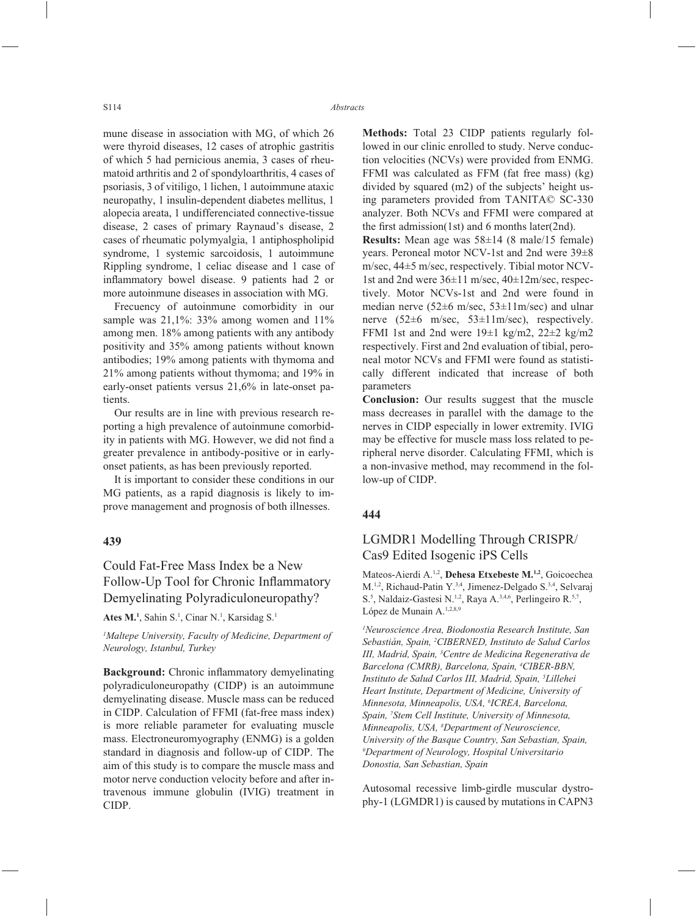mune disease in association with MG, of which 26 were thyroid diseases, 12 cases of atrophic gastritis of which 5 had pernicious anemia, 3 cases of rheumatoid arthritis and 2 of spondyloarthritis, 4 cases of psoriasis, 3 of vitiligo, 1 lichen, 1 autoimmune ataxic neuropathy, 1 insulin-dependent diabetes mellitus, 1 alopecia areata, 1 undifferenciated connective-tissue disease, 2 cases of primary Raynaud's disease, 2 cases of rheumatic polymyalgia, 1 antiphospholipid syndrome, 1 systemic sarcoidosis, 1 autoimmune Rippling syndrome, 1 celiac disease and 1 case of inflammatory bowel disease. 9 patients had 2 or more autoinmune diseases in association with MG.

Frecuency of autoinmune comorbidity in our sample was 21,1%: 33% among women and 11% among men. 18% among patients with any antibody positivity and 35% among patients without known antibodies; 19% among patients with thymoma and 21% among patients without thymoma; and 19% in early-onset patients versus 21,6% in late-onset patients.

Our results are in line with previous research reporting a high prevalence of autoinmune comorbidity in patients with MG. However, we did not find a greater prevalence in antibody-positive or in early-onset patients, as has been previously reported.

It is important to consider these conditions in our MG patients, as a rapid diagnosis is likely to improve management and prognosis of both illnesses.

## 439

## Could Fat-Free Mass Index be a New Follow-Up Tool for Chronic Inflammatory Demyelinating Polyradiculoneuropathy?

**Ates M.**[1], Sahin S.[1], Cinar N.[1], Karsidag S.[1]

*[1]Maltepe University, Faculty of Medicine, Department of Neurology, Istanbul, Turkey*

**Background:** Chronic inflammatory demyelinating polyradiculoneuropathy (CIDP) is an autoimmune demyelinating disease. Muscle mass can be reduced in CIDP. Calculation of FFMI (fat-free mass index) is more reliable parameter for evaluating muscle mass. Electroneuromyography (ENMG) is a golden standard in diagnosis and follow-up of CIDP. The aim of this study is to compare the muscle mass and motor nerve conduction velocity before and after intravenous immune globulin (IVIG) treatment in CIDP.

**Methods:** Total 23 CIDP patients regularly followed in our clinic enrolled to study. Nerve conduction velocities (NCVs) were provided from ENMG. FFMI was calculated as FFM (fat free mass) (kg) divided by squared (m2) of the subjects' height using parameters provided from TANITA© SC-330 analyzer. Both NCVs and FFMI were compared at the first admission(1st) and 6 months later(2nd).

**Results:** Mean age was 58±14 (8 male/15 female) years. Peroneal motor NCV-1st and 2nd were 39±8 m/sec, 44±5 m/sec, respectively. Tibial motor NCV-1st and 2nd were 36±11 m/sec, 40±12m/sec, respectively. Motor NCVs-1st and 2nd were found in median nerve (52±6 m/sec, 53±11m/sec) and ulnar nerve (52±6 m/sec, 53±11m/sec), respectively. FFMI 1st and 2nd were 19±1 kg/m2, 22±2 kg/m2 respectively. First and 2nd evaluation of tibial, peroneal motor NCVs and FFMI were found as statistically different indicated that increase of both parameters

**Conclusion:** Our results suggest that the muscle mass decreases in parallel with the damage to the nerves in CIDP especially in lower extremity. IVIG may be effective for muscle mass loss related to peripheral nerve disorder. Calculating FFMI, which is a non-invasive method, may recommend in the follow-up of CIDP.

## 444

## LGMDR1 Modelling Through CRISPR/Cas9 Edited Isogenic iPS Cells

Mateos-Aierdi A.[1,2], **Dehesa Etxebeste M.[1,2]**, Goicoechea M.[1,2], Richaud-Patin Y.[3,4], Jimenez-Delgado S.[3,4], Selvaraj S.[5], Naldaiz-Gastesi N.[1,2], Raya A.[3,4,6], Perlingeiro R.[5,7], López de Munain A.[1,2,8,9]

*[1]Neuroscience Area, Biodonostia Research Institute, San Sebastián, Spain, [2]CIBERNED, Instituto de Salud Carlos III, Madrid, Spain, [3]Centre de Medicina Regenerativa de Barcelona (CMRB), Barcelona, Spain, [4]CIBER-BBN, Instituto de Salud Carlos III, Madrid, Spain, [5]Lillehei Heart Institute, Department of Medicine, University of Minnesota, Minneapolis, USA, [6]ICREA, Barcelona, Spain, [7]Stem Cell Institute, University of Minnesota, Minneapolis, USA, [8]Department of Neuroscience, University of the Basque Country, San Sebastian, Spain, [9]Department of Neurology, Hospital Universitario Donostia, San Sebastian, Spain*

Autosomal recessive limb-girdle muscular dystrophy-1 (LGMDR1) is caused by mutations in CAPN3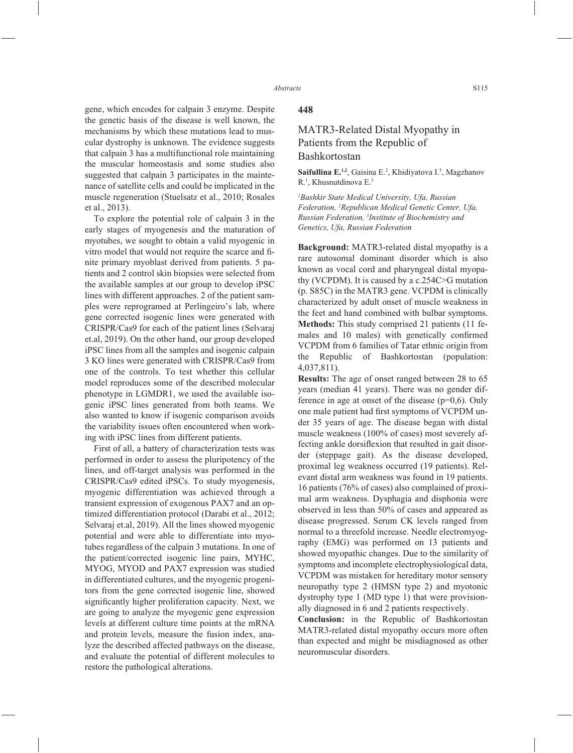gene, which encodes for calpain 3 enzyme. Despite the genetic basis of the disease is well known, the mechanisms by which these mutations lead to muscular dystrophy is unknown. The evidence suggests that calpain 3 has a multifunctional role maintaining the muscular homeostasis and some studies also suggested that calpain 3 participates in the maintenance of satellite cells and could be implicated in the muscle regeneration (Stuelsatz et al., 2010; Rosales et al., 2013).

To explore the potential role of calpain 3 in the early stages of myogenesis and the maturation of myotubes, we sought to obtain a valid myogenic in vitro model that would not require the scarce and finite primary myoblast derived from patients. 5 patients and 2 control skin biopsies were selected from the available samples at our group to develop iPSC lines with different approaches. 2 of the patient samples were reprogramed at Perlingeiro's lab, where gene corrected isogenic lines were generated with CRISPR/Cas9 for each of the patient lines (Selvaraj et.al, 2019). On the other hand, our group developed iPSC lines from all the samples and isogenic calpain 3 KO lines were generated with CRISPR/Cas9 from one of the controls. To test whether this cellular model reproduces some of the described molecular phenotype in LGMDR1, we used the available isogenic iPSC lines generated from both teams. We also wanted to know if isogenic comparison avoids the variability issues often encountered when working with iPSC lines from different patients.

First of all, a battery of characterization tests was performed in order to assess the pluripotency of the lines, and off-target analysis was performed in the CRISPR/Cas9 edited iPSCs. To study myogenesis, myogenic differentiation was achieved through a transient expression of exogenous PAX7 and an optimized differentiation protocol (Darabi et al., 2012; Selvaraj et.al, 2019). All the lines showed myogenic potential and were able to differentiate into myotubes regardless of the calpain 3 mutations. In one of the patient/corrected isogenic line pairs, MYHC, MYOG, MYOD and PAX7 expression was studied in differentiated cultures, and the myogenic progenitors from the gene corrected isogenic line, showed significantly higher proliferation capacity. Next, we are going to analyze the myogenic gene expression levels at different culture time points at the mRNA and protein levels, measure the fusion index, analyze the described affected pathways on the disease, and evaluate the potential of different molecules to restore the pathological alterations.

## 448

## MATR3-Related Distal Myopathy in Patients from the Republic of Bashkortostan

**Saifullina E.**[1,2], Gaisina E.[2], Khidiyatova I.[3], Magzhanov R.[1], Khusnutdinova E.[3]

*[1]Bashkir State Medical University, Ufa, Russian Federation, [2]Republican Medical Genetic Center, Ufa, Russian Federation, [3]Institute of Biochemistry and Genetics, Ufa, Russian Federation*

**Background:** MATR3-related distal myopathy is a rare autosomal dominant disorder which is also known as vocal cord and pharyngeal distal myopathy (VCPDM). It is caused by a c.254C>G mutation (p. S85C) in the MATR3 gene. VCPDM is clinically characterized by adult onset of muscle weakness in the feet and hand combined with bulbar symptoms.
**Methods:** This study comprised 21 patients (11 females and 10 males) with genetically confirmed VCPDM from 6 families of Tatar ethnic origin from the Republic of Bashkortostan (population: 4,037,811).
**Results:** The age of onset ranged between 28 to 65 years (median 41 years). There was no gender difference in age at onset of the disease (p=0,6). Only one male patient had first symptoms of VCPDM under 35 years of age. The disease began with distal muscle weakness (100% of cases) most severely affecting ankle dorsiflexion that resulted in gait disorder (steppage gait). As the disease developed, proximal leg weakness occurred (19 patients). Relevant distal arm weakness was found in 19 patients. 16 patients (76% of cases) also complained of proximal arm weakness. Dysphagia and disphonia were observed in less than 50% of cases and appeared as disease progressed. Serum CK levels ranged from normal to a threefold increase. Needle electromyography (EMG) was performed on 13 patients and showed myopathic changes. Due to the similarity of symptoms and incomplete electrophysiological data, VCPDM was mistaken for hereditary motor sensory neuropathy type 2 (HMSN type 2) and myotonic dystrophy type 1 (MD type 1) that were provisionally diagnosed in 6 and 2 patients respectively.
**Conclusion:** in the Republic of Bashkortostan MATR3-related distal myopathy occurs more often than expected and might be misdiagnosed as other neuromuscular disorders.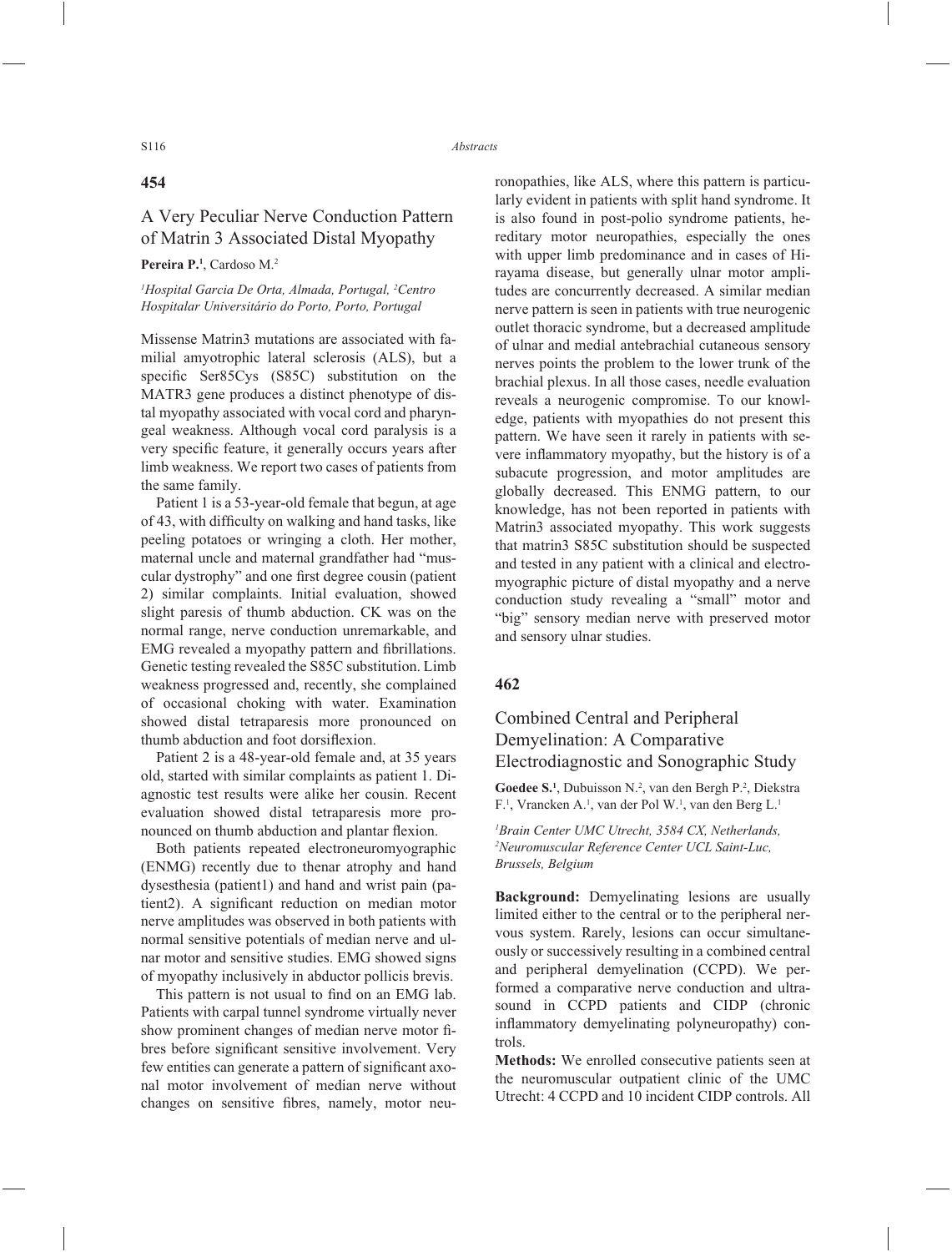## 454

### A Very Peculiar Nerve Conduction Pattern of Matrin 3 Associated Distal Myopathy

**Pereira P.**[1], Cardoso M.[2]

*[1]Hospital Garcia De Orta, Almada, Portugal, [2]Centro Hospitalar Universitário do Porto, Porto, Portugal*

Missense Matrin3 mutations are associated with familial amyotrophic lateral sclerosis (ALS), but a specific Ser85Cys (S85C) substitution on the MATR3 gene produces a distinct phenotype of distal myopathy associated with vocal cord and pharyngeal weakness. Although vocal cord paralysis is a very specific feature, it generally occurs years after limb weakness. We report two cases of patients from the same family.

Patient 1 is a 53-year-old female that begun, at age of 43, with difficulty on walking and hand tasks, like peeling potatoes or wringing a cloth. Her mother, maternal uncle and maternal grandfather had "muscular dystrophy" and one first degree cousin (patient 2) similar complaints. Initial evaluation, showed slight paresis of thumb abduction. CK was on the normal range, nerve conduction unremarkable, and EMG revealed a myopathy pattern and fibrillations. Genetic testing revealed the S85C substitution. Limb weakness progressed and, recently, she complained of occasional choking with water. Examination showed distal tetraparesis more pronounced on thumb abduction and foot dorsiflexion.

Patient 2 is a 48-year-old female and, at 35 years old, started with similar complaints as patient 1. Diagnostic test results were alike her cousin. Recent evaluation showed distal tetraparesis more pronounced on thumb abduction and plantar flexion.

Both patients repeated electroneuromyographic (ENMG) recently due to thenar atrophy and hand dysesthesia (patient1) and hand and wrist pain (patient2). A significant reduction on median motor nerve amplitudes was observed in both patients with normal sensitive potentials of median nerve and ulnar motor and sensitive studies. EMG showed signs of myopathy inclusively in abductor pollicis brevis.

This pattern is not usual to find on an EMG lab. Patients with carpal tunnel syndrome virtually never show prominent changes of median nerve motor fibres before significant sensitive involvement. Very few entities can generate a pattern of significant axonal motor involvement of median nerve without changes on sensitive fibres, namely, motor neuronopathies, like ALS, where this pattern is particularly evident in patients with split hand syndrome. It is also found in post-polio syndrome patients, hereditary motor neuropathies, especially the ones with upper limb predominance and in cases of Hirayama disease, but generally ulnar motor amplitudes are concurrently decreased. A similar median nerve pattern is seen in patients with true neurogenic outlet thoracic syndrome, but a decreased amplitude of ulnar and medial antebrachial cutaneous sensory nerves points the problem to the lower trunk of the brachial plexus. In all those cases, needle evaluation reveals a neurogenic compromise. To our knowledge, patients with myopathies do not present this pattern. We have seen it rarely in patients with severe inflammatory myopathy, but the history is of a subacute progression, and motor amplitudes are globally decreased. This ENMG pattern, to our knowledge, has not been reported in patients with Matrin3 associated myopathy. This work suggests that matrin3 S85C substitution should be suspected and tested in any patient with a clinical and electromyographic picture of distal myopathy and a nerve conduction study revealing a "small" motor and "big" sensory median nerve with preserved motor and sensory ulnar studies.

## 462

### Combined Central and Peripheral Demyelination: A Comparative Electrodiagnostic and Sonographic Study

**Goedee S.**[1], Dubuisson N.[2], van den Bergh P.[2], Diekstra F.[1], Vrancken A.[1], van der Pol W.[1], van den Berg L.[1]

*[1]Brain Center UMC Utrecht, 3584 CX, Netherlands, [2]Neuromuscular Reference Center UCL Saint-Luc, Brussels, Belgium*

**Background:** Demyelinating lesions are usually limited either to the central or to the peripheral nervous system. Rarely, lesions can occur simultaneously or successively resulting in a combined central and peripheral demyelination (CCPD). We performed a comparative nerve conduction and ultrasound in CCPD patients and CIDP (chronic inflammatory demyelinating polyneuropathy) controls.

**Methods:** We enrolled consecutive patients seen at the neuromuscular outpatient clinic of the UMC Utrecht: 4 CCPD and 10 incident CIDP controls. All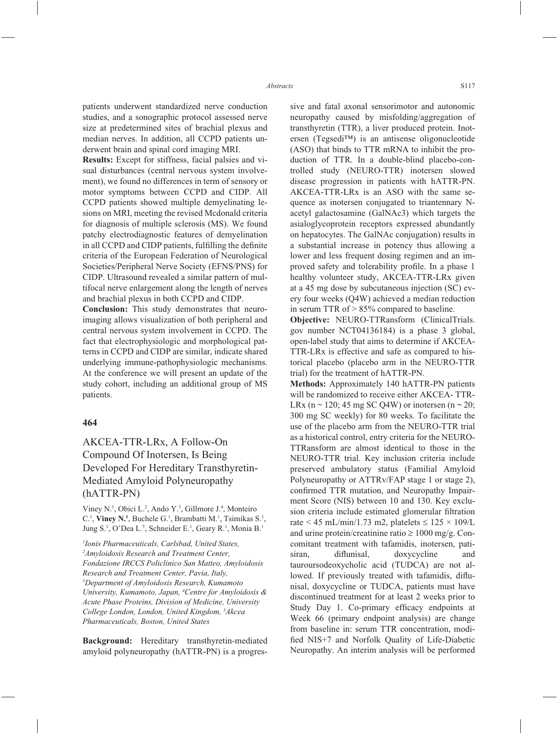patients underwent standardized nerve conduction studies, and a sonographic protocol assessed nerve size at predetermined sites of brachial plexus and median nerves. In addition, all CCPD patients underwent brain and spinal cord imaging MRI.

**Results:** Except for stiffness, facial palsies and visual disturbances (central nervous system involvement), we found no differences in term of sensory or motor symptoms between CCPD and CIDP. All CCPD patients showed multiple demyelinating lesions on MRI, meeting the revised Mcdonald criteria for diagnosis of multiple sclerosis (MS). We found patchy electrodiagnostic features of demyelination in all CCPD and CIDP patients, fulfilling the definite criteria of the European Federation of Neurological Societies/Peripheral Nerve Society (EFNS/PNS) for CIDP. Ultrasound revealed a similar pattern of multifocal nerve enlargement along the length of nerves and brachial plexus in both CCPD and CIDP.

**Conclusion:** This study demonstrates that neuroimaging allows visualization of both peripheral and central nervous system involvement in CCPD. The fact that electrophysiologic and morphological patterns in CCPD and CIDP are similar, indicate shared underlying immune-pathophysiologic mechanisms. At the conference we will present an update of the study cohort, including an additional group of MS patients.

## 464

## AKCEA-TTR-LRx, A Follow-On Compound Of Inotersen, Is Being Developed For Hereditary Transthyretin-Mediated Amyloid Polyneuropathy (hATTR-PN)

Viney N.[1], Obici L.[2], Ando Y.[3], Gillmore J.[4], Monteiro C.[1], **Viney N.[1]**, Buchele G.[1], Brambatti M.[1], Tsimikas S.[1], Jung S.[1], O'Dea L.[5], Schneider E.[1], Geary R.[1], Monia B.[1]

*[1]Ionis Pharmaceuticals, Carlsbad, United States, [2]Amyloidosis Research and Treatment Center, Fondazione IRCCS Policlinico San Matteo, Amyloidosis Research and Treatment Center, Pavia, Italy, [3]Department of Amyloidosis Research, Kumamoto University, Kumamoto, Japan, [4]Centre for Amyloidosis & Acute Phase Proteins, Division of Medicine, University College London, London, United Kingdom, [5]Akcea Pharmaceuticals, Boston, United States*

**Background:** Hereditary transthyretin-mediated amyloid polyneuropathy (hATTR-PN) is a progressive and fatal axonal sensorimotor and autonomic neuropathy caused by misfolding/aggregation of transthyretin (TTR), a liver produced protein. Inotersen (Tegsedi™) is an antisense oligonucleotide (ASO) that binds to TTR mRNA to inhibit the production of TTR. In a double-blind placebo-controlled study (NEURO-TTR) inotersen slowed disease progression in patients with hATTR-PN. AKCEA-TTR-LRx is an ASO with the same sequence as inotersen conjugated to triantennary N-acetyl galactosamine (GalNAc3) which targets the asialoglycoprotein receptors expressed abundantly on hepatocytes. The GalNAc conjugation) results in a substantial increase in potency thus allowing a lower and less frequent dosing regimen and an improved safety and tolerability profile. In a phase 1 healthy volunteer study, AKCEA-TTR-LRx given at a 45 mg dose by subcutaneous injection (SC) every four weeks (Q4W) achieved a median reduction in serum TTR of > 85% compared to baseline.

**Objective:** NEURO-TTRansform (ClinicalTrials.gov number NCT04136184) is a phase 3 global, open-label study that aims to determine if AKCEA-TTR-LRx is effective and safe as compared to historical placebo (placebo arm in the NEURO-TTR trial) for the treatment of hATTR-PN.

**Methods:** Approximately 140 hATTR-PN patients will be randomized to receive either AKCEA- TTR-LRx (n ~ 120; 45 mg SC Q4W) or inotersen (n ~ 20; 300 mg SC weekly) for 80 weeks. To facilitate the use of the placebo arm from the NEURO-TTR trial as a historical control, entry criteria for the NEURO-TTRansform are almost identical to those in the NEURO-TTR trial. Key inclusion criteria include preserved ambulatory status (Familial Amyloid Polyneuropathy or ATTRv/FAP stage 1 or stage 2), confirmed TTR mutation, and Neuropathy Impairment Score (NIS) between 10 and 130. Key exclusion criteria include estimated glomerular filtration rate < 45 mL/min/1.73 m2, platelets ≤ 125 × 109/L and urine protein/creatinine ratio ≥ 1000 mg/g. Concomitant treatment with tafamidis, inotersen, patisiran, diflunisal, doxycycline and tauroursodeoxycholic acid (TUDCA) are not allowed. If previously treated with tafamidis, diflunisal, doxycycline or TUDCA, patients must have discontinued treatment for at least 2 weeks prior to Study Day 1. Co-primary efficacy endpoints at Week 66 (primary endpoint analysis) are change from baseline in: serum TTR concentration, modified NIS+7 and Norfolk Quality of Life-Diabetic Neuropathy. An interim analysis will be performed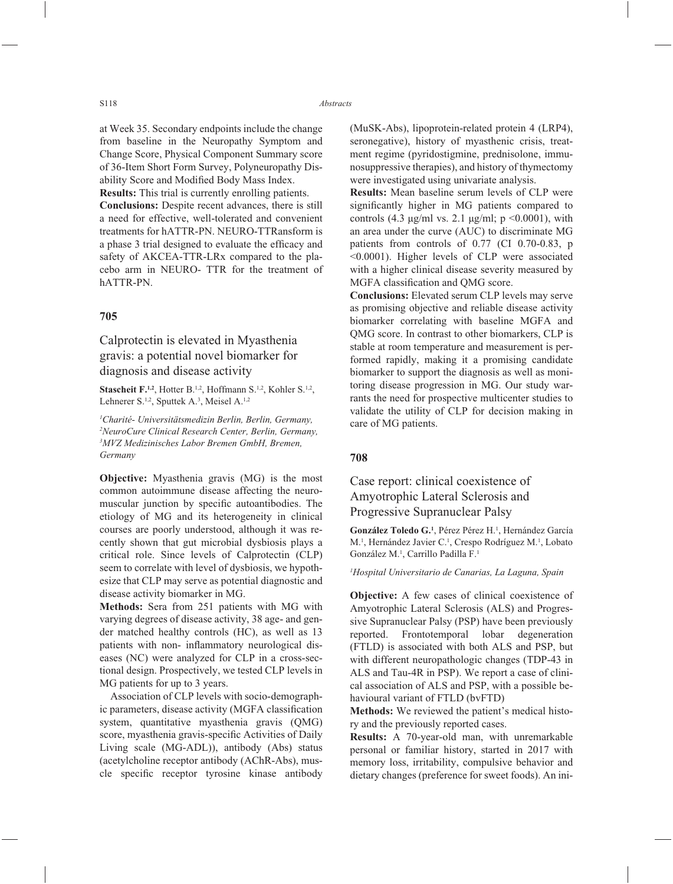at Week 35. Secondary endpoints include the change from baseline in the Neuropathy Symptom and Change Score, Physical Component Summary score of 36-Item Short Form Survey, Polyneuropathy Disability Score and Modified Body Mass Index.

**Results:** This trial is currently enrolling patients.

**Conclusions:** Despite recent advances, there is still a need for effective, well-tolerated and convenient treatments for hATTR-PN. NEURO-TTRansform is a phase 3 trial designed to evaluate the efficacy and safety of AKCEA-TTR-LRx compared to the placebo arm in NEURO- TTR for the treatment of hATTR-PN.

## 705

### Calprotectin is elevated in Myasthenia gravis: a potential novel biomarker for diagnosis and disease activity

**Stascheit F.**[1,2], Hotter B.[1,2], Hoffmann S.[1,2], Kohler S.[1,2], Lehnerer S.[1,2], Sputtek A.[3], Meisel A.[1,2]

*[1]Charité- Universitätsmedizin Berlin, Berlin, Germany, [2]NeuroCure Clinical Research Center, Berlin, Germany, [3]MVZ Medizinisches Labor Bremen GmbH, Bremen, Germany*

**Objective:** Myasthenia gravis (MG) is the most common autoimmune disease affecting the neuromuscular junction by specific autoantibodies. The etiology of MG and its heterogeneity in clinical courses are poorly understood, although it was recently shown that gut microbial dysbiosis plays a critical role. Since levels of Calprotectin (CLP) seem to correlate with level of dysbiosis, we hypothesize that CLP may serve as potential diagnostic and disease activity biomarker in MG.

**Methods:** Sera from 251 patients with MG with varying degrees of disease activity, 38 age- and gender matched healthy controls (HC), as well as 13 patients with non- inflammatory neurological diseases (NC) were analyzed for CLP in a cross-sectional design. Prospectively, we tested CLP levels in MG patients for up to 3 years.

Association of CLP levels with socio-demographic parameters, disease activity (MGFA classification system, quantitative myasthenia gravis (QMG) score, myasthenia gravis-specific Activities of Daily Living scale (MG-ADL)), antibody (Abs) status (acetylcholine receptor antibody (AChR-Abs), muscle specific receptor tyrosine kinase antibody (MuSK-Abs), lipoprotein-related protein 4 (LRP4), seronegative), history of myasthenic crisis, treatment regime (pyridostigmine, prednisolone, immunosuppressive therapies), and history of thymectomy were investigated using univariate analysis.

**Results:** Mean baseline serum levels of CLP were significantly higher in MG patients compared to controls (4.3 µg/ml vs. 2.1 µg/ml; $p < 0.0001$), with an area under the curve (AUC) to discriminate MG patients from controls of 0.77 (CI 0.70-0.83, $p < 0.0001$). Higher levels of CLP were associated with a higher clinical disease severity measured by MGFA classification and QMG score.

**Conclusions:** Elevated serum CLP levels may serve as promising objective and reliable disease activity biomarker correlating with baseline MGFA and QMG score. In contrast to other biomarkers, CLP is stable at room temperature and measurement is performed rapidly, making it a promising candidate biomarker to support the diagnosis as well as monitoring disease progression in MG. Our study warrants the need for prospective multicenter studies to validate the utility of CLP for decision making in care of MG patients.

## 708

### Case report: clinical coexistence of Amyotrophic Lateral Sclerosis and Progressive Supranuclear Palsy

**González Toledo G.**[1], Pérez Pérez H.[1], Hernández García M.[1], Hernández Javier C.[1], Crespo Rodríguez M.[1], Lobato González M.[1], Carrillo Padilla F.[1]

*[1]Hospital Universitario de Canarias, La Laguna, Spain*

**Objective:** A few cases of clinical coexistence of Amyotrophic Lateral Sclerosis (ALS) and Progressive Supranuclear Palsy (PSP) have been previously reported. Frontotemporal lobar degeneration (FTLD) is associated with both ALS and PSP, but with different neuropathologic changes (TDP-43 in ALS and Tau-4R in PSP). We report a case of clinical association of ALS and PSP, with a possible behavioural variant of FTLD (bvFTD)

**Methods:** We reviewed the patient's medical history and the previously reported cases.

**Results:** A 70-year-old man, with unremarkable personal or familiar history, started in 2017 with memory loss, irritability, compulsive behavior and dietary changes (preference for sweet foods). An ini-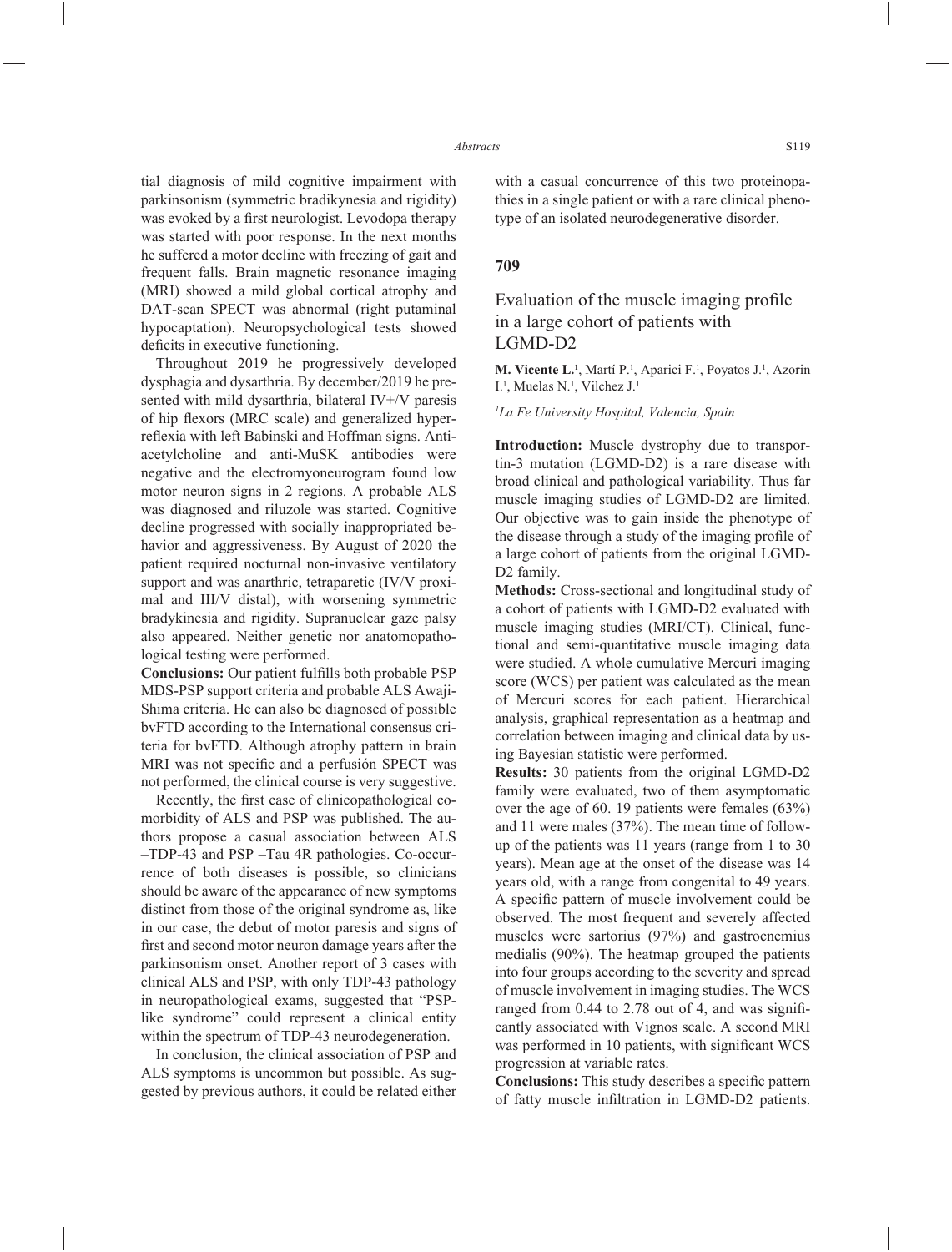tial diagnosis of mild cognitive impairment with parkinsonism (symmetric bradikynesia and rigidity) was evoked by a first neurologist. Levodopa therapy was started with poor response. In the next months he suffered a motor decline with freezing of gait and frequent falls. Brain magnetic resonance imaging (MRI) showed a mild global cortical atrophy and DAT-scan SPECT was abnormal (right putaminal hypocaptation). Neuropsychological tests showed deficits in executive functioning.

Throughout 2019 he progressively developed dysphagia and dysarthria. By december/2019 he presented with mild dysarthria, bilateral IV+/V paresis of hip flexors (MRC scale) and generalized hyperreflexia with left Babinski and Hoffman signs. Anti-acetylcholine and anti-MuSK antibodies were negative and the electromyoneurogram found low motor neuron signs in 2 regions. A probable ALS was diagnosed and riluzole was started. Cognitive decline progressed with socially inappropriated behavior and aggressiveness. By August of 2020 the patient required nocturnal non-invasive ventilatory support and was anarthric, tetraparetic (IV/V proximal and III/V distal), with worsening symmetric bradykinesia and rigidity. Supranuclear gaze palsy also appeared. Neither genetic nor anatomopathological testing were performed.

**Conclusions:** Our patient fulfills both probable PSP MDS-PSP support criteria and probable ALS Awaji-Shima criteria. He can also be diagnosed of possible bvFTD according to the International consensus criteria for bvFTD. Although atrophy pattern in brain MRI was not specific and a perfusión SPECT was not performed, the clinical course is very suggestive.

Recently, the first case of clinicopathological comorbidity of ALS and PSP was published. The authors propose a casual association between ALS –TDP-43 and PSP –Tau 4R pathologies. Co-occurrence of both diseases is possible, so clinicians should be aware of the appearance of new symptoms distinct from those of the original syndrome as, like in our case, the debut of motor paresis and signs of first and second motor neuron damage years after the parkinsonism onset. Another report of 3 cases with clinical ALS and PSP, with only TDP-43 pathology in neuropathological exams, suggested that "PSP-like syndrome" could represent a clinical entity within the spectrum of TDP-43 neurodegeneration.

In conclusion, the clinical association of PSP and ALS symptoms is uncommon but possible. As suggested by previous authors, it could be related either with a casual concurrence of this two proteinopathies in a single patient or with a rare clinical phenotype of an isolated neurodegenerative disorder.

## 709

## Evaluation of the muscle imaging profile in a large cohort of patients with LGMD-D2

**M. Vicente L.[1]**, Martí P.[1], Aparici F.[1], Poyatos J.[1], Azorin I.[1], Muelas N.[1], Vilchez J.[1]

*[1]La Fe University Hospital, Valencia, Spain*

**Introduction:** Muscle dystrophy due to transportin-3 mutation (LGMD-D2) is a rare disease with broad clinical and pathological variability. Thus far muscle imaging studies of LGMD-D2 are limited. Our objective was to gain inside the phenotype of the disease through a study of the imaging profile of a large cohort of patients from the original LGMD-D2 family.

**Methods:** Cross-sectional and longitudinal study of a cohort of patients with LGMD-D2 evaluated with muscle imaging studies (MRI/CT). Clinical, functional and semi-quantitative muscle imaging data were studied. A whole cumulative Mercuri imaging score (WCS) per patient was calculated as the mean of Mercuri scores for each patient. Hierarchical analysis, graphical representation as a heatmap and correlation between imaging and clinical data by using Bayesian statistic were performed.

**Results:** 30 patients from the original LGMD-D2 family were evaluated, two of them asymptomatic over the age of 60. 19 patients were females (63%) and 11 were males (37%). The mean time of follow-up of the patients was 11 years (range from 1 to 30 years). Mean age at the onset of the disease was 14 years old, with a range from congenital to 49 years. A specific pattern of muscle involvement could be observed. The most frequent and severely affected muscles were sartorius (97%) and gastrocnemius medialis (90%). The heatmap grouped the patients into four groups according to the severity and spread of muscle involvement in imaging studies. The WCS ranged from 0.44 to 2.78 out of 4, and was significantly associated with Vignos scale. A second MRI was performed in 10 patients, with significant WCS progression at variable rates.

**Conclusions:** This study describes a specific pattern of fatty muscle infiltration in LGMD-D2 patients.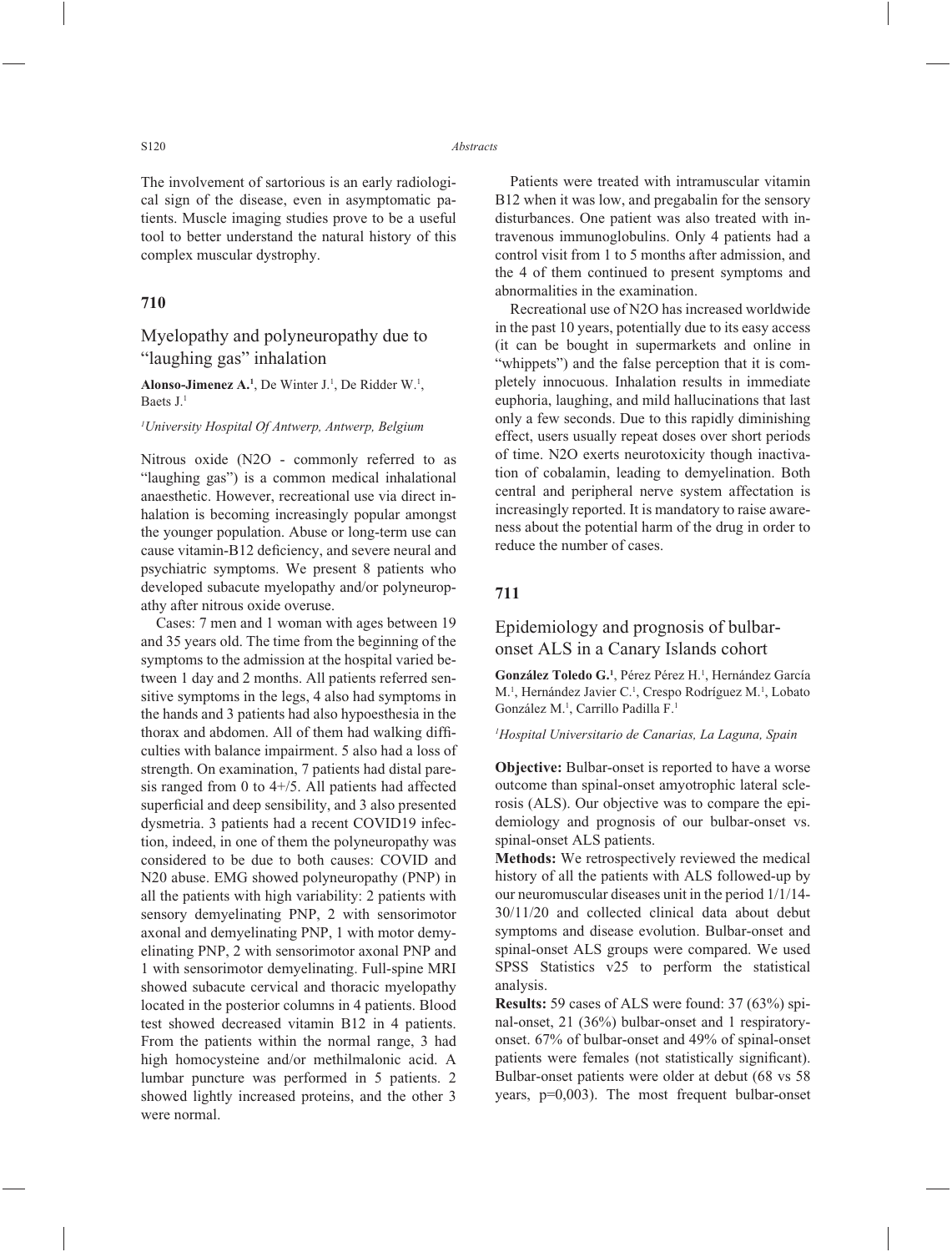The involvement of sartorious is an early radiological sign of the disease, even in asymptomatic patients. Muscle imaging studies prove to be a useful tool to better understand the natural history of this complex muscular dystrophy.

## 710

### Myelopathy and polyneuropathy due to "laughing gas" inhalation

**Alonso-Jimenez A.**[1], De Winter J.[1], De Ridder W.[1], Baets J.[1]

*[1]University Hospital Of Antwerp, Antwerp, Belgium*

Nitrous oxide (N2O - commonly referred to as "laughing gas") is a common medical inhalational anaesthetic. However, recreational use via direct inhalation is becoming increasingly popular amongst the younger population. Abuse or long-term use can cause vitamin-B12 deficiency, and severe neural and psychiatric symptoms. We present 8 patients who developed subacute myelopathy and/or polyneuropathy after nitrous oxide overuse.

Cases: 7 men and 1 woman with ages between 19 and 35 years old. The time from the beginning of the symptoms to the admission at the hospital varied between 1 day and 2 months. All patients referred sensitive symptoms in the legs, 4 also had symptoms in the hands and 3 patients had also hypoesthesia in the thorax and abdomen. All of them had walking difficulties with balance impairment. 5 also had a loss of strength. On examination, 7 patients had distal paresis ranged from 0 to 4+/5. All patients had affected superficial and deep sensibility, and 3 also presented dysmetria. 3 patients had a recent COVID19 infection, indeed, in one of them the polyneuropathy was considered to be due to both causes: COVID and N20 abuse. EMG showed polyneuropathy (PNP) in all the patients with high variability: 2 patients with sensory demyelinating PNP, 2 with sensorimotor axonal and demyelinating PNP, 1 with motor demyelinating PNP, 2 with sensorimotor axonal PNP and 1 with sensorimotor demyelinating. Full-spine MRI showed subacute cervical and thoracic myelopathy located in the posterior columns in 4 patients. Blood test showed decreased vitamin B12 in 4 patients. From the patients within the normal range, 3 had high homocysteine and/or methilmalonic acid. A lumbar puncture was performed in 5 patients. 2 showed lightly increased proteins, and the other 3 were normal.

Patients were treated with intramuscular vitamin B12 when it was low, and pregabalin for the sensory disturbances. One patient was also treated with intravenous immunoglobulins. Only 4 patients had a control visit from 1 to 5 months after admission, and the 4 of them continued to present symptoms and abnormalities in the examination.

Recreational use of N2O has increased worldwide in the past 10 years, potentially due to its easy access (it can be bought in supermarkets and online in "whippets") and the false perception that it is completely innocuous. Inhalation results in immediate euphoria, laughing, and mild hallucinations that last only a few seconds. Due to this rapidly diminishing effect, users usually repeat doses over short periods of time. N2O exerts neurotoxicity though inactivation of cobalamin, leading to demyelination. Both central and peripheral nerve system affectation is increasingly reported. It is mandatory to raise awareness about the potential harm of the drug in order to reduce the number of cases.

## 711

### Epidemiology and prognosis of bulbar-onset ALS in a Canary Islands cohort

**González Toledo G.**[1], Pérez Pérez H.[1], Hernández García M.[1], Hernández Javier C.[1], Crespo Rodríguez M.[1], Lobato González M.[1], Carrillo Padilla F.[1]

*[1]Hospital Universitario de Canarias, La Laguna, Spain*

**Objective:** Bulbar-onset is reported to have a worse outcome than spinal-onset amyotrophic lateral sclerosis (ALS). Our objective was to compare the epidemiology and prognosis of our bulbar-onset vs. spinal-onset ALS patients.

**Methods:** We retrospectively reviewed the medical history of all the patients with ALS followed-up by our neuromuscular diseases unit in the period 1/1/14-30/11/20 and collected clinical data about debut symptoms and disease evolution. Bulbar-onset and spinal-onset ALS groups were compared. We used SPSS Statistics v25 to perform the statistical analysis.

**Results:** 59 cases of ALS were found: 37 (63%) spinal-onset, 21 (36%) bulbar-onset and 1 respiratory-onset. 67% of bulbar-onset and 49% of spinal-onset patients were females (not statistically significant). Bulbar-onset patients were older at debut (68 vs 58 years, p=0,003). The most frequent bulbar-onset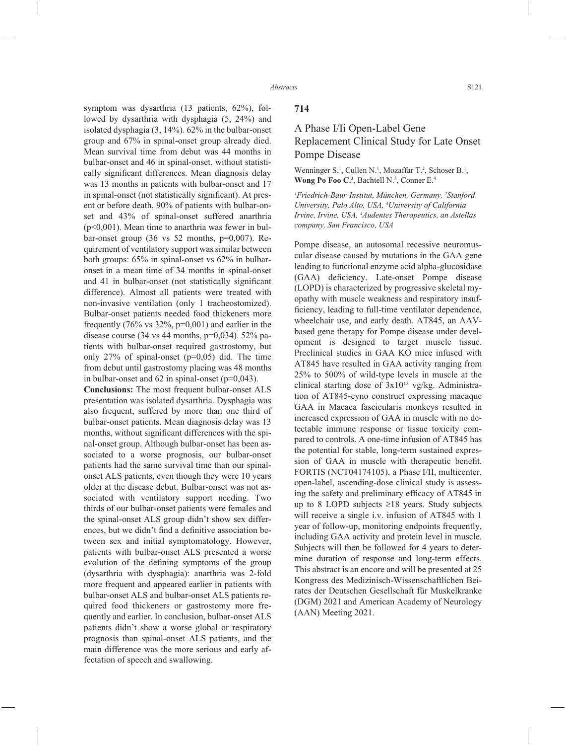symptom was dysarthria (13 patients, 62%), followed by dysarthria with dysphagia (5, 24%) and isolated dysphagia (3, 14%). 62% in the bulbar-onset group and 67% in spinal-onset group already died. Mean survival time from debut was 44 months in bulbar-onset and 46 in spinal-onset, without statistically significant differences. Mean diagnosis delay was 13 months in patients with bulbar-onset and 17 in spinal-onset (not statistically significant). At present or before death, 90% of patients with bulbar-onset and 43% of spinal-onset suffered anarthria (p<0,001). Mean time to anarthria was fewer in bulbar-onset group (36 vs 52 months, p=0,007). Requirement of ventilatory support was similar between both groups: 65% in spinal-onset vs 62% in bulbar-onset in a mean time of 34 months in spinal-onset and 41 in bulbar-onset (not statistically significant difference). Almost all patients were treated with non-invasive ventilation (only 1 tracheostomized). Bulbar-onset patients needed food thickeners more frequently (76% vs 32%, p=0,001) and earlier in the disease course (34 vs 44 months, p=0,034). 52% patients with bulbar-onset required gastrostomy, but only 27% of spinal-onset (p=0,05) did. The time from debut until gastrostomy placing was 48 months in bulbar-onset and 62 in spinal-onset (p=0,043).

**Conclusions:** The most frequent bulbar-onset ALS presentation was isolated dysarthria. Dysphagia was also frequent, suffered by more than one third of bulbar-onset patients. Mean diagnosis delay was 13 months, without significant differences with the spinal-onset group. Although bulbar-onset has been associated to a worse prognosis, our bulbar-onset patients had the same survival time than our spinal-onset ALS patients, even though they were 10 years older at the disease debut. Bulbar-onset was not associated with ventilatory support needing. Two thirds of our bulbar-onset patients were females and the spinal-onset ALS group didn't show sex differences, but we didn't find a definitive association between sex and initial symptomatology. However, patients with bulbar-onset ALS presented a worse evolution of the defining symptoms of the group (dysarthria with dysphagia): anarthria was 2-fold more frequent and appeared earlier in patients with bulbar-onset ALS and bulbar-onset ALS patients required food thickeners or gastrostomy more frequently and earlier. In conclusion, bulbar-onset ALS patients didn't show a worse global or respiratory prognosis than spinal-onset ALS patients, and the main difference was the more serious and early affectation of speech and swallowing.

## 714

### A Phase I/Ii Open-Label Gene Replacement Clinical Study for Late Onset Pompe Disease

Wenninger S.[1], Cullen N.[1], Mozaffar T.[2], Schoser B.[1], **Wong Po Foo C.[3]**, Bachtell N.[3], Conner E.[4]

*[1]Friedrich-Baur-Institut, München, Germany, [2]Stanford University, Palo Alto, USA, [3]University of California Irvine, Irvine, USA, [4]Audentes Therapeutics, an Astellas company, San Francisco, USA*

Pompe disease, an autosomal recessive neuromuscular disease caused by mutations in the GAA gene leading to functional enzyme acid alpha-glucosidase (GAA) deficiency. Late-onset Pompe disease (LOPD) is characterized by progressive skeletal myopathy with muscle weakness and respiratory insufficiency, leading to full-time ventilator dependence, wheelchair use, and early death. AT845, an AAV-based gene therapy for Pompe disease under development is designed to target muscle tissue. Preclinical studies in GAA KO mice infused with AT845 have resulted in GAA activity ranging from 25% to 500% of wild-type levels in muscle at the clinical starting dose of $3x10^{13}$ vg/kg. Administration of AT845-cyno construct expressing macaque GAA in Macaca fascicularis monkeys resulted in increased expression of GAA in muscle with no detectable immune response or tissue toxicity compared to controls. A one-time infusion of AT845 has the potential for stable, long-term sustained expression of GAA in muscle with therapeutic benefit. FORTIS (NCT04174105), a Phase I/II, multicenter, open-label, ascending-dose clinical study is assessing the safety and preliminary efficacy of AT845 in up to 8 LOPD subjects ≥18 years. Study subjects will receive a single i.v. infusion of AT845 with 1 year of follow-up, monitoring endpoints frequently, including GAA activity and protein level in muscle. Subjects will then be followed for 4 years to determine duration of response and long-term effects. This abstract is an encore and will be presented at 25 Kongress des Medizinisch-Wissenschaftlichen Beirates der Deutschen Gesellschaft für Muskelkranke (DGM) 2021 and American Academy of Neurology (AAN) Meeting 2021.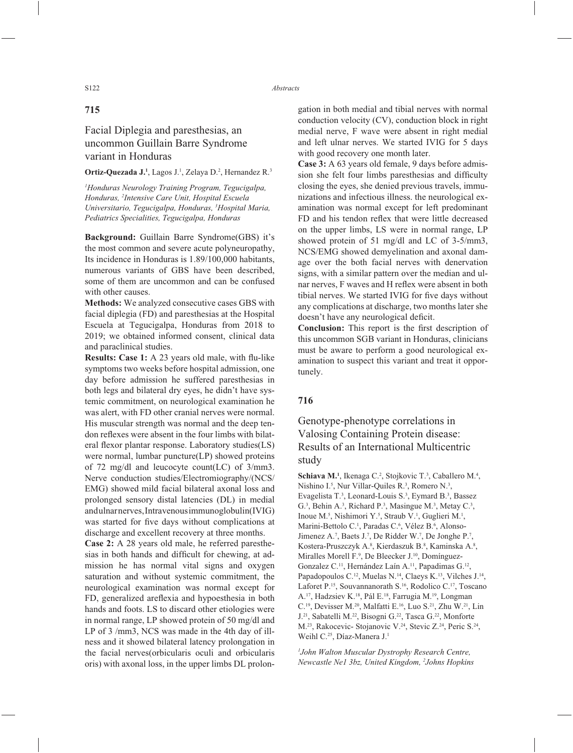## 715

### Facial Diplegia and paresthesias, an uncommon Guillain Barre Syndrome variant in Honduras

**Ortiz-Quezada J.**[1], Lagos J.[1], Zelaya D.[2], Hernandez R.[3]

*[1]Honduras Neurology Training Program, Tegucigalpa, Honduras, [2]Intensive Care Unit, Hospital Escuela Universitario, Tegucigalpa, Honduras, [3]Hospital Maria, Pediatrics Specialities, Tegucigalpa, Honduras*

**Background:** Guillain Barre Syndrome(GBS) it's the most common and severe acute polyneuropathy, Its incidence in Honduras is 1.89/100,000 habitants, numerous variants of GBS have been described, some of them are uncommon and can be confused with other causes.

**Methods:** We analyzed consecutive cases GBS with facial diplegia (FD) and paresthesias at the Hospital Escuela at Tegucigalpa, Honduras from 2018 to 2019; we obtained informed consent, clinical data and paraclinical studies.

**Results: Case 1:** A 23 years old male, with flu-like symptoms two weeks before hospital admission, one day before admission he suffered paresthesias in both legs and bilateral dry eyes, he didn't have systemic commitment, on neurological examination he was alert, with FD other cranial nerves were normal. His muscular strength was normal and the deep tendon reflexes were absent in the four limbs with bilateral flexor plantar response. Laboratory studies(LS) were normal, lumbar puncture(LP) showed proteins of 72 mg/dl and leucocyte count(LC) of 3/mm3. Nerve conduction studies/Electromiography/(NCS/EMG) showed mild facial bilateral axonal loss and prolonged sensory distal latencies (DL) in medial andulnarnerves,Intravenousimmunoglobulin(IVIG) was started for five days without complications at discharge and excellent recovery at three months.

**Case 2:** A 28 years old male, he referred paresthesias in both hands and difficult for chewing, at admission he has normal vital signs and oxygen saturation and without systemic commitment, the neurological examination was normal except for FD, generalized areflexia and hypoesthesia in both hands and foots. LS to discard other etiologies were in normal range, LP showed protein of 50 mg/dl and LP of 3 /mm3, NCS was made in the 4th day of illness and it showed bilateral latency prolongation in the facial nerves(orbicularis oculi and orbicularis oris) with axonal loss, in the upper limbs DL prolongation in both medial and tibial nerves with normal conduction velocity (CV), conduction block in right medial nerve, F wave were absent in right medial and left ulnar nerves. We started IVIG for 5 days with good recovery one month later.

**Case 3:** A 63 years old female, 9 days before admission she felt four limbs paresthesias and difficulty closing the eyes, she denied previous travels, immunizations and infectious illness. the neurological examination was normal except for left predominant FD and his tendon reflex that were little decreased on the upper limbs, LS were in normal range, LP showed protein of 51 mg/dl and LC of 3-5/mm3, NCS/EMG showed demyelination and axonal damage over the both facial nerves with denervation signs, with a similar pattern over the median and ulnar nerves, F waves and H reflex were absent in both tibial nerves. We started IVIG for five days without any complications at discharge, two months later she doesn't have any neurological deficit.

**Conclusion:** This report is the first description of this uncommon SGB variant in Honduras, clinicians must be aware to perform a good neurological examination to suspect this variant and treat it opportunely.

## 716

### Genotype-phenotype correlations in Valosing Containing Protein disease: Results of an International Multicentric study

**Schiava M.**[1], Ikenaga C.[2], Stojkovic T.[3], Caballero M.[4], Nishino I.[5], Nur Villar-Quiles R.[3], Romero N.[3], Evagelista T.[3], Leonard-Louis S.[3], Eymard B.[3], Bassez G.[3], Behin A.[3], Richard P.[3], Masingue M.[3], Metay C.[3], Inoue M.[5], Nishimori Y.[5], Straub V.[1], Guglieri M.[1], Marini-Bettolo C.[1], Paradas C.[6], Vélez B.[6], Alonso-Jimenez A.[7], Baets J.[7], De Ridder W.[7], De Jonghe P.[7], Kostera-Pruszczyk A.[8], Kierdaszuk B.[8], Kaminska A.[8], Miralles Morell F.[9], De Bleecker J.[10], Domínguez-Gonzalez C.[11], Hernández Laín A.[11], Papadimas G.[12], Papadopoulos C.[12], Muelas N.[14], Claeys K.[13], Vilches J.[14], Laforet P.[15], Souvannanorath S.[16], Rodolico C.[17], Toscano A.[17], Hadzsiev K.[18], Pál E.[18], Farrugia M.[19], Longman C.[19], Devisser M.[20], Malfatti E.[16], Luo S.[21], Zhu W.[21], Lin J.[21], Sabatelli M.[22], Bisogni G.[22], Tasca G.[22], Monforte M.[23], Rakocevic- Stojanovic V.[24], Stevic Z.[24], Peric S.[24], Weihl C.[25], Díaz-Manera J.[1]

*[1]John Walton Muscular Dystrophy Research Centre, Newcastle Ne1 3bz, United Kingdom, [2]Johns Hopkins*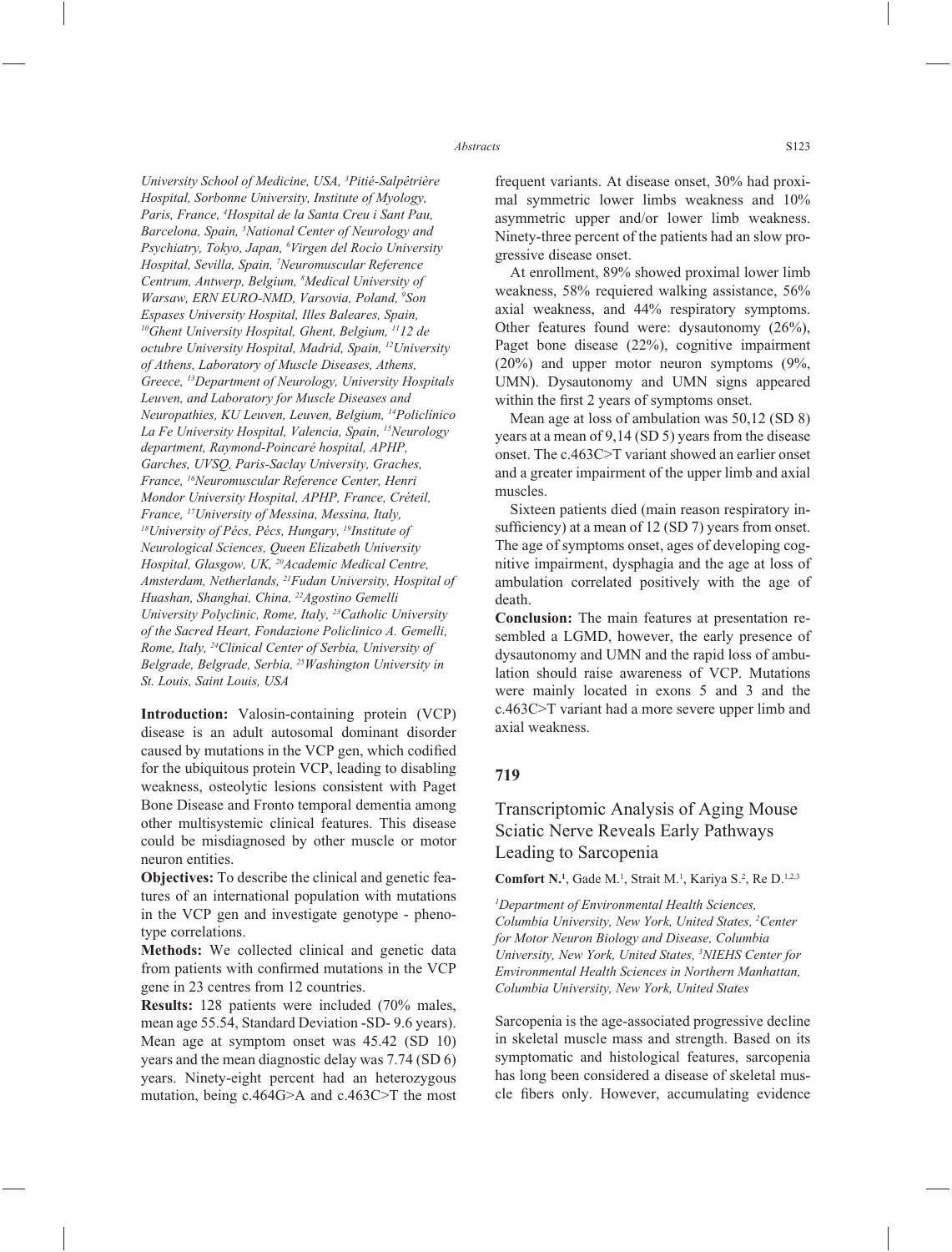*University School of Medicine, USA, [3]Pitié-Salpêtrière Hospital, Sorbonne University, Institute of Myology, Paris, France, [4]Hospital de la Santa Creu i Sant Pau, Barcelona, Spain, [5]National Center of Neurology and Psychiatry, Tokyo, Japan, [6]Virgen del Rocío University Hospital, Sevilla, Spain, [7]Neuromuscular Reference Centrum, Antwerp, Belgium, [8]Medical University of Warsaw, ERN EURO-NMD, Varsovia, Poland, [9]Son Espases University Hospital, Illes Baleares, Spain, [10]Ghent University Hospital, Ghent, Belgium, [11]12 de octubre University Hospital, Madrid, Spain, [12]University of Athens, Laboratory of Muscle Diseases, Athens, Greece, [13]Department of Neurology, University Hospitals Leuven, and Laboratory for Muscle Diseases and Neuropathies, KU Leuven, Leuven, Belgium, [14]Policlínico La Fe University Hospital, Valencia, Spain, [15]Neurology department, Raymond-Poincaré hospital, APHP, Garches, UVSQ, Paris-Saclay University, Graches, France, [16]Neuromuscular Reference Center, Henri Mondor University Hospital, APHP, France, Créteil, France, [17]University of Messina, Messina, Italy, [18]University of Pécs, Pécs, Hungary, [19]Institute of Neurological Sciences, Queen Elizabeth University Hospital, Glasgow, UK, [20]Academic Medical Centre, Amsterdam, Netherlands, [21]Fudan University, Hospital of Huashan, Shanghai, China, [22]Agostino Gemelli University Polyclinic, Rome, Italy, [23]Catholic University of the Sacred Heart, Fondazione Policlinico A. Gemelli, Rome, Italy, [24]Clinical Center of Serbia, University of Belgrade, Belgrade, Serbia, [25]Washington University in St. Louis, Saint Louis, USA*

**Introduction:** Valosin-containing protein (VCP) disease is an adult autosomal dominant disorder caused by mutations in the VCP gen, which codified for the ubiquitous protein VCP, leading to disabling weakness, osteolytic lesions consistent with Paget Bone Disease and Fronto temporal dementia among other multisystemic clinical features. This disease could be misdiagnosed by other muscle or motor neuron entities.

**Objectives:** To describe the clinical and genetic features of an international population with mutations in the VCP gen and investigate genotype - phenotype correlations.

**Methods:** We collected clinical and genetic data from patients with confirmed mutations in the VCP gene in 23 centres from 12 countries.

**Results:** 128 patients were included (70% males, mean age 55.54, Standard Deviation -SD- 9.6 years). Mean age at symptom onset was 45.42 (SD 10) years and the mean diagnostic delay was 7.74 (SD 6) years. Ninety-eight percent had an heterozygous mutation, being c.464G>A and c.463C>T the most frequent variants. At disease onset, 30% had proximal symmetric lower limbs weakness and 10% asymmetric upper and/or lower limb weakness. Ninety-three percent of the patients had an slow progressive disease onset.

At enrollment, 89% showed proximal lower limb weakness, 58% requiered walking assistance, 56% axial weakness, and 44% respiratory symptoms. Other features found were: dysautonomy (26%), Paget bone disease (22%), cognitive impairment (20%) and upper motor neuron symptoms (9%, UMN). Dysautonomy and UMN signs appeared within the first 2 years of symptoms onset.

Mean age at loss of ambulation was 50,12 (SD 8) years at a mean of 9,14 (SD 5) years from the disease onset. The c.463C>T variant showed an earlier onset and a greater impairment of the upper limb and axial muscles.

Sixteen patients died (main reason respiratory insufficiency) at a mean of 12 (SD 7) years from onset. The age of symptoms onset, ages of developing cognitive impairment, dysphagia and the age at loss of ambulation correlated positively with the age of death.

**Conclusion:** The main features at presentation resembled a LGMD, however, the early presence of dysautonomy and UMN and the rapid loss of ambulation should raise awareness of VCP. Mutations were mainly located in exons 5 and 3 and the c.463C>T variant had a more severe upper limb and axial weakness.

## 719

## Transcriptomic Analysis of Aging Mouse Sciatic Nerve Reveals Early Pathways Leading to Sarcopenia

**Comfort N.[1]**, Gade M.[1], Strait M.[1], Kariya S.[2], Re D.[1,2,3]

*[1]Department of Environmental Health Sciences, Columbia University, New York, United States, [2]Center for Motor Neuron Biology and Disease, Columbia University, New York, United States, [3]NIEHS Center for Environmental Health Sciences in Northern Manhattan, Columbia University, New York, United States*

Sarcopenia is the age-associated progressive decline in skeletal muscle mass and strength. Based on its symptomatic and histological features, sarcopenia has long been considered a disease of skeletal muscle fibers only. However, accumulating evidence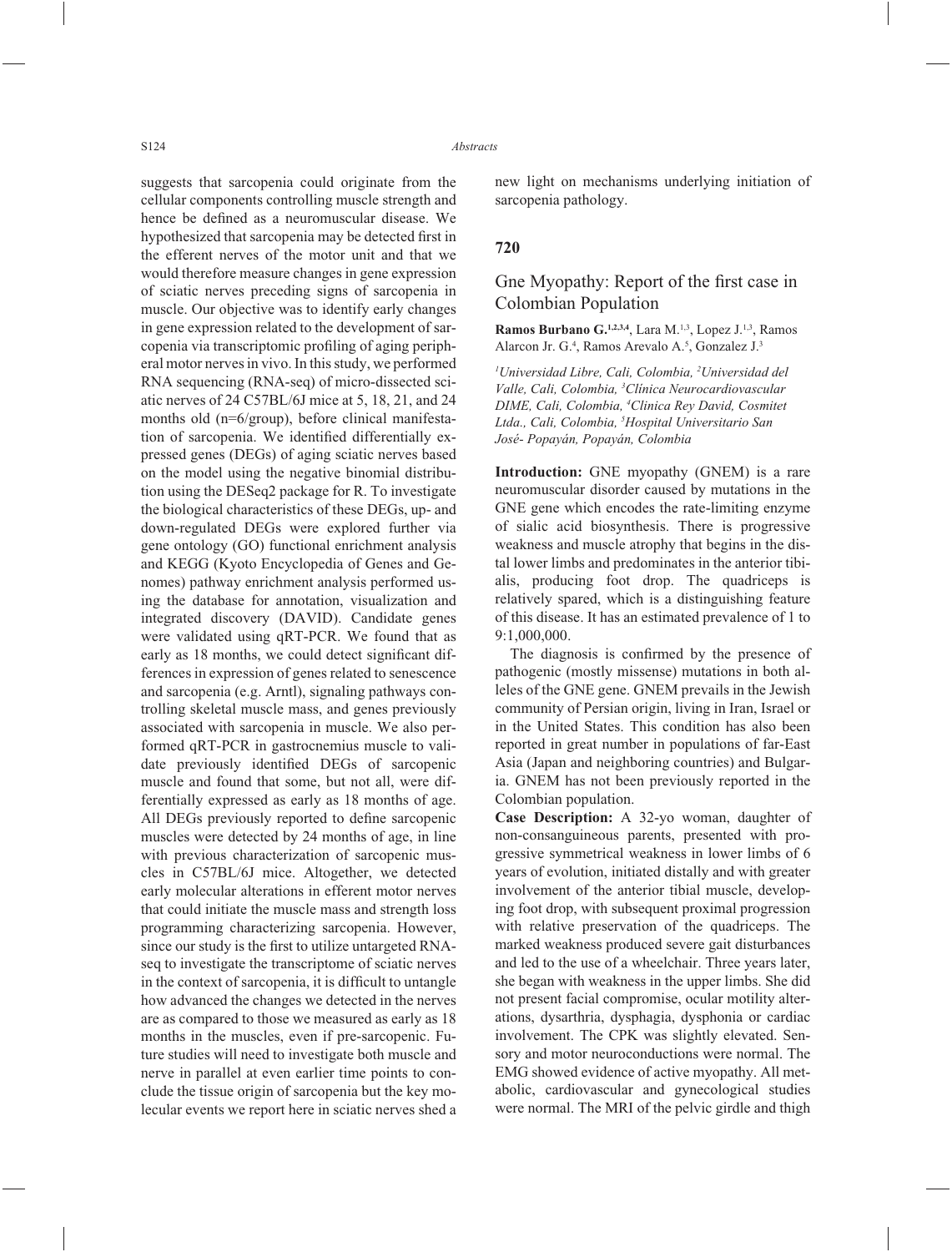suggests that sarcopenia could originate from the cellular components controlling muscle strength and hence be defined as a neuromuscular disease. We hypothesized that sarcopenia may be detected first in the efferent nerves of the motor unit and that we would therefore measure changes in gene expression of sciatic nerves preceding signs of sarcopenia in muscle. Our objective was to identify early changes in gene expression related to the development of sarcopenia via transcriptomic profiling of aging peripheral motor nerves in vivo. In this study, we performed RNA sequencing (RNA-seq) of micro-dissected sciatic nerves of 24 C57BL/6J mice at 5, 18, 21, and 24 months old (n=6/group), before clinical manifestation of sarcopenia. We identified differentially expressed genes (DEGs) of aging sciatic nerves based on the model using the negative binomial distribution using the DESeq2 package for R. To investigate the biological characteristics of these DEGs, up- and down-regulated DEGs were explored further via gene ontology (GO) functional enrichment analysis and KEGG (Kyoto Encyclopedia of Genes and Genomes) pathway enrichment analysis performed using the database for annotation, visualization and integrated discovery (DAVID). Candidate genes were validated using qRT-PCR. We found that as early as 18 months, we could detect significant differences in expression of genes related to senescence and sarcopenia (e.g. Arntl), signaling pathways controlling skeletal muscle mass, and genes previously associated with sarcopenia in muscle. We also performed qRT-PCR in gastrocnemius muscle to validate previously identified DEGs of sarcopenic muscle and found that some, but not all, were differentially expressed as early as 18 months of age. All DEGs previously reported to define sarcopenic muscles were detected by 24 months of age, in line with previous characterization of sarcopenic muscles in C57BL/6J mice. Altogether, we detected early molecular alterations in efferent motor nerves that could initiate the muscle mass and strength loss programming characterizing sarcopenia. However, since our study is the first to utilize untargeted RNA-seq to investigate the transcriptome of sciatic nerves in the context of sarcopenia, it is difficult to untangle how advanced the changes we detected in the nerves are as compared to those we measured as early as 18 months in the muscles, even if pre-sarcopenic. Future studies will need to investigate both muscle and nerve in parallel at even earlier time points to conclude the tissue origin of sarcopenia but the key molecular events we report here in sciatic nerves shed a new light on mechanisms underlying initiation of sarcopenia pathology.

## 720

### Gne Myopathy: Report of the first case in Colombian Population

**Ramos Burbano G.**[1,2,3,4], Lara M.[1,3], Lopez J.[1,3], Ramos Alarcon Jr. G.[4], Ramos Arevalo A.[5], Gonzalez J.[3]

*[1]Universidad Libre, Cali, Colombia, [2]Universidad del Valle, Cali, Colombia, [3]Clínica Neurocardiovascular DIME, Cali, Colombia, [4]Clinica Rey David, Cosmitet Ltda., Cali, Colombia, [5]Hospital Universitario San José- Popayán, Popayán, Colombia*

**Introduction:** GNE myopathy (GNEM) is a rare neuromuscular disorder caused by mutations in the GNE gene which encodes the rate-limiting enzyme of sialic acid biosynthesis. There is progressive weakness and muscle atrophy that begins in the distal lower limbs and predominates in the anterior tibialis, producing foot drop. The quadriceps is relatively spared, which is a distinguishing feature of this disease. It has an estimated prevalence of 1 to 9:1,000,000.

The diagnosis is confirmed by the presence of pathogenic (mostly missense) mutations in both alleles of the GNE gene. GNEM prevails in the Jewish community of Persian origin, living in Iran, Israel or in the United States. This condition has also been reported in great number in populations of far-East Asia (Japan and neighboring countries) and Bulgaria. GNEM has not been previously reported in the Colombian population.

**Case Description:** A 32-yo woman, daughter of non-consanguineous parents, presented with progressive symmetrical weakness in lower limbs of 6 years of evolution, initiated distally and with greater involvement of the anterior tibial muscle, developing foot drop, with subsequent proximal progression with relative preservation of the quadriceps. The marked weakness produced severe gait disturbances and led to the use of a wheelchair. Three years later, she began with weakness in the upper limbs. She did not present facial compromise, ocular motility alterations, dysarthria, dysphagia, dysphonia or cardiac involvement. The CPK was slightly elevated. Sensory and motor neuroconductions were normal. The EMG showed evidence of active myopathy. All metabolic, cardiovascular and gynecological studies were normal. The MRI of the pelvic girdle and thigh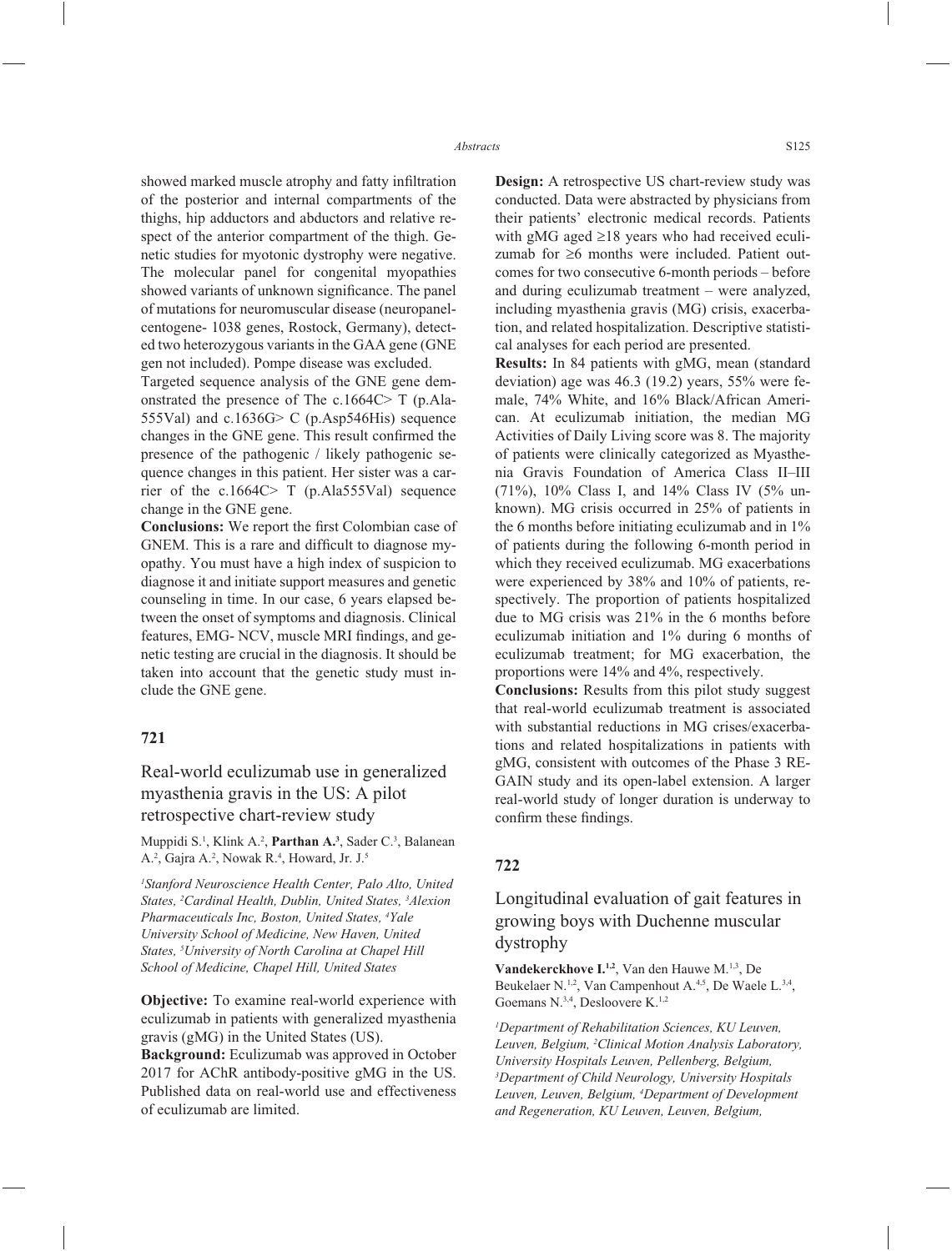showed marked muscle atrophy and fatty infiltration of the posterior and internal compartments of the thighs, hip adductors and abductors and relative respect of the anterior compartment of the thigh. Genetic studies for myotonic dystrophy were negative. The molecular panel for congenital myopathies showed variants of unknown significance. The panel of mutations for neuromuscular disease (neuropanel-centogene- 1038 genes, Rostock, Germany), detected two heterozygous variants in the GAA gene (GNE gen not included). Pompe disease was excluded.

Targeted sequence analysis of the GNE gene demonstrated the presence of The c.1664C> T (p.Ala555Val) and c.1636G> C (p.Asp546His) sequence changes in the GNE gene. This result confirmed the presence of the pathogenic / likely pathogenic sequence changes in this patient. Her sister was a carrier of the c.1664C> T (p.Ala555Val) sequence change in the GNE gene.

**Conclusions:** We report the first Colombian case of GNEM. This is a rare and difficult to diagnose myopathy. You must have a high index of suspicion to diagnose it and initiate support measures and genetic counseling in time. In our case, 6 years elapsed between the onset of symptoms and diagnosis. Clinical features, EMG- NCV, muscle MRI findings, and genetic testing are crucial in the diagnosis. It should be taken into account that the genetic study must include the GNE gene.

## 721

### Real-world eculizumab use in generalized myasthenia gravis in the US: A pilot retrospective chart-review study

Muppidi S.[1], Klink A.[2], **Parthan A.[3]**, Sader C.[3], Balanean A.[2], Gajra A.[2], Nowak R.[4], Howard, Jr. J.[5]

*[1]Stanford Neuroscience Health Center, Palo Alto, United States, [2]Cardinal Health, Dublin, United States, [3]Alexion Pharmaceuticals Inc, Boston, United States, [4]Yale University School of Medicine, New Haven, United States, [5]University of North Carolina at Chapel Hill School of Medicine, Chapel Hill, United States*

**Objective:** To examine real-world experience with eculizumab in patients with generalized myasthenia gravis (gMG) in the United States (US).

**Background:** Eculizumab was approved in October 2017 for AChR antibody-positive gMG in the US. Published data on real-world use and effectiveness of eculizumab are limited.

**Design:** A retrospective US chart-review study was conducted. Data were abstracted by physicians from their patients' electronic medical records. Patients with gMG aged ≥18 years who had received eculizumab for ≥6 months were included. Patient outcomes for two consecutive 6-month periods – before and during eculizumab treatment – were analyzed, including myasthenia gravis (MG) crisis, exacerbation, and related hospitalization. Descriptive statistical analyses for each period are presented.

**Results:** In 84 patients with gMG, mean (standard deviation) age was 46.3 (19.2) years, 55% were female, 74% White, and 16% Black/African American. At eculizumab initiation, the median MG Activities of Daily Living score was 8. The majority of patients were clinically categorized as Myasthenia Gravis Foundation of America Class II–III (71%), 10% Class I, and 14% Class IV (5% unknown). MG crisis occurred in 25% of patients in the 6 months before initiating eculizumab and in 1% of patients during the following 6-month period in which they received eculizumab. MG exacerbations were experienced by 38% and 10% of patients, respectively. The proportion of patients hospitalized due to MG crisis was 21% in the 6 months before eculizumab initiation and 1% during 6 months of eculizumab treatment; for MG exacerbation, the proportions were 14% and 4%, respectively.

**Conclusions:** Results from this pilot study suggest that real-world eculizumab treatment is associated with substantial reductions in MG crises/exacerbations and related hospitalizations in patients with gMG, consistent with outcomes of the Phase 3 REGAIN study and its open-label extension. A larger real-world study of longer duration is underway to confirm these findings.

## 722

### Longitudinal evaluation of gait features in growing boys with Duchenne muscular dystrophy

**Vandekerckhove I.[1,2]**, Van den Hauwe M.[1,3], De Beukelaer N.[1,2], Van Campenhout A.[4,5], De Waele L.[3,4], Goemans N.[3,4], Desloovere K.[1,2]

*[1]Department of Rehabilitation Sciences, KU Leuven, Leuven, Belgium, [2]Clinical Motion Analysis Laboratory, University Hospitals Leuven, Pellenberg, Belgium, [3]Department of Child Neurology, University Hospitals Leuven, Leuven, Belgium, [4]Department of Development and Regeneration, KU Leuven, Leuven, Belgium,*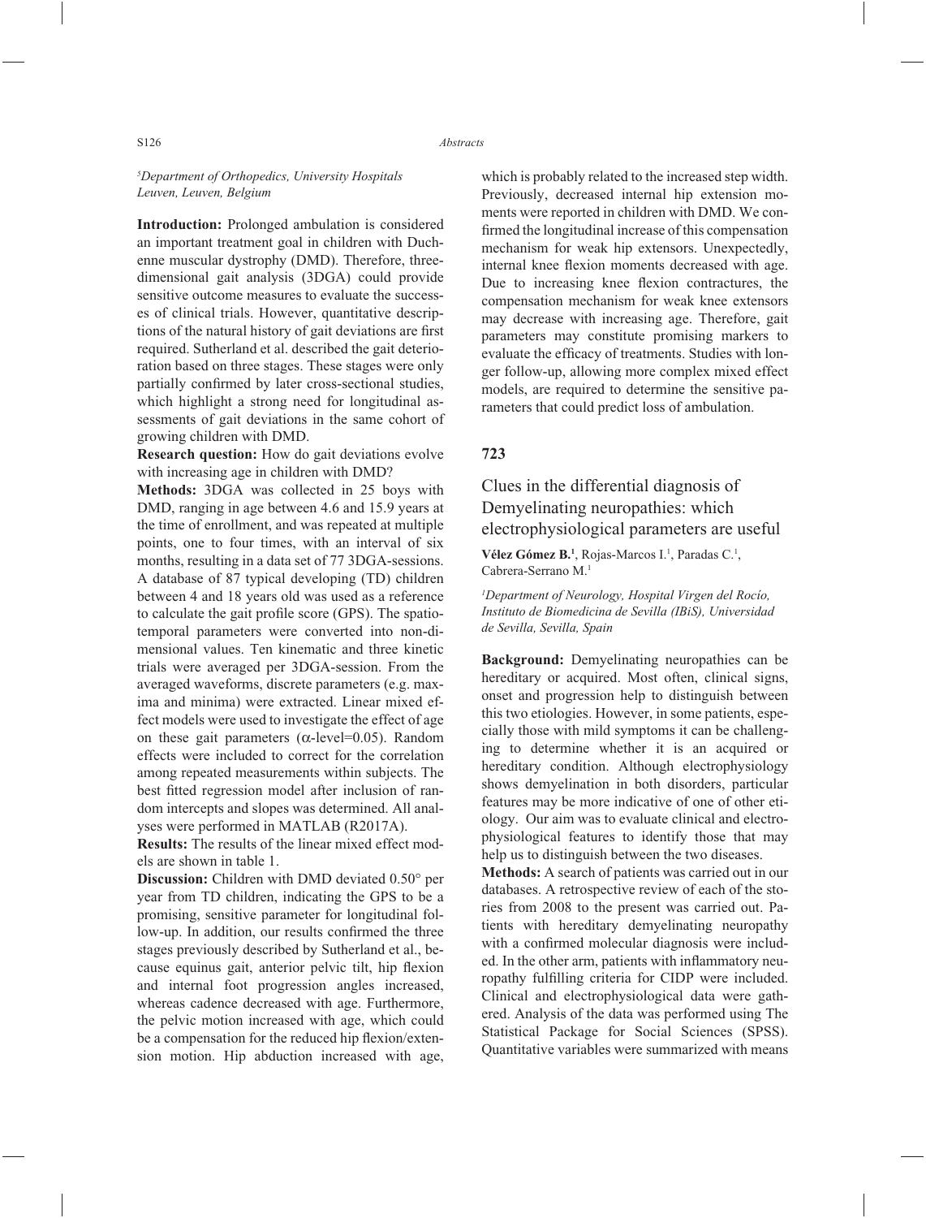[5]Department of Orthopedics, University Hospitals Leuven, Leuven, Belgium

**Introduction:** Prolonged ambulation is considered an important treatment goal in children with Duchenne muscular dystrophy (DMD). Therefore, three-dimensional gait analysis (3DGA) could provide sensitive outcome measures to evaluate the successes of clinical trials. However, quantitative descriptions of the natural history of gait deviations are first required. Sutherland et al. described the gait deterioration based on three stages. These stages were only partially confirmed by later cross-sectional studies, which highlight a strong need for longitudinal assessments of gait deviations in the same cohort of growing children with DMD.

**Research question:** How do gait deviations evolve with increasing age in children with DMD?

**Methods:** 3DGA was collected in 25 boys with DMD, ranging in age between 4.6 and 15.9 years at the time of enrollment, and was repeated at multiple points, one to four times, with an interval of six months, resulting in a data set of 77 3DGA-sessions. A database of 87 typical developing (TD) children between 4 and 18 years old was used as a reference to calculate the gait profile score (GPS). The spatio-temporal parameters were converted into non-dimensional values. Ten kinematic and three kinetic trials were averaged per 3DGA-session. From the averaged waveforms, discrete parameters (e.g. maxima and minima) were extracted. Linear mixed effect models were used to investigate the effect of age on these gait parameters ($\alpha$-level=0.05). Random effects were included to correct for the correlation among repeated measurements within subjects. The best fitted regression model after inclusion of random intercepts and slopes was determined. All analyses were performed in MATLAB (R2017A).

**Results:** The results of the linear mixed effect models are shown in table 1.

**Discussion:** Children with DMD deviated 0.50° per year from TD children, indicating the GPS to be a promising, sensitive parameter for longitudinal follow-up. In addition, our results confirmed the three stages previously described by Sutherland et al., because equinus gait, anterior pelvic tilt, hip flexion and internal foot progression angles increased, whereas cadence decreased with age. Furthermore, the pelvic motion increased with age, which could be a compensation for the reduced hip flexion/extension motion. Hip abduction increased with age, which is probably related to the increased step width. Previously, decreased internal hip extension moments were reported in children with DMD. We confirmed the longitudinal increase of this compensation mechanism for weak hip extensors. Unexpectedly, internal knee flexion moments decreased with age. Due to increasing knee flexion contractures, the compensation mechanism for weak knee extensors may decrease with increasing age. Therefore, gait parameters may constitute promising markers to evaluate the efficacy of treatments. Studies with longer follow-up, allowing more complex mixed effect models, are required to determine the sensitive parameters that could predict loss of ambulation.

## 723

### Clues in the differential diagnosis of Demyelinating neuropathies: which electrophysiological parameters are useful

**Vélez Gómez B.**[1], Rojas-Marcos I.[1], Paradas C.[1], Cabrera-Serrano M.[1]

[1]Department of Neurology, Hospital Virgen del Rocío, Instituto de Biomedicina de Sevilla (IBiS), Universidad de Sevilla, Sevilla, Spain

**Background:** Demyelinating neuropathies can be hereditary or acquired. Most often, clinical signs, onset and progression help to distinguish between this two etiologies. However, in some patients, especially those with mild symptoms it can be challenging to determine whether it is an acquired or hereditary condition. Although electrophysiology shows demyelination in both disorders, particular features may be more indicative of one of other etiology. Our aim was to evaluate clinical and electrophysiological features to identify those that may help us to distinguish between the two diseases.

**Methods:** A search of patients was carried out in our databases. A retrospective review of each of the stories from 2008 to the present was carried out. Patients with hereditary demyelinating neuropathy with a confirmed molecular diagnosis were included. In the other arm, patients with inflammatory neuropathy fulfilling criteria for CIDP were included. Clinical and electrophysiological data were gathered. Analysis of the data was performed using The Statistical Package for Social Sciences (SPSS). Quantitative variables were summarized with means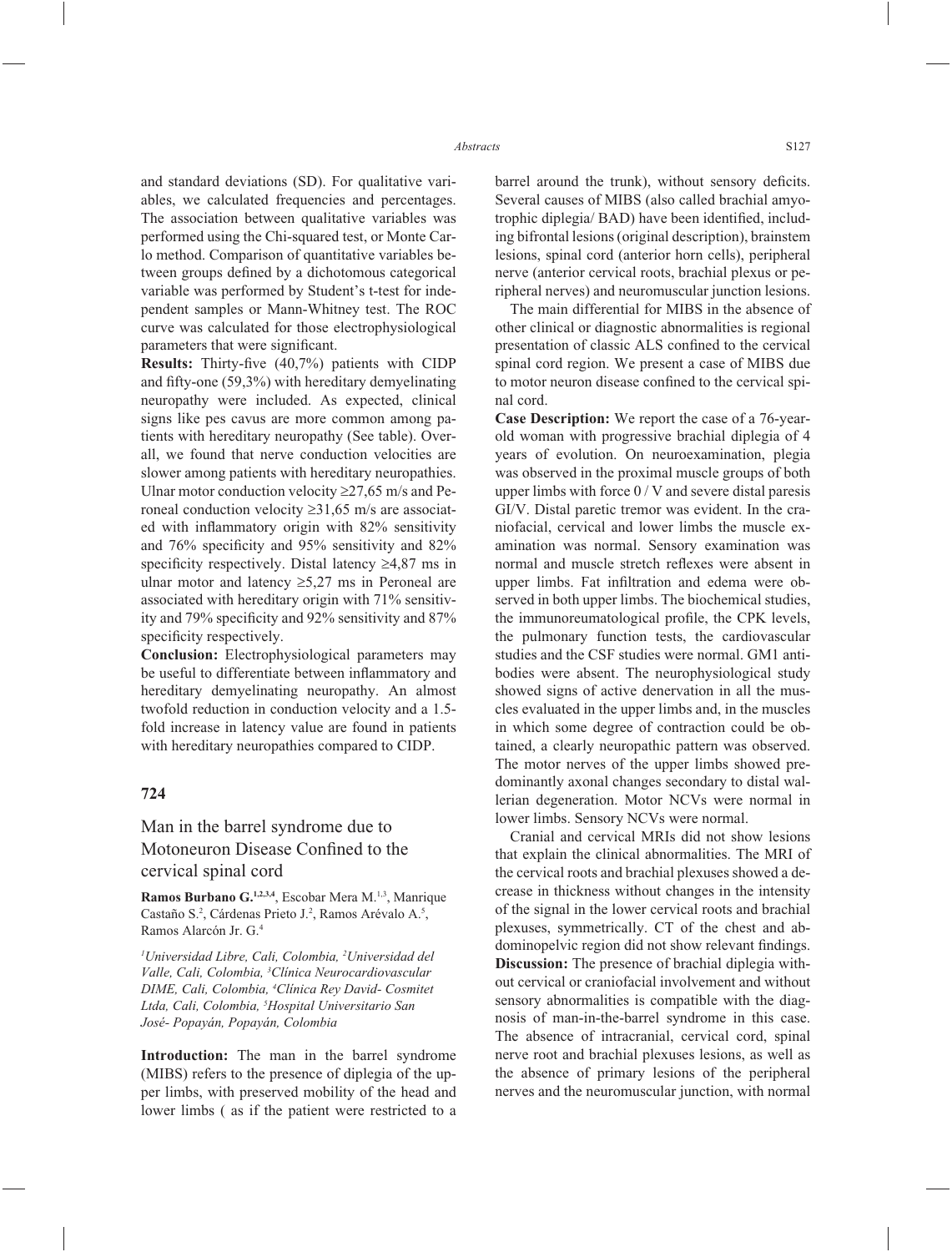and standard deviations (SD). For qualitative variables, we calculated frequencies and percentages. The association between qualitative variables was performed using the Chi-squared test, or Monte Carlo method. Comparison of quantitative variables between groups defined by a dichotomous categorical variable was performed by Student's t-test for independent samples or Mann-Whitney test. The ROC curve was calculated for those electrophysiological parameters that were significant.

**Results:** Thirty-five (40,7%) patients with CIDP and fifty-one (59,3%) with hereditary demyelinating neuropathy were included. As expected, clinical signs like pes cavus are more common among patients with hereditary neuropathy (See table). Overall, we found that nerve conduction velocities are slower among patients with hereditary neuropathies. Ulnar motor conduction velocity ≥27,65 m/s and Peroneal conduction velocity ≥31,65 m/s are associated with inflammatory origin with 82% sensitivity and 76% specificity and 95% sensitivity and 82% specificity respectively. Distal latency ≥4,87 ms in ulnar motor and latency ≥5,27 ms in Peroneal are associated with hereditary origin with 71% sensitivity and 79% specificity and 92% sensitivity and 87% specificity respectively.

**Conclusion:** Electrophysiological parameters may be useful to differentiate between inflammatory and hereditary demyelinating neuropathy. An almost twofold reduction in conduction velocity and a 1.5-fold increase in latency value are found in patients with hereditary neuropathies compared to CIDP.

## 724

## Man in the barrel syndrome due to Motoneuron Disease Confined to the cervical spinal cord

**Ramos Burbano G.**[1,2,3,4], Escobar Mera M.[1,3], Manrique Castaño S.[2], Cárdenas Prieto J.[2], Ramos Arévalo A.[5], Ramos Alarcón Jr. G.[4]

*[1]Universidad Libre, Cali, Colombia, [2]Universidad del Valle, Cali, Colombia, [3]Clínica Neurocardiovascular DIME, Cali, Colombia, [4]Clínica Rey David- Cosmitet Ltda, Cali, Colombia, [5]Hospital Universitario San José- Popayán, Popayán, Colombia*

**Introduction:** The man in the barrel syndrome (MIBS) refers to the presence of diplegia of the upper limbs, with preserved mobility of the head and lower limbs ( as if the patient were restricted to a barrel around the trunk), without sensory deficits. Several causes of MIBS (also called brachial amyotrophic diplegia/ BAD) have been identified, including bifrontal lesions (original description), brainstem lesions, spinal cord (anterior horn cells), peripheral nerve (anterior cervical roots, brachial plexus or peripheral nerves) and neuromuscular junction lesions.

The main differential for MIBS in the absence of other clinical or diagnostic abnormalities is regional presentation of classic ALS confined to the cervical spinal cord region. We present a case of MIBS due to motor neuron disease confined to the cervical spinal cord.

**Case Description:** We report the case of a 76-year-old woman with progressive brachial diplegia of 4 years of evolution. On neuroexamination, plegia was observed in the proximal muscle groups of both upper limbs with force 0 / V and severe distal paresis GI/V. Distal paretic tremor was evident. In the craniofacial, cervical and lower limbs the muscle examination was normal. Sensory examination was normal and muscle stretch reflexes were absent in upper limbs. Fat infiltration and edema were observed in both upper limbs. The biochemical studies, the immunoreumatological profile, the CPK levels, the pulmonary function tests, the cardiovascular studies and the CSF studies were normal. GM1 antibodies were absent. The neurophysiological study showed signs of active denervation in all the muscles evaluated in the upper limbs and, in the muscles in which some degree of contraction could be obtained, a clearly neuropathic pattern was observed. The motor nerves of the upper limbs showed predominantly axonal changes secondary to distal wallerian degeneration. Motor NCVs were normal in lower limbs. Sensory NCVs were normal.

Cranial and cervical MRIs did not show lesions that explain the clinical abnormalities. The MRI of the cervical roots and brachial plexuses showed a decrease in thickness without changes in the intensity of the signal in the lower cervical roots and brachial plexuses, symmetrically. CT of the chest and abdominopelvic region did not show relevant findings.

**Discussion:** The presence of brachial diplegia without cervical or craniofacial involvement and without sensory abnormalities is compatible with the diagnosis of man-in-the-barrel syndrome in this case. The absence of intracranial, cervical cord, spinal nerve root and brachial plexuses lesions, as well as the absence of primary lesions of the peripheral nerves and the neuromuscular junction, with normal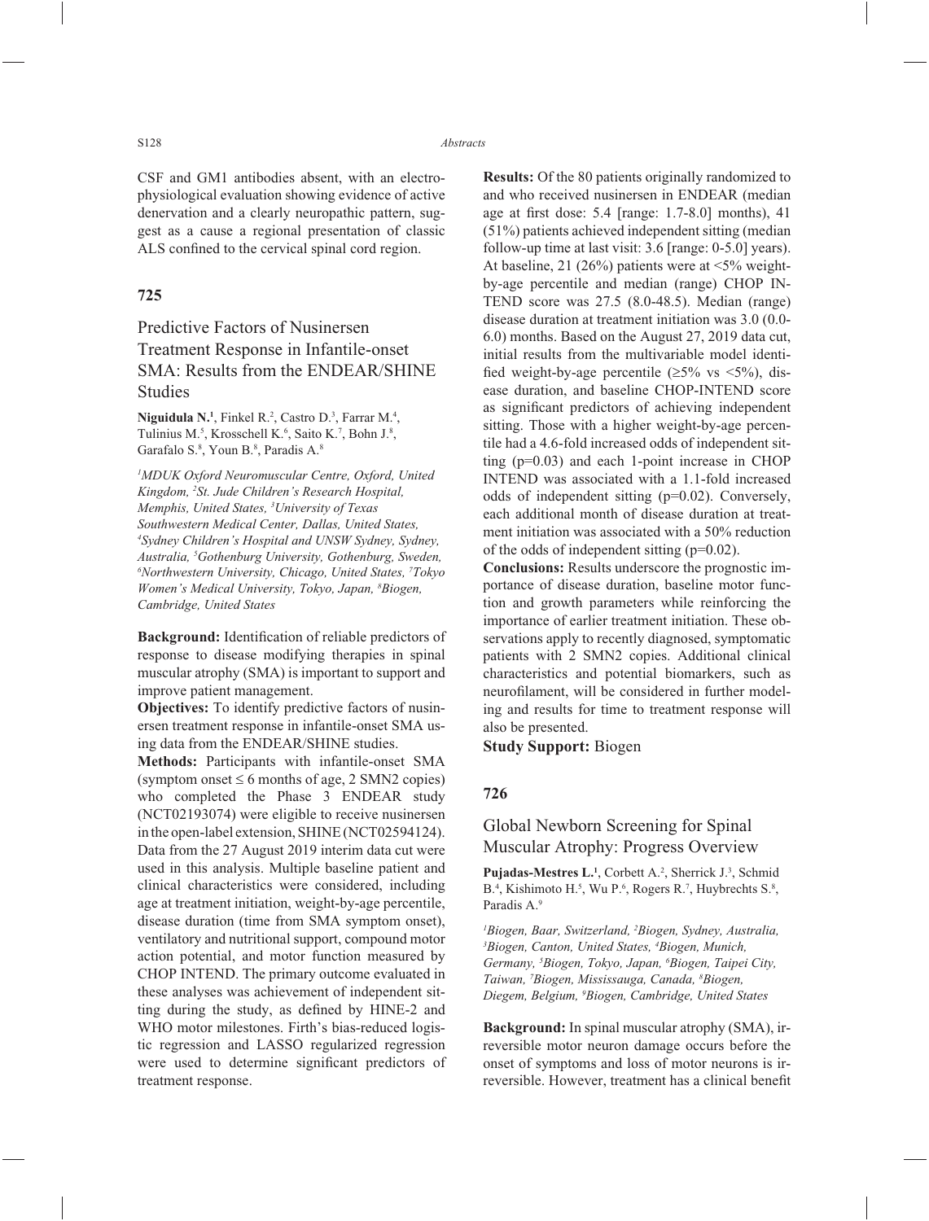CSF and GM1 antibodies absent, with an electrophysiological evaluation showing evidence of active denervation and a clearly neuropathic pattern, suggest as a cause a regional presentation of classic ALS confined to the cervical spinal cord region.

## 725

### Predictive Factors of Nusinersen Treatment Response in Infantile-onset SMA: Results from the ENDEAR/SHINE Studies

**Niguidula N.**[1], Finkel R.[2], Castro D.[3], Farrar M.[4], Tulinius M.[5], Krosschell K.[6], Saito K.[7], Bohn J.[8], Garafalo S.[8], Youn B.[8], Paradis A.[8]

*[1]MDUK Oxford Neuromuscular Centre, Oxford, United Kingdom, [2]St. Jude Children's Research Hospital, Memphis, United States, [3]University of Texas Southwestern Medical Center, Dallas, United States, [4]Sydney Children's Hospital and UNSW Sydney, Sydney, Australia, [5]Gothenburg University, Gothenburg, Sweden, [6]Northwestern University, Chicago, United States, [7]Tokyo Women's Medical University, Tokyo, Japan, [8]Biogen, Cambridge, United States*

**Background:** Identification of reliable predictors of response to disease modifying therapies in spinal muscular atrophy (SMA) is important to support and improve patient management.

**Objectives:** To identify predictive factors of nusinersen treatment response in infantile-onset SMA using data from the ENDEAR/SHINE studies.

**Methods:** Participants with infantile-onset SMA (symptom onset ≤ 6 months of age, 2 SMN2 copies) who completed the Phase 3 ENDEAR study (NCT02193074) were eligible to receive nusinersen in the open-label extension, SHINE (NCT02594124). Data from the 27 August 2019 interim data cut were used in this analysis. Multiple baseline patient and clinical characteristics were considered, including age at treatment initiation, weight-by-age percentile, disease duration (time from SMA symptom onset), ventilatory and nutritional support, compound motor action potential, and motor function measured by CHOP INTEND. The primary outcome evaluated in these analyses was achievement of independent sitting during the study, as defined by HINE-2 and WHO motor milestones. Firth's bias-reduced logistic regression and LASSO regularized regression were used to determine significant predictors of treatment response.

**Results:** Of the 80 patients originally randomized to and who received nusinersen in ENDEAR (median age at first dose: 5.4 [range: 1.7-8.0] months), 41 (51%) patients achieved independent sitting (median follow-up time at last visit: 3.6 [range: 0-5.0] years). At baseline, 21 (26%) patients were at <5% weight-by-age percentile and median (range) CHOP INTEND score was 27.5 (8.0-48.5). Median (range) disease duration at treatment initiation was 3.0 (0.0-6.0) months. Based on the August 27, 2019 data cut, initial results from the multivariable model identified weight-by-age percentile (≥5% vs <5%), disease duration, and baseline CHOP-INTEND score as significant predictors of achieving independent sitting. Those with a higher weight-by-age percentile had a 4.6-fold increased odds of independent sitting (p=0.03) and each 1-point increase in CHOP INTEND was associated with a 1.1-fold increased odds of independent sitting (p=0.02). Conversely, each additional month of disease duration at treatment initiation was associated with a 50% reduction of the odds of independent sitting (p=0.02).

**Conclusions:** Results underscore the prognostic importance of disease duration, baseline motor function and growth parameters while reinforcing the importance of earlier treatment initiation. These observations apply to recently diagnosed, symptomatic patients with 2 SMN2 copies. Additional clinical characteristics and potential biomarkers, such as neurofilament, will be considered in further modeling and results for time to treatment response will also be presented.

**Study Support:** Biogen

## 726

### Global Newborn Screening for Spinal Muscular Atrophy: Progress Overview

**Pujadas-Mestres L.**[1], Corbett A.[2], Sherrick J.[3], Schmid B.[4], Kishimoto H.[5], Wu P.[6], Rogers R.[7], Huybrechts S.[8], Paradis A.[9]

*[1]Biogen, Baar, Switzerland, [2]Biogen, Sydney, Australia, [3]Biogen, Canton, United States, [4]Biogen, Munich, Germany, [5]Biogen, Tokyo, Japan, [6]Biogen, Taipei City, Taiwan, [7]Biogen, Mississauga, Canada, [8]Biogen, Diegem, Belgium, [9]Biogen, Cambridge, United States*

**Background:** In spinal muscular atrophy (SMA), irreversible motor neuron damage occurs before the onset of symptoms and loss of motor neurons is irreversible. However, treatment has a clinical benefit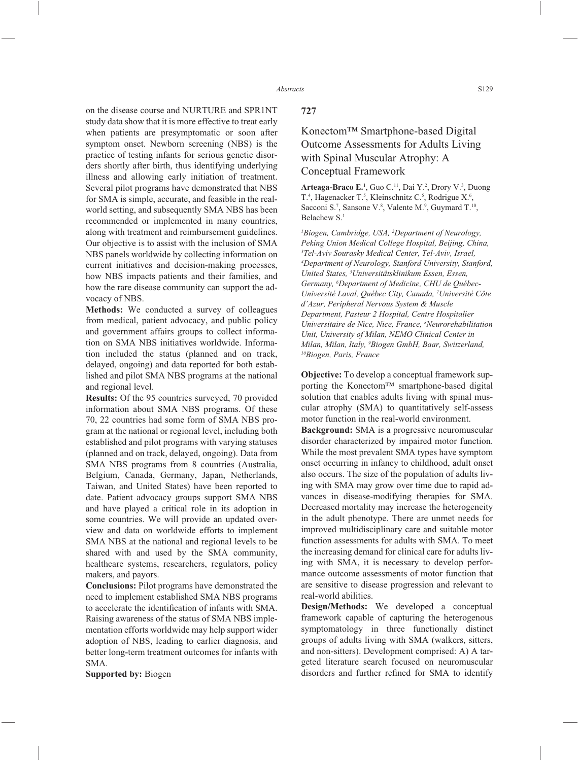on the disease course and NURTURE and SPR1NT study data show that it is more effective to treat early when patients are presymptomatic or soon after symptom onset. Newborn screening (NBS) is the practice of testing infants for serious genetic disorders shortly after birth, thus identifying underlying illness and allowing early initiation of treatment. Several pilot programs have demonstrated that NBS for SMA is simple, accurate, and feasible in the real-world setting, and subsequently SMA NBS has been recommended or implemented in many countries, along with treatment and reimbursement guidelines. Our objective is to assist with the inclusion of SMA NBS panels worldwide by collecting information on current initiatives and decision-making processes, how NBS impacts patients and their families, and how the rare disease community can support the advocacy of NBS.

**Methods:** We conducted a survey of colleagues from medical, patient advocacy, and public policy and government affairs groups to collect information on SMA NBS initiatives worldwide. Information included the status (planned and on track, delayed, ongoing) and data reported for both established and pilot SMA NBS programs at the national and regional level.

**Results:** Of the 95 countries surveyed, 70 provided information about SMA NBS programs. Of these 70, 22 countries had some form of SMA NBS program at the national or regional level, including both established and pilot programs with varying statuses (planned and on track, delayed, ongoing). Data from SMA NBS programs from 8 countries (Australia, Belgium, Canada, Germany, Japan, Netherlands, Taiwan, and United States) have been reported to date. Patient advocacy groups support SMA NBS and have played a critical role in its adoption in some countries. We will provide an updated overview and data on worldwide efforts to implement SMA NBS at the national and regional levels to be shared with and used by the SMA community, healthcare systems, researchers, regulators, policy makers, and payors.

**Conclusions:** Pilot programs have demonstrated the need to implement established SMA NBS programs to accelerate the identification of infants with SMA. Raising awareness of the status of SMA NBS implementation efforts worldwide may help support wider adoption of NBS, leading to earlier diagnosis, and better long-term treatment outcomes for infants with SMA.

**Supported by:** Biogen

## 727

### Konectom™ Smartphone-based Digital Outcome Assessments for Adults Living with Spinal Muscular Atrophy: A Conceptual Framework

**Arteaga-Braco E.**[1], Guo C.[11], Dai Y.[2], Drory V.[3], Duong T.[4], Hagenacker T.[5], Kleinschnitz C.[5], Rodrigue X.[6], Sacconi S.[7], Sansone V.[8], Valente M.[9], Guymard T.[10], Belachew S.[1]

*[1]Biogen, Cambridge, USA, [2]Department of Neurology, Peking Union Medical College Hospital, Beijing, China, [3]Tel-Aviv Sourasky Medical Center, Tel-Aviv, Israel, [4]Department of Neurology, Stanford University, Stanford, United States, [5]Universitätsklinikum Essen, Essen, Germany, [6]Department of Medicine, CHU de Québec-Université Laval, Québec City, Canada, [7]Université Côte d'Azur, Peripheral Nervous System & Muscle Department, Pasteur 2 Hospital, Centre Hospitalier Universitaire de Nice, Nice, France, [8]Neurorehabilitation Unit, University of Milan, NEMO Clinical Center in Milan, Milan, Italy, [9]Biogen GmbH, Baar, Switzerland, [10]Biogen, Paris, France*

**Objective:** To develop a conceptual framework supporting the Konectom™ smartphone-based digital solution that enables adults living with spinal muscular atrophy (SMA) to quantitatively self-assess motor function in the real-world environment.

**Background:** SMA is a progressive neuromuscular disorder characterized by impaired motor function. While the most prevalent SMA types have symptom onset occurring in infancy to childhood, adult onset also occurs. The size of the population of adults living with SMA may grow over time due to rapid advances in disease-modifying therapies for SMA. Decreased mortality may increase the heterogeneity in the adult phenotype. There are unmet needs for improved multidisciplinary care and suitable motor function assessments for adults with SMA. To meet the increasing demand for clinical care for adults living with SMA, it is necessary to develop performance outcome assessments of motor function that are sensitive to disease progression and relevant to real-world abilities.

**Design/Methods:** We developed a conceptual framework capable of capturing the heterogenous symptomatology in three functionally distinct groups of adults living with SMA (walkers, sitters, and non-sitters). Development comprised: A) A targeted literature search focused on neuromuscular disorders and further refined for SMA to identify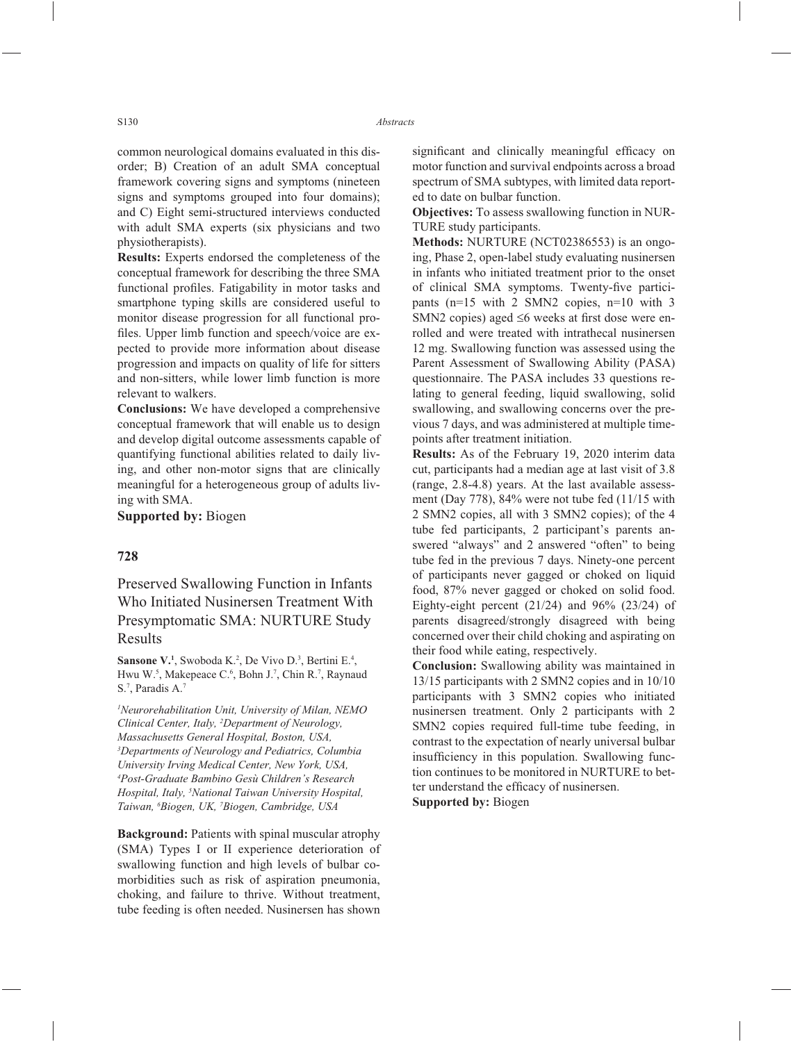common neurological domains evaluated in this disorder; B) Creation of an adult SMA conceptual framework covering signs and symptoms (nineteen signs and symptoms grouped into four domains); and C) Eight semi-structured interviews conducted with adult SMA experts (six physicians and two physiotherapists).

**Results:** Experts endorsed the completeness of the conceptual framework for describing the three SMA functional profiles. Fatigability in motor tasks and smartphone typing skills are considered useful to monitor disease progression for all functional profiles. Upper limb function and speech/voice are expected to provide more information about disease progression and impacts on quality of life for sitters and non-sitters, while lower limb function is more relevant to walkers.

**Conclusions:** We have developed a comprehensive conceptual framework that will enable us to design and develop digital outcome assessments capable of quantifying functional abilities related to daily living, and other non-motor signs that are clinically meaningful for a heterogeneous group of adults living with SMA.

**Supported by:** Biogen

## 728

## Preserved Swallowing Function in Infants Who Initiated Nusinersen Treatment With Presymptomatic SMA: NURTURE Study Results

**Sansone V.**[1], Swoboda K.[2], De Vivo D.[3], Bertini E.[4], Hwu W.[5], Makepeace C.[6], Bohn J.[7], Chin R.[7], Raynaud S.[7], Paradis A.[7]

*[1]Neurorehabilitation Unit, University of Milan, NEMO Clinical Center, Italy, [2]Department of Neurology, Massachusetts General Hospital, Boston, USA, [3]Departments of Neurology and Pediatrics, Columbia University Irving Medical Center, New York, USA, [4]Post-Graduate Bambino Gesù Children's Research Hospital, Italy, [5]National Taiwan University Hospital, Taiwan, [6]Biogen, UK, [7]Biogen, Cambridge, USA*

**Background:** Patients with spinal muscular atrophy (SMA) Types I or II experience deterioration of swallowing function and high levels of bulbar comorbidities such as risk of aspiration pneumonia, choking, and failure to thrive. Without treatment, tube feeding is often needed. Nusinersen has shown significant and clinically meaningful efficacy on motor function and survival endpoints across a broad spectrum of SMA subtypes, with limited data reported to date on bulbar function.

**Objectives:** To assess swallowing function in NURTURE study participants.

**Methods:** NURTURE (NCT02386553) is an ongoing, Phase 2, open-label study evaluating nusinersen in infants who initiated treatment prior to the onset of clinical SMA symptoms. Twenty-five participants (n=15 with 2 SMN2 copies, n=10 with 3 SMN2 copies) aged ≤6 weeks at first dose were enrolled and were treated with intrathecal nusinersen 12 mg. Swallowing function was assessed using the Parent Assessment of Swallowing Ability (PASA) questionnaire. The PASA includes 33 questions relating to general feeding, liquid swallowing, solid swallowing, and swallowing concerns over the previous 7 days, and was administered at multiple timepoints after treatment initiation.

**Results:** As of the February 19, 2020 interim data cut, participants had a median age at last visit of 3.8 (range, 2.8-4.8) years. At the last available assessment (Day 778), 84% were not tube fed (11/15 with 2 SMN2 copies, all with 3 SMN2 copies); of the 4 tube fed participants, 2 participant's parents answered "always" and 2 answered "often" to being tube fed in the previous 7 days. Ninety-one percent of participants never gagged or choked on liquid food, 87% never gagged or choked on solid food. Eighty-eight percent (21/24) and 96% (23/24) of parents disagreed/strongly disagreed with being concerned over their child choking and aspirating on their food while eating, respectively.

**Conclusion:** Swallowing ability was maintained in 13/15 participants with 2 SMN2 copies and in 10/10 participants with 3 SMN2 copies who initiated nusinersen treatment. Only 2 participants with 2 SMN2 copies required full-time tube feeding, in contrast to the expectation of nearly universal bulbar insufficiency in this population. Swallowing function continues to be monitored in NURTURE to better understand the efficacy of nusinersen.

**Supported by:** Biogen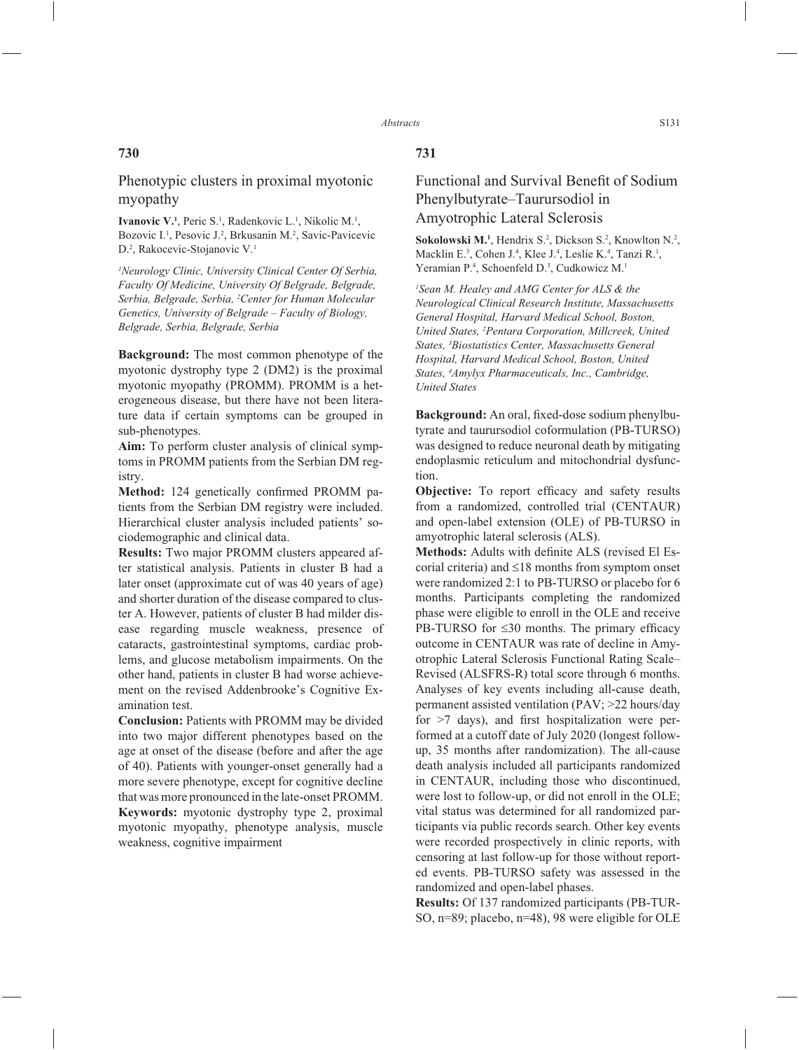## 730

### Phenotypic clusters in proximal myotonic myopathy

**Ivanovic V.**[1], Peric S.[1], Radenkovic L.[1], Nikolic M.[1], Bozovic I.[1], Pesovic J.[2], Brkusanin M.[2], Savic-Pavicevic D.[2], Rakocevic-Stojanovic V.[1]

*[1]Neurology Clinic, University Clinical Center Of Serbia, Faculty Of Medicine, University Of Belgrade, Belgrade, Serbia, Belgrade, Serbia, [2]Center for Human Molecular Genetics, University of Belgrade – Faculty of Biology, Belgrade, Serbia, Belgrade, Serbia*

**Background:** The most common phenotype of the myotonic dystrophy type 2 (DM2) is the proximal myotonic myopathy (PROMM). PROMM is a heterogeneous disease, but there have not been literature data if certain symptoms can be grouped in sub-phenotypes.

**Aim:** To perform cluster analysis of clinical symptoms in PROMM patients from the Serbian DM registry.

**Method:** 124 genetically confirmed PROMM patients from the Serbian DM registry were included. Hierarchical cluster analysis included patients' sociodemographic and clinical data.

**Results:** Two major PROMM clusters appeared after statistical analysis. Patients in cluster B had a later onset (approximate cut of was 40 years of age) and shorter duration of the disease compared to cluster A. However, patients of cluster B had milder disease regarding muscle weakness, presence of cataracts, gastrointestinal symptoms, cardiac problems, and glucose metabolism impairments. On the other hand, patients in cluster B had worse achievement on the revised Addenbrooke's Cognitive Examination test.

**Conclusion:** Patients with PROMM may be divided into two major different phenotypes based on the age at onset of the disease (before and after the age of 40). Patients with younger-onset generally had a more severe phenotype, except for cognitive decline that was more pronounced in the late-onset PROMM.

**Keywords:** myotonic dystrophy type 2, proximal myotonic myopathy, phenotype analysis, muscle weakness, cognitive impairment

## 731

### Functional and Survival Benefit of Sodium Phenylbutyrate–Taurursodiol in Amyotrophic Lateral Sclerosis

**Sokolowski M.**[1], Hendrix S.[2], Dickson S.[2], Knowlton N.[2], Macklin E.[3], Cohen J.[4], Klee J.[4], Leslie K.[4], Tanzi R.[1], Yeramian P.[4], Schoenfeld D.[3], Cudkowicz M.[1]

*[1]Sean M. Healey and AMG Center for ALS & the Neurological Clinical Research Institute, Massachusetts General Hospital, Harvard Medical School, Boston, United States, [2]Pentara Corporation, Millcreek, United States, [3]Biostatistics Center, Massachusetts General Hospital, Harvard Medical School, Boston, United States, [4]Amylyx Pharmaceuticals, Inc., Cambridge, United States*

**Background:** An oral, fixed-dose sodium phenylbutyrate and taurursodiol coformulation (PB-TURSO) was designed to reduce neuronal death by mitigating endoplasmic reticulum and mitochondrial dysfunction.

**Objective:** To report efficacy and safety results from a randomized, controlled trial (CENTAUR) and open-label extension (OLE) of PB-TURSO in amyotrophic lateral sclerosis (ALS).

**Methods:** Adults with definite ALS (revised El Escorial criteria) and ≤18 months from symptom onset were randomized 2:1 to PB-TURSO or placebo for 6 months. Participants completing the randomized phase were eligible to enroll in the OLE and receive PB-TURSO for ≤30 months. The primary efficacy outcome in CENTAUR was rate of decline in Amyotrophic Lateral Sclerosis Functional Rating Scale–Revised (ALSFRS-R) total score through 6 months. Analyses of key events including all-cause death, permanent assisted ventilation (PAV; >22 hours/day for >7 days), and first hospitalization were performed at a cutoff date of July 2020 (longest follow-up, 35 months after randomization). The all-cause death analysis included all participants randomized in CENTAUR, including those who discontinued, were lost to follow-up, or did not enroll in the OLE; vital status was determined for all randomized participants via public records search. Other key events were recorded prospectively in clinic reports, with censoring at last follow-up for those without reported events. PB-TURSO safety was assessed in the randomized and open-label phases.

**Results:** Of 137 randomized participants (PB-TURSO, n=89; placebo, n=48), 98 were eligible for OLE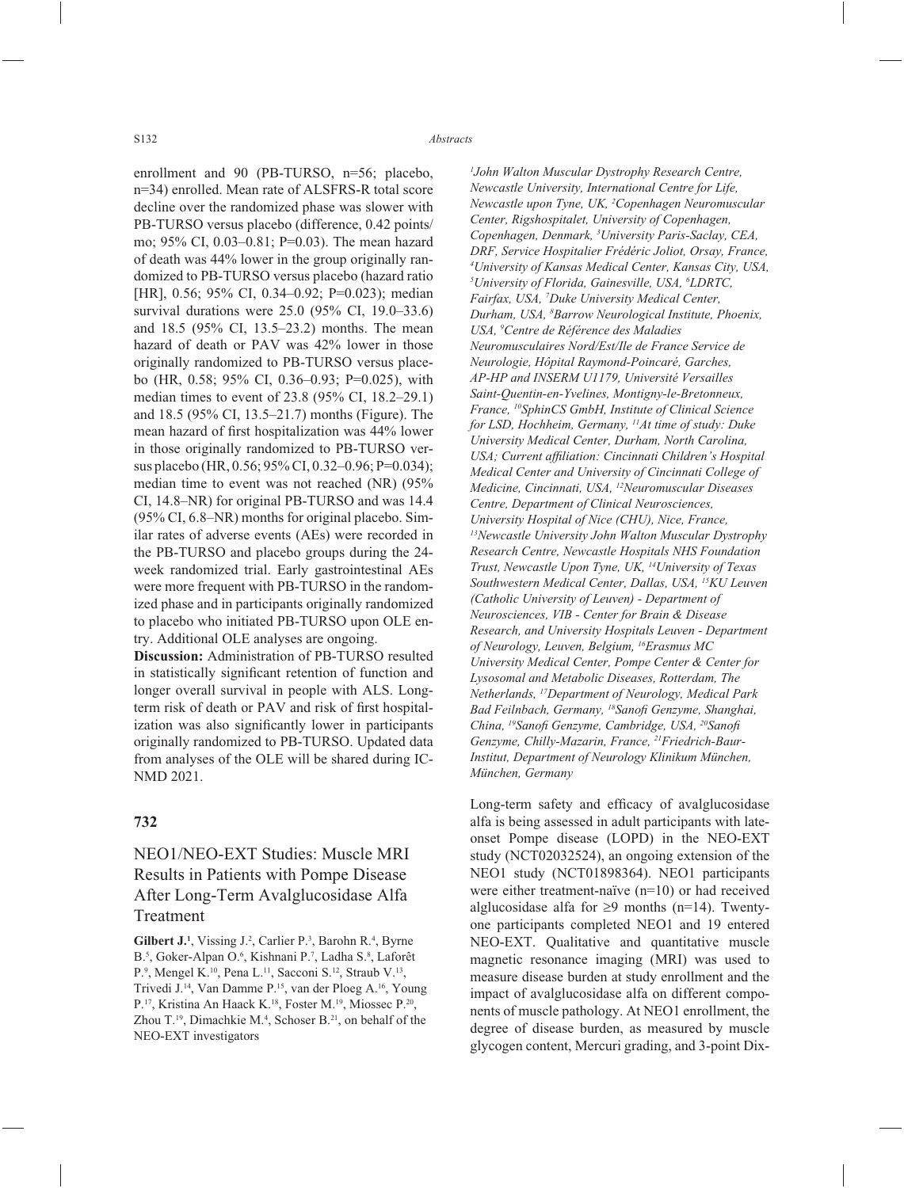enrollment and 90 (PB-TURSO, n=56; placebo, n=34) enrolled. Mean rate of ALSFRS-R total score decline over the randomized phase was slower with PB-TURSO versus placebo (difference, 0.42 points/mo; 95% CI, 0.03–0.81; P=0.03). The mean hazard of death was 44% lower in the group originally randomized to PB-TURSO versus placebo (hazard ratio [HR], 0.56; 95% CI, 0.34–0.92; P=0.023); median survival durations were 25.0 (95% CI, 19.0–33.6) and 18.5 (95% CI, 13.5–23.2) months. The mean hazard of death or PAV was 42% lower in those originally randomized to PB-TURSO versus placebo (HR, 0.58; 95% CI, 0.36–0.93; P=0.025), with median times to event of 23.8 (95% CI, 18.2–29.1) and 18.5 (95% CI, 13.5–21.7) months (Figure). The mean hazard of first hospitalization was 44% lower in those originally randomized to PB-TURSO versus placebo (HR, 0.56; 95% CI, 0.32–0.96; P=0.034); median time to event was not reached (NR) (95% CI, 14.8–NR) for original PB-TURSO and was 14.4 (95% CI, 6.8–NR) months for original placebo. Similar rates of adverse events (AEs) were recorded in the PB-TURSO and placebo groups during the 24-week randomized trial. Early gastrointestinal AEs were more frequent with PB-TURSO in the randomized phase and in participants originally randomized to placebo who initiated PB-TURSO upon OLE entry. Additional OLE analyses are ongoing.

**Discussion:** Administration of PB-TURSO resulted in statistically significant retention of function and longer overall survival in people with ALS. Long-term risk of death or PAV and risk of first hospitalization was also significantly lower in participants originally randomized to PB-TURSO. Updated data from analyses of the OLE will be shared during ICNMD 2021.

## 732

### NEO1/NEO-EXT Studies: Muscle MRI Results in Patients with Pompe Disease After Long-Term Avalglucosidase Alfa Treatment

**Gilbert J.**[1], Vissing J.[2], Carlier P.[3], Barohn R.[4], Byrne B.[5], Goker-Alpan O.[6], Kishnani P.[7], Ladha S.[8], Laforêt P.[9], Mengel K.[10], Pena L.[11], Sacconi S.[12], Straub V.[13], Trivedi J.[14], Van Damme P.[15], van der Ploeg A.[16], Young P.[17], Kristina An Haack K.[18], Foster M.[19], Miossec P.[20], Zhou T.[19], Dimachkie M.[4], Schoser B.[21], on behalf of the NEO-EXT investigators

*[1]John Walton Muscular Dystrophy Research Centre, Newcastle University, International Centre for Life, Newcastle upon Tyne, UK, [2]Copenhagen Neuromuscular Center, Rigshospitalet, University of Copenhagen, Copenhagen, Denmark, [3]University Paris-Saclay, CEA, DRF, Service Hospitalier Frédéric Joliot, Orsay, France, [4]University of Kansas Medical Center, Kansas City, USA, [5]University of Florida, Gainesville, USA, [6]LDRTC, Fairfax, USA, [7]Duke University Medical Center, Durham, USA, [8]Barrow Neurological Institute, Phoenix, USA, [9]Centre de Référence des Maladies Neuromusculaires Nord/Est/Ile de France Service de Neurologie, Hôpital Raymond-Poincaré, Garches, AP-HP and INSERM U1179, Université Versailles Saint-Quentin-en-Yvelines, Montigny-le-Bretonneux, France, [10]SphinCS GmbH, Institute of Clinical Science for LSD, Hochheim, Germany, [11]At time of study: Duke University Medical Center, Durham, North Carolina, USA; Current affiliation: Cincinnati Children's Hospital Medical Center and University of Cincinnati College of Medicine, Cincinnati, USA, [12]Neuromuscular Diseases Centre, Department of Clinical Neurosciences, University Hospital of Nice (CHU), Nice, France, [13]Newcastle University John Walton Muscular Dystrophy Research Centre, Newcastle Hospitals NHS Foundation Trust, Newcastle Upon Tyne, UK, [14]University of Texas Southwestern Medical Center, Dallas, USA, [15]KU Leuven (Catholic University of Leuven) - Department of Neurosciences, VIB - Center for Brain & Disease Research, and University Hospitals Leuven - Department of Neurology, Leuven, Belgium, [16]Erasmus MC University Medical Center, Pompe Center & Center for Lysosomal and Metabolic Diseases, Rotterdam, The Netherlands, [17]Department of Neurology, Medical Park Bad Feilnbach, Germany, [18]Sanofi Genzyme, Shanghai, China, [19]Sanofi Genzyme, Cambridge, USA, [20]Sanofi Genzyme, Chilly-Mazarin, France, [21]Friedrich-Baur-Institut, Department of Neurology Klinikum München, München, Germany*

Long-term safety and efficacy of avalglucosidase alfa is being assessed in adult participants with late-onset Pompe disease (LOPD) in the NEO-EXT study (NCT02032524), an ongoing extension of the NEO1 study (NCT01898364). NEO1 participants were either treatment-naïve (n=10) or had received alglucosidase alfa for ≥9 months (n=14). Twenty-one participants completed NEO1 and 19 entered NEO-EXT. Qualitative and quantitative muscle magnetic resonance imaging (MRI) was used to measure disease burden at study enrollment and the impact of avalglucosidase alfa on different components of muscle pathology. At NEO1 enrollment, the degree of disease burden, as measured by muscle glycogen content, Mercuri grading, and 3-point Dix-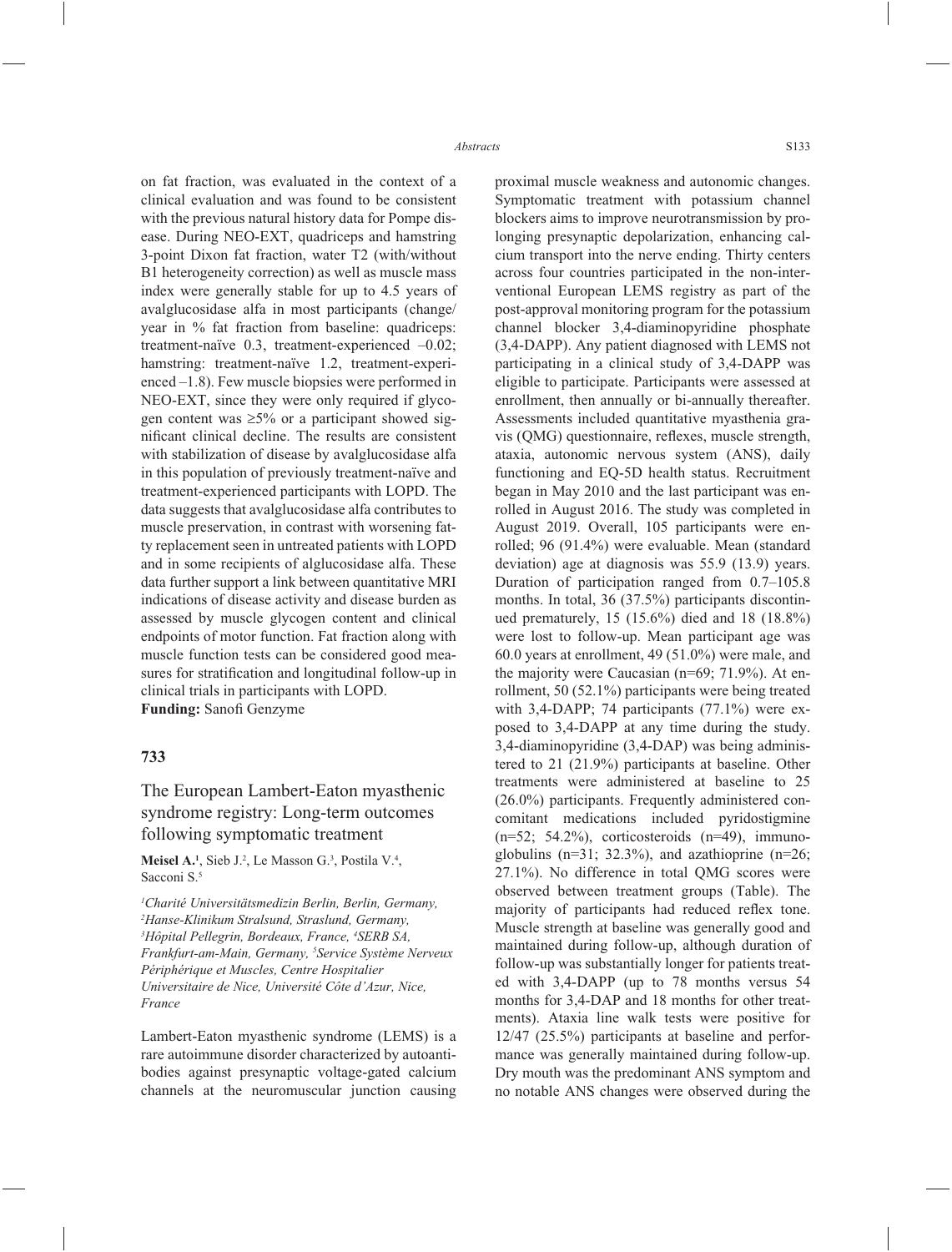on fat fraction, was evaluated in the context of a clinical evaluation and was found to be consistent with the previous natural history data for Pompe disease. During NEO-EXT, quadriceps and hamstring 3-point Dixon fat fraction, water T2 (with/without B1 heterogeneity correction) as well as muscle mass index were generally stable for up to 4.5 years of avalglucosidase alfa in most participants (change/year in % fat fraction from baseline: quadriceps: treatment-naïve 0.3, treatment-experienced –0.02; hamstring: treatment-naïve 1.2, treatment-experienced –1.8). Few muscle biopsies were performed in NEO-EXT, since they were only required if glycogen content was ≥5% or a participant showed significant clinical decline. The results are consistent with stabilization of disease by avalglucosidase alfa in this population of previously treatment-naïve and treatment-experienced participants with LOPD. The data suggests that avalglucosidase alfa contributes to muscle preservation, in contrast with worsening fatty replacement seen in untreated patients with LOPD and in some recipients of alglucosidase alfa. These data further support a link between quantitative MRI indications of disease activity and disease burden as assessed by muscle glycogen content and clinical endpoints of motor function. Fat fraction along with muscle function tests can be considered good measures for stratification and longitudinal follow-up in clinical trials in participants with LOPD.

**Funding:** Sanofi Genzyme

## 733

## The European Lambert-Eaton myasthenic syndrome registry: Long-term outcomes following symptomatic treatment

**Meisel A.**[1], Sieb J.[2], Le Masson G.[3], Postila V.[4], Sacconi S.[5]

*[1]Charité Universitätsmedizin Berlin, Berlin, Germany, [2]Hanse-Klinikum Stralsund, Straslund, Germany, [3]Hôpital Pellegrin, Bordeaux, France, [4]SERB SA, Frankfurt-am-Main, Germany, [5]Service Système Nerveux Périphérique et Muscles, Centre Hospitalier Universitaire de Nice, Université Côte d'Azur, Nice, France*

Lambert-Eaton myasthenic syndrome (LEMS) is a rare autoimmune disorder characterized by autoantibodies against presynaptic voltage-gated calcium channels at the neuromuscular junction causing proximal muscle weakness and autonomic changes. Symptomatic treatment with potassium channel blockers aims to improve neurotransmission by prolonging presynaptic depolarization, enhancing calcium transport into the nerve ending. Thirty centers across four countries participated in the non-interventional European LEMS registry as part of the post-approval monitoring program for the potassium channel blocker 3,4-diaminopyridine phosphate (3,4-DAPP). Any patient diagnosed with LEMS not participating in a clinical study of 3,4-DAPP was eligible to participate. Participants were assessed at enrollment, then annually or bi-annually thereafter. Assessments included quantitative myasthenia gravis (QMG) questionnaire, reflexes, muscle strength, ataxia, autonomic nervous system (ANS), daily functioning and EQ-5D health status. Recruitment began in May 2010 and the last participant was enrolled in August 2016. The study was completed in August 2019. Overall, 105 participants were enrolled; 96 (91.4%) were evaluable. Mean (standard deviation) age at diagnosis was 55.9 (13.9) years. Duration of participation ranged from 0.7–105.8 months. In total, 36 (37.5%) participants discontinued prematurely, 15 (15.6%) died and 18 (18.8%) were lost to follow-up. Mean participant age was 60.0 years at enrollment, 49 (51.0%) were male, and the majority were Caucasian (n=69; 71.9%). At enrollment, 50 (52.1%) participants were being treated with 3,4-DAPP; 74 participants (77.1%) were exposed to 3,4-DAPP at any time during the study. 3,4-diaminopyridine (3,4-DAP) was being administered to 21 (21.9%) participants at baseline. Other treatments were administered at baseline to 25 (26.0%) participants. Frequently administered concomitant medications included pyridostigmine (n=52; 54.2%), corticosteroids (n=49), immunoglobulins (n=31; 32.3%), and azathioprine (n=26; 27.1%). No difference in total QMG scores were observed between treatment groups (Table). The majority of participants had reduced reflex tone. Muscle strength at baseline was generally good and maintained during follow-up, although duration of follow-up was substantially longer for patients treated with 3,4-DAPP (up to 78 months versus 54 months for 3,4-DAP and 18 months for other treatments). Ataxia line walk tests were positive for 12/47 (25.5%) participants at baseline and performance was generally maintained during follow-up. Dry mouth was the predominant ANS symptom and no notable ANS changes were observed during the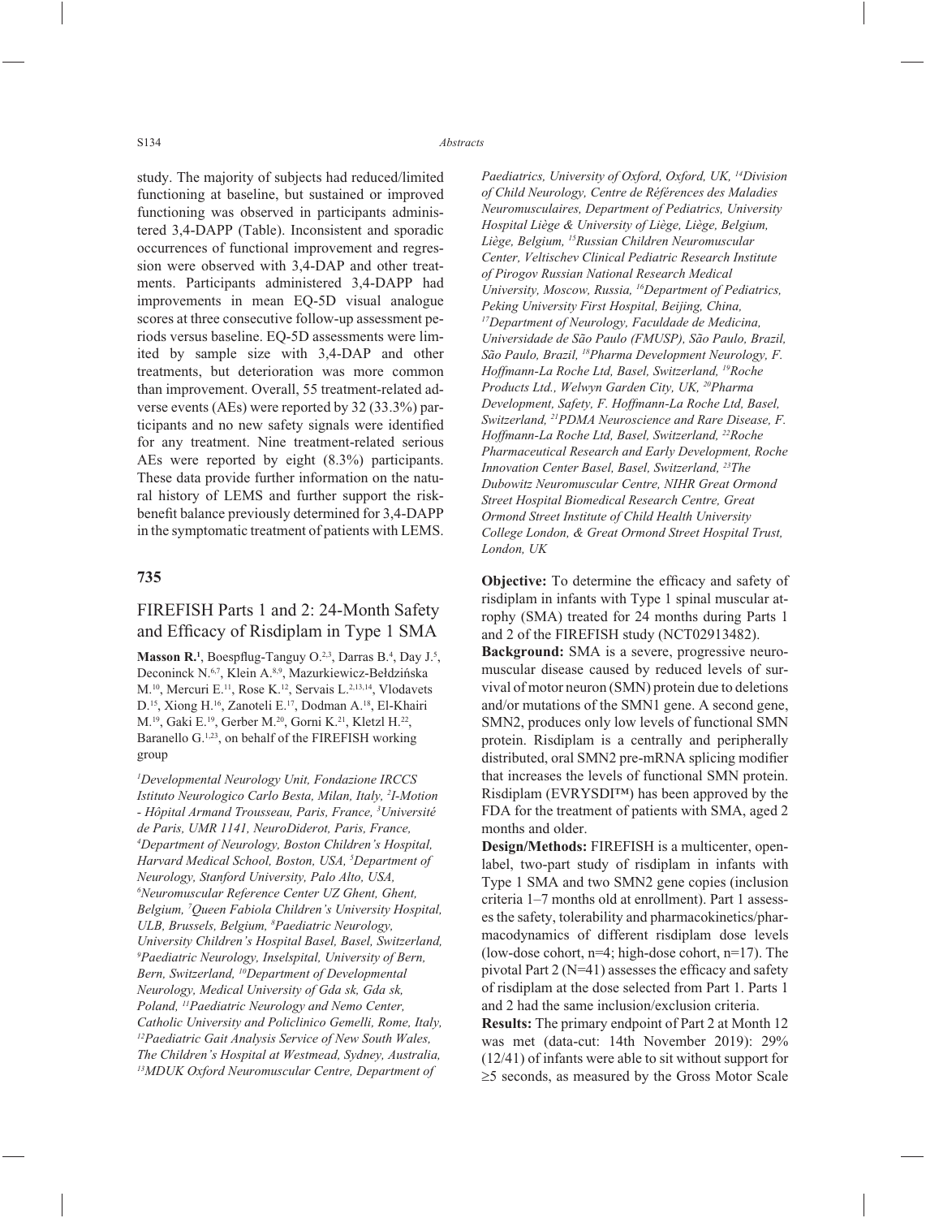study. The majority of subjects had reduced/limited functioning at baseline, but sustained or improved functioning was observed in participants administered 3,4-DAPP (Table). Inconsistent and sporadic occurrences of functional improvement and regression were observed with 3,4-DAP and other treatments. Participants administered 3,4-DAPP had improvements in mean EQ-5D visual analogue scores at three consecutive follow-up assessment periods versus baseline. EQ-5D assessments were limited by sample size with 3,4-DAP and other treatments, but deterioration was more common than improvement. Overall, 55 treatment-related adverse events (AEs) were reported by 32 (33.3%) participants and no new safety signals were identified for any treatment. Nine treatment-related serious AEs were reported by eight (8.3%) participants. These data provide further information on the natural history of LEMS and further support the risk-benefit balance previously determined for 3,4-DAPP in the symptomatic treatment of patients with LEMS.

## 735

## FIREFISH Parts 1 and 2: 24-Month Safety and Efficacy of Risdiplam in Type 1 SMA

**Masson R.**[1], Boespflug-Tanguy O.[2,3], Darras B.[4], Day J.[5], Deconinck N.[6,7], Klein A.[8,9], Mazurkiewicz-Bełdzińska M.[10], Mercuri E.[11], Rose K.[12], Servais L.[2,13,14], Vlodavets D.[15], Xiong H.[16], Zanoteli E.[17], Dodman A.[18], El-Khairi M.[19], Gaki E.[19], Gerber M.[20], Gorni K.[21], Kletzl H.[22], Baranello G.[1,23], on behalf of the FIREFISH working group

*[1]Developmental Neurology Unit, Fondazione IRCCS Istituto Neurologico Carlo Besta, Milan, Italy, [2]I-Motion - Hôpital Armand Trousseau, Paris, France, [3]Université de Paris, UMR 1141, NeuroDiderot, Paris, France, [4]Department of Neurology, Boston Children's Hospital, Harvard Medical School, Boston, USA, [5]Department of Neurology, Stanford University, Palo Alto, USA, [6]Neuromuscular Reference Center UZ Ghent, Ghent, Belgium, [7]Queen Fabiola Children's University Hospital, ULB, Brussels, Belgium, [8]Paediatric Neurology, University Children's Hospital Basel, Basel, Switzerland, [9]Paediatric Neurology, Inselspital, University of Bern, Bern, Switzerland, [10]Department of Developmental Neurology, Medical University of Gda sk, Gda sk, Poland, [11]Paediatric Neurology and Nemo Center, Catholic University and Policlinico Gemelli, Rome, Italy, [12]Paediatric Gait Analysis Service of New South Wales, The Children's Hospital at Westmead, Sydney, Australia, [13]MDUK Oxford Neuromuscular Centre, Department of Paediatrics, University of Oxford, Oxford, UK, [14]Division of Child Neurology, Centre de Références des Maladies Neuromusculaires, Department of Pediatrics, University Hospital Liège & University of Liège, Liège, Belgium, Liège, Belgium, [15]Russian Children Neuromuscular Center, Veltischev Clinical Pediatric Research Institute of Pirogov Russian National Research Medical University, Moscow, Russia, [16]Department of Pediatrics, Peking University First Hospital, Beijing, China, [17]Department of Neurology, Faculdade de Medicina, Universidade de São Paulo (FMUSP), São Paulo, Brazil, São Paulo, Brazil, [18]Pharma Development Neurology, F. Hoffmann-La Roche Ltd, Basel, Switzerland, [19]Roche Products Ltd., Welwyn Garden City, UK, [20]Pharma Development, Safety, F. Hoffmann-La Roche Ltd, Basel, Switzerland, [21]PDMA Neuroscience and Rare Disease, F. Hoffmann-La Roche Ltd, Basel, Switzerland, [22]Roche Pharmaceutical Research and Early Development, Roche Innovation Center Basel, Basel, Switzerland, [23]The Dubowitz Neuromuscular Centre, NIHR Great Ormond Street Hospital Biomedical Research Centre, Great Ormond Street Institute of Child Health University College London, & Great Ormond Street Hospital Trust, London, UK*

**Objective:** To determine the efficacy and safety of risdiplam in infants with Type 1 spinal muscular atrophy (SMA) treated for 24 months during Parts 1 and 2 of the FIREFISH study (NCT02913482).

**Background:** SMA is a severe, progressive neuromuscular disease caused by reduced levels of survival of motor neuron (SMN) protein due to deletions and/or mutations of the SMN1 gene. A second gene, SMN2, produces only low levels of functional SMN protein. Risdiplam is a centrally and peripherally distributed, oral SMN2 pre-mRNA splicing modifier that increases the levels of functional SMN protein. Risdiplam (EVRYSDI™) has been approved by the FDA for the treatment of patients with SMA, aged 2 months and older.

**Design/Methods:** FIREFISH is a multicenter, open-label, two-part study of risdiplam in infants with Type 1 SMA and two SMN2 gene copies (inclusion criteria 1–7 months old at enrollment). Part 1 assesses the safety, tolerability and pharmacokinetics/pharmacodynamics of different risdiplam dose levels (low-dose cohort, n=4; high-dose cohort, n=17). The pivotal Part 2 (N=41) assesses the efficacy and safety of risdiplam at the dose selected from Part 1. Parts 1 and 2 had the same inclusion/exclusion criteria.

**Results:** The primary endpoint of Part 2 at Month 12 was met (data-cut: 14th November 2019): 29% (12/41) of infants were able to sit without support for ≥5 seconds, as measured by the Gross Motor Scale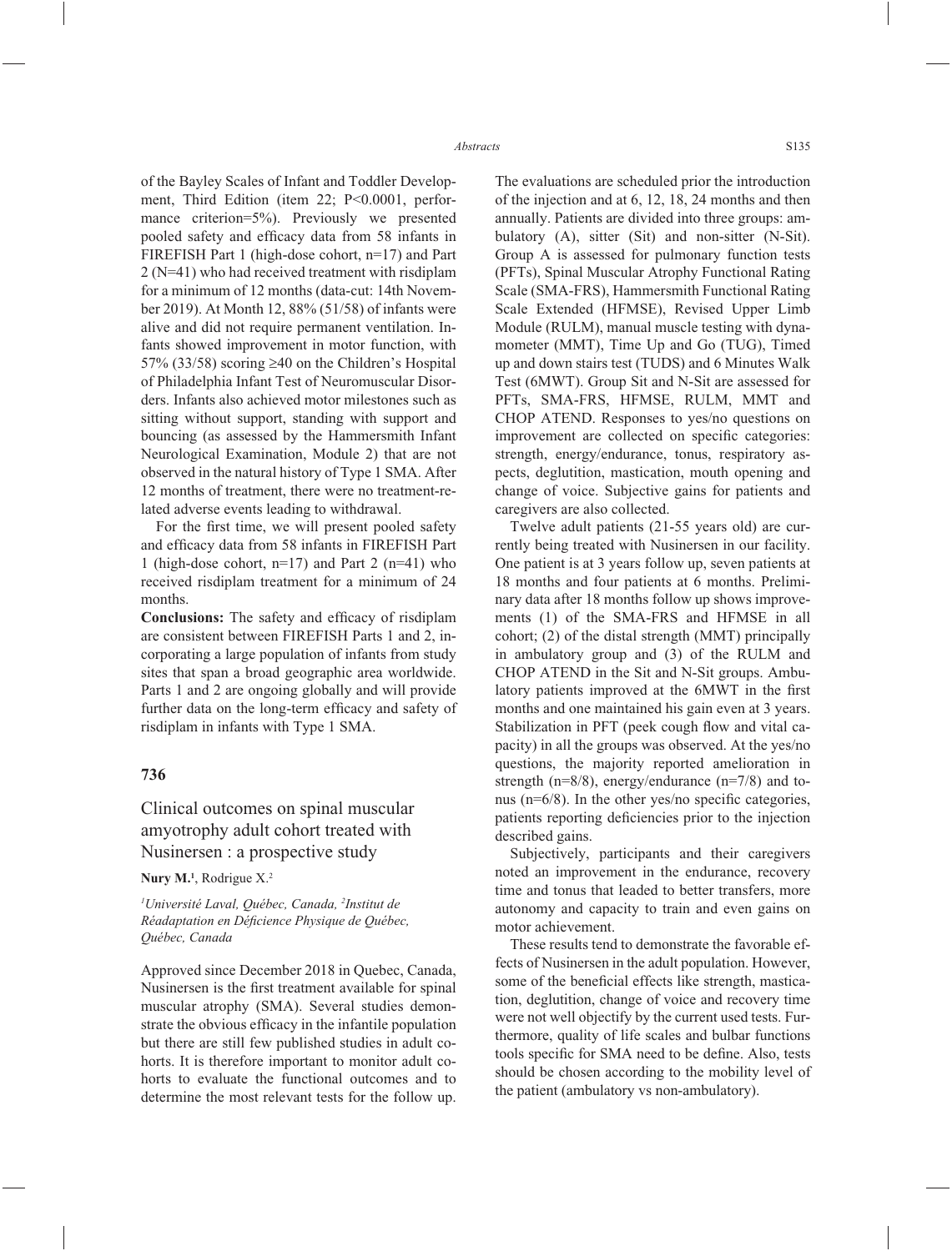of the Bayley Scales of Infant and Toddler Development, Third Edition (item 22; P<0.0001, performance criterion=5%). Previously we presented pooled safety and efficacy data from 58 infants in FIREFISH Part 1 (high-dose cohort, n=17) and Part 2 (N=41) who had received treatment with risdiplam for a minimum of 12 months (data-cut: 14th November 2019). At Month 12, 88% (51/58) of infants were alive and did not require permanent ventilation. Infants showed improvement in motor function, with 57% (33/58) scoring ≥40 on the Children's Hospital of Philadelphia Infant Test of Neuromuscular Disorders. Infants also achieved motor milestones such as sitting without support, standing with support and bouncing (as assessed by the Hammersmith Infant Neurological Examination, Module 2) that are not observed in the natural history of Type 1 SMA. After 12 months of treatment, there were no treatment-related adverse events leading to withdrawal.

For the first time, we will present pooled safety and efficacy data from 58 infants in FIREFISH Part 1 (high-dose cohort, n=17) and Part 2 (n=41) who received risdiplam treatment for a minimum of 24 months.

**Conclusions:** The safety and efficacy of risdiplam are consistent between FIREFISH Parts 1 and 2, incorporating a large population of infants from study sites that span a broad geographic area worldwide. Parts 1 and 2 are ongoing globally and will provide further data on the long-term efficacy and safety of risdiplam in infants with Type 1 SMA.

## 736

### Clinical outcomes on spinal muscular amyotrophy adult cohort treated with Nusinersen : a prospective study

**Nury M.**[1], Rodrigue X.[2]

*[1]Université Laval, Québec, Canada, [2]Institut de Réadaptation en Déficience Physique de Québec, Québec, Canada*

Approved since December 2018 in Quebec, Canada, Nusinersen is the first treatment available for spinal muscular atrophy (SMA). Several studies demonstrate the obvious efficacy in the infantile population but there are still few published studies in adult cohorts. It is therefore important to monitor adult cohorts to evaluate the functional outcomes and to determine the most relevant tests for the follow up. The evaluations are scheduled prior the introduction of the injection and at 6, 12, 18, 24 months and then annually. Patients are divided into three groups: ambulatory (A), sitter (Sit) and non-sitter (N-Sit). Group A is assessed for pulmonary function tests (PFTs), Spinal Muscular Atrophy Functional Rating Scale (SMA-FRS), Hammersmith Functional Rating Scale Extended (HFMSE), Revised Upper Limb Module (RULM), manual muscle testing with dynamometer (MMT), Time Up and Go (TUG), Timed up and down stairs test (TUDS) and 6 Minutes Walk Test (6MWT). Group Sit and N-Sit are assessed for PFTs, SMA-FRS, HFMSE, RULM, MMT and CHOP ATEND. Responses to yes/no questions on improvement are collected on specific categories: strength, energy/endurance, tonus, respiratory aspects, deglutition, mastication, mouth opening and change of voice. Subjective gains for patients and caregivers are also collected.

Twelve adult patients (21-55 years old) are currently being treated with Nusinersen in our facility. One patient is at 3 years follow up, seven patients at 18 months and four patients at 6 months. Preliminary data after 18 months follow up shows improvements (1) of the SMA-FRS and HFMSE in all cohort; (2) of the distal strength (MMT) principally in ambulatory group and (3) of the RULM and CHOP ATEND in the Sit and N-Sit groups. Ambulatory patients improved at the 6MWT in the first months and one maintained his gain even at 3 years. Stabilization in PFT (peek cough flow and vital capacity) in all the groups was observed. At the yes/no questions, the majority reported amelioration in strength (n=8/8), energy/endurance (n=7/8) and tonus (n=6/8). In the other yes/no specific categories, patients reporting deficiencies prior to the injection described gains.

Subjectively, participants and their caregivers noted an improvement in the endurance, recovery time and tonus that leaded to better transfers, more autonomy and capacity to train and even gains on motor achievement.

These results tend to demonstrate the favorable effects of Nusinersen in the adult population. However, some of the beneficial effects like strength, mastication, deglutition, change of voice and recovery time were not well objectify by the current used tests. Furthermore, quality of life scales and bulbar functions tools specific for SMA need to be define. Also, tests should be chosen according to the mobility level of the patient (ambulatory vs non-ambulatory).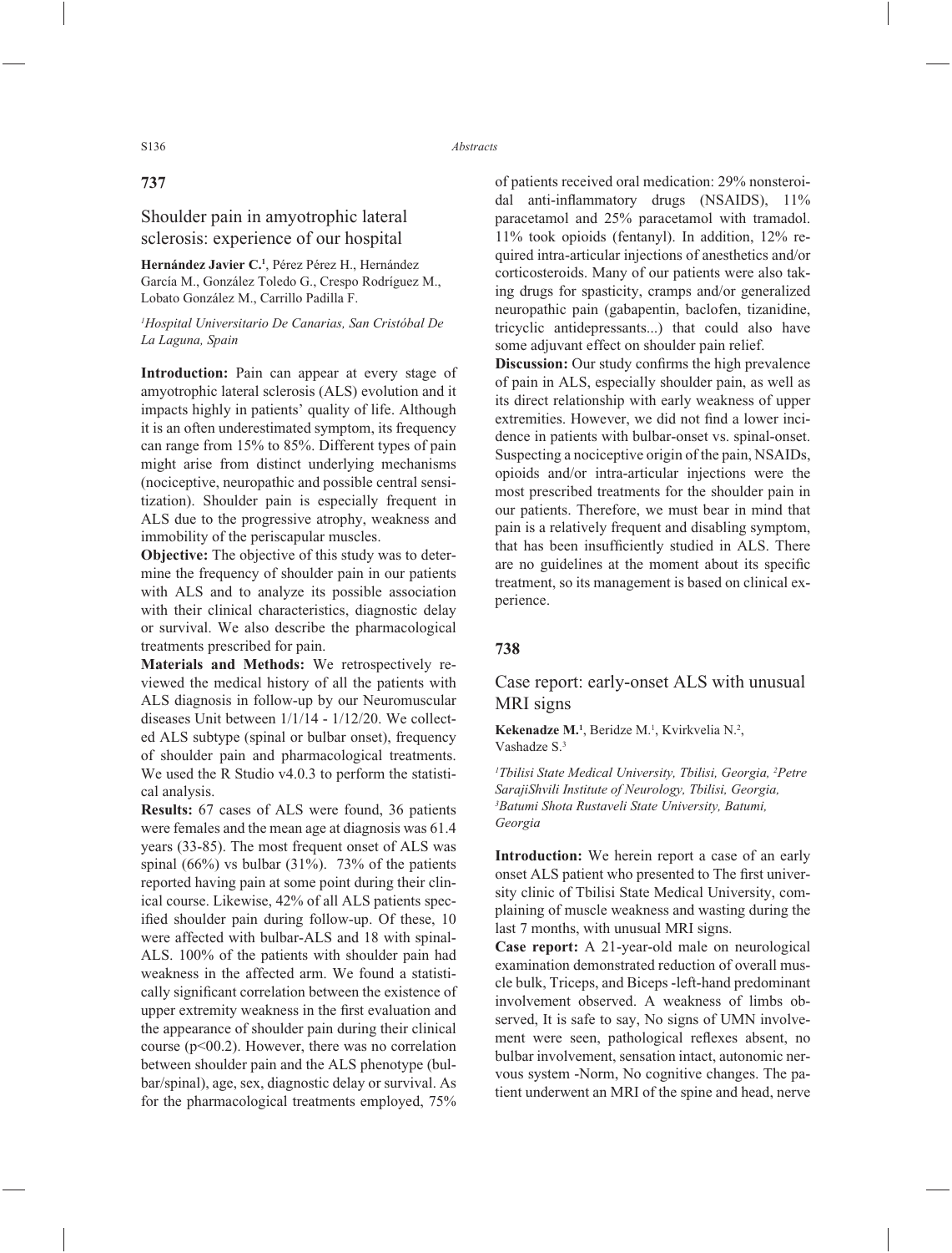## 737

### Shoulder pain in amyotrophic lateral sclerosis: experience of our hospital

**Hernández Javier C.**[1], Pérez Pérez H., Hernández García M., González Toledo G., Crespo Rodríguez M., Lobato González M., Carrillo Padilla F.

[1]*Hospital Universitario De Canarias, San Cristóbal De La Laguna, Spain*

**Introduction:** Pain can appear at every stage of amyotrophic lateral sclerosis (ALS) evolution and it impacts highly in patients' quality of life. Although it is an often underestimated symptom, its frequency can range from 15% to 85%. Different types of pain might arise from distinct underlying mechanisms (nociceptive, neuropathic and possible central sensitization). Shoulder pain is especially frequent in ALS due to the progressive atrophy, weakness and immobility of the periscapular muscles.

**Objective:** The objective of this study was to determine the frequency of shoulder pain in our patients with ALS and to analyze its possible association with their clinical characteristics, diagnostic delay or survival. We also describe the pharmacological treatments prescribed for pain.

**Materials and Methods:** We retrospectively reviewed the medical history of all the patients with ALS diagnosis in follow-up by our Neuromuscular diseases Unit between 1/1/14 - 1/12/20. We collected ALS subtype (spinal or bulbar onset), frequency of shoulder pain and pharmacological treatments. We used the R Studio v4.0.3 to perform the statistical analysis.

**Results:** 67 cases of ALS were found, 36 patients were females and the mean age at diagnosis was 61.4 years (33-85). The most frequent onset of ALS was spinal (66%) vs bulbar (31%). 73% of the patients reported having pain at some point during their clinical course. Likewise, 42% of all ALS patients specified shoulder pain during follow-up. Of these, 10 were affected with bulbar-ALS and 18 with spinal-ALS. 100% of the patients with shoulder pain had weakness in the affected arm. We found a statistically significant correlation between the existence of upper extremity weakness in the first evaluation and the appearance of shoulder pain during their clinical course ($p<00.2$). However, there was no correlation between shoulder pain and the ALS phenotype (bulbar/spinal), age, sex, diagnostic delay or survival. As for the pharmacological treatments employed, 75% of patients received oral medication: 29% nonsteroidal anti-inflammatory drugs (NSAIDS), 11% paracetamol and 25% paracetamol with tramadol. 11% took opioids (fentanyl). In addition, 12% required intra-articular injections of anesthetics and/or corticosteroids. Many of our patients were also taking drugs for spasticity, cramps and/or generalized neuropathic pain (gabapentin, baclofen, tizanidine, tricyclic antidepressants...) that could also have some adjuvant effect on shoulder pain relief.

**Discussion:** Our study confirms the high prevalence of pain in ALS, especially shoulder pain, as well as its direct relationship with early weakness of upper extremities. However, we did not find a lower incidence in patients with bulbar-onset vs. spinal-onset. Suspecting a nociceptive origin of the pain, NSAIDs, opioids and/or intra-articular injections were the most prescribed treatments for the shoulder pain in our patients. Therefore, we must bear in mind that pain is a relatively frequent and disabling symptom, that has been insufficiently studied in ALS. There are no guidelines at the moment about its specific treatment, so its management is based on clinical experience.

## 738

### Case report: early-onset ALS with unusual MRI signs

**Kekenadze M.**[1], Beridze M.[1], Kvirkvelia N.[2], Vashadze S.[3]

[1]*Tbilisi State Medical University, Tbilisi, Georgia,* [2]*Petre SarajiShvili Institute of Neurology, Tbilisi, Georgia,* [3]*Batumi Shota Rustaveli State University, Batumi, Georgia*

**Introduction:** We herein report a case of an early onset ALS patient who presented to The first university clinic of Tbilisi State Medical University, complaining of muscle weakness and wasting during the last 7 months, with unusual MRI signs.

**Case report:** A 21-year-old male on neurological examination demonstrated reduction of overall muscle bulk, Triceps, and Biceps -left-hand predominant involvement observed. A weakness of limbs observed, It is safe to say, No signs of UMN involvement were seen, pathological reflexes absent, no bulbar involvement, sensation intact, autonomic nervous system -Norm, No cognitive changes. The patient underwent an MRI of the spine and head, nerve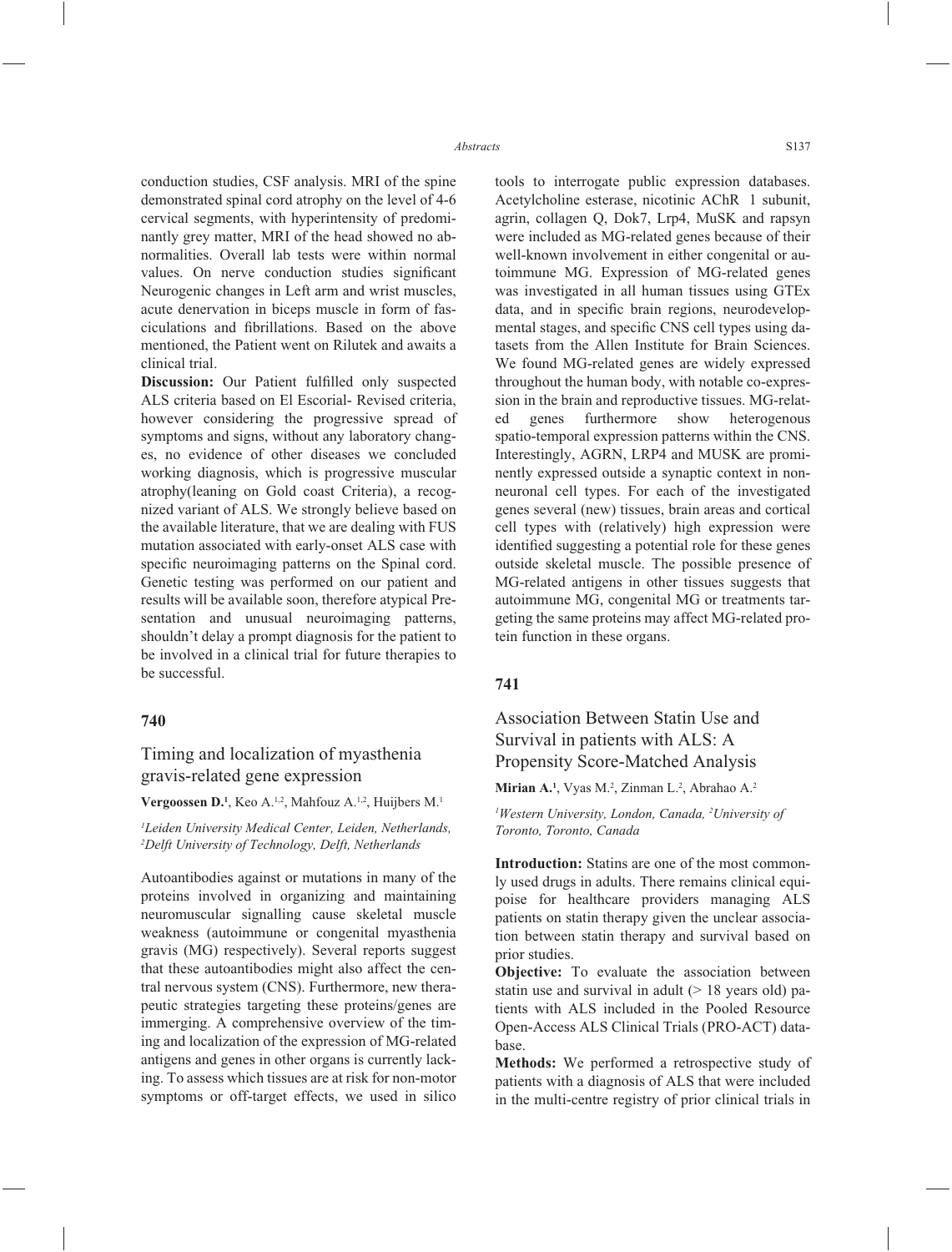conduction studies, CSF analysis. MRI of the spine demonstrated spinal cord atrophy on the level of 4-6 cervical segments, with hyperintensity of predominantly grey matter, MRI of the head showed no abnormalities. Overall lab tests were within normal values. On nerve conduction studies significant Neurogenic changes in Left arm and wrist muscles, acute denervation in biceps muscle in form of fasciculations and fibrillations. Based on the above mentioned, the Patient went on Rilutek and awaits a clinical trial.

**Discussion:** Our Patient fulfilled only suspected ALS criteria based on El Escorial- Revised criteria, however considering the progressive spread of symptoms and signs, without any laboratory changes, no evidence of other diseases we concluded working diagnosis, which is progressive muscular atrophy(leaning on Gold coast Criteria), a recognized variant of ALS. We strongly believe based on the available literature, that we are dealing with FUS mutation associated with early-onset ALS case with specific neuroimaging patterns on the Spinal cord. Genetic testing was performed on our patient and results will be available soon, therefore atypical Presentation and unusual neuroimaging patterns, shouldn't delay a prompt diagnosis for the patient to be involved in a clinical trial for future therapies to be successful.

## 740

### Timing and localization of myasthenia gravis-related gene expression

**Vergoossen D.**[1], Keo A.[1,2], Mahfouz A.[1,2], Huijbers M.[1]

*[1]Leiden University Medical Center, Leiden, Netherlands, [2]Delft University of Technology, Delft, Netherlands*

Autoantibodies against or mutations in many of the proteins involved in organizing and maintaining neuromuscular signalling cause skeletal muscle weakness (autoimmune or congenital myasthenia gravis (MG) respectively). Several reports suggest that these autoantibodies might also affect the central nervous system (CNS). Furthermore, new therapeutic strategies targeting these proteins/genes are immerging. A comprehensive overview of the timing and localization of the expression of MG-related antigens and genes in other organs is currently lacking. To assess which tissues are at risk for non-motor symptoms or off-target effects, we used in silico tools to interrogate public expression databases. Acetylcholine esterase, nicotinic AChR 1 subunit, agrin, collagen Q, Dok7, Lrp4, MuSK and rapsyn were included as MG-related genes because of their well-known involvement in either congenital or autoimmune MG. Expression of MG-related genes was investigated in all human tissues using GTEx data, and in specific brain regions, neurodevelopmental stages, and specific CNS cell types using datasets from the Allen Institute for Brain Sciences. We found MG-related genes are widely expressed throughout the human body, with notable co-expression in the brain and reproductive tissues. MG-related genes furthermore show heterogenous spatio-temporal expression patterns within the CNS. Interestingly, AGRN, LRP4 and MUSK are prominently expressed outside a synaptic context in non-neuronal cell types. For each of the investigated genes several (new) tissues, brain areas and cortical cell types with (relatively) high expression were identified suggesting a potential role for these genes outside skeletal muscle. The possible presence of MG-related antigens in other tissues suggests that autoimmune MG, congenital MG or treatments targeting the same proteins may affect MG-related protein function in these organs.

## 741

### Association Between Statin Use and Survival in patients with ALS: A Propensity Score-Matched Analysis

**Mirian A.**[1], Vyas M.[2], Zinman L.[2], Abrahao A.[2]

*[1]Western University, London, Canada, [2]University of Toronto, Toronto, Canada*

**Introduction:** Statins are one of the most commonly used drugs in adults. There remains clinical equipoise for healthcare providers managing ALS patients on statin therapy given the unclear association between statin therapy and survival based on prior studies.

**Objective:** To evaluate the association between statin use and survival in adult (> 18 years old) patients with ALS included in the Pooled Resource Open-Access ALS Clinical Trials (PRO-ACT) database.

**Methods:** We performed a retrospective study of patients with a diagnosis of ALS that were included in the multi-centre registry of prior clinical trials in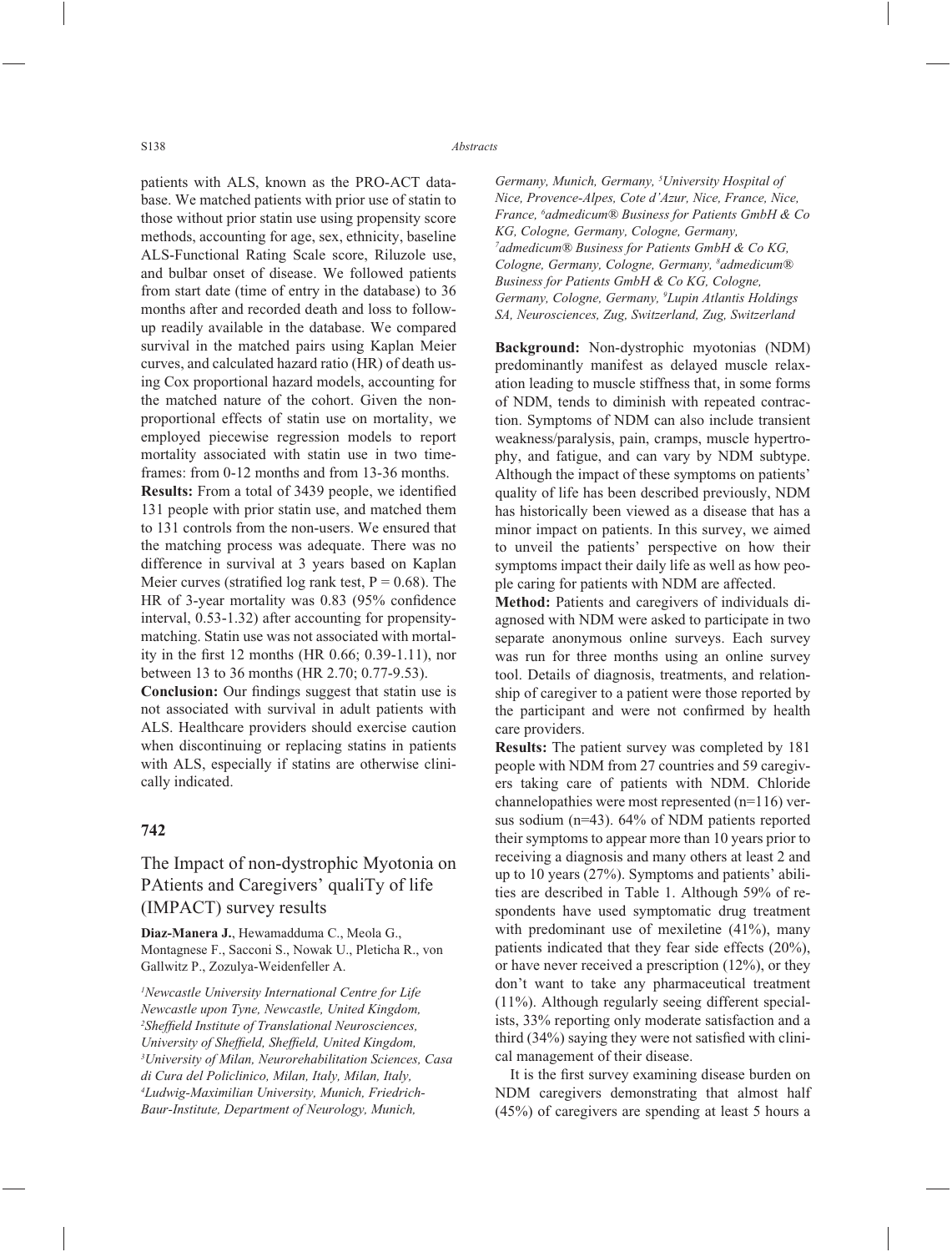patients with ALS, known as the PRO-ACT database. We matched patients with prior use of statin to those without prior statin use using propensity score methods, accounting for age, sex, ethnicity, baseline ALS-Functional Rating Scale score, Riluzole use, and bulbar onset of disease. We followed patients from start date (time of entry in the database) to 36 months after and recorded death and loss to follow-up readily available in the database. We compared survival in the matched pairs using Kaplan Meier curves, and calculated hazard ratio (HR) of death using Cox proportional hazard models, accounting for the matched nature of the cohort. Given the non-proportional effects of statin use on mortality, we employed piecewise regression models to report mortality associated with statin use in two time-frames: from 0-12 months and from 13-36 months.

**Results:** From a total of 3439 people, we identified 131 people with prior statin use, and matched them to 131 controls from the non-users. We ensured that the matching process was adequate. There was no difference in survival at 3 years based on Kaplan Meier curves (stratified log rank test, P = 0.68). The HR of 3-year mortality was 0.83 (95% confidence interval, 0.53-1.32) after accounting for propensity-matching. Statin use was not associated with mortality in the first 12 months (HR 0.66; 0.39-1.11), nor between 13 to 36 months (HR 2.70; 0.77-9.53).

**Conclusion:** Our findings suggest that statin use is not associated with survival in adult patients with ALS. Healthcare providers should exercise caution when discontinuing or replacing statins in patients with ALS, especially if statins are otherwise clinically indicated.

## 742

### The Impact of non-dystrophic Myotonia on PAtients and Caregivers' qualiTy of life (IMPACT) survey results

**Diaz-Manera J.**, Hewamadduma C., Meola G., Montagnese F., Sacconi S., Nowak U., Pleticha R., von Gallwitz P., Zozulya-Weidenfeller A.

*[1]Newcastle University International Centre for Life Newcastle upon Tyne, Newcastle, United Kingdom, [2]Sheffield Institute of Translational Neurosciences, University of Sheffield, Sheffield, United Kingdom, [3]University of Milan, Neurorehabilitation Sciences, Casa di Cura del Policlinico, Milan, Italy, Milan, Italy, [4]Ludwig-Maximilian University, Munich, Friedrich-Baur-Institute, Department of Neurology, Munich, Germany, Munich, Germany, [5]University Hospital of Nice, Provence-Alpes, Cote d'Azur, Nice, France, Nice, France, [6]admedicum® Business for Patients GmbH & Co KG, Cologne, Germany, Cologne, Germany, [7]admedicum® Business for Patients GmbH & Co KG, Cologne, Germany, Cologne, Germany, [8]admedicum® Business for Patients GmbH & Co KG, Cologne, Germany, Cologne, Germany, [9]Lupin Atlantis Holdings SA, Neurosciences, Zug, Switzerland, Zug, Switzerland*

**Background:** Non-dystrophic myotonias (NDM) predominantly manifest as delayed muscle relaxation leading to muscle stiffness that, in some forms of NDM, tends to diminish with repeated contraction. Symptoms of NDM can also include transient weakness/paralysis, pain, cramps, muscle hypertrophy, and fatigue, and can vary by NDM subtype. Although the impact of these symptoms on patients' quality of life has been described previously, NDM has historically been viewed as a disease that has a minor impact on patients. In this survey, we aimed to unveil the patients' perspective on how their symptoms impact their daily life as well as how people caring for patients with NDM are affected.

**Method:** Patients and caregivers of individuals diagnosed with NDM were asked to participate in two separate anonymous online surveys. Each survey was run for three months using an online survey tool. Details of diagnosis, treatments, and relationship of caregiver to a patient were those reported by the participant and were not confirmed by health care providers.

**Results:** The patient survey was completed by 181 people with NDM from 27 countries and 59 caregivers taking care of patients with NDM. Chloride channelopathies were most represented (n=116) versus sodium (n=43). 64% of NDM patients reported their symptoms to appear more than 10 years prior to receiving a diagnosis and many others at least 2 and up to 10 years (27%). Symptoms and patients' abilities are described in Table 1. Although 59% of respondents have used symptomatic drug treatment with predominant use of mexiletine (41%), many patients indicated that they fear side effects (20%), or have never received a prescription (12%), or they don't want to take any pharmaceutical treatment (11%). Although regularly seeing different specialists, 33% reporting only moderate satisfaction and a third (34%) saying they were not satisfied with clinical management of their disease.

It is the first survey examining disease burden on NDM caregivers demonstrating that almost half (45%) of caregivers are spending at least 5 hours a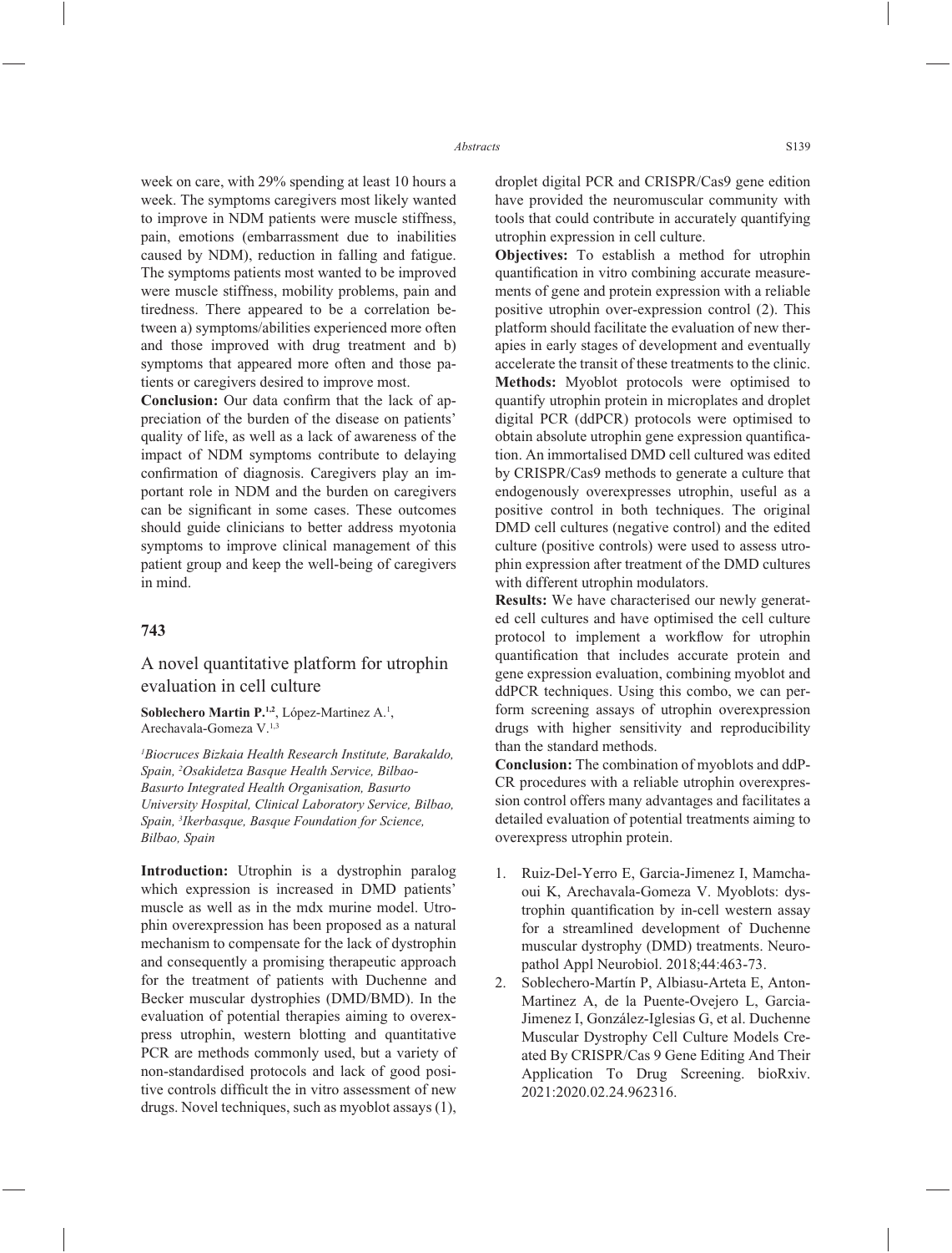week on care, with 29% spending at least 10 hours a week. The symptoms caregivers most likely wanted to improve in NDM patients were muscle stiffness, pain, emotions (embarrassment due to inabilities caused by NDM), reduction in falling and fatigue. The symptoms patients most wanted to be improved were muscle stiffness, mobility problems, pain and tiredness. There appeared to be a correlation between a) symptoms/abilities experienced more often and those improved with drug treatment and b) symptoms that appeared more often and those patients or caregivers desired to improve most.

**Conclusion:** Our data confirm that the lack of appreciation of the burden of the disease on patients' quality of life, as well as a lack of awareness of the impact of NDM symptoms contribute to delaying confirmation of diagnosis. Caregivers play an important role in NDM and the burden on caregivers can be significant in some cases. These outcomes should guide clinicians to better address myotonia symptoms to improve clinical management of this patient group and keep the well-being of caregivers in mind.

## 743

### A novel quantitative platform for utrophin evaluation in cell culture

**Soblechero Martin P.**[1,2], López-Martinez A.[1], Arechavala-Gomeza V.[1,3]

*[1]Biocruces Bizkaia Health Research Institute, Barakaldo, Spain, [2]Osakidetza Basque Health Service, Bilbao-Basurto Integrated Health Organisation, Basurto University Hospital, Clinical Laboratory Service, Bilbao, Spain, [3]Ikerbasque, Basque Foundation for Science, Bilbao, Spain*

**Introduction:** Utrophin is a dystrophin paralog which expression is increased in DMD patients' muscle as well as in the mdx murine model. Utrophin overexpression has been proposed as a natural mechanism to compensate for the lack of dystrophin and consequently a promising therapeutic approach for the treatment of patients with Duchenne and Becker muscular dystrophies (DMD/BMD). In the evaluation of potential therapies aiming to overexpress utrophin, western blotting and quantitative PCR are methods commonly used, but a variety of non-standardised protocols and lack of good positive controls difficult the in vitro assessment of new drugs. Novel techniques, such as myoblot assays (1), droplet digital PCR and CRISPR/Cas9 gene edition have provided the neuromuscular community with tools that could contribute in accurately quantifying utrophin expression in cell culture.

**Objectives:** To establish a method for utrophin quantification in vitro combining accurate measurements of gene and protein expression with a reliable positive utrophin over-expression control (2). This platform should facilitate the evaluation of new therapies in early stages of development and eventually accelerate the transit of these treatments to the clinic.

**Methods:** Myoblot protocols were optimised to quantify utrophin protein in microplates and droplet digital PCR (ddPCR) protocols were optimised to obtain absolute utrophin gene expression quantification. An immortalised DMD cell cultured was edited by CRISPR/Cas9 methods to generate a culture that endogenously overexpresses utrophin, useful as a positive control in both techniques. The original DMD cell cultures (negative control) and the edited culture (positive controls) were used to assess utrophin expression after treatment of the DMD cultures with different utrophin modulators.

**Results:** We have characterised our newly generated cell cultures and have optimised the cell culture protocol to implement a workflow for utrophin quantification that includes accurate protein and gene expression evaluation, combining myoblot and ddPCR techniques. Using this combo, we can perform screening assays of utrophin overexpression drugs with higher sensitivity and reproducibility than the standard methods.

**Conclusion:** The combination of myoblots and ddPCR procedures with a reliable utrophin overexpression control offers many advantages and facilitates a detailed evaluation of potential treatments aiming to overexpress utrophin protein.

1. Ruiz-Del-Yerro E, Garcia-Jimenez I, Mamchaoui K, Arechavala-Gomeza V. Myoblots: dystrophin quantification by in-cell western assay for a streamlined development of Duchenne muscular dystrophy (DMD) treatments. Neuropathol Appl Neurobiol. 2018;44:463-73.
2. Soblechero-Martín P, Albiasu-Arteta E, Anton-Martinez A, de la Puente-Ovejero L, Garcia-Jimenez I, González-Iglesias G, et al. Duchenne Muscular Dystrophy Cell Culture Models Created By CRISPR/Cas 9 Gene Editing And Their Application To Drug Screening. bioRxiv. 2021:2020.02.24.962316.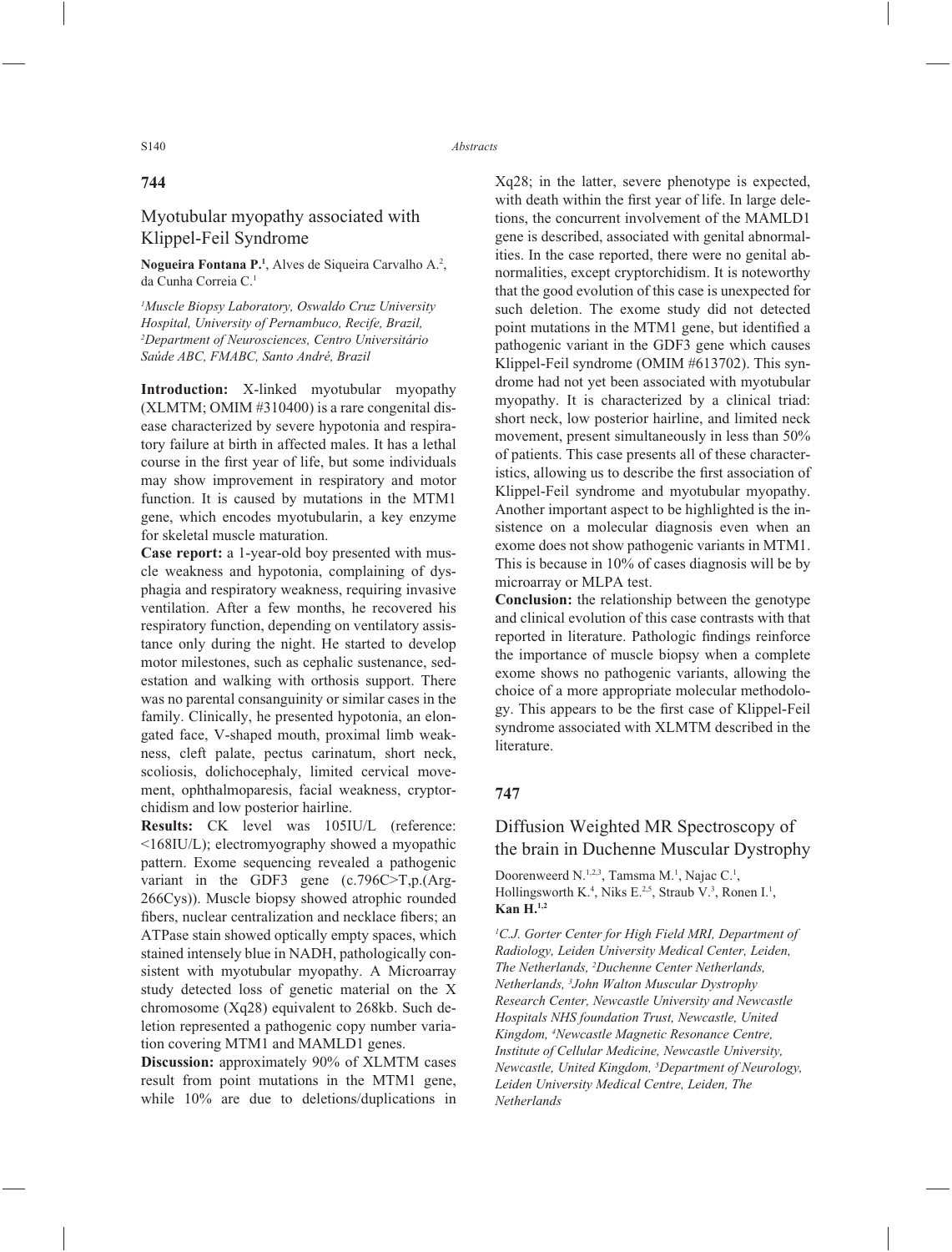## 744

### Myotubular myopathy associated with Klippel-Feil Syndrome

**Nogueira Fontana P.**[1], Alves de Siqueira Carvalho A.[2], da Cunha Correia C.[1]

*[1]Muscle Biopsy Laboratory, Oswaldo Cruz University Hospital, University of Pernambuco, Recife, Brazil, [2]Department of Neurosciences, Centro Universitário Saúde ABC, FMABC, Santo André, Brazil*

**Introduction:** X-linked myotubular myopathy (XLMTM; OMIM #310400) is a rare congenital disease characterized by severe hypotonia and respiratory failure at birth in affected males. It has a lethal course in the first year of life, but some individuals may show improvement in respiratory and motor function. It is caused by mutations in the MTM1 gene, which encodes myotubularin, a key enzyme for skeletal muscle maturation.

**Case report:** a 1-year-old boy presented with muscle weakness and hypotonia, complaining of dysphagia and respiratory weakness, requiring invasive ventilation. After a few months, he recovered his respiratory function, depending on ventilatory assistance only during the night. He started to develop motor milestones, such as cephalic sustenance, sedestation and walking with orthosis support. There was no parental consanguinity or similar cases in the family. Clinically, he presented hypotonia, an elongated face, V-shaped mouth, proximal limb weakness, cleft palate, pectus carinatum, short neck, scoliosis, dolichocephaly, limited cervical movement, ophthalmoparesis, facial weakness, cryptorchidism and low posterior hairline.

**Results:** CK level was 105IU/L (reference: <168IU/L); electromyography showed a myopathic pattern. Exome sequencing revealed a pathogenic variant in the GDF3 gene (c.796C>T,p.(Arg-266Cys)). Muscle biopsy showed atrophic rounded fibers, nuclear centralization and necklace fibers; an ATPase stain showed optically empty spaces, which stained intensely blue in NADH, pathologically consistent with myotubular myopathy. A Microarray study detected loss of genetic material on the X chromosome (Xq28) equivalent to 268kb. Such deletion represented a pathogenic copy number variation covering MTM1 and MAMLD1 genes.

**Discussion:** approximately 90% of XLMTM cases result from point mutations in the MTM1 gene, while 10% are due to deletions/duplications in Xq28; in the latter, severe phenotype is expected, with death within the first year of life. In large deletions, the concurrent involvement of the MAMLD1 gene is described, associated with genital abnormalities. In the case reported, there were no genital abnormalities, except cryptorchidism. It is noteworthy that the good evolution of this case is unexpected for such deletion. The exome study did not detected point mutations in the MTM1 gene, but identified a pathogenic variant in the GDF3 gene which causes Klippel-Feil syndrome (OMIM #613702). This syndrome had not yet been associated with myotubular myopathy. It is characterized by a clinical triad: short neck, low posterior hairline, and limited neck movement, present simultaneously in less than 50% of patients. This case presents all of these characteristics, allowing us to describe the first association of Klippel-Feil syndrome and myotubular myopathy. Another important aspect to be highlighted is the insistence on a molecular diagnosis even when an exome does not show pathogenic variants in MTM1. This is because in 10% of cases diagnosis will be by microarray or MLPA test.

**Conclusion:** the relationship between the genotype and clinical evolution of this case contrasts with that reported in literature. Pathologic findings reinforce the importance of muscle biopsy when a complete exome shows no pathogenic variants, allowing the choice of a more appropriate molecular methodology. This appears to be the first case of Klippel-Feil syndrome associated with XLMTM described in the literature.

## 747

### Diffusion Weighted MR Spectroscopy of the brain in Duchenne Muscular Dystrophy

Doorenweerd N.[1,2,3], Tamsma M.[1], Najac C.[1], Hollingsworth K.[4], Niks E.[2,5], Straub V.[3], Ronen I.[1], **Kan H.[1,2]**

*[1]C.J. Gorter Center for High Field MRI, Department of Radiology, Leiden University Medical Center, Leiden, The Netherlands, [2]Duchenne Center Netherlands, Netherlands, [3]John Walton Muscular Dystrophy Research Center, Newcastle University and Newcastle Hospitals NHS foundation Trust, Newcastle, United Kingdom, [4]Newcastle Magnetic Resonance Centre, Institute of Cellular Medicine, Newcastle University, Newcastle, United Kingdom, [5]Department of Neurology, Leiden University Medical Centre, Leiden, The Netherlands*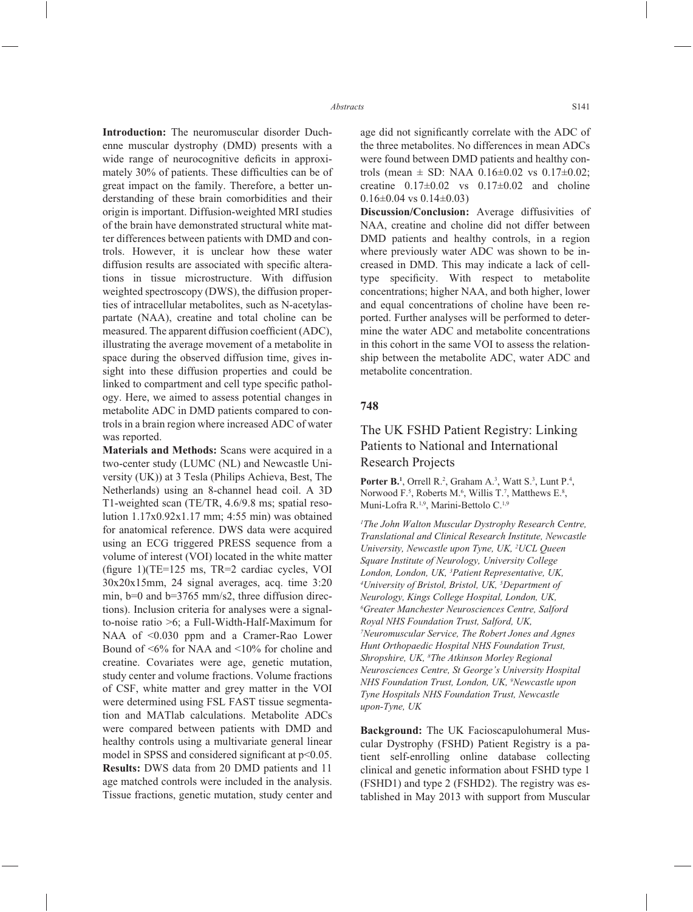**Introduction:** The neuromuscular disorder Duchenne muscular dystrophy (DMD) presents with a wide range of neurocognitive deficits in approximately 30% of patients. These difficulties can be of great impact on the family. Therefore, a better understanding of these brain comorbidities and their origin is important. Diffusion-weighted MRI studies of the brain have demonstrated structural white matter differences between patients with DMD and controls. However, it is unclear how these water diffusion results are associated with specific alterations in tissue microstructure. With diffusion weighted spectroscopy (DWS), the diffusion properties of intracellular metabolites, such as N-acetylaspartate (NAA), creatine and total choline can be measured. The apparent diffusion coefficient (ADC), illustrating the average movement of a metabolite in space during the observed diffusion time, gives insight into these diffusion properties and could be linked to compartment and cell type specific pathology. Here, we aimed to assess potential changes in metabolite ADC in DMD patients compared to controls in a brain region where increased ADC of water was reported.

**Materials and Methods:** Scans were acquired in a two-center study (LUMC (NL) and Newcastle University (UK)) at 3 Tesla (Philips Achieva, Best, The Netherlands) using an 8-channel head coil. A 3D T1-weighted scan (TE/TR, 4.6/9.8 ms; spatial resolution 1.17x0.92x1.17 mm; 4:55 min) was obtained for anatomical reference. DWS data were acquired using an ECG triggered PRESS sequence from a volume of interest (VOI) located in the white matter (figure 1)(TE=125 ms, TR=2 cardiac cycles, VOI 30x20x15mm, 24 signal averages, acq. time 3:20 min, b=0 and b=3765 mm/s2, three diffusion directions). Inclusion criteria for analyses were a signal-to-noise ratio >6; a Full-Width-Half-Maximum for NAA of <0.030 ppm and a Cramer-Rao Lower Bound of <6% for NAA and <10% for choline and creatine. Covariates were age, genetic mutation, study center and volume fractions. Volume fractions of CSF, white matter and grey matter in the VOI were determined using FSL FAST tissue segmentation and MATlab calculations. Metabolite ADCs were compared between patients with DMD and healthy controls using a multivariate general linear model in SPSS and considered significant at $p<0.05$.

**Results:** DWS data from 20 DMD patients and 11 age matched controls were included in the analysis. Tissue fractions, genetic mutation, study center and age did not significantly correlate with the ADC of the three metabolites. No differences in mean ADCs were found between DMD patients and healthy controls (mean ± SD: NAA 0.16±0.02 vs 0.17±0.02; creatine 0.17±0.02 vs 0.17±0.02 and choline 0.16±0.04 vs 0.14±0.03)

**Discussion/Conclusion:** Average diffusivities of NAA, creatine and choline did not differ between DMD patients and healthy controls, in a region where previously water ADC was shown to be increased in DMD. This may indicate a lack of cell-type specificity. With respect to metabolite concentrations; higher NAA, and both higher, lower and equal concentrations of choline have been reported. Further analyses will be performed to determine the water ADC and metabolite concentrations in this cohort in the same VOI to assess the relationship between the metabolite ADC, water ADC and metabolite concentration.

## 748

## The UK FSHD Patient Registry: Linking Patients to National and International Research Projects

**Porter B.**[1], Orrell R.[2], Graham A.[3], Watt S.[3], Lunt P.[4], Norwood F.[5], Roberts M.[6], Willis T.[7], Matthews E.[8], Muni-Lofra R.[1,9], Marini-Bettolo C.[1,9]

*[1]The John Walton Muscular Dystrophy Research Centre, Translational and Clinical Research Institute, Newcastle University, Newcastle upon Tyne, UK, [2]UCL Queen Square Institute of Neurology, University College London, London, UK, [3]Patient Representative, UK, [4]University of Bristol, Bristol, UK, [5]Department of Neurology, Kings College Hospital, London, UK, [6]Greater Manchester Neurosciences Centre, Salford Royal NHS Foundation Trust, Salford, UK, [7]Neuromuscular Service, The Robert Jones and Agnes Hunt Orthopaedic Hospital NHS Foundation Trust, Shropshire, UK, [8]The Atkinson Morley Regional Neurosciences Centre, St George's University Hospital NHS Foundation Trust, London, UK, [9]Newcastle upon Tyne Hospitals NHS Foundation Trust, Newcastle upon-Tyne, UK*

**Background:** The UK Facioscapulohumeral Muscular Dystrophy (FSHD) Patient Registry is a patient self-enrolling online database collecting clinical and genetic information about FSHD type 1 (FSHD1) and type 2 (FSHD2). The registry was established in May 2013 with support from Muscular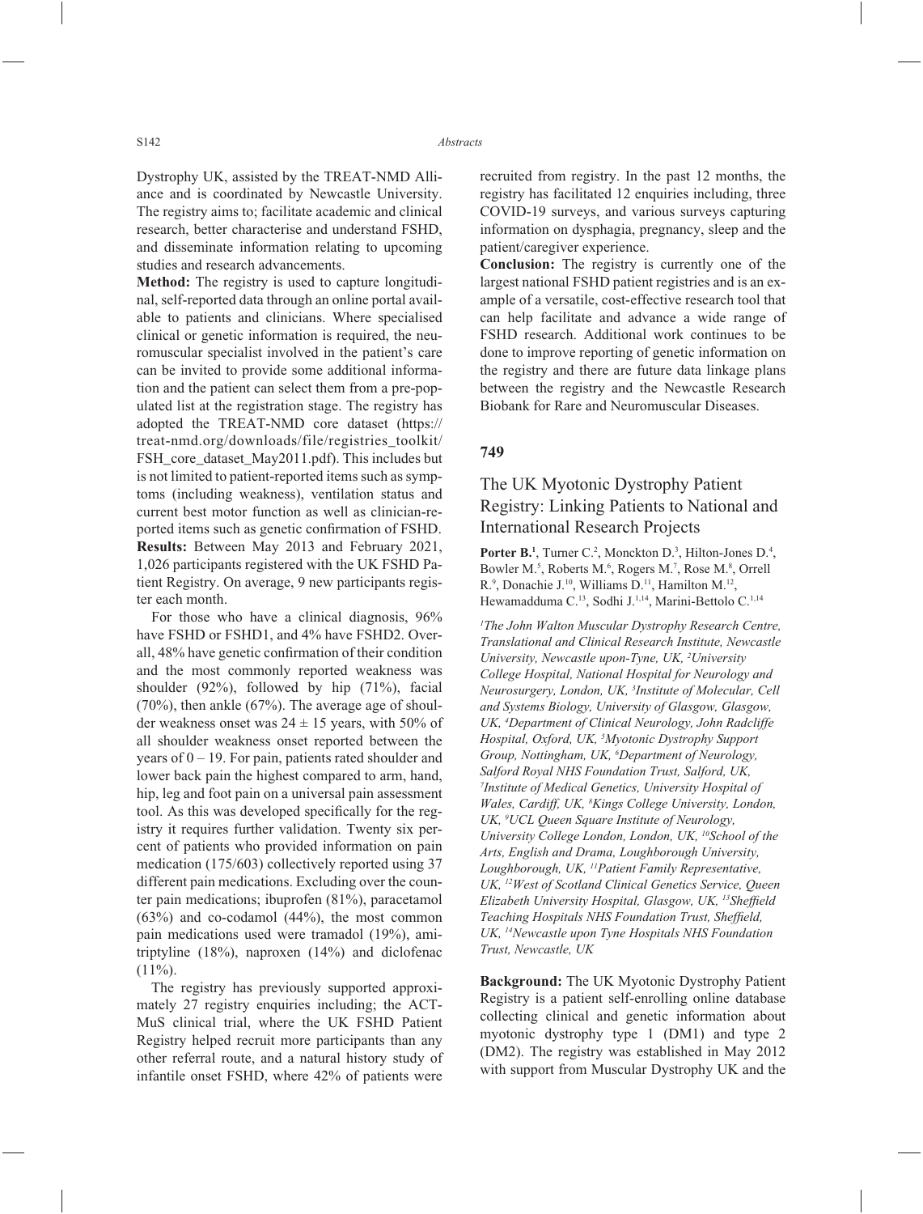Dystrophy UK, assisted by the TREAT-NMD Alliance and is coordinated by Newcastle University. The registry aims to; facilitate academic and clinical research, better characterise and understand FSHD, and disseminate information relating to upcoming studies and research advancements.

**Method:** The registry is used to capture longitudinal, self-reported data through an online portal available to patients and clinicians. Where specialised clinical or genetic information is required, the neuromuscular specialist involved in the patient's care can be invited to provide some additional information and the patient can select them from a pre-populated list at the registration stage. The registry has adopted the TREAT-NMD core dataset (https://treat-nmd.org/downloads/file/registries_toolkit/FSH_core_dataset_May2011.pdf). This includes but is not limited to patient-reported items such as symptoms (including weakness), ventilation status and current best motor function as well as clinician-reported items such as genetic confirmation of FSHD.

**Results:** Between May 2013 and February 2021, 1,026 participants registered with the UK FSHD Patient Registry. On average, 9 new participants register each month.

For those who have a clinical diagnosis, 96% have FSHD or FSHD1, and 4% have FSHD2. Overall, 48% have genetic confirmation of their condition and the most commonly reported weakness was shoulder (92%), followed by hip (71%), facial (70%), then ankle (67%). The average age of shoulder weakness onset was 24 ± 15 years, with 50% of all shoulder weakness onset reported between the years of 0 – 19. For pain, patients rated shoulder and lower back pain the highest compared to arm, hand, hip, leg and foot pain on a universal pain assessment tool. As this was developed specifically for the registry it requires further validation. Twenty six percent of patients who provided information on pain medication (175/603) collectively reported using 37 different pain medications. Excluding over the counter pain medications; ibuprofen (81%), paracetamol (63%) and co-codamol (44%), the most common pain medications used were tramadol (19%), amitriptyline (18%), naproxen (14%) and diclofenac (11%).

The registry has previously supported approximately 27 registry enquiries including; the ACT-MuS clinical trial, where the UK FSHD Patient Registry helped recruit more participants than any other referral route, and a natural history study of infantile onset FSHD, where 42% of patients were recruited from registry. In the past 12 months, the registry has facilitated 12 enquiries including, three COVID-19 surveys, and various surveys capturing information on dysphagia, pregnancy, sleep and the patient/caregiver experience.

**Conclusion:** The registry is currently one of the largest national FSHD patient registries and is an example of a versatile, cost-effective research tool that can help facilitate and advance a wide range of FSHD research. Additional work continues to be done to improve reporting of genetic information on the registry and there are future data linkage plans between the registry and the Newcastle Research Biobank for Rare and Neuromuscular Diseases.

## 749

### The UK Myotonic Dystrophy Patient Registry: Linking Patients to National and International Research Projects

**Porter B.[1]**, Turner C.[2], Monckton D.[3], Hilton-Jones D.[4], Bowler M.[5], Roberts M.[6], Rogers M.[7], Rose M.[8], Orrell R.[9], Donachie J.[10], Williams D.[11], Hamilton M.[12], Hewamadduma C.[13], Sodhi J.[1,14], Marini-Bettolo C.[1,14]

*[1]The John Walton Muscular Dystrophy Research Centre, Translational and Clinical Research Institute, Newcastle University, Newcastle upon-Tyne, UK, [2]University College Hospital, National Hospital for Neurology and Neurosurgery, London, UK, [3]Institute of Molecular, Cell and Systems Biology, University of Glasgow, Glasgow, UK, [4]Department of Clinical Neurology, John Radcliffe Hospital, Oxford, UK, [5]Myotonic Dystrophy Support Group, Nottingham, UK, [6]Department of Neurology, Salford Royal NHS Foundation Trust, Salford, UK, [7]Institute of Medical Genetics, University Hospital of Wales, Cardiff, UK, [8]Kings College University, London, UK, [9]UCL Queen Square Institute of Neurology, University College London, London, UK, [10]School of the Arts, English and Drama, Loughborough University, Loughborough, UK, [11]Patient Family Representative, UK, [12]West of Scotland Clinical Genetics Service, Queen Elizabeth University Hospital, Glasgow, UK, [13]Sheffield Teaching Hospitals NHS Foundation Trust, Sheffield, UK, [14]Newcastle upon Tyne Hospitals NHS Foundation Trust, Newcastle, UK*

**Background:** The UK Myotonic Dystrophy Patient Registry is a patient self-enrolling online database collecting clinical and genetic information about myotonic dystrophy type 1 (DM1) and type 2 (DM2). The registry was established in May 2012 with support from Muscular Dystrophy UK and the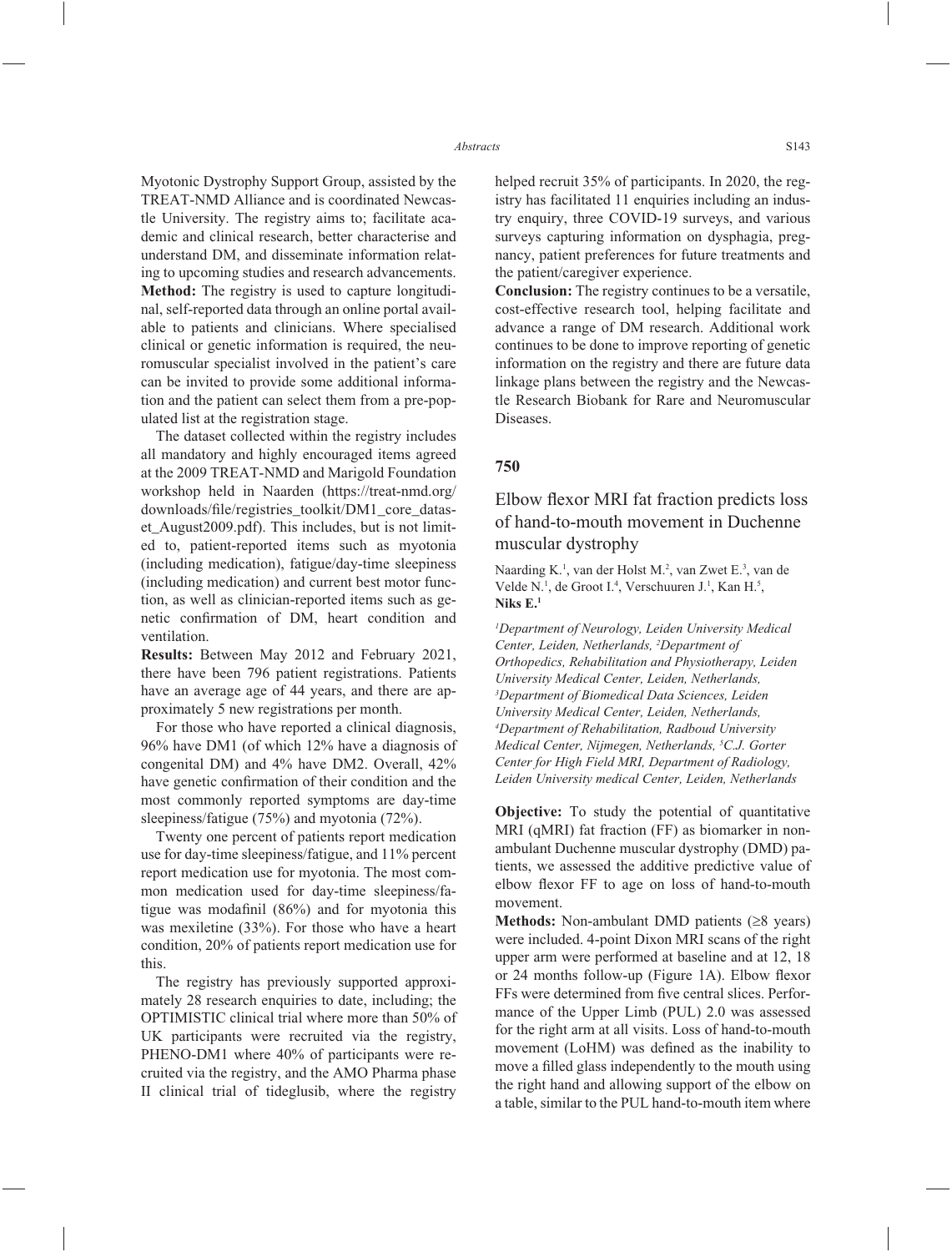Myotonic Dystrophy Support Group, assisted by the TREAT-NMD Alliance and is coordinated Newcastle University. The registry aims to; facilitate academic and clinical research, better characterise and understand DM, and disseminate information relating to upcoming studies and research advancements.

**Method:** The registry is used to capture longitudinal, self-reported data through an online portal available to patients and clinicians. Where specialised clinical or genetic information is required, the neuromuscular specialist involved in the patient's care can be invited to provide some additional information and the patient can select them from a pre-populated list at the registration stage.

The dataset collected within the registry includes all mandatory and highly encouraged items agreed at the 2009 TREAT-NMD and Marigold Foundation workshop held in Naarden (https://treat-nmd.org/downloads/file/registries_toolkit/DM1_core_dataset_August2009.pdf). This includes, but is not limited to, patient-reported items such as myotonia (including medication), fatigue/day-time sleepiness (including medication) and current best motor function, as well as clinician-reported items such as genetic confirmation of DM, heart condition and ventilation.

**Results:** Between May 2012 and February 2021, there have been 796 patient registrations. Patients have an average age of 44 years, and there are approximately 5 new registrations per month.

For those who have reported a clinical diagnosis, 96% have DM1 (of which 12% have a diagnosis of congenital DM) and 4% have DM2. Overall, 42% have genetic confirmation of their condition and the most commonly reported symptoms are day-time sleepiness/fatigue (75%) and myotonia (72%).

Twenty one percent of patients report medication use for day-time sleepiness/fatigue, and 11% percent report medication use for myotonia. The most common medication used for day-time sleepiness/fatigue was modafinil (86%) and for myotonia this was mexiletine (33%). For those who have a heart condition, 20% of patients report medication use for this.

The registry has previously supported approximately 28 research enquiries to date, including; the OPTIMISTIC clinical trial where more than 50% of UK participants were recruited via the registry, PHENO-DM1 where 40% of participants were recruited via the registry, and the AMO Pharma phase II clinical trial of tideglusib, where the registry helped recruit 35% of participants. In 2020, the registry has facilitated 11 enquiries including an industry enquiry, three COVID-19 surveys, and various surveys capturing information on dysphagia, pregnancy, patient preferences for future treatments and the patient/caregiver experience.

**Conclusion:** The registry continues to be a versatile, cost-effective research tool, helping facilitate and advance a range of DM research. Additional work continues to be done to improve reporting of genetic information on the registry and there are future data linkage plans between the registry and the Newcastle Research Biobank for Rare and Neuromuscular Diseases.

## 750

### Elbow flexor MRI fat fraction predicts loss of hand-to-mouth movement in Duchenne muscular dystrophy

Naarding K.[1], van der Holst M.[2], van Zwet E.[3], van de Velde N.[1], de Groot I.[4], Verschuuren J.[1], Kan H.[5], **Niks E.[1]**

*[1]Department of Neurology, Leiden University Medical Center, Leiden, Netherlands, [2]Department of Orthopedics, Rehabilitation and Physiotherapy, Leiden University Medical Center, Leiden, Netherlands, [3]Department of Biomedical Data Sciences, Leiden University Medical Center, Leiden, Netherlands, [4]Department of Rehabilitation, Radboud University Medical Center, Nijmegen, Netherlands, [5]C.J. Gorter Center for High Field MRI, Department of Radiology, Leiden University medical Center, Leiden, Netherlands*

**Objective:** To study the potential of quantitative MRI (qMRI) fat fraction (FF) as biomarker in non-ambulant Duchenne muscular dystrophy (DMD) patients, we assessed the additive predictive value of elbow flexor FF to age on loss of hand-to-mouth movement.

**Methods:** Non-ambulant DMD patients (≥8 years) were included. 4-point Dixon MRI scans of the right upper arm were performed at baseline and at 12, 18 or 24 months follow-up (Figure 1A). Elbow flexor FFs were determined from five central slices. Performance of the Upper Limb (PUL) 2.0 was assessed for the right arm at all visits. Loss of hand-to-mouth movement (LoHM) was defined as the inability to move a filled glass independently to the mouth using the right hand and allowing support of the elbow on a table, similar to the PUL hand-to-mouth item where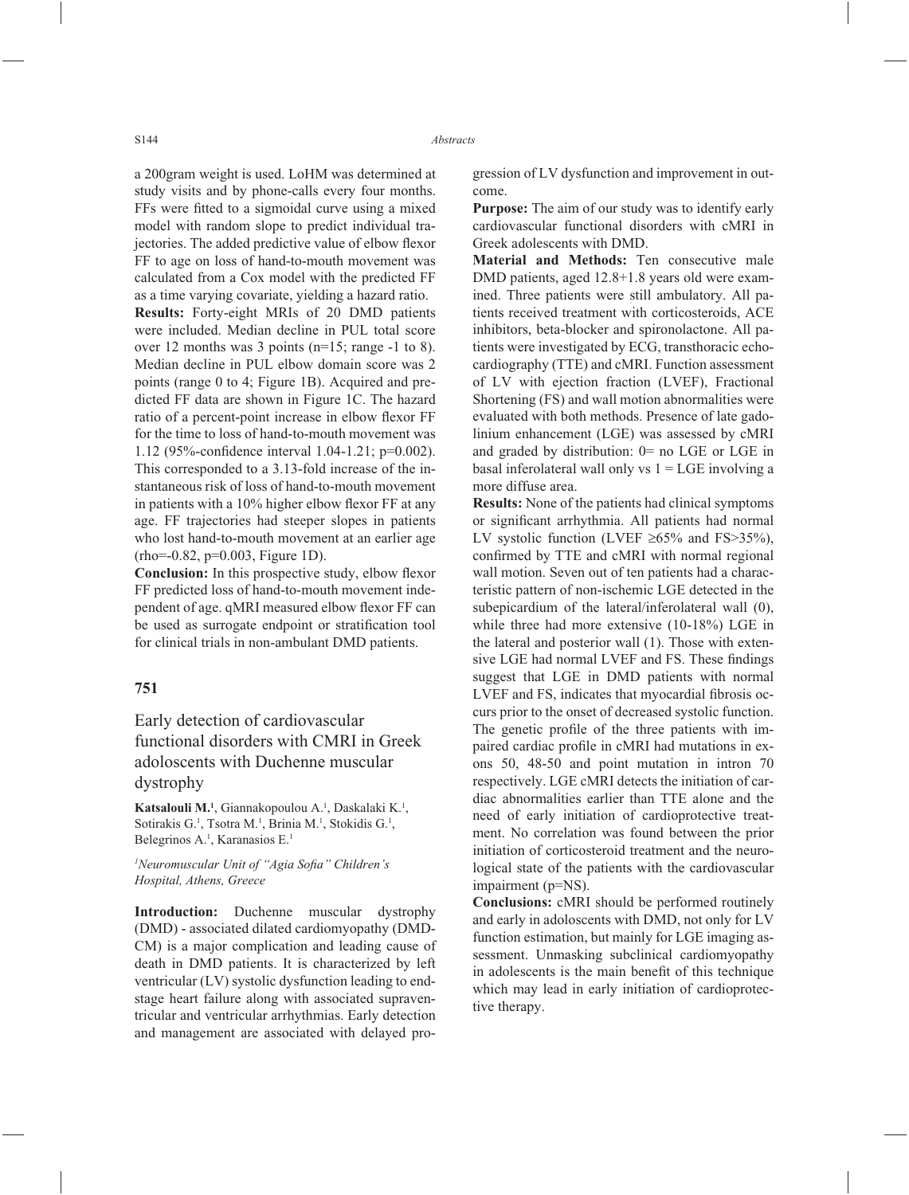a 200gram weight is used. LoHM was determined at study visits and by phone-calls every four months. FFs were fitted to a sigmoidal curve using a mixed model with random slope to predict individual trajectories. The added predictive value of elbow flexor FF to age on loss of hand-to-mouth movement was calculated from a Cox model with the predicted FF as a time varying covariate, yielding a hazard ratio.

**Results:** Forty-eight MRIs of 20 DMD patients were included. Median decline in PUL total score over 12 months was 3 points (n=15; range -1 to 8). Median decline in PUL elbow domain score was 2 points (range 0 to 4; Figure 1B). Acquired and predicted FF data are shown in Figure 1C. The hazard ratio of a percent-point increase in elbow flexor FF for the time to loss of hand-to-mouth movement was 1.12 (95%-confidence interval 1.04-1.21; p=0.002). This corresponded to a 3.13-fold increase of the instantaneous risk of loss of hand-to-mouth movement in patients with a 10% higher elbow flexor FF at any age. FF trajectories had steeper slopes in patients who lost hand-to-mouth movement at an earlier age (rho=-0.82, p=0.003, Figure 1D).

**Conclusion:** In this prospective study, elbow flexor FF predicted loss of hand-to-mouth movement independent of age. qMRI measured elbow flexor FF can be used as surrogate endpoint or stratification tool for clinical trials in non-ambulant DMD patients.

## 751

## Early detection of cardiovascular functional disorders with CMRI in Greek adoloscents with Duchenne muscular dystrophy

**Katsalouli M.**[1], Giannakopoulou A.[1], Daskalaki K.[1], Sotirakis G.[1], Tsotra M.[1], Brinia M.[1], Stokidis G.[1], Belegrinos A.[1], Karanasios E.[1]

[1]*Neuromuscular Unit of "Agia Sofia" Children's Hospital, Athens, Greece*

**Introduction:** Duchenne muscular dystrophy (DMD) - associated dilated cardiomyopathy (DMD-CM) is a major complication and leading cause of death in DMD patients. It is characterized by left ventricular (LV) systolic dysfunction leading to end-stage heart failure along with associated supraventricular and ventricular arrhythmias. Early detection and management are associated with delayed progression of LV dysfunction and improvement in outcome.

**Purpose:** The aim of our study was to identify early cardiovascular functional disorders with cMRI in Greek adolescents with DMD.

**Material and Methods:** Ten consecutive male DMD patients, aged 12.8+1.8 years old were examined. Three patients were still ambulatory. All patients received treatment with corticosteroids, ACE inhibitors, beta-blocker and spironolactone. All patients were investigated by ECG, transthoracic echocardiography (TTE) and cMRI. Function assessment of LV with ejection fraction (LVEF), Fractional Shortening (FS) and wall motion abnormalities were evaluated with both methods. Presence of late gadolinium enhancement (LGE) was assessed by cMRI and graded by distribution: 0= no LGE or LGE in basal inferolateral wall only vs 1 = LGE involving a more diffuse area.

**Results:** None of the patients had clinical symptoms or significant arrhythmia. All patients had normal LV systolic function (LVEF ≥65% and FS>35%), confirmed by TTE and cMRI with normal regional wall motion. Seven out of ten patients had a characteristic pattern of non-ischemic LGE detected in the subepicardium of the lateral/inferolateral wall (0), while three had more extensive (10-18%) LGE in the lateral and posterior wall (1). Those with extensive LGE had normal LVEF and FS. These findings suggest that LGE in DMD patients with normal LVEF and FS, indicates that myocardial fibrosis occurs prior to the onset of decreased systolic function. The genetic profile of the three patients with impaired cardiac profile in cMRI had mutations in exons 50, 48-50 and point mutation in intron 70 respectively. LGE cMRI detects the initiation of cardiac abnormalities earlier than TTE alone and the need of early initiation of cardioprotective treatment. No correlation was found between the prior initiation of corticosteroid treatment and the neurological state of the patients with the cardiovascular impairment (p=NS).

**Conclusions:** cMRI should be performed routinely and early in adoloscents with DMD, not only for LV function estimation, but mainly for LGE imaging assessment. Unmasking subclinical cardiomyopathy in adolescents is the main benefit of this technique which may lead in early initiation of cardioprotective therapy.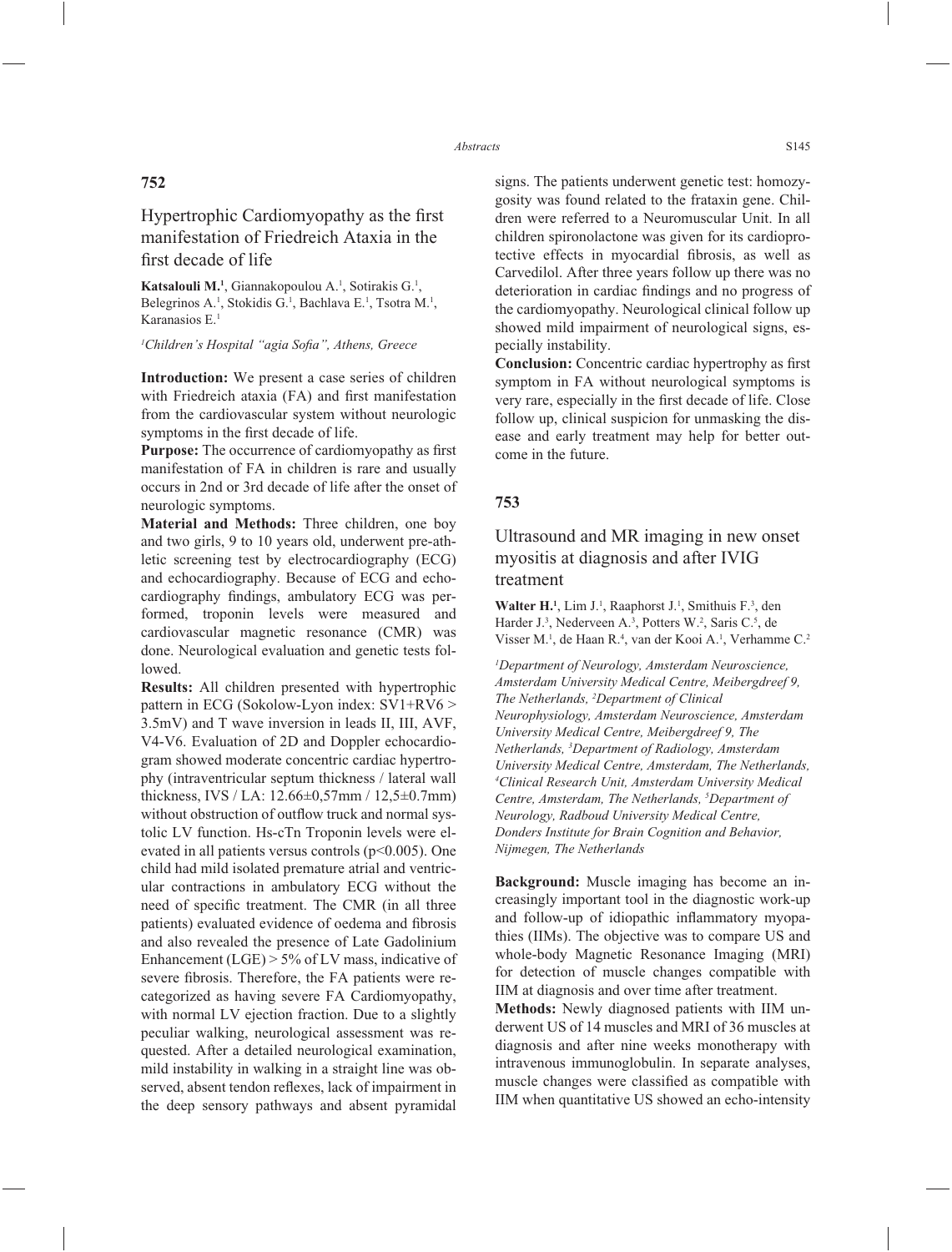## 752

### Hypertrophic Cardiomyopathy as the first manifestation of Friedreich Ataxia in the first decade of life

**Katsalouli M.**[1], Giannakopoulou A.[1], Sotirakis G.[1], Belegrinos A.[1], Stokidis G.[1], Bachlava E.[1], Tsotra M.[1], Karanasios E.[1]

*[1]Children's Hospital "agia Sofia", Athens, Greece*

**Introduction:** We present a case series of children with Friedreich ataxia (FA) and first manifestation from the cardiovascular system without neurologic symptoms in the first decade of life.

**Purpose:** The occurrence of cardiomyopathy as first manifestation of FA in children is rare and usually occurs in 2nd or 3rd decade of life after the onset of neurologic symptoms.

**Material and Methods:** Three children, one boy and two girls, 9 to 10 years old, underwent pre-athletic screening test by electrocardiography (ECG) and echocardiography. Because of ECG and echocardiography findings, ambulatory ECG was performed, troponin levels were measured and cardiovascular magnetic resonance (CMR) was done. Neurological evaluation and genetic tests followed.

**Results:** All children presented with hypertrophic pattern in ECG (Sokolow-Lyon index: SV1+RV6 > 3.5mV) and T wave inversion in leads II, III, AVF, V4-V6. Evaluation of 2D and Doppler echocardiogram showed moderate concentric cardiac hypertrophy (intraventricular septum thickness / lateral wall thickness, IVS / LA: 12.66±0,57mm / 12,5±0.7mm) without obstruction of outflow truck and normal systolic LV function. Hs-cTn Troponin levels were elevated in all patients versus controls ($p<0.005$). One child had mild isolated premature atrial and ventricular contractions in ambulatory ECG without the need of specific treatment. The CMR (in all three patients) evaluated evidence of oedema and fibrosis and also revealed the presence of Late Gadolinium Enhancement (LGE) > 5% of LV mass, indicative of severe fibrosis. Therefore, the FA patients were recategorized as having severe FA Cardiomyopathy, with normal LV ejection fraction. Due to a slightly peculiar walking, neurological assessment was requested. After a detailed neurological examination, mild instability in walking in a straight line was observed, absent tendon reflexes, lack of impairment in the deep sensory pathways and absent pyramidal signs. The patients underwent genetic test: homozygosity was found related to the frataxin gene. Children were referred to a Neuromuscular Unit. In all children spironolactone was given for its cardioprotective effects in myocardial fibrosis, as well as Carvedilol. After three years follow up there was no deterioration in cardiac findings and no progress of the cardiomyopathy. Neurological clinical follow up showed mild impairment of neurological signs, especially instability.

**Conclusion:** Concentric cardiac hypertrophy as first symptom in FA without neurological symptoms is very rare, especially in the first decade of life. Close follow up, clinical suspicion for unmasking the disease and early treatment may help for better outcome in the future.

## 753

### Ultrasound and MR imaging in new onset myositis at diagnosis and after IVIG treatment

**Walter H.**[1], Lim J.[1], Raaphorst J.[1], Smithuis F.[3], den Harder J.[3], Nederveen A.[3], Potters W.[2], Saris C.[5], de Visser M.[1], de Haan R.[4], van der Kooi A.[1], Verhamme C.[2]

*[1]Department of Neurology, Amsterdam Neuroscience, Amsterdam University Medical Centre, Meibergdreef 9, The Netherlands, [2]Department of Clinical Neurophysiology, Amsterdam Neuroscience, Amsterdam University Medical Centre, Meibergdreef 9, The Netherlands, [3]Department of Radiology, Amsterdam University Medical Centre, Amsterdam, The Netherlands, [4]Clinical Research Unit, Amsterdam University Medical Centre, Amsterdam, The Netherlands, [5]Department of Neurology, Radboud University Medical Centre, Donders Institute for Brain Cognition and Behavior, Nijmegen, The Netherlands*

**Background:** Muscle imaging has become an increasingly important tool in the diagnostic work-up and follow-up of idiopathic inflammatory myopathies (IIMs). The objective was to compare US and whole-body Magnetic Resonance Imaging (MRI) for detection of muscle changes compatible with IIM at diagnosis and over time after treatment.

**Methods:** Newly diagnosed patients with IIM underwent US of 14 muscles and MRI of 36 muscles at diagnosis and after nine weeks monotherapy with intravenous immunoglobulin. In separate analyses, muscle changes were classified as compatible with IIM when quantitative US showed an echo-intensity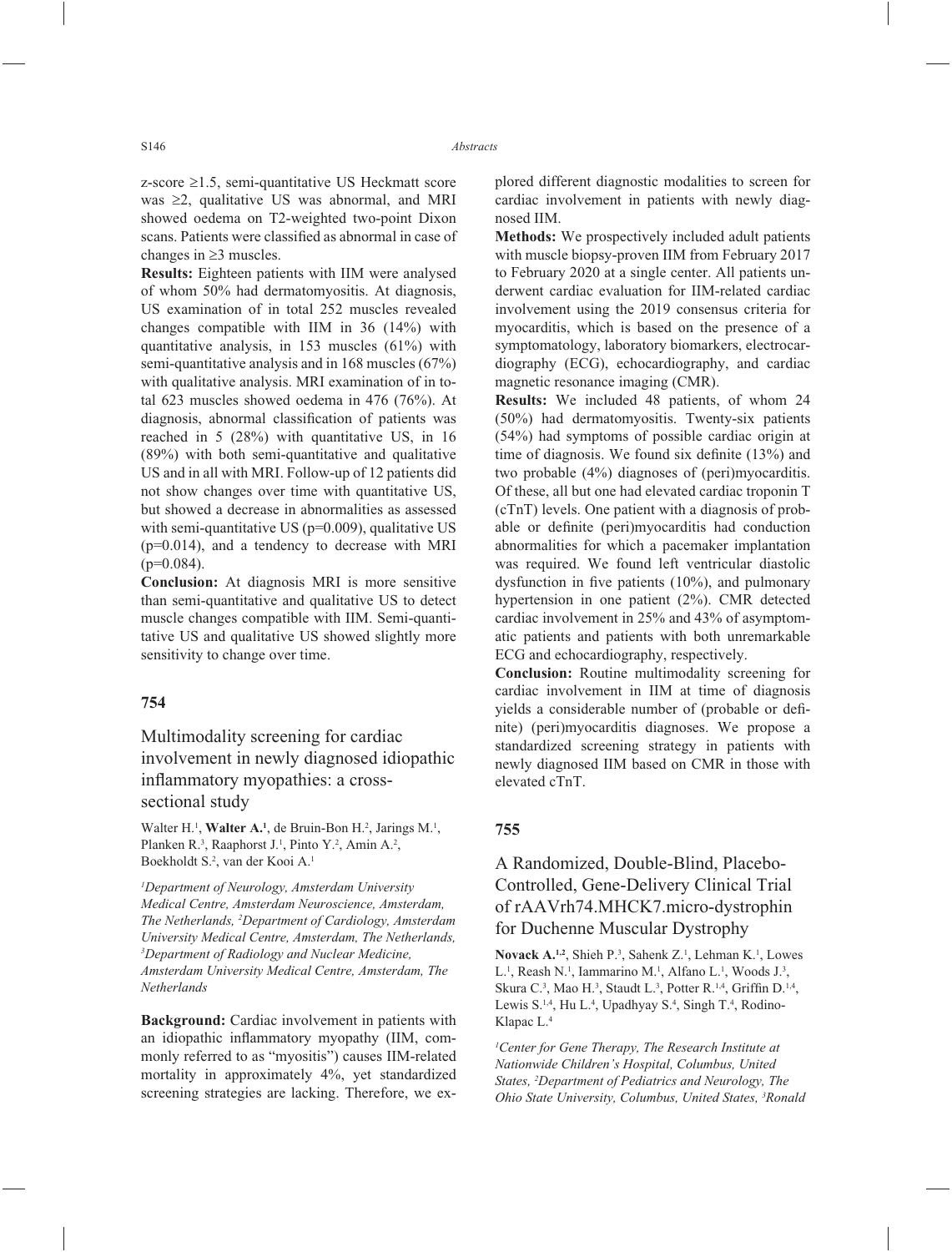z-score ≥1.5, semi-quantitative US Heckmatt score was ≥2, qualitative US was abnormal, and MRI showed oedema on T2-weighted two-point Dixon scans. Patients were classified as abnormal in case of changes in ≥3 muscles.

**Results:** Eighteen patients with IIM were analysed of whom 50% had dermatomyositis. At diagnosis, US examination of in total 252 muscles revealed changes compatible with IIM in 36 (14%) with quantitative analysis, in 153 muscles (61%) with semi-quantitative analysis and in 168 muscles (67%) with qualitative analysis. MRI examination of in total 623 muscles showed oedema in 476 (76%). At diagnosis, abnormal classification of patients was reached in 5 (28%) with quantitative US, in 16 (89%) with both semi-quantitative and qualitative US and in all with MRI. Follow-up of 12 patients did not show changes over time with quantitative US, but showed a decrease in abnormalities as assessed with semi-quantitative US ($p=0.009$), qualitative US ($p=0.014$), and a tendency to decrease with MRI ($p=0.084$).

**Conclusion:** At diagnosis MRI is more sensitive than semi-quantitative and qualitative US to detect muscle changes compatible with IIM. Semi-quantitative US and qualitative US showed slightly more sensitivity to change over time.

## 754

### Multimodality screening for cardiac involvement in newly diagnosed idiopathic inflammatory myopathies: a cross-sectional study

Walter H.[1], **Walter A.[1]**, de Bruin-Bon H.[2], Jarings M.[1], Planken R.[3], Raaphorst J.[1], Pinto Y.[2], Amin A.[2], Boekholdt S.[2], van der Kooi A.[1]

*[1]Department of Neurology, Amsterdam University Medical Centre, Amsterdam Neuroscience, Amsterdam, The Netherlands, [2]Department of Cardiology, Amsterdam University Medical Centre, Amsterdam, The Netherlands, [3]Department of Radiology and Nuclear Medicine, Amsterdam University Medical Centre, Amsterdam, The Netherlands*

**Background:** Cardiac involvement in patients with an idiopathic inflammatory myopathy (IIM, commonly referred to as "myositis") causes IIM-related mortality in approximately 4%, yet standardized screening strategies are lacking. Therefore, we explored different diagnostic modalities to screen for cardiac involvement in patients with newly diagnosed IIM.

**Methods:** We prospectively included adult patients with muscle biopsy-proven IIM from February 2017 to February 2020 at a single center. All patients underwent cardiac evaluation for IIM-related cardiac involvement using the 2019 consensus criteria for myocarditis, which is based on the presence of a symptomatology, laboratory biomarkers, electrocardiography (ECG), echocardiography, and cardiac magnetic resonance imaging (CMR).

**Results:** We included 48 patients, of whom 24 (50%) had dermatomyositis. Twenty-six patients (54%) had symptoms of possible cardiac origin at time of diagnosis. We found six definite (13%) and two probable (4%) diagnoses of (peri)myocarditis. Of these, all but one had elevated cardiac troponin T (cTnT) levels. One patient with a diagnosis of probable or definite (peri)myocarditis had conduction abnormalities for which a pacemaker implantation was required. We found left ventricular diastolic dysfunction in five patients (10%), and pulmonary hypertension in one patient (2%). CMR detected cardiac involvement in 25% and 43% of asymptomatic patients and patients with both unremarkable ECG and echocardiography, respectively.

**Conclusion:** Routine multimodality screening for cardiac involvement in IIM at time of diagnosis yields a considerable number of (probable or definite) (peri)myocarditis diagnoses. We propose a standardized screening strategy in patients with newly diagnosed IIM based on CMR in those with elevated cTnT.

## 755

### A Randomized, Double-Blind, Placebo-Controlled, Gene-Delivery Clinical Trial of rAAVrh74.MHCK7.micro-dystrophin for Duchenne Muscular Dystrophy

**Novack A.[1,2]**, Shieh P.[3], Sahenk Z.[1], Lehman K.[1], Lowes L.[1], Reash N.[1], Iammarino M.[1], Alfano L.[1], Woods J.[3], Skura C.[3], Mao H.[3], Staudt L.[3], Potter R.[1,4], Griffin D.[1,4], Lewis S.[1,4], Hu L.[4], Upadhyay S.[4], Singh T.[4], Rodino-Klapac L.[4]

*[1]Center for Gene Therapy, The Research Institute at Nationwide Children's Hospital, Columbus, United States, [2]Department of Pediatrics and Neurology, The Ohio State University, Columbus, United States, [3]Ronald*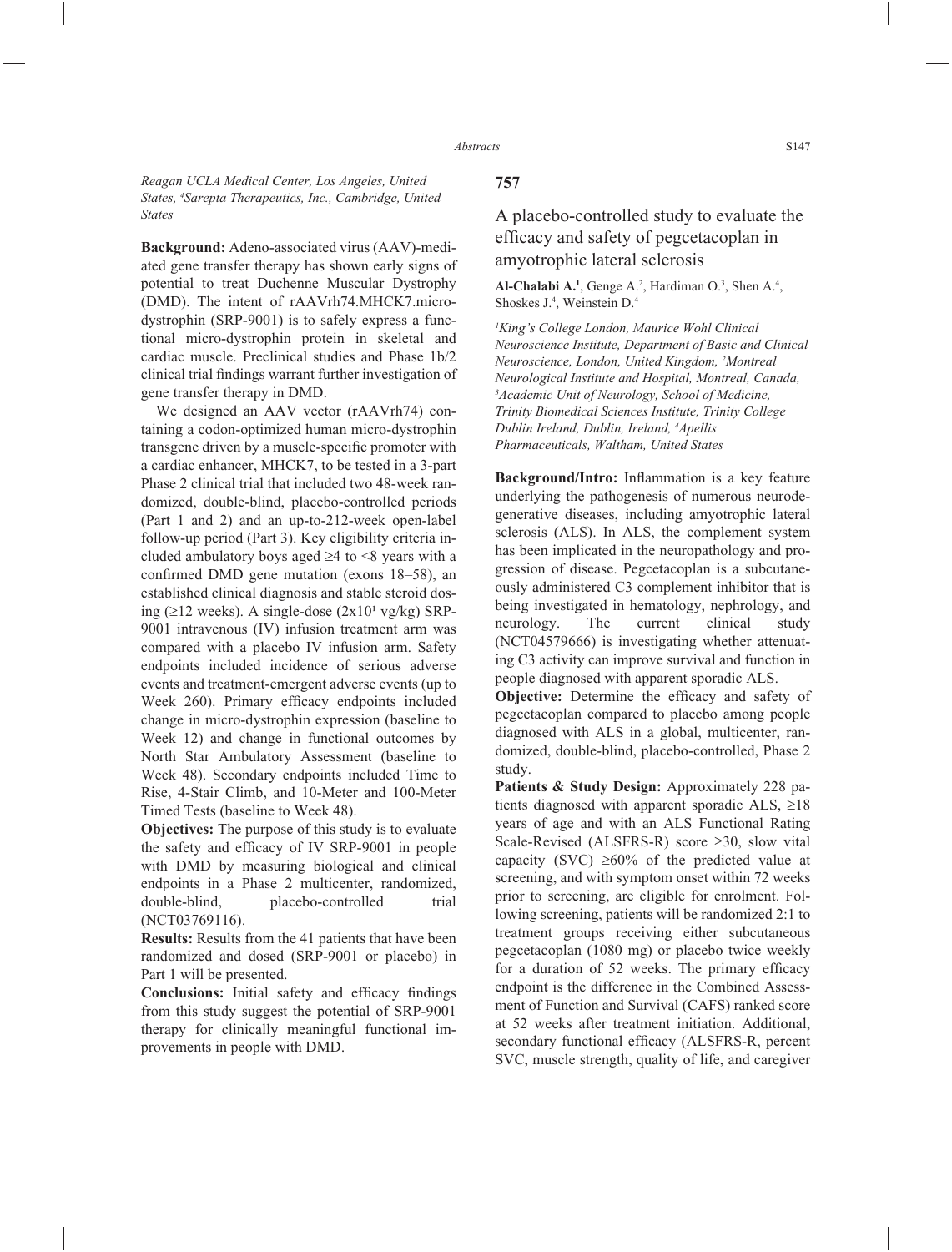Reagan UCLA Medical Center, Los Angeles, United States, [4]Sarepta Therapeutics, Inc., Cambridge, United States

**Background:** Adeno-associated virus (AAV)-mediated gene transfer therapy has shown early signs of potential to treat Duchenne Muscular Dystrophy (DMD). The intent of rAAVrh74.MHCK7.micro-dystrophin (SRP-9001) is to safely express a functional micro-dystrophin protein in skeletal and cardiac muscle. Preclinical studies and Phase 1b/2 clinical trial findings warrant further investigation of gene transfer therapy in DMD.

We designed an AAV vector (rAAVrh74) containing a codon-optimized human micro-dystrophin transgene driven by a muscle-specific promoter with a cardiac enhancer, MHCK7, to be tested in a 3-part Phase 2 clinical trial that included two 48-week randomized, double-blind, placebo-controlled periods (Part 1 and 2) and an up-to-212-week open-label follow-up period (Part 3). Key eligibility criteria included ambulatory boys aged ≥4 to <8 years with a confirmed DMD gene mutation (exons 18–58), an established clinical diagnosis and stable steroid dosing (≥12 weeks). A single-dose ($2x10^1$ vg/kg) SRP-9001 intravenous (IV) infusion treatment arm was compared with a placebo IV infusion arm. Safety endpoints included incidence of serious adverse events and treatment-emergent adverse events (up to Week 260). Primary efficacy endpoints included change in micro-dystrophin expression (baseline to Week 12) and change in functional outcomes by North Star Ambulatory Assessment (baseline to Week 48). Secondary endpoints included Time to Rise, 4-Stair Climb, and 10-Meter and 100-Meter Timed Tests (baseline to Week 48).

**Objectives:** The purpose of this study is to evaluate the safety and efficacy of IV SRP-9001 in people with DMD by measuring biological and clinical endpoints in a Phase 2 multicenter, randomized, double-blind, placebo-controlled trial (NCT03769116).

**Results:** Results from the 41 patients that have been randomized and dosed (SRP-9001 or placebo) in Part 1 will be presented.

**Conclusions:** Initial safety and efficacy findings from this study suggest the potential of SRP-9001 therapy for clinically meaningful functional improvements in people with DMD.

## 757

### A placebo-controlled study to evaluate the efficacy and safety of pegcetacoplan in amyotrophic lateral sclerosis

**Al-Chalabi A.**[1], Genge A.[2], Hardiman O.[3], Shen A.[4], Shoskes J.[4], Weinstein D.[4]

*[1]King's College London, Maurice Wohl Clinical Neuroscience Institute, Department of Basic and Clinical Neuroscience, London, United Kingdom, [2]Montreal Neurological Institute and Hospital, Montreal, Canada, [3]Academic Unit of Neurology, School of Medicine, Trinity Biomedical Sciences Institute, Trinity College Dublin Ireland, Dublin, Ireland, [4]Apellis Pharmaceuticals, Waltham, United States*

**Background/Intro:** Inflammation is a key feature underlying the pathogenesis of numerous neurodegenerative diseases, including amyotrophic lateral sclerosis (ALS). In ALS, the complement system has been implicated in the neuropathology and progression of disease. Pegcetacoplan is a subcutaneously administered C3 complement inhibitor that is being investigated in hematology, nephrology, and neurology. The current clinical study (NCT04579666) is investigating whether attenuating C3 activity can improve survival and function in people diagnosed with apparent sporadic ALS.

**Objective:** Determine the efficacy and safety of pegcetacoplan compared to placebo among people diagnosed with ALS in a global, multicenter, randomized, double-blind, placebo-controlled, Phase 2 study.

**Patients & Study Design:** Approximately 228 patients diagnosed with apparent sporadic ALS, ≥18 years of age and with an ALS Functional Rating Scale-Revised (ALSFRS-R) score ≥30, slow vital capacity (SVC) ≥60% of the predicted value at screening, and with symptom onset within 72 weeks prior to screening, are eligible for enrolment. Following screening, patients will be randomized 2:1 to treatment groups receiving either subcutaneous pegcetacoplan (1080 mg) or placebo twice weekly for a duration of 52 weeks. The primary efficacy endpoint is the difference in the Combined Assessment of Function and Survival (CAFS) ranked score at 52 weeks after treatment initiation. Additional, secondary functional efficacy (ALSFRS-R, percent SVC, muscle strength, quality of life, and caregiver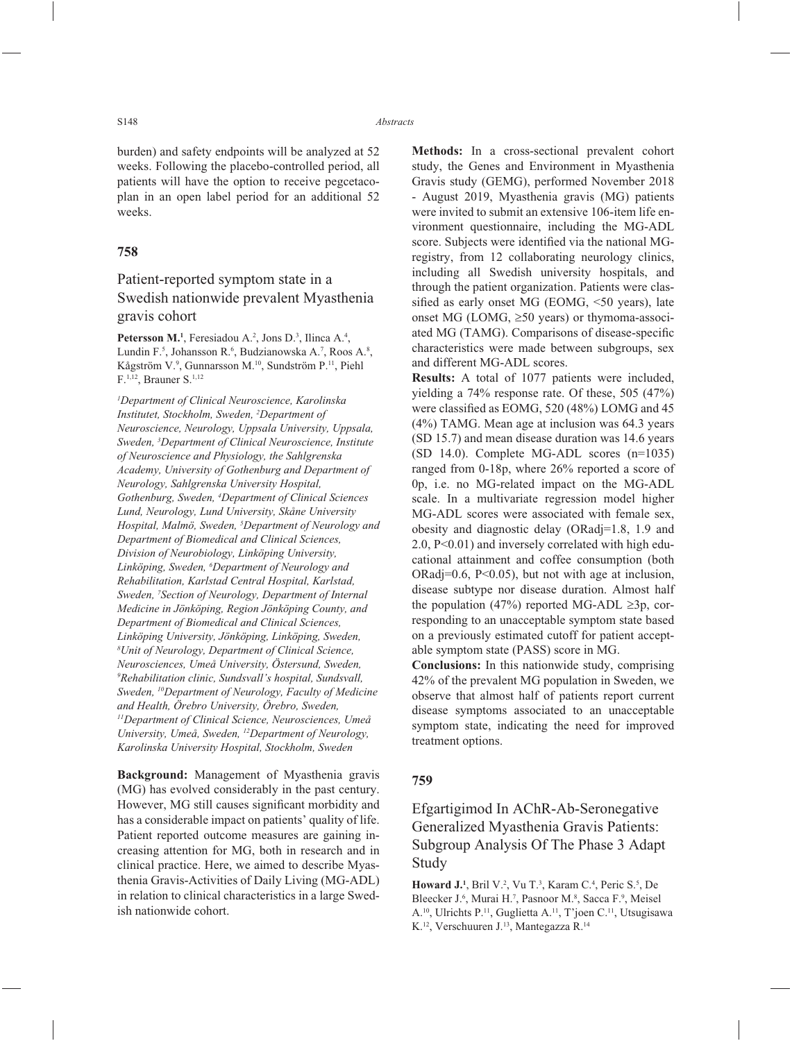burden) and safety endpoints will be analyzed at 52 weeks. Following the placebo-controlled period, all patients will have the option to receive pegcetacoplan in an open label period for an additional 52 weeks.

## 758

### Patient-reported symptom state in a Swedish nationwide prevalent Myasthenia gravis cohort

**Petersson M.**[1], Feresiadou A.[2], Jons D.[3], Ilinca A.[4], Lundin F.[5], Johansson R.[6], Budzianowska A.[7], Roos A.[8], Kågström V.[9], Gunnarsson M.[10], Sundström P.[11], Piehl F.[1,12], Brauner S.[1,12]

*[1]Department of Clinical Neuroscience, Karolinska Institutet, Stockholm, Sweden, [2]Department of Neuroscience, Neurology, Uppsala University, Uppsala, Sweden, [3]Department of Clinical Neuroscience, Institute of Neuroscience and Physiology, the Sahlgrenska Academy, University of Gothenburg and Department of Neurology, Sahlgrenska University Hospital, Gothenburg, Sweden, [4]Department of Clinical Sciences Lund, Neurology, Lund University, Skåne University Hospital, Malmö, Sweden, [5]Department of Neurology and Department of Biomedical and Clinical Sciences, Division of Neurobiology, Linköping University, Linköping, Sweden, [6]Department of Neurology and Rehabilitation, Karlstad Central Hospital, Karlstad, Sweden, [7]Section of Neurology, Department of Internal Medicine in Jönköping, Region Jönköping County, and Department of Biomedical and Clinical Sciences, Linköping University, Jönköping, Linköping, Sweden, [8]Unit of Neurology, Department of Clinical Science, Neurosciences, Umeå University, Östersund, Sweden, [9]Rehabilitation clinic, Sundsvall's hospital, Sundsvall, Sweden, [10]Department of Neurology, Faculty of Medicine and Health, Örebro University, Örebro, Sweden, [11]Department of Clinical Science, Neurosciences, Umeå University, Umeå, Sweden, [12]Department of Neurology, Karolinska University Hospital, Stockholm, Sweden*

**Background:** Management of Myasthenia gravis (MG) has evolved considerably in the past century. However, MG still causes significant morbidity and has a considerable impact on patients' quality of life. Patient reported outcome measures are gaining increasing attention for MG, both in research and in clinical practice. Here, we aimed to describe Myasthenia Gravis-Activities of Daily Living (MG-ADL) in relation to clinical characteristics in a large Swedish nationwide cohort.

**Methods:** In a cross-sectional prevalent cohort study, the Genes and Environment in Myasthenia Gravis study (GEMG), performed November 2018 - August 2019, Myasthenia gravis (MG) patients were invited to submit an extensive 106-item life environment questionnaire, including the MG-ADL score. Subjects were identified via the national MG-registry, from 12 collaborating neurology clinics, including all Swedish university hospitals, and through the patient organization. Patients were classified as early onset MG (EOMG, <50 years), late onset MG (LOMG, ≥50 years) or thymoma-associated MG (TAMG). Comparisons of disease-specific characteristics were made between subgroups, sex and different MG-ADL scores.

**Results:** A total of 1077 patients were included, yielding a 74% response rate. Of these, 505 (47%) were classified as EOMG, 520 (48%) LOMG and 45 (4%) TAMG. Mean age at inclusion was 64.3 years (SD 15.7) and mean disease duration was 14.6 years (SD 14.0). Complete MG-ADL scores (n=1035) ranged from 0-18p, where 26% reported a score of 0p, i.e. no MG-related impact on the MG-ADL scale. In a multivariate regression model higher MG-ADL scores were associated with female sex, obesity and diagnostic delay (ORadj=1.8, 1.9 and 2.0, $P<0.01$) and inversely correlated with high educational attainment and coffee consumption (both ORadj=0.6, $P<0.05$), but not with age at inclusion, disease subtype nor disease duration. Almost half the population (47%) reported MG-ADL ≥3p, corresponding to an unacceptable symptom state based on a previously estimated cutoff for patient acceptable symptom state (PASS) score in MG.

**Conclusions:** In this nationwide study, comprising 42% of the prevalent MG population in Sweden, we observe that almost half of patients report current disease symptoms associated to an unacceptable symptom state, indicating the need for improved treatment options.

## 759

### Efgartigimod In AChR-Ab-Seronegative Generalized Myasthenia Gravis Patients: Subgroup Analysis Of The Phase 3 Adapt Study

**Howard J.**[1], Bril V.[2], Vu T.[3], Karam C.[4], Peric S.[5], De Bleecker J.[6], Murai H.[7], Pasnoor M.[8], Sacca F.[9], Meisel A.[10], Ulrichts P.[11], Guglietta A.[11], T'joen C.[11], Utsugisawa K.[12], Verschuuren J.[13], Mantegazza R.[14]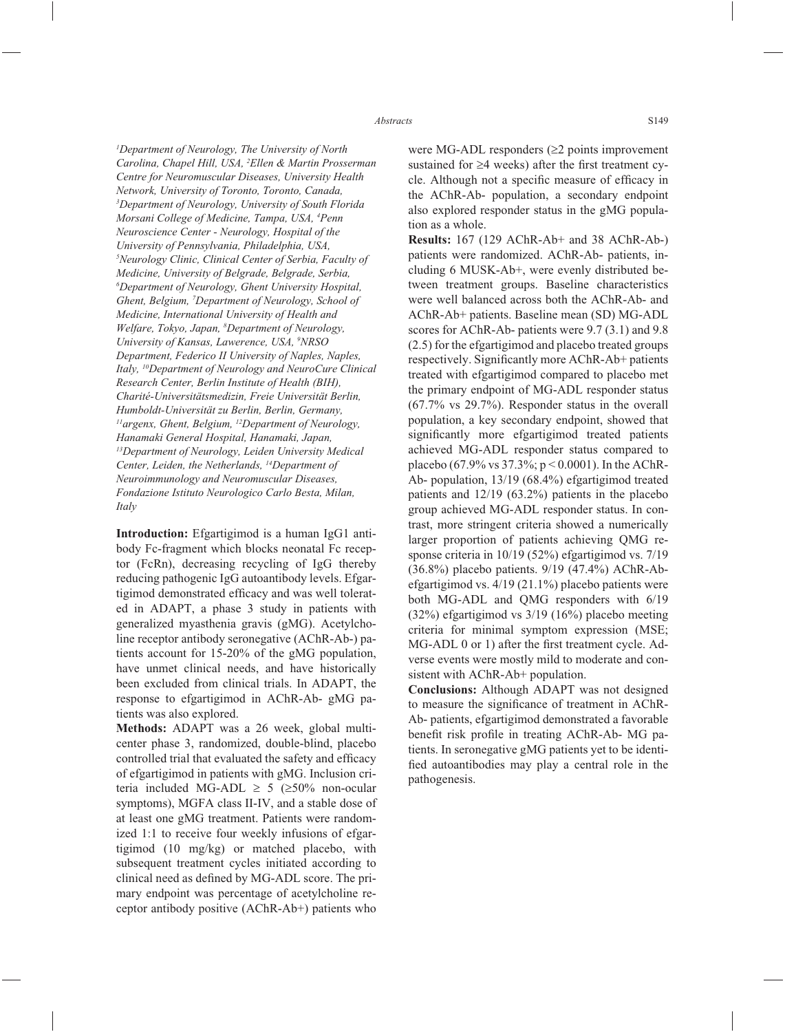[1]Department of Neurology, The University of North Carolina, Chapel Hill, USA, [2]Ellen & Martin Prosserman Centre for Neuromuscular Diseases, University Health Network, University of Toronto, Toronto, Canada, [3]Department of Neurology, University of South Florida Morsani College of Medicine, Tampa, USA, [4]Penn Neuroscience Center - Neurology, Hospital of the University of Pennsylvania, Philadelphia, USA, [5]Neurology Clinic, Clinical Center of Serbia, Faculty of Medicine, University of Belgrade, Belgrade, Serbia, [6]Department of Neurology, Ghent University Hospital, Ghent, Belgium, [7]Department of Neurology, School of Medicine, International University of Health and Welfare, Tokyo, Japan, [8]Department of Neurology, University of Kansas, Lawerence, USA, [9]NRSO Department, Federico II University of Naples, Naples, Italy, [10]Department of Neurology and NeuroCure Clinical Research Center, Berlin Institute of Health (BIH), Charité-Universitätsmedizin, Freie Universität Berlin, Humboldt-Universität zu Berlin, Berlin, Germany, [11]argenx, Ghent, Belgium, [12]Department of Neurology, Hanamaki General Hospital, Hanamaki, Japan, [13]Department of Neurology, Leiden University Medical Center, Leiden, the Netherlands, [14]Department of Neuroimmunology and Neuromuscular Diseases, Fondazione Istituto Neurologico Carlo Besta, Milan, Italy

**Introduction:** Efgartigimod is a human IgG1 antibody Fc-fragment which blocks neonatal Fc receptor (FcRn), decreasing recycling of IgG thereby reducing pathogenic IgG autoantibody levels. Efgartigimod demonstrated efficacy and was well tolerated in ADAPT, a phase 3 study in patients with generalized myasthenia gravis (gMG). Acetylcholine receptor antibody seronegative (AChR-Ab-) patients account for 15-20% of the gMG population, have unmet clinical needs, and have historically been excluded from clinical trials. In ADAPT, the response to efgartigimod in AChR-Ab- gMG patients was also explored.

**Methods:** ADAPT was a 26 week, global multicenter phase 3, randomized, double-blind, placebo controlled trial that evaluated the safety and efficacy of efgartigimod in patients with gMG. Inclusion criteria included MG-ADL ≥ 5 (≥50% non-ocular symptoms), MGFA class II-IV, and a stable dose of at least one gMG treatment. Patients were randomized 1:1 to receive four weekly infusions of efgartigimod (10 mg/kg) or matched placebo, with subsequent treatment cycles initiated according to clinical need as defined by MG-ADL score. The primary endpoint was percentage of acetylcholine receptor antibody positive (AChR-Ab+) patients who were MG-ADL responders (≥2 points improvement sustained for ≥4 weeks) after the first treatment cycle. Although not a specific measure of efficacy in the AChR-Ab- population, a secondary endpoint also explored responder status in the gMG population as a whole.

**Results:** 167 (129 AChR-Ab+ and 38 AChR-Ab-) patients were randomized. AChR-Ab- patients, including 6 MUSK-Ab+, were evenly distributed between treatment groups. Baseline characteristics were well balanced across both the AChR-Ab- and AChR-Ab+ patients. Baseline mean (SD) MG-ADL scores for AChR-Ab- patients were 9.7 (3.1) and 9.8 (2.5) for the efgartigimod and placebo treated groups respectively. Significantly more AChR-Ab+ patients treated with efgartigimod compared to placebo met the primary endpoint of MG-ADL responder status (67.7% vs 29.7%). Responder status in the overall population, a key secondary endpoint, showed that significantly more efgartigimod treated patients achieved MG-ADL responder status compared to placebo (67.9% vs 37.3%; $p < 0.0001$). In the AChR-Ab- population, 13/19 (68.4%) efgartigimod treated patients and 12/19 (63.2%) patients in the placebo group achieved MG-ADL responder status. In contrast, more stringent criteria showed a numerically larger proportion of patients achieving QMG response criteria in 10/19 (52%) efgartigimod vs. 7/19 (36.8%) placebo patients. 9/19 (47.4%) AChR-Ab- efgartigimod vs. 4/19 (21.1%) placebo patients were both MG-ADL and QMG responders with 6/19 (32%) efgartigimod vs 3/19 (16%) placebo meeting criteria for minimal symptom expression (MSE; MG-ADL 0 or 1) after the first treatment cycle. Adverse events were mostly mild to moderate and consistent with AChR-Ab+ population.

**Conclusions:** Although ADAPT was not designed to measure the significance of treatment in AChR-Ab- patients, efgartigimod demonstrated a favorable benefit risk profile in treating AChR-Ab- MG patients. In seronegative gMG patients yet to be identified autoantibodies may play a central role in the pathogenesis.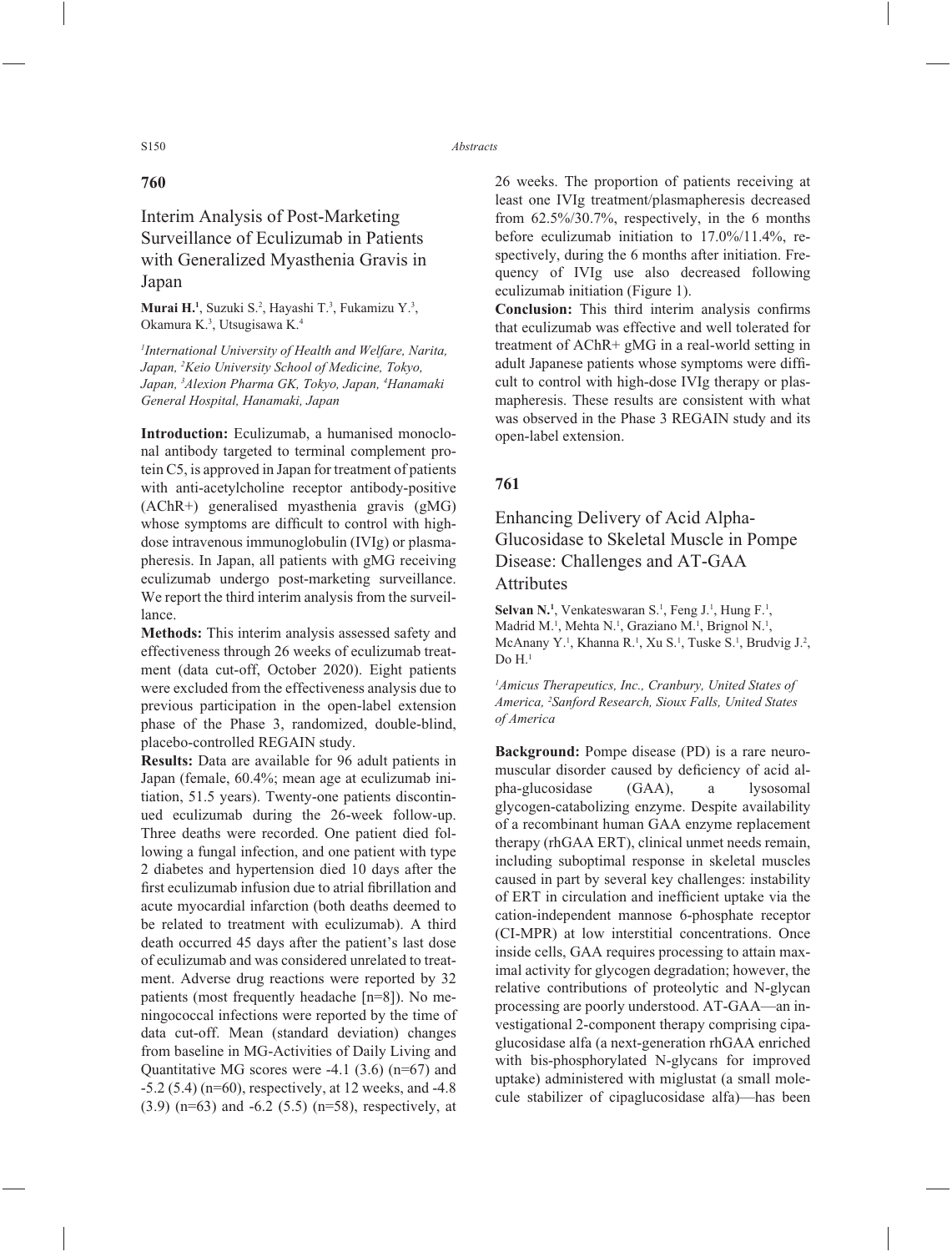## 760

### Interim Analysis of Post-Marketing Surveillance of Eculizumab in Patients with Generalized Myasthenia Gravis in Japan

**Murai H.[1]**, Suzuki S.[2], Hayashi T.[3], Fukamizu Y.[3], Okamura K.[3], Utsugisawa K.[4]

*[1]International University of Health and Welfare, Narita, Japan, [2]Keio University School of Medicine, Tokyo, Japan, [3]Alexion Pharma GK, Tokyo, Japan, [4]Hanamaki General Hospital, Hanamaki, Japan*

**Introduction:** Eculizumab, a humanised monoclonal antibody targeted to terminal complement protein C5, is approved in Japan for treatment of patients with anti-acetylcholine receptor antibody-positive (AChR+) generalised myasthenia gravis (gMG) whose symptoms are difficult to control with high-dose intravenous immunoglobulin (IVIg) or plasmapheresis. In Japan, all patients with gMG receiving eculizumab undergo post-marketing surveillance. We report the third interim analysis from the surveillance.

**Methods:** This interim analysis assessed safety and effectiveness through 26 weeks of eculizumab treatment (data cut-off, October 2020). Eight patients were excluded from the effectiveness analysis due to previous participation in the open-label extension phase of the Phase 3, randomized, double-blind, placebo-controlled REGAIN study.

**Results:** Data are available for 96 adult patients in Japan (female, 60.4%; mean age at eculizumab initiation, 51.5 years). Twenty-one patients discontinued eculizumab during the 26-week follow-up. Three deaths were recorded. One patient died following a fungal infection, and one patient with type 2 diabetes and hypertension died 10 days after the first eculizumab infusion due to atrial fibrillation and acute myocardial infarction (both deaths deemed to be related to treatment with eculizumab). A third death occurred 45 days after the patient's last dose of eculizumab and was considered unrelated to treatment. Adverse drug reactions were reported by 32 patients (most frequently headache [n=8]). No meningococcal infections were reported by the time of data cut-off. Mean (standard deviation) changes from baseline in MG-Activities of Daily Living and Quantitative MG scores were -4.1 (3.6) (n=67) and -5.2 (5.4) (n=60), respectively, at 12 weeks, and -4.8 (3.9) (n=63) and -6.2 (5.5) (n=58), respectively, at 26 weeks. The proportion of patients receiving at least one IVIg treatment/plasmapheresis decreased from 62.5%/30.7%, respectively, in the 6 months before eculizumab initiation to 17.0%/11.4%, respectively, during the 6 months after initiation. Frequency of IVIg use also decreased following eculizumab initiation (Figure 1).

**Conclusion:** This third interim analysis confirms that eculizumab was effective and well tolerated for treatment of AChR+ gMG in a real-world setting in adult Japanese patients whose symptoms were difficult to control with high-dose IVIg therapy or plasmapheresis. These results are consistent with what was observed in the Phase 3 REGAIN study and its open-label extension.

## 761

### Enhancing Delivery of Acid Alpha-Glucosidase to Skeletal Muscle in Pompe Disease: Challenges and AT-GAA Attributes

**Selvan N.[1]**, Venkateswaran S.[1], Feng J.[1], Hung F.[1], Madrid M.[1], Mehta N.[1], Graziano M.[1], Brignol N.[1], McAnany Y.[1], Khanna R.[1], Xu S.[1], Tuske S.[1], Brudvig J.[2], Do H.[1]

*[1]Amicus Therapeutics, Inc., Cranbury, United States of America, [2]Sanford Research, Sioux Falls, United States of America*

**Background:** Pompe disease (PD) is a rare neuromuscular disorder caused by deficiency of acid alpha-glucosidase (GAA), a lysosomal glycogen-catabolizing enzyme. Despite availability of a recombinant human GAA enzyme replacement therapy (rhGAA ERT), clinical unmet needs remain, including suboptimal response in skeletal muscles caused in part by several key challenges: instability of ERT in circulation and inefficient uptake via the cation-independent mannose 6-phosphate receptor (CI-MPR) at low interstitial concentrations. Once inside cells, GAA requires processing to attain maximal activity for glycogen degradation; however, the relative contributions of proteolytic and N-glycan processing are poorly understood. AT-GAA—an investigational 2-component therapy comprising cipaglucosidase alfa (a next-generation rhGAA enriched with bis-phosphorylated N-glycans for improved uptake) administered with miglustat (a small molecule stabilizer of cipaglucosidase alfa)—has been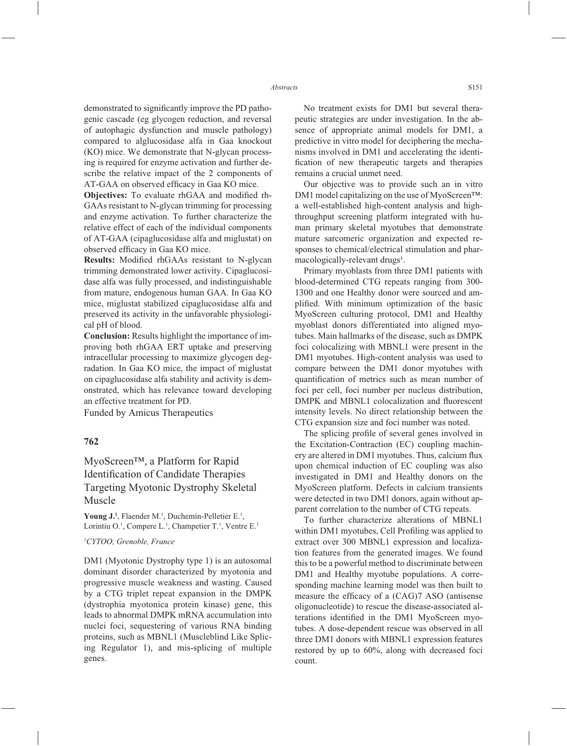demonstrated to significantly improve the PD pathogenic cascade (eg glycogen reduction, and reversal of autophagic dysfunction and muscle pathology) compared to alglucosidase alfa in Gaa knockout (KO) mice. We demonstrate that N-glycan processing is required for enzyme activation and further describe the relative impact of the 2 components of AT-GAA on observed efficacy in Gaa KO mice.

**Objectives:** To evaluate rhGAA and modified rhGAAs resistant to N-glycan trimming for processing and enzyme activation. To further characterize the relative effect of each of the individual components of AT-GAA (cipaglucosidase alfa and miglustat) on observed efficacy in Gaa KO mice.

**Results:** Modified rhGAAs resistant to N-glycan trimming demonstrated lower activity. Cipaglucosidase alfa was fully processed, and indistinguishable from mature, endogenous human GAA. In Gaa KO mice, miglustat stabilized cipaglucosidase alfa and preserved its activity in the unfavorable physiological pH of blood.

**Conclusion:** Results highlight the importance of improving both rhGAA ERT uptake and preserving intracellular processing to maximize glycogen degradation. In Gaa KO mice, the impact of miglustat on cipaglucosidase alfa stability and activity is demonstrated, which has relevance toward developing an effective treatment for PD.

Funded by Amicus Therapeutics

## 762

## MyoScreen™, a Platform for Rapid Identification of Candidate Therapies Targeting Myotonic Dystrophy Skeletal Muscle

**Young J.**[1], Flaender M.[1], Duchemin-Pelletier E.[1], Lorintiu O.[1], Compere L.[1], Champetier T.[1], Ventre E.[1]

[1]*CYTOO, Grenoble, France*

DM1 (Myotonic Dystrophy type 1) is an autosomal dominant disorder characterized by myotonia and progressive muscle weakness and wasting. Caused by a CTG triplet repeat expansion in the DMPK (dystrophia myotonica protein kinase) gene, this leads to abnormal DMPK mRNA accumulation into nuclei foci, sequestering of various RNA binding proteins, such as MBNL1 (Muscleblind Like Splicing Regulator 1), and mis-splicing of multiple genes.

No treatment exists for DM1 but several therapeutic strategies are under investigation. In the absence of appropriate animal models for DM1, a predictive in vitro model for deciphering the mechanisms involved in DM1 and accelerating the identification of new therapeutic targets and therapies remains a crucial unmet need.

Our objective was to provide such an in vitro DM1 model capitalizing on the use of MyoScreen™: a well-established high-content analysis and high-throughput screening platform integrated with human primary skeletal myotubes that demonstrate mature sarcomeric organization and expected responses to chemical/electrical stimulation and pharmacologically-relevant drugs[1].

Primary myoblasts from three DM1 patients with blood-determined CTG repeats ranging from 300-1300 and one Healthy donor were sourced and amplified. With minimum optimization of the basic MyoScreen culturing protocol, DM1 and Healthy myoblast donors differentiated into aligned myotubes. Main hallmarks of the disease, such as DMPK foci colocalizing with MBNL1 were present in the DM1 myotubes. High-content analysis was used to compare between the DM1 donor myotubes with quantification of metrics such as mean number of foci per cell, foci number per nucleus distribution, DMPK and MBNL1 colocalization and fluorescent intensity levels. No direct relationship between the CTG expansion size and foci number was noted.

The splicing profile of several genes involved in the Excitation-Contraction (EC) coupling machinery are altered in DM1 myotubes. Thus, calcium flux upon chemical induction of EC coupling was also investigated in DM1 and Healthy donors on the MyoScreen platform. Defects in calcium transients were detected in two DM1 donors, again without apparent correlation to the number of CTG repeats.

To further characterize alterations of MBNL1 within DM1 myotubes, Cell Profiling was applied to extract over 300 MBNL1 expression and localization features from the generated images. We found this to be a powerful method to discriminate between DM1 and Healthy myotube populations. A corresponding machine learning model was then built to measure the efficacy of a (CAG)7 ASO (antisense oligonucleotide) to rescue the disease-associated alterations identified in the DM1 MyoScreen myotubes. A dose-dependent rescue was observed in all three DM1 donors with MBNL1 expression features restored by up to 60%, along with decreased foci count.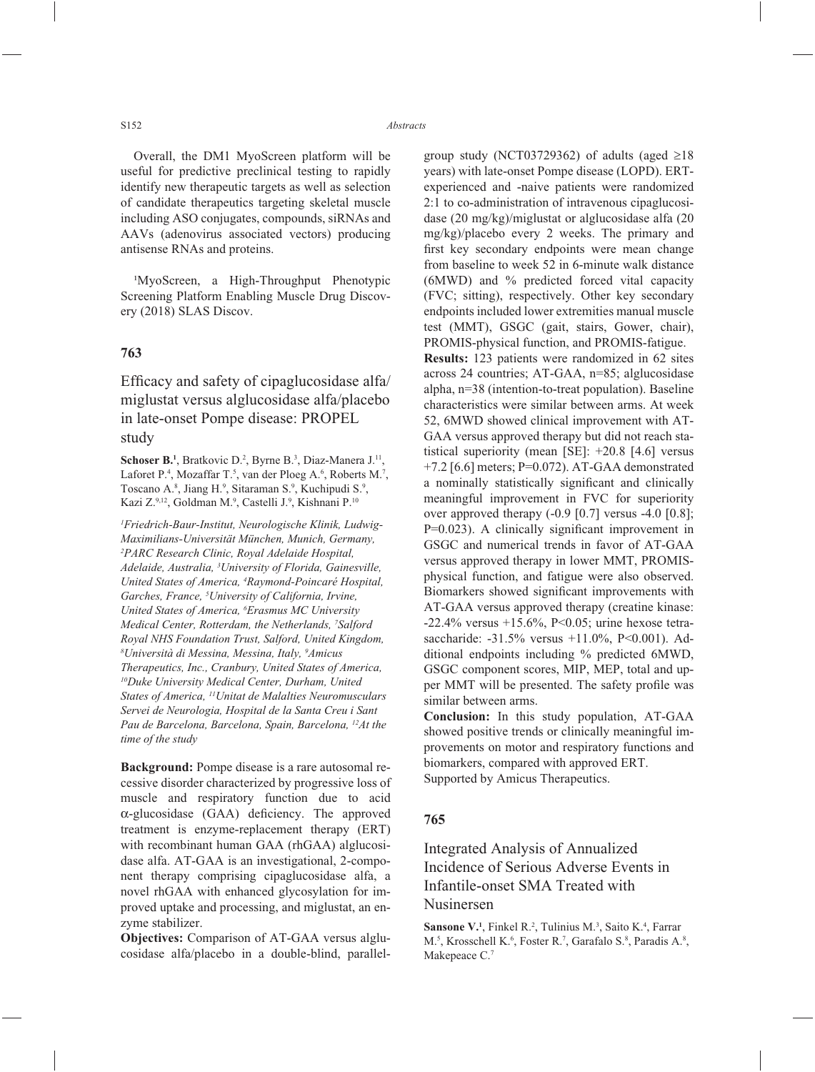Overall, the DM1 MyoScreen platform will be useful for predictive preclinical testing to rapidly identify new therapeutic targets as well as selection of candidate therapeutics targeting skeletal muscle including ASO conjugates, compounds, siRNAs and AAVs (adenovirus associated vectors) producing antisense RNAs and proteins.

[1]MyoScreen, a High-Throughput Phenotypic Screening Platform Enabling Muscle Drug Discovery (2018) SLAS Discov.

## 763

### Efficacy and safety of cipaglucosidase alfa/miglustat versus alglucosidase alfa/placebo in late-onset Pompe disease: PROPEL study

**Schoser B.[1]**, Bratkovic D.[2], Byrne B.[3], Diaz-Manera J.[11], Laforet P.[4], Mozaffar T.[5], van der Ploeg A.[6], Roberts M.[7], Toscano A.[8], Jiang H.[9], Sitaraman S.[9], Kuchipudi S.[9], Kazi Z.[9,12], Goldman M.[9], Castelli J.[9], Kishnani P.[10]

*[1]Friedrich-Baur-Institut, Neurologische Klinik, Ludwig-Maximilians-Universität München, Munich, Germany, [2]PARC Research Clinic, Royal Adelaide Hospital, Adelaide, Australia, [3]University of Florida, Gainesville, United States of America, [4]Raymond-Poincaré Hospital, Garches, France, [5]University of California, Irvine, United States of America, [6]Erasmus MC University Medical Center, Rotterdam, the Netherlands, [7]Salford Royal NHS Foundation Trust, Salford, United Kingdom, [8]Università di Messina, Messina, Italy, [9]Amicus Therapeutics, Inc., Cranbury, United States of America, [10]Duke University Medical Center, Durham, United States of America, [11]Unitat de Malalties Neuromusculars Servei de Neurologia, Hospital de la Santa Creu i Sant Pau de Barcelona, Barcelona, Spain, Barcelona, [12]At the time of the study*

**Background:** Pompe disease is a rare autosomal recessive disorder characterized by progressive loss of muscle and respiratory function due to acid α-glucosidase (GAA) deficiency. The approved treatment is enzyme-replacement therapy (ERT) with recombinant human GAA (rhGAA) alglucosidase alfa. AT-GAA is an investigational, 2-component therapy comprising cipaglucosidase alfa, a novel rhGAA with enhanced glycosylation for improved uptake and processing, and miglustat, an enzyme stabilizer.

**Objectives:** Comparison of AT-GAA versus alglucosidase alfa/placebo in a double-blind, parallel-group study (NCT03729362) of adults (aged ≥18 years) with late-onset Pompe disease (LOPD). ERT-experienced and -naive patients were randomized 2:1 to co-administration of intravenous cipaglucosidase (20 mg/kg)/miglustat or alglucosidase alfa (20 mg/kg)/placebo every 2 weeks. The primary and first key secondary endpoints were mean change from baseline to week 52 in 6-minute walk distance (6MWD) and % predicted forced vital capacity (FVC; sitting), respectively. Other key secondary endpoints included lower extremities manual muscle test (MMT), GSGC (gait, stairs, Gower, chair), PROMIS-physical function, and PROMIS-fatigue.

**Results:** 123 patients were randomized in 62 sites across 24 countries; AT-GAA, n=85; alglucosidase alpha, n=38 (intention-to-treat population). Baseline characteristics were similar between arms. At week 52, 6MWD showed clinical improvement with AT-GAA versus approved therapy but did not reach statistical superiority (mean [SE]: +20.8 [4.6] versus +7.2 [6.6] meters; P=0.072). AT-GAA demonstrated a nominally statistically significant and clinically meaningful improvement in FVC for superiority over approved therapy (-0.9 [0.7] versus -4.0 [0.8]; P=0.023). A clinically significant improvement in GSGC and numerical trends in favor of AT-GAA versus approved therapy in lower MMT, PROMIS-physical function, and fatigue were also observed. Biomarkers showed significant improvements with AT-GAA versus approved therapy (creatine kinase: -22.4% versus +15.6%, P<0.05; urine hexose tetrasaccharide: -31.5% versus +11.0%, P<0.001). Additional endpoints including % predicted 6MWD, GSGC component scores, MIP, MEP, total and upper MMT will be presented. The safety profile was similar between arms.

**Conclusion:** In this study population, AT-GAA showed positive trends or clinically meaningful improvements on motor and respiratory functions and biomarkers, compared with approved ERT.

Supported by Amicus Therapeutics.

## 765

### Integrated Analysis of Annualized Incidence of Serious Adverse Events in Infantile-onset SMA Treated with Nusinersen

**Sansone V.[1]**, Finkel R.[2], Tulinius M.[3], Saito K.[4], Farrar M.[5], Krosschell K.[6], Foster R.[7], Garafalo S.[8], Paradis A.[8], Makepeace C.[7]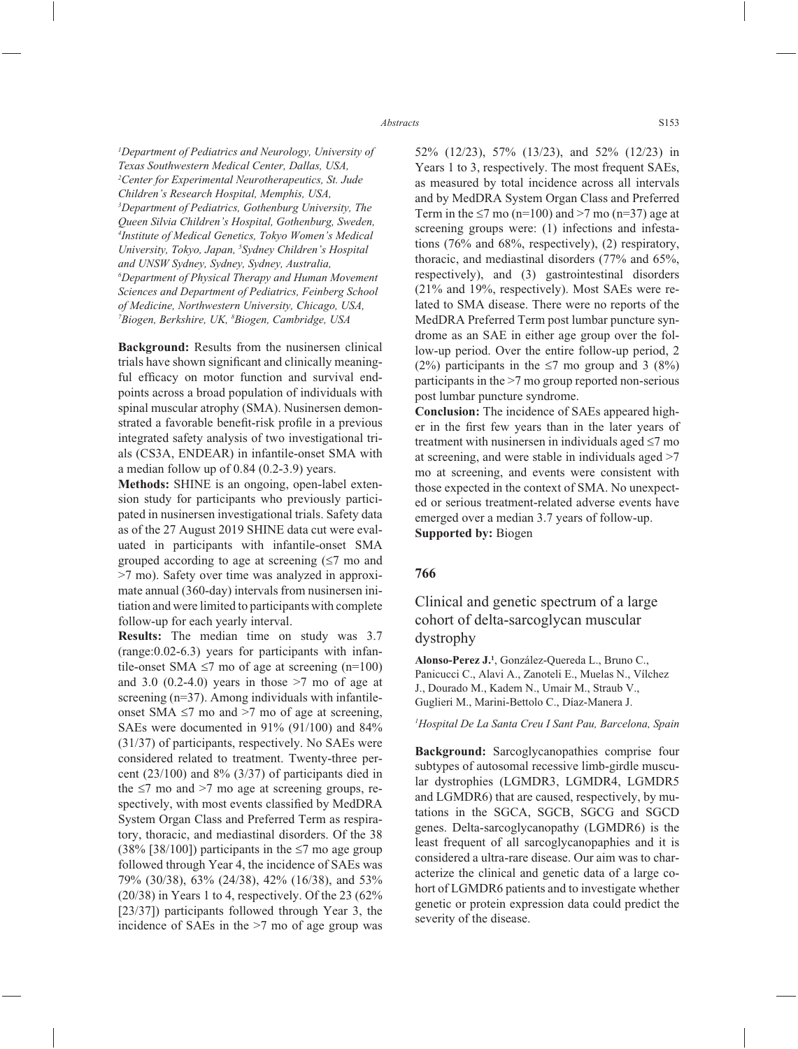[1]Department of Pediatrics and Neurology, University of Texas Southwestern Medical Center, Dallas, USA, [2]Center for Experimental Neurotherapeutics, St. Jude Children's Research Hospital, Memphis, USA, [3]Department of Pediatrics, Gothenburg University, The Queen Silvia Children's Hospital, Gothenburg, Sweden, [4]Institute of Medical Genetics, Tokyo Women's Medical University, Tokyo, Japan, [5]Sydney Children's Hospital and UNSW Sydney, Sydney, Sydney, Australia, [6]Department of Physical Therapy and Human Movement Sciences and Department of Pediatrics, Feinberg School of Medicine, Northwestern University, Chicago, USA, [7]Biogen, Berkshire, UK, [8]Biogen, Cambridge, USA

**Background:** Results from the nusinersen clinical trials have shown significant and clinically meaningful efficacy on motor function and survival endpoints across a broad population of individuals with spinal muscular atrophy (SMA). Nusinersen demonstrated a favorable benefit-risk profile in a previous integrated safety analysis of two investigational trials (CS3A, ENDEAR) in infantile-onset SMA with a median follow up of 0.84 (0.2-3.9) years.

**Methods:** SHINE is an ongoing, open-label extension study for participants who previously participated in nusinersen investigational trials. Safety data as of the 27 August 2019 SHINE data cut were evaluated in participants with infantile-onset SMA grouped according to age at screening (≤7 mo and >7 mo). Safety over time was analyzed in approximate annual (360-day) intervals from nusinersen initiation and were limited to participants with complete follow-up for each yearly interval.

**Results:** The median time on study was 3.7 (range:0.02-6.3) years for participants with infantile-onset SMA ≤7 mo of age at screening (n=100) and 3.0 (0.2-4.0) years in those >7 mo of age at screening (n=37). Among individuals with infantile-onset SMA ≤7 mo and >7 mo of age at screening, SAEs were documented in 91% (91/100) and 84% (31/37) of participants, respectively. No SAEs were considered related to treatment. Twenty-three percent (23/100) and 8% (3/37) of participants died in the ≤7 mo and >7 mo age at screening groups, respectively, with most events classified by MedDRA System Organ Class and Preferred Term as respiratory, thoracic, and mediastinal disorders. Of the 38 (38% [38/100]) participants in the ≤7 mo age group followed through Year 4, the incidence of SAEs was 79% (30/38), 63% (24/38), 42% (16/38), and 53% (20/38) in Years 1 to 4, respectively. Of the 23 (62% [23/37]) participants followed through Year 3, the incidence of SAEs in the >7 mo of age group was 52% (12/23), 57% (13/23), and 52% (12/23) in Years 1 to 3, respectively. The most frequent SAEs, as measured by total incidence across all intervals and by MedDRA System Organ Class and Preferred Term in the ≤7 mo (n=100) and >7 mo (n=37) age at screening groups were: (1) infections and infestations (76% and 68%, respectively), (2) respiratory, thoracic, and mediastinal disorders (77% and 65%, respectively), and (3) gastrointestinal disorders (21% and 19%, respectively). Most SAEs were related to SMA disease. There were no reports of the MedDRA Preferred Term post lumbar puncture syndrome as an SAE in either age group over the follow-up period. Over the entire follow-up period, 2 (2%) participants in the ≤7 mo group and 3 (8%) participants in the >7 mo group reported non-serious post lumbar puncture syndrome.

**Conclusion:** The incidence of SAEs appeared higher in the first few years than in the later years of treatment with nusinersen in individuals aged ≤7 mo at screening, and were stable in individuals aged >7 mo at screening, and events were consistent with those expected in the context of SMA. No unexpected or serious treatment-related adverse events have emerged over a median 3.7 years of follow-up.

**Supported by:** Biogen

**766**

## Clinical and genetic spectrum of a large cohort of delta-sarcoglycan muscular dystrophy

**Alonso-Perez J.**[1], González-Quereda L., Bruno C., Panicucci C., Alavi A., Zanoteli E., Muelas N., Vílchez J., Dourado M., Kadem N., Umair M., Straub V., Guglieri M., Marini-Bettolo C., Díaz-Manera J.

[1]Hospital De La Santa Creu I Sant Pau, Barcelona, Spain

**Background:** Sarcoglycanopathies comprise four subtypes of autosomal recessive limb-girdle muscular dystrophies (LGMDR3, LGMDR4, LGMDR5 and LGMDR6) that are caused, respectively, by mutations in the SGCA, SGCB, SGCG and SGCD genes. Delta-sarcoglycanopathy (LGMDR6) is the least frequent of all sarcoglycanopaphies and it is considered a ultra-rare disease. Our aim was to characterize the clinical and genetic data of a large cohort of LGMDR6 patients and to investigate whether genetic or protein expression data could predict the severity of the disease.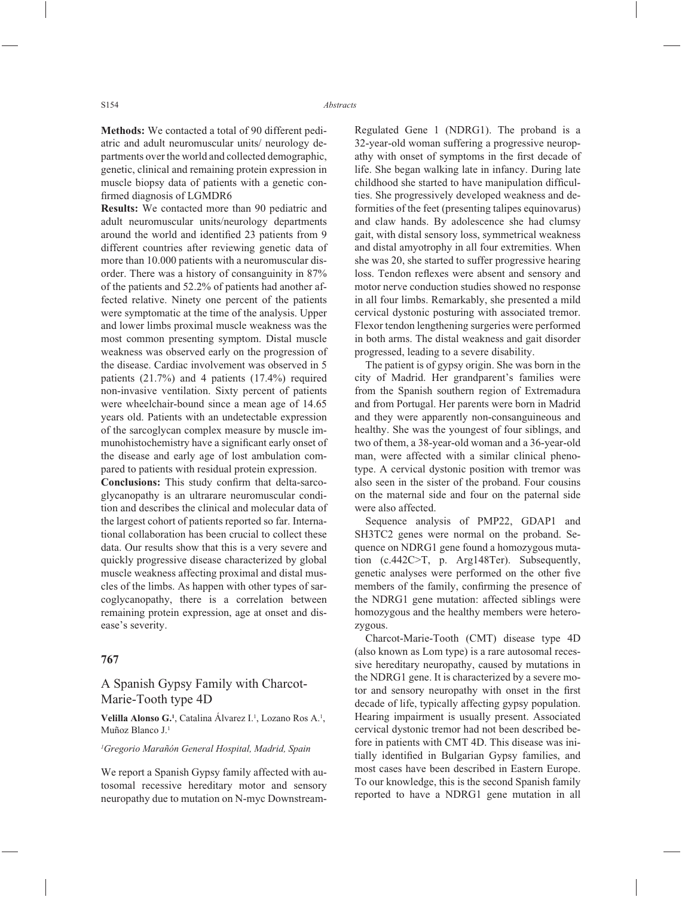**Methods:** We contacted a total of 90 different pediatric and adult neuromuscular units/ neurology departments over the world and collected demographic, genetic, clinical and remaining protein expression in muscle biopsy data of patients with a genetic confirmed diagnosis of LGMDR6

**Results:** We contacted more than 90 pediatric and adult neuromuscular units/neurology departments around the world and identified 23 patients from 9 different countries after reviewing genetic data of more than 10.000 patients with a neuromuscular disorder. There was a history of consanguinity in 87% of the patients and 52.2% of patients had another affected relative. Ninety one percent of the patients were symptomatic at the time of the analysis. Upper and lower limbs proximal muscle weakness was the most common presenting symptom. Distal muscle weakness was observed early on the progression of the disease. Cardiac involvement was observed in 5 patients (21.7%) and 4 patients (17.4%) required non-invasive ventilation. Sixty percent of patients were wheelchair-bound since a mean age of 14.65 years old. Patients with an undetectable expression of the sarcoglycan complex measure by muscle immunohistochemistry have a significant early onset of the disease and early age of lost ambulation compared to patients with residual protein expression.

**Conclusions:** This study confirm that delta-sarcoglycanopathy is an ultrarare neuromuscular condition and describes the clinical and molecular data of the largest cohort of patients reported so far. International collaboration has been crucial to collect these data. Our results show that this is a very severe and quickly progressive disease characterized by global muscle weakness affecting proximal and distal muscles of the limbs. As happen with other types of sarcoglycanopathy, there is a correlation between remaining protein expression, age at onset and disease's severity.

## 767

## A Spanish Gypsy Family with Charcot-Marie-Tooth type 4D

**Velilla Alonso G.**[1], Catalina Álvarez I.[1], Lozano Ros A.[1], Muñoz Blanco J.[1]

*[1]Gregorio Marañón General Hospital, Madrid, Spain*

We report a Spanish Gypsy family affected with autosomal recessive hereditary motor and sensory neuropathy due to mutation on N-myc Downstream-Regulated Gene 1 (NDRG1). The proband is a 32-year-old woman suffering a progressive neuropathy with onset of symptoms in the first decade of life. She began walking late in infancy. During late childhood she started to have manipulation difficulties. She progressively developed weakness and deformities of the feet (presenting talipes equinovarus) and claw hands. By adolescence she had clumsy gait, with distal sensory loss, symmetrical weakness and distal amyotrophy in all four extremities. When she was 20, she started to suffer progressive hearing loss. Tendon reflexes were absent and sensory and motor nerve conduction studies showed no response in all four limbs. Remarkably, she presented a mild cervical dystonic posturing with associated tremor. Flexor tendon lengthening surgeries were performed in both arms. The distal weakness and gait disorder progressed, leading to a severe disability.

The patient is of gypsy origin. She was born in the city of Madrid. Her grandparent's families were from the Spanish southern region of Extremadura and from Portugal. Her parents were born in Madrid and they were apparently non-consanguineous and healthy. She was the youngest of four siblings, and two of them, a 38-year-old woman and a 36-year-old man, were affected with a similar clinical phenotype. A cervical dystonic position with tremor was also seen in the sister of the proband. Four cousins on the maternal side and four on the paternal side were also affected.

Sequence analysis of PMP22, GDAP1 and SH3TC2 genes were normal on the proband. Sequence on NDRG1 gene found a homozygous mutation (c.442C>T, p. Arg148Ter). Subsequently, genetic analyses were performed on the other five members of the family, confirming the presence of the NDRG1 gene mutation: affected siblings were homozygous and the healthy members were heterozygous.

Charcot-Marie-Tooth (CMT) disease type 4D (also known as Lom type) is a rare autosomal recessive hereditary neuropathy, caused by mutations in the NDRG1 gene. It is characterized by a severe motor and sensory neuropathy with onset in the first decade of life, typically affecting gypsy population. Hearing impairment is usually present. Associated cervical dystonic tremor had not been described before in patients with CMT 4D. This disease was initially identified in Bulgarian Gypsy families, and most cases have been described in Eastern Europe. To our knowledge, this is the second Spanish family reported to have a NDRG1 gene mutation in all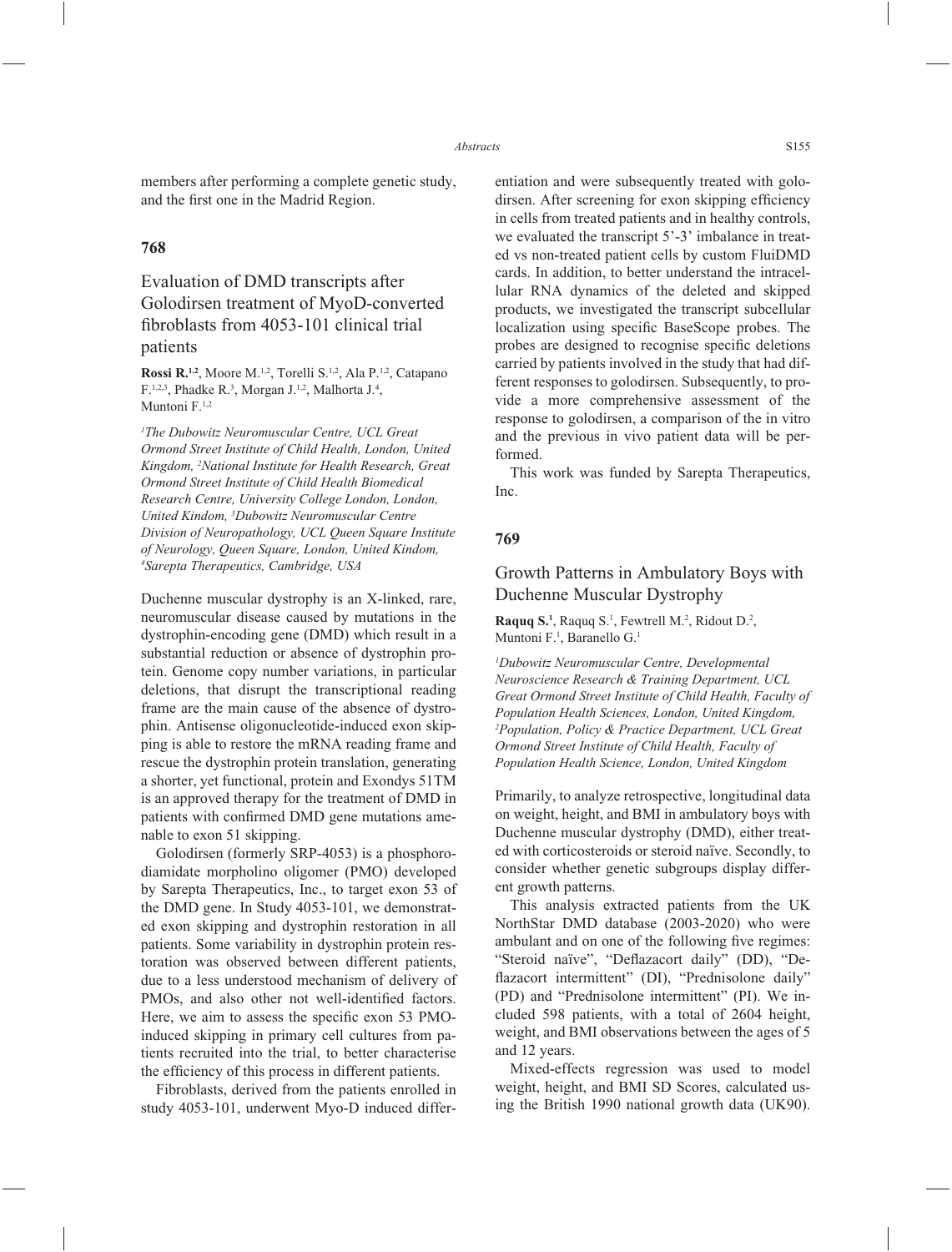members after performing a complete genetic study, and the first one in the Madrid Region.

## 768

### Evaluation of DMD transcripts after Golodirsen treatment of MyoD-converted fibroblasts from 4053-101 clinical trial patients

**Rossi R.**[1,2], Moore M.[1,2], Torelli S.[1,2], Ala P.[1,2], Catapano F.[1,2,3], Phadke R.[3], Morgan J.[1,2], Malhorta J.[4], Muntoni F.[1,2]

*[1]The Dubowitz Neuromuscular Centre, UCL Great Ormond Street Institute of Child Health, London, United Kingdom, [2]National Institute for Health Research, Great Ormond Street Institute of Child Health Biomedical Research Centre, University College London, London, United Kindom, [3]Dubowitz Neuromuscular Centre Division of Neuropathology, UCL Queen Square Institute of Neurology, Queen Square, London, United Kindom, [4]Sarepta Therapeutics, Cambridge, USA*

Duchenne muscular dystrophy is an X-linked, rare, neuromuscular disease caused by mutations in the dystrophin-encoding gene (DMD) which result in a substantial reduction or absence of dystrophin protein. Genome copy number variations, in particular deletions, that disrupt the transcriptional reading frame are the main cause of the absence of dystrophin. Antisense oligonucleotide-induced exon skipping is able to restore the mRNA reading frame and rescue the dystrophin protein translation, generating a shorter, yet functional, protein and Exondys 51TM is an approved therapy for the treatment of DMD in patients with confirmed DMD gene mutations amenable to exon 51 skipping.

Golodirsen (formerly SRP-4053) is a phosphorodiamidate morpholino oligomer (PMO) developed by Sarepta Therapeutics, Inc., to target exon 53 of the DMD gene. In Study 4053-101, we demonstrated exon skipping and dystrophin restoration in all patients. Some variability in dystrophin protein restoration was observed between different patients, due to a less understood mechanism of delivery of PMOs, and also other not well-identified factors. Here, we aim to assess the specific exon 53 PMO-induced skipping in primary cell cultures from patients recruited into the trial, to better characterise the efficiency of this process in different patients.

Fibroblasts, derived from the patients enrolled in study 4053-101, underwent Myo-D induced differentiation and were subsequently treated with golodirsen. After screening for exon skipping efficiency in cells from treated patients and in healthy controls, we evaluated the transcript 5'-3' imbalance in treated vs non-treated patient cells by custom FluiDMD cards. In addition, to better understand the intracellular RNA dynamics of the deleted and skipped products, we investigated the transcript subcellular localization using specific BaseScope probes. The probes are designed to recognise specific deletions carried by patients involved in the study that had different responses to golodirsen. Subsequently, to provide a more comprehensive assessment of the response to golodirsen, a comparison of the in vitro and the previous in vivo patient data will be performed.

This work was funded by Sarepta Therapeutics, Inc.

## 769

### Growth Patterns in Ambulatory Boys with Duchenne Muscular Dystrophy

**Raquq S.**[1], Raquq S.[1], Fewtrell M.[2], Ridout D.[2], Muntoni F.[1], Baranello G.[1]

*[1]Dubowitz Neuromuscular Centre, Developmental Neuroscience Research & Training Department, UCL Great Ormond Street Institute of Child Health, Faculty of Population Health Sciences, London, United Kingdom, [2]Population, Policy & Practice Department, UCL Great Ormond Street Institute of Child Health, Faculty of Population Health Science, London, United Kingdom*

Primarily, to analyze retrospective, longitudinal data on weight, height, and BMI in ambulatory boys with Duchenne muscular dystrophy (DMD), either treated with corticosteroids or steroid naïve. Secondly, to consider whether genetic subgroups display different growth patterns.

This analysis extracted patients from the UK NorthStar DMD database (2003-2020) who were ambulant and on one of the following five regimes: "Steroid naïve", "Deflazacort daily" (DD), "Deflazacort intermittent" (DI), "Prednisolone daily" (PD) and "Prednisolone intermittent" (PI). We included 598 patients, with a total of 2604 height, weight, and BMI observations between the ages of 5 and 12 years.

Mixed-effects regression was used to model weight, height, and BMI SD Scores, calculated using the British 1990 national growth data (UK90).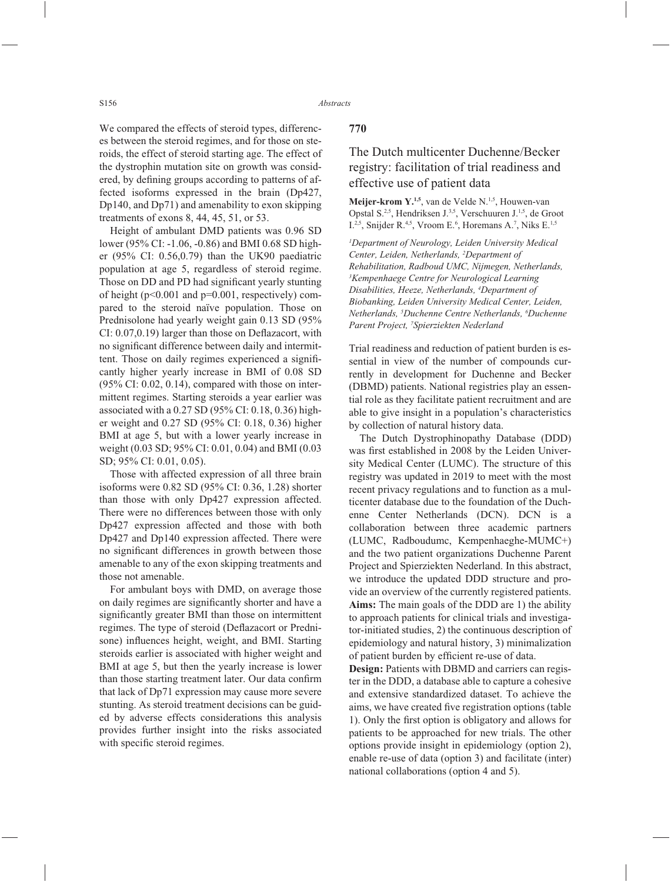We compared the effects of steroid types, differences between the steroid regimes, and for those on steroids, the effect of steroid starting age. The effect of the dystrophin mutation site on growth was considered, by defining groups according to patterns of affected isoforms expressed in the brain (Dp427, Dp140, and Dp71) and amenability to exon skipping treatments of exons 8, 44, 45, 51, or 53.

Height of ambulant DMD patients was 0.96 SD lower (95% CI: -1.06, -0.86) and BMI 0.68 SD higher (95% CI: 0.56,0.79) than the UK90 paediatric population at age 5, regardless of steroid regime. Those on DD and PD had significant yearly stunting of height ($p<0.001$ and $p=0.001$, respectively) compared to the steroid naïve population. Those on Prednisolone had yearly weight gain 0.13 SD (95% CI: 0.07,0.19) larger than those on Deflazacort, with no significant difference between daily and intermittent. Those on daily regimes experienced a significantly higher yearly increase in BMI of 0.08 SD (95% CI: 0.02, 0.14), compared with those on intermittent regimes. Starting steroids a year earlier was associated with a 0.27 SD (95% CI: 0.18, 0.36) higher weight and 0.27 SD (95% CI: 0.18, 0.36) higher BMI at age 5, but with a lower yearly increase in weight (0.03 SD; 95% CI: 0.01, 0.04) and BMI (0.03 SD; 95% CI: 0.01, 0.05).

Those with affected expression of all three brain isoforms were 0.82 SD (95% CI: 0.36, 1.28) shorter than those with only Dp427 expression affected. There were no differences between those with only Dp427 expression affected and those with both Dp427 and Dp140 expression affected. There were no significant differences in growth between those amenable to any of the exon skipping treatments and those not amenable.

For ambulant boys with DMD, on average those on daily regimes are significantly shorter and have a significantly greater BMI than those on intermittent regimes. The type of steroid (Deflazacort or Prednisone) influences height, weight, and BMI. Starting steroids earlier is associated with higher weight and BMI at age 5, but then the yearly increase is lower than those starting treatment later. Our data confirm that lack of Dp71 expression may cause more severe stunting. As steroid treatment decisions can be guided by adverse effects considerations this analysis provides further insight into the risks associated with specific steroid regimes.

**770**

## The Dutch multicenter Duchenne/Becker registry: facilitation of trial readiness and effective use of patient data

**Meijer-krom Y.**[1,5], van de Velde N.[1,5], Houwen-van Opstal S.[2,5], Hendriksen J.[3,5], Verschuuren J.[1,5], de Groot I.[2,5], Snijder R.[4,5], Vroom E.[6], Horemans A.[7], Niks E.[1,5]

*[1]Department of Neurology, Leiden University Medical Center, Leiden, Netherlands, [2]Department of Rehabilitation, Radboud UMC, Nijmegen, Netherlands, [3]Kempenhaege Centre for Neurological Learning Disabilities, Heeze, Netherlands, [4]Department of Biobanking, Leiden University Medical Center, Leiden, Netherlands, [5]Duchenne Centre Netherlands, [6]Duchenne Parent Project, [7]Spierziekten Nederland*

Trial readiness and reduction of patient burden is essential in view of the number of compounds currently in development for Duchenne and Becker (DBMD) patients. National registries play an essential role as they facilitate patient recruitment and are able to give insight in a population's characteristics by collection of natural history data.

The Dutch Dystrophinopathy Database (DDD) was first established in 2008 by the Leiden University Medical Center (LUMC). The structure of this registry was updated in 2019 to meet with the most recent privacy regulations and to function as a multicenter database due to the foundation of the Duchenne Center Netherlands (DCN). DCN is a collaboration between three academic partners (LUMC, Radboudumc, Kempenhaeghe-MUMC+) and the two patient organizations Duchenne Parent Project and Spierziekten Nederland. In this abstract, we introduce the updated DDD structure and provide an overview of the currently registered patients.

**Aims:** The main goals of the DDD are 1) the ability to approach patients for clinical trials and investigator-initiated studies, 2) the continuous description of epidemiology and natural history, 3) minimalization of patient burden by efficient re-use of data.

**Design:** Patients with DBMD and carriers can register in the DDD, a database able to capture a cohesive and extensive standardized dataset. To achieve the aims, we have created five registration options (table 1). Only the first option is obligatory and allows for patients to be approached for new trials. The other options provide insight in epidemiology (option 2), enable re-use of data (option 3) and facilitate (inter) national collaborations (option 4 and 5).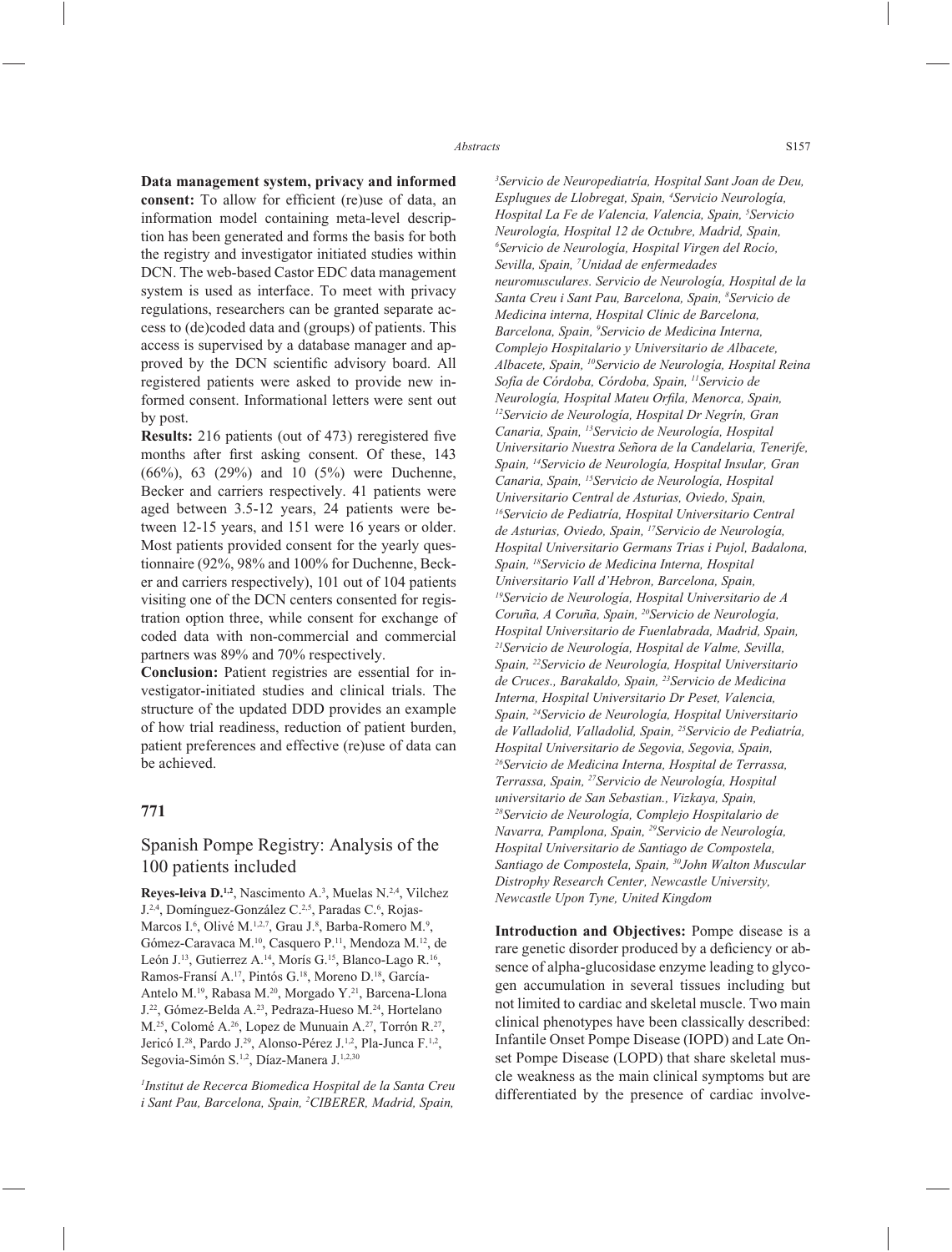**Data management system, privacy and informed consent:** To allow for efficient (re)use of data, an information model containing meta-level description has been generated and forms the basis for both the registry and investigator initiated studies within DCN. The web-based Castor EDC data management system is used as interface. To meet with privacy regulations, researchers can be granted separate access to (de)coded data and (groups) of patients. This access is supervised by a database manager and approved by the DCN scientific advisory board. All registered patients were asked to provide new informed consent. Informational letters were sent out by post.

**Results:** 216 patients (out of 473) reregistered five months after first asking consent. Of these, 143 (66%), 63 (29%) and 10 (5%) were Duchenne, Becker and carriers respectively. 41 patients were aged between 3.5-12 years, 24 patients were between 12-15 years, and 151 were 16 years or older. Most patients provided consent for the yearly questionnaire (92%, 98% and 100% for Duchenne, Becker and carriers respectively), 101 out of 104 patients visiting one of the DCN centers consented for registration option three, while consent for exchange of coded data with non-commercial and commercial partners was 89% and 70% respectively.

**Conclusion:** Patient registries are essential for investigator-initiated studies and clinical trials. The structure of the updated DDD provides an example of how trial readiness, reduction of patient burden, patient preferences and effective (re)use of data can be achieved.

## 771

### Spanish Pompe Registry: Analysis of the 100 patients included

**Reyes-leiva D.**[1,2], Nascimento A.[3], Muelas N.[2,4], Vilchez J.[2,4], Domínguez-González C.[2,5], Paradas C.[6], Rojas-Marcos I.[6], Olivé M.[1,2,7], Grau J.[8], Barba-Romero M.[9], Gómez-Caravaca M.[10], Casquero P.[11], Mendoza M.[12], de León J.[13], Gutierrez A.[14], Morís G.[15], Blanco-Lago R.[16], Ramos-Fransí A.[17], Pintós G.[18], Moreno D.[18], García-Antelo M.[19], Rabasa M.[20], Morgado Y.[21], Barcena-Llona J.[22], Gómez-Belda A.[23], Pedraza-Hueso M.[24], Hortelano M.[25], Colomé A.[26], Lopez de Munuain A.[27], Torrón R.[27], Jericó I.[28], Pardo J.[29], Alonso-Pérez J.[1,2], Pla-Junca F.[1,2], Segovia-Simón S.[1,2], Díaz-Manera J.[1,2,30]

*[1]Institut de Recerca Biomedica Hospital de la Santa Creu i Sant Pau, Barcelona, Spain, [2]CIBERER, Madrid, Spain, [3]Servicio de Neuropediatría, Hospital Sant Joan de Deu, Esplugues de Llobregat, Spain, [4]Servicio Neurología, Hospital La Fe de Valencia, Valencia, Spain, [5]Servicio Neurología, Hospital 12 de Octubre, Madrid, Spain, [6]Servicio de Neurología, Hospital Virgen del Rocío, Sevilla, Spain, [7]Unidad de enfermedades neuromusculares. Servicio de Neurología, Hospital de la Santa Creu i Sant Pau, Barcelona, Spain, [8]Servicio de Medicina interna, Hospital Clínic de Barcelona, Barcelona, Spain, [9]Servicio de Medicina Interna, Complejo Hospitalario y Universitario de Albacete, Albacete, Spain, [10]Servicio de Neurología, Hospital Reina Sofía de Córdoba, Córdoba, Spain, [11]Servicio de Neurología, Hospital Mateu Orfila, Menorca, Spain, [12]Servicio de Neurología, Hospital Dr Negrín, Gran Canaria, Spain, [13]Servicio de Neurología, Hospital Universitario Nuestra Señora de la Candelaria, Tenerife, Spain, [14]Servicio de Neurología, Hospital Insular, Gran Canaria, Spain, [15]Servicio de Neurología, Hospital Universitario Central de Asturias, Oviedo, Spain, [16]Servicio de Pediatría, Hospital Universitario Central de Asturias, Oviedo, Spain, [17]Servicio de Neurología, Hospital Universitario Germans Trias i Pujol, Badalona, Spain, [18]Servicio de Medicina Interna, Hospital Universitario Vall d'Hebron, Barcelona, Spain, [19]Servicio de Neurología, Hospital Universitario de A Coruña, A Coruña, Spain, [20]Servicio de Neurología, Hospital Universitario de Fuenlabrada, Madrid, Spain, [21]Servicio de Neurología, Hospital de Valme, Sevilla, Spain, [22]Servicio de Neurología, Hospital Universitario de Cruces., Barakaldo, Spain, [23]Servicio de Medicina Interna, Hospital Universitario Dr Peset, Valencia, Spain, [24]Servicio de Neurología, Hospital Universitario de Valladolid, Valladolid, Spain, [25]Servicio de Pediatría, Hospital Universitario de Segovia, Segovia, Spain, [26]Servicio de Medicina Interna, Hospital de Terrassa, Terrassa, Spain, [27]Servicio de Neurología, Hospital universitario de San Sebastian., Vizkaya, Spain, [28]Servicio de Neurología, Complejo Hospitalario de Navarra, Pamplona, Spain, [29]Servicio de Neurología, Hospital Universitario de Santiago de Compostela, Santiago de Compostela, Spain, [30]John Walton Muscular Distrophy Research Center, Newcastle University, Newcastle Upon Tyne, United Kingdom*

**Introduction and Objectives:** Pompe disease is a rare genetic disorder produced by a deficiency or absence of alpha-glucosidase enzyme leading to glycogen accumulation in several tissues including but not limited to cardiac and skeletal muscle. Two main clinical phenotypes have been classically described: Infantile Onset Pompe Disease (IOPD) and Late Onset Pompe Disease (LOPD) that share skeletal muscle weakness as the main clinical symptoms but are differentiated by the presence of cardiac involve-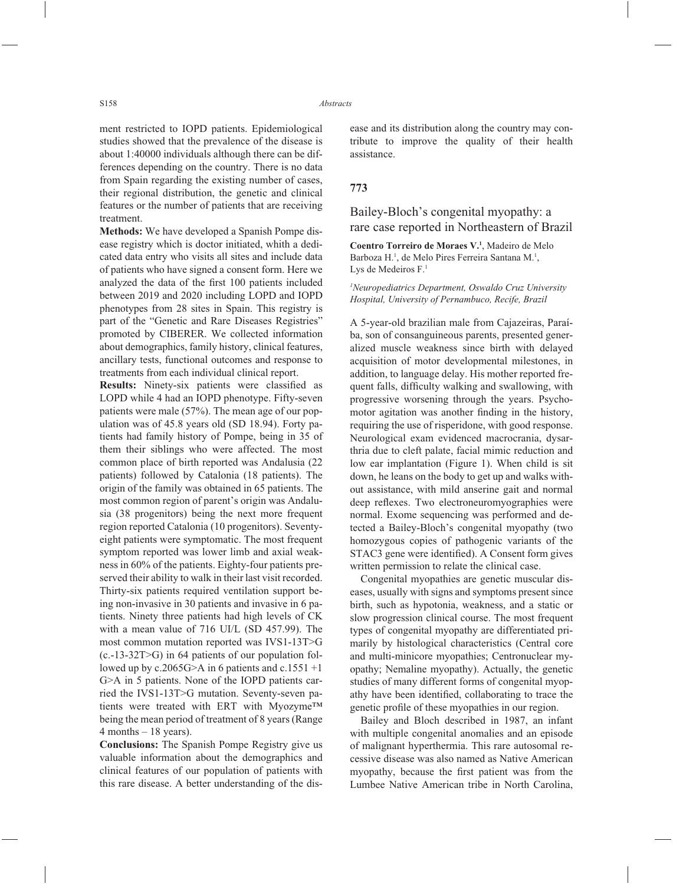ment restricted to IOPD patients. Epidemiological studies showed that the prevalence of the disease is about 1:40000 individuals although there can be differences depending on the country. There is no data from Spain regarding the existing number of cases, their regional distribution, the genetic and clinical features or the number of patients that are receiving treatment.

**Methods:** We have developed a Spanish Pompe disease registry which is doctor initiated, whith a dedicated data entry who visits all sites and include data of patients who have signed a consent form. Here we analyzed the data of the first 100 patients included between 2019 and 2020 including LOPD and IOPD phenotypes from 28 sites in Spain. This registry is part of the "Genetic and Rare Diseases Registries" promoted by CIBERER. We collected information about demographics, family history, clinical features, ancillary tests, functional outcomes and response to treatments from each individual clinical report.

**Results:** Ninety-six patients were classified as LOPD while 4 had an IOPD phenotype. Fifty-seven patients were male (57%). The mean age of our population was of 45.8 years old (SD 18.94). Forty patients had family history of Pompe, being in 35 of them their siblings who were affected. The most common place of birth reported was Andalusia (22 patients) followed by Catalonia (18 patients). The origin of the family was obtained in 65 patients. The most common region of parent's origin was Andalusia (38 progenitors) being the next more frequent region reported Catalonia (10 progenitors). Seventy-eight patients were symptomatic. The most frequent symptom reported was lower limb and axial weakness in 60% of the patients. Eighty-four patients preserved their ability to walk in their last visit recorded. Thirty-six patients required ventilation support being non-invasive in 30 patients and invasive in 6 patients. Ninety three patients had high levels of CK with a mean value of 716 UI/L (SD 457.99). The most common mutation reported was IVS1-13T>G (c.-13-32T>G) in 64 patients of our population followed up by c.2065G>A in 6 patients and c.1551 +1 G>A in 5 patients. None of the IOPD patients carried the IVS1-13T>G mutation. Seventy-seven patients were treated with ERT with Myozyme™ being the mean period of treatment of 8 years (Range 4 months – 18 years).

**Conclusions:** The Spanish Pompe Registry give us valuable information about the demographics and clinical features of our population of patients with this rare disease. A better understanding of the disease and its distribution along the country may contribute to improve the quality of their health assistance.

## 773

### Bailey-Bloch's congenital myopathy: a rare case reported in Northeastern of Brazil

**Coentro Torreiro de Moraes V.**[1], Madeiro de Melo Barboza H.[1], de Melo Pires Ferreira Santana M.[1], Lys de Medeiros F.[1]

[1]*Neuropediatrics Department, Oswaldo Cruz University Hospital, University of Pernambuco, Recife, Brazil*

A 5-year-old brazilian male from Cajazeiras, Paraíba, son of consanguineous parents, presented generalized muscle weakness since birth with delayed acquisition of motor developmental milestones, in addition, to language delay. His mother reported frequent falls, difficulty walking and swallowing, with progressive worsening through the years. Psychomotor agitation was another finding in the history, requiring the use of risperidone, with good response. Neurological exam evidenced macrocrania, dysarthria due to cleft palate, facial mimic reduction and low ear implantation (Figure 1). When child is sit down, he leans on the body to get up and walks without assistance, with mild anserine gait and normal deep reflexes. Two electroneuromyographies were normal. Exome sequencing was performed and detected a Bailey-Bloch's congenital myopathy (two homozygous copies of pathogenic variants of the STAC3 gene were identified). A Consent form gives written permission to relate the clinical case.

Congenital myopathies are genetic muscular diseases, usually with signs and symptoms present since birth, such as hypotonia, weakness, and a static or slow progression clinical course. The most frequent types of congenital myopathy are differentiated primarily by histological characteristics (Central core and multi-minicore myopathies; Centronuclear myopathy; Nemaline myopathy). Actually, the genetic studies of many different forms of congenital myopathy have been identified, collaborating to trace the genetic profile of these myopathies in our region.

Bailey and Bloch described in 1987, an infant with multiple congenital anomalies and an episode of malignant hyperthermia. This rare autosomal recessive disease was also named as Native American myopathy, because the first patient was from the Lumbee Native American tribe in North Carolina,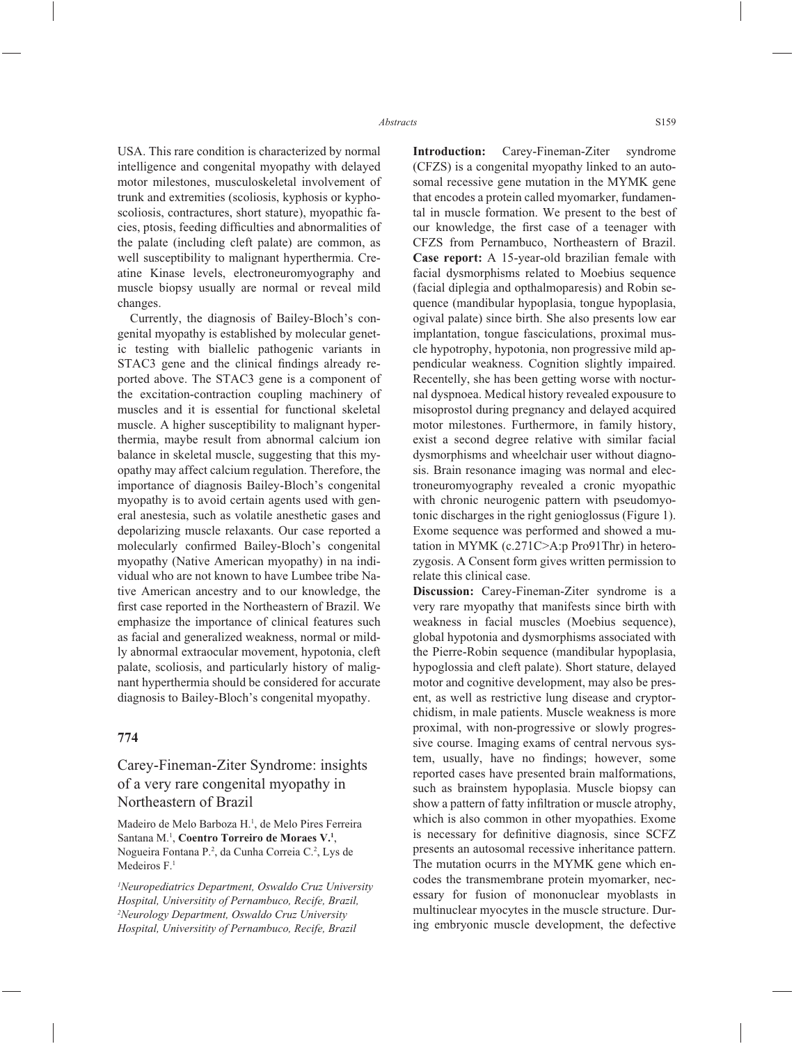USA. This rare condition is characterized by normal intelligence and congenital myopathy with delayed motor milestones, musculoskeletal involvement of trunk and extremities (scoliosis, kyphosis or kyphoscoliosis, contractures, short stature), myopathic facies, ptosis, feeding difficulties and abnormalities of the palate (including cleft palate) are common, as well susceptibility to malignant hyperthermia. Creatine Kinase levels, electroneuromyography and muscle biopsy usually are normal or reveal mild changes.

Currently, the diagnosis of Bailey-Bloch's congenital myopathy is established by molecular genetic testing with biallelic pathogenic variants in STAC3 gene and the clinical findings already reported above. The STAC3 gene is a component of the excitation-contraction coupling machinery of muscles and it is essential for functional skeletal muscle. A higher susceptibility to malignant hyperthermia, maybe result from abnormal calcium ion balance in skeletal muscle, suggesting that this myopathy may affect calcium regulation. Therefore, the importance of diagnosis Bailey-Bloch's congenital myopathy is to avoid certain agents used with general anesthesia, such as volatile anesthetic gases and depolarizing muscle relaxants. Our case reported a molecularly confirmed Bailey-Bloch's congenital myopathy (Native American myopathy) in na individual who are not known to have Lumbee tribe Native American ancestry and to our knowledge, the first case reported in the Northeastern of Brazil. We emphasize the importance of clinical features such as facial and generalized weakness, normal or mildly abnormal extraocular movement, hypotonia, cleft palate, scoliosis, and particularly history of malignant hyperthermia should be considered for accurate diagnosis to Bailey-Bloch's congenital myopathy.

## 774

### Carey-Fineman-Ziter Syndrome: insights of a very rare congenital myopathy in Northeastern of Brazil

Madeiro de Melo Barboza H.[1], de Melo Pires Ferreira Santana M.[1], **Coentro Torreiro de Moraes V.[1]**, Nogueira Fontana P.[2], da Cunha Correia C.[2], Lys de Medeiros F.[1]

*[1]Neuropediatrics Department, Oswaldo Cruz University Hospital, Universitity of Pernambuco, Recife, Brazil, [2]Neurology Department, Oswaldo Cruz University Hospital, Universitity of Pernambuco, Recife, Brazil*

**Introduction:** Carey-Fineman-Ziter syndrome (CFZS) is a congenital myopathy linked to an autosomal recessive gene mutation in the MYMK gene that encodes a protein called myomarker, fundamental in muscle formation. We present to the best of our knowledge, the first case of a teenager with CFZS from Pernambuco, Northeastern of Brazil.

**Case report:** A 15-year-old brazilian female with facial dysmorphisms related to Moebius sequence (facial diplegia and opthalmoparesis) and Robin sequence (mandibular hypoplasia, tongue hypoplasia, ogival palate) since birth. She also presents low ear implantation, tongue fasciculations, proximal muscle hypotrophy, hypotonia, non progressive mild appendicular weakness. Cognition slightly impaired. Recentelly, she has been getting worse with nocturnal dyspnoea. Medical history revealed expousure to misoprostol during pregnancy and delayed acquired motor milestones. Furthermore, in family history, exist a second degree relative with similar facial dysmorphisms and wheelchair user without diagnosis. Brain resonance imaging was normal and electroneuromyography revealed a cronic myopathic with chronic neurogenic pattern with pseudomyotonic discharges in the right genioglossus (Figure 1). Exome sequence was performed and showed a mutation in MYMK (c.271C>A:p Pro91Thr) in heterozygosis. A Consent form gives written permission to relate this clinical case.

**Discussion:** Carey-Fineman-Ziter syndrome is a very rare myopathy that manifests since birth with weakness in facial muscles (Moebius sequence), global hypotonia and dysmorphisms associated with the Pierre-Robin sequence (mandibular hypoplasia, hypoglossia and cleft palate). Short stature, delayed motor and cognitive development, may also be present, as well as restrictive lung disease and cryptorchidism, in male patients. Muscle weakness is more proximal, with non-progressive or slowly progressive course. Imaging exams of central nervous system, usually, have no findings; however, some reported cases have presented brain malformations, such as brainstem hypoplasia. Muscle biopsy can show a pattern of fatty infiltration or muscle atrophy, which is also common in other myopathies. Exome is necessary for definitive diagnosis, since SCFZ presents an autosomal recessive inheritance pattern. The mutation ocurrs in the MYMK gene which encodes the transmembrane protein myomarker, necessary for fusion of mononuclear myoblasts in multinuclear myocytes in the muscle structure. During embryonic muscle development, the defective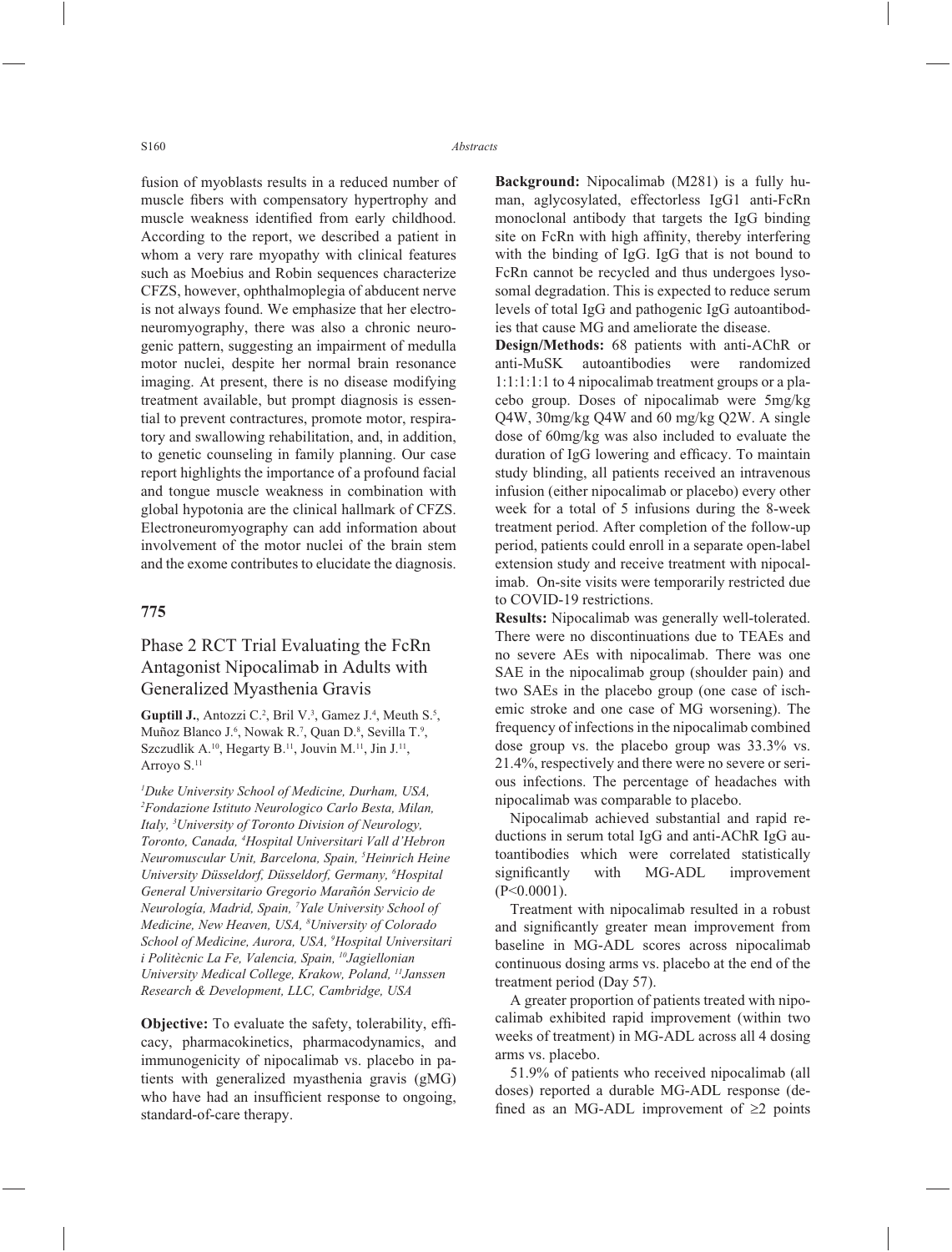fusion of myoblasts results in a reduced number of muscle fibers with compensatory hypertrophy and muscle weakness identified from early childhood. According to the report, we described a patient in whom a very rare myopathy with clinical features such as Moebius and Robin sequences characterize CFZS, however, ophthalmoplegia of abducent nerve is not always found. We emphasize that her electroneuromyography, there was also a chronic neurogenic pattern, suggesting an impairment of medulla motor nuclei, despite her normal brain resonance imaging. At present, there is no disease modifying treatment available, but prompt diagnosis is essential to prevent contractures, promote motor, respiratory and swallowing rehabilitation, and, in addition, to genetic counseling in family planning. Our case report highlights the importance of a profound facial and tongue muscle weakness in combination with global hypotonia are the clinical hallmark of CFZS. Electroneuromyography can add information about involvement of the motor nuclei of the brain stem and the exome contributes to elucidate the diagnosis.

## 775

## Phase 2 RCT Trial Evaluating the FcRn Antagonist Nipocalimab in Adults with Generalized Myasthenia Gravis

**Guptill J.**, Antozzi C.[2], Bril V.[3], Gamez J.[4], Meuth S.[5], Muñoz Blanco J.[6], Nowak R.[7], Quan D.[8], Sevilla T.[9], Szczudlik A.[10], Hegarty B.[11], Jouvin M.[11], Jin J.[11], Arroyo S.[11]

*[1]Duke University School of Medicine, Durham, USA, [2]Fondazione Istituto Neurologico Carlo Besta, Milan, Italy, [3]University of Toronto Division of Neurology, Toronto, Canada, [4]Hospital Universitari Vall d'Hebron Neuromuscular Unit, Barcelona, Spain, [5]Heinrich Heine University Düsseldorf, Düsseldorf, Germany, [6]Hospital General Universitario Gregorio Marañón Servicio de Neurología, Madrid, Spain, [7]Yale University School of Medicine, New Heaven, USA, [8]University of Colorado School of Medicine, Aurora, USA, [9]Hospital Universitari i Politècnic La Fe, Valencia, Spain, [10]Jagiellonian University Medical College, Krakow, Poland, [11]Janssen Research & Development, LLC, Cambridge, USA*

**Objective:** To evaluate the safety, tolerability, efficacy, pharmacokinetics, pharmacodynamics, and immunogenicity of nipocalimab vs. placebo in patients with generalized myasthenia gravis (gMG) who have had an insufficient response to ongoing, standard-of-care therapy.

**Background:** Nipocalimab (M281) is a fully human, aglycosylated, effectorless IgG1 anti-FcRn monoclonal antibody that targets the IgG binding site on FcRn with high affinity, thereby interfering with the binding of IgG. IgG that is not bound to FcRn cannot be recycled and thus undergoes lysosomal degradation. This is expected to reduce serum levels of total IgG and pathogenic IgG autoantibodies that cause MG and ameliorate the disease.

**Design/Methods:** 68 patients with anti-AChR or anti-MuSK autoantibodies were randomized 1:1:1:1:1 to 4 nipocalimab treatment groups or a placebo group. Doses of nipocalimab were 5mg/kg Q4W, 30mg/kg Q4W and 60 mg/kg Q2W. A single dose of 60mg/kg was also included to evaluate the duration of IgG lowering and efficacy. To maintain study blinding, all patients received an intravenous infusion (either nipocalimab or placebo) every other week for a total of 5 infusions during the 8-week treatment period. After completion of the follow-up period, patients could enroll in a separate open-label extension study and receive treatment with nipocalimab. On-site visits were temporarily restricted due to COVID-19 restrictions.

**Results:** Nipocalimab was generally well-tolerated. There were no discontinuations due to TEAEs and no severe AEs with nipocalimab. There was one SAE in the nipocalimab group (shoulder pain) and two SAEs in the placebo group (one case of ischemic stroke and one case of MG worsening). The frequency of infections in the nipocalimab combined dose group vs. the placebo group was 33.3% vs. 21.4%, respectively and there were no severe or serious infections. The percentage of headaches with nipocalimab was comparable to placebo.

Nipocalimab achieved substantial and rapid reductions in serum total IgG and anti-AChR IgG autoantibodies which were correlated statistically significantly with MG-ADL improvement ($P<0.0001$).

Treatment with nipocalimab resulted in a robust and significantly greater mean improvement from baseline in MG-ADL scores across nipocalimab continuous dosing arms vs. placebo at the end of the treatment period (Day 57).

A greater proportion of patients treated with nipocalimab exhibited rapid improvement (within two weeks of treatment) in MG-ADL across all 4 dosing arms vs. placebo.

51.9% of patients who received nipocalimab (all doses) reported a durable MG-ADL response (defined as an MG-ADL improvement of ≥2 points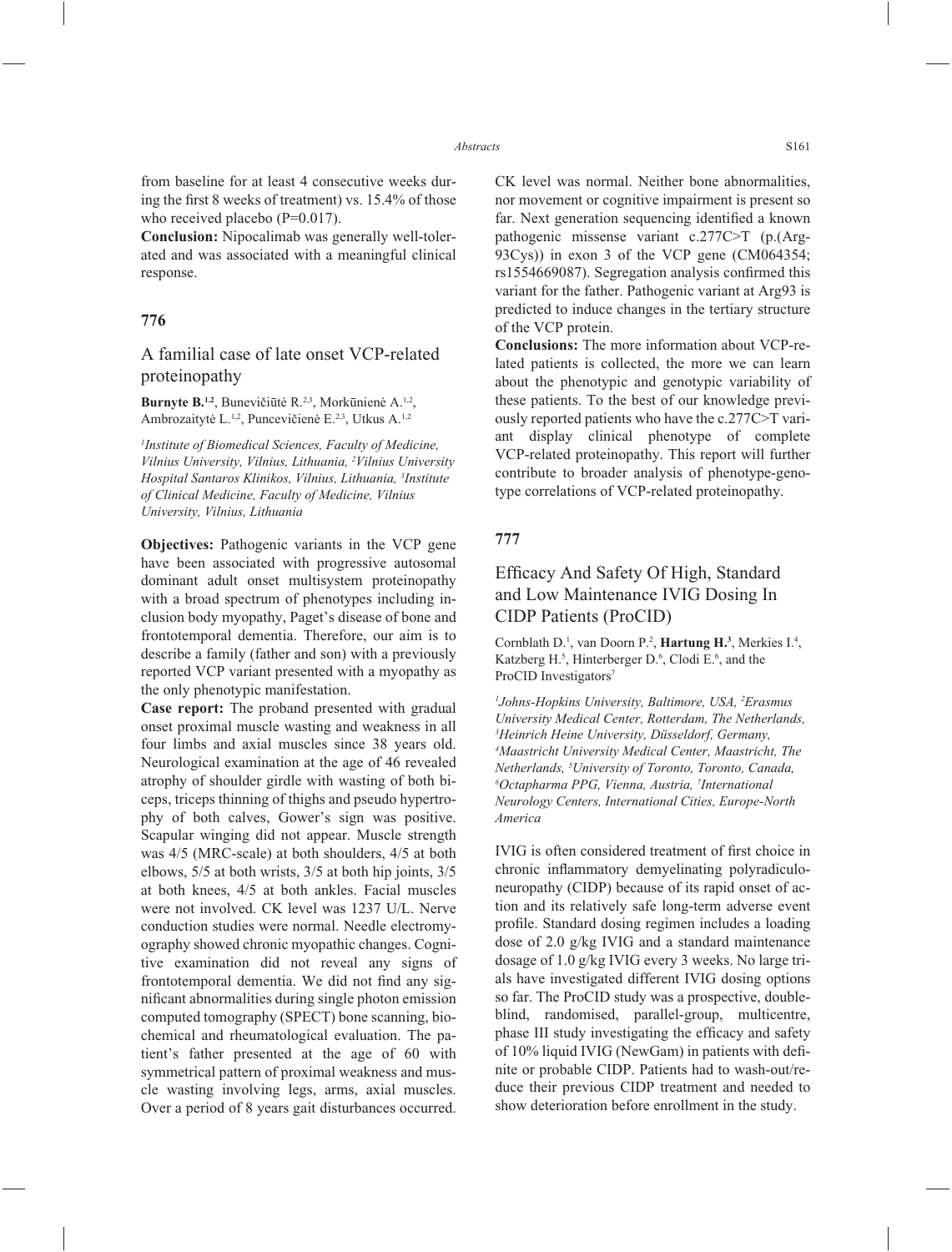from baseline for at least 4 consecutive weeks during the first 8 weeks of treatment) vs. 15.4% of those who received placebo (P=0.017).

**Conclusion:** Nipocalimab was generally well-tolerated and was associated with a meaningful clinical response.

## 776

### A familial case of late onset VCP-related proteinopathy

**Burnyte B.**[1,2], Bunevičiūtė R.[2,3], Morkūnienė A.[1,2], Ambrozaitytė L.[1,2], Puncevičienė E.[2,3], Utkus A.[1,2]

*[1]Institute of Biomedical Sciences, Faculty of Medicine, Vilnius University, Vilnius, Lithuania, [2]Vilnius University Hospital Santaros Klinikos, Vilnius, Lithuania, [3]Institute of Clinical Medicine, Faculty of Medicine, Vilnius University, Vilnius, Lithuania*

**Objectives:** Pathogenic variants in the VCP gene have been associated with progressive autosomal dominant adult onset multisystem proteinopathy with a broad spectrum of phenotypes including inclusion body myopathy, Paget's disease of bone and frontotemporal dementia. Therefore, our aim is to describe a family (father and son) with a previously reported VCP variant presented with a myopathy as the only phenotypic manifestation.

**Case report:** The proband presented with gradual onset proximal muscle wasting and weakness in all four limbs and axial muscles since 38 years old. Neurological examination at the age of 46 revealed atrophy of shoulder girdle with wasting of both biceps, triceps thinning of thighs and pseudo hypertrophy of both calves, Gower's sign was positive. Scapular winging did not appear. Muscle strength was 4/5 (MRC-scale) at both shoulders, 4/5 at both elbows, 5/5 at both wrists, 3/5 at both hip joints, 3/5 at both knees, 4/5 at both ankles. Facial muscles were not involved. CK level was 1237 U/L. Nerve conduction studies were normal. Needle electromyography showed chronic myopathic changes. Cognitive examination did not reveal any signs of frontotemporal dementia. We did not find any significant abnormalities during single photon emission computed tomography (SPECT) bone scanning, biochemical and rheumatological evaluation. The patient's father presented at the age of 60 with symmetrical pattern of proximal weakness and muscle wasting involving legs, arms, axial muscles. Over a period of 8 years gait disturbances occurred. CK level was normal. Neither bone abnormalities, nor movement or cognitive impairment is present so far. Next generation sequencing identified a known pathogenic missense variant c.277C>T (p.(Arg93Cys)) in exon 3 of the VCP gene (CM064354; rs1554669087). Segregation analysis confirmed this variant for the father. Pathogenic variant at Arg93 is predicted to induce changes in the tertiary structure of the VCP protein.

**Conclusions:** The more information about VCP-related patients is collected, the more we can learn about the phenotypic and genotypic variability of these patients. To the best of our knowledge previously reported patients who have the c.277C>T variant display clinical phenotype of complete VCP-related proteinopathy. This report will further contribute to broader analysis of phenotype-genotype correlations of VCP-related proteinopathy.

## 777

### Efficacy And Safety Of High, Standard and Low Maintenance IVIG Dosing In CIDP Patients (ProCID)

Cornblath D.[1], van Doorn P.[2], **Hartung H.**[3], Merkies I.[4], Katzberg H.[5], Hinterberger D.[6], Clodi E.[6], and the ProCID Investigators[7]

*[1]Johns-Hopkins University, Baltimore, USA, [2]Erasmus University Medical Center, Rotterdam, The Netherlands, [3]Heinrich Heine University, Düsseldorf, Germany, [4]Maastricht University Medical Center, Maastricht, The Netherlands, [5]University of Toronto, Toronto, Canada, [6]Octapharma PPG, Vienna, Austria, [7]International Neurology Centers, International Cities, Europe-North America*

IVIG is often considered treatment of first choice in chronic inflammatory demyelinating polyradiculoneuropathy (CIDP) because of its rapid onset of action and its relatively safe long-term adverse event profile. Standard dosing regimen includes a loading dose of 2.0 g/kg IVIG and a standard maintenance dosage of 1.0 g/kg IVIG every 3 weeks. No large trials have investigated different IVIG dosing options so far. The ProCID study was a prospective, double-blind, randomised, parallel-group, multicentre, phase III study investigating the efficacy and safety of 10% liquid IVIG (NewGam) in patients with definite or probable CIDP. Patients had to wash-out/reduce their previous CIDP treatment and needed to show deterioration before enrollment in the study.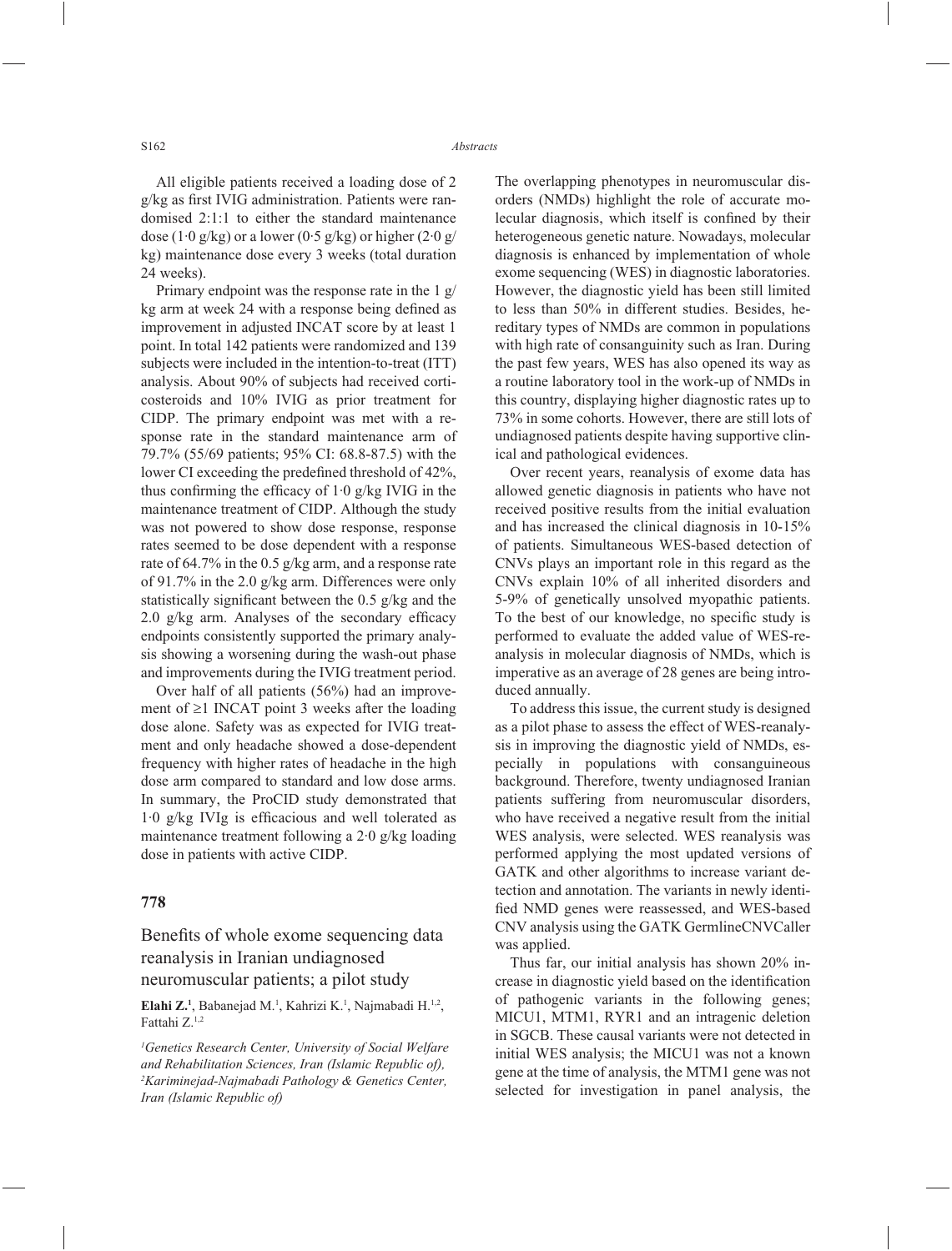All eligible patients received a loading dose of 2 g/kg as first IVIG administration. Patients were randomised 2:1:1 to either the standard maintenance dose (1·0 g/kg) or a lower (0·5 g/kg) or higher (2·0 g/kg) maintenance dose every 3 weeks (total duration 24 weeks).

Primary endpoint was the response rate in the 1 g/kg arm at week 24 with a response being defined as improvement in adjusted INCAT score by at least 1 point. In total 142 patients were randomized and 139 subjects were included in the intention-to-treat (ITT) analysis. About 90% of subjects had received corticosteroids and 10% IVIG as prior treatment for CIDP. The primary endpoint was met with a response rate in the standard maintenance arm of 79.7% (55/69 patients; 95% CI: 68.8-87.5) with the lower CI exceeding the predefined threshold of 42%, thus confirming the efficacy of 1·0 g/kg IVIG in the maintenance treatment of CIDP. Although the study was not powered to show dose response, response rates seemed to be dose dependent with a response rate of 64.7% in the 0.5 g/kg arm, and a response rate of 91.7% in the 2.0 g/kg arm. Differences were only statistically significant between the 0.5 g/kg and the 2.0 g/kg arm. Analyses of the secondary efficacy endpoints consistently supported the primary analysis showing a worsening during the wash-out phase and improvements during the IVIG treatment period.

Over half of all patients (56%) had an improvement of ≥1 INCAT point 3 weeks after the loading dose alone. Safety was as expected for IVIG treatment and only headache showed a dose-dependent frequency with higher rates of headache in the high dose arm compared to standard and low dose arms. In summary, the ProCID study demonstrated that 1·0 g/kg IVIg is efficacious and well tolerated as maintenance treatment following a 2·0 g/kg loading dose in patients with active CIDP.

## 778

### Benefits of whole exome sequencing data reanalysis in Iranian undiagnosed neuromuscular patients; a pilot study

**Elahi Z.**[1], Babanejad M.[1], Kahrizi K.[1], Najmabadi H.[1,2], Fattahi Z.[1,2]

*[1]Genetics Research Center, University of Social Welfare and Rehabilitation Sciences, Iran (Islamic Republic of), [2]Kariminejad-Najmabadi Pathology & Genetics Center, Iran (Islamic Republic of)*

The overlapping phenotypes in neuromuscular disorders (NMDs) highlight the role of accurate molecular diagnosis, which itself is confined by their heterogeneous genetic nature. Nowadays, molecular diagnosis is enhanced by implementation of whole exome sequencing (WES) in diagnostic laboratories. However, the diagnostic yield has been still limited to less than 50% in different studies. Besides, hereditary types of NMDs are common in populations with high rate of consanguinity such as Iran. During the past few years, WES has also opened its way as a routine laboratory tool in the work-up of NMDs in this country, displaying higher diagnostic rates up to 73% in some cohorts. However, there are still lots of undiagnosed patients despite having supportive clinical and pathological evidences.

Over recent years, reanalysis of exome data has allowed genetic diagnosis in patients who have not received positive results from the initial evaluation and has increased the clinical diagnosis in 10-15% of patients. Simultaneous WES-based detection of CNVs plays an important role in this regard as the CNVs explain 10% of all inherited disorders and 5-9% of genetically unsolved myopathic patients. To the best of our knowledge, no specific study is performed to evaluate the added value of WES-reanalysis in molecular diagnosis of NMDs, which is imperative as an average of 28 genes are being introduced annually.

To address this issue, the current study is designed as a pilot phase to assess the effect of WES-reanalysis in improving the diagnostic yield of NMDs, especially in populations with consanguineous background. Therefore, twenty undiagnosed Iranian patients suffering from neuromuscular disorders, who have received a negative result from the initial WES analysis, were selected. WES reanalysis was performed applying the most updated versions of GATK and other algorithms to increase variant detection and annotation. The variants in newly identified NMD genes were reassessed, and WES-based CNV analysis using the GATK GermlineCNVCaller was applied.

Thus far, our initial analysis has shown 20% increase in diagnostic yield based on the identification of pathogenic variants in the following genes; MICU1, MTM1, RYR1 and an intragenic deletion in SGCB. These causal variants were not detected in initial WES analysis; the MICU1 was not a known gene at the time of analysis, the MTM1 gene was not selected for investigation in panel analysis, the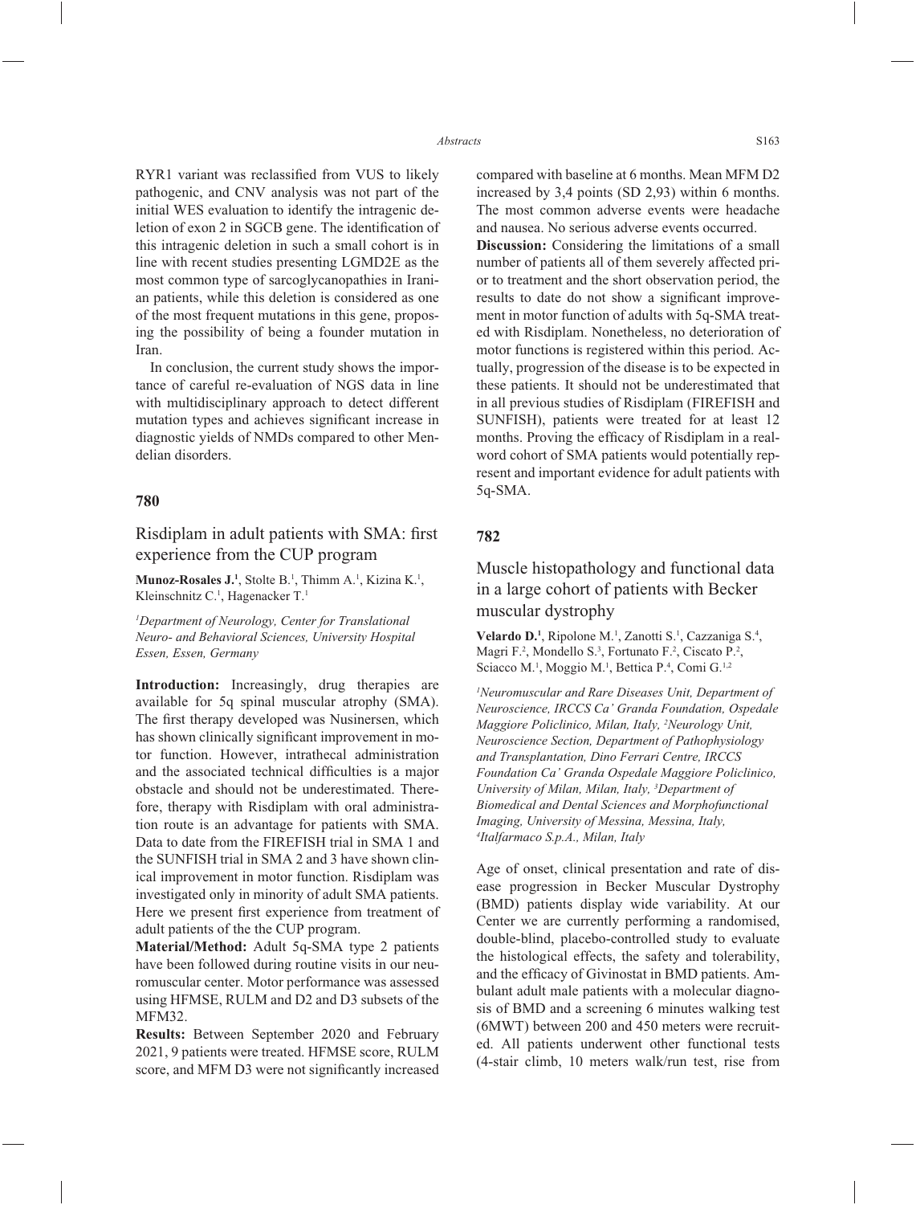RYR1 variant was reclassified from VUS to likely pathogenic, and CNV analysis was not part of the initial WES evaluation to identify the intragenic deletion of exon 2 in SGCB gene. The identification of this intragenic deletion in such a small cohort is in line with recent studies presenting LGMD2E as the most common type of sarcoglycanopathies in Iranian patients, while this deletion is considered as one of the most frequent mutations in this gene, proposing the possibility of being a founder mutation in Iran.

In conclusion, the current study shows the importance of careful re-evaluation of NGS data in line with multidisciplinary approach to detect different mutation types and achieves significant increase in diagnostic yields of NMDs compared to other Mendelian disorders.

## 780

### Risdiplam in adult patients with SMA: first experience from the CUP program

**Munoz-Rosales J.**[1], Stolte B.[1], Thimm A.[1], Kizina K.[1], Kleinschnitz C.[1], Hagenacker T.[1]

*[1]Department of Neurology, Center for Translational Neuro- and Behavioral Sciences, University Hospital Essen, Essen, Germany*

**Introduction:** Increasingly, drug therapies are available for 5q spinal muscular atrophy (SMA). The first therapy developed was Nusinersen, which has shown clinically significant improvement in motor function. However, intrathecal administration and the associated technical difficulties is a major obstacle and should not be underestimated. Therefore, therapy with Risdiplam with oral administration route is an advantage for patients with SMA. Data to date from the FIREFISH trial in SMA 1 and the SUNFISH trial in SMA 2 and 3 have shown clinical improvement in motor function. Risdiplam was investigated only in minority of adult SMA patients. Here we present first experience from treatment of adult patients of the the CUP program.

**Material/Method:** Adult 5q-SMA type 2 patients have been followed during routine visits in our neuromuscular center. Motor performance was assessed using HFMSE, RULM and D2 and D3 subsets of the MFM32.

**Results:** Between September 2020 and February 2021, 9 patients were treated. HFMSE score, RULM score, and MFM D3 were not significantly increased compared with baseline at 6 months. Mean MFM D2 increased by 3,4 points (SD 2,93) within 6 months. The most common adverse events were headache and nausea. No serious adverse events occurred.

**Discussion:** Considering the limitations of a small number of patients all of them severely affected prior to treatment and the short observation period, the results to date do not show a significant improvement in motor function of adults with 5q-SMA treated with Risdiplam. Nonetheless, no deterioration of motor functions is registered within this period. Actually, progression of the disease is to be expected in these patients. It should not be underestimated that in all previous studies of Risdiplam (FIREFISH and SUNFISH), patients were treated for at least 12 months. Proving the efficacy of Risdiplam in a real-word cohort of SMA patients would potentially represent and important evidence for adult patients with 5q-SMA.

## 782

### Muscle histopathology and functional data in a large cohort of patients with Becker muscular dystrophy

**Velardo D.**[1], Ripolone M.[1], Zanotti S.[1], Cazzaniga S.[4], Magri F.[2], Mondello S.[3], Fortunato F.[2], Ciscato P.[2], Sciacco M.[1], Moggio M.[1], Bettica P.[4], Comi G.[1,2]

*[1]Neuromuscular and Rare Diseases Unit, Department of Neuroscience, IRCCS Ca' Granda Foundation, Ospedale Maggiore Policlinico, Milan, Italy, [2]Neurology Unit, Neuroscience Section, Department of Pathophysiology and Transplantation, Dino Ferrari Centre, IRCCS Foundation Ca' Granda Ospedale Maggiore Policlinico, University of Milan, Milan, Italy, [3]Department of Biomedical and Dental Sciences and Morphofunctional Imaging, University of Messina, Messina, Italy, [4]Italfarmaco S.p.A., Milan, Italy*

Age of onset, clinical presentation and rate of disease progression in Becker Muscular Dystrophy (BMD) patients display wide variability. At our Center we are currently performing a randomised, double-blind, placebo-controlled study to evaluate the histological effects, the safety and tolerability, and the efficacy of Givinostat in BMD patients. Ambulant adult male patients with a molecular diagnosis of BMD and a screening 6 minutes walking test (6MWT) between 200 and 450 meters were recruited. All patients underwent other functional tests (4-stair climb, 10 meters walk/run test, rise from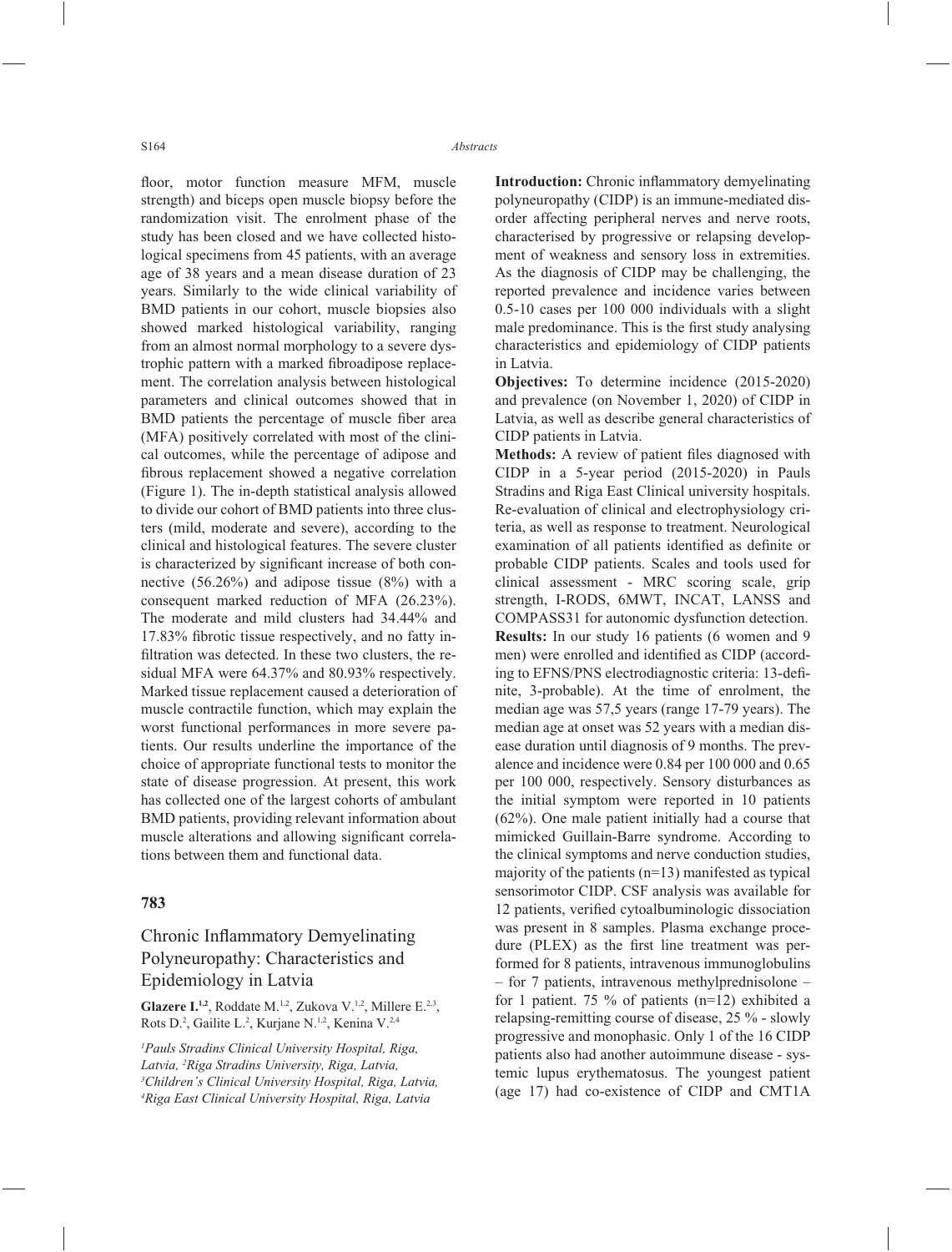floor, motor function measure MFM, muscle strength) and biceps open muscle biopsy before the randomization visit. The enrolment phase of the study has been closed and we have collected histological specimens from 45 patients, with an average age of 38 years and a mean disease duration of 23 years. Similarly to the wide clinical variability of BMD patients in our cohort, muscle biopsies also showed marked histological variability, ranging from an almost normal morphology to a severe dystrophic pattern with a marked fibroadipose replacement. The correlation analysis between histological parameters and clinical outcomes showed that in BMD patients the percentage of muscle fiber area (MFA) positively correlated with most of the clinical outcomes, while the percentage of adipose and fibrous replacement showed a negative correlation (Figure 1). The in-depth statistical analysis allowed to divide our cohort of BMD patients into three clusters (mild, moderate and severe), according to the clinical and histological features. The severe cluster is characterized by significant increase of both connective (56.26%) and adipose tissue (8%) with a consequent marked reduction of MFA (26.23%). The moderate and mild clusters had 34.44% and 17.83% fibrotic tissue respectively, and no fatty infiltration was detected. In these two clusters, the residual MFA were 64.37% and 80.93% respectively. Marked tissue replacement caused a deterioration of muscle contractile function, which may explain the worst functional performances in more severe patients. Our results underline the importance of the choice of appropriate functional tests to monitor the state of disease progression. At present, this work has collected one of the largest cohorts of ambulant BMD patients, providing relevant information about muscle alterations and allowing significant correlations between them and functional data.

## 783

## Chronic Inflammatory Demyelinating Polyneuropathy: Characteristics and Epidemiology in Latvia

**Glazere I.**[1,2], Roddate M.[1,2], Zukova V.[1,2], Millere E.[2,3], Rots D.[2], Gailite L.[2], Kurjane N.[1,2], Kenina V.[2,4]

*[1]Pauls Stradins Clinical University Hospital, Riga, Latvia, [2]Riga Stradins University, Riga, Latvia, [3]Children's Clinical University Hospital, Riga, Latvia, [4]Riga East Clinical University Hospital, Riga, Latvia*

**Introduction:** Chronic inflammatory demyelinating polyneuropathy (CIDP) is an immune-mediated disorder affecting peripheral nerves and nerve roots, characterised by progressive or relapsing development of weakness and sensory loss in extremities. As the diagnosis of CIDP may be challenging, the reported prevalence and incidence varies between 0.5-10 cases per 100 000 individuals with a slight male predominance. This is the first study analysing characteristics and epidemiology of CIDP patients in Latvia.

**Objectives:** To determine incidence (2015-2020) and prevalence (on November 1, 2020) of CIDP in Latvia, as well as describe general characteristics of CIDP patients in Latvia.

**Methods:** A review of patient files diagnosed with CIDP in a 5-year period (2015-2020) in Pauls Stradins and Riga East Clinical university hospitals. Re-evaluation of clinical and electrophysiology criteria, as well as response to treatment. Neurological examination of all patients identified as definite or probable CIDP patients. Scales and tools used for clinical assessment - MRC scoring scale, grip strength, I-RODS, 6MWT, INCAT, LANSS and COMPASS31 for autonomic dysfunction detection.

**Results:** In our study 16 patients (6 women and 9 men) were enrolled and identified as CIDP (according to EFNS/PNS electrodiagnostic criteria: 13-definite, 3-probable). At the time of enrolment, the median age was 57,5 years (range 17-79 years). The median age at onset was 52 years with a median disease duration until diagnosis of 9 months. The prevalence and incidence were 0.84 per 100 000 and 0.65 per 100 000, respectively. Sensory disturbances as the initial symptom were reported in 10 patients (62%). One male patient initially had a course that mimicked Guillain-Barre syndrome. According to the clinical symptoms and nerve conduction studies, majority of the patients (n=13) manifested as typical sensorimotor CIDP. CSF analysis was available for 12 patients, verified cytoalbuminologic dissociation was present in 8 samples. Plasma exchange procedure (PLEX) as the first line treatment was performed for 8 patients, intravenous immunoglobulins – for 7 patients, intravenous methylprednisolone – for 1 patient. 75 % of patients (n=12) exhibited a relapsing-remitting course of disease, 25 % - slowly progressive and monophasic. Only 1 of the 16 CIDP patients also had another autoimmune disease - systemic lupus erythematosus. The youngest patient (age 17) had co-existence of CIDP and CMT1A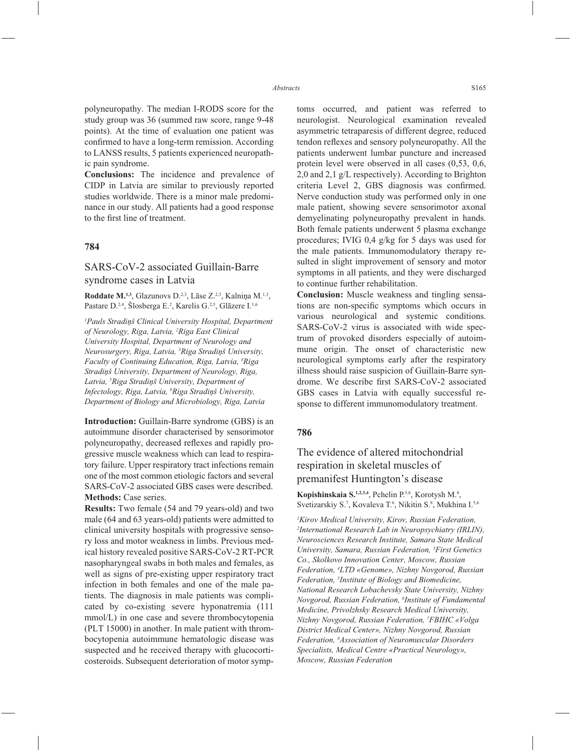polyneuropathy. The median I-RODS score for the study group was 36 (summed raw score, range 9-48 points). At the time of evaluation one patient was confirmed to have a long-term remission. According to LANSS results, 5 patients experienced neuropathic pain syndrome.

**Conclusions:** The incidence and prevalence of CIDP in Latvia are similar to previously reported studies worldwide. There is a minor male predominance in our study. All patients had a good response to the first line of treatment.

## 784

### SARS-CoV-2 associated Guillain-Barre syndrome cases in Latvia

**Roddate M.**[1,3], Glazunovs D.[2,3], Lāse Z.[2,3], Kalniņa M.[1,3], Pastare D.[2,4], Šlosberga E.[2], Karelis G.[2,5], Glāzere I.[1,6]

*[1]Pauls Stradiņš Clinical University Hospital, Department of Neurology, Riga, Latvia, [2]Riga East Clinical University Hospital, Department of Neurology and Neurosurgery, Riga, Latvia, [3]Riga Stradiņš University, Faculty of Continuing Education, Riga, Latvia, [4]Riga Stradiņš University, Department of Neurology, Riga, Latvia, [5]Riga Stradiņš University, Department of Infectology, Riga, Latvia, [6]Riga Stradiņš University, Department of Biology and Microbiology, Riga, Latvia*

**Introduction:** Guillain-Barre syndrome (GBS) is an autoimmune disorder characterised by sensorimotor polyneuropathy, decreased reflexes and rapidly progressive muscle weakness which can lead to respiratory failure. Upper respiratory tract infections remain one of the most common etiologic factors and several SARS-CoV-2 associated GBS cases were described.

**Methods:** Case series.

**Results:** Two female (54 and 79 years-old) and two male (64 and 63 years-old) patients were admitted to clinical university hospitals with progressive sensory loss and motor weakness in limbs. Previous medical history revealed positive SARS-CoV-2 RT-PCR nasopharyngeal swabs in both males and females, as well as signs of pre-existing upper respiratory tract infection in both females and one of the male patients. The diagnosis in male patients was complicated by co-existing severe hyponatremia (111 mmol/L) in one case and severe thrombocytopenia (PLT 15000) in another. In male patient with thrombocytopenia autoimmune hematologic disease was suspected and he received therapy with glucocorticosteroids. Subsequent deterioration of motor symptoms occurred, and patient was referred to neurologist. Neurological examination revealed asymmetric tetraparesis of different degree, reduced tendon reflexes and sensory polyneuropathy. All the patients underwent lumbar puncture and increased protein level were observed in all cases (0,53, 0,6, 2,0 and 2,1 g/L respectively). According to Brighton criteria Level 2, GBS diagnosis was confirmed. Nerve conduction study was performed only in one male patient, showing severe sensorimotor axonal demyelinating polyneuropathy prevalent in hands. Both female patients underwent 5 plasma exchange procedures; IVIG 0,4 g/kg for 5 days was used for the male patients. Immunomodulatory therapy resulted in slight improvement of sensory and motor symptoms in all patients, and they were discharged to continue further rehabilitation.

**Conclusion:** Muscle weakness and tingling sensations are non-specific symptoms which occurs in various neurological and systemic conditions. SARS-CoV-2 virus is associated with wide spectrum of provoked disorders especially of autoimmune origin. The onset of characteristic new neurological symptoms early after the respiratory illness should raise suspicion of Guillain-Barre syndrome. We describe first SARS-CoV-2 associated GBS cases in Latvia with equally successful response to different immunomodulatory treatment.

## 786

### The evidence of altered mitochondrial respiration in skeletal muscles of premanifest Huntington's disease

**Kopishinskaia S.**[1,2,3,4], Pchelin P.[5,6], Korotysh M.[4], Svetizarskiy S.[7], Kovaleva T.[6], Nikitin S.[8], Mukhina I.[5,6]

*[1]Kirov Medical University, Kirov, Russian Federation, [2]International Research Lab in Neuropsychiatry (IRLIN), Neurosciences Research Institute, Samara State Medical University, Samara, Russian Federation, [3]First Genetics Co., Skolkovo Innovation Center, Moscow, Russian Federation, [4]LTD «Genome», Nizhny Novgorod, Russian Federation, [5]Institute of Biology and Biomedicine, National Research Lobachevsky State University, Nizhny Novgorod, Russian Federation, [6]Institute of Fundamental Medicine, Privolzhsky Research Medical University, Nizhny Novgorod, Russian Federation, [7]FBIHC «Volga District Medical Center», Nizhny Novgorod, Russian Federation, [8]Association of Neuromuscular Disorders Specialists, Medical Centre «Practical Neurology», Moscow, Russian Federation*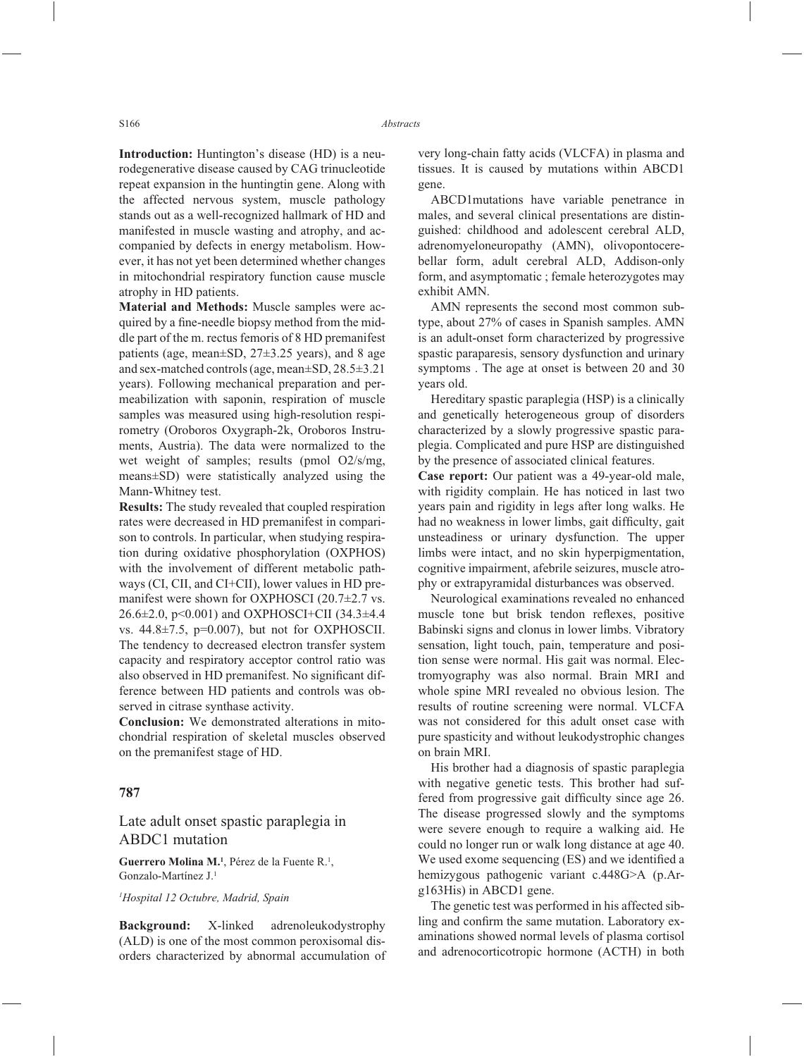**Introduction:** Huntington's disease (HD) is a neurodegenerative disease caused by CAG trinucleotide repeat expansion in the huntingtin gene. Along with the affected nervous system, muscle pathology stands out as a well-recognized hallmark of HD and manifested in muscle wasting and atrophy, and accompanied by defects in energy metabolism. However, it has not yet been determined whether changes in mitochondrial respiratory function cause muscle atrophy in HD patients.

**Material and Methods:** Muscle samples were acquired by a fine-needle biopsy method from the middle part of the m. rectus femoris of 8 HD premanifest patients (age, mean±SD, 27±3.25 years), and 8 age and sex-matched controls (age, mean±SD, 28.5±3.21 years). Following mechanical preparation and permeabilization with saponin, respiration of muscle samples was measured using high-resolution respirometry (Oroboros Oxygraph-2k, Oroboros Instruments, Austria). The data were normalized to the wet weight of samples; results (pmol O2/s/mg, means±SD) were statistically analyzed using the Mann-Whitney test.

**Results:** The study revealed that coupled respiration rates were decreased in HD premanifest in comparison to controls. In particular, when studying respiration during oxidative phosphorylation (OXPHOS) with the involvement of different metabolic pathways (CI, CII, and CI+CII), lower values in HD premanifest were shown for OXPHOSCI (20.7±2.7 vs. 26.6±2.0, $p<0.001$) and OXPHOSCI+CII (34.3±4.4 vs. 44.8±7.5, $p=0.007$), but not for OXPHOSCII. The tendency to decreased electron transfer system capacity and respiratory acceptor control ratio was also observed in HD premanifest. No significant difference between HD patients and controls was observed in citrase synthase activity.

**Conclusion:** We demonstrated alterations in mitochondrial respiration of skeletal muscles observed on the premanifest stage of HD.

## 787

### Late adult onset spastic paraplegia in ABDC1 mutation

**Guerrero Molina M.**[1], Pérez de la Fuente R.[1], Gonzalo-Martínez J.[1]

*[1]Hospital 12 Octubre, Madrid, Spain*

**Background:** X-linked adrenoleukodystrophy (ALD) is one of the most common peroxisomal disorders characterized by abnormal accumulation of very long-chain fatty acids (VLCFA) in plasma and tissues. It is caused by mutations within ABCD1 gene.

ABCD1mutations have variable penetrance in males, and several clinical presentations are distinguished: childhood and adolescent cerebral ALD, adrenomyeloneuropathy (AMN), olivopontocerebellar form, adult cerebral ALD, Addison-only form, and asymptomatic ; female heterozygotes may exhibit AMN.

AMN represents the second most common subtype, about 27% of cases in Spanish samples. AMN is an adult-onset form characterized by progressive spastic paraparesis, sensory dysfunction and urinary symptoms . The age at onset is between 20 and 30 years old.

Hereditary spastic paraplegia (HSP) is a clinically and genetically heterogeneous group of disorders characterized by a slowly progressive spastic paraplegia. Complicated and pure HSP are distinguished by the presence of associated clinical features.

**Case report:** Our patient was a 49-year-old male, with rigidity complain. He has noticed in last two years pain and rigidity in legs after long walks. He had no weakness in lower limbs, gait difficulty, gait unsteadiness or urinary dysfunction. The upper limbs were intact, and no skin hyperpigmentation, cognitive impairment, afebrile seizures, muscle atrophy or extrapyramidal disturbances was observed.

Neurological examinations revealed no enhanced muscle tone but brisk tendon reflexes, positive Babinski signs and clonus in lower limbs. Vibratory sensation, light touch, pain, temperature and position sense were normal. His gait was normal. Electromyography was also normal. Brain MRI and whole spine MRI revealed no obvious lesion. The results of routine screening were normal. VLCFA was not considered for this adult onset case with pure spasticity and without leukodystrophic changes on brain MRI.

His brother had a diagnosis of spastic paraplegia with negative genetic tests. This brother had suffered from progressive gait difficulty since age 26. The disease progressed slowly and the symptoms were severe enough to require a walking aid. He could no longer run or walk long distance at age 40. We used exome sequencing (ES) and we identified a hemizygous pathogenic variant c.448G>A (p.Arg163His) in ABCD1 gene.

The genetic test was performed in his affected sibling and confirm the same mutation. Laboratory examinations showed normal levels of plasma cortisol and adrenocorticotropic hormone (ACTH) in both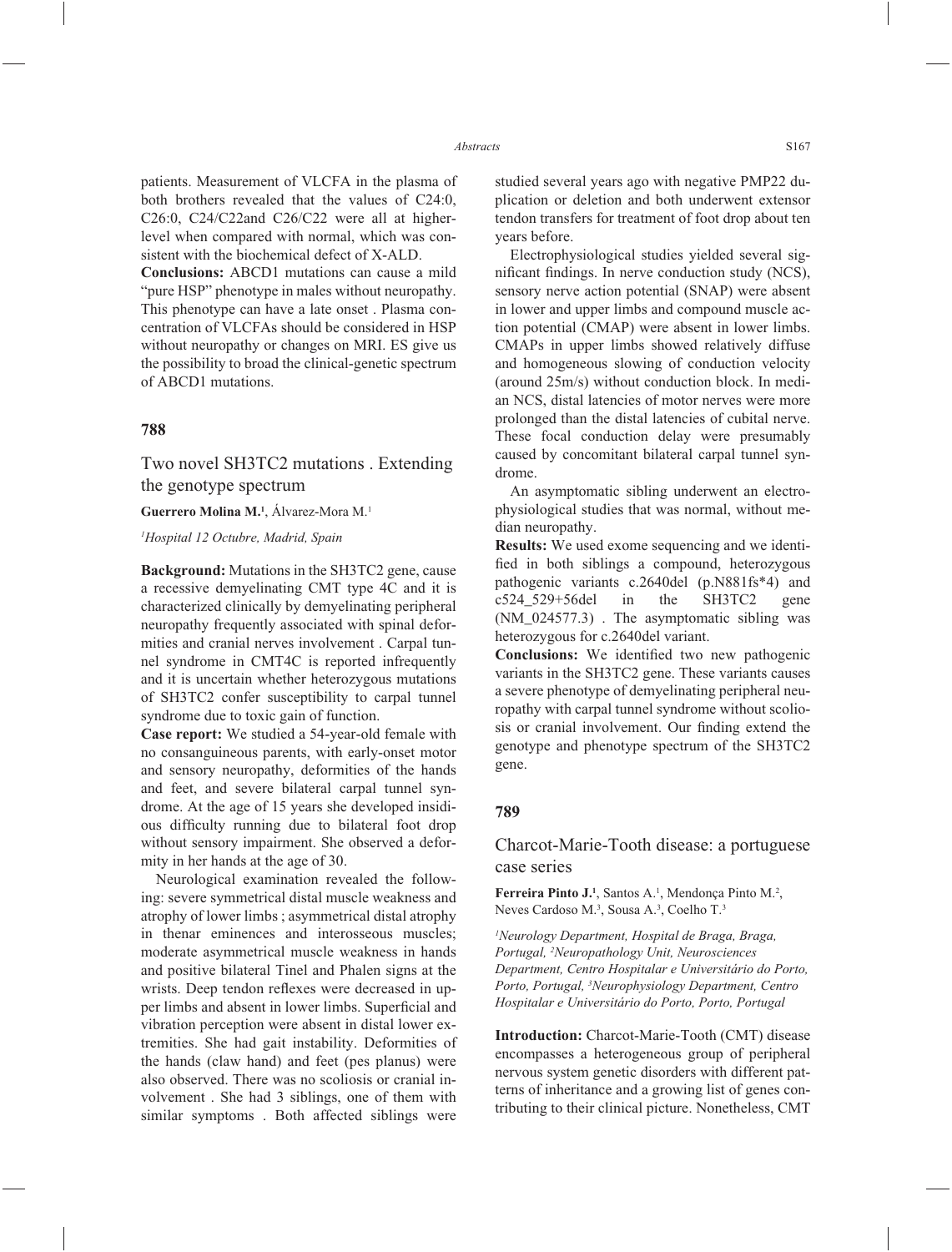patients. Measurement of VLCFA in the plasma of both brothers revealed that the values of C24:0, C26:0, C24/C22and C26/C22 were all at higher-level when compared with normal, which was consistent with the biochemical defect of X-ALD.

**Conclusions:** ABCD1 mutations can cause a mild "pure HSP" phenotype in males without neuropathy. This phenotype can have a late onset . Plasma concentration of VLCFAs should be considered in HSP without neuropathy or changes on MRI. ES give us the possibility to broad the clinical-genetic spectrum of ABCD1 mutations.

## 788

### Two novel SH3TC2 mutations . Extending the genotype spectrum

**Guerrero Molina M.**[1], Álvarez-Mora M.[1]

*[1]Hospital 12 Octubre, Madrid, Spain*

**Background:** Mutations in the SH3TC2 gene, cause a recessive demyelinating CMT type 4C and it is characterized clinically by demyelinating peripheral neuropathy frequently associated with spinal deformities and cranial nerves involvement . Carpal tunnel syndrome in CMT4C is reported infrequently and it is uncertain whether heterozygous mutations of SH3TC2 confer susceptibility to carpal tunnel syndrome due to toxic gain of function.

**Case report:** We studied a 54-year-old female with no consanguineous parents, with early-onset motor and sensory neuropathy, deformities of the hands and feet, and severe bilateral carpal tunnel syndrome. At the age of 15 years she developed insidious difficulty running due to bilateral foot drop without sensory impairment. She observed a deformity in her hands at the age of 30.

Neurological examination revealed the following: severe symmetrical distal muscle weakness and atrophy of lower limbs ; asymmetrical distal atrophy in thenar eminences and interosseous muscles; moderate asymmetrical muscle weakness in hands and positive bilateral Tinel and Phalen signs at the wrists. Deep tendon reflexes were decreased in upper limbs and absent in lower limbs. Superficial and vibration perception were absent in distal lower extremities. She had gait instability. Deformities of the hands (claw hand) and feet (pes planus) were also observed. There was no scoliosis or cranial involvement . She had 3 siblings, one of them with similar symptoms . Both affected siblings were studied several years ago with negative PMP22 duplication or deletion and both underwent extensor tendon transfers for treatment of foot drop about ten years before.

Electrophysiological studies yielded several significant findings. In nerve conduction study (NCS), sensory nerve action potential (SNAP) were absent in lower and upper limbs and compound muscle action potential (CMAP) were absent in lower limbs. CMAPs in upper limbs showed relatively diffuse and homogeneous slowing of conduction velocity (around 25m/s) without conduction block. In median NCS, distal latencies of motor nerves were more prolonged than the distal latencies of cubital nerve. These focal conduction delay were presumably caused by concomitant bilateral carpal tunnel syndrome.

An asymptomatic sibling underwent an electrophysiological studies that was normal, without median neuropathy.

**Results:** We used exome sequencing and we identified in both siblings a compound, heterozygous pathogenic variants c.2640del (p.N881fs*4) and c524_529+56del in the SH3TC2 gene (NM_024577.3) . The asymptomatic sibling was heterozygous for c.2640del variant.

**Conclusions:** We identified two new pathogenic variants in the SH3TC2 gene. These variants causes a severe phenotype of demyelinating peripheral neuropathy with carpal tunnel syndrome without scoliosis or cranial involvement. Our finding extend the genotype and phenotype spectrum of the SH3TC2 gene.

## 789

### Charcot-Marie-Tooth disease: a portuguese case series

**Ferreira Pinto J.**[1], Santos A.[1], Mendonça Pinto M.[2], Neves Cardoso M.[3], Sousa A.[3], Coelho T.[3]

*[1]Neurology Department, Hospital de Braga, Braga, Portugal, [2]Neuropathology Unit, Neurosciences Department, Centro Hospitalar e Universitário do Porto, Porto, Portugal, [3]Neurophysiology Department, Centro Hospitalar e Universitário do Porto, Porto, Portugal*

**Introduction:** Charcot-Marie-Tooth (CMT) disease encompasses a heterogeneous group of peripheral nervous system genetic disorders with different patterns of inheritance and a growing list of genes contributing to their clinical picture. Nonetheless, CMT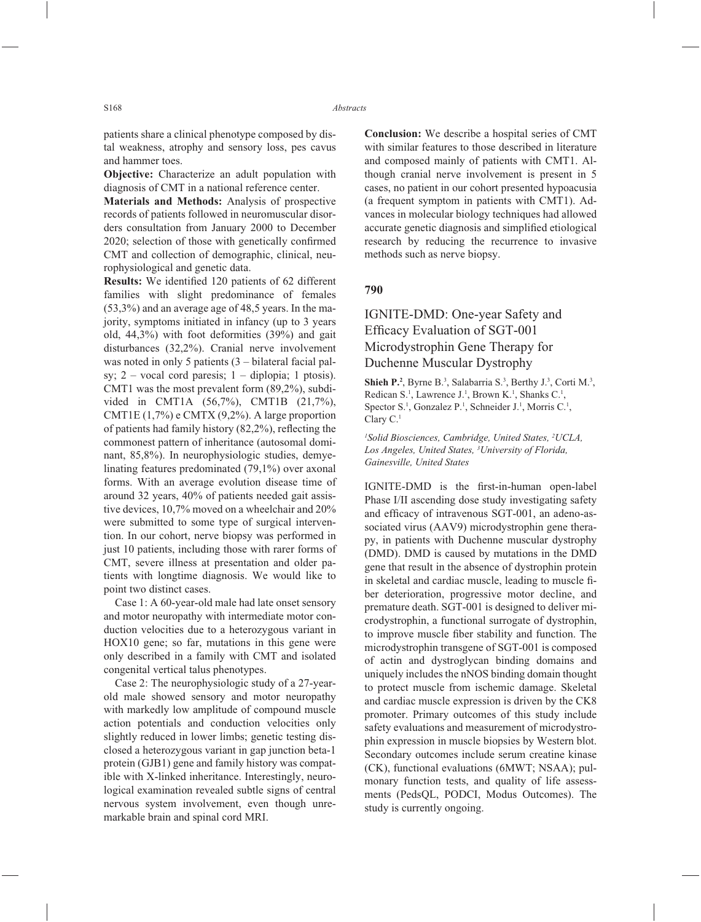patients share a clinical phenotype composed by distal weakness, atrophy and sensory loss, pes cavus and hammer toes.

**Objective:** Characterize an adult population with diagnosis of CMT in a national reference center.

**Materials and Methods:** Analysis of prospective records of patients followed in neuromuscular disorders consultation from January 2000 to December 2020; selection of those with genetically confirmed CMT and collection of demographic, clinical, neurophysiological and genetic data.

**Results:** We identified 120 patients of 62 different families with slight predominance of females (53,3%) and an average age of 48,5 years. In the majority, symptoms initiated in infancy (up to 3 years old, 44,3%) with foot deformities (39%) and gait disturbances (32,2%). Cranial nerve involvement was noted in only 5 patients (3 – bilateral facial palsy; 2 – vocal cord paresis; 1 – diplopia; 1 ptosis). CMT1 was the most prevalent form (89,2%), subdivided in CMT1A (56,7%), CMT1B (21,7%), CMT1E (1,7%) e CMTX (9,2%). A large proportion of patients had family history (82,2%), reflecting the commonest pattern of inheritance (autosomal dominant, 85,8%). In neurophysiologic studies, demyelinating features predominated (79,1%) over axonal forms. With an average evolution disease time of around 32 years, 40% of patients needed gait assistive devices, 10,7% moved on a wheelchair and 20% were submitted to some type of surgical intervention. In our cohort, nerve biopsy was performed in just 10 patients, including those with rarer forms of CMT, severe illness at presentation and older patients with longtime diagnosis. We would like to point two distinct cases.

Case 1: A 60-year-old male had late onset sensory and motor neuropathy with intermediate motor conduction velocities due to a heterozygous variant in HOX10 gene; so far, mutations in this gene were only described in a family with CMT and isolated congenital vertical talus phenotypes.

Case 2: The neurophysiologic study of a 27-year-old male showed sensory and motor neuropathy with markedly low amplitude of compound muscle action potentials and conduction velocities only slightly reduced in lower limbs; genetic testing disclosed a heterozygous variant in gap junction beta-1 protein (GJB1) gene and family history was compatible with X-linked inheritance. Interestingly, neurological examination revealed subtle signs of central nervous system involvement, even though unremarkable brain and spinal cord MRI.

**Conclusion:** We describe a hospital series of CMT with similar features to those described in literature and composed mainly of patients with CMT1. Although cranial nerve involvement is present in 5 cases, no patient in our cohort presented hypoacusia (a frequent symptom in patients with CMT1). Advances in molecular biology techniques had allowed accurate genetic diagnosis and simplified etiological research by reducing the recurrence to invasive methods such as nerve biopsy.

**790**

## IGNITE-DMD: One-year Safety and Efficacy Evaluation of SGT-001 Microdystrophin Gene Therapy for Duchenne Muscular Dystrophy

**Shieh P.**[2], Byrne B.[3], Salabarria S.[3], Berthy J.[3], Corti M.[3], Redican S.[1], Lawrence J.[1], Brown K.[1], Shanks C.[1], Spector S.[1], Gonzalez P.[1], Schneider J.[1], Morris C.[1], Clary C.[1]

*[1]Solid Biosciences, Cambridge, United States, [2]UCLA, Los Angeles, United States, [3]University of Florida, Gainesville, United States*

IGNITE-DMD is the first-in-human open-label Phase I/II ascending dose study investigating safety and efficacy of intravenous SGT-001, an adeno-associated virus (AAV9) microdystrophin gene therapy, in patients with Duchenne muscular dystrophy (DMD). DMD is caused by mutations in the DMD gene that result in the absence of dystrophin protein in skeletal and cardiac muscle, leading to muscle fiber deterioration, progressive motor decline, and premature death. SGT-001 is designed to deliver microdystrophin, a functional surrogate of dystrophin, to improve muscle fiber stability and function. The microdystrophin transgene of SGT-001 is composed of actin and dystroglycan binding domains and uniquely includes the nNOS binding domain thought to protect muscle from ischemic damage. Skeletal and cardiac muscle expression is driven by the CK8 promoter. Primary outcomes of this study include safety evaluations and measurement of microdystrophin expression in muscle biopsies by Western blot. Secondary outcomes include serum creatine kinase (CK), functional evaluations (6MWT; NSAA); pulmonary function tests, and quality of life assessments (PedsQL, PODCI, Modus Outcomes). The study is currently ongoing.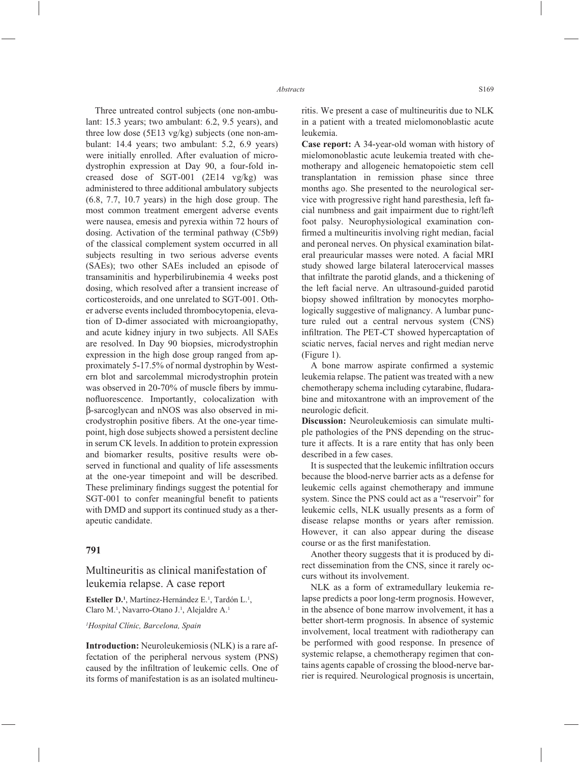Three untreated control subjects (one non-ambulant: 15.3 years; two ambulant: 6.2, 9.5 years), and three low dose (5E13 vg/kg) subjects (one non-ambulant: 14.4 years; two ambulant: 5.2, 6.9 years) were initially enrolled. After evaluation of microdystrophin expression at Day 90, a four-fold increased dose of SGT-001 (2E14 vg/kg) was administered to three additional ambulatory subjects (6.8, 7.7, 10.7 years) in the high dose group. The most common treatment emergent adverse events were nausea, emesis and pyrexia within 72 hours of dosing. Activation of the terminal pathway (C5b9) of the classical complement system occurred in all subjects resulting in two serious adverse events (SAEs); two other SAEs included an episode of transaminitis and hyperbilirubinemia 4 weeks post dosing, which resolved after a transient increase of corticosteroids, and one unrelated to SGT-001. Other adverse events included thrombocytopenia, elevation of D-dimer associated with microangiopathy, and acute kidney injury in two subjects. All SAEs are resolved. In Day 90 biopsies, microdystrophin expression in the high dose group ranged from approximately 5-17.5% of normal dystrophin by Western blot and sarcolemmal microdystrophin protein was observed in 20-70% of muscle fibers by immunofluorescence. Importantly, colocalization with β-sarcoglycan and nNOS was also observed in microdystrophin positive fibers. At the one-year timepoint, high dose subjects showed a persistent decline in serum CK levels. In addition to protein expression and biomarker results, positive results were observed in functional and quality of life assessments at the one-year timepoint and will be described. These preliminary findings suggest the potential for SGT-001 to confer meaningful benefit to patients with DMD and support its continued study as a therapeutic candidate.

## 791

## Multineuritis as clinical manifestation of leukemia relapse. A case report

**Esteller D.**[1], Martínez-Hernández E.[1], Tardón L.[1], Claro M.[1], Navarro-Otano J.[1], Alejaldre A.[1]

*[1]Hospital Clínic, Barcelona, Spain*

**Introduction:** Neuroleukemiosis (NLK) is a rare affectation of the peripheral nervous system (PNS) caused by the infiltration of leukemic cells. One of its forms of manifestation is as an isolated multineuritis. We present a case of multineuritis due to NLK in a patient with a treated mielomonoblastic acute leukemia.

**Case report:** A 34-year-old woman with history of mielomonoblastic acute leukemia treated with chemotherapy and allogeneic hematopoietic stem cell transplantation in remission phase since three months ago. She presented to the neurological service with progressive right hand paresthesia, left facial numbness and gait impairment due to right/left foot palsy. Neurophysiological examination confirmed a multineuritis involving right median, facial and peroneal nerves. On physical examination bilateral preauricular masses were noted. A facial MRI study showed large bilateral laterocervical masses that infiltrate the parotid glands, and a thickening of the left facial nerve. An ultrasound-guided parotid biopsy showed infiltration by monocytes morphologically suggestive of malignancy. A lumbar puncture ruled out a central nervous system (CNS) infiltration. The PET-CT showed hypercaptation of sciatic nerves, facial nerves and right median nerve (Figure 1).

A bone marrow aspirate confirmed a systemic leukemia relapse. The patient was treated with a new chemotherapy schema including cytarabine, fludarabine and mitoxantrone with an improvement of the neurologic deficit.

**Discussion:** Neuroleukemiosis can simulate multiple pathologies of the PNS depending on the structure it affects. It is a rare entity that has only been described in a few cases.

It is suspected that the leukemic infiltration occurs because the blood-nerve barrier acts as a defense for leukemic cells against chemotherapy and immune system. Since the PNS could act as a "reservoir" for leukemic cells, NLK usually presents as a form of disease relapse months or years after remission. However, it can also appear during the disease course or as the first manifestation.

Another theory suggests that it is produced by direct dissemination from the CNS, since it rarely occurs without its involvement.

NLK as a form of extramedullary leukemia relapse predicts a poor long-term prognosis. However, in the absence of bone marrow involvement, it has a better short-term prognosis. In absence of systemic involvement, local treatment with radiotherapy can be performed with good response. In presence of systemic relapse, a chemotherapy regimen that contains agents capable of crossing the blood-nerve barrier is required. Neurological prognosis is uncertain,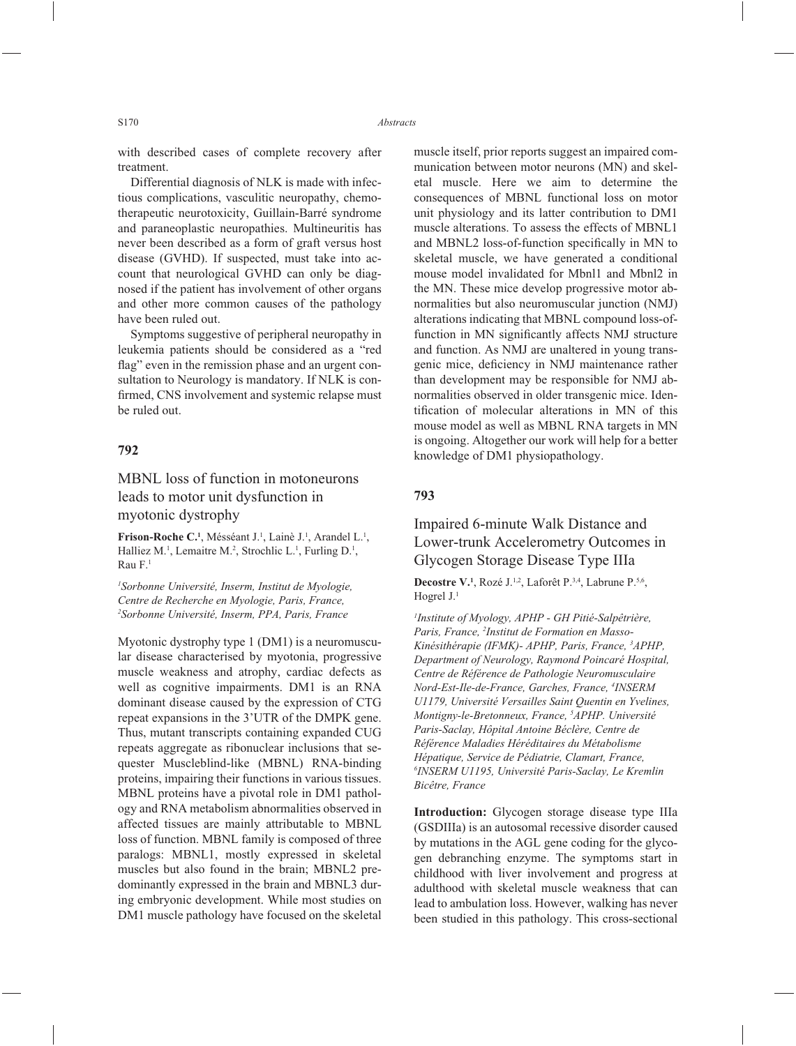with described cases of complete recovery after treatment.

Differential diagnosis of NLK is made with infectious complications, vasculitic neuropathy, chemotherapeutic neurotoxicity, Guillain-Barré syndrome and paraneoplastic neuropathies. Multineuritis has never been described as a form of graft versus host disease (GVHD). If suspected, must take into account that neurological GVHD can only be diagnosed if the patient has involvement of other organs and other more common causes of the pathology have been ruled out.

Symptoms suggestive of peripheral neuropathy in leukemia patients should be considered as a "red flag" even in the remission phase and an urgent consultation to Neurology is mandatory. If NLK is confirmed, CNS involvement and systemic relapse must be ruled out.

## 792

## MBNL loss of function in motoneurons leads to motor unit dysfunction in myotonic dystrophy

**Frison-Roche C.**[1], Mésséant J.[1], Lainè J.[1], Arandel L.[1], Halliez M.[1], Lemaitre M.[2], Strochlic L.[1], Furling D.[1], Rau F.[1]

*[1]Sorbonne Université, Inserm, Institut de Myologie, Centre de Recherche en Myologie, Paris, France, [2]Sorbonne Université, Inserm, PPA, Paris, France*

Myotonic dystrophy type 1 (DM1) is a neuromuscular disease characterised by myotonia, progressive muscle weakness and atrophy, cardiac defects as well as cognitive impairments. DM1 is an RNA dominant disease caused by the expression of CTG repeat expansions in the 3'UTR of the DMPK gene. Thus, mutant transcripts containing expanded CUG repeats aggregate as ribonuclear inclusions that sequester Muscleblind-like (MBNL) RNA-binding proteins, impairing their functions in various tissues. MBNL proteins have a pivotal role in DM1 pathology and RNA metabolism abnormalities observed in affected tissues are mainly attributable to MBNL loss of function. MBNL family is composed of three paralogs: MBNL1, mostly expressed in skeletal muscles but also found in the brain; MBNL2 predominantly expressed in the brain and MBNL3 during embryonic development. While most studies on DM1 muscle pathology have focused on the skeletal muscle itself, prior reports suggest an impaired communication between motor neurons (MN) and skeletal muscle. Here we aim to determine the consequences of MBNL functional loss on motor unit physiology and its latter contribution to DM1 muscle alterations. To assess the effects of MBNL1 and MBNL2 loss-of-function specifically in MN to skeletal muscle, we have generated a conditional mouse model invalidated for Mbnl1 and Mbnl2 in the MN. These mice develop progressive motor abnormalities but also neuromuscular junction (NMJ) alterations indicating that MBNL compound loss-of-function in MN significantly affects NMJ structure and function. As NMJ are unaltered in young transgenic mice, deficiency in NMJ maintenance rather than development may be responsible for NMJ abnormalities observed in older transgenic mice. Identification of molecular alterations in MN of this mouse model as well as MBNL RNA targets in MN is ongoing. Altogether our work will help for a better knowledge of DM1 physiopathology.

## 793

## Impaired 6-minute Walk Distance and Lower-trunk Accelerometry Outcomes in Glycogen Storage Disease Type IIIa

**Decostre V.**[1], Rozé J.[1,2], Laforêt P.[3,4], Labrune P.[5,6], Hogrel J.[1]

*[1]Institute of Myology, APHP - GH Pitié-Salpêtrière, Paris, France, [2]Institut de Formation en Masso-Kinésithérapie (IFMK)- APHP, Paris, France, [3]APHP, Department of Neurology, Raymond Poincaré Hospital, Centre de Référence de Pathologie Neuromusculaire Nord-Est-Ile-de-France, Garches, France, [4]INSERM U1179, Université Versailles Saint Quentin en Yvelines, Montigny-le-Bretonneux, France, [5]APHP. Université Paris-Saclay, Hôpital Antoine Béclère, Centre de Référence Maladies Héréditaires du Métabolisme Hépatique, Service de Pédiatrie, Clamart, France, [6]INSERM U1195, Université Paris-Saclay, Le Kremlin Bicêtre, France*

**Introduction:** Glycogen storage disease type IIIa (GSDIIIa) is an autosomal recessive disorder caused by mutations in the AGL gene coding for the glycogen debranching enzyme. The symptoms start in childhood with liver involvement and progress at adulthood with skeletal muscle weakness that can lead to ambulation loss. However, walking has never been studied in this pathology. This cross-sectional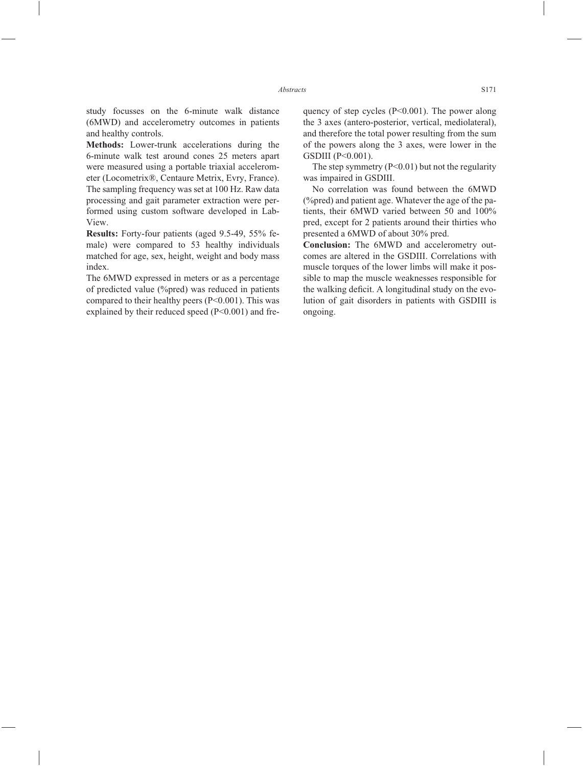study focusses on the 6-minute walk distance (6MWD) and accelerometry outcomes in patients and healthy controls.

**Methods:** Lower-trunk accelerations during the 6-minute walk test around cones 25 meters apart were measured using a portable triaxial accelerometer (Locometrix®, Centaure Metrix, Evry, France). The sampling frequency was set at 100 Hz. Raw data processing and gait parameter extraction were performed using custom software developed in LabView.

**Results:** Forty-four patients (aged 9.5-49, 55% female) were compared to 53 healthy individuals matched for age, sex, height, weight and body mass index.

The 6MWD expressed in meters or as a percentage of predicted value (%pred) was reduced in patients compared to their healthy peers ($P<0.001$). This was explained by their reduced speed ($P<0.001$) and frequency of step cycles ($P<0.001$). The power along the 3 axes (antero-posterior, vertical, mediolateral), and therefore the total power resulting from the sum of the powers along the 3 axes, were lower in the GSDIII ($P<0.001$).

The step symmetry ($P<0.01$) but not the regularity was impaired in GSDIII.

No correlation was found between the 6MWD (%pred) and patient age. Whatever the age of the patients, their 6MWD varied between 50 and 100% pred, except for 2 patients around their thirties who presented a 6MWD of about 30% pred.

**Conclusion:** The 6MWD and accelerometry outcomes are altered in the GSDIII. Correlations with muscle torques of the lower limbs will make it possible to map the muscle weaknesses responsible for the walking deficit. A longitudinal study on the evolution of gait disorders in patients with GSDIII is ongoing.